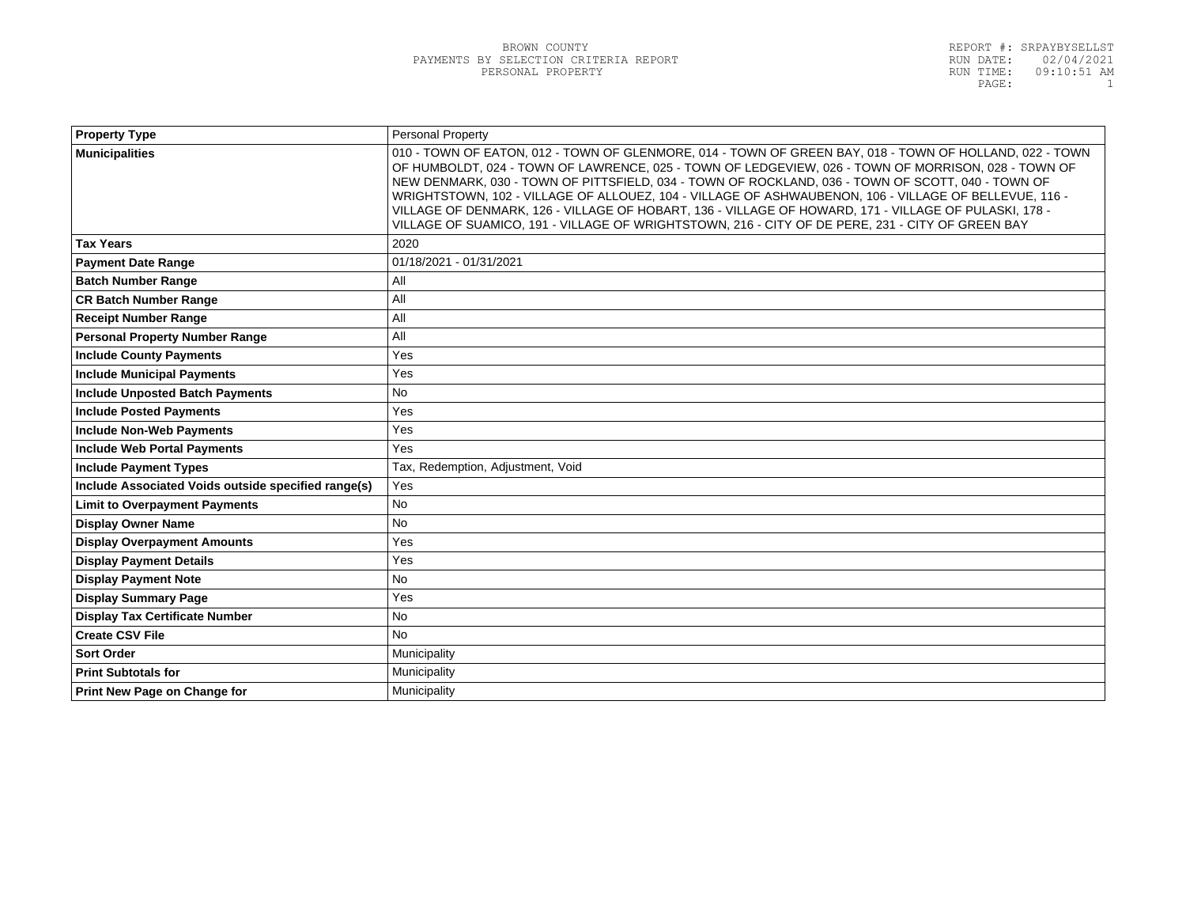BROWN COUNTY
PAYMENTS BY SELECTION CRITERIA REPORT
PERSONAL PROPERTY

REPORT #: SRPAYBYSELLST
RUN DATE: 02/04/2021
RUN TIME: 09:10:51 AM

| Property Type | Personal Property |
|---|---|
| Municipalities | 010 - TOWN OF EATON, 012 - TOWN OF GLENMORE, 014 - TOWN OF GREEN BAY, 018 - TOWN OF HOLLAND, 022 - TOWN OF HUMBOLDT, 024 - TOWN OF LAWRENCE, 025 - TOWN OF LEDGEVIEW, 026 - TOWN OF MORRISON, 028 - TOWN OF NEW DENMARK, 030 - TOWN OF PITTSFIELD, 034 - TOWN OF ROCKLAND, 036 - TOWN OF SCOTT, 040 - TOWN OF WRIGHTSTOWN, 102 - VILLAGE OF ALLOUEZ, 104 - VILLAGE OF ASHWAUBENON, 106 - VILLAGE OF BELLEVUE, 116 - VILLAGE OF DENMARK, 126 - VILLAGE OF HOBART, 136 - VILLAGE OF HOWARD, 171 - VILLAGE OF PULASKI, 178 - VILLAGE OF SUAMICO, 191 - VILLAGE OF WRIGHTSTOWN, 216 - CITY OF DE PERE, 231 - CITY OF GREEN BAY |
| Tax Years | 2020 |
| Payment Date Range | 01/18/2021 - 01/31/2021 |
| Batch Number Range | All |
| CR Batch Number Range | All |
| Receipt Number Range | All |
| Personal Property Number Range | All |
| Include County Payments | Yes |
| Include Municipal Payments | Yes |
| Include Unposted Batch Payments | No |
| Include Posted Payments | Yes |
| Include Non-Web Payments | Yes |
| Include Web Portal Payments | Yes |
| Include Payment Types | Tax, Redemption, Adjustment, Void |
| Include Associated Voids outside specified range(s) | Yes |
| Limit to Overpayment Payments | No |
| Display Owner Name | No |
| Display Overpayment Amounts | Yes |
| Display Payment Details | Yes |
| Display Payment Note | No |
| Display Summary Page | Yes |
| Display Tax Certificate Number | No |
| Create CSV File | No |
| Sort Order | Municipality |
| Print Subtotals for | Municipality |
| Print New Page on Change for | Municipality |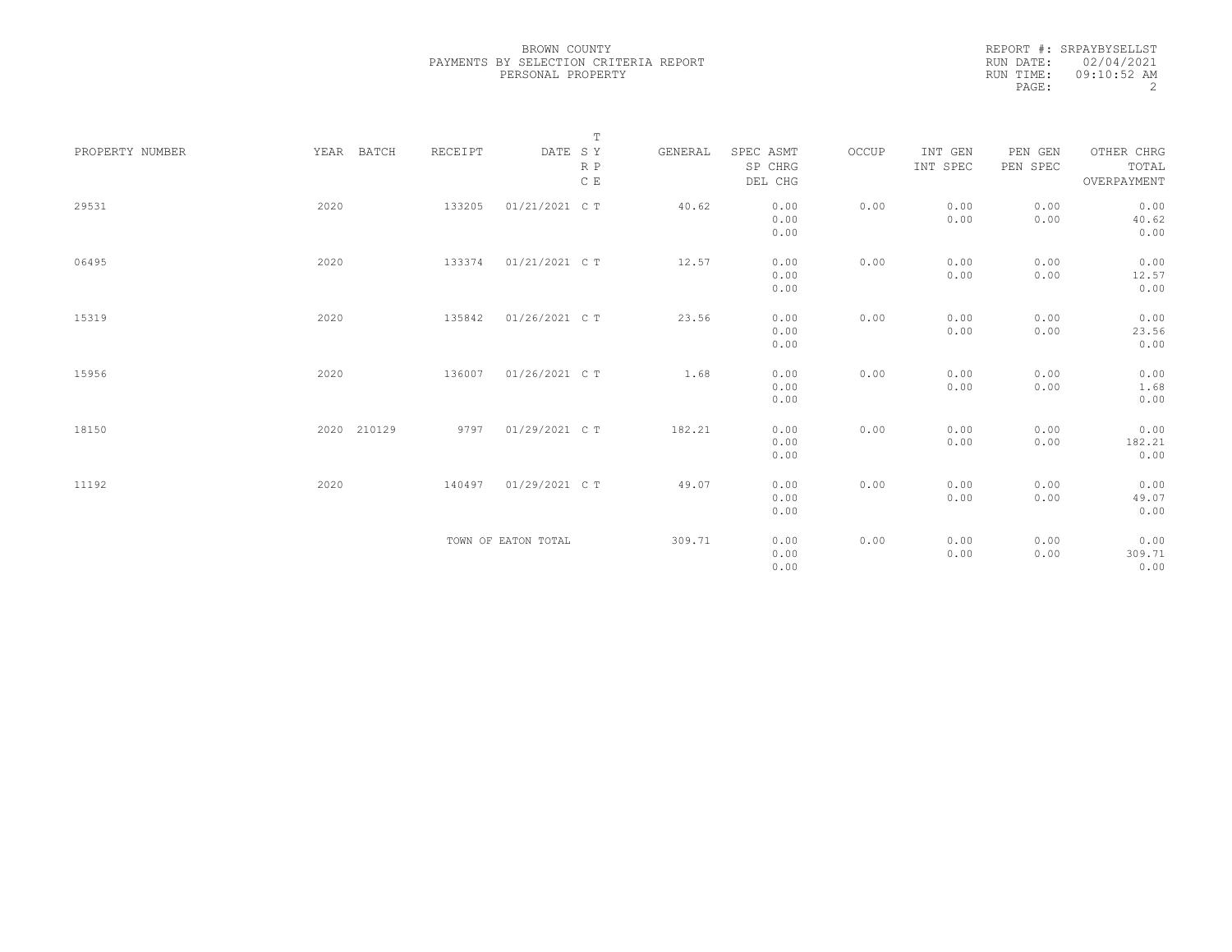BROWN COUNTY
PAYMENTS BY SELECTION CRITERIA REPORT
PERSONAL PROPERTY

REPORT #: SRPAYBYSELLST
RUN DATE: 02/04/2021
RUN TIME: 09:10:52 AM
PAGE: 2

| PROPERTY NUMBER | YEAR | BATCH | RECEIPT | DATE | T SY RP CE | GENERAL | SPEC ASMT SP CHRG DEL CHG | OCCUP | INT GEN INT SPEC | PEN GEN PEN SPEC | OTHER CHRG TOTAL OVERPAYMENT |
|---|---|---|---|---|---|---|---|---|---|---|---|
| 29531 | 2020 | | 133205 | 01/21/2021 | C T | 40.62 | 0.00 0.00 0.00 | 0.00 | 0.00 0.00 | 0.00 0.00 | 0.00 40.62 0.00 |
| 06495 | 2020 | | 133374 | 01/21/2021 | C T | 12.57 | 0.00 0.00 0.00 | 0.00 | 0.00 0.00 | 0.00 0.00 | 0.00 12.57 0.00 |
| 15319 | 2020 | | 135842 | 01/26/2021 | C T | 23.56 | 0.00 0.00 0.00 | 0.00 | 0.00 0.00 | 0.00 0.00 | 0.00 23.56 0.00 |
| 15956 | 2020 | | 136007 | 01/26/2021 | C T | 1.68 | 0.00 0.00 0.00 | 0.00 | 0.00 0.00 | 0.00 0.00 | 0.00 1.68 0.00 |
| 18150 | 2020 | 210129 | 9797 | 01/29/2021 | C T | 182.21 | 0.00 0.00 0.00 | 0.00 | 0.00 0.00 | 0.00 0.00 | 0.00 182.21 0.00 |
| 11192 | 2020 | | 140497 | 01/29/2021 | C T | 49.07 | 0.00 0.00 0.00 | 0.00 | 0.00 0.00 | 0.00 0.00 | 0.00 49.07 0.00 |
| | | | TOWN OF EATON TOTAL | | | 309.71 | 0.00 0.00 0.00 | 0.00 | 0.00 0.00 | 0.00 0.00 | 0.00 309.71 0.00 |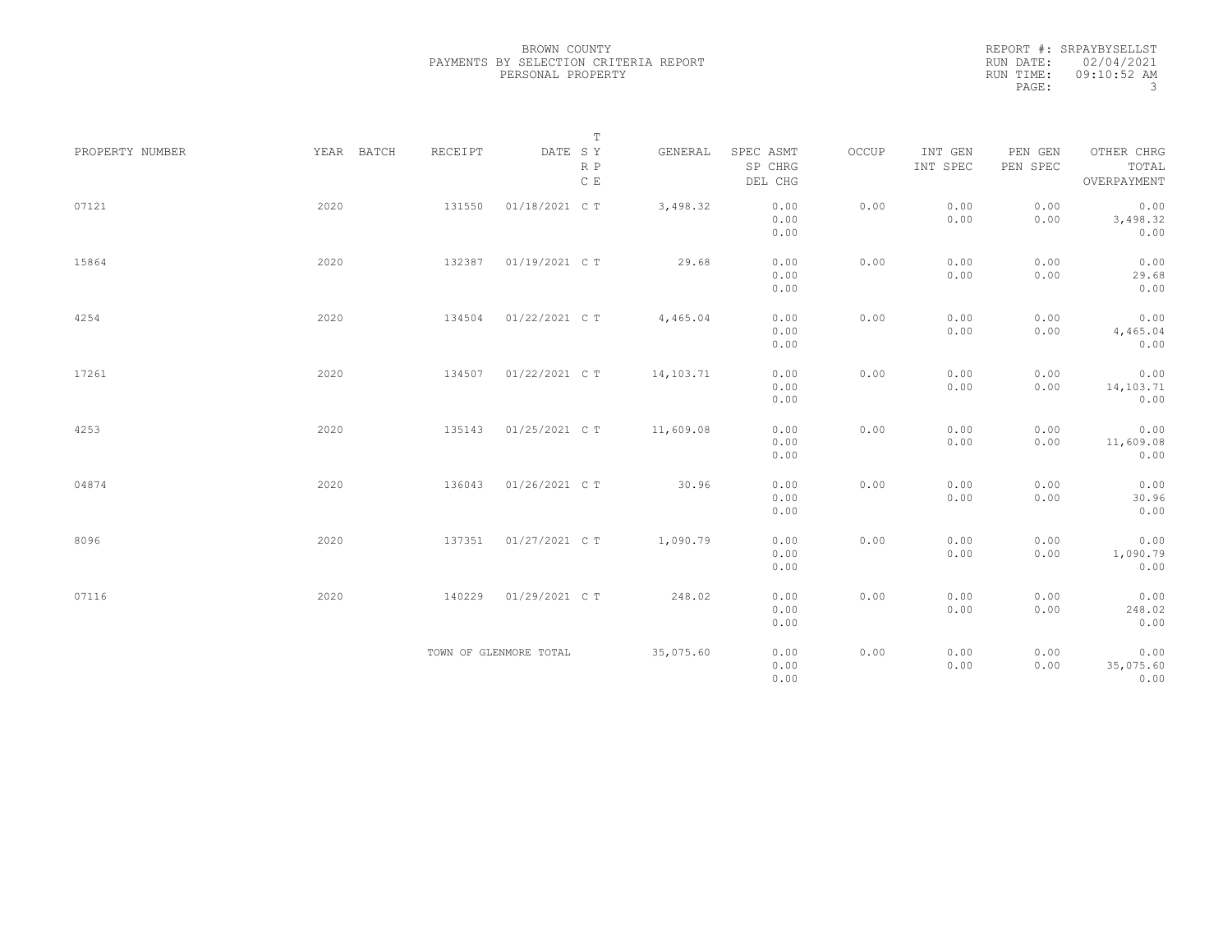BROWN COUNTY
PAYMENTS BY SELECTION CRITERIA REPORT
PERSONAL PROPERTY

REPORT #: SRPAYBYSELLST
RUN DATE: 02/04/2021
RUN TIME: 09:10:52 AM

| PROPERTY NUMBER | YEAR | BATCH | RECEIPT | DATE | T SY RP CE | GENERAL | SPEC ASMT / SP CHRG / DEL CHG | OCCUP | INT GEN / INT SPEC | PEN GEN / PEN SPEC | OTHER CHRG / TOTAL / OVERPAYMENT |
|---|---|---|---|---|---|---|---|---|---|---|---|
| 07121 | 2020 | | 131550 | 01/18/2021 | C T | 3,498.32 | 0.00 / 0.00 / 0.00 | 0.00 | 0.00 / 0.00 | 0.00 / 0.00 | 0.00 / 3,498.32 / 0.00 |
| 15864 | 2020 | | 132387 | 01/19/2021 | C T | 29.68 | 0.00 / 0.00 / 0.00 | 0.00 | 0.00 / 0.00 | 0.00 / 0.00 | 0.00 / 29.68 / 0.00 |
| 4254 | 2020 | | 134504 | 01/22/2021 | C T | 4,465.04 | 0.00 / 0.00 / 0.00 | 0.00 | 0.00 / 0.00 | 0.00 / 0.00 | 0.00 / 4,465.04 / 0.00 |
| 17261 | 2020 | | 134507 | 01/22/2021 | C T | 14,103.71 | 0.00 / 0.00 / 0.00 | 0.00 | 0.00 / 0.00 | 0.00 / 0.00 | 0.00 / 14,103.71 / 0.00 |
| 4253 | 2020 | | 135143 | 01/25/2021 | C T | 11,609.08 | 0.00 / 0.00 / 0.00 | 0.00 | 0.00 / 0.00 | 0.00 / 0.00 | 0.00 / 11,609.08 / 0.00 |
| 04874 | 2020 | | 136043 | 01/26/2021 | C T | 30.96 | 0.00 / 0.00 / 0.00 | 0.00 | 0.00 / 0.00 | 0.00 / 0.00 | 0.00 / 30.96 / 0.00 |
| 8096 | 2020 | | 137351 | 01/27/2021 | C T | 1,090.79 | 0.00 / 0.00 / 0.00 | 0.00 | 0.00 / 0.00 | 0.00 / 0.00 | 0.00 / 1,090.79 / 0.00 |
| 07116 | 2020 | | 140229 | 01/29/2021 | C T | 248.02 | 0.00 / 0.00 / 0.00 | 0.00 | 0.00 / 0.00 | 0.00 / 0.00 | 0.00 / 248.02 / 0.00 |
| | | | TOWN OF GLENMORE TOTAL | | | 35,075.60 | 0.00 / 0.00 / 0.00 | 0.00 | 0.00 / 0.00 | 0.00 / 0.00 | 0.00 / 35,075.60 / 0.00 |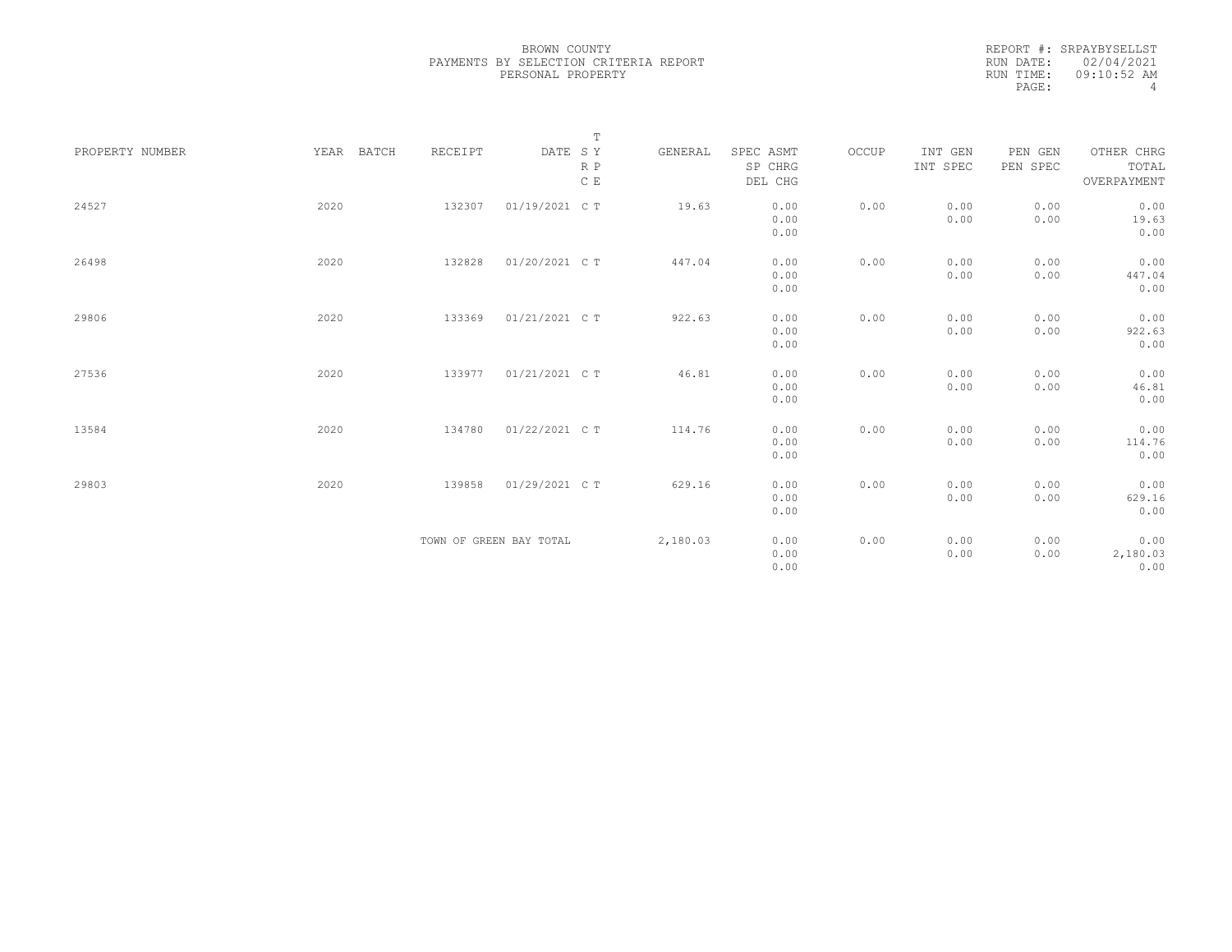BROWN COUNTY
PAYMENTS BY SELECTION CRITERIA REPORT
PERSONAL PROPERTY

REPORT #: SRPAYBYSELLST
RUN DATE: 02/04/2021
RUN TIME: 09:10:52 AM

| PROPERTY NUMBER | YEAR | BATCH | RECEIPT | DATE | T SY RP CE | GENERAL | SPEC ASMT / SP CHRG / DEL CHG | OCCUP | INT GEN / INT SPEC | PEN GEN / PEN SPEC | OTHER CHRG / TOTAL / OVERPAYMENT |
|---|---|---|---|---|---|---|---|---|---|---|---|
| 24527 | 2020 | | 132307 | 01/19/2021 | C T | 19.63 | 0.00 / 0.00 / 0.00 | 0.00 | 0.00 / 0.00 | 0.00 / 0.00 | 0.00 / 19.63 / 0.00 |
| 26498 | 2020 | | 132828 | 01/20/2021 | C T | 447.04 | 0.00 / 0.00 / 0.00 | 0.00 | 0.00 / 0.00 | 0.00 / 0.00 | 0.00 / 447.04 / 0.00 |
| 29806 | 2020 | | 133369 | 01/21/2021 | C T | 922.63 | 0.00 / 0.00 / 0.00 | 0.00 | 0.00 / 0.00 | 0.00 / 0.00 | 0.00 / 922.63 / 0.00 |
| 27536 | 2020 | | 133977 | 01/21/2021 | C T | 46.81 | 0.00 / 0.00 / 0.00 | 0.00 | 0.00 / 0.00 | 0.00 / 0.00 | 0.00 / 46.81 / 0.00 |
| 13584 | 2020 | | 134780 | 01/22/2021 | C T | 114.76 | 0.00 / 0.00 / 0.00 | 0.00 | 0.00 / 0.00 | 0.00 / 0.00 | 0.00 / 114.76 / 0.00 |
| 29803 | 2020 | | 139858 | 01/29/2021 | C T | 629.16 | 0.00 / 0.00 / 0.00 | 0.00 | 0.00 / 0.00 | 0.00 / 0.00 | 0.00 / 629.16 / 0.00 |
| | | | TOWN OF GREEN BAY TOTAL | | | 2,180.03 | 0.00 / 0.00 / 0.00 | 0.00 | 0.00 / 0.00 | 0.00 / 0.00 | 0.00 / 2,180.03 / 0.00 |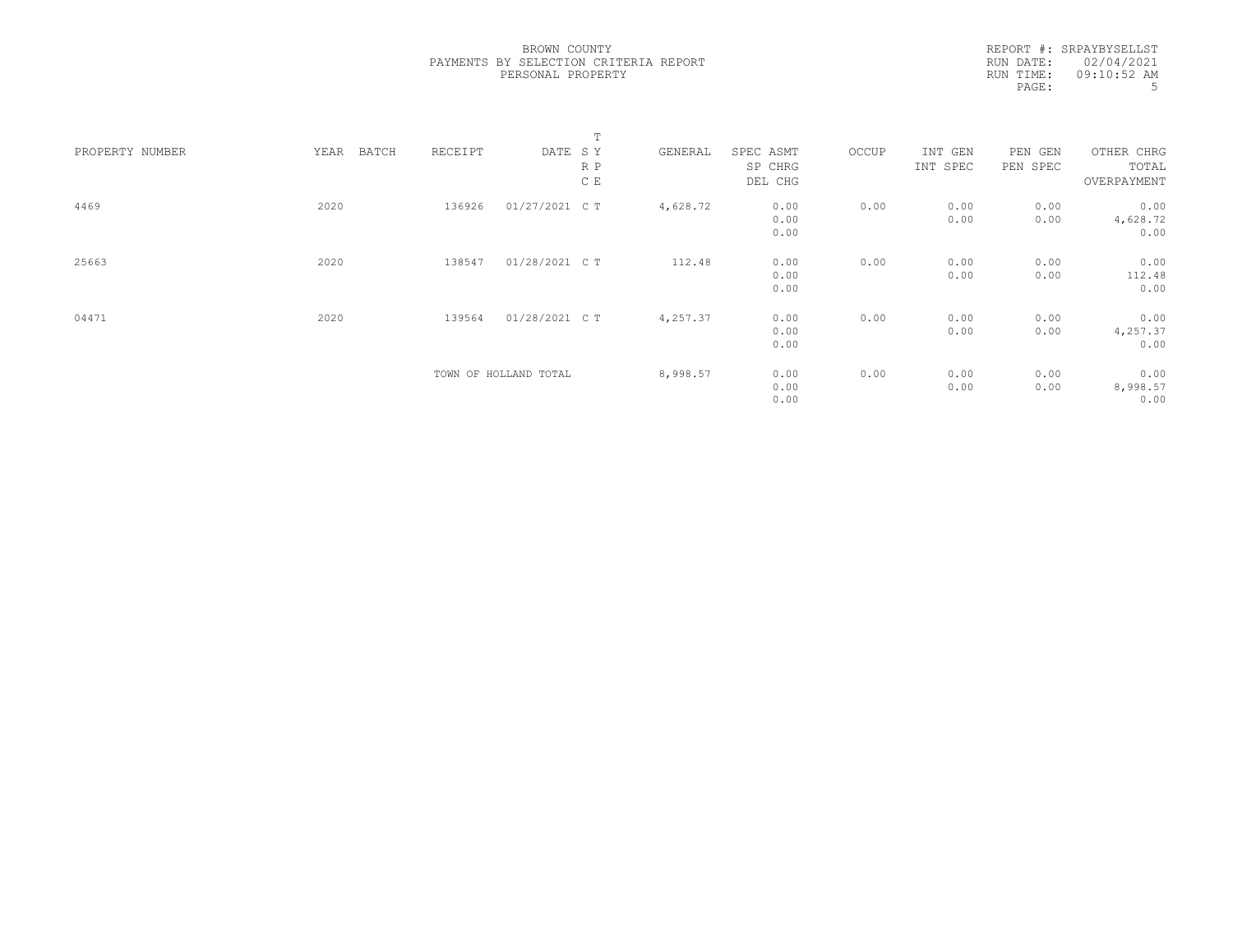BROWN COUNTY
PAYMENTS BY SELECTION CRITERIA REPORT
PERSONAL PROPERTY

REPORT #: SRPAYBYSELLST
RUN DATE: 02/04/2021
RUN TIME: 09:10:52 AM

| PROPERTY NUMBER | YEAR | BATCH | RECEIPT | DATE | T SY RP CE | GENERAL | SPEC ASMT / SP CHRG / DEL CHG | OCCUP | INT GEN / INT SPEC | PEN GEN / PEN SPEC | OTHER CHRG / TOTAL / OVERPAYMENT |
|---|---|---|---|---|---|---|---|---|---|---|---|
| 4469 | 2020 | | 136926 | 01/27/2021 | C T | 4,628.72 | 0.00<br>0.00<br>0.00 | 0.00 | 0.00<br>0.00 | 0.00<br>0.00 | 0.00<br>4,628.72<br>0.00 |
| 25663 | 2020 | | 138547 | 01/28/2021 | C T | 112.48 | 0.00<br>0.00<br>0.00 | 0.00 | 0.00<br>0.00 | 0.00<br>0.00 | 0.00<br>112.48<br>0.00 |
| 04471 | 2020 | | 139564 | 01/28/2021 | C T | 4,257.37 | 0.00<br>0.00<br>0.00 | 0.00 | 0.00<br>0.00 | 0.00<br>0.00 | 0.00<br>4,257.37<br>0.00 |
| | | | TOWN OF HOLLAND TOTAL | | | 8,998.57 | 0.00<br>0.00<br>0.00 | 0.00 | 0.00<br>0.00 | 0.00<br>0.00 | 0.00<br>8,998.57<br>0.00 |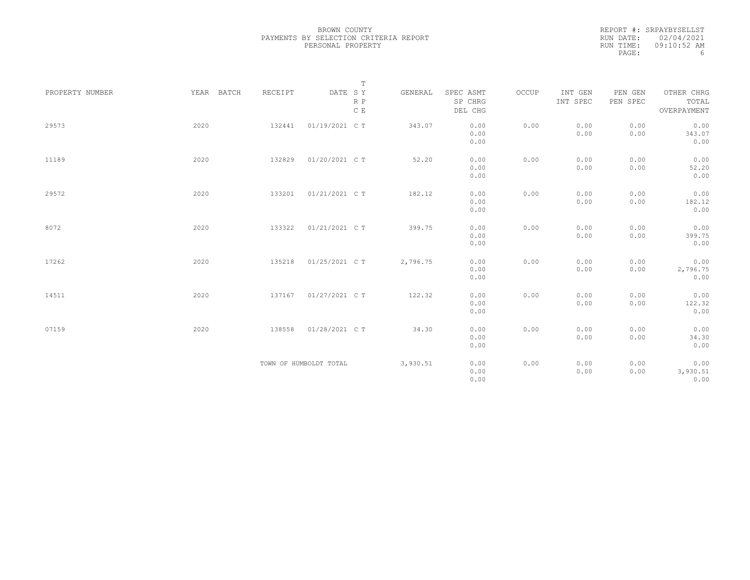BROWN COUNTY
PAYMENTS BY SELECTION CRITERIA REPORT
PERSONAL PROPERTY

REPORT #: SRPAYBYSELLST
RUN DATE: 02/04/2021
RUN TIME: 09:10:52 AM

| PROPERTY NUMBER | YEAR | BATCH | RECEIPT | DATE | T SY RP CE | GENERAL | SPEC ASMT / SP CHRG / DEL CHG | OCCUP | INT GEN / INT SPEC | PEN GEN / PEN SPEC | OTHER CHRG / TOTAL / OVERPAYMENT |
|---|---|---|---|---|---|---|---|---|---|---|---|
| 29573 | 2020 | | 132441 | 01/19/2021 | C T | 343.07 | 0.00 / 0.00 / 0.00 | 0.00 | 0.00 / 0.00 | 0.00 / 0.00 | 0.00 / 343.07 / 0.00 |
| 11189 | 2020 | | 132829 | 01/20/2021 | C T | 52.20 | 0.00 / 0.00 / 0.00 | 0.00 | 0.00 / 0.00 | 0.00 / 0.00 | 0.00 / 52.20 / 0.00 |
| 29572 | 2020 | | 133201 | 01/21/2021 | C T | 182.12 | 0.00 / 0.00 / 0.00 | 0.00 | 0.00 / 0.00 | 0.00 / 0.00 | 0.00 / 182.12 / 0.00 |
| 8072 | 2020 | | 133322 | 01/21/2021 | C T | 399.75 | 0.00 / 0.00 / 0.00 | 0.00 | 0.00 / 0.00 | 0.00 / 0.00 | 0.00 / 399.75 / 0.00 |
| 17262 | 2020 | | 135218 | 01/25/2021 | C T | 2,796.75 | 0.00 / 0.00 / 0.00 | 0.00 | 0.00 / 0.00 | 0.00 / 0.00 | 0.00 / 2,796.75 / 0.00 |
| 14511 | 2020 | | 137167 | 01/27/2021 | C T | 122.32 | 0.00 / 0.00 / 0.00 | 0.00 | 0.00 / 0.00 | 0.00 / 0.00 | 0.00 / 122.32 / 0.00 |
| 07159 | 2020 | | 138558 | 01/28/2021 | C T | 34.30 | 0.00 / 0.00 / 0.00 | 0.00 | 0.00 / 0.00 | 0.00 / 0.00 | 0.00 / 34.30 / 0.00 |
| | | | TOWN OF HUMBOLDT TOTAL | | | 3,930.51 | 0.00 / 0.00 / 0.00 | 0.00 | 0.00 / 0.00 | 0.00 / 0.00 | 0.00 / 3,930.51 / 0.00 |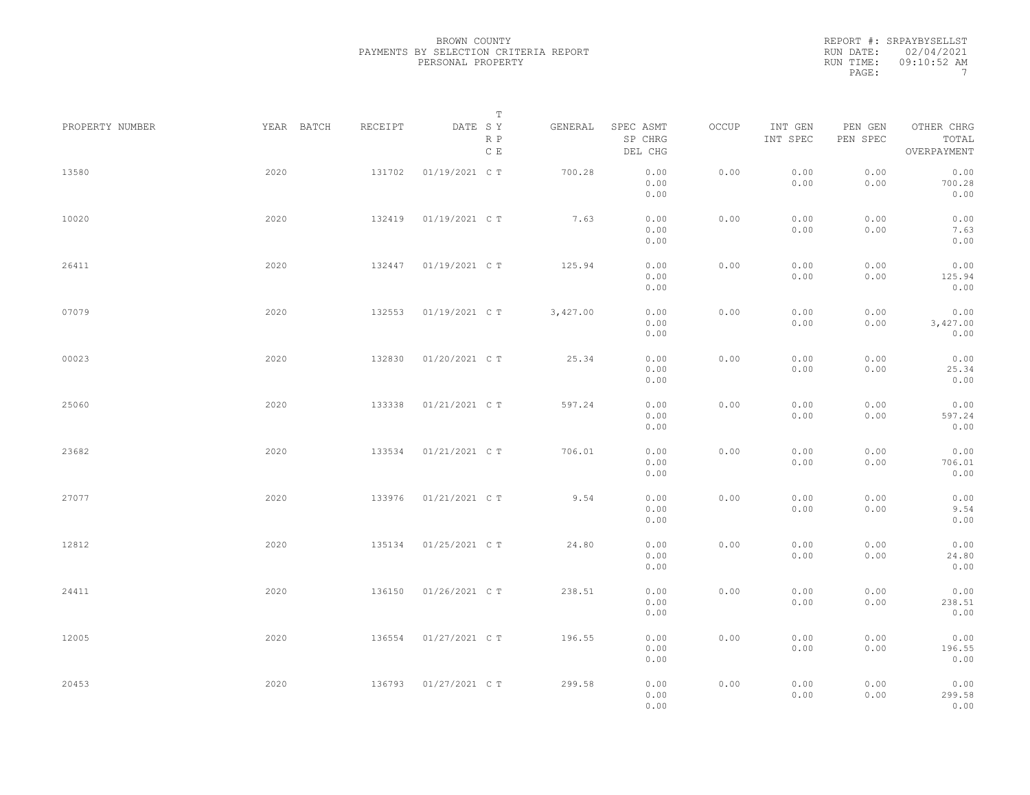BROWN COUNTY
PAYMENTS BY SELECTION CRITERIA REPORT
PERSONAL PROPERTY

REPORT #: SRPAYBYSELLST
RUN DATE: 02/04/2021
RUN TIME: 09:10:52 AM

| PROPERTY NUMBER | YEAR | BATCH | RECEIPT | DATE | T SY RP CE | GENERAL | SPEC ASMT / SP CHRG / DEL CHG | OCCUP | INT GEN / INT SPEC | PEN GEN / PEN SPEC | OTHER CHRG / TOTAL / OVERPAYMENT |
|---|---|---|---|---|---|---|---|---|---|---|---|
| 13580 | 2020 | | 131702 | 01/19/2021 | C T | 700.28 | 0.00 / 0.00 / 0.00 | 0.00 | 0.00 / 0.00 | 0.00 / 0.00 | 0.00 / 700.28 / 0.00 |
| 10020 | 2020 | | 132419 | 01/19/2021 | C T | 7.63 | 0.00 / 0.00 / 0.00 | 0.00 | 0.00 / 0.00 | 0.00 / 0.00 | 0.00 / 7.63 / 0.00 |
| 26411 | 2020 | | 132447 | 01/19/2021 | C T | 125.94 | 0.00 / 0.00 / 0.00 | 0.00 | 0.00 / 0.00 | 0.00 / 0.00 | 0.00 / 125.94 / 0.00 |
| 07079 | 2020 | | 132553 | 01/19/2021 | C T | 3,427.00 | 0.00 / 0.00 / 0.00 | 0.00 | 0.00 / 0.00 | 0.00 / 0.00 | 0.00 / 3,427.00 / 0.00 |
| 00023 | 2020 | | 132830 | 01/20/2021 | C T | 25.34 | 0.00 / 0.00 / 0.00 | 0.00 | 0.00 / 0.00 | 0.00 / 0.00 | 0.00 / 25.34 / 0.00 |
| 25060 | 2020 | | 133338 | 01/21/2021 | C T | 597.24 | 0.00 / 0.00 / 0.00 | 0.00 | 0.00 / 0.00 | 0.00 / 0.00 | 0.00 / 597.24 / 0.00 |
| 23682 | 2020 | | 133534 | 01/21/2021 | C T | 706.01 | 0.00 / 0.00 / 0.00 | 0.00 | 0.00 / 0.00 | 0.00 / 0.00 | 0.00 / 706.01 / 0.00 |
| 27077 | 2020 | | 133976 | 01/21/2021 | C T | 9.54 | 0.00 / 0.00 / 0.00 | 0.00 | 0.00 / 0.00 | 0.00 / 0.00 | 0.00 / 9.54 / 0.00 |
| 12812 | 2020 | | 135134 | 01/25/2021 | C T | 24.80 | 0.00 / 0.00 / 0.00 | 0.00 | 0.00 / 0.00 | 0.00 / 0.00 | 0.00 / 24.80 / 0.00 |
| 24411 | 2020 | | 136150 | 01/26/2021 | C T | 238.51 | 0.00 / 0.00 / 0.00 | 0.00 | 0.00 / 0.00 | 0.00 / 0.00 | 0.00 / 238.51 / 0.00 |
| 12005 | 2020 | | 136554 | 01/27/2021 | C T | 196.55 | 0.00 / 0.00 / 0.00 | 0.00 | 0.00 / 0.00 | 0.00 / 0.00 | 0.00 / 196.55 / 0.00 |
| 20453 | 2020 | | 136793 | 01/27/2021 | C T | 299.58 | 0.00 / 0.00 / 0.00 | 0.00 | 0.00 / 0.00 | 0.00 / 0.00 | 0.00 / 299.58 / 0.00 |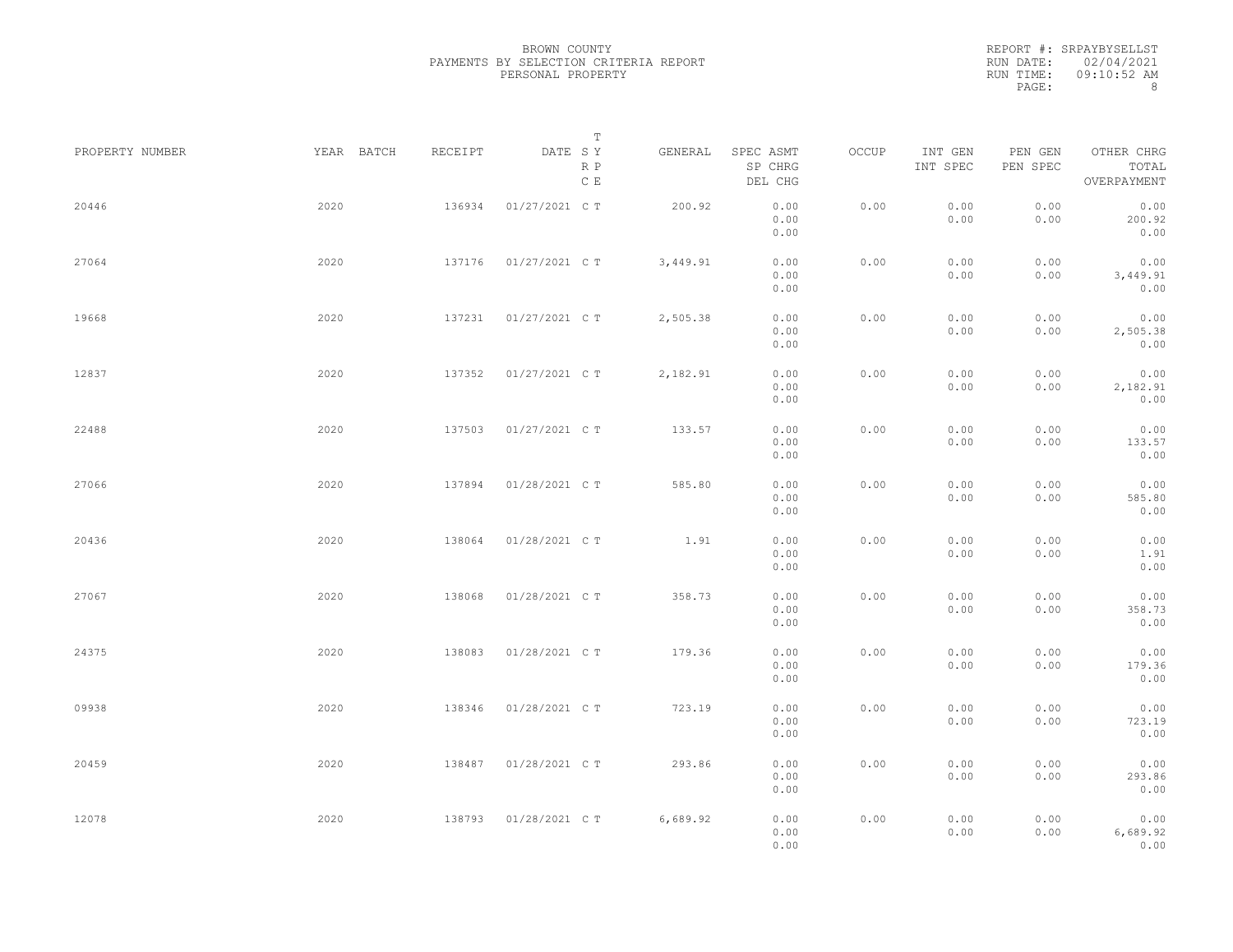BROWN COUNTY
PAYMENTS BY SELECTION CRITERIA REPORT
PERSONAL PROPERTY

REPORT #: SRPAYBYSELLST
RUN DATE: 02/04/2021
RUN TIME: 09:10:52 AM

| PROPERTY NUMBER | YEAR | BATCH | RECEIPT | DATE | T SY RP CE | GENERAL | SPEC ASMT / SP CHRG / DEL CHG | OCCUP | INT GEN / INT SPEC | PEN GEN / PEN SPEC | OTHER CHRG / TOTAL / OVERPAYMENT |
|---|---|---|---|---|---|---|---|---|---|---|---|
| 20446 | 2020 | | 136934 | 01/27/2021 | C T | 200.92 | 0.00 / 0.00 / 0.00 | 0.00 | 0.00 / 0.00 | 0.00 / 0.00 | 0.00 / 200.92 / 0.00 |
| 27064 | 2020 | | 137176 | 01/27/2021 | C T | 3,449.91 | 0.00 / 0.00 / 0.00 | 0.00 | 0.00 / 0.00 | 0.00 / 0.00 | 0.00 / 3,449.91 / 0.00 |
| 19668 | 2020 | | 137231 | 01/27/2021 | C T | 2,505.38 | 0.00 / 0.00 / 0.00 | 0.00 | 0.00 / 0.00 | 0.00 / 0.00 | 0.00 / 2,505.38 / 0.00 |
| 12837 | 2020 | | 137352 | 01/27/2021 | C T | 2,182.91 | 0.00 / 0.00 / 0.00 | 0.00 | 0.00 / 0.00 | 0.00 / 0.00 | 0.00 / 2,182.91 / 0.00 |
| 22488 | 2020 | | 137503 | 01/27/2021 | C T | 133.57 | 0.00 / 0.00 / 0.00 | 0.00 | 0.00 / 0.00 | 0.00 / 0.00 | 0.00 / 133.57 / 0.00 |
| 27066 | 2020 | | 137894 | 01/28/2021 | C T | 585.80 | 0.00 / 0.00 / 0.00 | 0.00 | 0.00 / 0.00 | 0.00 / 0.00 | 0.00 / 585.80 / 0.00 |
| 20436 | 2020 | | 138064 | 01/28/2021 | C T | 1.91 | 0.00 / 0.00 / 0.00 | 0.00 | 0.00 / 0.00 | 0.00 / 0.00 | 0.00 / 1.91 / 0.00 |
| 27067 | 2020 | | 138068 | 01/28/2021 | C T | 358.73 | 0.00 / 0.00 / 0.00 | 0.00 | 0.00 / 0.00 | 0.00 / 0.00 | 0.00 / 358.73 / 0.00 |
| 24375 | 2020 | | 138083 | 01/28/2021 | C T | 179.36 | 0.00 / 0.00 / 0.00 | 0.00 | 0.00 / 0.00 | 0.00 / 0.00 | 0.00 / 179.36 / 0.00 |
| 09938 | 2020 | | 138346 | 01/28/2021 | C T | 723.19 | 0.00 / 0.00 / 0.00 | 0.00 | 0.00 / 0.00 | 0.00 / 0.00 | 0.00 / 723.19 / 0.00 |
| 20459 | 2020 | | 138487 | 01/28/2021 | C T | 293.86 | 0.00 / 0.00 / 0.00 | 0.00 | 0.00 / 0.00 | 0.00 / 0.00 | 0.00 / 293.86 / 0.00 |
| 12078 | 2020 | | 138793 | 01/28/2021 | C T | 6,689.92 | 0.00 / 0.00 / 0.00 | 0.00 | 0.00 / 0.00 | 0.00 / 0.00 | 0.00 / 6,689.92 / 0.00 |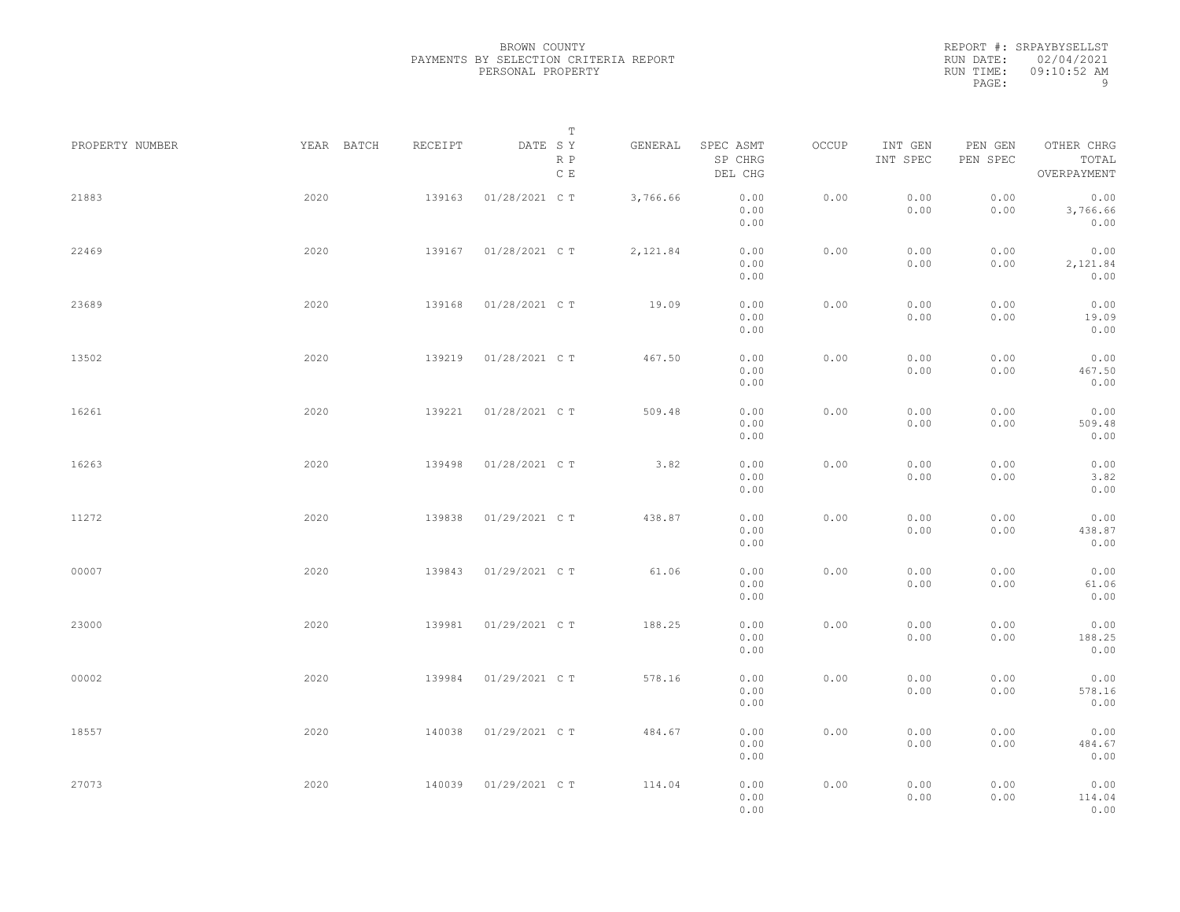BROWN COUNTY
PAYMENTS BY SELECTION CRITERIA REPORT
PERSONAL PROPERTY

REPORT #: SRPAYBYSELLST
RUN DATE: 02/04/2021
RUN TIME: 09:10:52 AM

| PROPERTY NUMBER | YEAR | BATCH | RECEIPT | DATE | T SY RP CE | GENERAL | SPEC ASMT / SP CHRG / DEL CHG | OCCUP | INT GEN / INT SPEC | PEN GEN / PEN SPEC | OTHER CHRG / TOTAL / OVERPAYMENT |
|---|---|---|---|---|---|---|---|---|---|---|---|
| 21883 | 2020 | | 139163 | 01/28/2021 | C T | 3,766.66 | 0.00 / 0.00 / 0.00 | 0.00 | 0.00 / 0.00 | 0.00 / 0.00 | 0.00 / 3,766.66 / 0.00 |
| 22469 | 2020 | | 139167 | 01/28/2021 | C T | 2,121.84 | 0.00 / 0.00 / 0.00 | 0.00 | 0.00 / 0.00 | 0.00 / 0.00 | 0.00 / 2,121.84 / 0.00 |
| 23689 | 2020 | | 139168 | 01/28/2021 | C T | 19.09 | 0.00 / 0.00 / 0.00 | 0.00 | 0.00 / 0.00 | 0.00 / 0.00 | 0.00 / 19.09 / 0.00 |
| 13502 | 2020 | | 139219 | 01/28/2021 | C T | 467.50 | 0.00 / 0.00 / 0.00 | 0.00 | 0.00 / 0.00 | 0.00 / 0.00 | 0.00 / 467.50 / 0.00 |
| 16261 | 2020 | | 139221 | 01/28/2021 | C T | 509.48 | 0.00 / 0.00 / 0.00 | 0.00 | 0.00 / 0.00 | 0.00 / 0.00 | 0.00 / 509.48 / 0.00 |
| 16263 | 2020 | | 139498 | 01/28/2021 | C T | 3.82 | 0.00 / 0.00 / 0.00 | 0.00 | 0.00 / 0.00 | 0.00 / 0.00 | 0.00 / 3.82 / 0.00 |
| 11272 | 2020 | | 139838 | 01/29/2021 | C T | 438.87 | 0.00 / 0.00 / 0.00 | 0.00 | 0.00 / 0.00 | 0.00 / 0.00 | 0.00 / 438.87 / 0.00 |
| 00007 | 2020 | | 139843 | 01/29/2021 | C T | 61.06 | 0.00 / 0.00 / 0.00 | 0.00 | 0.00 / 0.00 | 0.00 / 0.00 | 0.00 / 61.06 / 0.00 |
| 23000 | 2020 | | 139981 | 01/29/2021 | C T | 188.25 | 0.00 / 0.00 / 0.00 | 0.00 | 0.00 / 0.00 | 0.00 / 0.00 | 0.00 / 188.25 / 0.00 |
| 00002 | 2020 | | 139984 | 01/29/2021 | C T | 578.16 | 0.00 / 0.00 / 0.00 | 0.00 | 0.00 / 0.00 | 0.00 / 0.00 | 0.00 / 578.16 / 0.00 |
| 18557 | 2020 | | 140038 | 01/29/2021 | C T | 484.67 | 0.00 / 0.00 / 0.00 | 0.00 | 0.00 / 0.00 | 0.00 / 0.00 | 0.00 / 484.67 / 0.00 |
| 27073 | 2020 | | 140039 | 01/29/2021 | C T | 114.04 | 0.00 / 0.00 / 0.00 | 0.00 | 0.00 / 0.00 | 0.00 / 0.00 | 0.00 / 114.04 / 0.00 |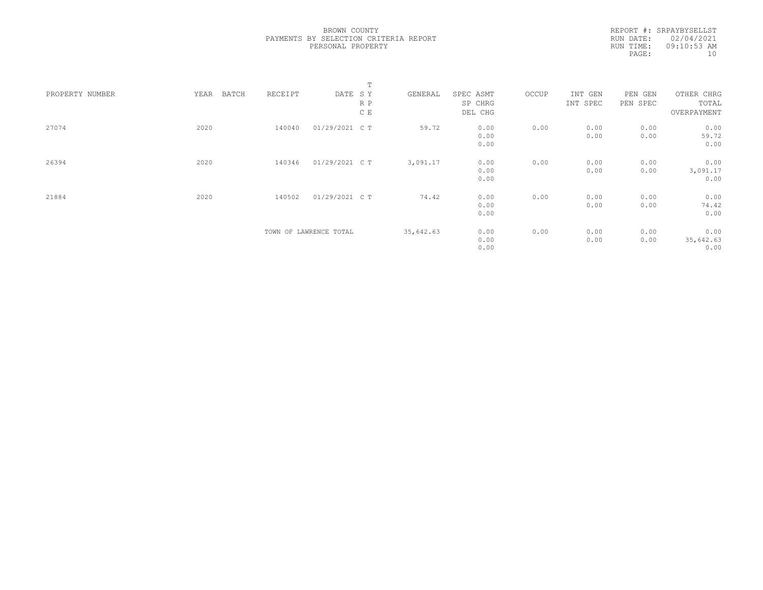BROWN COUNTY
PAYMENTS BY SELECTION CRITERIA REPORT
PERSONAL PROPERTY

REPORT #: SRPAYBYSELLST
RUN DATE: 02/04/2021
RUN TIME: 09:10:53 AM

| PROPERTY NUMBER | YEAR | BATCH | RECEIPT | DATE | T SY RP CE | GENERAL | SPEC ASMT / SP CHRG / DEL CHG | OCCUP | INT GEN / INT SPEC | PEN GEN / PEN SPEC | OTHER CHRG / TOTAL / OVERPAYMENT |
|---|---|---|---|---|---|---|---|---|---|---|---|
| 27074 | 2020 | | 140040 | 01/29/2021 | C T | 59.72 | 0.00 / 0.00 / 0.00 | 0.00 | 0.00 / 0.00 | 0.00 / 0.00 | 0.00 / 59.72 / 0.00 |
| 26394 | 2020 | | 140346 | 01/29/2021 | C T | 3,091.17 | 0.00 / 0.00 / 0.00 | 0.00 | 0.00 / 0.00 | 0.00 / 0.00 | 0.00 / 3,091.17 / 0.00 |
| 21884 | 2020 | | 140502 | 01/29/2021 | C T | 74.42 | 0.00 / 0.00 / 0.00 | 0.00 | 0.00 / 0.00 | 0.00 / 0.00 | 0.00 / 74.42 / 0.00 |
| | | | TOWN OF LAWRENCE TOTAL | | | 35,642.63 | 0.00 / 0.00 / 0.00 | 0.00 | 0.00 / 0.00 | 0.00 / 0.00 | 0.00 / 35,642.63 / 0.00 |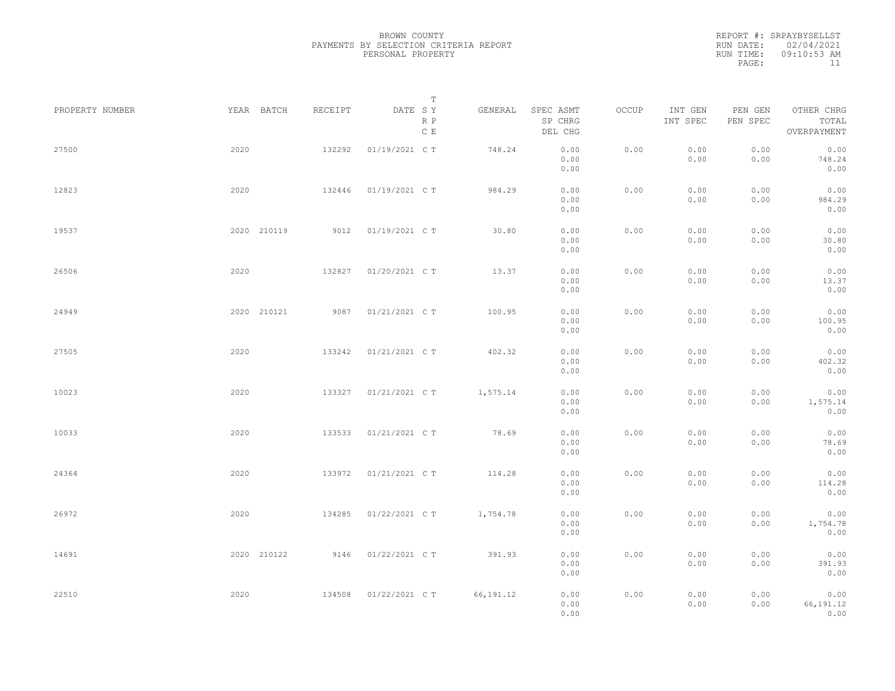BROWN COUNTY
PAYMENTS BY SELECTION CRITERIA REPORT
PERSONAL PROPERTY

REPORT #: SRPAYBYSELLST
RUN DATE: 02/04/2021
RUN TIME: 09:10:53 AM

| PROPERTY NUMBER | YEAR | BATCH | RECEIPT | DATE | T SY RP CE | GENERAL | SPEC ASMT / SP CHRG / DEL CHG | OCCUP | INT GEN / INT SPEC | PEN GEN / PEN SPEC | OTHER CHRG / TOTAL / OVERPAYMENT |
|---|---|---|---|---|---|---|---|---|---|---|---|
| 27500 | 2020 | | 132292 | 01/19/2021 | C T | 748.24 | 0.00 / 0.00 / 0.00 | 0.00 | 0.00 / 0.00 | 0.00 / 0.00 | 0.00 / 748.24 / 0.00 |
| 12823 | 2020 | | 132446 | 01/19/2021 | C T | 984.29 | 0.00 / 0.00 / 0.00 | 0.00 | 0.00 / 0.00 | 0.00 / 0.00 | 0.00 / 984.29 / 0.00 |
| 19537 | 2020 | 210119 | 9012 | 01/19/2021 | C T | 30.80 | 0.00 / 0.00 / 0.00 | 0.00 | 0.00 / 0.00 | 0.00 / 0.00 | 0.00 / 30.80 / 0.00 |
| 26506 | 2020 | | 132827 | 01/20/2021 | C T | 13.37 | 0.00 / 0.00 / 0.00 | 0.00 | 0.00 / 0.00 | 0.00 / 0.00 | 0.00 / 13.37 / 0.00 |
| 24949 | 2020 | 210121 | 9087 | 01/21/2021 | C T | 100.95 | 0.00 / 0.00 / 0.00 | 0.00 | 0.00 / 0.00 | 0.00 / 0.00 | 0.00 / 100.95 / 0.00 |
| 27505 | 2020 | | 133242 | 01/21/2021 | C T | 402.32 | 0.00 / 0.00 / 0.00 | 0.00 | 0.00 / 0.00 | 0.00 / 0.00 | 0.00 / 402.32 / 0.00 |
| 10023 | 2020 | | 133327 | 01/21/2021 | C T | 1,575.14 | 0.00 / 0.00 / 0.00 | 0.00 | 0.00 / 0.00 | 0.00 / 0.00 | 0.00 / 1,575.14 / 0.00 |
| 10033 | 2020 | | 133533 | 01/21/2021 | C T | 78.69 | 0.00 / 0.00 / 0.00 | 0.00 | 0.00 / 0.00 | 0.00 / 0.00 | 0.00 / 78.69 / 0.00 |
| 24364 | 2020 | | 133972 | 01/21/2021 | C T | 114.28 | 0.00 / 0.00 / 0.00 | 0.00 | 0.00 / 0.00 | 0.00 / 0.00 | 0.00 / 114.28 / 0.00 |
| 26972 | 2020 | | 134285 | 01/22/2021 | C T | 1,754.78 | 0.00 / 0.00 / 0.00 | 0.00 | 0.00 / 0.00 | 0.00 / 0.00 | 0.00 / 1,754.78 / 0.00 |
| 14691 | 2020 | 210122 | 9146 | 01/22/2021 | C T | 391.93 | 0.00 / 0.00 / 0.00 | 0.00 | 0.00 / 0.00 | 0.00 / 0.00 | 0.00 / 391.93 / 0.00 |
| 22510 | 2020 | | 134508 | 01/22/2021 | C T | 66,191.12 | 0.00 / 0.00 / 0.00 | 0.00 | 0.00 / 0.00 | 0.00 / 0.00 | 0.00 / 66,191.12 / 0.00 |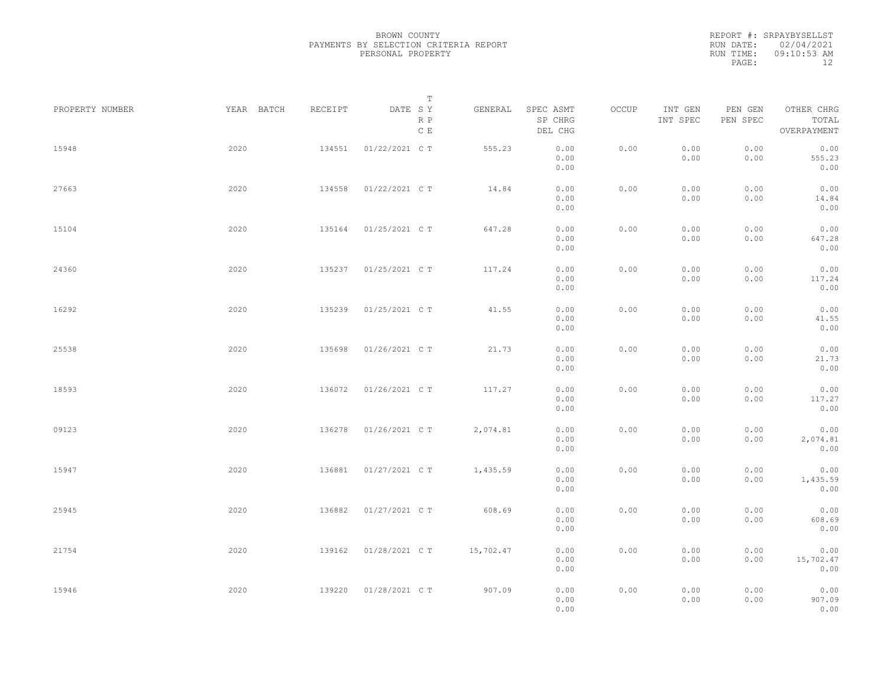BROWN COUNTY
PAYMENTS BY SELECTION CRITERIA REPORT
PERSONAL PROPERTY

REPORT #: SRPAYBYSELLST
RUN DATE: 02/04/2021
RUN TIME: 09:10:53 AM

| PROPERTY NUMBER | YEAR | BATCH | RECEIPT | DATE | T SY RP CE | GENERAL | SPEC ASMT / SP CHRG / DEL CHG | OCCUP | INT GEN / INT SPEC | PEN GEN / PEN SPEC | OTHER CHRG / TOTAL / OVERPAYMENT |
|---|---|---|---|---|---|---|---|---|---|---|---|
| 15948 | 2020 | | 134551 | 01/22/2021 | C T | 555.23 | 0.00 / 0.00 / 0.00 | 0.00 | 0.00 / 0.00 | 0.00 / 0.00 | 0.00 / 555.23 / 0.00 |
| 27663 | 2020 | | 134558 | 01/22/2021 | C T | 14.84 | 0.00 / 0.00 / 0.00 | 0.00 | 0.00 / 0.00 | 0.00 / 0.00 | 0.00 / 14.84 / 0.00 |
| 15104 | 2020 | | 135164 | 01/25/2021 | C T | 647.28 | 0.00 / 0.00 / 0.00 | 0.00 | 0.00 / 0.00 | 0.00 / 0.00 | 0.00 / 647.28 / 0.00 |
| 24360 | 2020 | | 135237 | 01/25/2021 | C T | 117.24 | 0.00 / 0.00 / 0.00 | 0.00 | 0.00 / 0.00 | 0.00 / 0.00 | 0.00 / 117.24 / 0.00 |
| 16292 | 2020 | | 135239 | 01/25/2021 | C T | 41.55 | 0.00 / 0.00 / 0.00 | 0.00 | 0.00 / 0.00 | 0.00 / 0.00 | 0.00 / 41.55 / 0.00 |
| 25538 | 2020 | | 135698 | 01/26/2021 | C T | 21.73 | 0.00 / 0.00 / 0.00 | 0.00 | 0.00 / 0.00 | 0.00 / 0.00 | 0.00 / 21.73 / 0.00 |
| 18593 | 2020 | | 136072 | 01/26/2021 | C T | 117.27 | 0.00 / 0.00 / 0.00 | 0.00 | 0.00 / 0.00 | 0.00 / 0.00 | 0.00 / 117.27 / 0.00 |
| 09123 | 2020 | | 136278 | 01/26/2021 | C T | 2,074.81 | 0.00 / 0.00 / 0.00 | 0.00 | 0.00 / 0.00 | 0.00 / 0.00 | 0.00 / 2,074.81 / 0.00 |
| 15947 | 2020 | | 136881 | 01/27/2021 | C T | 1,435.59 | 0.00 / 0.00 / 0.00 | 0.00 | 0.00 / 0.00 | 0.00 / 0.00 | 0.00 / 1,435.59 / 0.00 |
| 25945 | 2020 | | 136882 | 01/27/2021 | C T | 608.69 | 0.00 / 0.00 / 0.00 | 0.00 | 0.00 / 0.00 | 0.00 / 0.00 | 0.00 / 608.69 / 0.00 |
| 21754 | 2020 | | 139162 | 01/28/2021 | C T | 15,702.47 | 0.00 / 0.00 / 0.00 | 0.00 | 0.00 / 0.00 | 0.00 / 0.00 | 0.00 / 15,702.47 / 0.00 |
| 15946 | 2020 | | 139220 | 01/28/2021 | C T | 907.09 | 0.00 / 0.00 / 0.00 | 0.00 | 0.00 / 0.00 | 0.00 / 0.00 | 0.00 / 907.09 / 0.00 |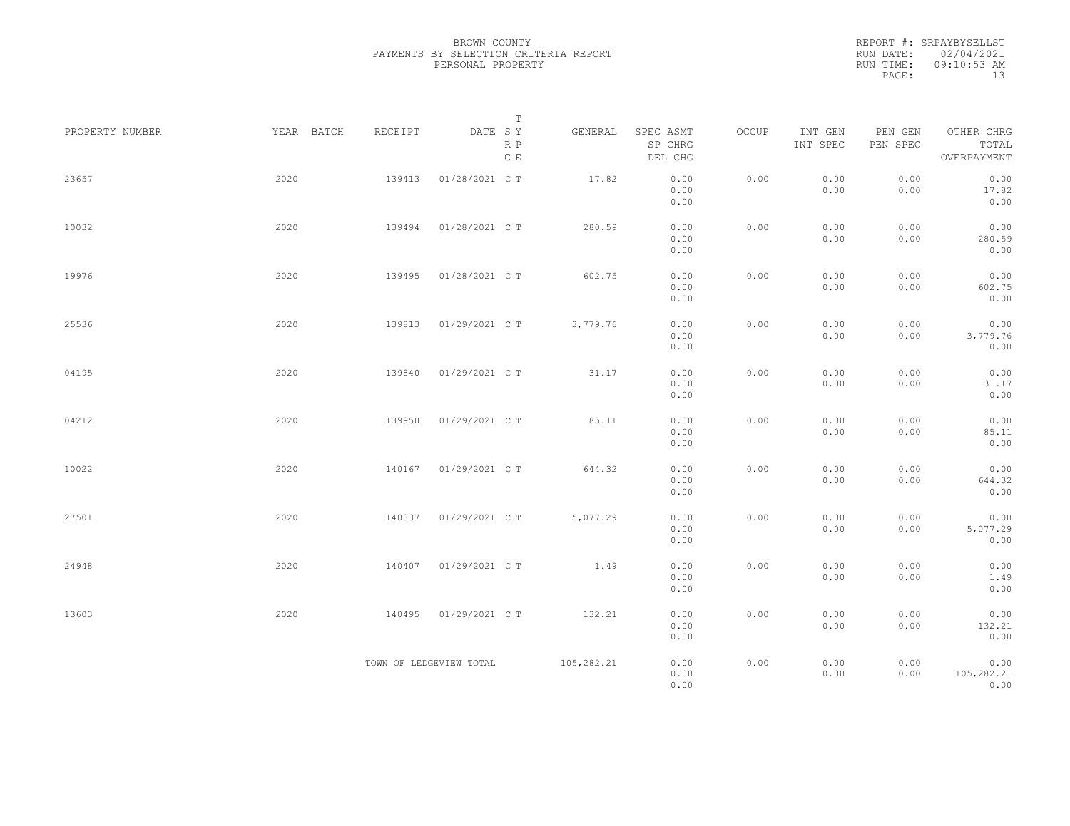BROWN COUNTY
PAYMENTS BY SELECTION CRITERIA REPORT
PERSONAL PROPERTY

REPORT #: SRPAYBYSELLST
RUN DATE: 02/04/2021
RUN TIME: 09:10:53 AM

| PROPERTY NUMBER | YEAR | BATCH | RECEIPT | DATE | T SY RP CE | GENERAL | SPEC ASMT / SP CHRG / DEL CHG | OCCUP | INT GEN / INT SPEC | PEN GEN / PEN SPEC | OTHER CHRG / TOTAL / OVERPAYMENT |
|---|---|---|---|---|---|---|---|---|---|---|---|
| 23657 | 2020 | | 139413 | 01/28/2021 | C T | 17.82 | 0.00 / 0.00 / 0.00 | 0.00 | 0.00 / 0.00 | 0.00 / 0.00 | 0.00 / 17.82 / 0.00 |
| 10032 | 2020 | | 139494 | 01/28/2021 | C T | 280.59 | 0.00 / 0.00 / 0.00 | 0.00 | 0.00 / 0.00 | 0.00 / 0.00 | 0.00 / 280.59 / 0.00 |
| 19976 | 2020 | | 139495 | 01/28/2021 | C T | 602.75 | 0.00 / 0.00 / 0.00 | 0.00 | 0.00 / 0.00 | 0.00 / 0.00 | 0.00 / 602.75 / 0.00 |
| 25536 | 2020 | | 139813 | 01/29/2021 | C T | 3,779.76 | 0.00 / 0.00 / 0.00 | 0.00 | 0.00 / 0.00 | 0.00 / 0.00 | 0.00 / 3,779.76 / 0.00 |
| 04195 | 2020 | | 139840 | 01/29/2021 | C T | 31.17 | 0.00 / 0.00 / 0.00 | 0.00 | 0.00 / 0.00 | 0.00 / 0.00 | 0.00 / 31.17 / 0.00 |
| 04212 | 2020 | | 139950 | 01/29/2021 | C T | 85.11 | 0.00 / 0.00 / 0.00 | 0.00 | 0.00 / 0.00 | 0.00 / 0.00 | 0.00 / 85.11 / 0.00 |
| 10022 | 2020 | | 140167 | 01/29/2021 | C T | 644.32 | 0.00 / 0.00 / 0.00 | 0.00 | 0.00 / 0.00 | 0.00 / 0.00 | 0.00 / 644.32 / 0.00 |
| 27501 | 2020 | | 140337 | 01/29/2021 | C T | 5,077.29 | 0.00 / 0.00 / 0.00 | 0.00 | 0.00 / 0.00 | 0.00 / 0.00 | 0.00 / 5,077.29 / 0.00 |
| 24948 | 2020 | | 140407 | 01/29/2021 | C T | 1.49 | 0.00 / 0.00 / 0.00 | 0.00 | 0.00 / 0.00 | 0.00 / 0.00 | 0.00 / 1.49 / 0.00 |
| 13603 | 2020 | | 140495 | 01/29/2021 | C T | 132.21 | 0.00 / 0.00 / 0.00 | 0.00 | 0.00 / 0.00 | 0.00 / 0.00 | 0.00 / 132.21 / 0.00 |
| | | | TOWN OF LEDGEVIEW TOTAL | | | 105,282.21 | 0.00 / 0.00 / 0.00 | 0.00 | 0.00 / 0.00 | 0.00 / 0.00 | 0.00 / 105,282.21 / 0.00 |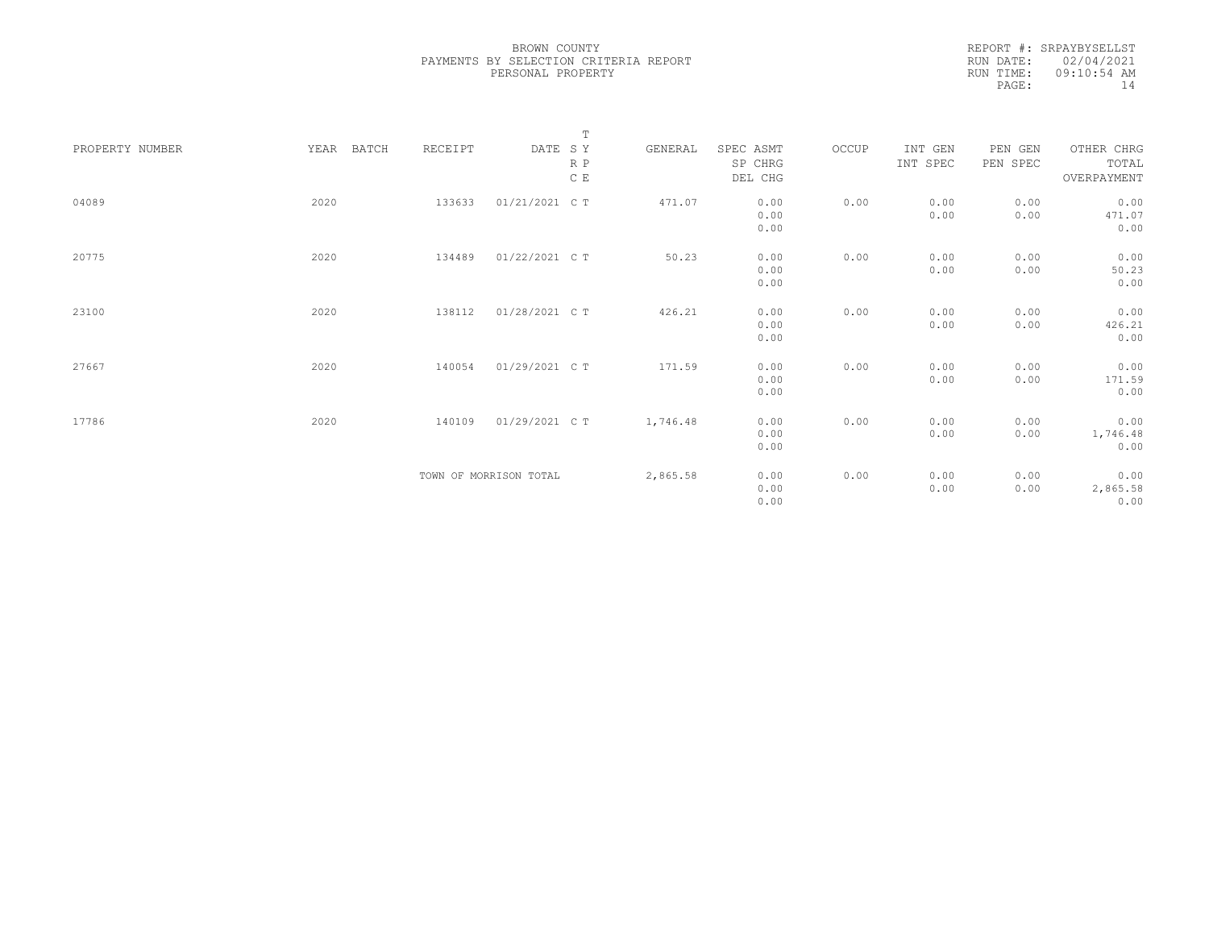BROWN COUNTY
PAYMENTS BY SELECTION CRITERIA REPORT
PERSONAL PROPERTY

REPORT #: SRPAYBYSELLST
RUN DATE: 02/04/2021
RUN TIME: 09:10:54 AM
PAGE: 14

| PROPERTY NUMBER | YEAR | BATCH | RECEIPT | DATE | T S Y R P C E | GENERAL | SPEC ASMT SP CHRG DEL CHG | OCCUP | INT GEN INT SPEC | PEN GEN PEN SPEC | OTHER CHRG TOTAL OVERPAYMENT |
|---|---|---|---|---|---|---|---|---|---|---|---|
| 04089 | 2020 | | 133633 | 01/21/2021 | C T | 471.07 | 0.00<br>0.00<br>0.00 | 0.00 | 0.00<br>0.00 | 0.00<br>0.00 | 0.00<br>471.07<br>0.00 |
| 20775 | 2020 | | 134489 | 01/22/2021 | C T | 50.23 | 0.00<br>0.00<br>0.00 | 0.00 | 0.00<br>0.00 | 0.00<br>0.00 | 0.00<br>50.23<br>0.00 |
| 23100 | 2020 | | 138112 | 01/28/2021 | C T | 426.21 | 0.00<br>0.00<br>0.00 | 0.00 | 0.00<br>0.00 | 0.00<br>0.00 | 0.00<br>426.21<br>0.00 |
| 27667 | 2020 | | 140054 | 01/29/2021 | C T | 171.59 | 0.00<br>0.00<br>0.00 | 0.00 | 0.00<br>0.00 | 0.00<br>0.00 | 0.00<br>171.59<br>0.00 |
| 17786 | 2020 | | 140109 | 01/29/2021 | C T | 1,746.48 | 0.00<br>0.00<br>0.00 | 0.00 | 0.00<br>0.00 | 0.00<br>0.00 | 0.00<br>1,746.48<br>0.00 |
| | | | TOWN OF MORRISON TOTAL | | | 2,865.58 | 0.00<br>0.00<br>0.00 | 0.00 | 0.00<br>0.00 | 0.00<br>0.00 | 0.00<br>2,865.58<br>0.00 |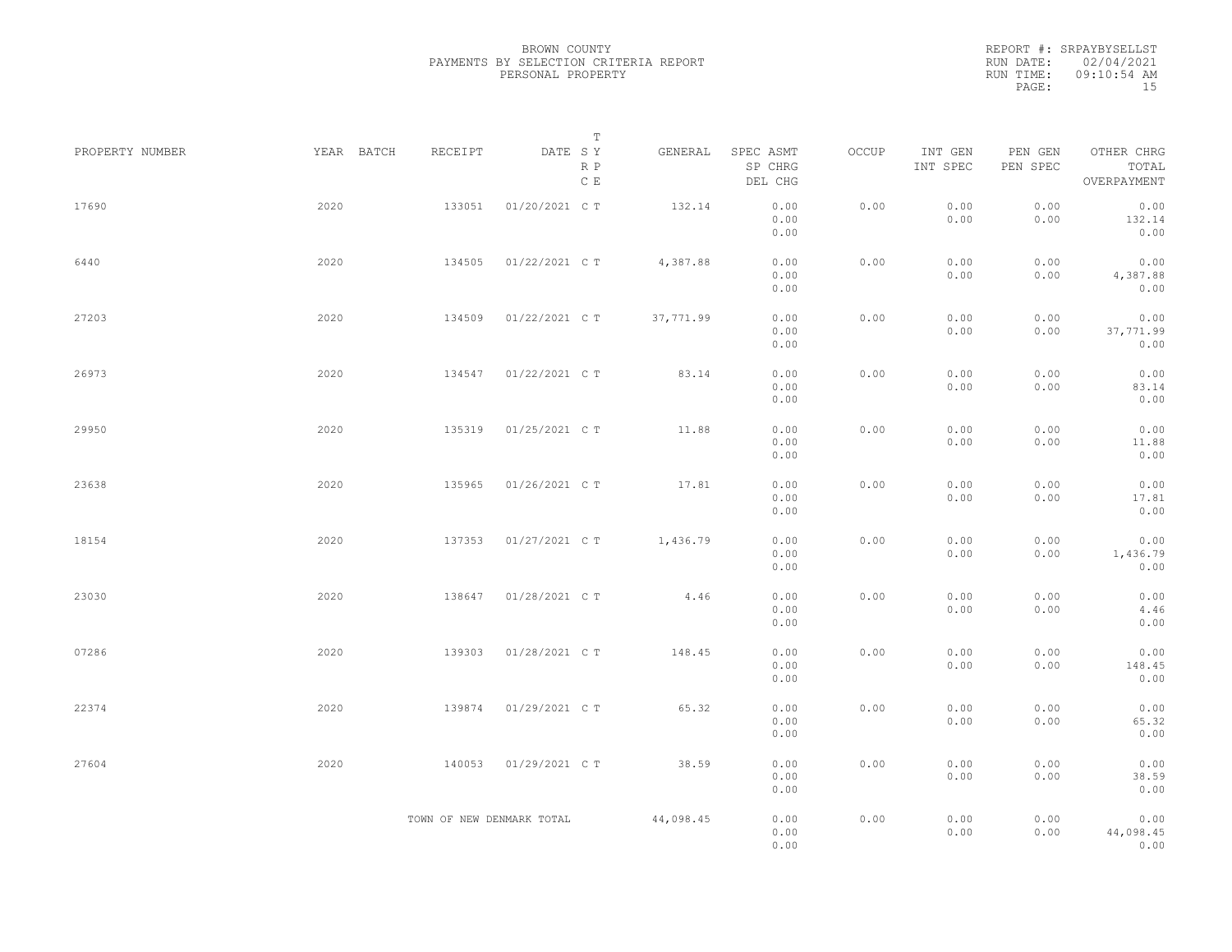BROWN COUNTY
PAYMENTS BY SELECTION CRITERIA REPORT
PERSONAL PROPERTY

REPORT #: SRPAYBYSELLST
RUN DATE: 02/04/2021
RUN TIME: 09:10:54 AM

| PROPERTY NUMBER | YEAR | BATCH | RECEIPT | DATE | T SY RP CE | GENERAL | SPEC ASMT / SP CHRG / DEL CHG | OCCUP | INT GEN / INT SPEC | PEN GEN / PEN SPEC | OTHER CHRG / TOTAL / OVERPAYMENT |
|---|---|---|---|---|---|---|---|---|---|---|---|
| 17690 | 2020 | | 133051 | 01/20/2021 | C T | 132.14 | 0.00 / 0.00 / 0.00 | 0.00 | 0.00 / 0.00 | 0.00 / 0.00 | 0.00 / 132.14 / 0.00 |
| 6440 | 2020 | | 134505 | 01/22/2021 | C T | 4,387.88 | 0.00 / 0.00 / 0.00 | 0.00 | 0.00 / 0.00 | 0.00 / 0.00 | 0.00 / 4,387.88 / 0.00 |
| 27203 | 2020 | | 134509 | 01/22/2021 | C T | 37,771.99 | 0.00 / 0.00 / 0.00 | 0.00 | 0.00 / 0.00 | 0.00 / 0.00 | 0.00 / 37,771.99 / 0.00 |
| 26973 | 2020 | | 134547 | 01/22/2021 | C T | 83.14 | 0.00 / 0.00 / 0.00 | 0.00 | 0.00 / 0.00 | 0.00 / 0.00 | 0.00 / 83.14 / 0.00 |
| 29950 | 2020 | | 135319 | 01/25/2021 | C T | 11.88 | 0.00 / 0.00 / 0.00 | 0.00 | 0.00 / 0.00 | 0.00 / 0.00 | 0.00 / 11.88 / 0.00 |
| 23638 | 2020 | | 135965 | 01/26/2021 | C T | 17.81 | 0.00 / 0.00 / 0.00 | 0.00 | 0.00 / 0.00 | 0.00 / 0.00 | 0.00 / 17.81 / 0.00 |
| 18154 | 2020 | | 137353 | 01/27/2021 | C T | 1,436.79 | 0.00 / 0.00 / 0.00 | 0.00 | 0.00 / 0.00 | 0.00 / 0.00 | 0.00 / 1,436.79 / 0.00 |
| 23030 | 2020 | | 138647 | 01/28/2021 | C T | 4.46 | 0.00 / 0.00 / 0.00 | 0.00 | 0.00 / 0.00 | 0.00 / 0.00 | 0.00 / 4.46 / 0.00 |
| 07286 | 2020 | | 139303 | 01/28/2021 | C T | 148.45 | 0.00 / 0.00 / 0.00 | 0.00 | 0.00 / 0.00 | 0.00 / 0.00 | 0.00 / 148.45 / 0.00 |
| 22374 | 2020 | | 139874 | 01/29/2021 | C T | 65.32 | 0.00 / 0.00 / 0.00 | 0.00 | 0.00 / 0.00 | 0.00 / 0.00 | 0.00 / 65.32 / 0.00 |
| 27604 | 2020 | | 140053 | 01/29/2021 | C T | 38.59 | 0.00 / 0.00 / 0.00 | 0.00 | 0.00 / 0.00 | 0.00 / 0.00 | 0.00 / 38.59 / 0.00 |
| | | | TOWN OF NEW DENMARK TOTAL | | | 44,098.45 | 0.00 / 0.00 / 0.00 | 0.00 | 0.00 / 0.00 | 0.00 / 0.00 | 0.00 / 44,098.45 / 0.00 |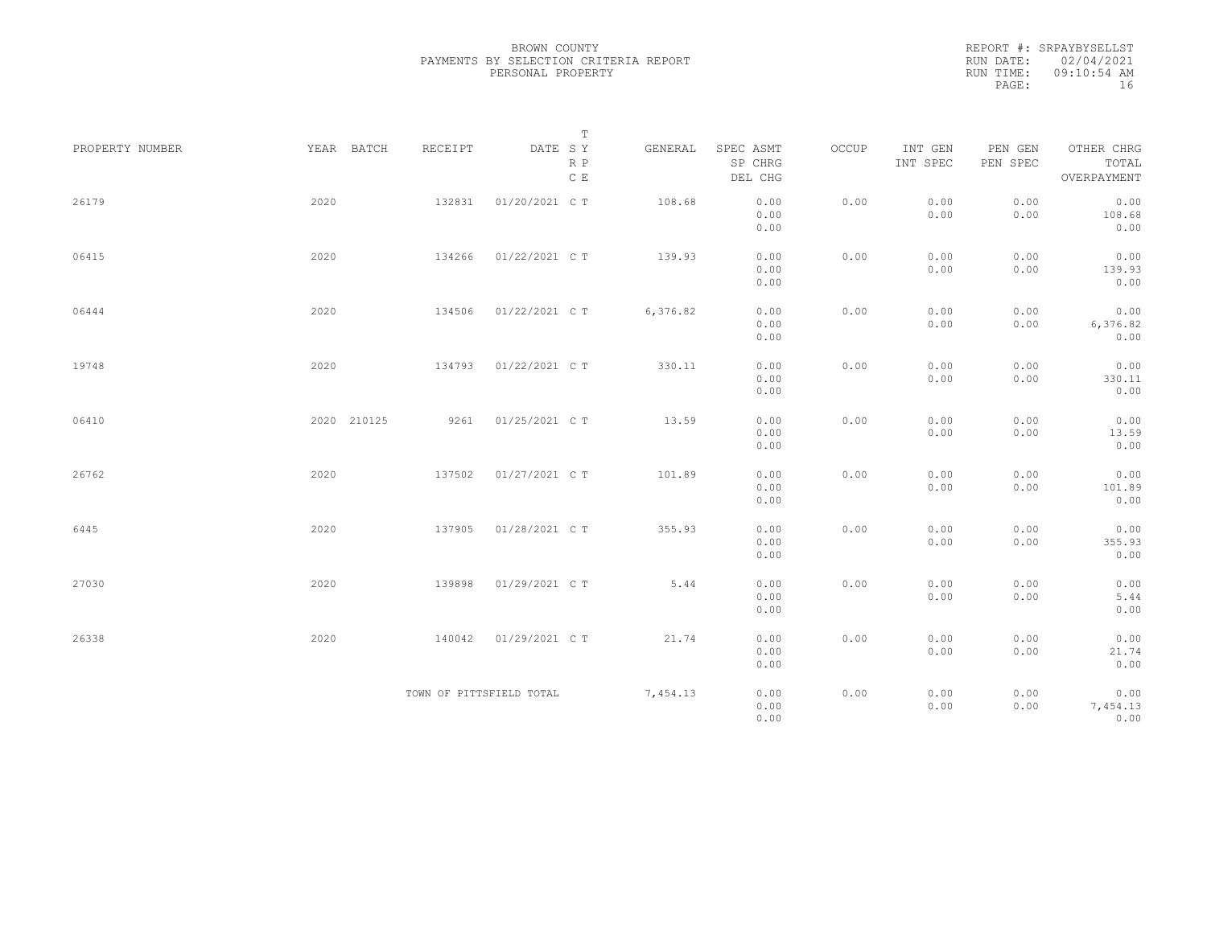BROWN COUNTY
PAYMENTS BY SELECTION CRITERIA REPORT
PERSONAL PROPERTY

REPORT #: SRPAYBYSELLST
RUN DATE: 02/04/2021
RUN TIME: 09:10:54 AM
PAGE: 16

| PROPERTY NUMBER | YEAR | BATCH | RECEIPT | DATE | T SY RP CE | GENERAL | SPEC ASMT / SP CHRG / DEL CHG | OCCUP | INT GEN / INT SPEC | PEN GEN / PEN SPEC | OTHER CHRG / TOTAL / OVERPAYMENT |
|---|---|---|---|---|---|---|---|---|---|---|---|
| 26179 | 2020 | | 132831 | 01/20/2021 | C T | 108.68 | 0.00 / 0.00 / 0.00 | 0.00 | 0.00 / 0.00 | 0.00 / 0.00 | 0.00 / 108.68 / 0.00 |
| 06415 | 2020 | | 134266 | 01/22/2021 | C T | 139.93 | 0.00 / 0.00 / 0.00 | 0.00 | 0.00 / 0.00 | 0.00 / 0.00 | 0.00 / 139.93 / 0.00 |
| 06444 | 2020 | | 134506 | 01/22/2021 | C T | 6,376.82 | 0.00 / 0.00 / 0.00 | 0.00 | 0.00 / 0.00 | 0.00 / 0.00 | 0.00 / 6,376.82 / 0.00 |
| 19748 | 2020 | | 134793 | 01/22/2021 | C T | 330.11 | 0.00 / 0.00 / 0.00 | 0.00 | 0.00 / 0.00 | 0.00 / 0.00 | 0.00 / 330.11 / 0.00 |
| 06410 | 2020 | 210125 | 9261 | 01/25/2021 | C T | 13.59 | 0.00 / 0.00 / 0.00 | 0.00 | 0.00 / 0.00 | 0.00 / 0.00 | 0.00 / 13.59 / 0.00 |
| 26762 | 2020 | | 137502 | 01/27/2021 | C T | 101.89 | 0.00 / 0.00 / 0.00 | 0.00 | 0.00 / 0.00 | 0.00 / 0.00 | 0.00 / 101.89 / 0.00 |
| 6445 | 2020 | | 137905 | 01/28/2021 | C T | 355.93 | 0.00 / 0.00 / 0.00 | 0.00 | 0.00 / 0.00 | 0.00 / 0.00 | 0.00 / 355.93 / 0.00 |
| 27030 | 2020 | | 139898 | 01/29/2021 | C T | 5.44 | 0.00 / 0.00 / 0.00 | 0.00 | 0.00 / 0.00 | 0.00 / 0.00 | 0.00 / 5.44 / 0.00 |
| 26338 | 2020 | | 140042 | 01/29/2021 | C T | 21.74 | 0.00 / 0.00 / 0.00 | 0.00 | 0.00 / 0.00 | 0.00 / 0.00 | 0.00 / 21.74 / 0.00 |
| | | | TOWN OF PITTSFIELD TOTAL | | | 7,454.13 | 0.00 / 0.00 / 0.00 | 0.00 | 0.00 / 0.00 | 0.00 / 0.00 | 0.00 / 7,454.13 / 0.00 |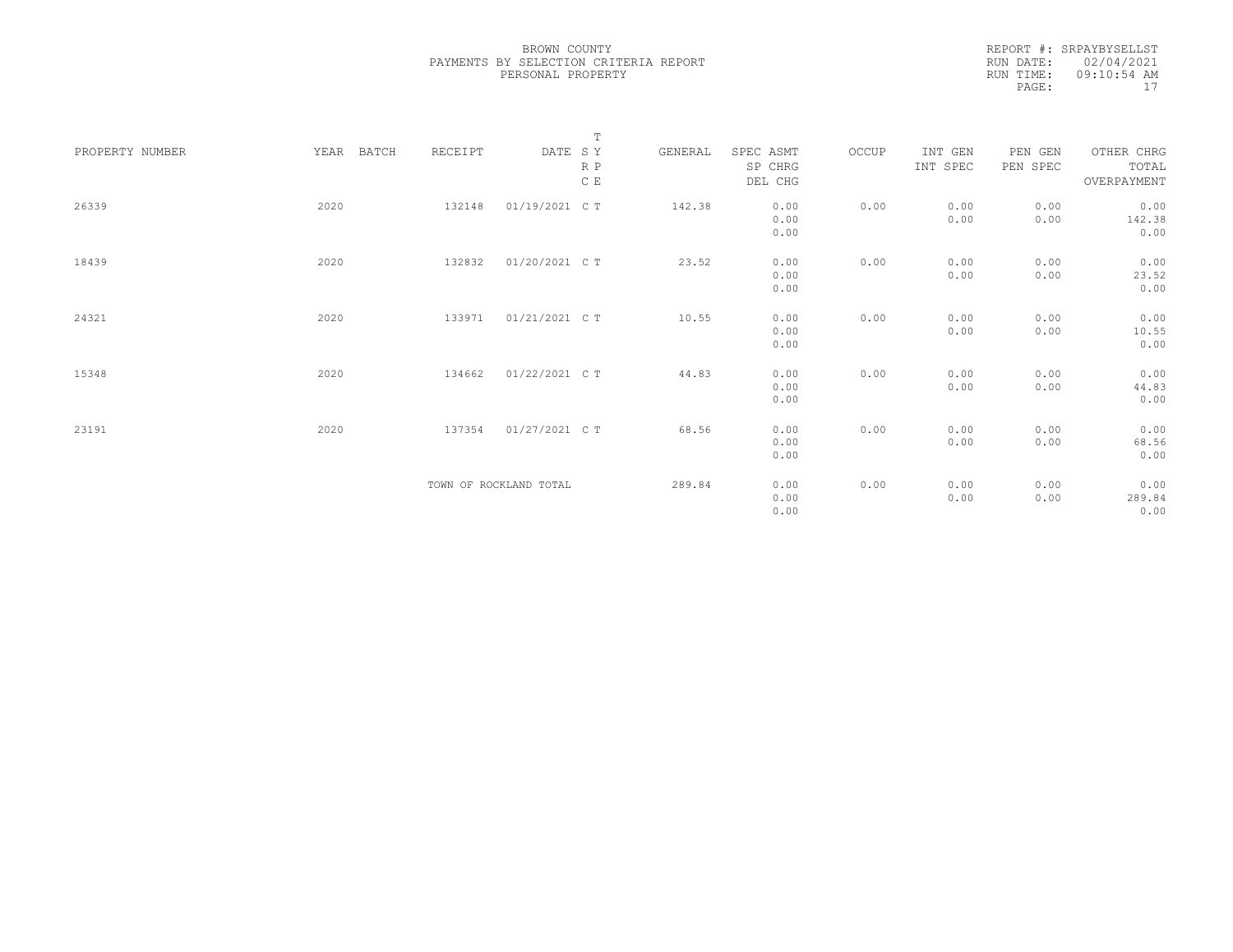BROWN COUNTY
PAYMENTS BY SELECTION CRITERIA REPORT
PERSONAL PROPERTY

REPORT #: SRPAYBYSELLST
RUN DATE: 02/04/2021
RUN TIME: 09:10:54 AM

| PROPERTY NUMBER | YEAR | BATCH | RECEIPT | DATE | T SY RP CE | GENERAL | SPEC ASMT / SP CHRG / DEL CHG | OCCUP | INT GEN / INT SPEC | PEN GEN / PEN SPEC | OTHER CHRG / TOTAL / OVERPAYMENT |
|---|---|---|---|---|---|---|---|---|---|---|---|
| 26339 | 2020 | | 132148 | 01/19/2021 | C T | 142.38 | 0.00 / 0.00 / 0.00 | 0.00 | 0.00 / 0.00 | 0.00 / 0.00 | 0.00 / 142.38 / 0.00 |
| 18439 | 2020 | | 132832 | 01/20/2021 | C T | 23.52 | 0.00 / 0.00 / 0.00 | 0.00 | 0.00 / 0.00 | 0.00 / 0.00 | 0.00 / 23.52 / 0.00 |
| 24321 | 2020 | | 133971 | 01/21/2021 | C T | 10.55 | 0.00 / 0.00 / 0.00 | 0.00 | 0.00 / 0.00 | 0.00 / 0.00 | 0.00 / 10.55 / 0.00 |
| 15348 | 2020 | | 134662 | 01/22/2021 | C T | 44.83 | 0.00 / 0.00 / 0.00 | 0.00 | 0.00 / 0.00 | 0.00 / 0.00 | 0.00 / 44.83 / 0.00 |
| 23191 | 2020 | | 137354 | 01/27/2021 | C T | 68.56 | 0.00 / 0.00 / 0.00 | 0.00 | 0.00 / 0.00 | 0.00 / 0.00 | 0.00 / 68.56 / 0.00 |
| | | | TOWN OF ROCKLAND TOTAL | | | 289.84 | 0.00 / 0.00 / 0.00 | 0.00 | 0.00 / 0.00 | 0.00 / 0.00 | 0.00 / 289.84 / 0.00 |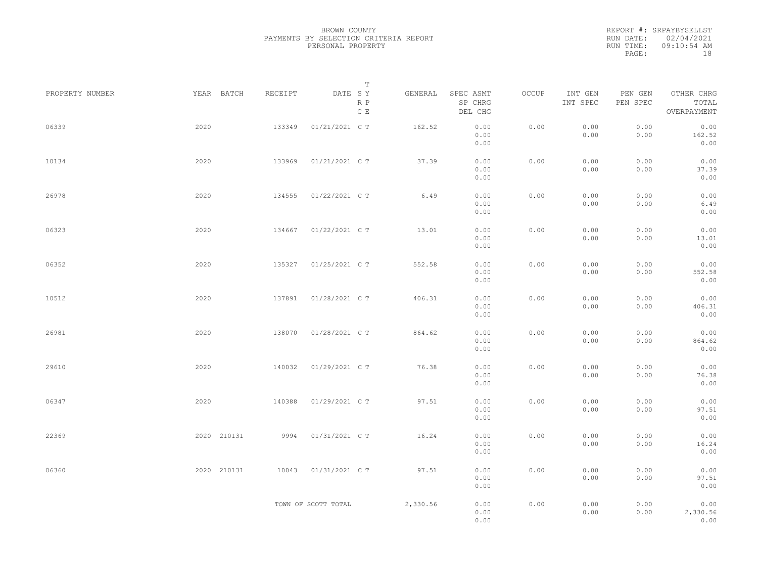BROWN COUNTY
PAYMENTS BY SELECTION CRITERIA REPORT
PERSONAL PROPERTY

REPORT #: SRPAYBYSELLST
RUN DATE: 02/04/2021
RUN TIME: 09:10:54 AM

| PROPERTY NUMBER | YEAR | BATCH | RECEIPT | DATE | T SY RP CE | GENERAL | SPEC ASMT / SP CHRG / DEL CHG | OCCUP | INT GEN / INT SPEC | PEN GEN / PEN SPEC | OTHER CHRG / TOTAL / OVERPAYMENT |
|---|---|---|---|---|---|---|---|---|---|---|---|
| 06339 | 2020 | | 133349 | 01/21/2021 | C T | 162.52 | 0.00 / 0.00 / 0.00 | 0.00 | 0.00 / 0.00 | 0.00 / 0.00 | 0.00 / 162.52 / 0.00 |
| 10134 | 2020 | | 133969 | 01/21/2021 | C T | 37.39 | 0.00 / 0.00 / 0.00 | 0.00 | 0.00 / 0.00 | 0.00 / 0.00 | 0.00 / 37.39 / 0.00 |
| 26978 | 2020 | | 134555 | 01/22/2021 | C T | 6.49 | 0.00 / 0.00 / 0.00 | 0.00 | 0.00 / 0.00 | 0.00 / 0.00 | 0.00 / 6.49 / 0.00 |
| 06323 | 2020 | | 134667 | 01/22/2021 | C T | 13.01 | 0.00 / 0.00 / 0.00 | 0.00 | 0.00 / 0.00 | 0.00 / 0.00 | 0.00 / 13.01 / 0.00 |
| 06352 | 2020 | | 135327 | 01/25/2021 | C T | 552.58 | 0.00 / 0.00 / 0.00 | 0.00 | 0.00 / 0.00 | 0.00 / 0.00 | 0.00 / 552.58 / 0.00 |
| 10512 | 2020 | | 137891 | 01/28/2021 | C T | 406.31 | 0.00 / 0.00 / 0.00 | 0.00 | 0.00 / 0.00 | 0.00 / 0.00 | 0.00 / 406.31 / 0.00 |
| 26981 | 2020 | | 138070 | 01/28/2021 | C T | 864.62 | 0.00 / 0.00 / 0.00 | 0.00 | 0.00 / 0.00 | 0.00 / 0.00 | 0.00 / 864.62 / 0.00 |
| 29610 | 2020 | | 140032 | 01/29/2021 | C T | 76.38 | 0.00 / 0.00 / 0.00 | 0.00 | 0.00 / 0.00 | 0.00 / 0.00 | 0.00 / 76.38 / 0.00 |
| 06347 | 2020 | | 140388 | 01/29/2021 | C T | 97.51 | 0.00 / 0.00 / 0.00 | 0.00 | 0.00 / 0.00 | 0.00 / 0.00 | 0.00 / 97.51 / 0.00 |
| 22369 | 2020 | 210131 | 9994 | 01/31/2021 | C T | 16.24 | 0.00 / 0.00 / 0.00 | 0.00 | 0.00 / 0.00 | 0.00 / 0.00 | 0.00 / 16.24 / 0.00 |
| 06360 | 2020 | 210131 | 10043 | 01/31/2021 | C T | 97.51 | 0.00 / 0.00 / 0.00 | 0.00 | 0.00 / 0.00 | 0.00 / 0.00 | 0.00 / 97.51 / 0.00 |
| | | | TOWN OF SCOTT TOTAL | | | 2,330.56 | 0.00 / 0.00 / 0.00 | 0.00 | 0.00 / 0.00 | 0.00 / 0.00 | 0.00 / 2,330.56 / 0.00 |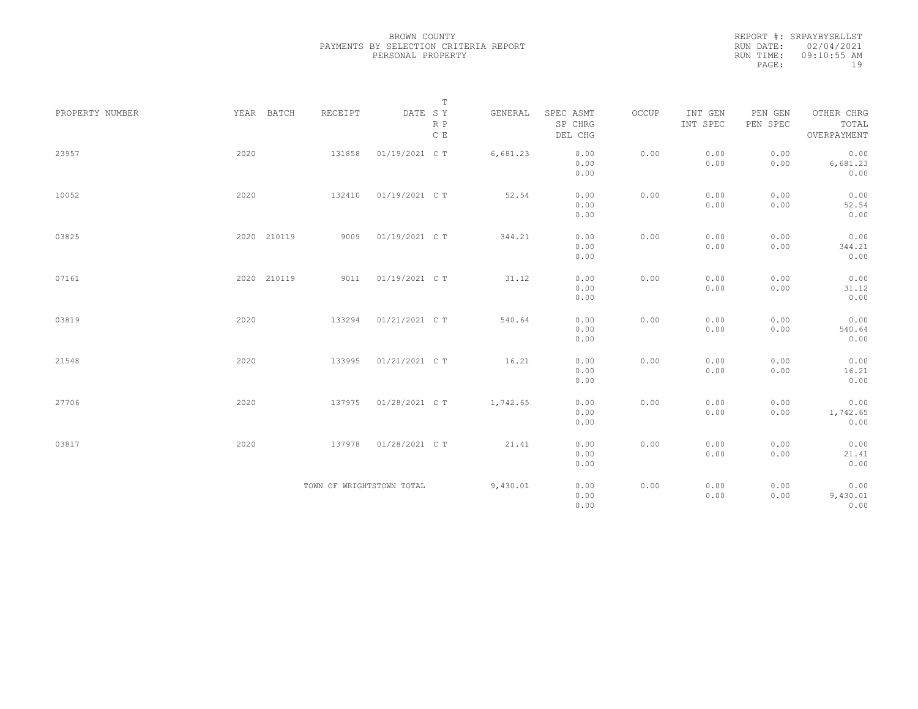BROWN COUNTY
PAYMENTS BY SELECTION CRITERIA REPORT
PERSONAL PROPERTY

REPORT #: SRPAYBYSELLST
RUN DATE: 02/04/2021
RUN TIME: 09:10:55 AM
PAGE: 19

| PROPERTY NUMBER | YEAR | BATCH | RECEIPT | DATE | T SY RP CE | GENERAL | SPEC ASMT / SP CHRG / DEL CHG | OCCUP | INT GEN / INT SPEC | PEN GEN / PEN SPEC | OTHER CHRG / TOTAL / OVERPAYMENT |
|---|---|---|---|---|---|---|---|---|---|---|---|
| 23957 | 2020 | | 131858 | 01/19/2021 | C T | 6,681.23 | 0.00 / 0.00 / 0.00 | 0.00 | 0.00 / 0.00 | 0.00 / 0.00 | 0.00 / 6,681.23 / 0.00 |
| 10052 | 2020 | | 132410 | 01/19/2021 | C T | 52.54 | 0.00 / 0.00 / 0.00 | 0.00 | 0.00 / 0.00 | 0.00 / 0.00 | 0.00 / 52.54 / 0.00 |
| 03825 | 2020 | 210119 | 9009 | 01/19/2021 | C T | 344.21 | 0.00 / 0.00 / 0.00 | 0.00 | 0.00 / 0.00 | 0.00 / 0.00 | 0.00 / 344.21 / 0.00 |
| 07161 | 2020 | 210119 | 9011 | 01/19/2021 | C T | 31.12 | 0.00 / 0.00 / 0.00 | 0.00 | 0.00 / 0.00 | 0.00 / 0.00 | 0.00 / 31.12 / 0.00 |
| 03819 | 2020 | | 133294 | 01/21/2021 | C T | 540.64 | 0.00 / 0.00 / 0.00 | 0.00 | 0.00 / 0.00 | 0.00 / 0.00 | 0.00 / 540.64 / 0.00 |
| 21548 | 2020 | | 133995 | 01/21/2021 | C T | 16.21 | 0.00 / 0.00 / 0.00 | 0.00 | 0.00 / 0.00 | 0.00 / 0.00 | 0.00 / 16.21 / 0.00 |
| 27706 | 2020 | | 137975 | 01/28/2021 | C T | 1,742.65 | 0.00 / 0.00 / 0.00 | 0.00 | 0.00 / 0.00 | 0.00 / 0.00 | 0.00 / 1,742.65 / 0.00 |
| 03817 | 2020 | | 137978 | 01/28/2021 | C T | 21.41 | 0.00 / 0.00 / 0.00 | 0.00 | 0.00 / 0.00 | 0.00 / 0.00 | 0.00 / 21.41 / 0.00 |
| | | | TOWN OF WRIGHTSTOWN TOTAL | | | 9,430.01 | 0.00 / 0.00 / 0.00 | 0.00 | 0.00 / 0.00 | 0.00 / 0.00 | 0.00 / 9,430.01 / 0.00 |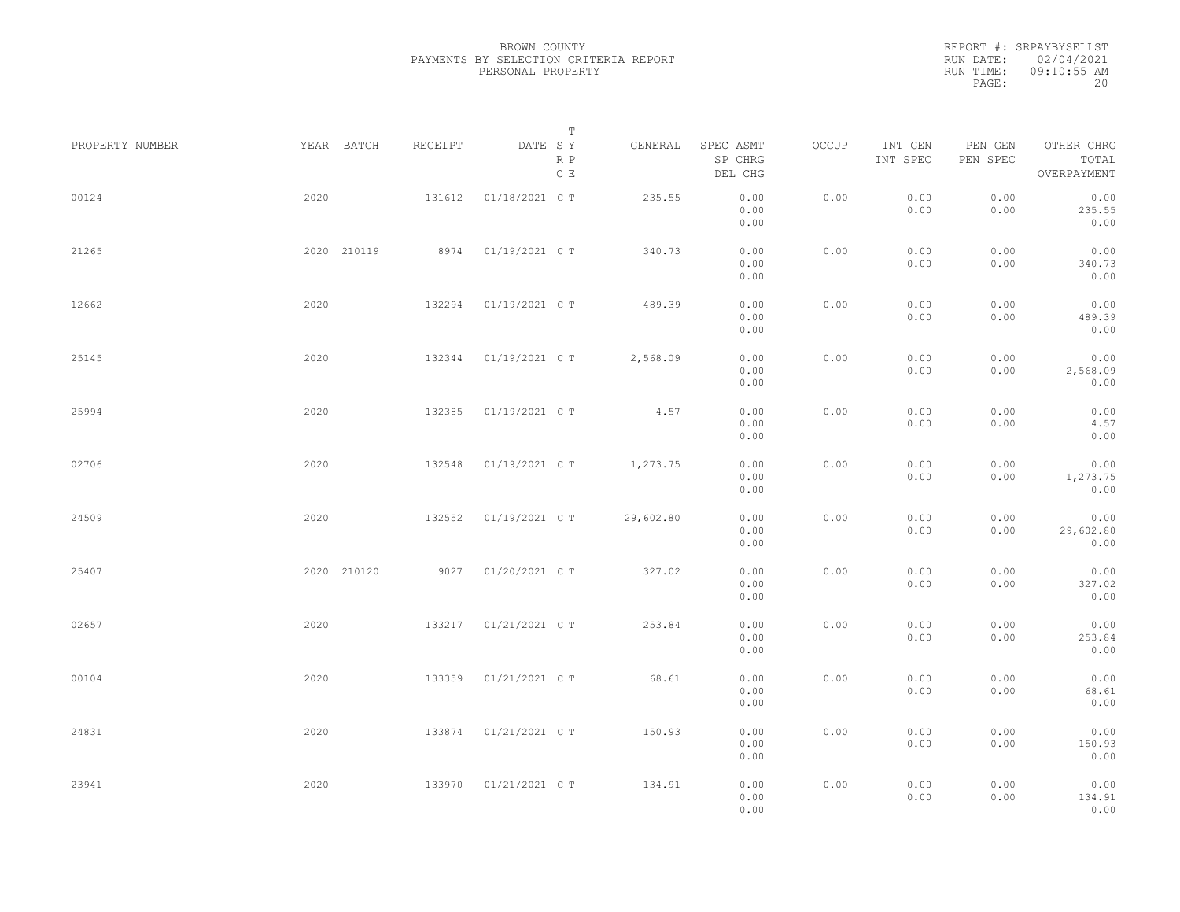BROWN COUNTY
PAYMENTS BY SELECTION CRITERIA REPORT
PERSONAL PROPERTY

REPORT #: SRPAYBYSELLST
RUN DATE: 02/04/2021
RUN TIME: 09:10:55 AM

| PROPERTY NUMBER | YEAR | BATCH | RECEIPT | DATE | T SY RP CE | GENERAL | SPEC ASMT / SP CHRG / DEL CHG | OCCUP | INT GEN / INT SPEC | PEN GEN / PEN SPEC | OTHER CHRG / TOTAL / OVERPAYMENT |
|---|---|---|---|---|---|---|---|---|---|---|---|
| 00124 | 2020 | | 131612 | 01/18/2021 | C T | 235.55 | 0.00 / 0.00 / 0.00 | 0.00 | 0.00 / 0.00 | 0.00 / 0.00 | 0.00 / 235.55 / 0.00 |
| 21265 | 2020 | 210119 | 8974 | 01/19/2021 | C T | 340.73 | 0.00 / 0.00 / 0.00 | 0.00 | 0.00 / 0.00 | 0.00 / 0.00 | 0.00 / 340.73 / 0.00 |
| 12662 | 2020 | | 132294 | 01/19/2021 | C T | 489.39 | 0.00 / 0.00 / 0.00 | 0.00 | 0.00 / 0.00 | 0.00 / 0.00 | 0.00 / 489.39 / 0.00 |
| 25145 | 2020 | | 132344 | 01/19/2021 | C T | 2,568.09 | 0.00 / 0.00 / 0.00 | 0.00 | 0.00 / 0.00 | 0.00 / 0.00 | 0.00 / 2,568.09 / 0.00 |
| 25994 | 2020 | | 132385 | 01/19/2021 | C T | 4.57 | 0.00 / 0.00 / 0.00 | 0.00 | 0.00 / 0.00 | 0.00 / 0.00 | 0.00 / 4.57 / 0.00 |
| 02706 | 2020 | | 132548 | 01/19/2021 | C T | 1,273.75 | 0.00 / 0.00 / 0.00 | 0.00 | 0.00 / 0.00 | 0.00 / 0.00 | 0.00 / 1,273.75 / 0.00 |
| 24509 | 2020 | | 132552 | 01/19/2021 | C T | 29,602.80 | 0.00 / 0.00 / 0.00 | 0.00 | 0.00 / 0.00 | 0.00 / 0.00 | 0.00 / 29,602.80 / 0.00 |
| 25407 | 2020 | 210120 | 9027 | 01/20/2021 | C T | 327.02 | 0.00 / 0.00 / 0.00 | 0.00 | 0.00 / 0.00 | 0.00 / 0.00 | 0.00 / 327.02 / 0.00 |
| 02657 | 2020 | | 133217 | 01/21/2021 | C T | 253.84 | 0.00 / 0.00 / 0.00 | 0.00 | 0.00 / 0.00 | 0.00 / 0.00 | 0.00 / 253.84 / 0.00 |
| 00104 | 2020 | | 133359 | 01/21/2021 | C T | 68.61 | 0.00 / 0.00 / 0.00 | 0.00 | 0.00 / 0.00 | 0.00 / 0.00 | 0.00 / 68.61 / 0.00 |
| 24831 | 2020 | | 133874 | 01/21/2021 | C T | 150.93 | 0.00 / 0.00 / 0.00 | 0.00 | 0.00 / 0.00 | 0.00 / 0.00 | 0.00 / 150.93 / 0.00 |
| 23941 | 2020 | | 133970 | 01/21/2021 | C T | 134.91 | 0.00 / 0.00 / 0.00 | 0.00 | 0.00 / 0.00 | 0.00 / 0.00 | 0.00 / 134.91 / 0.00 |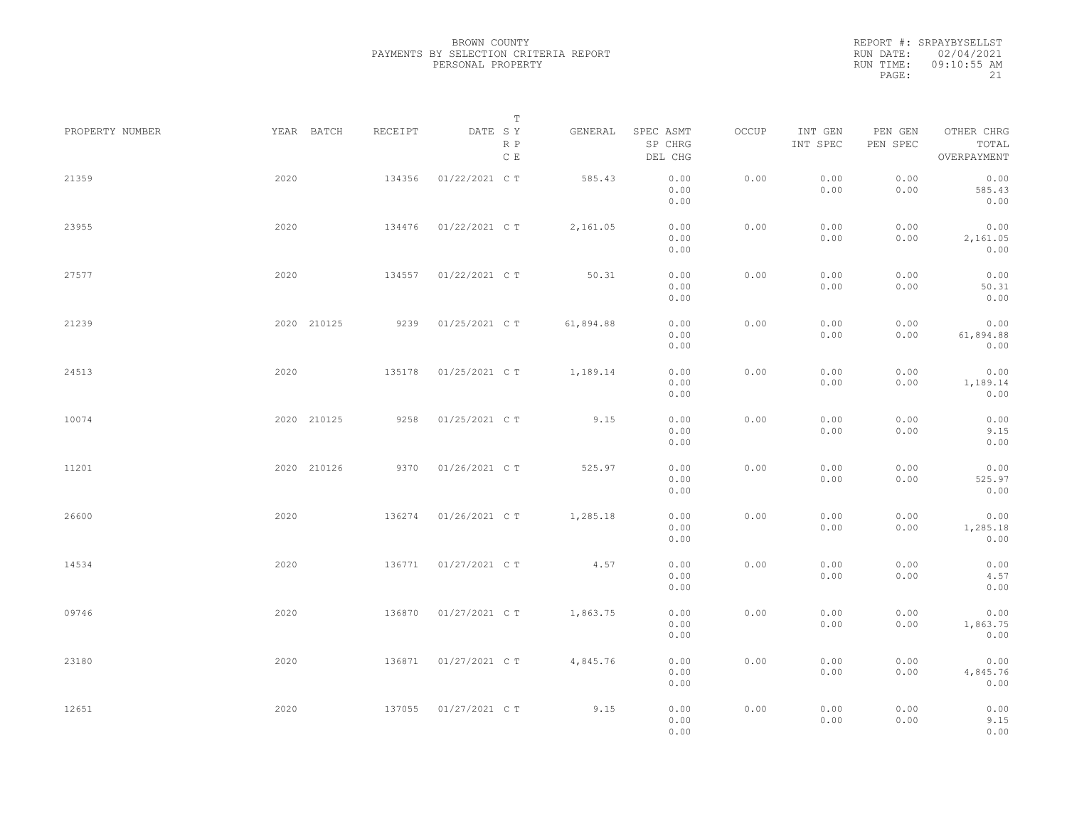BROWN COUNTY
PAYMENTS BY SELECTION CRITERIA REPORT
PERSONAL PROPERTY

REPORT #: SRPAYBYSELLST
RUN DATE: 02/04/2021
RUN TIME: 09:10:55 AM

| PROPERTY NUMBER | YEAR | BATCH | RECEIPT | DATE | T SY RP CE | GENERAL | SPEC ASMT<br>SP CHRG<br>DEL CHG | OCCUP | INT GEN<br>INT SPEC | PEN GEN<br>PEN SPEC | OTHER CHRG<br>TOTAL<br>OVERPAYMENT |
|---|---|---|---|---|---|---|---|---|---|---|---|
| 21359 | 2020 | | 134356 | 01/22/2021 | C T | 585.43 | 0.00<br>0.00<br>0.00 | 0.00 | 0.00<br>0.00 | 0.00<br>0.00 | 0.00<br>585.43<br>0.00 |
| 23955 | 2020 | | 134476 | 01/22/2021 | C T | 2,161.05 | 0.00<br>0.00<br>0.00 | 0.00 | 0.00<br>0.00 | 0.00<br>0.00 | 0.00<br>2,161.05<br>0.00 |
| 27577 | 2020 | | 134557 | 01/22/2021 | C T | 50.31 | 0.00<br>0.00<br>0.00 | 0.00 | 0.00<br>0.00 | 0.00<br>0.00 | 0.00<br>50.31<br>0.00 |
| 21239 | 2020 | 210125 | 9239 | 01/25/2021 | C T | 61,894.88 | 0.00<br>0.00<br>0.00 | 0.00 | 0.00<br>0.00 | 0.00<br>0.00 | 0.00<br>61,894.88<br>0.00 |
| 24513 | 2020 | | 135178 | 01/25/2021 | C T | 1,189.14 | 0.00<br>0.00<br>0.00 | 0.00 | 0.00<br>0.00 | 0.00<br>0.00 | 0.00<br>1,189.14<br>0.00 |
| 10074 | 2020 | 210125 | 9258 | 01/25/2021 | C T | 9.15 | 0.00<br>0.00<br>0.00 | 0.00 | 0.00<br>0.00 | 0.00<br>0.00 | 0.00<br>9.15<br>0.00 |
| 11201 | 2020 | 210126 | 9370 | 01/26/2021 | C T | 525.97 | 0.00<br>0.00<br>0.00 | 0.00 | 0.00<br>0.00 | 0.00<br>0.00 | 0.00<br>525.97<br>0.00 |
| 26600 | 2020 | | 136274 | 01/26/2021 | C T | 1,285.18 | 0.00<br>0.00<br>0.00 | 0.00 | 0.00<br>0.00 | 0.00<br>0.00 | 0.00<br>1,285.18<br>0.00 |
| 14534 | 2020 | | 136771 | 01/27/2021 | C T | 4.57 | 0.00<br>0.00<br>0.00 | 0.00 | 0.00<br>0.00 | 0.00<br>0.00 | 0.00<br>4.57<br>0.00 |
| 09746 | 2020 | | 136870 | 01/27/2021 | C T | 1,863.75 | 0.00<br>0.00<br>0.00 | 0.00 | 0.00<br>0.00 | 0.00<br>0.00 | 0.00<br>1,863.75<br>0.00 |
| 23180 | 2020 | | 136871 | 01/27/2021 | C T | 4,845.76 | 0.00<br>0.00<br>0.00 | 0.00 | 0.00<br>0.00 | 0.00<br>0.00 | 0.00<br>4,845.76<br>0.00 |
| 12651 | 2020 | | 137055 | 01/27/2021 | C T | 9.15 | 0.00<br>0.00<br>0.00 | 0.00 | 0.00<br>0.00 | 0.00<br>0.00 | 0.00<br>9.15<br>0.00 |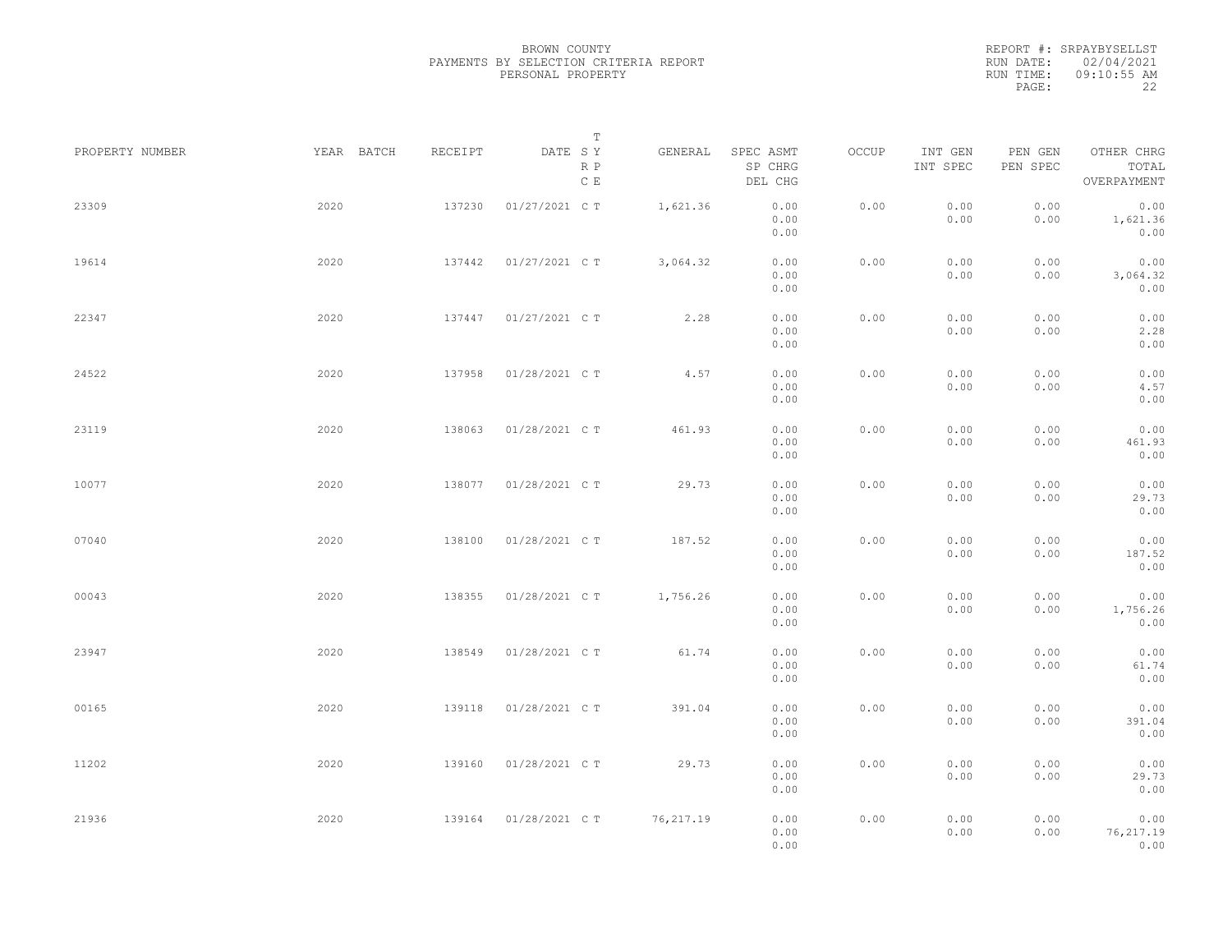BROWN COUNTY
PAYMENTS BY SELECTION CRITERIA REPORT
PERSONAL PROPERTY

REPORT #: SRPAYBYSELLST
RUN DATE: 02/04/2021
RUN TIME: 09:10:55 AM

| PROPERTY NUMBER | YEAR | BATCH | RECEIPT | DATE | T SY RP CE | GENERAL | SPEC ASMT / SP CHRG / DEL CHG | OCCUP | INT GEN / INT SPEC | PEN GEN / PEN SPEC | OTHER CHRG / TOTAL / OVERPAYMENT |
|---|---|---|---|---|---|---|---|---|---|---|---|
| 23309 | 2020 | | 137230 | 01/27/2021 | C T | 1,621.36 | 0.00 / 0.00 / 0.00 | 0.00 | 0.00 / 0.00 | 0.00 / 0.00 | 0.00 / 1,621.36 / 0.00 |
| 19614 | 2020 | | 137442 | 01/27/2021 | C T | 3,064.32 | 0.00 / 0.00 / 0.00 | 0.00 | 0.00 / 0.00 | 0.00 / 0.00 | 0.00 / 3,064.32 / 0.00 |
| 22347 | 2020 | | 137447 | 01/27/2021 | C T | 2.28 | 0.00 / 0.00 / 0.00 | 0.00 | 0.00 / 0.00 | 0.00 / 0.00 | 0.00 / 2.28 / 0.00 |
| 24522 | 2020 | | 137958 | 01/28/2021 | C T | 4.57 | 0.00 / 0.00 / 0.00 | 0.00 | 0.00 / 0.00 | 0.00 / 0.00 | 0.00 / 4.57 / 0.00 |
| 23119 | 2020 | | 138063 | 01/28/2021 | C T | 461.93 | 0.00 / 0.00 / 0.00 | 0.00 | 0.00 / 0.00 | 0.00 / 0.00 | 0.00 / 461.93 / 0.00 |
| 10077 | 2020 | | 138077 | 01/28/2021 | C T | 29.73 | 0.00 / 0.00 / 0.00 | 0.00 | 0.00 / 0.00 | 0.00 / 0.00 | 0.00 / 29.73 / 0.00 |
| 07040 | 2020 | | 138100 | 01/28/2021 | C T | 187.52 | 0.00 / 0.00 / 0.00 | 0.00 | 0.00 / 0.00 | 0.00 / 0.00 | 0.00 / 187.52 / 0.00 |
| 00043 | 2020 | | 138355 | 01/28/2021 | C T | 1,756.26 | 0.00 / 0.00 / 0.00 | 0.00 | 0.00 / 0.00 | 0.00 / 0.00 | 0.00 / 1,756.26 / 0.00 |
| 23947 | 2020 | | 138549 | 01/28/2021 | C T | 61.74 | 0.00 / 0.00 / 0.00 | 0.00 | 0.00 / 0.00 | 0.00 / 0.00 | 0.00 / 61.74 / 0.00 |
| 00165 | 2020 | | 139118 | 01/28/2021 | C T | 391.04 | 0.00 / 0.00 / 0.00 | 0.00 | 0.00 / 0.00 | 0.00 / 0.00 | 0.00 / 391.04 / 0.00 |
| 11202 | 2020 | | 139160 | 01/28/2021 | C T | 29.73 | 0.00 / 0.00 / 0.00 | 0.00 | 0.00 / 0.00 | 0.00 / 0.00 | 0.00 / 29.73 / 0.00 |
| 21936 | 2020 | | 139164 | 01/28/2021 | C T | 76,217.19 | 0.00 / 0.00 / 0.00 | 0.00 | 0.00 / 0.00 | 0.00 / 0.00 | 0.00 / 76,217.19 / 0.00 |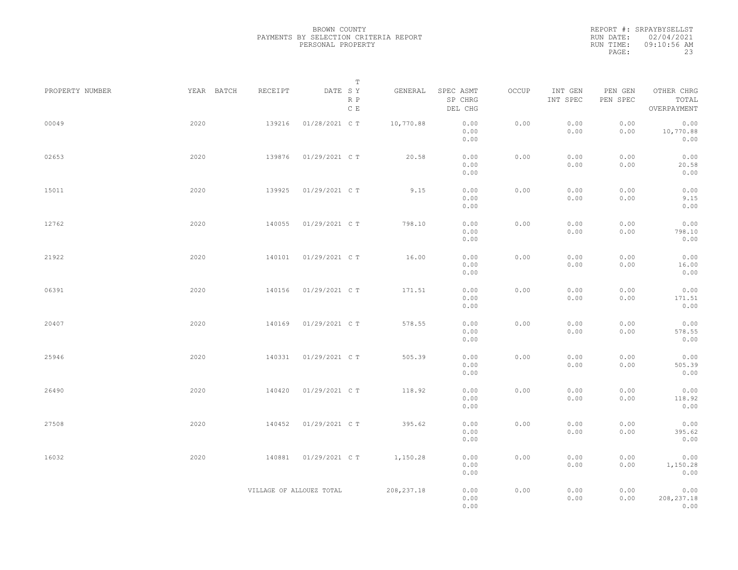BROWN COUNTY
PAYMENTS BY SELECTION CRITERIA REPORT
PERSONAL PROPERTY

REPORT #: SRPAYBYSELLST
RUN DATE: 02/04/2021
RUN TIME: 09:10:56 AM

| PROPERTY NUMBER | YEAR | BATCH | RECEIPT | DATE | T SY RP CE | GENERAL | SPEC ASMT / SP CHRG / DEL CHG | OCCUP | INT GEN / INT SPEC | PEN GEN / PEN SPEC | OTHER CHRG / TOTAL / OVERPAYMENT |
|---|---|---|---|---|---|---|---|---|---|---|---|
| 00049 | 2020 | | 139216 | 01/28/2021 | C T | 10,770.88 | 0.00 / 0.00 / 0.00 | 0.00 | 0.00 / 0.00 | 0.00 / 0.00 | 0.00 / 10,770.88 / 0.00 |
| 02653 | 2020 | | 139876 | 01/29/2021 | C T | 20.58 | 0.00 / 0.00 / 0.00 | 0.00 | 0.00 / 0.00 | 0.00 / 0.00 | 0.00 / 20.58 / 0.00 |
| 15011 | 2020 | | 139925 | 01/29/2021 | C T | 9.15 | 0.00 / 0.00 / 0.00 | 0.00 | 0.00 / 0.00 | 0.00 / 0.00 | 0.00 / 9.15 / 0.00 |
| 12762 | 2020 | | 140055 | 01/29/2021 | C T | 798.10 | 0.00 / 0.00 / 0.00 | 0.00 | 0.00 / 0.00 | 0.00 / 0.00 | 0.00 / 798.10 / 0.00 |
| 21922 | 2020 | | 140101 | 01/29/2021 | C T | 16.00 | 0.00 / 0.00 / 0.00 | 0.00 | 0.00 / 0.00 | 0.00 / 0.00 | 0.00 / 16.00 / 0.00 |
| 06391 | 2020 | | 140156 | 01/29/2021 | C T | 171.51 | 0.00 / 0.00 / 0.00 | 0.00 | 0.00 / 0.00 | 0.00 / 0.00 | 0.00 / 171.51 / 0.00 |
| 20407 | 2020 | | 140169 | 01/29/2021 | C T | 578.55 | 0.00 / 0.00 / 0.00 | 0.00 | 0.00 / 0.00 | 0.00 / 0.00 | 0.00 / 578.55 / 0.00 |
| 25946 | 2020 | | 140331 | 01/29/2021 | C T | 505.39 | 0.00 / 0.00 / 0.00 | 0.00 | 0.00 / 0.00 | 0.00 / 0.00 | 0.00 / 505.39 / 0.00 |
| 26490 | 2020 | | 140420 | 01/29/2021 | C T | 118.92 | 0.00 / 0.00 / 0.00 | 0.00 | 0.00 / 0.00 | 0.00 / 0.00 | 0.00 / 118.92 / 0.00 |
| 27508 | 2020 | | 140452 | 01/29/2021 | C T | 395.62 | 0.00 / 0.00 / 0.00 | 0.00 | 0.00 / 0.00 | 0.00 / 0.00 | 0.00 / 395.62 / 0.00 |
| 16032 | 2020 | | 140881 | 01/29/2021 | C T | 1,150.28 | 0.00 / 0.00 / 0.00 | 0.00 | 0.00 / 0.00 | 0.00 / 0.00 | 0.00 / 1,150.28 / 0.00 |
| | | | VILLAGE OF ALLOUEZ TOTAL | | | 208,237.18 | 0.00 / 0.00 / 0.00 | 0.00 | 0.00 / 0.00 | 0.00 / 0.00 | 0.00 / 208,237.18 / 0.00 |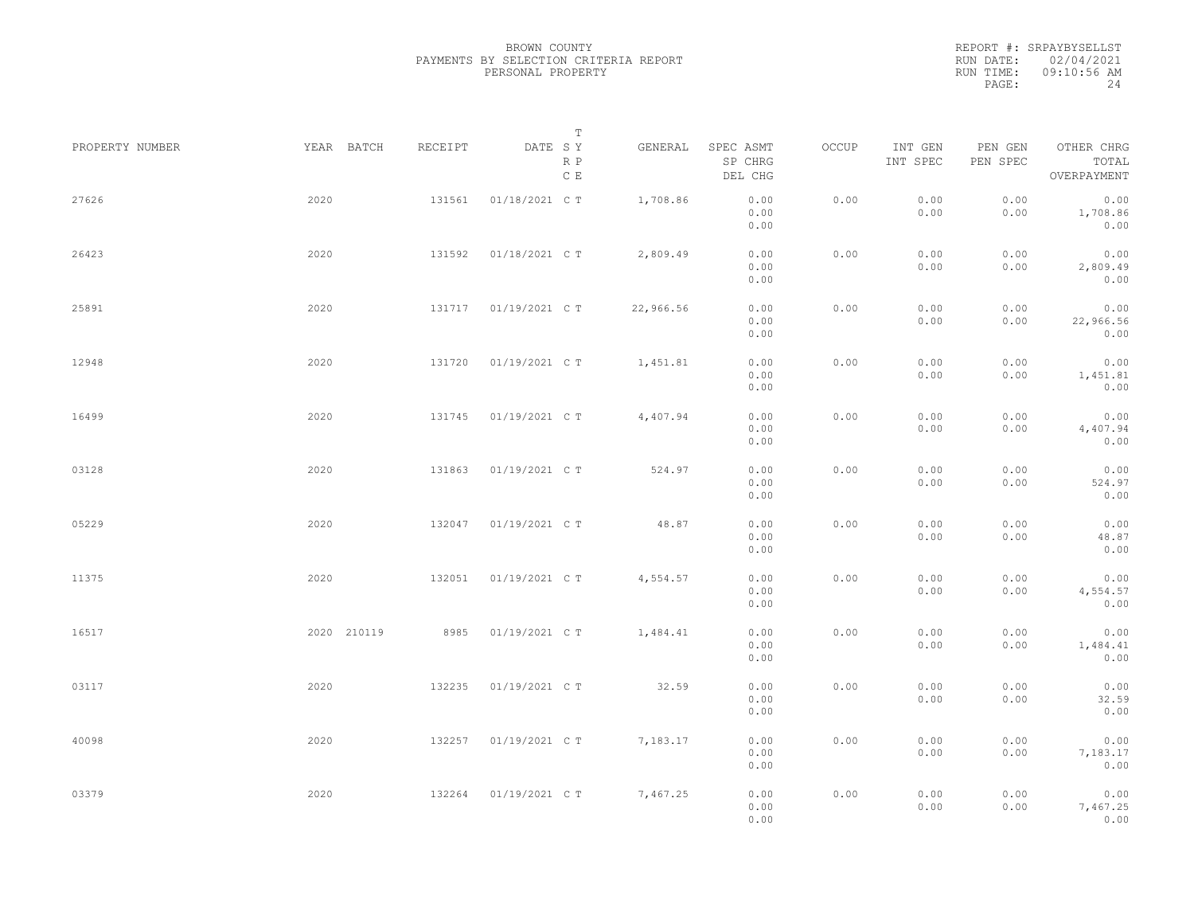BROWN COUNTY
PAYMENTS BY SELECTION CRITERIA REPORT
PERSONAL PROPERTY

REPORT #: SRPAYBYSELLST
RUN DATE: 02/04/2021
RUN TIME: 09:10:56 AM

| PROPERTY NUMBER | YEAR | BATCH | RECEIPT | DATE | T SY RP CE | GENERAL | SPEC ASMT / SP CHRG / DEL CHG | OCCUP | INT GEN / INT SPEC | PEN GEN / PEN SPEC | OTHER CHRG / TOTAL / OVERPAYMENT |
|---|---|---|---|---|---|---|---|---|---|---|---|
| 27626 | 2020 | | 131561 | 01/18/2021 | C T | 1,708.86 | 0.00 / 0.00 / 0.00 | 0.00 | 0.00 / 0.00 | 0.00 / 0.00 | 0.00 / 1,708.86 / 0.00 |
| 26423 | 2020 | | 131592 | 01/18/2021 | C T | 2,809.49 | 0.00 / 0.00 / 0.00 | 0.00 | 0.00 / 0.00 | 0.00 / 0.00 | 0.00 / 2,809.49 / 0.00 |
| 25891 | 2020 | | 131717 | 01/19/2021 | C T | 22,966.56 | 0.00 / 0.00 / 0.00 | 0.00 | 0.00 / 0.00 | 0.00 / 0.00 | 0.00 / 22,966.56 / 0.00 |
| 12948 | 2020 | | 131720 | 01/19/2021 | C T | 1,451.81 | 0.00 / 0.00 / 0.00 | 0.00 | 0.00 / 0.00 | 0.00 / 0.00 | 0.00 / 1,451.81 / 0.00 |
| 16499 | 2020 | | 131745 | 01/19/2021 | C T | 4,407.94 | 0.00 / 0.00 / 0.00 | 0.00 | 0.00 / 0.00 | 0.00 / 0.00 | 0.00 / 4,407.94 / 0.00 |
| 03128 | 2020 | | 131863 | 01/19/2021 | C T | 524.97 | 0.00 / 0.00 / 0.00 | 0.00 | 0.00 / 0.00 | 0.00 / 0.00 | 0.00 / 524.97 / 0.00 |
| 05229 | 2020 | | 132047 | 01/19/2021 | C T | 48.87 | 0.00 / 0.00 / 0.00 | 0.00 | 0.00 / 0.00 | 0.00 / 0.00 | 0.00 / 48.87 / 0.00 |
| 11375 | 2020 | | 132051 | 01/19/2021 | C T | 4,554.57 | 0.00 / 0.00 / 0.00 | 0.00 | 0.00 / 0.00 | 0.00 / 0.00 | 0.00 / 4,554.57 / 0.00 |
| 16517 | 2020 | 210119 | 8985 | 01/19/2021 | C T | 1,484.41 | 0.00 / 0.00 / 0.00 | 0.00 | 0.00 / 0.00 | 0.00 / 0.00 | 0.00 / 1,484.41 / 0.00 |
| 03117 | 2020 | | 132235 | 01/19/2021 | C T | 32.59 | 0.00 / 0.00 / 0.00 | 0.00 | 0.00 / 0.00 | 0.00 / 0.00 | 0.00 / 32.59 / 0.00 |
| 40098 | 2020 | | 132257 | 01/19/2021 | C T | 7,183.17 | 0.00 / 0.00 / 0.00 | 0.00 | 0.00 / 0.00 | 0.00 / 0.00 | 0.00 / 7,183.17 / 0.00 |
| 03379 | 2020 | | 132264 | 01/19/2021 | C T | 7,467.25 | 0.00 / 0.00 / 0.00 | 0.00 | 0.00 / 0.00 | 0.00 / 0.00 | 0.00 / 7,467.25 / 0.00 |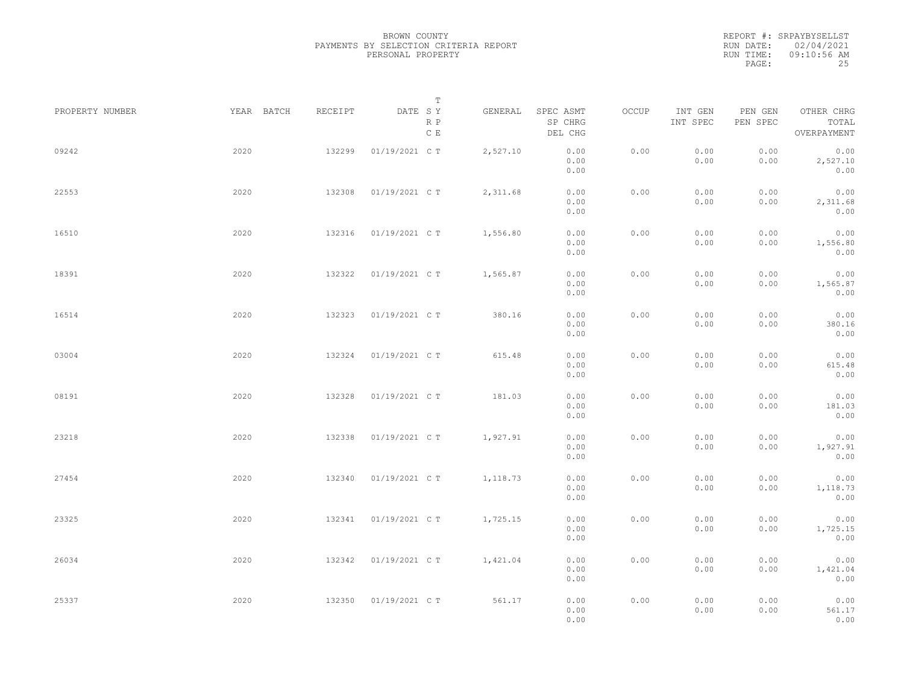BROWN COUNTY
PAYMENTS BY SELECTION CRITERIA REPORT
PERSONAL PROPERTY

REPORT #: SRPAYBYSELLST
RUN DATE: 02/04/2021
RUN TIME: 09:10:56 AM

| PROPERTY NUMBER | YEAR | BATCH | RECEIPT | DATE | T S Y R P C E | GENERAL | SPEC ASMT / SP CHRG / DEL CHG | OCCUP | INT GEN / INT SPEC | PEN GEN / PEN SPEC | OTHER CHRG / TOTAL / OVERPAYMENT |
|---|---|---|---|---|---|---|---|---|---|---|---|
| 09242 | 2020 | | 132299 | 01/19/2021 | C T | 2,527.10 | 0.00 / 0.00 / 0.00 | 0.00 | 0.00 / 0.00 | 0.00 / 0.00 | 0.00 / 2,527.10 / 0.00 |
| 22553 | 2020 | | 132308 | 01/19/2021 | C T | 2,311.68 | 0.00 / 0.00 / 0.00 | 0.00 | 0.00 / 0.00 | 0.00 / 0.00 | 0.00 / 2,311.68 / 0.00 |
| 16510 | 2020 | | 132316 | 01/19/2021 | C T | 1,556.80 | 0.00 / 0.00 / 0.00 | 0.00 | 0.00 / 0.00 | 0.00 / 0.00 | 0.00 / 1,556.80 / 0.00 |
| 18391 | 2020 | | 132322 | 01/19/2021 | C T | 1,565.87 | 0.00 / 0.00 / 0.00 | 0.00 | 0.00 / 0.00 | 0.00 / 0.00 | 0.00 / 1,565.87 / 0.00 |
| 16514 | 2020 | | 132323 | 01/19/2021 | C T | 380.16 | 0.00 / 0.00 / 0.00 | 0.00 | 0.00 / 0.00 | 0.00 / 0.00 | 0.00 / 380.16 / 0.00 |
| 03004 | 2020 | | 132324 | 01/19/2021 | C T | 615.48 | 0.00 / 0.00 / 0.00 | 0.00 | 0.00 / 0.00 | 0.00 / 0.00 | 0.00 / 615.48 / 0.00 |
| 08191 | 2020 | | 132328 | 01/19/2021 | C T | 181.03 | 0.00 / 0.00 / 0.00 | 0.00 | 0.00 / 0.00 | 0.00 / 0.00 | 0.00 / 181.03 / 0.00 |
| 23218 | 2020 | | 132338 | 01/19/2021 | C T | 1,927.91 | 0.00 / 0.00 / 0.00 | 0.00 | 0.00 / 0.00 | 0.00 / 0.00 | 0.00 / 1,927.91 / 0.00 |
| 27454 | 2020 | | 132340 | 01/19/2021 | C T | 1,118.73 | 0.00 / 0.00 / 0.00 | 0.00 | 0.00 / 0.00 | 0.00 / 0.00 | 0.00 / 1,118.73 / 0.00 |
| 23325 | 2020 | | 132341 | 01/19/2021 | C T | 1,725.15 | 0.00 / 0.00 / 0.00 | 0.00 | 0.00 / 0.00 | 0.00 / 0.00 | 0.00 / 1,725.15 / 0.00 |
| 26034 | 2020 | | 132342 | 01/19/2021 | C T | 1,421.04 | 0.00 / 0.00 / 0.00 | 0.00 | 0.00 / 0.00 | 0.00 / 0.00 | 0.00 / 1,421.04 / 0.00 |
| 25337 | 2020 | | 132350 | 01/19/2021 | C T | 561.17 | 0.00 / 0.00 / 0.00 | 0.00 | 0.00 / 0.00 | 0.00 / 0.00 | 0.00 / 561.17 / 0.00 |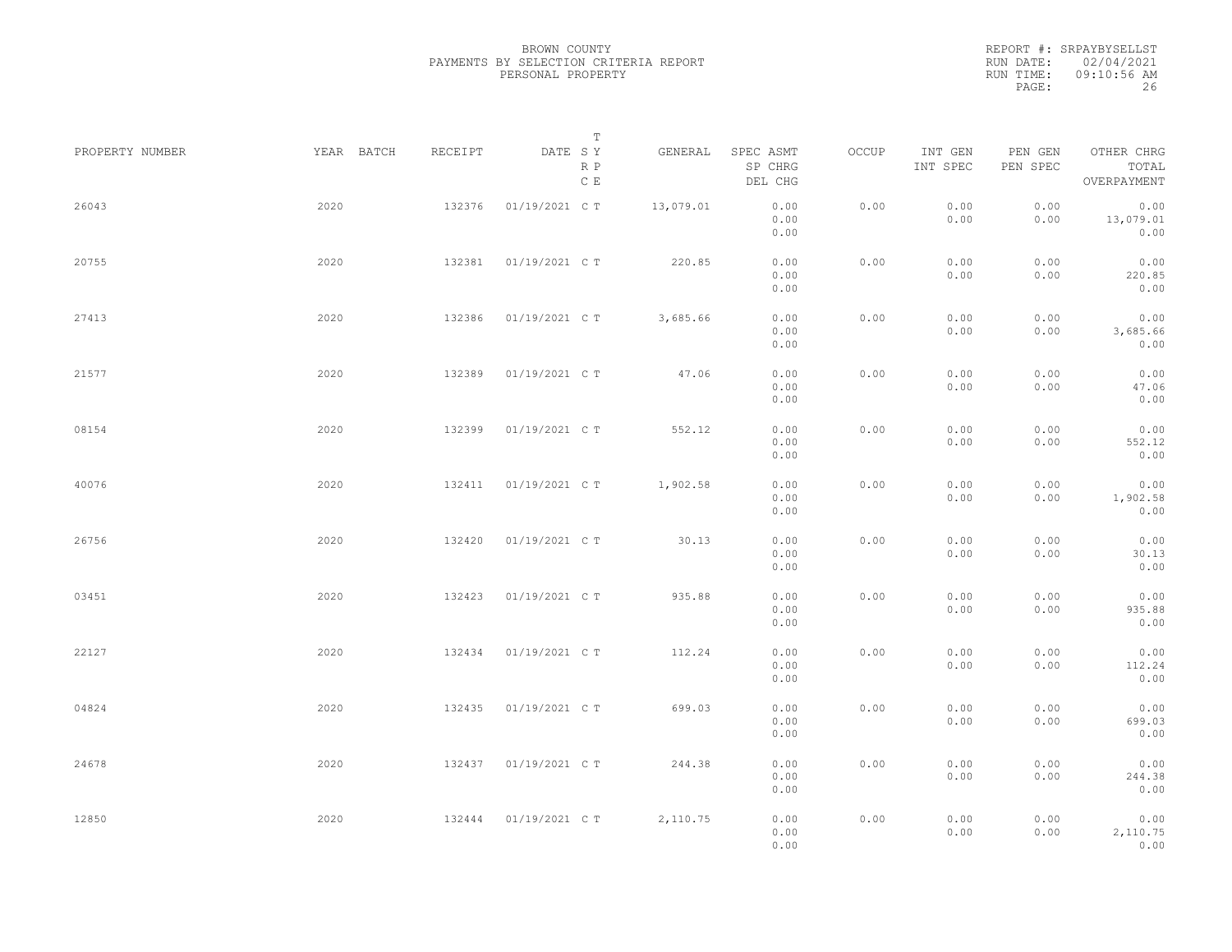BROWN COUNTY
PAYMENTS BY SELECTION CRITERIA REPORT
PERSONAL PROPERTY

REPORT #: SRPAYBYSELLST
RUN DATE: 02/04/2021
RUN TIME: 09:10:56 AM

| PROPERTY NUMBER | YEAR | BATCH | RECEIPT | DATE | T SY RP CE | GENERAL | SPEC ASMT / SP CHRG / DEL CHG | OCCUP | INT GEN / INT SPEC | PEN GEN / PEN SPEC | OTHER CHRG / TOTAL / OVERPAYMENT |
|---|---|---|---|---|---|---|---|---|---|---|---|
| 26043 | 2020 | | 132376 | 01/19/2021 | C T | 13,079.01 | 0.00 / 0.00 / 0.00 | 0.00 | 0.00 / 0.00 | 0.00 / 0.00 | 0.00 / 13,079.01 / 0.00 |
| 20755 | 2020 | | 132381 | 01/19/2021 | C T | 220.85 | 0.00 / 0.00 / 0.00 | 0.00 | 0.00 / 0.00 | 0.00 / 0.00 | 0.00 / 220.85 / 0.00 |
| 27413 | 2020 | | 132386 | 01/19/2021 | C T | 3,685.66 | 0.00 / 0.00 / 0.00 | 0.00 | 0.00 / 0.00 | 0.00 / 0.00 | 0.00 / 3,685.66 / 0.00 |
| 21577 | 2020 | | 132389 | 01/19/2021 | C T | 47.06 | 0.00 / 0.00 / 0.00 | 0.00 | 0.00 / 0.00 | 0.00 / 0.00 | 0.00 / 47.06 / 0.00 |
| 08154 | 2020 | | 132399 | 01/19/2021 | C T | 552.12 | 0.00 / 0.00 / 0.00 | 0.00 | 0.00 / 0.00 | 0.00 / 0.00 | 0.00 / 552.12 / 0.00 |
| 40076 | 2020 | | 132411 | 01/19/2021 | C T | 1,902.58 | 0.00 / 0.00 / 0.00 | 0.00 | 0.00 / 0.00 | 0.00 / 0.00 | 0.00 / 1,902.58 / 0.00 |
| 26756 | 2020 | | 132420 | 01/19/2021 | C T | 30.13 | 0.00 / 0.00 / 0.00 | 0.00 | 0.00 / 0.00 | 0.00 / 0.00 | 0.00 / 30.13 / 0.00 |
| 03451 | 2020 | | 132423 | 01/19/2021 | C T | 935.88 | 0.00 / 0.00 / 0.00 | 0.00 | 0.00 / 0.00 | 0.00 / 0.00 | 0.00 / 935.88 / 0.00 |
| 22127 | 2020 | | 132434 | 01/19/2021 | C T | 112.24 | 0.00 / 0.00 / 0.00 | 0.00 | 0.00 / 0.00 | 0.00 / 0.00 | 0.00 / 112.24 / 0.00 |
| 04824 | 2020 | | 132435 | 01/19/2021 | C T | 699.03 | 0.00 / 0.00 / 0.00 | 0.00 | 0.00 / 0.00 | 0.00 / 0.00 | 0.00 / 699.03 / 0.00 |
| 24678 | 2020 | | 132437 | 01/19/2021 | C T | 244.38 | 0.00 / 0.00 / 0.00 | 0.00 | 0.00 / 0.00 | 0.00 / 0.00 | 0.00 / 244.38 / 0.00 |
| 12850 | 2020 | | 132444 | 01/19/2021 | C T | 2,110.75 | 0.00 / 0.00 / 0.00 | 0.00 | 0.00 / 0.00 | 0.00 / 0.00 | 0.00 / 2,110.75 / 0.00 |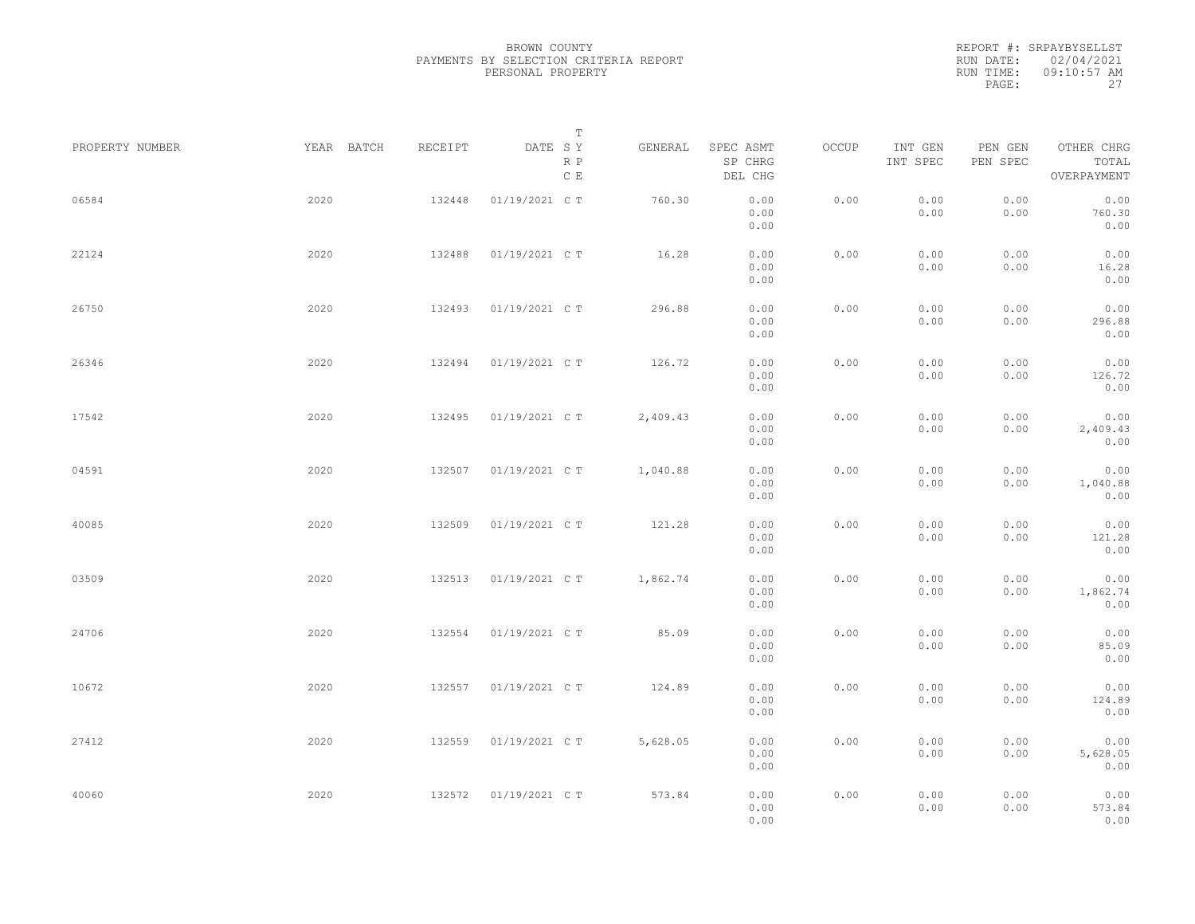BROWN COUNTY
PAYMENTS BY SELECTION CRITERIA REPORT
PERSONAL PROPERTY

REPORT #: SRPAYBYSELLST
RUN DATE: 02/04/2021
RUN TIME: 09:10:57 AM

| PROPERTY NUMBER | YEAR | BATCH | RECEIPT | DATE | T S Y R P C E | GENERAL | SPEC ASMT SP CHRG DEL CHG | OCCUP | INT GEN INT SPEC | PEN GEN PEN SPEC | OTHER CHRG TOTAL OVERPAYMENT |
|---|---|---|---|---|---|---|---|---|---|---|---|
| 06584 | 2020 | | 132448 | 01/19/2021 | C T | 760.30 | 0.00 0.00 0.00 | 0.00 | 0.00 0.00 | 0.00 0.00 | 0.00 760.30 0.00 |
| 22124 | 2020 | | 132488 | 01/19/2021 | C T | 16.28 | 0.00 0.00 0.00 | 0.00 | 0.00 0.00 | 0.00 0.00 | 0.00 16.28 0.00 |
| 26750 | 2020 | | 132493 | 01/19/2021 | C T | 296.88 | 0.00 0.00 0.00 | 0.00 | 0.00 0.00 | 0.00 0.00 | 0.00 296.88 0.00 |
| 26346 | 2020 | | 132494 | 01/19/2021 | C T | 126.72 | 0.00 0.00 0.00 | 0.00 | 0.00 0.00 | 0.00 0.00 | 0.00 126.72 0.00 |
| 17542 | 2020 | | 132495 | 01/19/2021 | C T | 2,409.43 | 0.00 0.00 0.00 | 0.00 | 0.00 0.00 | 0.00 0.00 | 0.00 2,409.43 0.00 |
| 04591 | 2020 | | 132507 | 01/19/2021 | C T | 1,040.88 | 0.00 0.00 0.00 | 0.00 | 0.00 0.00 | 0.00 0.00 | 0.00 1,040.88 0.00 |
| 40085 | 2020 | | 132509 | 01/19/2021 | C T | 121.28 | 0.00 0.00 0.00 | 0.00 | 0.00 0.00 | 0.00 0.00 | 0.00 121.28 0.00 |
| 03509 | 2020 | | 132513 | 01/19/2021 | C T | 1,862.74 | 0.00 0.00 0.00 | 0.00 | 0.00 0.00 | 0.00 0.00 | 0.00 1,862.74 0.00 |
| 24706 | 2020 | | 132554 | 01/19/2021 | C T | 85.09 | 0.00 0.00 0.00 | 0.00 | 0.00 0.00 | 0.00 0.00 | 0.00 85.09 0.00 |
| 10672 | 2020 | | 132557 | 01/19/2021 | C T | 124.89 | 0.00 0.00 0.00 | 0.00 | 0.00 0.00 | 0.00 0.00 | 0.00 124.89 0.00 |
| 27412 | 2020 | | 132559 | 01/19/2021 | C T | 5,628.05 | 0.00 0.00 0.00 | 0.00 | 0.00 0.00 | 0.00 0.00 | 0.00 5,628.05 0.00 |
| 40060 | 2020 | | 132572 | 01/19/2021 | C T | 573.84 | 0.00 0.00 0.00 | 0.00 | 0.00 0.00 | 0.00 0.00 | 0.00 573.84 0.00 |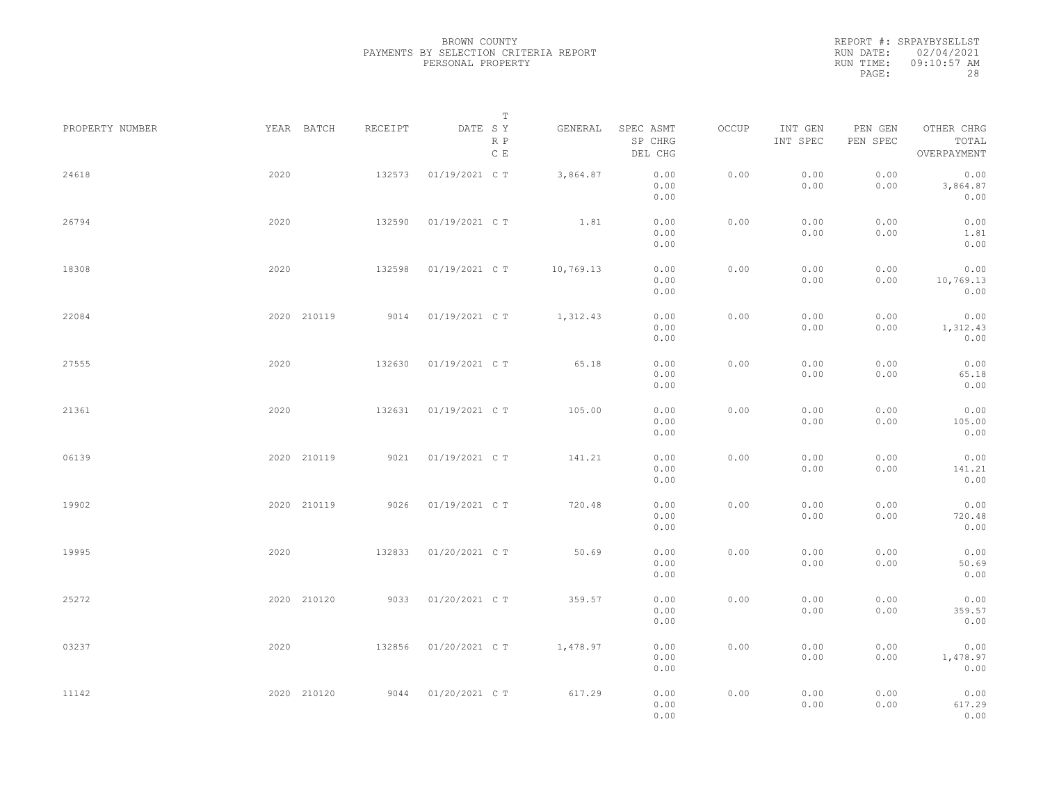BROWN COUNTY
PAYMENTS BY SELECTION CRITERIA REPORT
PERSONAL PROPERTY

REPORT #: SRPAYBYSELLST
RUN DATE: 02/04/2021
RUN TIME: 09:10:57 AM

| PROPERTY NUMBER | YEAR | BATCH | RECEIPT | DATE | T SY RP CE | GENERAL | SPEC ASMT / SP CHRG / DEL CHG | OCCUP | INT GEN / INT SPEC | PEN GEN / PEN SPEC | OTHER CHRG / TOTAL / OVERPAYMENT |
|---|---|---|---|---|---|---|---|---|---|---|---|
| 24618 | 2020 | | 132573 | 01/19/2021 | C T | 3,864.87 | 0.00 / 0.00 / 0.00 | 0.00 | 0.00 / 0.00 | 0.00 / 0.00 | 0.00 / 3,864.87 / 0.00 |
| 26794 | 2020 | | 132590 | 01/19/2021 | C T | 1.81 | 0.00 / 0.00 / 0.00 | 0.00 | 0.00 / 0.00 | 0.00 / 0.00 | 0.00 / 1.81 / 0.00 |
| 18308 | 2020 | | 132598 | 01/19/2021 | C T | 10,769.13 | 0.00 / 0.00 / 0.00 | 0.00 | 0.00 / 0.00 | 0.00 / 0.00 | 0.00 / 10,769.13 / 0.00 |
| 22084 | 2020 | 210119 | 9014 | 01/19/2021 | C T | 1,312.43 | 0.00 / 0.00 / 0.00 | 0.00 | 0.00 / 0.00 | 0.00 / 0.00 | 0.00 / 1,312.43 / 0.00 |
| 27555 | 2020 | | 132630 | 01/19/2021 | C T | 65.18 | 0.00 / 0.00 / 0.00 | 0.00 | 0.00 / 0.00 | 0.00 / 0.00 | 0.00 / 65.18 / 0.00 |
| 21361 | 2020 | | 132631 | 01/19/2021 | C T | 105.00 | 0.00 / 0.00 / 0.00 | 0.00 | 0.00 / 0.00 | 0.00 / 0.00 | 0.00 / 105.00 / 0.00 |
| 06139 | 2020 | 210119 | 9021 | 01/19/2021 | C T | 141.21 | 0.00 / 0.00 / 0.00 | 0.00 | 0.00 / 0.00 | 0.00 / 0.00 | 0.00 / 141.21 / 0.00 |
| 19902 | 2020 | 210119 | 9026 | 01/19/2021 | C T | 720.48 | 0.00 / 0.00 / 0.00 | 0.00 | 0.00 / 0.00 | 0.00 / 0.00 | 0.00 / 720.48 / 0.00 |
| 19995 | 2020 | | 132833 | 01/20/2021 | C T | 50.69 | 0.00 / 0.00 / 0.00 | 0.00 | 0.00 / 0.00 | 0.00 / 0.00 | 0.00 / 50.69 / 0.00 |
| 25272 | 2020 | 210120 | 9033 | 01/20/2021 | C T | 359.57 | 0.00 / 0.00 / 0.00 | 0.00 | 0.00 / 0.00 | 0.00 / 0.00 | 0.00 / 359.57 / 0.00 |
| 03237 | 2020 | | 132856 | 01/20/2021 | C T | 1,478.97 | 0.00 / 0.00 / 0.00 | 0.00 | 0.00 / 0.00 | 0.00 / 0.00 | 0.00 / 1,478.97 / 0.00 |
| 11142 | 2020 | 210120 | 9044 | 01/20/2021 | C T | 617.29 | 0.00 / 0.00 / 0.00 | 0.00 | 0.00 / 0.00 | 0.00 / 0.00 | 0.00 / 617.29 / 0.00 |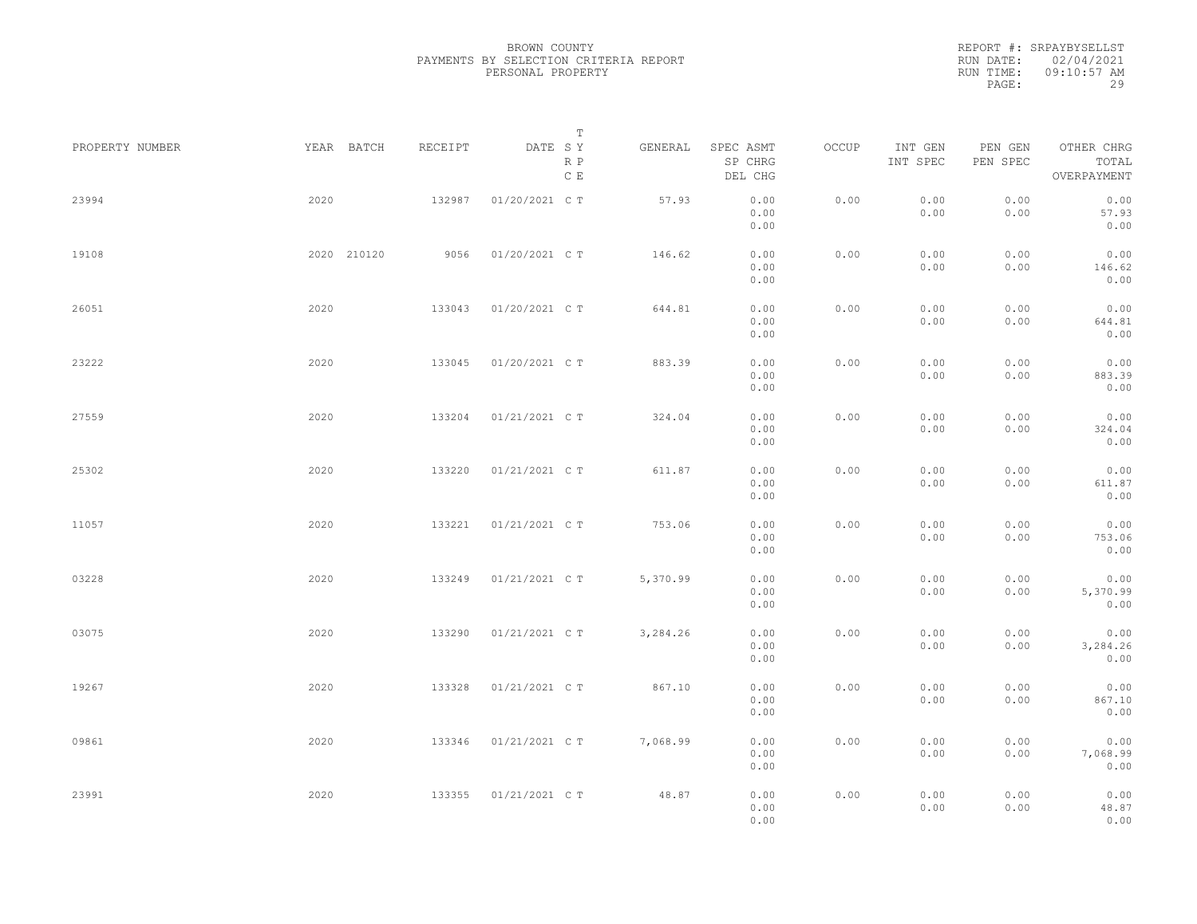BROWN COUNTY
PAYMENTS BY SELECTION CRITERIA REPORT
PERSONAL PROPERTY

REPORT #: SRPAYBYSELLST
RUN DATE: 02/04/2021
RUN TIME: 09:10:57 AM

| PROPERTY NUMBER | YEAR | BATCH | RECEIPT | DATE | T SY RP CE | GENERAL | SPEC ASMT / SP CHRG / DEL CHG | OCCUP | INT GEN / INT SPEC | PEN GEN / PEN SPEC | OTHER CHRG / TOTAL / OVERPAYMENT |
|---|---|---|---|---|---|---|---|---|---|---|---|
| 23994 | 2020 | | 132987 | 01/20/2021 | C T | 57.93 | 0.00 / 0.00 / 0.00 | 0.00 | 0.00 / 0.00 | 0.00 / 0.00 | 0.00 / 57.93 / 0.00 |
| 19108 | 2020 | 210120 | 9056 | 01/20/2021 | C T | 146.62 | 0.00 / 0.00 / 0.00 | 0.00 | 0.00 / 0.00 | 0.00 / 0.00 | 0.00 / 146.62 / 0.00 |
| 26051 | 2020 | | 133043 | 01/20/2021 | C T | 644.81 | 0.00 / 0.00 / 0.00 | 0.00 | 0.00 / 0.00 | 0.00 / 0.00 | 0.00 / 644.81 / 0.00 |
| 23222 | 2020 | | 133045 | 01/20/2021 | C T | 883.39 | 0.00 / 0.00 / 0.00 | 0.00 | 0.00 / 0.00 | 0.00 / 0.00 | 0.00 / 883.39 / 0.00 |
| 27559 | 2020 | | 133204 | 01/21/2021 | C T | 324.04 | 0.00 / 0.00 / 0.00 | 0.00 | 0.00 / 0.00 | 0.00 / 0.00 | 0.00 / 324.04 / 0.00 |
| 25302 | 2020 | | 133220 | 01/21/2021 | C T | 611.87 | 0.00 / 0.00 / 0.00 | 0.00 | 0.00 / 0.00 | 0.00 / 0.00 | 0.00 / 611.87 / 0.00 |
| 11057 | 2020 | | 133221 | 01/21/2021 | C T | 753.06 | 0.00 / 0.00 / 0.00 | 0.00 | 0.00 / 0.00 | 0.00 / 0.00 | 0.00 / 753.06 / 0.00 |
| 03228 | 2020 | | 133249 | 01/21/2021 | C T | 5,370.99 | 0.00 / 0.00 / 0.00 | 0.00 | 0.00 / 0.00 | 0.00 / 0.00 | 0.00 / 5,370.99 / 0.00 |
| 03075 | 2020 | | 133290 | 01/21/2021 | C T | 3,284.26 | 0.00 / 0.00 / 0.00 | 0.00 | 0.00 / 0.00 | 0.00 / 0.00 | 0.00 / 3,284.26 / 0.00 |
| 19267 | 2020 | | 133328 | 01/21/2021 | C T | 867.10 | 0.00 / 0.00 / 0.00 | 0.00 | 0.00 / 0.00 | 0.00 / 0.00 | 0.00 / 867.10 / 0.00 |
| 09861 | 2020 | | 133346 | 01/21/2021 | C T | 7,068.99 | 0.00 / 0.00 / 0.00 | 0.00 | 0.00 / 0.00 | 0.00 / 0.00 | 0.00 / 7,068.99 / 0.00 |
| 23991 | 2020 | | 133355 | 01/21/2021 | C T | 48.87 | 0.00 / 0.00 / 0.00 | 0.00 | 0.00 / 0.00 | 0.00 / 0.00 | 0.00 / 48.87 / 0.00 |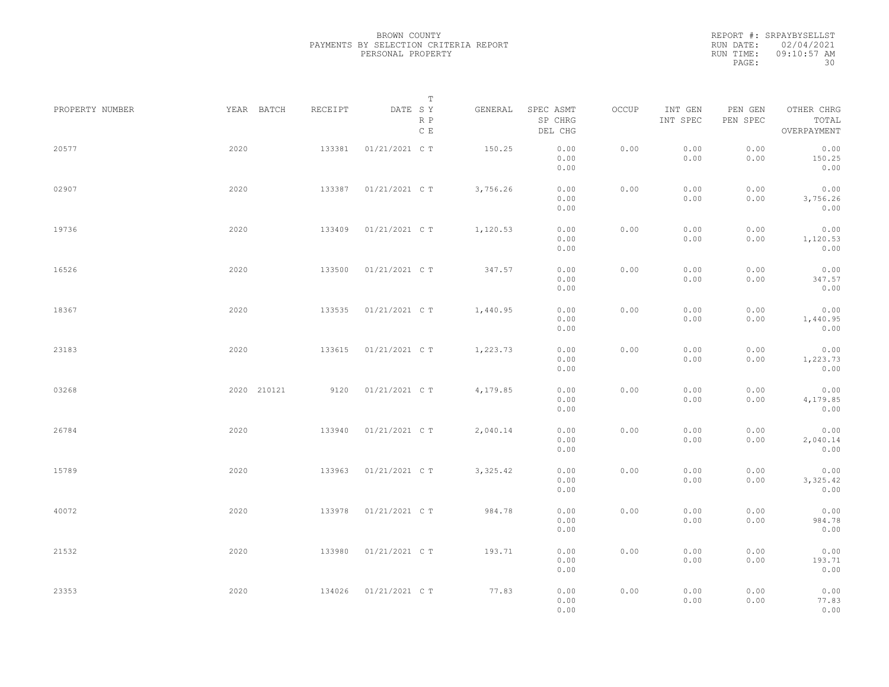BROWN COUNTY
PAYMENTS BY SELECTION CRITERIA REPORT
PERSONAL PROPERTY

REPORT #: SRPAYBYSELLST
RUN DATE: 02/04/2021
RUN TIME: 09:10:57 AM

| PROPERTY NUMBER | YEAR | BATCH | RECEIPT | DATE | T SY RP CE | GENERAL | SPEC ASMT / SP CHRG / DEL CHG | OCCUP | INT GEN / INT SPEC | PEN GEN / PEN SPEC | OTHER CHRG / TOTAL / OVERPAYMENT |
|---|---|---|---|---|---|---|---|---|---|---|---|
| 20577 | 2020 | | 133381 | 01/21/2021 | C T | 150.25 | 0.00 / 0.00 / 0.00 | 0.00 | 0.00 / 0.00 | 0.00 / 0.00 | 0.00 / 150.25 / 0.00 |
| 02907 | 2020 | | 133387 | 01/21/2021 | C T | 3,756.26 | 0.00 / 0.00 / 0.00 | 0.00 | 0.00 / 0.00 | 0.00 / 0.00 | 0.00 / 3,756.26 / 0.00 |
| 19736 | 2020 | | 133409 | 01/21/2021 | C T | 1,120.53 | 0.00 / 0.00 / 0.00 | 0.00 | 0.00 / 0.00 | 0.00 / 0.00 | 0.00 / 1,120.53 / 0.00 |
| 16526 | 2020 | | 133500 | 01/21/2021 | C T | 347.57 | 0.00 / 0.00 / 0.00 | 0.00 | 0.00 / 0.00 | 0.00 / 0.00 | 0.00 / 347.57 / 0.00 |
| 18367 | 2020 | | 133535 | 01/21/2021 | C T | 1,440.95 | 0.00 / 0.00 / 0.00 | 0.00 | 0.00 / 0.00 | 0.00 / 0.00 | 0.00 / 1,440.95 / 0.00 |
| 23183 | 2020 | | 133615 | 01/21/2021 | C T | 1,223.73 | 0.00 / 0.00 / 0.00 | 0.00 | 0.00 / 0.00 | 0.00 / 0.00 | 0.00 / 1,223.73 / 0.00 |
| 03268 | 2020 | 210121 | 9120 | 01/21/2021 | C T | 4,179.85 | 0.00 / 0.00 / 0.00 | 0.00 | 0.00 / 0.00 | 0.00 / 0.00 | 0.00 / 4,179.85 / 0.00 |
| 26784 | 2020 | | 133940 | 01/21/2021 | C T | 2,040.14 | 0.00 / 0.00 / 0.00 | 0.00 | 0.00 / 0.00 | 0.00 / 0.00 | 0.00 / 2,040.14 / 0.00 |
| 15789 | 2020 | | 133963 | 01/21/2021 | C T | 3,325.42 | 0.00 / 0.00 / 0.00 | 0.00 | 0.00 / 0.00 | 0.00 / 0.00 | 0.00 / 3,325.42 / 0.00 |
| 40072 | 2020 | | 133978 | 01/21/2021 | C T | 984.78 | 0.00 / 0.00 / 0.00 | 0.00 | 0.00 / 0.00 | 0.00 / 0.00 | 0.00 / 984.78 / 0.00 |
| 21532 | 2020 | | 133980 | 01/21/2021 | C T | 193.71 | 0.00 / 0.00 / 0.00 | 0.00 | 0.00 / 0.00 | 0.00 / 0.00 | 0.00 / 193.71 / 0.00 |
| 23353 | 2020 | | 134026 | 01/21/2021 | C T | 77.83 | 0.00 / 0.00 / 0.00 | 0.00 | 0.00 / 0.00 | 0.00 / 0.00 | 0.00 / 77.83 / 0.00 |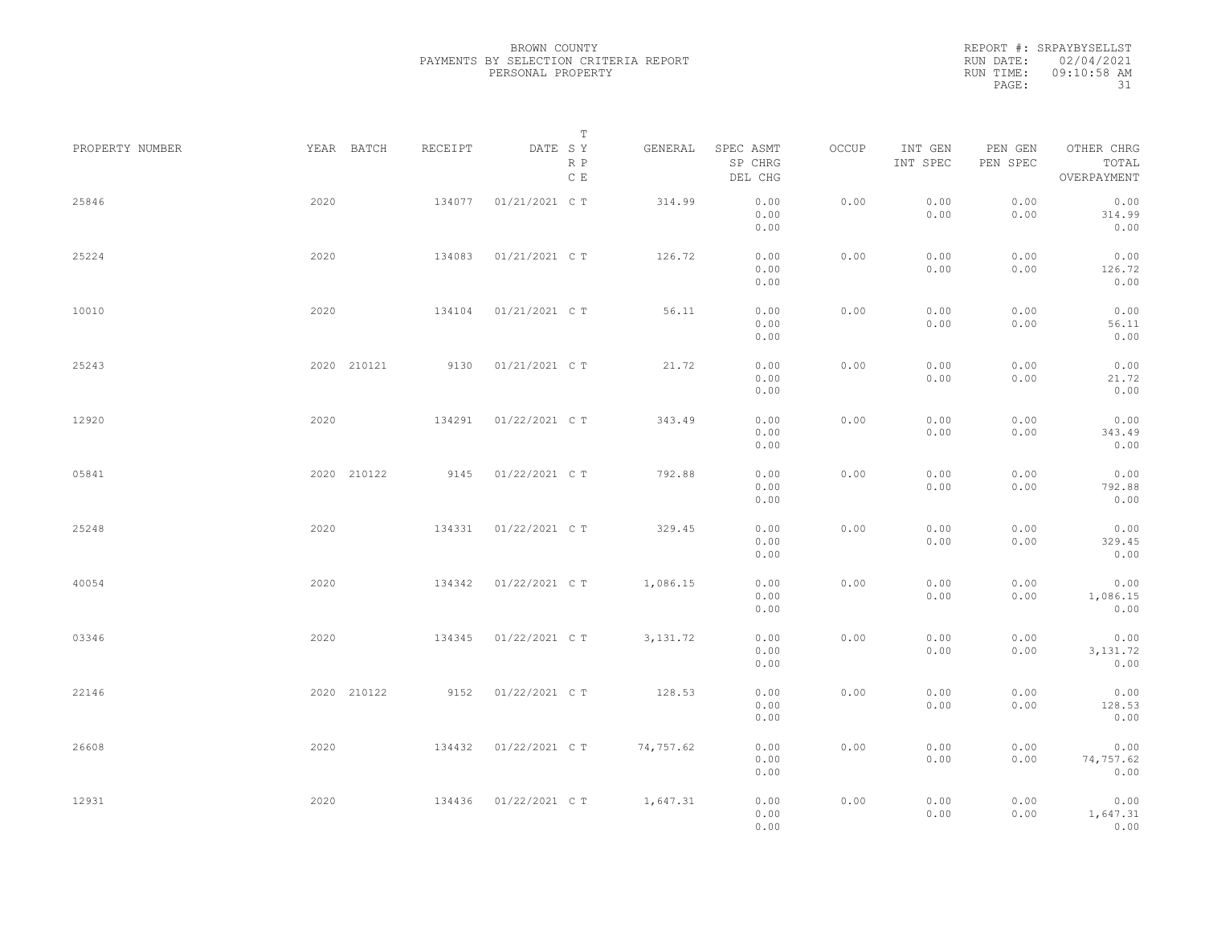BROWN COUNTY
PAYMENTS BY SELECTION CRITERIA REPORT
PERSONAL PROPERTY

REPORT #: SRPAYBYSELLST
RUN DATE: 02/04/2021
RUN TIME: 09:10:58 AM

| PROPERTY NUMBER | YEAR | BATCH | RECEIPT | DATE | T S Y R P C E | GENERAL | SPEC ASMT / SP CHRG / DEL CHG | OCCUP | INT GEN / INT SPEC | PEN GEN / PEN SPEC | OTHER CHRG / TOTAL / OVERPAYMENT |
|---|---|---|---|---|---|---|---|---|---|---|---|
| 25846 | 2020 | | 134077 | 01/21/2021 | C T | 314.99 | 0.00 / 0.00 / 0.00 | 0.00 | 0.00 / 0.00 | 0.00 / 0.00 | 0.00 / 314.99 / 0.00 |
| 25224 | 2020 | | 134083 | 01/21/2021 | C T | 126.72 | 0.00 / 0.00 / 0.00 | 0.00 | 0.00 / 0.00 | 0.00 / 0.00 | 0.00 / 126.72 / 0.00 |
| 10010 | 2020 | | 134104 | 01/21/2021 | C T | 56.11 | 0.00 / 0.00 / 0.00 | 0.00 | 0.00 / 0.00 | 0.00 / 0.00 | 0.00 / 56.11 / 0.00 |
| 25243 | 2020 | 210121 | 9130 | 01/21/2021 | C T | 21.72 | 0.00 / 0.00 / 0.00 | 0.00 | 0.00 / 0.00 | 0.00 / 0.00 | 0.00 / 21.72 / 0.00 |
| 12920 | 2020 | | 134291 | 01/22/2021 | C T | 343.49 | 0.00 / 0.00 / 0.00 | 0.00 | 0.00 / 0.00 | 0.00 / 0.00 | 0.00 / 343.49 / 0.00 |
| 05841 | 2020 | 210122 | 9145 | 01/22/2021 | C T | 792.88 | 0.00 / 0.00 / 0.00 | 0.00 | 0.00 / 0.00 | 0.00 / 0.00 | 0.00 / 792.88 / 0.00 |
| 25248 | 2020 | | 134331 | 01/22/2021 | C T | 329.45 | 0.00 / 0.00 / 0.00 | 0.00 | 0.00 / 0.00 | 0.00 / 0.00 | 0.00 / 329.45 / 0.00 |
| 40054 | 2020 | | 134342 | 01/22/2021 | C T | 1,086.15 | 0.00 / 0.00 / 0.00 | 0.00 | 0.00 / 0.00 | 0.00 / 0.00 | 0.00 / 1,086.15 / 0.00 |
| 03346 | 2020 | | 134345 | 01/22/2021 | C T | 3,131.72 | 0.00 / 0.00 / 0.00 | 0.00 | 0.00 / 0.00 | 0.00 / 0.00 | 0.00 / 3,131.72 / 0.00 |
| 22146 | 2020 | 210122 | 9152 | 01/22/2021 | C T | 128.53 | 0.00 / 0.00 / 0.00 | 0.00 | 0.00 / 0.00 | 0.00 / 0.00 | 0.00 / 128.53 / 0.00 |
| 26608 | 2020 | | 134432 | 01/22/2021 | C T | 74,757.62 | 0.00 / 0.00 / 0.00 | 0.00 | 0.00 / 0.00 | 0.00 / 0.00 | 0.00 / 74,757.62 / 0.00 |
| 12931 | 2020 | | 134436 | 01/22/2021 | C T | 1,647.31 | 0.00 / 0.00 / 0.00 | 0.00 | 0.00 / 0.00 | 0.00 / 0.00 | 0.00 / 1,647.31 / 0.00 |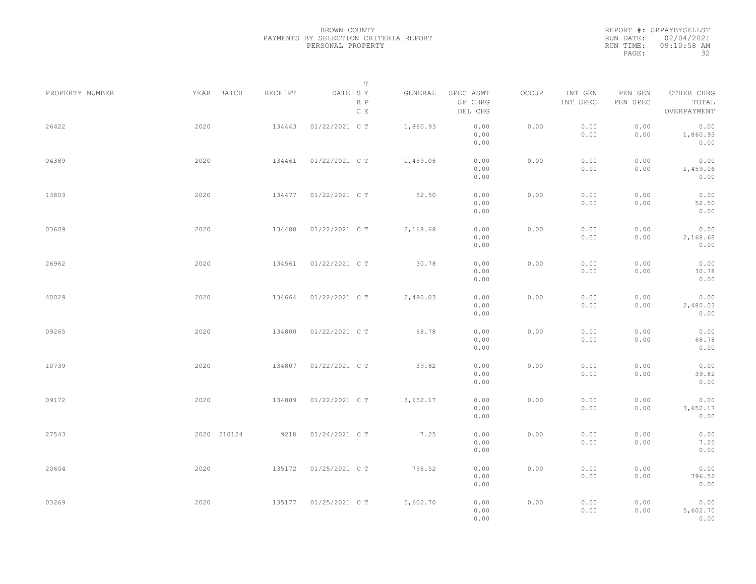BROWN COUNTY
PAYMENTS BY SELECTION CRITERIA REPORT
PERSONAL PROPERTY

REPORT #: SRPAYBYSELLST
RUN DATE: 02/04/2021
RUN TIME: 09:10:58 AM

| PROPERTY NUMBER | YEAR | BATCH | RECEIPT | DATE | T SY RP CE | GENERAL | SPEC ASMT / SP CHRG / DEL CHG | OCCUP | INT GEN / INT SPEC | PEN GEN / PEN SPEC | OTHER CHRG / TOTAL / OVERPAYMENT |
|---|---|---|---|---|---|---|---|---|---|---|---|
| 26422 | 2020 | | 134443 | 01/22/2021 | C T | 1,860.93 | 0.00 / 0.00 / 0.00 | 0.00 | 0.00 / 0.00 | 0.00 / 0.00 | 0.00 / 1,860.93 / 0.00 |
| 04389 | 2020 | | 134461 | 01/22/2021 | C T | 1,459.06 | 0.00 / 0.00 / 0.00 | 0.00 | 0.00 / 0.00 | 0.00 / 0.00 | 0.00 / 1,459.06 / 0.00 |
| 13803 | 2020 | | 134477 | 01/22/2021 | C T | 52.50 | 0.00 / 0.00 / 0.00 | 0.00 | 0.00 / 0.00 | 0.00 / 0.00 | 0.00 / 52.50 / 0.00 |
| 03609 | 2020 | | 134488 | 01/22/2021 | C T | 2,168.68 | 0.00 / 0.00 / 0.00 | 0.00 | 0.00 / 0.00 | 0.00 / 0.00 | 0.00 / 2,168.68 / 0.00 |
| 26962 | 2020 | | 134561 | 01/22/2021 | C T | 30.78 | 0.00 / 0.00 / 0.00 | 0.00 | 0.00 / 0.00 | 0.00 / 0.00 | 0.00 / 30.78 / 0.00 |
| 40029 | 2020 | | 134664 | 01/22/2021 | C T | 2,480.03 | 0.00 / 0.00 / 0.00 | 0.00 | 0.00 / 0.00 | 0.00 / 0.00 | 0.00 / 2,480.03 / 0.00 |
| 09265 | 2020 | | 134800 | 01/22/2021 | C T | 68.78 | 0.00 / 0.00 / 0.00 | 0.00 | 0.00 / 0.00 | 0.00 / 0.00 | 0.00 / 68.78 / 0.00 |
| 10739 | 2020 | | 134807 | 01/22/2021 | C T | 39.82 | 0.00 / 0.00 / 0.00 | 0.00 | 0.00 / 0.00 | 0.00 / 0.00 | 0.00 / 39.82 / 0.00 |
| 09172 | 2020 | | 134809 | 01/22/2021 | C T | 3,652.17 | 0.00 / 0.00 / 0.00 | 0.00 | 0.00 / 0.00 | 0.00 / 0.00 | 0.00 / 3,652.17 / 0.00 |
| 27543 | 2020 | 210124 | 9218 | 01/24/2021 | C T | 7.25 | 0.00 / 0.00 / 0.00 | 0.00 | 0.00 / 0.00 | 0.00 / 0.00 | 0.00 / 7.25 / 0.00 |
| 20604 | 2020 | | 135172 | 01/25/2021 | C T | 796.52 | 0.00 / 0.00 / 0.00 | 0.00 | 0.00 / 0.00 | 0.00 / 0.00 | 0.00 / 796.52 / 0.00 |
| 03269 | 2020 | | 135177 | 01/25/2021 | C T | 5,602.70 | 0.00 / 0.00 / 0.00 | 0.00 | 0.00 / 0.00 | 0.00 / 0.00 | 0.00 / 5,602.70 / 0.00 |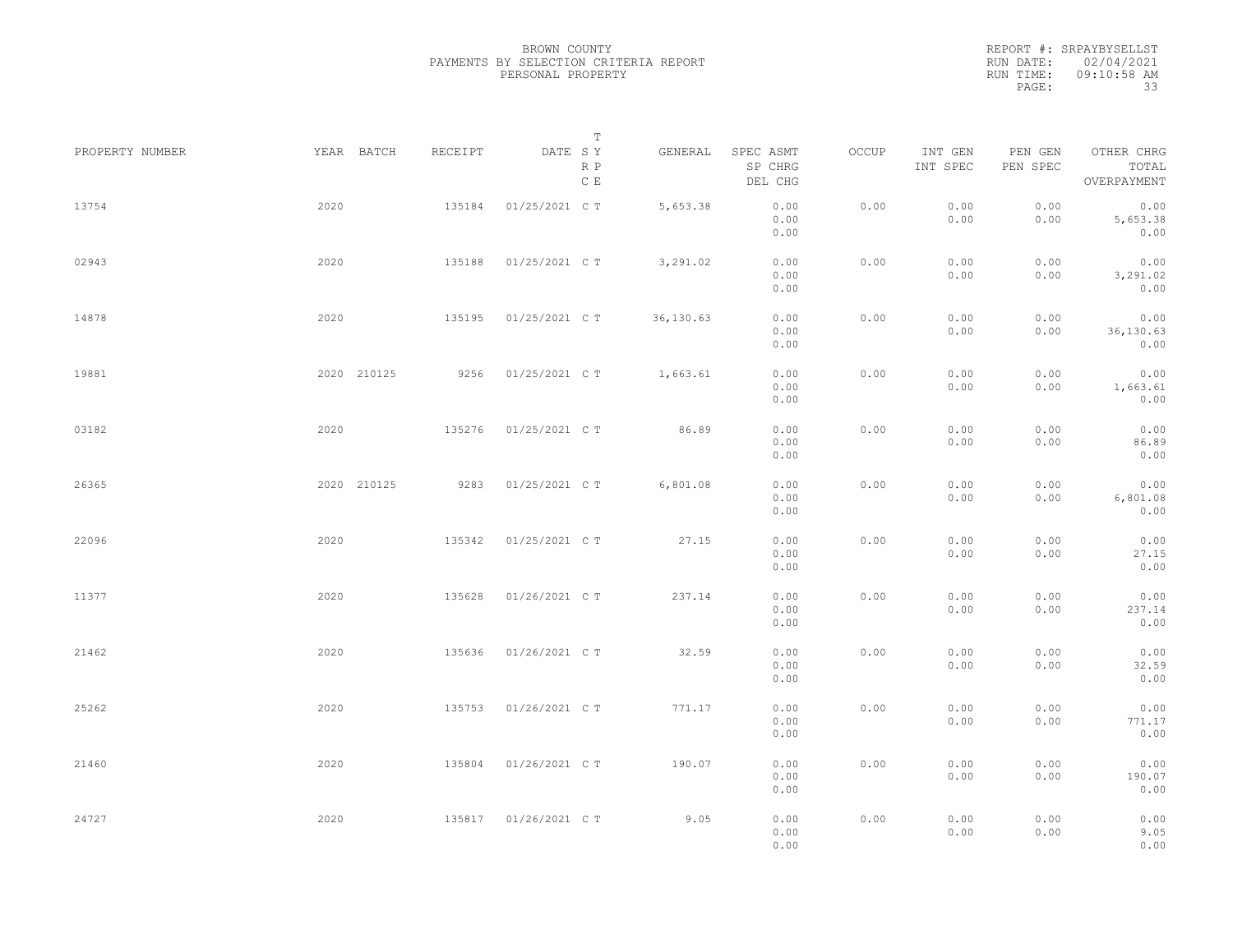BROWN COUNTY
PAYMENTS BY SELECTION CRITERIA REPORT
PERSONAL PROPERTY

REPORT #: SRPAYBYSELLST
RUN DATE: 02/04/2021
RUN TIME: 09:10:58 AM

| PROPERTY NUMBER | YEAR | BATCH | RECEIPT | DATE | T SY RP CE | GENERAL | SPEC ASMT / SP CHRG / DEL CHG | OCCUP | INT GEN / INT SPEC | PEN GEN / PEN SPEC | OTHER CHRG / TOTAL / OVERPAYMENT |
|---|---|---|---|---|---|---|---|---|---|---|---|
| 13754 | 2020 | | 135184 | 01/25/2021 | C T | 5,653.38 | 0.00 / 0.00 / 0.00 | 0.00 | 0.00 / 0.00 | 0.00 / 0.00 | 0.00 / 5,653.38 / 0.00 |
| 02943 | 2020 | | 135188 | 01/25/2021 | C T | 3,291.02 | 0.00 / 0.00 / 0.00 | 0.00 | 0.00 / 0.00 | 0.00 / 0.00 | 0.00 / 3,291.02 / 0.00 |
| 14878 | 2020 | | 135195 | 01/25/2021 | C T | 36,130.63 | 0.00 / 0.00 / 0.00 | 0.00 | 0.00 / 0.00 | 0.00 / 0.00 | 0.00 / 36,130.63 / 0.00 |
| 19881 | 2020 | 210125 | 9256 | 01/25/2021 | C T | 1,663.61 | 0.00 / 0.00 / 0.00 | 0.00 | 0.00 / 0.00 | 0.00 / 0.00 | 0.00 / 1,663.61 / 0.00 |
| 03182 | 2020 | | 135276 | 01/25/2021 | C T | 86.89 | 0.00 / 0.00 / 0.00 | 0.00 | 0.00 / 0.00 | 0.00 / 0.00 | 0.00 / 86.89 / 0.00 |
| 26365 | 2020 | 210125 | 9283 | 01/25/2021 | C T | 6,801.08 | 0.00 / 0.00 / 0.00 | 0.00 | 0.00 / 0.00 | 0.00 / 0.00 | 0.00 / 6,801.08 / 0.00 |
| 22096 | 2020 | | 135342 | 01/25/2021 | C T | 27.15 | 0.00 / 0.00 / 0.00 | 0.00 | 0.00 / 0.00 | 0.00 / 0.00 | 0.00 / 27.15 / 0.00 |
| 11377 | 2020 | | 135628 | 01/26/2021 | C T | 237.14 | 0.00 / 0.00 / 0.00 | 0.00 | 0.00 / 0.00 | 0.00 / 0.00 | 0.00 / 237.14 / 0.00 |
| 21462 | 2020 | | 135636 | 01/26/2021 | C T | 32.59 | 0.00 / 0.00 / 0.00 | 0.00 | 0.00 / 0.00 | 0.00 / 0.00 | 0.00 / 32.59 / 0.00 |
| 25262 | 2020 | | 135753 | 01/26/2021 | C T | 771.17 | 0.00 / 0.00 / 0.00 | 0.00 | 0.00 / 0.00 | 0.00 / 0.00 | 0.00 / 771.17 / 0.00 |
| 21460 | 2020 | | 135804 | 01/26/2021 | C T | 190.07 | 0.00 / 0.00 / 0.00 | 0.00 | 0.00 / 0.00 | 0.00 / 0.00 | 0.00 / 190.07 / 0.00 |
| 24727 | 2020 | | 135817 | 01/26/2021 | C T | 9.05 | 0.00 / 0.00 / 0.00 | 0.00 | 0.00 / 0.00 | 0.00 / 0.00 | 0.00 / 9.05 / 0.00 |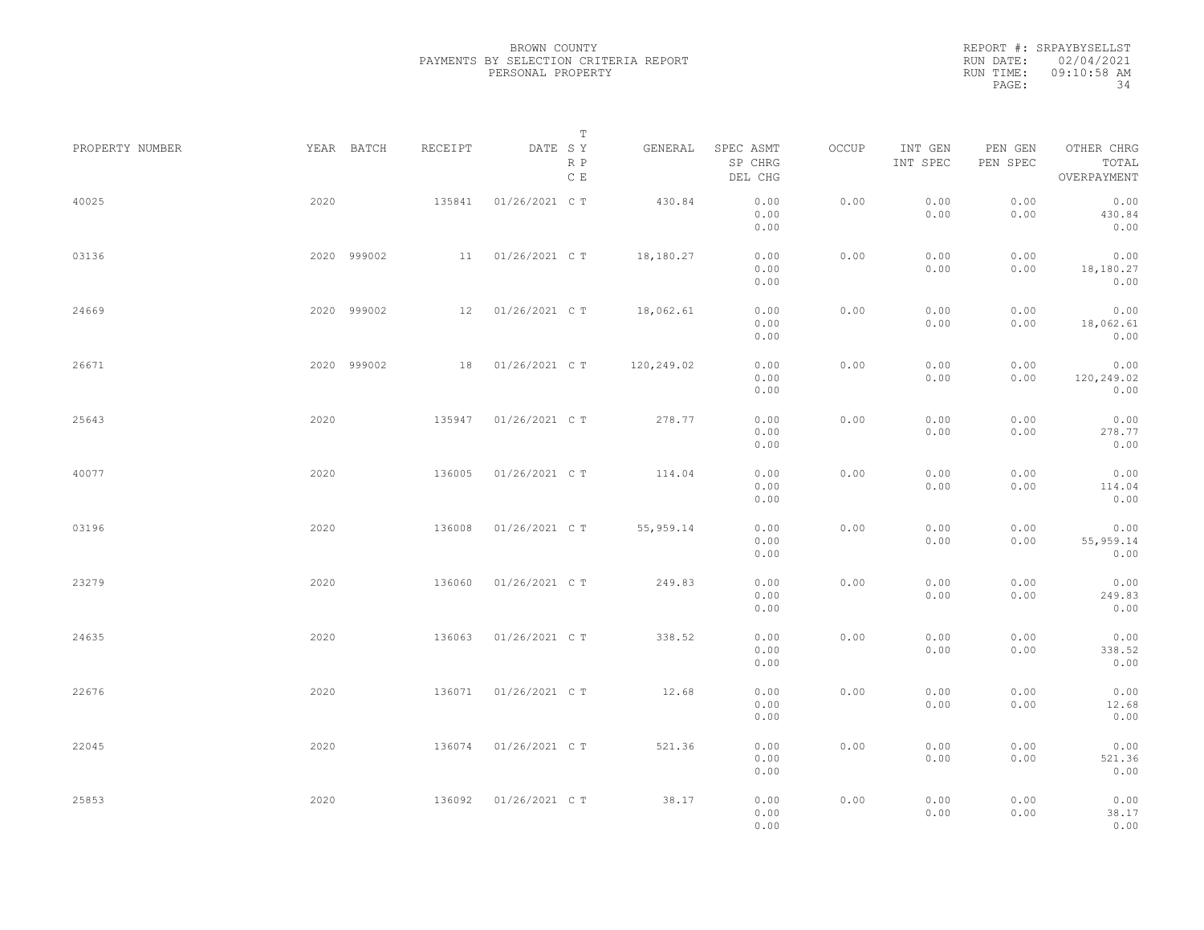BROWN COUNTY
PAYMENTS BY SELECTION CRITERIA REPORT
PERSONAL PROPERTY

REPORT #: SRPAYBYSELLST
RUN DATE: 02/04/2021
RUN TIME: 09:10:58 AM
PAGE: 34

| PROPERTY NUMBER | YEAR | BATCH | RECEIPT | DATE | T SY RP CE | GENERAL | SPEC ASMT / SP CHRG / DEL CHG | OCCUP | INT GEN / INT SPEC | PEN GEN / PEN SPEC | OTHER CHRG / TOTAL / OVERPAYMENT |
|---|---|---|---|---|---|---|---|---|---|---|---|
| 40025 | 2020 | | 135841 | 01/26/2021 | C T | 430.84 | 0.00 / 0.00 / 0.00 | 0.00 | 0.00 / 0.00 | 0.00 / 0.00 | 0.00 / 430.84 / 0.00 |
| 03136 | 2020 | 999002 | 11 | 01/26/2021 | C T | 18,180.27 | 0.00 / 0.00 / 0.00 | 0.00 | 0.00 / 0.00 | 0.00 / 0.00 | 0.00 / 18,180.27 / 0.00 |
| 24669 | 2020 | 999002 | 12 | 01/26/2021 | C T | 18,062.61 | 0.00 / 0.00 / 0.00 | 0.00 | 0.00 / 0.00 | 0.00 / 0.00 | 0.00 / 18,062.61 / 0.00 |
| 26671 | 2020 | 999002 | 18 | 01/26/2021 | C T | 120,249.02 | 0.00 / 0.00 / 0.00 | 0.00 | 0.00 / 0.00 | 0.00 / 0.00 | 0.00 / 120,249.02 / 0.00 |
| 25643 | 2020 | | 135947 | 01/26/2021 | C T | 278.77 | 0.00 / 0.00 / 0.00 | 0.00 | 0.00 / 0.00 | 0.00 / 0.00 | 0.00 / 278.77 / 0.00 |
| 40077 | 2020 | | 136005 | 01/26/2021 | C T | 114.04 | 0.00 / 0.00 / 0.00 | 0.00 | 0.00 / 0.00 | 0.00 / 0.00 | 0.00 / 114.04 / 0.00 |
| 03196 | 2020 | | 136008 | 01/26/2021 | C T | 55,959.14 | 0.00 / 0.00 / 0.00 | 0.00 | 0.00 / 0.00 | 0.00 / 0.00 | 0.00 / 55,959.14 / 0.00 |
| 23279 | 2020 | | 136060 | 01/26/2021 | C T | 249.83 | 0.00 / 0.00 / 0.00 | 0.00 | 0.00 / 0.00 | 0.00 / 0.00 | 0.00 / 249.83 / 0.00 |
| 24635 | 2020 | | 136063 | 01/26/2021 | C T | 338.52 | 0.00 / 0.00 / 0.00 | 0.00 | 0.00 / 0.00 | 0.00 / 0.00 | 0.00 / 338.52 / 0.00 |
| 22676 | 2020 | | 136071 | 01/26/2021 | C T | 12.68 | 0.00 / 0.00 / 0.00 | 0.00 | 0.00 / 0.00 | 0.00 / 0.00 | 0.00 / 12.68 / 0.00 |
| 22045 | 2020 | | 136074 | 01/26/2021 | C T | 521.36 | 0.00 / 0.00 / 0.00 | 0.00 | 0.00 / 0.00 | 0.00 / 0.00 | 0.00 / 521.36 / 0.00 |
| 25853 | 2020 | | 136092 | 01/26/2021 | C T | 38.17 | 0.00 / 0.00 / 0.00 | 0.00 | 0.00 / 0.00 | 0.00 / 0.00 | 0.00 / 38.17 / 0.00 |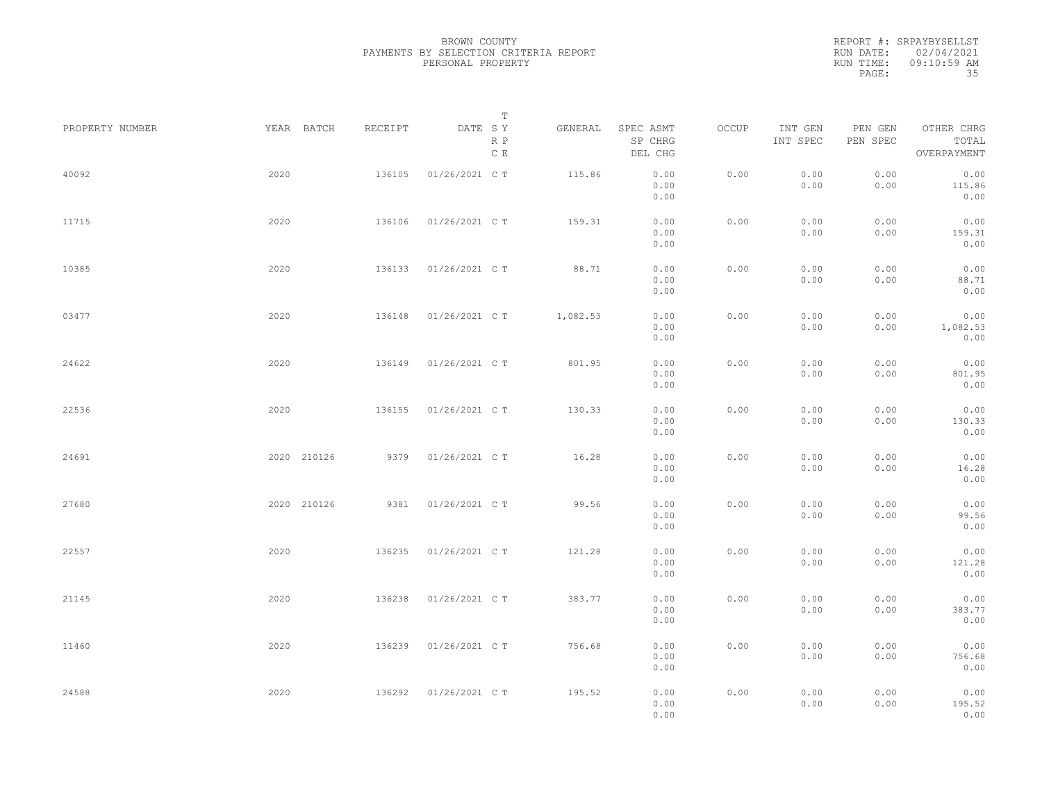BROWN COUNTY
PAYMENTS BY SELECTION CRITERIA REPORT
PERSONAL PROPERTY

REPORT #: SRPAYBYSELLST
RUN DATE: 02/04/2021
RUN TIME: 09:10:59 AM

| PROPERTY NUMBER | YEAR | BATCH | RECEIPT | DATE | T SY RP CE | GENERAL | SPEC ASMT / SP CHRG / DEL CHG | OCCUP | INT GEN / INT SPEC | PEN GEN / PEN SPEC | OTHER CHRG / TOTAL / OVERPAYMENT |
|---|---|---|---|---|---|---|---|---|---|---|---|
| 40092 | 2020 | | 136105 | 01/26/2021 | C T | 115.86 | 0.00 / 0.00 / 0.00 | 0.00 | 0.00 / 0.00 | 0.00 / 0.00 | 0.00 / 115.86 / 0.00 |
| 11715 | 2020 | | 136106 | 01/26/2021 | C T | 159.31 | 0.00 / 0.00 / 0.00 | 0.00 | 0.00 / 0.00 | 0.00 / 0.00 | 0.00 / 159.31 / 0.00 |
| 10385 | 2020 | | 136133 | 01/26/2021 | C T | 88.71 | 0.00 / 0.00 / 0.00 | 0.00 | 0.00 / 0.00 | 0.00 / 0.00 | 0.00 / 88.71 / 0.00 |
| 03477 | 2020 | | 136148 | 01/26/2021 | C T | 1,082.53 | 0.00 / 0.00 / 0.00 | 0.00 | 0.00 / 0.00 | 0.00 / 0.00 | 0.00 / 1,082.53 / 0.00 |
| 24622 | 2020 | | 136149 | 01/26/2021 | C T | 801.95 | 0.00 / 0.00 / 0.00 | 0.00 | 0.00 / 0.00 | 0.00 / 0.00 | 0.00 / 801.95 / 0.00 |
| 22536 | 2020 | | 136155 | 01/26/2021 | C T | 130.33 | 0.00 / 0.00 / 0.00 | 0.00 | 0.00 / 0.00 | 0.00 / 0.00 | 0.00 / 130.33 / 0.00 |
| 24691 | 2020 | 210126 | 9379 | 01/26/2021 | C T | 16.28 | 0.00 / 0.00 / 0.00 | 0.00 | 0.00 / 0.00 | 0.00 / 0.00 | 0.00 / 16.28 / 0.00 |
| 27680 | 2020 | 210126 | 9381 | 01/26/2021 | C T | 99.56 | 0.00 / 0.00 / 0.00 | 0.00 | 0.00 / 0.00 | 0.00 / 0.00 | 0.00 / 99.56 / 0.00 |
| 22557 | 2020 | | 136235 | 01/26/2021 | C T | 121.28 | 0.00 / 0.00 / 0.00 | 0.00 | 0.00 / 0.00 | 0.00 / 0.00 | 0.00 / 121.28 / 0.00 |
| 21145 | 2020 | | 136238 | 01/26/2021 | C T | 383.77 | 0.00 / 0.00 / 0.00 | 0.00 | 0.00 / 0.00 | 0.00 / 0.00 | 0.00 / 383.77 / 0.00 |
| 11460 | 2020 | | 136239 | 01/26/2021 | C T | 756.68 | 0.00 / 0.00 / 0.00 | 0.00 | 0.00 / 0.00 | 0.00 / 0.00 | 0.00 / 756.68 / 0.00 |
| 24588 | 2020 | | 136292 | 01/26/2021 | C T | 195.52 | 0.00 / 0.00 / 0.00 | 0.00 | 0.00 / 0.00 | 0.00 / 0.00 | 0.00 / 195.52 / 0.00 |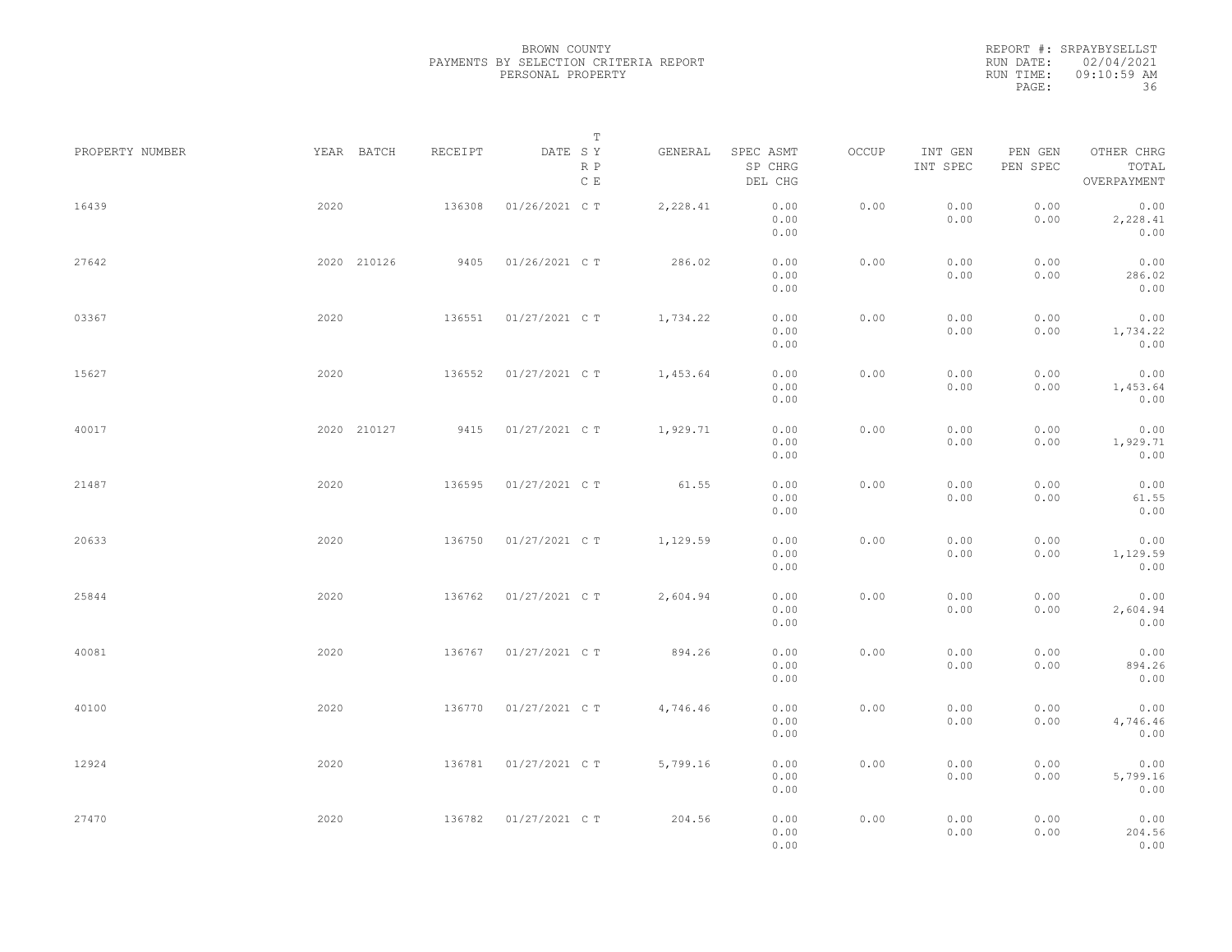BROWN COUNTY
PAYMENTS BY SELECTION CRITERIA REPORT
PERSONAL PROPERTY

REPORT #: SRPAYBYSELLST
RUN DATE: 02/04/2021
RUN TIME: 09:10:59 AM

| PROPERTY NUMBER | YEAR | BATCH | RECEIPT | DATE | T SY RP CE | GENERAL | SPEC ASMT / SP CHRG / DEL CHG | OCCUP | INT GEN / INT SPEC | PEN GEN / PEN SPEC | OTHER CHRG / TOTAL / OVERPAYMENT |
|---|---|---|---|---|---|---|---|---|---|---|---|
| 16439 | 2020 | | 136308 | 01/26/2021 | C T | 2,228.41 | 0.00 / 0.00 / 0.00 | 0.00 | 0.00 / 0.00 | 0.00 / 0.00 | 0.00 / 2,228.41 / 0.00 |
| 27642 | 2020 | 210126 | 9405 | 01/26/2021 | C T | 286.02 | 0.00 / 0.00 / 0.00 | 0.00 | 0.00 / 0.00 | 0.00 / 0.00 | 0.00 / 286.02 / 0.00 |
| 03367 | 2020 | | 136551 | 01/27/2021 | C T | 1,734.22 | 0.00 / 0.00 / 0.00 | 0.00 | 0.00 / 0.00 | 0.00 / 0.00 | 0.00 / 1,734.22 / 0.00 |
| 15627 | 2020 | | 136552 | 01/27/2021 | C T | 1,453.64 | 0.00 / 0.00 / 0.00 | 0.00 | 0.00 / 0.00 | 0.00 / 0.00 | 0.00 / 1,453.64 / 0.00 |
| 40017 | 2020 | 210127 | 9415 | 01/27/2021 | C T | 1,929.71 | 0.00 / 0.00 / 0.00 | 0.00 | 0.00 / 0.00 | 0.00 / 0.00 | 0.00 / 1,929.71 / 0.00 |
| 21487 | 2020 | | 136595 | 01/27/2021 | C T | 61.55 | 0.00 / 0.00 / 0.00 | 0.00 | 0.00 / 0.00 | 0.00 / 0.00 | 0.00 / 61.55 / 0.00 |
| 20633 | 2020 | | 136750 | 01/27/2021 | C T | 1,129.59 | 0.00 / 0.00 / 0.00 | 0.00 | 0.00 / 0.00 | 0.00 / 0.00 | 0.00 / 1,129.59 / 0.00 |
| 25844 | 2020 | | 136762 | 01/27/2021 | C T | 2,604.94 | 0.00 / 0.00 / 0.00 | 0.00 | 0.00 / 0.00 | 0.00 / 0.00 | 0.00 / 2,604.94 / 0.00 |
| 40081 | 2020 | | 136767 | 01/27/2021 | C T | 894.26 | 0.00 / 0.00 / 0.00 | 0.00 | 0.00 / 0.00 | 0.00 / 0.00 | 0.00 / 894.26 / 0.00 |
| 40100 | 2020 | | 136770 | 01/27/2021 | C T | 4,746.46 | 0.00 / 0.00 / 0.00 | 0.00 | 0.00 / 0.00 | 0.00 / 0.00 | 0.00 / 4,746.46 / 0.00 |
| 12924 | 2020 | | 136781 | 01/27/2021 | C T | 5,799.16 | 0.00 / 0.00 / 0.00 | 0.00 | 0.00 / 0.00 | 0.00 / 0.00 | 0.00 / 5,799.16 / 0.00 |
| 27470 | 2020 | | 136782 | 01/27/2021 | C T | 204.56 | 0.00 / 0.00 / 0.00 | 0.00 | 0.00 / 0.00 | 0.00 / 0.00 | 0.00 / 204.56 / 0.00 |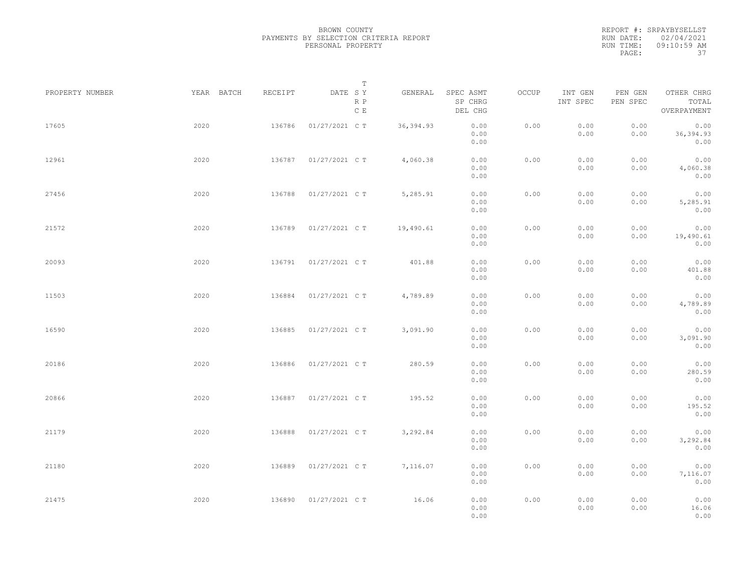BROWN COUNTY
PAYMENTS BY SELECTION CRITERIA REPORT
PERSONAL PROPERTY

REPORT #: SRPAYBYSELLST
RUN DATE: 02/04/2021
RUN TIME: 09:10:59 AM

| PROPERTY NUMBER | YEAR | BATCH | RECEIPT | DATE | T SY RP CE | GENERAL | SPEC ASMT / SP CHRG / DEL CHG | OCCUP | INT GEN / INT SPEC | PEN GEN / PEN SPEC | OTHER CHRG / TOTAL / OVERPAYMENT |
|---|---|---|---|---|---|---|---|---|---|---|---|
| 17605 | 2020 | | 136786 | 01/27/2021 | C T | 36,394.93 | 0.00 / 0.00 / 0.00 | 0.00 | 0.00 / 0.00 | 0.00 / 0.00 | 0.00 / 36,394.93 / 0.00 |
| 12961 | 2020 | | 136787 | 01/27/2021 | C T | 4,060.38 | 0.00 / 0.00 / 0.00 | 0.00 | 0.00 / 0.00 | 0.00 / 0.00 | 0.00 / 4,060.38 / 0.00 |
| 27456 | 2020 | | 136788 | 01/27/2021 | C T | 5,285.91 | 0.00 / 0.00 / 0.00 | 0.00 | 0.00 / 0.00 | 0.00 / 0.00 | 0.00 / 5,285.91 / 0.00 |
| 21572 | 2020 | | 136789 | 01/27/2021 | C T | 19,490.61 | 0.00 / 0.00 / 0.00 | 0.00 | 0.00 / 0.00 | 0.00 / 0.00 | 0.00 / 19,490.61 / 0.00 |
| 20093 | 2020 | | 136791 | 01/27/2021 | C T | 401.88 | 0.00 / 0.00 / 0.00 | 0.00 | 0.00 / 0.00 | 0.00 / 0.00 | 0.00 / 401.88 / 0.00 |
| 11503 | 2020 | | 136884 | 01/27/2021 | C T | 4,789.89 | 0.00 / 0.00 / 0.00 | 0.00 | 0.00 / 0.00 | 0.00 / 0.00 | 0.00 / 4,789.89 / 0.00 |
| 16590 | 2020 | | 136885 | 01/27/2021 | C T | 3,091.90 | 0.00 / 0.00 / 0.00 | 0.00 | 0.00 / 0.00 | 0.00 / 0.00 | 0.00 / 3,091.90 / 0.00 |
| 20186 | 2020 | | 136886 | 01/27/2021 | C T | 280.59 | 0.00 / 0.00 / 0.00 | 0.00 | 0.00 / 0.00 | 0.00 / 0.00 | 0.00 / 280.59 / 0.00 |
| 20866 | 2020 | | 136887 | 01/27/2021 | C T | 195.52 | 0.00 / 0.00 / 0.00 | 0.00 | 0.00 / 0.00 | 0.00 / 0.00 | 0.00 / 195.52 / 0.00 |
| 21179 | 2020 | | 136888 | 01/27/2021 | C T | 3,292.84 | 0.00 / 0.00 / 0.00 | 0.00 | 0.00 / 0.00 | 0.00 / 0.00 | 0.00 / 3,292.84 / 0.00 |
| 21180 | 2020 | | 136889 | 01/27/2021 | C T | 7,116.07 | 0.00 / 0.00 / 0.00 | 0.00 | 0.00 / 0.00 | 0.00 / 0.00 | 0.00 / 7,116.07 / 0.00 |
| 21475 | 2020 | | 136890 | 01/27/2021 | C T | 16.06 | 0.00 / 0.00 / 0.00 | 0.00 | 0.00 / 0.00 | 0.00 / 0.00 | 0.00 / 16.06 / 0.00 |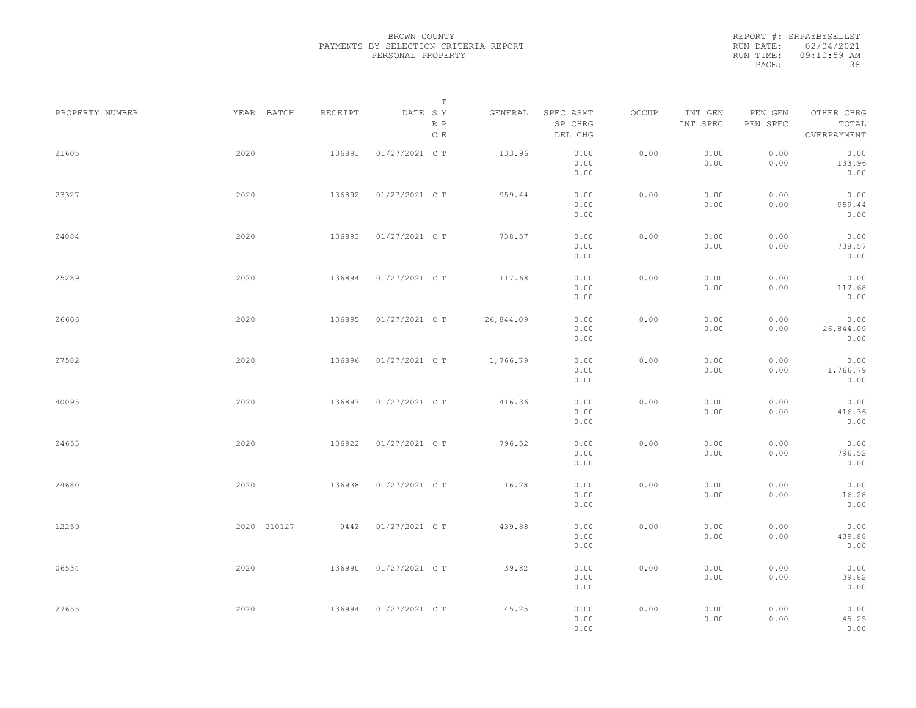BROWN COUNTY
PAYMENTS BY SELECTION CRITERIA REPORT
PERSONAL PROPERTY

REPORT #: SRPAYBYSELLST
RUN DATE: 02/04/2021
RUN TIME: 09:10:59 AM

| PROPERTY NUMBER | YEAR | BATCH | RECEIPT | DATE | T SY RP CE | GENERAL | SPEC ASMT / SP CHRG / DEL CHG | OCCUP | INT GEN / INT SPEC | PEN GEN / PEN SPEC | OTHER CHRG / TOTAL / OVERPAYMENT |
|---|---|---|---|---|---|---|---|---|---|---|---|
| 21605 | 2020 | | 136891 | 01/27/2021 | C T | 133.96 | 0.00 / 0.00 / 0.00 | 0.00 | 0.00 / 0.00 | 0.00 / 0.00 | 0.00 / 133.96 / 0.00 |
| 23327 | 2020 | | 136892 | 01/27/2021 | C T | 959.44 | 0.00 / 0.00 / 0.00 | 0.00 | 0.00 / 0.00 | 0.00 / 0.00 | 0.00 / 959.44 / 0.00 |
| 24084 | 2020 | | 136893 | 01/27/2021 | C T | 738.57 | 0.00 / 0.00 / 0.00 | 0.00 | 0.00 / 0.00 | 0.00 / 0.00 | 0.00 / 738.57 / 0.00 |
| 25289 | 2020 | | 136894 | 01/27/2021 | C T | 117.68 | 0.00 / 0.00 / 0.00 | 0.00 | 0.00 / 0.00 | 0.00 / 0.00 | 0.00 / 117.68 / 0.00 |
| 26606 | 2020 | | 136895 | 01/27/2021 | C T | 26,844.09 | 0.00 / 0.00 / 0.00 | 0.00 | 0.00 / 0.00 | 0.00 / 0.00 | 0.00 / 26,844.09 / 0.00 |
| 27582 | 2020 | | 136896 | 01/27/2021 | C T | 1,766.79 | 0.00 / 0.00 / 0.00 | 0.00 | 0.00 / 0.00 | 0.00 / 0.00 | 0.00 / 1,766.79 / 0.00 |
| 40095 | 2020 | | 136897 | 01/27/2021 | C T | 416.36 | 0.00 / 0.00 / 0.00 | 0.00 | 0.00 / 0.00 | 0.00 / 0.00 | 0.00 / 416.36 / 0.00 |
| 24653 | 2020 | | 136922 | 01/27/2021 | C T | 796.52 | 0.00 / 0.00 / 0.00 | 0.00 | 0.00 / 0.00 | 0.00 / 0.00 | 0.00 / 796.52 / 0.00 |
| 24680 | 2020 | | 136938 | 01/27/2021 | C T | 16.28 | 0.00 / 0.00 / 0.00 | 0.00 | 0.00 / 0.00 | 0.00 / 0.00 | 0.00 / 16.28 / 0.00 |
| 12259 | 2020 | 210127 | 9442 | 01/27/2021 | C T | 439.88 | 0.00 / 0.00 / 0.00 | 0.00 | 0.00 / 0.00 | 0.00 / 0.00 | 0.00 / 439.88 / 0.00 |
| 06534 | 2020 | | 136990 | 01/27/2021 | C T | 39.82 | 0.00 / 0.00 / 0.00 | 0.00 | 0.00 / 0.00 | 0.00 / 0.00 | 0.00 / 39.82 / 0.00 |
| 27655 | 2020 | | 136994 | 01/27/2021 | C T | 45.25 | 0.00 / 0.00 / 0.00 | 0.00 | 0.00 / 0.00 | 0.00 / 0.00 | 0.00 / 45.25 / 0.00 |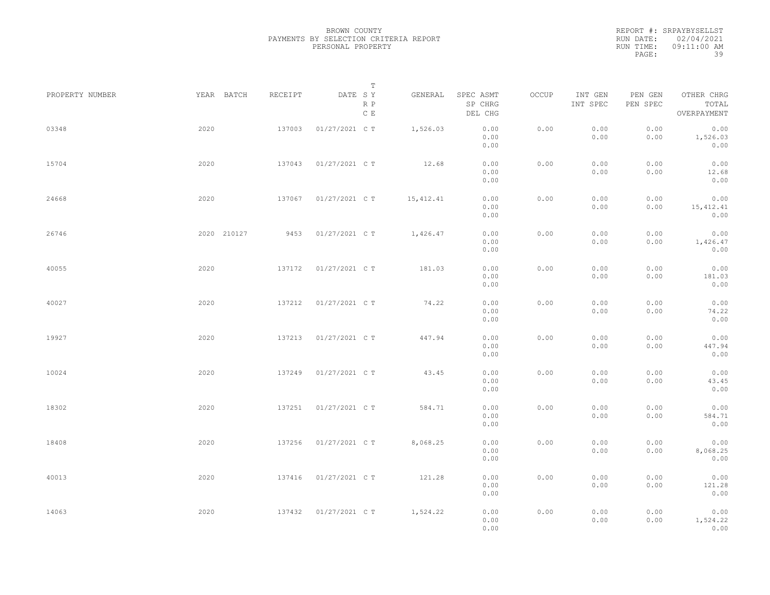BROWN COUNTY
PAYMENTS BY SELECTION CRITERIA REPORT
PERSONAL PROPERTY

REPORT #: SRPAYBYSELLST
RUN DATE: 02/04/2021
RUN TIME: 09:11:00 AM

| PROPERTY NUMBER | YEAR | BATCH | RECEIPT | DATE | T SY RP CE | GENERAL | SPEC ASMT / SP CHRG / DEL CHG | OCCUP | INT GEN / INT SPEC | PEN GEN / PEN SPEC | OTHER CHRG / TOTAL / OVERPAYMENT |
|---|---|---|---|---|---|---|---|---|---|---|---|
| 03348 | 2020 | | 137003 | 01/27/2021 | C T | 1,526.03 | 0.00 / 0.00 / 0.00 | 0.00 | 0.00 / 0.00 | 0.00 / 0.00 | 0.00 / 1,526.03 / 0.00 |
| 15704 | 2020 | | 137043 | 01/27/2021 | C T | 12.68 | 0.00 / 0.00 / 0.00 | 0.00 | 0.00 / 0.00 | 0.00 / 0.00 | 0.00 / 12.68 / 0.00 |
| 24668 | 2020 | | 137067 | 01/27/2021 | C T | 15,412.41 | 0.00 / 0.00 / 0.00 | 0.00 | 0.00 / 0.00 | 0.00 / 0.00 | 0.00 / 15,412.41 / 0.00 |
| 26746 | 2020 | 210127 | 9453 | 01/27/2021 | C T | 1,426.47 | 0.00 / 0.00 / 0.00 | 0.00 | 0.00 / 0.00 | 0.00 / 0.00 | 0.00 / 1,426.47 / 0.00 |
| 40055 | 2020 | | 137172 | 01/27/2021 | C T | 181.03 | 0.00 / 0.00 / 0.00 | 0.00 | 0.00 / 0.00 | 0.00 / 0.00 | 0.00 / 181.03 / 0.00 |
| 40027 | 2020 | | 137212 | 01/27/2021 | C T | 74.22 | 0.00 / 0.00 / 0.00 | 0.00 | 0.00 / 0.00 | 0.00 / 0.00 | 0.00 / 74.22 / 0.00 |
| 19927 | 2020 | | 137213 | 01/27/2021 | C T | 447.94 | 0.00 / 0.00 / 0.00 | 0.00 | 0.00 / 0.00 | 0.00 / 0.00 | 0.00 / 447.94 / 0.00 |
| 10024 | 2020 | | 137249 | 01/27/2021 | C T | 43.45 | 0.00 / 0.00 / 0.00 | 0.00 | 0.00 / 0.00 | 0.00 / 0.00 | 0.00 / 43.45 / 0.00 |
| 18302 | 2020 | | 137251 | 01/27/2021 | C T | 584.71 | 0.00 / 0.00 / 0.00 | 0.00 | 0.00 / 0.00 | 0.00 / 0.00 | 0.00 / 584.71 / 0.00 |
| 18408 | 2020 | | 137256 | 01/27/2021 | C T | 8,068.25 | 0.00 / 0.00 / 0.00 | 0.00 | 0.00 / 0.00 | 0.00 / 0.00 | 0.00 / 8,068.25 / 0.00 |
| 40013 | 2020 | | 137416 | 01/27/2021 | C T | 121.28 | 0.00 / 0.00 / 0.00 | 0.00 | 0.00 / 0.00 | 0.00 / 0.00 | 0.00 / 121.28 / 0.00 |
| 14063 | 2020 | | 137432 | 01/27/2021 | C T | 1,524.22 | 0.00 / 0.00 / 0.00 | 0.00 | 0.00 / 0.00 | 0.00 / 0.00 | 0.00 / 1,524.22 / 0.00 |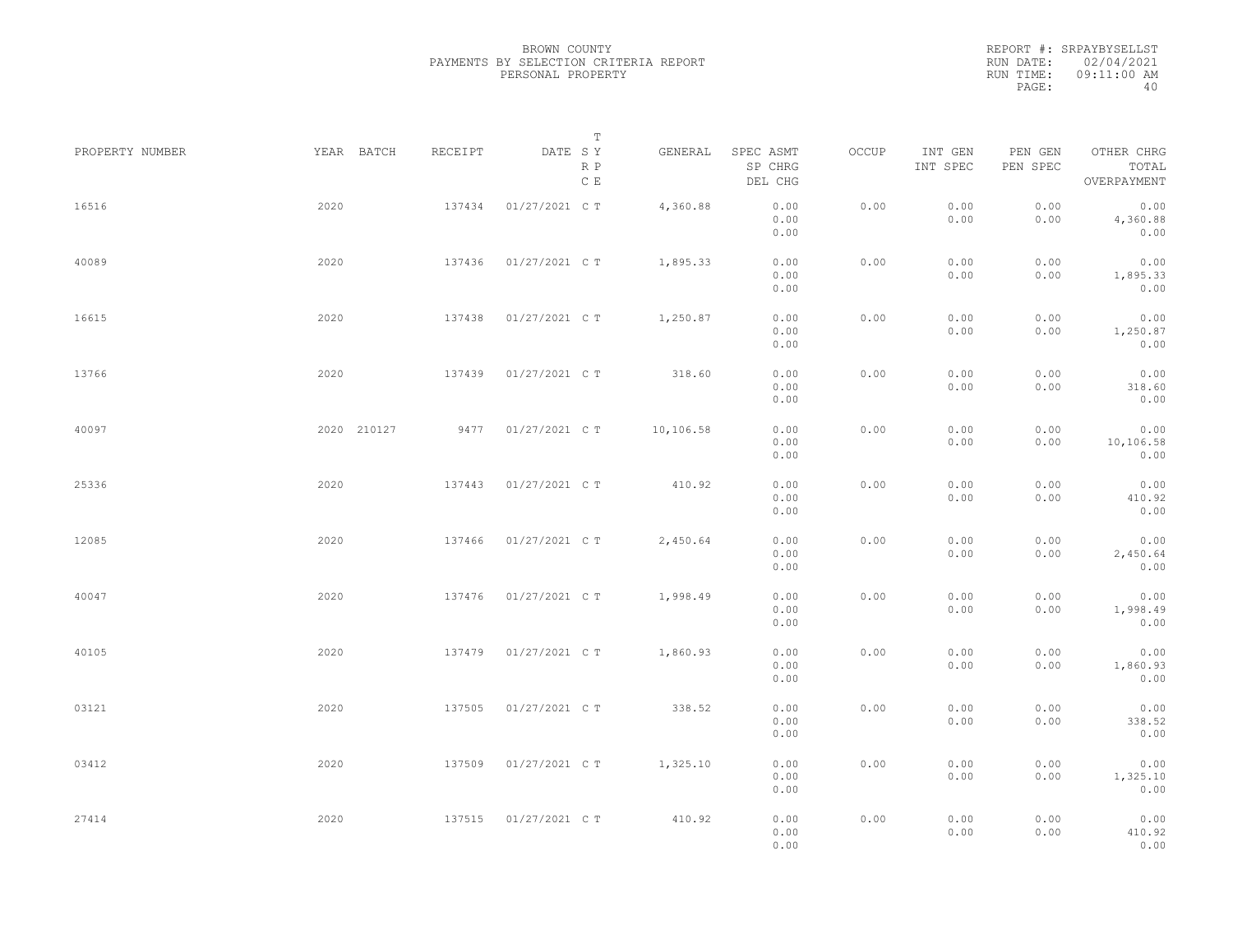BROWN COUNTY
PAYMENTS BY SELECTION CRITERIA REPORT
PERSONAL PROPERTY

REPORT #: SRPAYBYSELLST
RUN DATE: 02/04/2021
RUN TIME: 09:11:00 AM

| PROPERTY NUMBER | YEAR | BATCH | RECEIPT | DATE | T SY RP CE | GENERAL | SPEC ASMT / SP CHRG / DEL CHG | OCCUP | INT GEN / INT SPEC | PEN GEN / PEN SPEC | OTHER CHRG / TOTAL / OVERPAYMENT |
|---|---|---|---|---|---|---|---|---|---|---|---|
| 16516 | 2020 | | 137434 | 01/27/2021 | C T | 4,360.88 | 0.00 / 0.00 / 0.00 | 0.00 | 0.00 / 0.00 | 0.00 / 0.00 | 0.00 / 4,360.88 / 0.00 |
| 40089 | 2020 | | 137436 | 01/27/2021 | C T | 1,895.33 | 0.00 / 0.00 / 0.00 | 0.00 | 0.00 / 0.00 | 0.00 / 0.00 | 0.00 / 1,895.33 / 0.00 |
| 16615 | 2020 | | 137438 | 01/27/2021 | C T | 1,250.87 | 0.00 / 0.00 / 0.00 | 0.00 | 0.00 / 0.00 | 0.00 / 0.00 | 0.00 / 1,250.87 / 0.00 |
| 13766 | 2020 | | 137439 | 01/27/2021 | C T | 318.60 | 0.00 / 0.00 / 0.00 | 0.00 | 0.00 / 0.00 | 0.00 / 0.00 | 0.00 / 318.60 / 0.00 |
| 40097 | 2020 | 210127 | 9477 | 01/27/2021 | C T | 10,106.58 | 0.00 / 0.00 / 0.00 | 0.00 | 0.00 / 0.00 | 0.00 / 0.00 | 0.00 / 10,106.58 / 0.00 |
| 25336 | 2020 | | 137443 | 01/27/2021 | C T | 410.92 | 0.00 / 0.00 / 0.00 | 0.00 | 0.00 / 0.00 | 0.00 / 0.00 | 0.00 / 410.92 / 0.00 |
| 12085 | 2020 | | 137466 | 01/27/2021 | C T | 2,450.64 | 0.00 / 0.00 / 0.00 | 0.00 | 0.00 / 0.00 | 0.00 / 0.00 | 0.00 / 2,450.64 / 0.00 |
| 40047 | 2020 | | 137476 | 01/27/2021 | C T | 1,998.49 | 0.00 / 0.00 / 0.00 | 0.00 | 0.00 / 0.00 | 0.00 / 0.00 | 0.00 / 1,998.49 / 0.00 |
| 40105 | 2020 | | 137479 | 01/27/2021 | C T | 1,860.93 | 0.00 / 0.00 / 0.00 | 0.00 | 0.00 / 0.00 | 0.00 / 0.00 | 0.00 / 1,860.93 / 0.00 |
| 03121 | 2020 | | 137505 | 01/27/2021 | C T | 338.52 | 0.00 / 0.00 / 0.00 | 0.00 | 0.00 / 0.00 | 0.00 / 0.00 | 0.00 / 338.52 / 0.00 |
| 03412 | 2020 | | 137509 | 01/27/2021 | C T | 1,325.10 | 0.00 / 0.00 / 0.00 | 0.00 | 0.00 / 0.00 | 0.00 / 0.00 | 0.00 / 1,325.10 / 0.00 |
| 27414 | 2020 | | 137515 | 01/27/2021 | C T | 410.92 | 0.00 / 0.00 / 0.00 | 0.00 | 0.00 / 0.00 | 0.00 / 0.00 | 0.00 / 410.92 / 0.00 |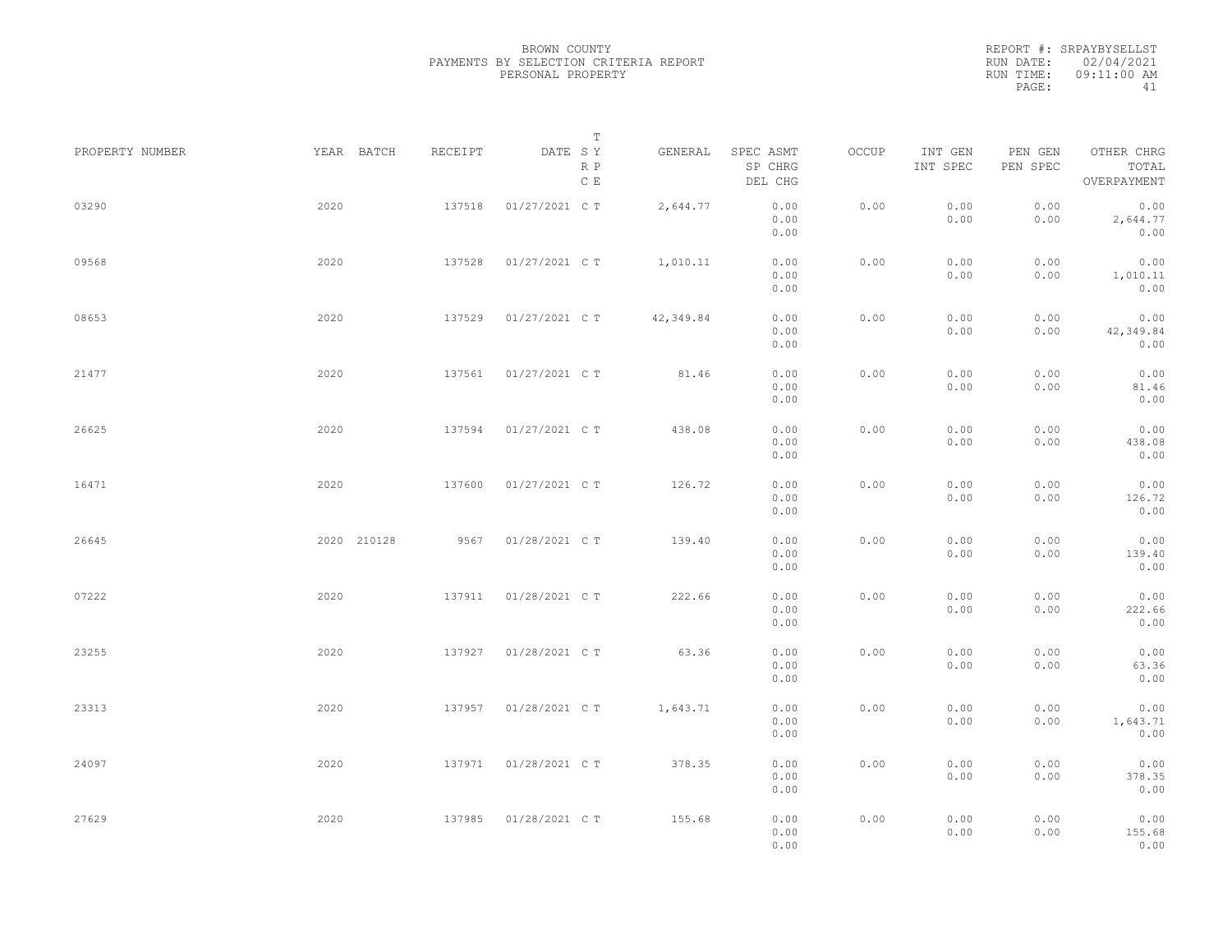BROWN COUNTY
PAYMENTS BY SELECTION CRITERIA REPORT
PERSONAL PROPERTY

REPORT #: SRPAYBYSELLST
RUN DATE: 02/04/2021
RUN TIME: 09:11:00 AM

| PROPERTY NUMBER | YEAR | BATCH | RECEIPT | DATE | T SY RP CE | GENERAL | SPEC ASMT / SP CHRG / DEL CHG | OCCUP | INT GEN / INT SPEC | PEN GEN / PEN SPEC | OTHER CHRG / TOTAL / OVERPAYMENT |
|---|---|---|---|---|---|---|---|---|---|---|---|
| 03290 | 2020 | | 137518 | 01/27/2021 | C T | 2,644.77 | 0.00 / 0.00 / 0.00 | 0.00 | 0.00 / 0.00 | 0.00 / 0.00 | 0.00 / 2,644.77 / 0.00 |
| 09568 | 2020 | | 137528 | 01/27/2021 | C T | 1,010.11 | 0.00 / 0.00 / 0.00 | 0.00 | 0.00 / 0.00 | 0.00 / 0.00 | 0.00 / 1,010.11 / 0.00 |
| 08653 | 2020 | | 137529 | 01/27/2021 | C T | 42,349.84 | 0.00 / 0.00 / 0.00 | 0.00 | 0.00 / 0.00 | 0.00 / 0.00 | 0.00 / 42,349.84 / 0.00 |
| 21477 | 2020 | | 137561 | 01/27/2021 | C T | 81.46 | 0.00 / 0.00 / 0.00 | 0.00 | 0.00 / 0.00 | 0.00 / 0.00 | 0.00 / 81.46 / 0.00 |
| 26625 | 2020 | | 137594 | 01/27/2021 | C T | 438.08 | 0.00 / 0.00 / 0.00 | 0.00 | 0.00 / 0.00 | 0.00 / 0.00 | 0.00 / 438.08 / 0.00 |
| 16471 | 2020 | | 137600 | 01/27/2021 | C T | 126.72 | 0.00 / 0.00 / 0.00 | 0.00 | 0.00 / 0.00 | 0.00 / 0.00 | 0.00 / 126.72 / 0.00 |
| 26645 | 2020 | 210128 | 9567 | 01/28/2021 | C T | 139.40 | 0.00 / 0.00 / 0.00 | 0.00 | 0.00 / 0.00 | 0.00 / 0.00 | 0.00 / 139.40 / 0.00 |
| 07222 | 2020 | | 137911 | 01/28/2021 | C T | 222.66 | 0.00 / 0.00 / 0.00 | 0.00 | 0.00 / 0.00 | 0.00 / 0.00 | 0.00 / 222.66 / 0.00 |
| 23255 | 2020 | | 137927 | 01/28/2021 | C T | 63.36 | 0.00 / 0.00 / 0.00 | 0.00 | 0.00 / 0.00 | 0.00 / 0.00 | 0.00 / 63.36 / 0.00 |
| 23313 | 2020 | | 137957 | 01/28/2021 | C T | 1,643.71 | 0.00 / 0.00 / 0.00 | 0.00 | 0.00 / 0.00 | 0.00 / 0.00 | 0.00 / 1,643.71 / 0.00 |
| 24097 | 2020 | | 137971 | 01/28/2021 | C T | 378.35 | 0.00 / 0.00 / 0.00 | 0.00 | 0.00 / 0.00 | 0.00 / 0.00 | 0.00 / 378.35 / 0.00 |
| 27629 | 2020 | | 137985 | 01/28/2021 | C T | 155.68 | 0.00 / 0.00 / 0.00 | 0.00 | 0.00 / 0.00 | 0.00 / 0.00 | 0.00 / 155.68 / 0.00 |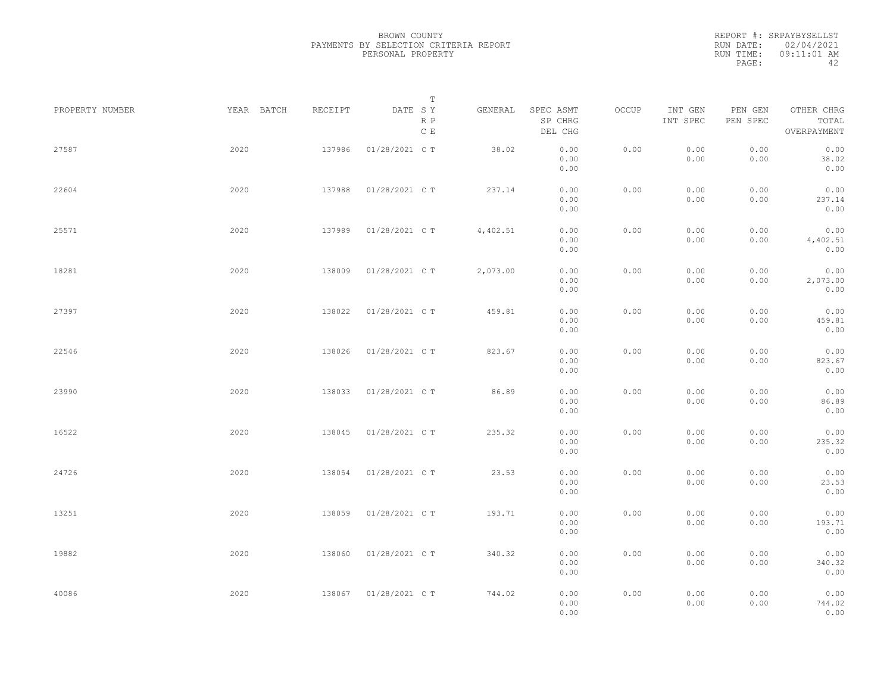BROWN COUNTY
PAYMENTS BY SELECTION CRITERIA REPORT
PERSONAL PROPERTY

REPORT #: SRPAYBYSELLST
RUN DATE: 02/04/2021
RUN TIME: 09:11:01 AM

| PROPERTY NUMBER | YEAR | BATCH | RECEIPT | DATE | T SY RP CE | GENERAL | SPEC ASMT / SP CHRG / DEL CHG | OCCUP | INT GEN / INT SPEC | PEN GEN / PEN SPEC | OTHER CHRG / TOTAL / OVERPAYMENT |
|---|---|---|---|---|---|---|---|---|---|---|---|
| 27587 | 2020 | | 137986 | 01/28/2021 | C T | 38.02 | 0.00 / 0.00 / 0.00 | 0.00 | 0.00 / 0.00 | 0.00 / 0.00 | 0.00 / 38.02 / 0.00 |
| 22604 | 2020 | | 137988 | 01/28/2021 | C T | 237.14 | 0.00 / 0.00 / 0.00 | 0.00 | 0.00 / 0.00 | 0.00 / 0.00 | 0.00 / 237.14 / 0.00 |
| 25571 | 2020 | | 137989 | 01/28/2021 | C T | 4,402.51 | 0.00 / 0.00 / 0.00 | 0.00 | 0.00 / 0.00 | 0.00 / 0.00 | 0.00 / 4,402.51 / 0.00 |
| 18281 | 2020 | | 138009 | 01/28/2021 | C T | 2,073.00 | 0.00 / 0.00 / 0.00 | 0.00 | 0.00 / 0.00 | 0.00 / 0.00 | 0.00 / 2,073.00 / 0.00 |
| 27397 | 2020 | | 138022 | 01/28/2021 | C T | 459.81 | 0.00 / 0.00 / 0.00 | 0.00 | 0.00 / 0.00 | 0.00 / 0.00 | 0.00 / 459.81 / 0.00 |
| 22546 | 2020 | | 138026 | 01/28/2021 | C T | 823.67 | 0.00 / 0.00 / 0.00 | 0.00 | 0.00 / 0.00 | 0.00 / 0.00 | 0.00 / 823.67 / 0.00 |
| 23990 | 2020 | | 138033 | 01/28/2021 | C T | 86.89 | 0.00 / 0.00 / 0.00 | 0.00 | 0.00 / 0.00 | 0.00 / 0.00 | 0.00 / 86.89 / 0.00 |
| 16522 | 2020 | | 138045 | 01/28/2021 | C T | 235.32 | 0.00 / 0.00 / 0.00 | 0.00 | 0.00 / 0.00 | 0.00 / 0.00 | 0.00 / 235.32 / 0.00 |
| 24726 | 2020 | | 138054 | 01/28/2021 | C T | 23.53 | 0.00 / 0.00 / 0.00 | 0.00 | 0.00 / 0.00 | 0.00 / 0.00 | 0.00 / 23.53 / 0.00 |
| 13251 | 2020 | | 138059 | 01/28/2021 | C T | 193.71 | 0.00 / 0.00 / 0.00 | 0.00 | 0.00 / 0.00 | 0.00 / 0.00 | 0.00 / 193.71 / 0.00 |
| 19882 | 2020 | | 138060 | 01/28/2021 | C T | 340.32 | 0.00 / 0.00 / 0.00 | 0.00 | 0.00 / 0.00 | 0.00 / 0.00 | 0.00 / 340.32 / 0.00 |
| 40086 | 2020 | | 138067 | 01/28/2021 | C T | 744.02 | 0.00 / 0.00 / 0.00 | 0.00 | 0.00 / 0.00 | 0.00 / 0.00 | 0.00 / 744.02 / 0.00 |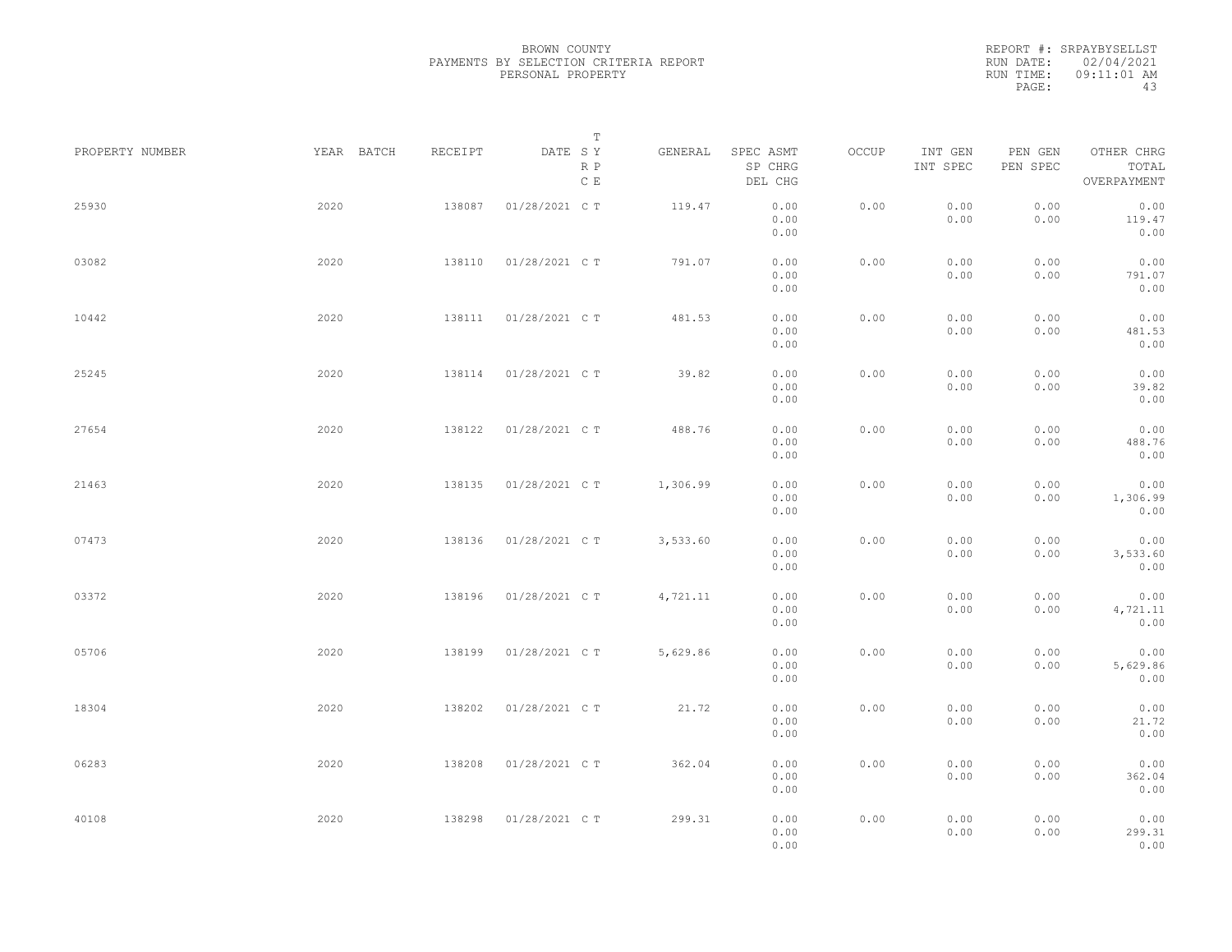BROWN COUNTY
PAYMENTS BY SELECTION CRITERIA REPORT
PERSONAL PROPERTY

REPORT #: SRPAYBYSELLST
RUN DATE: 02/04/2021
RUN TIME: 09:11:01 AM

| PROPERTY NUMBER | YEAR | BATCH | RECEIPT | DATE | T SY RP CE | GENERAL | SPEC ASMT SP CHRG DEL CHG | OCCUP | INT GEN INT SPEC | PEN GEN PEN SPEC | OTHER CHRG TOTAL OVERPAYMENT |
|---|---|---|---|---|---|---|---|---|---|---|---|
| 25930 | 2020 | | 138087 | 01/28/2021 | C T | 119.47 | 0.00 0.00 0.00 | 0.00 | 0.00 0.00 | 0.00 0.00 | 0.00 119.47 0.00 |
| 03082 | 2020 | | 138110 | 01/28/2021 | C T | 791.07 | 0.00 0.00 0.00 | 0.00 | 0.00 0.00 | 0.00 0.00 | 0.00 791.07 0.00 |
| 10442 | 2020 | | 138111 | 01/28/2021 | C T | 481.53 | 0.00 0.00 0.00 | 0.00 | 0.00 0.00 | 0.00 0.00 | 0.00 481.53 0.00 |
| 25245 | 2020 | | 138114 | 01/28/2021 | C T | 39.82 | 0.00 0.00 0.00 | 0.00 | 0.00 0.00 | 0.00 0.00 | 0.00 39.82 0.00 |
| 27654 | 2020 | | 138122 | 01/28/2021 | C T | 488.76 | 0.00 0.00 0.00 | 0.00 | 0.00 0.00 | 0.00 0.00 | 0.00 488.76 0.00 |
| 21463 | 2020 | | 138135 | 01/28/2021 | C T | 1,306.99 | 0.00 0.00 0.00 | 0.00 | 0.00 0.00 | 0.00 0.00 | 0.00 1,306.99 0.00 |
| 07473 | 2020 | | 138136 | 01/28/2021 | C T | 3,533.60 | 0.00 0.00 0.00 | 0.00 | 0.00 0.00 | 0.00 0.00 | 0.00 3,533.60 0.00 |
| 03372 | 2020 | | 138196 | 01/28/2021 | C T | 4,721.11 | 0.00 0.00 0.00 | 0.00 | 0.00 0.00 | 0.00 0.00 | 0.00 4,721.11 0.00 |
| 05706 | 2020 | | 138199 | 01/28/2021 | C T | 5,629.86 | 0.00 0.00 0.00 | 0.00 | 0.00 0.00 | 0.00 0.00 | 0.00 5,629.86 0.00 |
| 18304 | 2020 | | 138202 | 01/28/2021 | C T | 21.72 | 0.00 0.00 0.00 | 0.00 | 0.00 0.00 | 0.00 0.00 | 0.00 21.72 0.00 |
| 06283 | 2020 | | 138208 | 01/28/2021 | C T | 362.04 | 0.00 0.00 0.00 | 0.00 | 0.00 0.00 | 0.00 0.00 | 0.00 362.04 0.00 |
| 40108 | 2020 | | 138298 | 01/28/2021 | C T | 299.31 | 0.00 0.00 0.00 | 0.00 | 0.00 0.00 | 0.00 0.00 | 0.00 299.31 0.00 |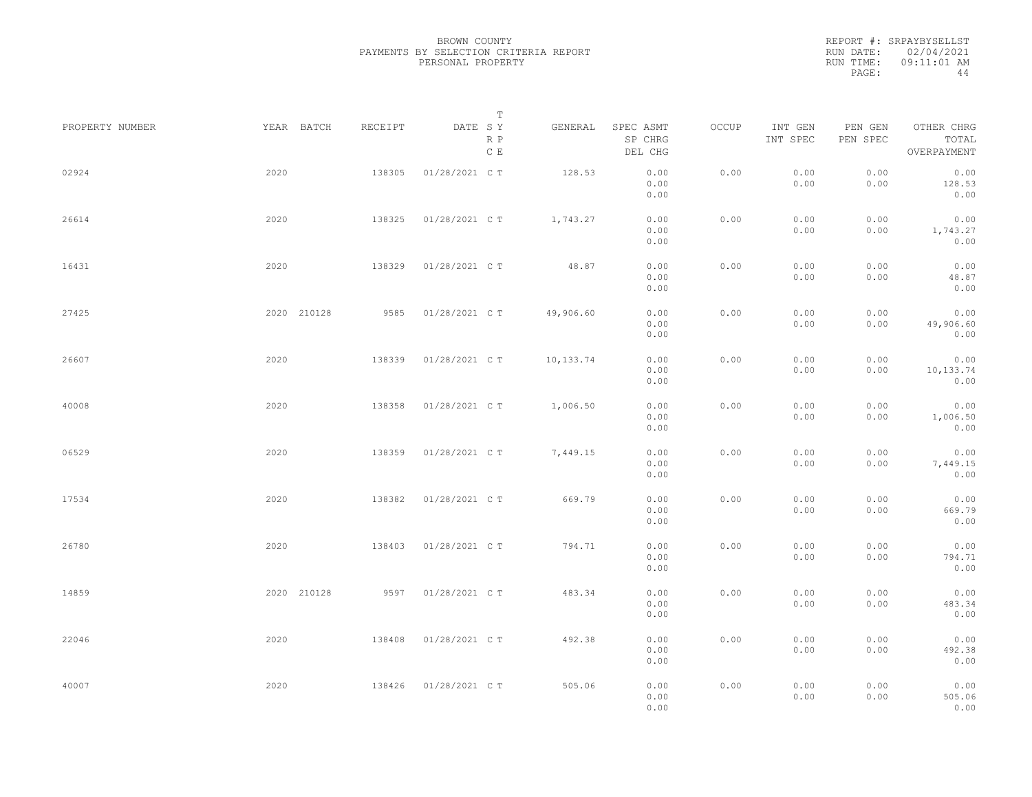BROWN COUNTY
PAYMENTS BY SELECTION CRITERIA REPORT
PERSONAL PROPERTY

REPORT #: SRPAYBYSELLST
RUN DATE: 02/04/2021
RUN TIME: 09:11:01 AM

| PROPERTY NUMBER | YEAR | BATCH | RECEIPT | DATE | T SY RP CE | GENERAL | SPEC ASMT / SP CHRG / DEL CHG | OCCUP | INT GEN / INT SPEC | PEN GEN / PEN SPEC | OTHER CHRG / TOTAL / OVERPAYMENT |
|---|---|---|---|---|---|---|---|---|---|---|---|
| 02924 | 2020 | | 138305 | 01/28/2021 | C T | 128.53 | 0.00 / 0.00 / 0.00 | 0.00 | 0.00 / 0.00 | 0.00 / 0.00 | 0.00 / 128.53 / 0.00 |
| 26614 | 2020 | | 138325 | 01/28/2021 | C T | 1,743.27 | 0.00 / 0.00 / 0.00 | 0.00 | 0.00 / 0.00 | 0.00 / 0.00 | 0.00 / 1,743.27 / 0.00 |
| 16431 | 2020 | | 138329 | 01/28/2021 | C T | 48.87 | 0.00 / 0.00 / 0.00 | 0.00 | 0.00 / 0.00 | 0.00 / 0.00 | 0.00 / 48.87 / 0.00 |
| 27425 | 2020 | 210128 | 9585 | 01/28/2021 | C T | 49,906.60 | 0.00 / 0.00 / 0.00 | 0.00 | 0.00 / 0.00 | 0.00 / 0.00 | 0.00 / 49,906.60 / 0.00 |
| 26607 | 2020 | | 138339 | 01/28/2021 | C T | 10,133.74 | 0.00 / 0.00 / 0.00 | 0.00 | 0.00 / 0.00 | 0.00 / 0.00 | 0.00 / 10,133.74 / 0.00 |
| 40008 | 2020 | | 138358 | 01/28/2021 | C T | 1,006.50 | 0.00 / 0.00 / 0.00 | 0.00 | 0.00 / 0.00 | 0.00 / 0.00 | 0.00 / 1,006.50 / 0.00 |
| 06529 | 2020 | | 138359 | 01/28/2021 | C T | 7,449.15 | 0.00 / 0.00 / 0.00 | 0.00 | 0.00 / 0.00 | 0.00 / 0.00 | 0.00 / 7,449.15 / 0.00 |
| 17534 | 2020 | | 138382 | 01/28/2021 | C T | 669.79 | 0.00 / 0.00 / 0.00 | 0.00 | 0.00 / 0.00 | 0.00 / 0.00 | 0.00 / 669.79 / 0.00 |
| 26780 | 2020 | | 138403 | 01/28/2021 | C T | 794.71 | 0.00 / 0.00 / 0.00 | 0.00 | 0.00 / 0.00 | 0.00 / 0.00 | 0.00 / 794.71 / 0.00 |
| 14859 | 2020 | 210128 | 9597 | 01/28/2021 | C T | 483.34 | 0.00 / 0.00 / 0.00 | 0.00 | 0.00 / 0.00 | 0.00 / 0.00 | 0.00 / 483.34 / 0.00 |
| 22046 | 2020 | | 138408 | 01/28/2021 | C T | 492.38 | 0.00 / 0.00 / 0.00 | 0.00 | 0.00 / 0.00 | 0.00 / 0.00 | 0.00 / 492.38 / 0.00 |
| 40007 | 2020 | | 138426 | 01/28/2021 | C T | 505.06 | 0.00 / 0.00 / 0.00 | 0.00 | 0.00 / 0.00 | 0.00 / 0.00 | 0.00 / 505.06 / 0.00 |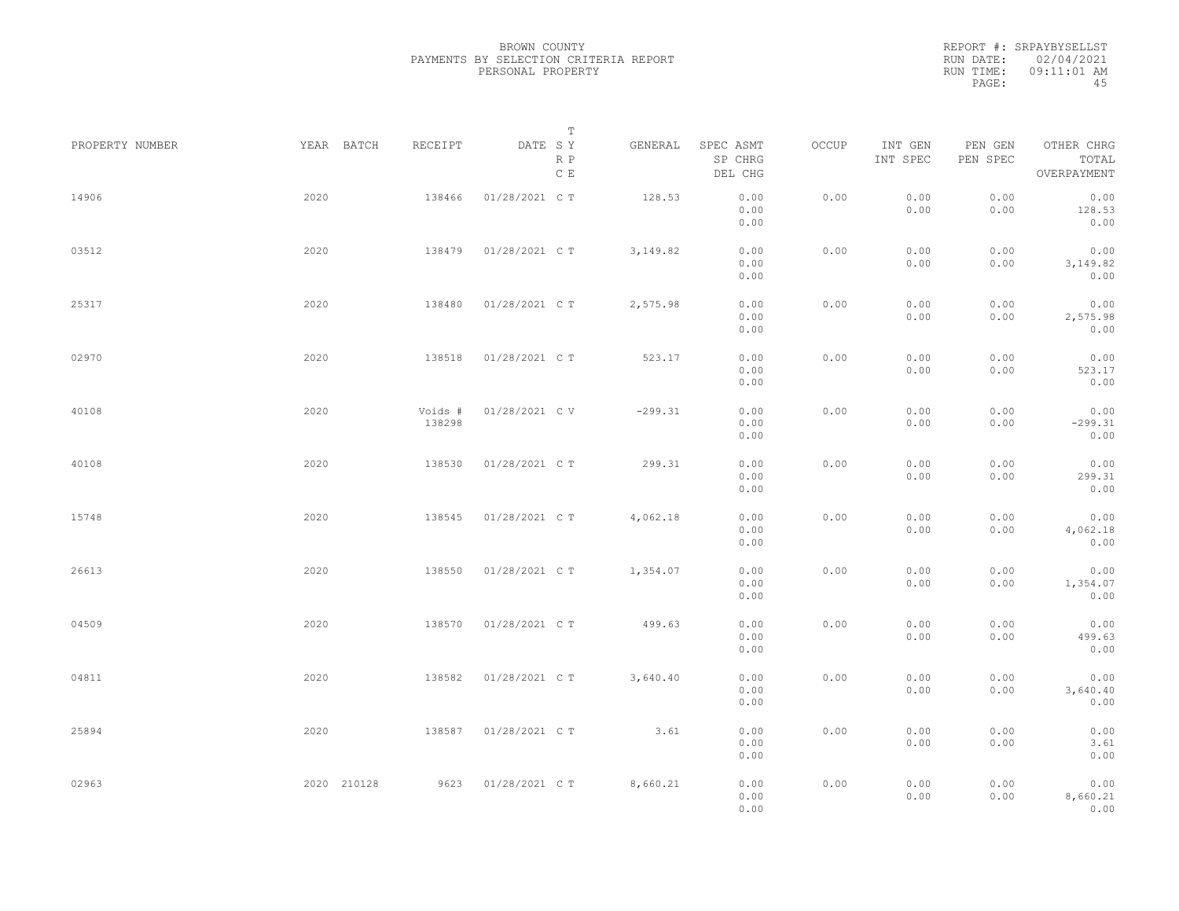BROWN COUNTY
PAYMENTS BY SELECTION CRITERIA REPORT
PERSONAL PROPERTY

REPORT #: SRPAYBYSELLST
RUN DATE: 02/04/2021
RUN TIME: 09:11:01 AM

| PROPERTY NUMBER | YEAR | BATCH | RECEIPT | DATE | T SY RP CE | GENERAL | SPEC ASMT / SP CHRG / DEL CHG | OCCUP | INT GEN / INT SPEC | PEN GEN / PEN SPEC | OTHER CHRG / TOTAL / OVERPAYMENT |
|---|---|---|---|---|---|---|---|---|---|---|---|
| 14906 | 2020 | | 138466 | 01/28/2021 | C T | 128.53 | 0.00 / 0.00 / 0.00 | 0.00 | 0.00 / 0.00 | 0.00 / 0.00 | 0.00 / 128.53 / 0.00 |
| 03512 | 2020 | | 138479 | 01/28/2021 | C T | 3,149.82 | 0.00 / 0.00 / 0.00 | 0.00 | 0.00 / 0.00 | 0.00 / 0.00 | 0.00 / 3,149.82 / 0.00 |
| 25317 | 2020 | | 138480 | 01/28/2021 | C T | 2,575.98 | 0.00 / 0.00 / 0.00 | 0.00 | 0.00 / 0.00 | 0.00 / 0.00 | 0.00 / 2,575.98 / 0.00 |
| 02970 | 2020 | | 138518 | 01/28/2021 | C T | 523.17 | 0.00 / 0.00 / 0.00 | 0.00 | 0.00 / 0.00 | 0.00 / 0.00 | 0.00 / 523.17 / 0.00 |
| 40108 | 2020 | | Voids # 138298 | 01/28/2021 | C V | -299.31 | 0.00 / 0.00 / 0.00 | 0.00 | 0.00 / 0.00 | 0.00 / 0.00 | 0.00 / -299.31 / 0.00 |
| 40108 | 2020 | | 138530 | 01/28/2021 | C T | 299.31 | 0.00 / 0.00 / 0.00 | 0.00 | 0.00 / 0.00 | 0.00 / 0.00 | 0.00 / 299.31 / 0.00 |
| 15748 | 2020 | | 138545 | 01/28/2021 | C T | 4,062.18 | 0.00 / 0.00 / 0.00 | 0.00 | 0.00 / 0.00 | 0.00 / 0.00 | 0.00 / 4,062.18 / 0.00 |
| 26613 | 2020 | | 138550 | 01/28/2021 | C T | 1,354.07 | 0.00 / 0.00 / 0.00 | 0.00 | 0.00 / 0.00 | 0.00 / 0.00 | 0.00 / 1,354.07 / 0.00 |
| 04509 | 2020 | | 138570 | 01/28/2021 | C T | 499.63 | 0.00 / 0.00 / 0.00 | 0.00 | 0.00 / 0.00 | 0.00 / 0.00 | 0.00 / 499.63 / 0.00 |
| 04811 | 2020 | | 138582 | 01/28/2021 | C T | 3,640.40 | 0.00 / 0.00 / 0.00 | 0.00 | 0.00 / 0.00 | 0.00 / 0.00 | 0.00 / 3,640.40 / 0.00 |
| 25894 | 2020 | | 138587 | 01/28/2021 | C T | 3.61 | 0.00 / 0.00 / 0.00 | 0.00 | 0.00 / 0.00 | 0.00 / 0.00 | 0.00 / 3.61 / 0.00 |
| 02963 | 2020 | 210128 | 9623 | 01/28/2021 | C T | 8,660.21 | 0.00 / 0.00 / 0.00 | 0.00 | 0.00 / 0.00 | 0.00 / 0.00 | 0.00 / 8,660.21 / 0.00 |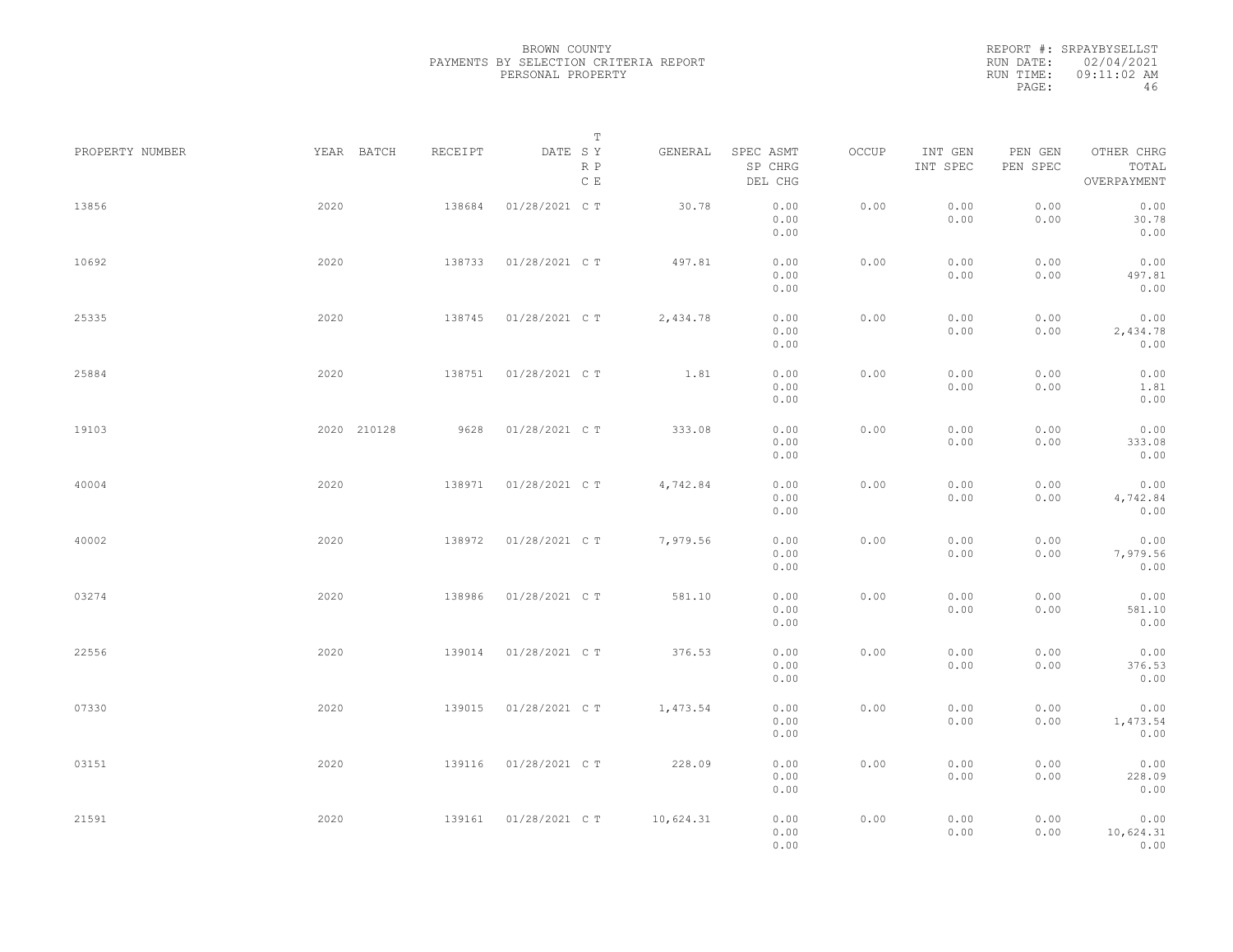BROWN COUNTY
PAYMENTS BY SELECTION CRITERIA REPORT
PERSONAL PROPERTY

REPORT #: SRPAYBYSELLST
RUN DATE: 02/04/2021
RUN TIME: 09:11:02 AM

| PROPERTY NUMBER | YEAR | BATCH | RECEIPT | DATE | T SY RP CE | GENERAL | SPEC ASMT / SP CHRG / DEL CHG | OCCUP | INT GEN / INT SPEC | PEN GEN / PEN SPEC | OTHER CHRG / TOTAL / OVERPAYMENT |
|---|---|---|---|---|---|---|---|---|---|---|---|
| 13856 | 2020 | | 138684 | 01/28/2021 | C T | 30.78 | 0.00 / 0.00 / 0.00 | 0.00 | 0.00 / 0.00 | 0.00 / 0.00 | 0.00 / 30.78 / 0.00 |
| 10692 | 2020 | | 138733 | 01/28/2021 | C T | 497.81 | 0.00 / 0.00 / 0.00 | 0.00 | 0.00 / 0.00 | 0.00 / 0.00 | 0.00 / 497.81 / 0.00 |
| 25335 | 2020 | | 138745 | 01/28/2021 | C T | 2,434.78 | 0.00 / 0.00 / 0.00 | 0.00 | 0.00 / 0.00 | 0.00 / 0.00 | 0.00 / 2,434.78 / 0.00 |
| 25884 | 2020 | | 138751 | 01/28/2021 | C T | 1.81 | 0.00 / 0.00 / 0.00 | 0.00 | 0.00 / 0.00 | 0.00 / 0.00 | 0.00 / 1.81 / 0.00 |
| 19103 | 2020 | 210128 | 9628 | 01/28/2021 | C T | 333.08 | 0.00 / 0.00 / 0.00 | 0.00 | 0.00 / 0.00 | 0.00 / 0.00 | 0.00 / 333.08 / 0.00 |
| 40004 | 2020 | | 138971 | 01/28/2021 | C T | 4,742.84 | 0.00 / 0.00 / 0.00 | 0.00 | 0.00 / 0.00 | 0.00 / 0.00 | 0.00 / 4,742.84 / 0.00 |
| 40002 | 2020 | | 138972 | 01/28/2021 | C T | 7,979.56 | 0.00 / 0.00 / 0.00 | 0.00 | 0.00 / 0.00 | 0.00 / 0.00 | 0.00 / 7,979.56 / 0.00 |
| 03274 | 2020 | | 138986 | 01/28/2021 | C T | 581.10 | 0.00 / 0.00 / 0.00 | 0.00 | 0.00 / 0.00 | 0.00 / 0.00 | 0.00 / 581.10 / 0.00 |
| 22556 | 2020 | | 139014 | 01/28/2021 | C T | 376.53 | 0.00 / 0.00 / 0.00 | 0.00 | 0.00 / 0.00 | 0.00 / 0.00 | 0.00 / 376.53 / 0.00 |
| 07330 | 2020 | | 139015 | 01/28/2021 | C T | 1,473.54 | 0.00 / 0.00 / 0.00 | 0.00 | 0.00 / 0.00 | 0.00 / 0.00 | 0.00 / 1,473.54 / 0.00 |
| 03151 | 2020 | | 139116 | 01/28/2021 | C T | 228.09 | 0.00 / 0.00 / 0.00 | 0.00 | 0.00 / 0.00 | 0.00 / 0.00 | 0.00 / 228.09 / 0.00 |
| 21591 | 2020 | | 139161 | 01/28/2021 | C T | 10,624.31 | 0.00 / 0.00 / 0.00 | 0.00 | 0.00 / 0.00 | 0.00 / 0.00 | 0.00 / 10,624.31 / 0.00 |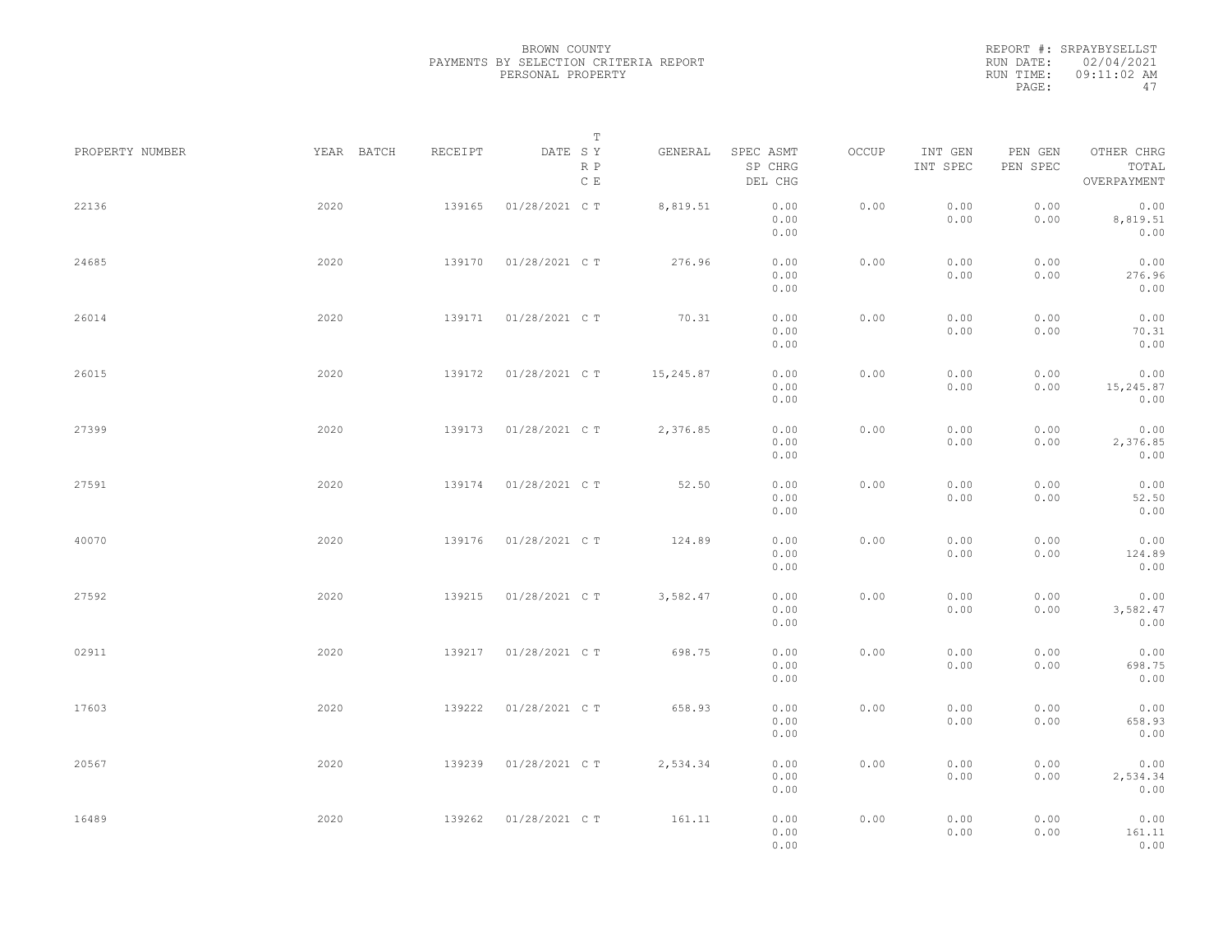BROWN COUNTY
PAYMENTS BY SELECTION CRITERIA REPORT
PERSONAL PROPERTY

REPORT #: SRPAYBYSELLST
RUN DATE: 02/04/2021
RUN TIME: 09:11:02 AM

| PROPERTY NUMBER | YEAR | BATCH | RECEIPT | DATE | T SY RP CE | GENERAL | SPEC ASMT / SP CHRG / DEL CHG | OCCUP | INT GEN / INT SPEC | PEN GEN / PEN SPEC | OTHER CHRG / TOTAL / OVERPAYMENT |
|---|---|---|---|---|---|---|---|---|---|---|---|
| 22136 | 2020 | | 139165 | 01/28/2021 | C T | 8,819.51 | 0.00<br>0.00<br>0.00 | 0.00 | 0.00<br>0.00 | 0.00<br>0.00 | 0.00<br>8,819.51<br>0.00 |
| 24685 | 2020 | | 139170 | 01/28/2021 | C T | 276.96 | 0.00<br>0.00<br>0.00 | 0.00 | 0.00<br>0.00 | 0.00<br>0.00 | 0.00<br>276.96<br>0.00 |
| 26014 | 2020 | | 139171 | 01/28/2021 | C T | 70.31 | 0.00<br>0.00<br>0.00 | 0.00 | 0.00<br>0.00 | 0.00<br>0.00 | 0.00<br>70.31<br>0.00 |
| 26015 | 2020 | | 139172 | 01/28/2021 | C T | 15,245.87 | 0.00<br>0.00<br>0.00 | 0.00 | 0.00<br>0.00 | 0.00<br>0.00 | 0.00<br>15,245.87<br>0.00 |
| 27399 | 2020 | | 139173 | 01/28/2021 | C T | 2,376.85 | 0.00<br>0.00<br>0.00 | 0.00 | 0.00<br>0.00 | 0.00<br>0.00 | 0.00<br>2,376.85<br>0.00 |
| 27591 | 2020 | | 139174 | 01/28/2021 | C T | 52.50 | 0.00<br>0.00<br>0.00 | 0.00 | 0.00<br>0.00 | 0.00<br>0.00 | 0.00<br>52.50<br>0.00 |
| 40070 | 2020 | | 139176 | 01/28/2021 | C T | 124.89 | 0.00<br>0.00<br>0.00 | 0.00 | 0.00<br>0.00 | 0.00<br>0.00 | 0.00<br>124.89<br>0.00 |
| 27592 | 2020 | | 139215 | 01/28/2021 | C T | 3,582.47 | 0.00<br>0.00<br>0.00 | 0.00 | 0.00<br>0.00 | 0.00<br>0.00 | 0.00<br>3,582.47<br>0.00 |
| 02911 | 2020 | | 139217 | 01/28/2021 | C T | 698.75 | 0.00<br>0.00<br>0.00 | 0.00 | 0.00<br>0.00 | 0.00<br>0.00 | 0.00<br>698.75<br>0.00 |
| 17603 | 2020 | | 139222 | 01/28/2021 | C T | 658.93 | 0.00<br>0.00<br>0.00 | 0.00 | 0.00<br>0.00 | 0.00<br>0.00 | 0.00<br>658.93<br>0.00 |
| 20567 | 2020 | | 139239 | 01/28/2021 | C T | 2,534.34 | 0.00<br>0.00<br>0.00 | 0.00 | 0.00<br>0.00 | 0.00<br>0.00 | 0.00<br>2,534.34<br>0.00 |
| 16489 | 2020 | | 139262 | 01/28/2021 | C T | 161.11 | 0.00<br>0.00<br>0.00 | 0.00 | 0.00<br>0.00 | 0.00<br>0.00 | 0.00<br>161.11<br>0.00 |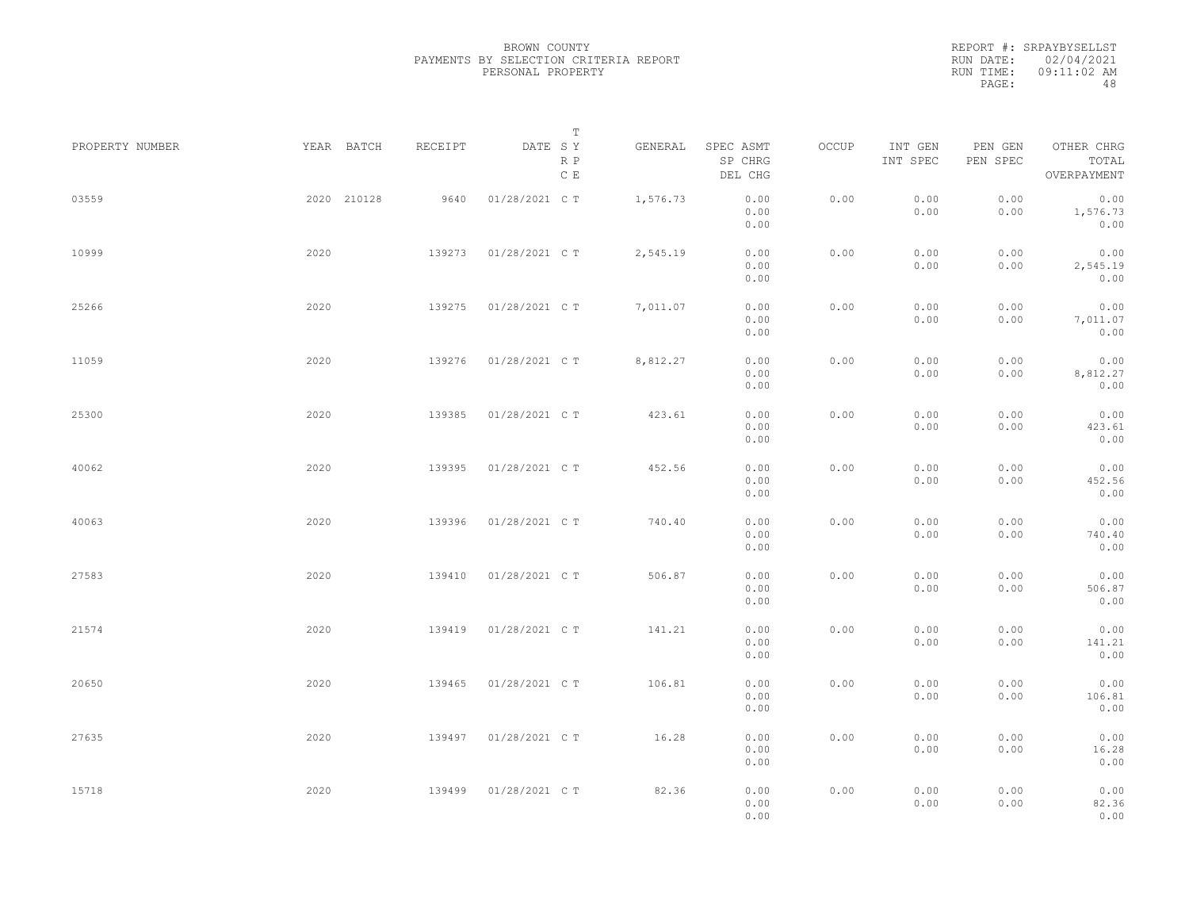BROWN COUNTY
PAYMENTS BY SELECTION CRITERIA REPORT
PERSONAL PROPERTY

REPORT #: SRPAYBYSELLST
RUN DATE: 02/04/2021
RUN TIME: 09:11:02 AM

| PROPERTY NUMBER | YEAR | BATCH | RECEIPT | DATE | T SY RP CE | GENERAL | SPEC ASMT / SP CHRG / DEL CHG | OCCUP | INT GEN / INT SPEC | PEN GEN / PEN SPEC | OTHER CHRG / TOTAL / OVERPAYMENT |
|---|---|---|---|---|---|---|---|---|---|---|---|
| 03559 | 2020 | 210128 | 9640 | 01/28/2021 | C T | 1,576.73 | 0.00 / 0.00 / 0.00 | 0.00 | 0.00 / 0.00 | 0.00 / 0.00 | 0.00 / 1,576.73 / 0.00 |
| 10999 | 2020 | | 139273 | 01/28/2021 | C T | 2,545.19 | 0.00 / 0.00 / 0.00 | 0.00 | 0.00 / 0.00 | 0.00 / 0.00 | 0.00 / 2,545.19 / 0.00 |
| 25266 | 2020 | | 139275 | 01/28/2021 | C T | 7,011.07 | 0.00 / 0.00 / 0.00 | 0.00 | 0.00 / 0.00 | 0.00 / 0.00 | 0.00 / 7,011.07 / 0.00 |
| 11059 | 2020 | | 139276 | 01/28/2021 | C T | 8,812.27 | 0.00 / 0.00 / 0.00 | 0.00 | 0.00 / 0.00 | 0.00 / 0.00 | 0.00 / 8,812.27 / 0.00 |
| 25300 | 2020 | | 139385 | 01/28/2021 | C T | 423.61 | 0.00 / 0.00 / 0.00 | 0.00 | 0.00 / 0.00 | 0.00 / 0.00 | 0.00 / 423.61 / 0.00 |
| 40062 | 2020 | | 139395 | 01/28/2021 | C T | 452.56 | 0.00 / 0.00 / 0.00 | 0.00 | 0.00 / 0.00 | 0.00 / 0.00 | 0.00 / 452.56 / 0.00 |
| 40063 | 2020 | | 139396 | 01/28/2021 | C T | 740.40 | 0.00 / 0.00 / 0.00 | 0.00 | 0.00 / 0.00 | 0.00 / 0.00 | 0.00 / 740.40 / 0.00 |
| 27583 | 2020 | | 139410 | 01/28/2021 | C T | 506.87 | 0.00 / 0.00 / 0.00 | 0.00 | 0.00 / 0.00 | 0.00 / 0.00 | 0.00 / 506.87 / 0.00 |
| 21574 | 2020 | | 139419 | 01/28/2021 | C T | 141.21 | 0.00 / 0.00 / 0.00 | 0.00 | 0.00 / 0.00 | 0.00 / 0.00 | 0.00 / 141.21 / 0.00 |
| 20650 | 2020 | | 139465 | 01/28/2021 | C T | 106.81 | 0.00 / 0.00 / 0.00 | 0.00 | 0.00 / 0.00 | 0.00 / 0.00 | 0.00 / 106.81 / 0.00 |
| 27635 | 2020 | | 139497 | 01/28/2021 | C T | 16.28 | 0.00 / 0.00 / 0.00 | 0.00 | 0.00 / 0.00 | 0.00 / 0.00 | 0.00 / 16.28 / 0.00 |
| 15718 | 2020 | | 139499 | 01/28/2021 | C T | 82.36 | 0.00 / 0.00 / 0.00 | 0.00 | 0.00 / 0.00 | 0.00 / 0.00 | 0.00 / 82.36 / 0.00 |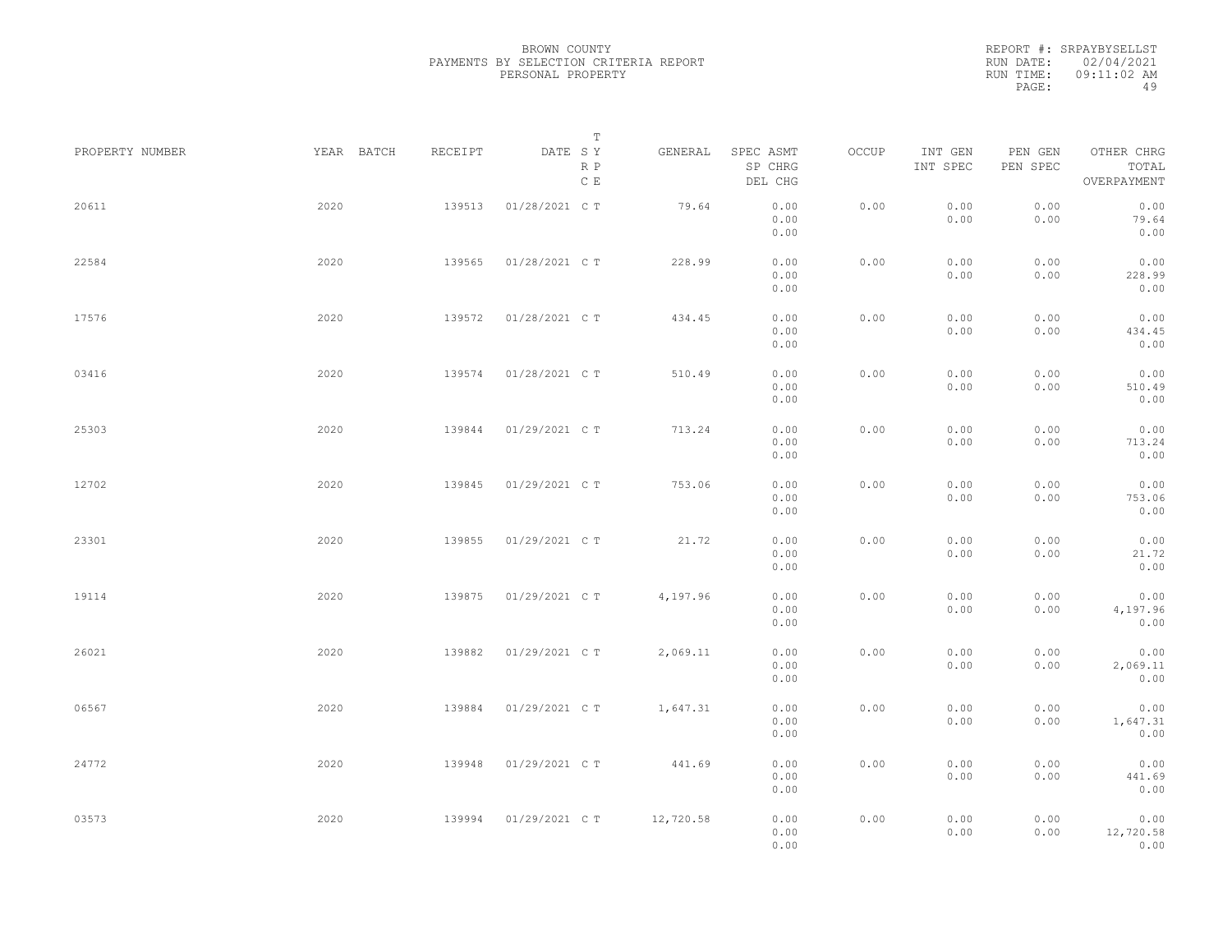BROWN COUNTY
PAYMENTS BY SELECTION CRITERIA REPORT
PERSONAL PROPERTY

REPORT #: SRPAYBYSELLST
RUN DATE: 02/04/2021
RUN TIME: 09:11:02 AM

| PROPERTY NUMBER | YEAR | BATCH | RECEIPT | DATE | T S Y R P C E | GENERAL | SPEC ASMT / SP CHRG / DEL CHG | OCCUP | INT GEN / INT SPEC | PEN GEN / PEN SPEC | OTHER CHRG / TOTAL / OVERPAYMENT |
|---|---|---|---|---|---|---|---|---|---|---|---|
| 20611 | 2020 | | 139513 | 01/28/2021 | C T | 79.64 | 0.00 / 0.00 / 0.00 | 0.00 | 0.00 / 0.00 | 0.00 / 0.00 | 0.00 / 79.64 / 0.00 |
| 22584 | 2020 | | 139565 | 01/28/2021 | C T | 228.99 | 0.00 / 0.00 / 0.00 | 0.00 | 0.00 / 0.00 | 0.00 / 0.00 | 0.00 / 228.99 / 0.00 |
| 17576 | 2020 | | 139572 | 01/28/2021 | C T | 434.45 | 0.00 / 0.00 / 0.00 | 0.00 | 0.00 / 0.00 | 0.00 / 0.00 | 0.00 / 434.45 / 0.00 |
| 03416 | 2020 | | 139574 | 01/28/2021 | C T | 510.49 | 0.00 / 0.00 / 0.00 | 0.00 | 0.00 / 0.00 | 0.00 / 0.00 | 0.00 / 510.49 / 0.00 |
| 25303 | 2020 | | 139844 | 01/29/2021 | C T | 713.24 | 0.00 / 0.00 / 0.00 | 0.00 | 0.00 / 0.00 | 0.00 / 0.00 | 0.00 / 713.24 / 0.00 |
| 12702 | 2020 | | 139845 | 01/29/2021 | C T | 753.06 | 0.00 / 0.00 / 0.00 | 0.00 | 0.00 / 0.00 | 0.00 / 0.00 | 0.00 / 753.06 / 0.00 |
| 23301 | 2020 | | 139855 | 01/29/2021 | C T | 21.72 | 0.00 / 0.00 / 0.00 | 0.00 | 0.00 / 0.00 | 0.00 / 0.00 | 0.00 / 21.72 / 0.00 |
| 19114 | 2020 | | 139875 | 01/29/2021 | C T | 4,197.96 | 0.00 / 0.00 / 0.00 | 0.00 | 0.00 / 0.00 | 0.00 / 0.00 | 0.00 / 4,197.96 / 0.00 |
| 26021 | 2020 | | 139882 | 01/29/2021 | C T | 2,069.11 | 0.00 / 0.00 / 0.00 | 0.00 | 0.00 / 0.00 | 0.00 / 0.00 | 0.00 / 2,069.11 / 0.00 |
| 06567 | 2020 | | 139884 | 01/29/2021 | C T | 1,647.31 | 0.00 / 0.00 / 0.00 | 0.00 | 0.00 / 0.00 | 0.00 / 0.00 | 0.00 / 1,647.31 / 0.00 |
| 24772 | 2020 | | 139948 | 01/29/2021 | C T | 441.69 | 0.00 / 0.00 / 0.00 | 0.00 | 0.00 / 0.00 | 0.00 / 0.00 | 0.00 / 441.69 / 0.00 |
| 03573 | 2020 | | 139994 | 01/29/2021 | C T | 12,720.58 | 0.00 / 0.00 / 0.00 | 0.00 | 0.00 / 0.00 | 0.00 / 0.00 | 0.00 / 12,720.58 / 0.00 |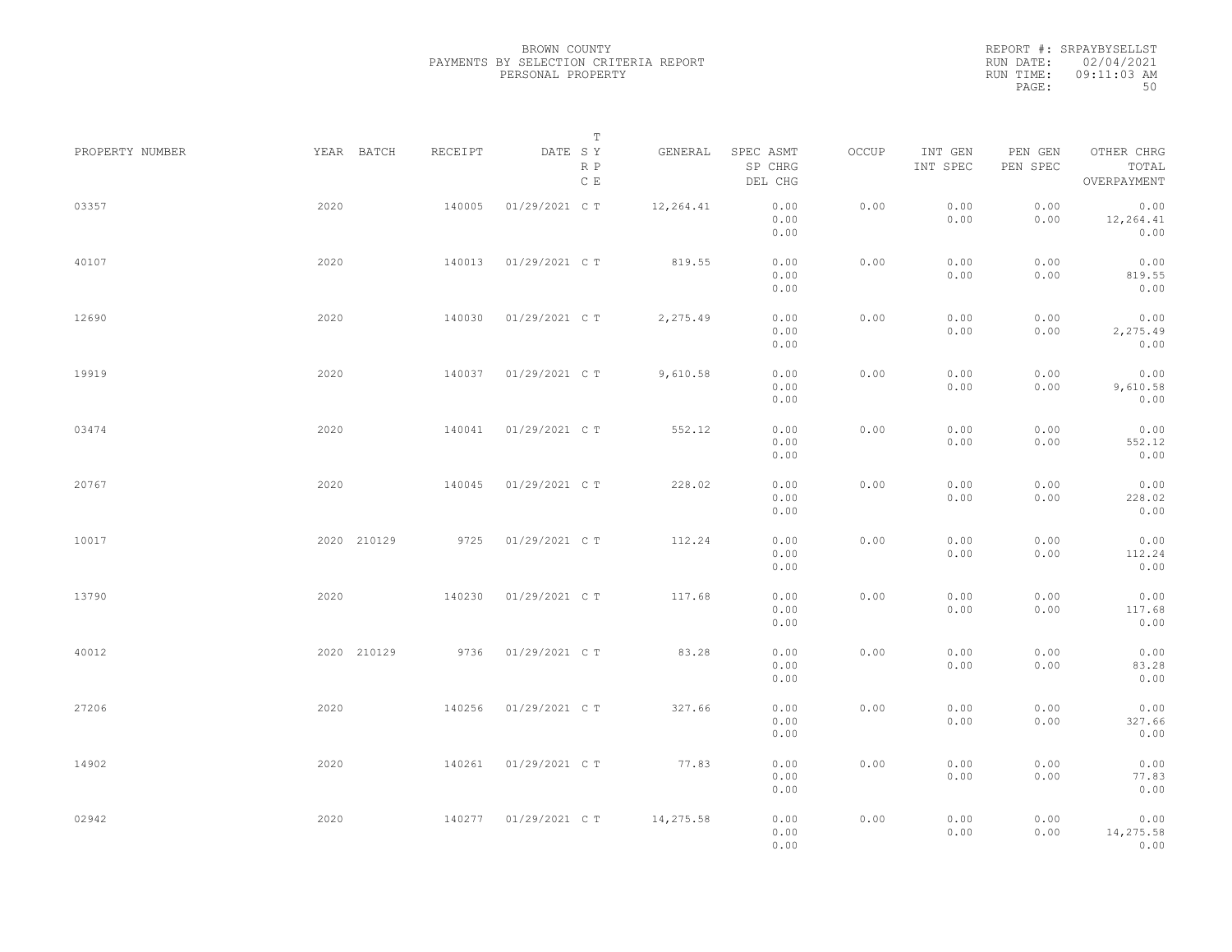BROWN COUNTY
PAYMENTS BY SELECTION CRITERIA REPORT
PERSONAL PROPERTY

REPORT #: SRPAYBYSELLST
RUN DATE: 02/04/2021
RUN TIME: 09:11:03 AM

| PROPERTY NUMBER | YEAR | BATCH | RECEIPT | DATE | T SY RP CE | GENERAL | SPEC ASMT / SP CHRG / DEL CHG | OCCUP | INT GEN / INT SPEC | PEN GEN / PEN SPEC | OTHER CHRG / TOTAL / OVERPAYMENT |
|---|---|---|---|---|---|---|---|---|---|---|---|
| 03357 | 2020 | | 140005 | 01/29/2021 | C T | 12,264.41 | 0.00 / 0.00 / 0.00 | 0.00 | 0.00 / 0.00 | 0.00 / 0.00 | 0.00 / 12,264.41 / 0.00 |
| 40107 | 2020 | | 140013 | 01/29/2021 | C T | 819.55 | 0.00 / 0.00 / 0.00 | 0.00 | 0.00 / 0.00 | 0.00 / 0.00 | 0.00 / 819.55 / 0.00 |
| 12690 | 2020 | | 140030 | 01/29/2021 | C T | 2,275.49 | 0.00 / 0.00 / 0.00 | 0.00 | 0.00 / 0.00 | 0.00 / 0.00 | 0.00 / 2,275.49 / 0.00 |
| 19919 | 2020 | | 140037 | 01/29/2021 | C T | 9,610.58 | 0.00 / 0.00 / 0.00 | 0.00 | 0.00 / 0.00 | 0.00 / 0.00 | 0.00 / 9,610.58 / 0.00 |
| 03474 | 2020 | | 140041 | 01/29/2021 | C T | 552.12 | 0.00 / 0.00 / 0.00 | 0.00 | 0.00 / 0.00 | 0.00 / 0.00 | 0.00 / 552.12 / 0.00 |
| 20767 | 2020 | | 140045 | 01/29/2021 | C T | 228.02 | 0.00 / 0.00 / 0.00 | 0.00 | 0.00 / 0.00 | 0.00 / 0.00 | 0.00 / 228.02 / 0.00 |
| 10017 | 2020 | 210129 | 9725 | 01/29/2021 | C T | 112.24 | 0.00 / 0.00 / 0.00 | 0.00 | 0.00 / 0.00 | 0.00 / 0.00 | 0.00 / 112.24 / 0.00 |
| 13790 | 2020 | | 140230 | 01/29/2021 | C T | 117.68 | 0.00 / 0.00 / 0.00 | 0.00 | 0.00 / 0.00 | 0.00 / 0.00 | 0.00 / 117.68 / 0.00 |
| 40012 | 2020 | 210129 | 9736 | 01/29/2021 | C T | 83.28 | 0.00 / 0.00 / 0.00 | 0.00 | 0.00 / 0.00 | 0.00 / 0.00 | 0.00 / 83.28 / 0.00 |
| 27206 | 2020 | | 140256 | 01/29/2021 | C T | 327.66 | 0.00 / 0.00 / 0.00 | 0.00 | 0.00 / 0.00 | 0.00 / 0.00 | 0.00 / 327.66 / 0.00 |
| 14902 | 2020 | | 140261 | 01/29/2021 | C T | 77.83 | 0.00 / 0.00 / 0.00 | 0.00 | 0.00 / 0.00 | 0.00 / 0.00 | 0.00 / 77.83 / 0.00 |
| 02942 | 2020 | | 140277 | 01/29/2021 | C T | 14,275.58 | 0.00 / 0.00 / 0.00 | 0.00 | 0.00 / 0.00 | 0.00 / 0.00 | 0.00 / 14,275.58 / 0.00 |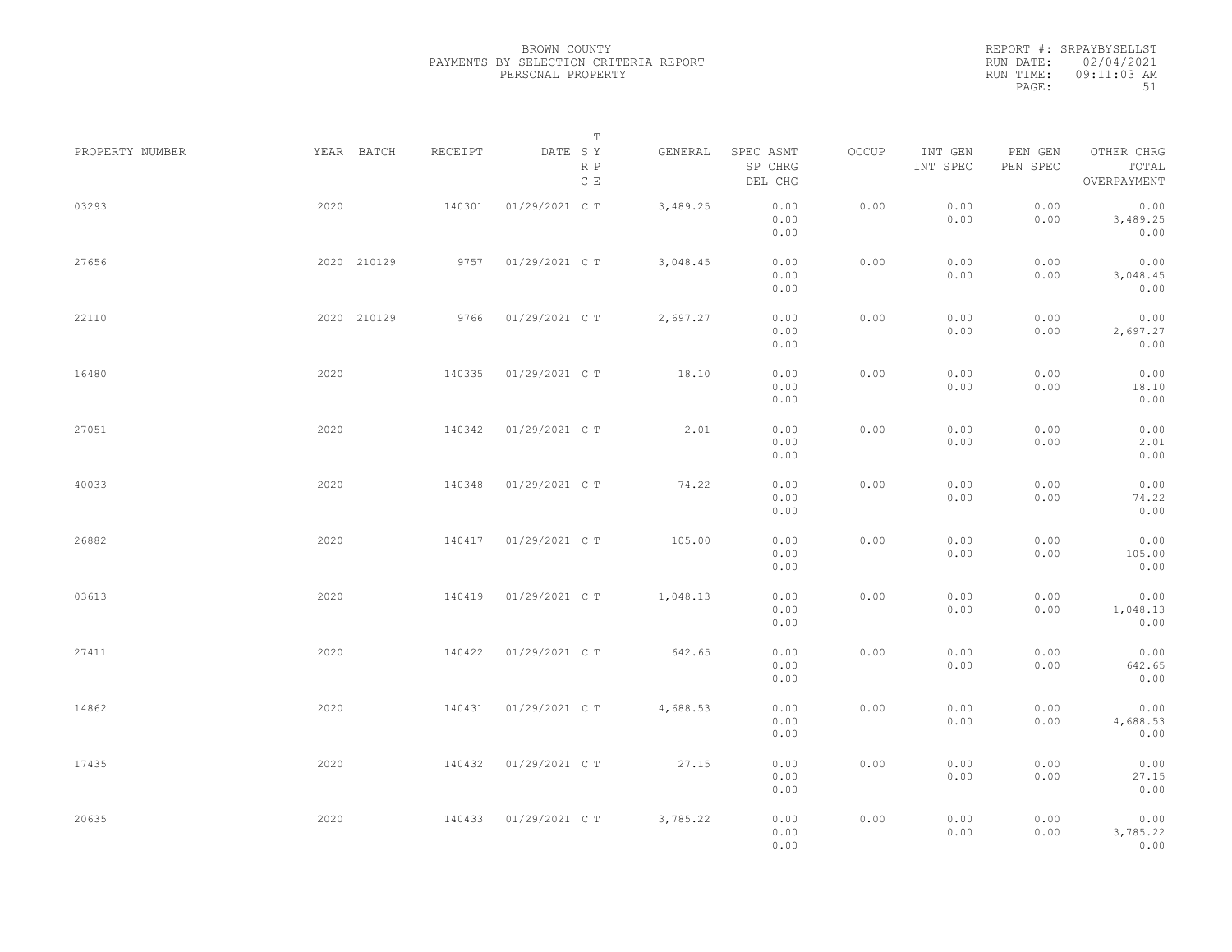BROWN COUNTY
PAYMENTS BY SELECTION CRITERIA REPORT
PERSONAL PROPERTY

REPORT #: SRPAYBYSELLST
RUN DATE: 02/04/2021
RUN TIME: 09:11:03 AM

| PROPERTY NUMBER | YEAR | BATCH | RECEIPT | DATE | T SY RP CE | GENERAL | SPEC ASMT / SP CHRG / DEL CHG | OCCUP | INT GEN / INT SPEC | PEN GEN / PEN SPEC | OTHER CHRG / TOTAL / OVERPAYMENT |
|---|---|---|---|---|---|---|---|---|---|---|---|
| 03293 | 2020 | | 140301 | 01/29/2021 | C T | 3,489.25 | 0.00 / 0.00 / 0.00 | 0.00 | 0.00 / 0.00 | 0.00 / 0.00 | 0.00 / 3,489.25 / 0.00 |
| 27656 | 2020 | 210129 | 9757 | 01/29/2021 | C T | 3,048.45 | 0.00 / 0.00 / 0.00 | 0.00 | 0.00 / 0.00 | 0.00 / 0.00 | 0.00 / 3,048.45 / 0.00 |
| 22110 | 2020 | 210129 | 9766 | 01/29/2021 | C T | 2,697.27 | 0.00 / 0.00 / 0.00 | 0.00 | 0.00 / 0.00 | 0.00 / 0.00 | 0.00 / 2,697.27 / 0.00 |
| 16480 | 2020 | | 140335 | 01/29/2021 | C T | 18.10 | 0.00 / 0.00 / 0.00 | 0.00 | 0.00 / 0.00 | 0.00 / 0.00 | 0.00 / 18.10 / 0.00 |
| 27051 | 2020 | | 140342 | 01/29/2021 | C T | 2.01 | 0.00 / 0.00 / 0.00 | 0.00 | 0.00 / 0.00 | 0.00 / 0.00 | 0.00 / 2.01 / 0.00 |
| 40033 | 2020 | | 140348 | 01/29/2021 | C T | 74.22 | 0.00 / 0.00 / 0.00 | 0.00 | 0.00 / 0.00 | 0.00 / 0.00 | 0.00 / 74.22 / 0.00 |
| 26882 | 2020 | | 140417 | 01/29/2021 | C T | 105.00 | 0.00 / 0.00 / 0.00 | 0.00 | 0.00 / 0.00 | 0.00 / 0.00 | 0.00 / 105.00 / 0.00 |
| 03613 | 2020 | | 140419 | 01/29/2021 | C T | 1,048.13 | 0.00 / 0.00 / 0.00 | 0.00 | 0.00 / 0.00 | 0.00 / 0.00 | 0.00 / 1,048.13 / 0.00 |
| 27411 | 2020 | | 140422 | 01/29/2021 | C T | 642.65 | 0.00 / 0.00 / 0.00 | 0.00 | 0.00 / 0.00 | 0.00 / 0.00 | 0.00 / 642.65 / 0.00 |
| 14862 | 2020 | | 140431 | 01/29/2021 | C T | 4,688.53 | 0.00 / 0.00 / 0.00 | 0.00 | 0.00 / 0.00 | 0.00 / 0.00 | 0.00 / 4,688.53 / 0.00 |
| 17435 | 2020 | | 140432 | 01/29/2021 | C T | 27.15 | 0.00 / 0.00 / 0.00 | 0.00 | 0.00 / 0.00 | 0.00 / 0.00 | 0.00 / 27.15 / 0.00 |
| 20635 | 2020 | | 140433 | 01/29/2021 | C T | 3,785.22 | 0.00 / 0.00 / 0.00 | 0.00 | 0.00 / 0.00 | 0.00 / 0.00 | 0.00 / 3,785.22 / 0.00 |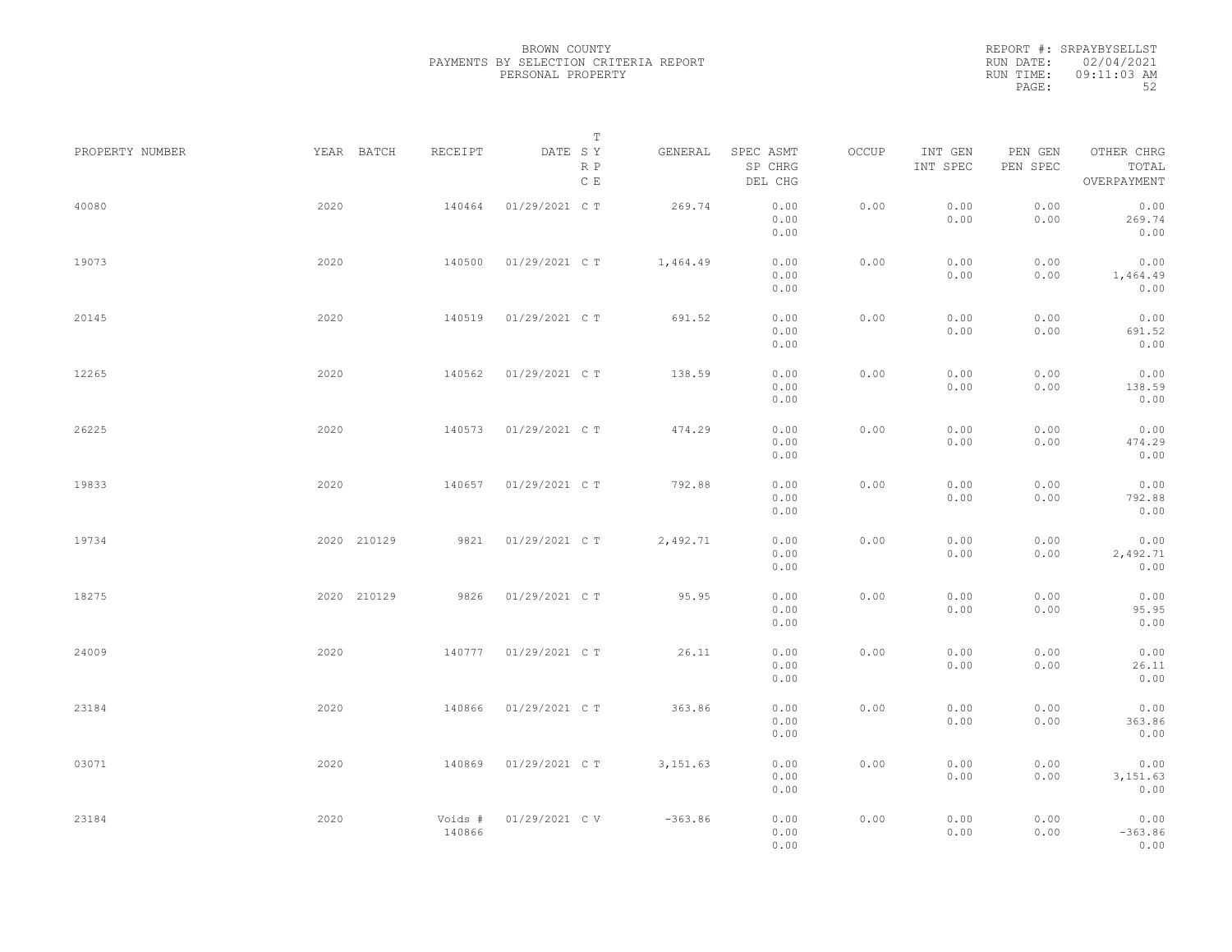BROWN COUNTY
PAYMENTS BY SELECTION CRITERIA REPORT
PERSONAL PROPERTY

REPORT #: SRPAYBYSELLST
RUN DATE: 02/04/2021
RUN TIME: 09:11:03 AM

| PROPERTY NUMBER | YEAR | BATCH | RECEIPT | DATE | T SY RP CE | GENERAL | SPEC ASMT / SP CHRG / DEL CHG | OCCUP | INT GEN / INT SPEC | PEN GEN / PEN SPEC | OTHER CHRG / TOTAL / OVERPAYMENT |
|---|---|---|---|---|---|---|---|---|---|---|---|
| 40080 | 2020 | | 140464 | 01/29/2021 | C T | 269.74 | 0.00 / 0.00 / 0.00 | 0.00 | 0.00 / 0.00 | 0.00 / 0.00 | 0.00 / 269.74 / 0.00 |
| 19073 | 2020 | | 140500 | 01/29/2021 | C T | 1,464.49 | 0.00 / 0.00 / 0.00 | 0.00 | 0.00 / 0.00 | 0.00 / 0.00 | 0.00 / 1,464.49 / 0.00 |
| 20145 | 2020 | | 140519 | 01/29/2021 | C T | 691.52 | 0.00 / 0.00 / 0.00 | 0.00 | 0.00 / 0.00 | 0.00 / 0.00 | 0.00 / 691.52 / 0.00 |
| 12265 | 2020 | | 140562 | 01/29/2021 | C T | 138.59 | 0.00 / 0.00 / 0.00 | 0.00 | 0.00 / 0.00 | 0.00 / 0.00 | 0.00 / 138.59 / 0.00 |
| 26225 | 2020 | | 140573 | 01/29/2021 | C T | 474.29 | 0.00 / 0.00 / 0.00 | 0.00 | 0.00 / 0.00 | 0.00 / 0.00 | 0.00 / 474.29 / 0.00 |
| 19833 | 2020 | | 140657 | 01/29/2021 | C T | 792.88 | 0.00 / 0.00 / 0.00 | 0.00 | 0.00 / 0.00 | 0.00 / 0.00 | 0.00 / 792.88 / 0.00 |
| 19734 | 2020 | 210129 | 9821 | 01/29/2021 | C T | 2,492.71 | 0.00 / 0.00 / 0.00 | 0.00 | 0.00 / 0.00 | 0.00 / 0.00 | 0.00 / 2,492.71 / 0.00 |
| 18275 | 2020 | 210129 | 9826 | 01/29/2021 | C T | 95.95 | 0.00 / 0.00 / 0.00 | 0.00 | 0.00 / 0.00 | 0.00 / 0.00 | 0.00 / 95.95 / 0.00 |
| 24009 | 2020 | | 140777 | 01/29/2021 | C T | 26.11 | 0.00 / 0.00 / 0.00 | 0.00 | 0.00 / 0.00 | 0.00 / 0.00 | 0.00 / 26.11 / 0.00 |
| 23184 | 2020 | | 140866 | 01/29/2021 | C T | 363.86 | 0.00 / 0.00 / 0.00 | 0.00 | 0.00 / 0.00 | 0.00 / 0.00 | 0.00 / 363.86 / 0.00 |
| 03071 | 2020 | | 140869 | 01/29/2021 | C T | 3,151.63 | 0.00 / 0.00 / 0.00 | 0.00 | 0.00 / 0.00 | 0.00 / 0.00 | 0.00 / 3,151.63 / 0.00 |
| 23184 | 2020 | | Voids # 140866 | 01/29/2021 | C V | -363.86 | 0.00 / 0.00 / 0.00 | 0.00 | 0.00 / 0.00 | 0.00 / 0.00 | 0.00 / -363.86 / 0.00 |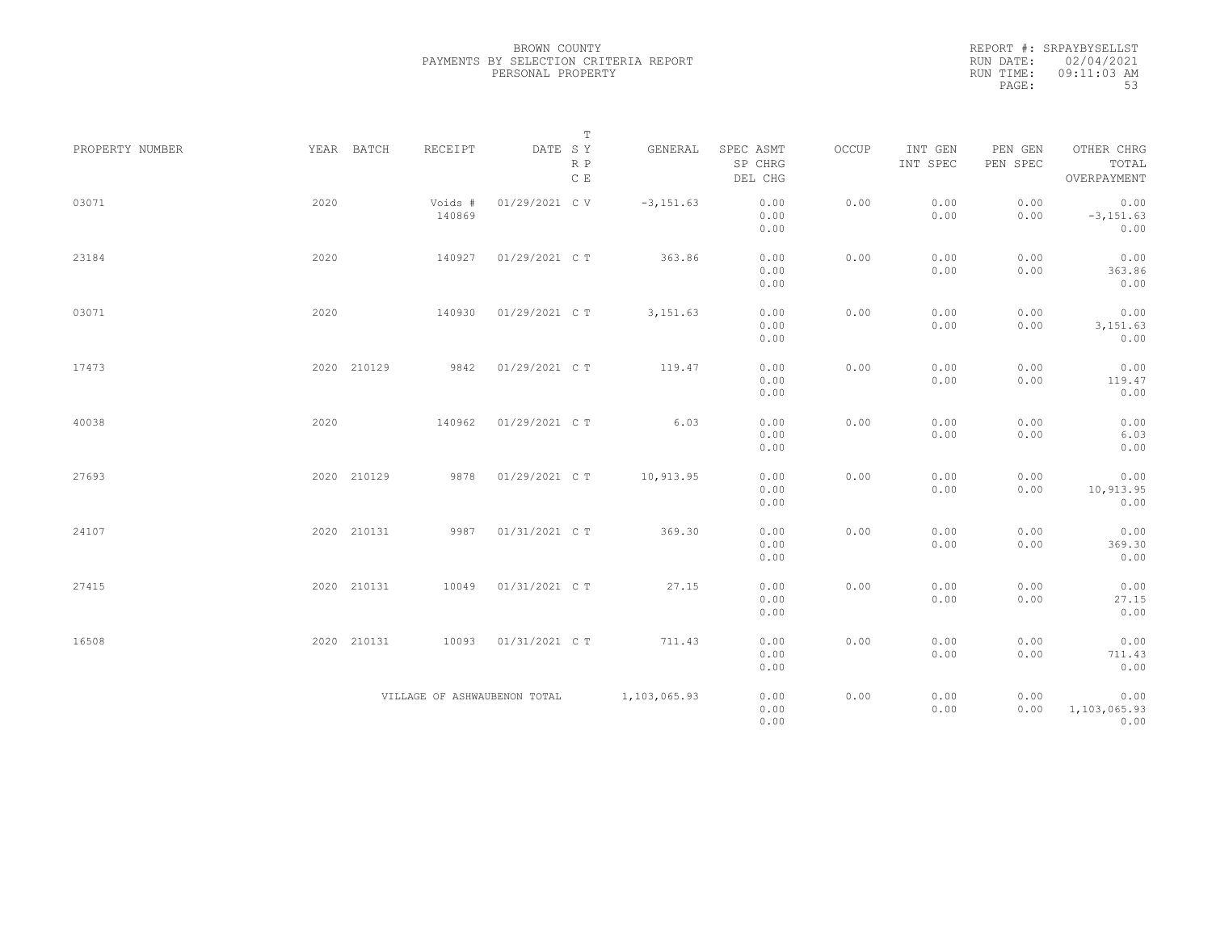BROWN COUNTY
PAYMENTS BY SELECTION CRITERIA REPORT
PERSONAL PROPERTY

REPORT #: SRPAYBYSELLST
RUN DATE: 02/04/2021
RUN TIME: 09:11:03 AM

| PROPERTY NUMBER | YEAR | BATCH | RECEIPT | DATE | T SY RP CE | GENERAL | SPEC ASMT / SP CHRG / DEL CHG | OCCUP | INT GEN / INT SPEC | PEN GEN / PEN SPEC | OTHER CHRG / TOTAL / OVERPAYMENT |
|---|---|---|---|---|---|---|---|---|---|---|---|
| 03071 | 2020 | | Voids # 140869 | 01/29/2021 | C V | -3,151.63 | 0.00 / 0.00 / 0.00 | 0.00 | 0.00 / 0.00 | 0.00 / 0.00 | 0.00 / -3,151.63 / 0.00 |
| 23184 | 2020 | | 140927 | 01/29/2021 | C T | 363.86 | 0.00 / 0.00 / 0.00 | 0.00 | 0.00 / 0.00 | 0.00 / 0.00 | 0.00 / 363.86 / 0.00 |
| 03071 | 2020 | | 140930 | 01/29/2021 | C T | 3,151.63 | 0.00 / 0.00 / 0.00 | 0.00 | 0.00 / 0.00 | 0.00 / 0.00 | 0.00 / 3,151.63 / 0.00 |
| 17473 | 2020 | 210129 | 9842 | 01/29/2021 | C T | 119.47 | 0.00 / 0.00 / 0.00 | 0.00 | 0.00 / 0.00 | 0.00 / 0.00 | 0.00 / 119.47 / 0.00 |
| 40038 | 2020 | | 140962 | 01/29/2021 | C T | 6.03 | 0.00 / 0.00 / 0.00 | 0.00 | 0.00 / 0.00 | 0.00 / 0.00 | 0.00 / 6.03 / 0.00 |
| 27693 | 2020 | 210129 | 9878 | 01/29/2021 | C T | 10,913.95 | 0.00 / 0.00 / 0.00 | 0.00 | 0.00 / 0.00 | 0.00 / 0.00 | 0.00 / 10,913.95 / 0.00 |
| 24107 | 2020 | 210131 | 9987 | 01/31/2021 | C T | 369.30 | 0.00 / 0.00 / 0.00 | 0.00 | 0.00 / 0.00 | 0.00 / 0.00 | 0.00 / 369.30 / 0.00 |
| 27415 | 2020 | 210131 | 10049 | 01/31/2021 | C T | 27.15 | 0.00 / 0.00 / 0.00 | 0.00 | 0.00 / 0.00 | 0.00 / 0.00 | 0.00 / 27.15 / 0.00 |
| 16508 | 2020 | 210131 | 10093 | 01/31/2021 | C T | 711.43 | 0.00 / 0.00 / 0.00 | 0.00 | 0.00 / 0.00 | 0.00 / 0.00 | 0.00 / 711.43 / 0.00 |
| | | | VILLAGE OF ASHWAUBENON TOTAL | | | 1,103,065.93 | 0.00 / 0.00 / 0.00 | 0.00 | 0.00 / 0.00 | 0.00 / 0.00 | 0.00 / 1,103,065.93 / 0.00 |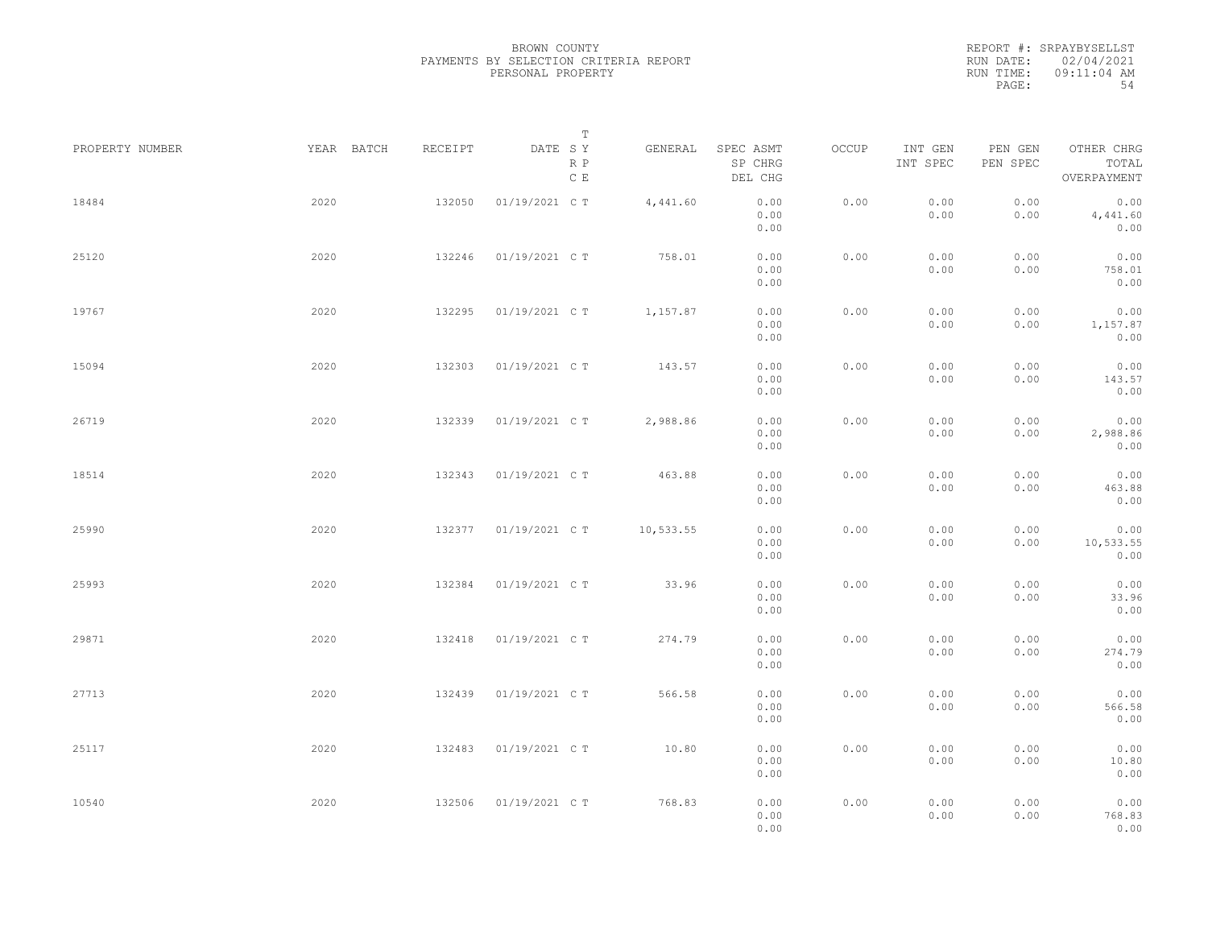BROWN COUNTY
PAYMENTS BY SELECTION CRITERIA REPORT
PERSONAL PROPERTY

REPORT #: SRPAYBYSELLST
RUN DATE: 02/04/2021
RUN TIME: 09:11:04 AM

| PROPERTY NUMBER | YEAR | BATCH | RECEIPT | DATE | T SY RP CE | GENERAL | SPEC ASMT / SP CHRG / DEL CHG | OCCUP | INT GEN / INT SPEC | PEN GEN / PEN SPEC | OTHER CHRG / TOTAL / OVERPAYMENT |
|---|---|---|---|---|---|---|---|---|---|---|---|
| 18484 | 2020 | | 132050 | 01/19/2021 | C T | 4,441.60 | 0.00 / 0.00 / 0.00 | 0.00 | 0.00 / 0.00 | 0.00 / 0.00 | 0.00 / 4,441.60 / 0.00 |
| 25120 | 2020 | | 132246 | 01/19/2021 | C T | 758.01 | 0.00 / 0.00 / 0.00 | 0.00 | 0.00 / 0.00 | 0.00 / 0.00 | 0.00 / 758.01 / 0.00 |
| 19767 | 2020 | | 132295 | 01/19/2021 | C T | 1,157.87 | 0.00 / 0.00 / 0.00 | 0.00 | 0.00 / 0.00 | 0.00 / 0.00 | 0.00 / 1,157.87 / 0.00 |
| 15094 | 2020 | | 132303 | 01/19/2021 | C T | 143.57 | 0.00 / 0.00 / 0.00 | 0.00 | 0.00 / 0.00 | 0.00 / 0.00 | 0.00 / 143.57 / 0.00 |
| 26719 | 2020 | | 132339 | 01/19/2021 | C T | 2,988.86 | 0.00 / 0.00 / 0.00 | 0.00 | 0.00 / 0.00 | 0.00 / 0.00 | 0.00 / 2,988.86 / 0.00 |
| 18514 | 2020 | | 132343 | 01/19/2021 | C T | 463.88 | 0.00 / 0.00 / 0.00 | 0.00 | 0.00 / 0.00 | 0.00 / 0.00 | 0.00 / 463.88 / 0.00 |
| 25990 | 2020 | | 132377 | 01/19/2021 | C T | 10,533.55 | 0.00 / 0.00 / 0.00 | 0.00 | 0.00 / 0.00 | 0.00 / 0.00 | 0.00 / 10,533.55 / 0.00 |
| 25993 | 2020 | | 132384 | 01/19/2021 | C T | 33.96 | 0.00 / 0.00 / 0.00 | 0.00 | 0.00 / 0.00 | 0.00 / 0.00 | 0.00 / 33.96 / 0.00 |
| 29871 | 2020 | | 132418 | 01/19/2021 | C T | 274.79 | 0.00 / 0.00 / 0.00 | 0.00 | 0.00 / 0.00 | 0.00 / 0.00 | 0.00 / 274.79 / 0.00 |
| 27713 | 2020 | | 132439 | 01/19/2021 | C T | 566.58 | 0.00 / 0.00 / 0.00 | 0.00 | 0.00 / 0.00 | 0.00 / 0.00 | 0.00 / 566.58 / 0.00 |
| 25117 | 2020 | | 132483 | 01/19/2021 | C T | 10.80 | 0.00 / 0.00 / 0.00 | 0.00 | 0.00 / 0.00 | 0.00 / 0.00 | 0.00 / 10.80 / 0.00 |
| 10540 | 2020 | | 132506 | 01/19/2021 | C T | 768.83 | 0.00 / 0.00 / 0.00 | 0.00 | 0.00 / 0.00 | 0.00 / 0.00 | 0.00 / 768.83 / 0.00 |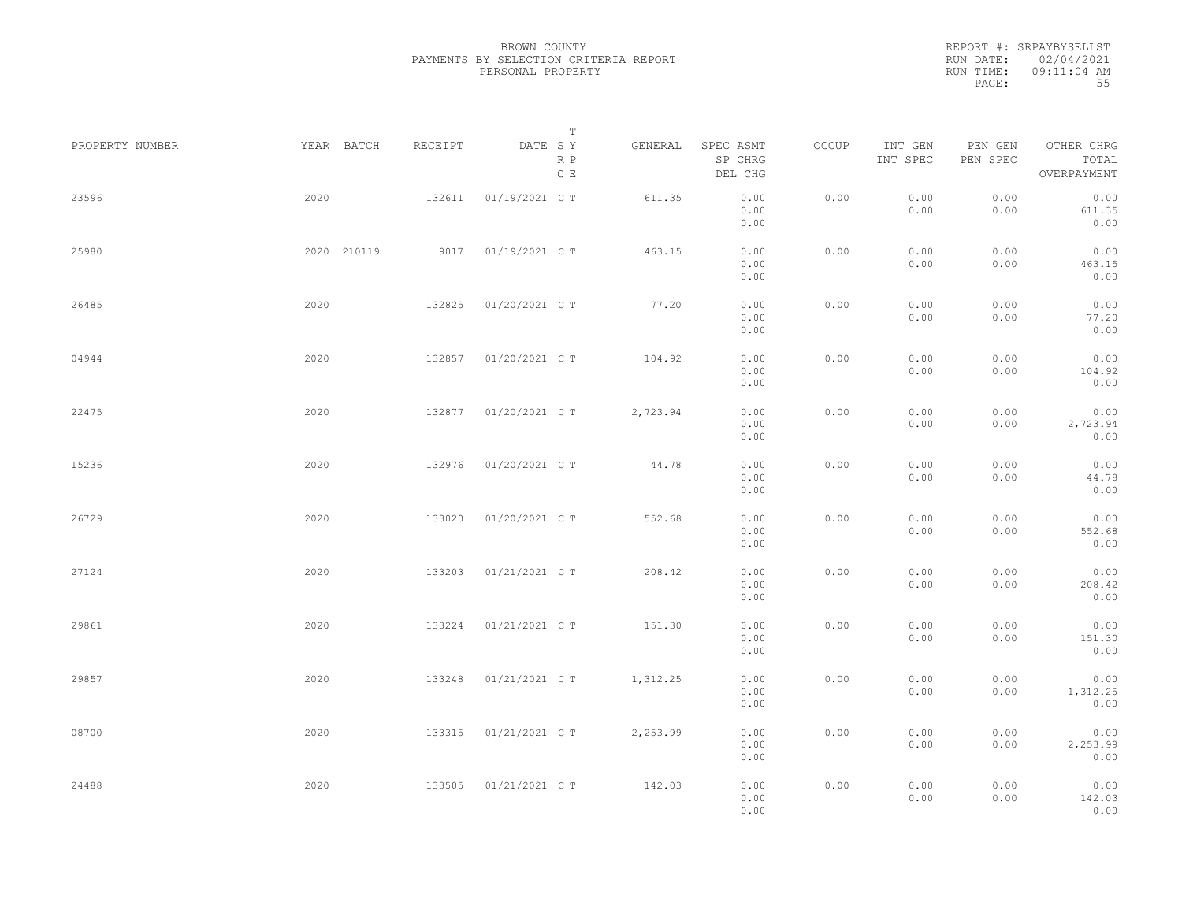BROWN COUNTY
PAYMENTS BY SELECTION CRITERIA REPORT
PERSONAL PROPERTY

REPORT #: SRPAYBYSELLST
RUN DATE: 02/04/2021
RUN TIME: 09:11:04 AM

| PROPERTY NUMBER | YEAR | BATCH | RECEIPT | DATE | T SY RP CE | GENERAL | SPEC ASMT / SP CHRG / DEL CHG | OCCUP | INT GEN / INT SPEC | PEN GEN / PEN SPEC | OTHER CHRG / TOTAL / OVERPAYMENT |
|---|---|---|---|---|---|---|---|---|---|---|---|
| 23596 | 2020 | | 132611 | 01/19/2021 | C T | 611.35 | 0.00 / 0.00 / 0.00 | 0.00 | 0.00 / 0.00 | 0.00 / 0.00 | 0.00 / 611.35 / 0.00 |
| 25980 | 2020 | 210119 | 9017 | 01/19/2021 | C T | 463.15 | 0.00 / 0.00 / 0.00 | 0.00 | 0.00 / 0.00 | 0.00 / 0.00 | 0.00 / 463.15 / 0.00 |
| 26485 | 2020 | | 132825 | 01/20/2021 | C T | 77.20 | 0.00 / 0.00 / 0.00 | 0.00 | 0.00 / 0.00 | 0.00 / 0.00 | 0.00 / 77.20 / 0.00 |
| 04944 | 2020 | | 132857 | 01/20/2021 | C T | 104.92 | 0.00 / 0.00 / 0.00 | 0.00 | 0.00 / 0.00 | 0.00 / 0.00 | 0.00 / 104.92 / 0.00 |
| 22475 | 2020 | | 132877 | 01/20/2021 | C T | 2,723.94 | 0.00 / 0.00 / 0.00 | 0.00 | 0.00 / 0.00 | 0.00 / 0.00 | 0.00 / 2,723.94 / 0.00 |
| 15236 | 2020 | | 132976 | 01/20/2021 | C T | 44.78 | 0.00 / 0.00 / 0.00 | 0.00 | 0.00 / 0.00 | 0.00 / 0.00 | 0.00 / 44.78 / 0.00 |
| 26729 | 2020 | | 133020 | 01/20/2021 | C T | 552.68 | 0.00 / 0.00 / 0.00 | 0.00 | 0.00 / 0.00 | 0.00 / 0.00 | 0.00 / 552.68 / 0.00 |
| 27124 | 2020 | | 133203 | 01/21/2021 | C T | 208.42 | 0.00 / 0.00 / 0.00 | 0.00 | 0.00 / 0.00 | 0.00 / 0.00 | 0.00 / 208.42 / 0.00 |
| 29861 | 2020 | | 133224 | 01/21/2021 | C T | 151.30 | 0.00 / 0.00 / 0.00 | 0.00 | 0.00 / 0.00 | 0.00 / 0.00 | 0.00 / 151.30 / 0.00 |
| 29857 | 2020 | | 133248 | 01/21/2021 | C T | 1,312.25 | 0.00 / 0.00 / 0.00 | 0.00 | 0.00 / 0.00 | 0.00 / 0.00 | 0.00 / 1,312.25 / 0.00 |
| 08700 | 2020 | | 133315 | 01/21/2021 | C T | 2,253.99 | 0.00 / 0.00 / 0.00 | 0.00 | 0.00 / 0.00 | 0.00 / 0.00 | 0.00 / 2,253.99 / 0.00 |
| 24488 | 2020 | | 133505 | 01/21/2021 | C T | 142.03 | 0.00 / 0.00 / 0.00 | 0.00 | 0.00 / 0.00 | 0.00 / 0.00 | 0.00 / 142.03 / 0.00 |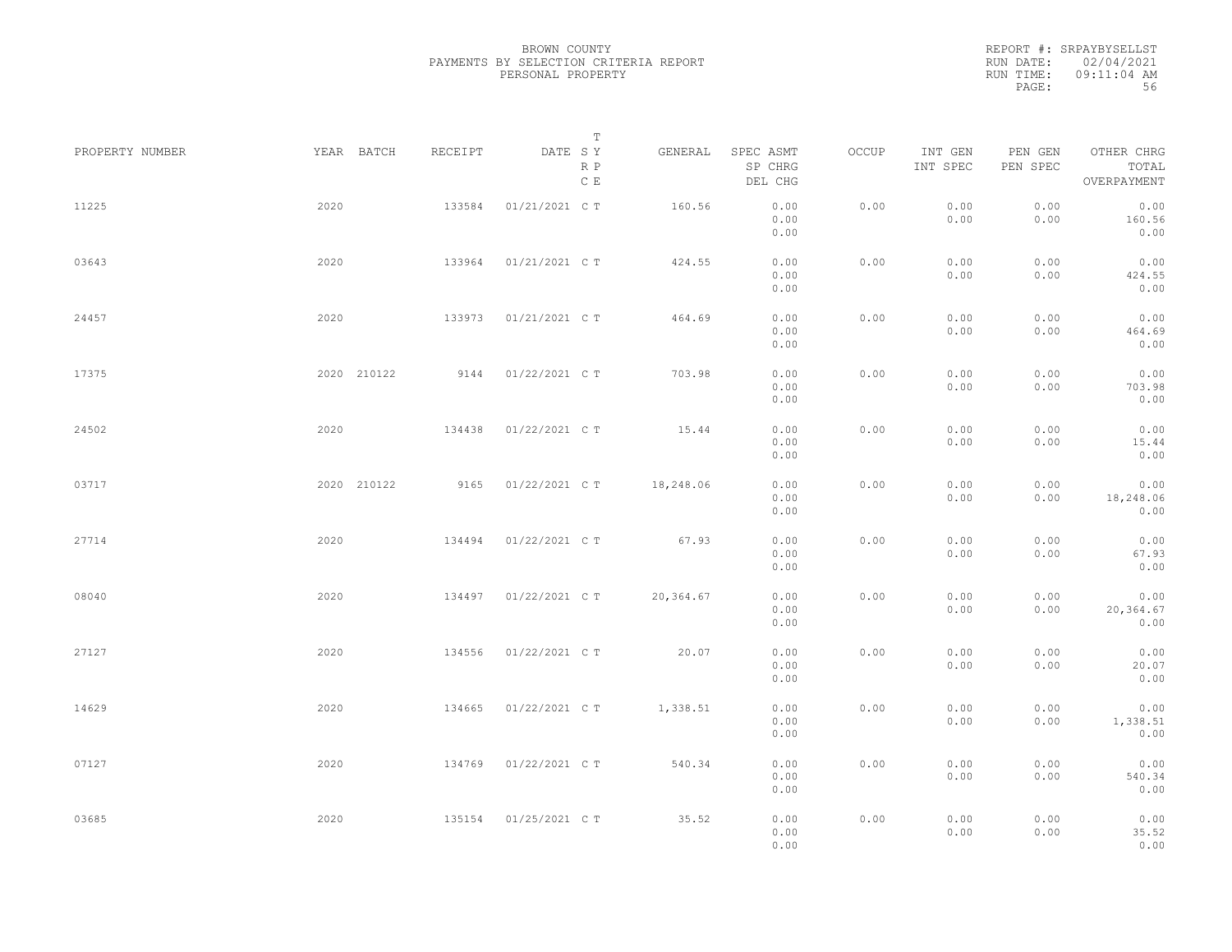BROWN COUNTY
PAYMENTS BY SELECTION CRITERIA REPORT
PERSONAL PROPERTY

REPORT #: SRPAYBYSELLST
RUN DATE: 02/04/2021
RUN TIME: 09:11:04 AM

| PROPERTY NUMBER | YEAR | BATCH | RECEIPT | DATE | T SY RP CE | GENERAL | SPEC ASMT / SP CHRG / DEL CHG | OCCUP | INT GEN / INT SPEC | PEN GEN / PEN SPEC | OTHER CHRG / TOTAL / OVERPAYMENT |
|---|---|---|---|---|---|---|---|---|---|---|---|
| 11225 | 2020 | | 133584 | 01/21/2021 | C T | 160.56 | 0.00 / 0.00 / 0.00 | 0.00 | 0.00 / 0.00 | 0.00 / 0.00 | 0.00 / 160.56 / 0.00 |
| 03643 | 2020 | | 133964 | 01/21/2021 | C T | 424.55 | 0.00 / 0.00 / 0.00 | 0.00 | 0.00 / 0.00 | 0.00 / 0.00 | 0.00 / 424.55 / 0.00 |
| 24457 | 2020 | | 133973 | 01/21/2021 | C T | 464.69 | 0.00 / 0.00 / 0.00 | 0.00 | 0.00 / 0.00 | 0.00 / 0.00 | 0.00 / 464.69 / 0.00 |
| 17375 | 2020 | 210122 | 9144 | 01/22/2021 | C T | 703.98 | 0.00 / 0.00 / 0.00 | 0.00 | 0.00 / 0.00 | 0.00 / 0.00 | 0.00 / 703.98 / 0.00 |
| 24502 | 2020 | | 134438 | 01/22/2021 | C T | 15.44 | 0.00 / 0.00 / 0.00 | 0.00 | 0.00 / 0.00 | 0.00 / 0.00 | 0.00 / 15.44 / 0.00 |
| 03717 | 2020 | 210122 | 9165 | 01/22/2021 | C T | 18,248.06 | 0.00 / 0.00 / 0.00 | 0.00 | 0.00 / 0.00 | 0.00 / 0.00 | 0.00 / 18,248.06 / 0.00 |
| 27714 | 2020 | | 134494 | 01/22/2021 | C T | 67.93 | 0.00 / 0.00 / 0.00 | 0.00 | 0.00 / 0.00 | 0.00 / 0.00 | 0.00 / 67.93 / 0.00 |
| 08040 | 2020 | | 134497 | 01/22/2021 | C T | 20,364.67 | 0.00 / 0.00 / 0.00 | 0.00 | 0.00 / 0.00 | 0.00 / 0.00 | 0.00 / 20,364.67 / 0.00 |
| 27127 | 2020 | | 134556 | 01/22/2021 | C T | 20.07 | 0.00 / 0.00 / 0.00 | 0.00 | 0.00 / 0.00 | 0.00 / 0.00 | 0.00 / 20.07 / 0.00 |
| 14629 | 2020 | | 134665 | 01/22/2021 | C T | 1,338.51 | 0.00 / 0.00 / 0.00 | 0.00 | 0.00 / 0.00 | 0.00 / 0.00 | 0.00 / 1,338.51 / 0.00 |
| 07127 | 2020 | | 134769 | 01/22/2021 | C T | 540.34 | 0.00 / 0.00 / 0.00 | 0.00 | 0.00 / 0.00 | 0.00 / 0.00 | 0.00 / 540.34 / 0.00 |
| 03685 | 2020 | | 135154 | 01/25/2021 | C T | 35.52 | 0.00 / 0.00 / 0.00 | 0.00 | 0.00 / 0.00 | 0.00 / 0.00 | 0.00 / 35.52 / 0.00 |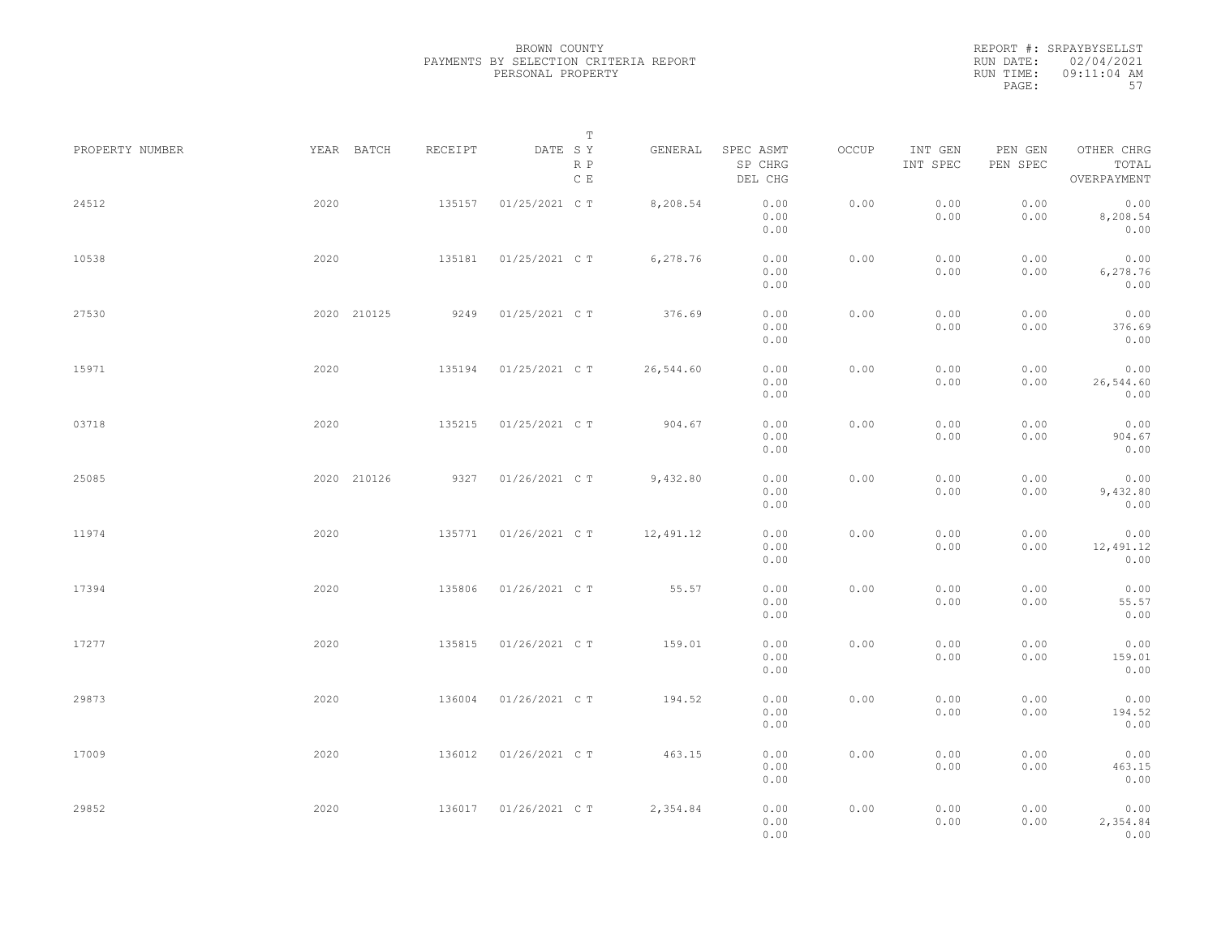BROWN COUNTY
PAYMENTS BY SELECTION CRITERIA REPORT
PERSONAL PROPERTY

REPORT #: SRPAYBYSELLST
RUN DATE: 02/04/2021
RUN TIME: 09:11:04 AM

| PROPERTY NUMBER | YEAR | BATCH | RECEIPT | DATE | T SY RP CE | GENERAL | SPEC ASMT / SP CHRG / DEL CHG | OCCUP | INT GEN / INT SPEC | PEN GEN / PEN SPEC | OTHER CHRG / TOTAL / OVERPAYMENT |
|---|---|---|---|---|---|---|---|---|---|---|---|
| 24512 | 2020 | | 135157 | 01/25/2021 | C T | 8,208.54 | 0.00 / 0.00 / 0.00 | 0.00 | 0.00 / 0.00 | 0.00 / 0.00 | 0.00 / 8,208.54 / 0.00 |
| 10538 | 2020 | | 135181 | 01/25/2021 | C T | 6,278.76 | 0.00 / 0.00 / 0.00 | 0.00 | 0.00 / 0.00 | 0.00 / 0.00 | 0.00 / 6,278.76 / 0.00 |
| 27530 | 2020 | 210125 | 9249 | 01/25/2021 | C T | 376.69 | 0.00 / 0.00 / 0.00 | 0.00 | 0.00 / 0.00 | 0.00 / 0.00 | 0.00 / 376.69 / 0.00 |
| 15971 | 2020 | | 135194 | 01/25/2021 | C T | 26,544.60 | 0.00 / 0.00 / 0.00 | 0.00 | 0.00 / 0.00 | 0.00 / 0.00 | 0.00 / 26,544.60 / 0.00 |
| 03718 | 2020 | | 135215 | 01/25/2021 | C T | 904.67 | 0.00 / 0.00 / 0.00 | 0.00 | 0.00 / 0.00 | 0.00 / 0.00 | 0.00 / 904.67 / 0.00 |
| 25085 | 2020 | 210126 | 9327 | 01/26/2021 | C T | 9,432.80 | 0.00 / 0.00 / 0.00 | 0.00 | 0.00 / 0.00 | 0.00 / 0.00 | 0.00 / 9,432.80 / 0.00 |
| 11974 | 2020 | | 135771 | 01/26/2021 | C T | 12,491.12 | 0.00 / 0.00 / 0.00 | 0.00 | 0.00 / 0.00 | 0.00 / 0.00 | 0.00 / 12,491.12 / 0.00 |
| 17394 | 2020 | | 135806 | 01/26/2021 | C T | 55.57 | 0.00 / 0.00 / 0.00 | 0.00 | 0.00 / 0.00 | 0.00 / 0.00 | 0.00 / 55.57 / 0.00 |
| 17277 | 2020 | | 135815 | 01/26/2021 | C T | 159.01 | 0.00 / 0.00 / 0.00 | 0.00 | 0.00 / 0.00 | 0.00 / 0.00 | 0.00 / 159.01 / 0.00 |
| 29873 | 2020 | | 136004 | 01/26/2021 | C T | 194.52 | 0.00 / 0.00 / 0.00 | 0.00 | 0.00 / 0.00 | 0.00 / 0.00 | 0.00 / 194.52 / 0.00 |
| 17009 | 2020 | | 136012 | 01/26/2021 | C T | 463.15 | 0.00 / 0.00 / 0.00 | 0.00 | 0.00 / 0.00 | 0.00 / 0.00 | 0.00 / 463.15 / 0.00 |
| 29852 | 2020 | | 136017 | 01/26/2021 | C T | 2,354.84 | 0.00 / 0.00 / 0.00 | 0.00 | 0.00 / 0.00 | 0.00 / 0.00 | 0.00 / 2,354.84 / 0.00 |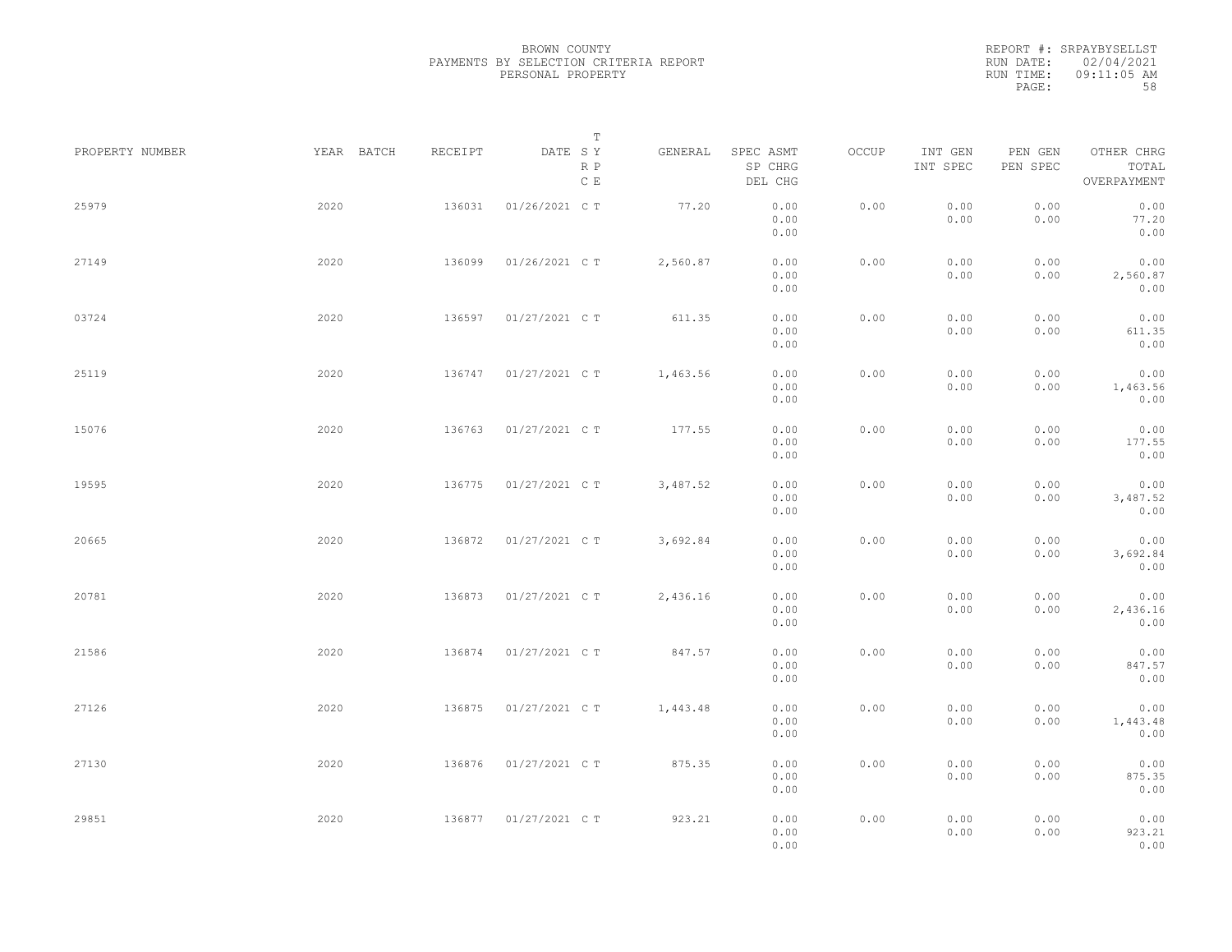BROWN COUNTY
PAYMENTS BY SELECTION CRITERIA REPORT
PERSONAL PROPERTY

REPORT #: SRPAYBYSELLST
RUN DATE: 02/04/2021
RUN TIME: 09:11:05 AM

| PROPERTY NUMBER | YEAR | BATCH | RECEIPT | DATE | T SY RP CE | GENERAL | SPEC ASMT SP CHRG DEL CHG | OCCUP | INT GEN INT SPEC | PEN GEN PEN SPEC | OTHER CHRG TOTAL OVERPAYMENT |
|---|---|---|---|---|---|---|---|---|---|---|---|
| 25979 | 2020 | | 136031 | 01/26/2021 | C T | 77.20 | 0.00 0.00 0.00 | 0.00 | 0.00 0.00 | 0.00 0.00 | 0.00 77.20 0.00 |
| 27149 | 2020 | | 136099 | 01/26/2021 | C T | 2,560.87 | 0.00 0.00 0.00 | 0.00 | 0.00 0.00 | 0.00 0.00 | 0.00 2,560.87 0.00 |
| 03724 | 2020 | | 136597 | 01/27/2021 | C T | 611.35 | 0.00 0.00 0.00 | 0.00 | 0.00 0.00 | 0.00 0.00 | 0.00 611.35 0.00 |
| 25119 | 2020 | | 136747 | 01/27/2021 | C T | 1,463.56 | 0.00 0.00 0.00 | 0.00 | 0.00 0.00 | 0.00 0.00 | 0.00 1,463.56 0.00 |
| 15076 | 2020 | | 136763 | 01/27/2021 | C T | 177.55 | 0.00 0.00 0.00 | 0.00 | 0.00 0.00 | 0.00 0.00 | 0.00 177.55 0.00 |
| 19595 | 2020 | | 136775 | 01/27/2021 | C T | 3,487.52 | 0.00 0.00 0.00 | 0.00 | 0.00 0.00 | 0.00 0.00 | 0.00 3,487.52 0.00 |
| 20665 | 2020 | | 136872 | 01/27/2021 | C T | 3,692.84 | 0.00 0.00 0.00 | 0.00 | 0.00 0.00 | 0.00 0.00 | 0.00 3,692.84 0.00 |
| 20781 | 2020 | | 136873 | 01/27/2021 | C T | 2,436.16 | 0.00 0.00 0.00 | 0.00 | 0.00 0.00 | 0.00 0.00 | 0.00 2,436.16 0.00 |
| 21586 | 2020 | | 136874 | 01/27/2021 | C T | 847.57 | 0.00 0.00 0.00 | 0.00 | 0.00 0.00 | 0.00 0.00 | 0.00 847.57 0.00 |
| 27126 | 2020 | | 136875 | 01/27/2021 | C T | 1,443.48 | 0.00 0.00 0.00 | 0.00 | 0.00 0.00 | 0.00 0.00 | 0.00 1,443.48 0.00 |
| 27130 | 2020 | | 136876 | 01/27/2021 | C T | 875.35 | 0.00 0.00 0.00 | 0.00 | 0.00 0.00 | 0.00 0.00 | 0.00 875.35 0.00 |
| 29851 | 2020 | | 136877 | 01/27/2021 | C T | 923.21 | 0.00 0.00 0.00 | 0.00 | 0.00 0.00 | 0.00 0.00 | 0.00 923.21 0.00 |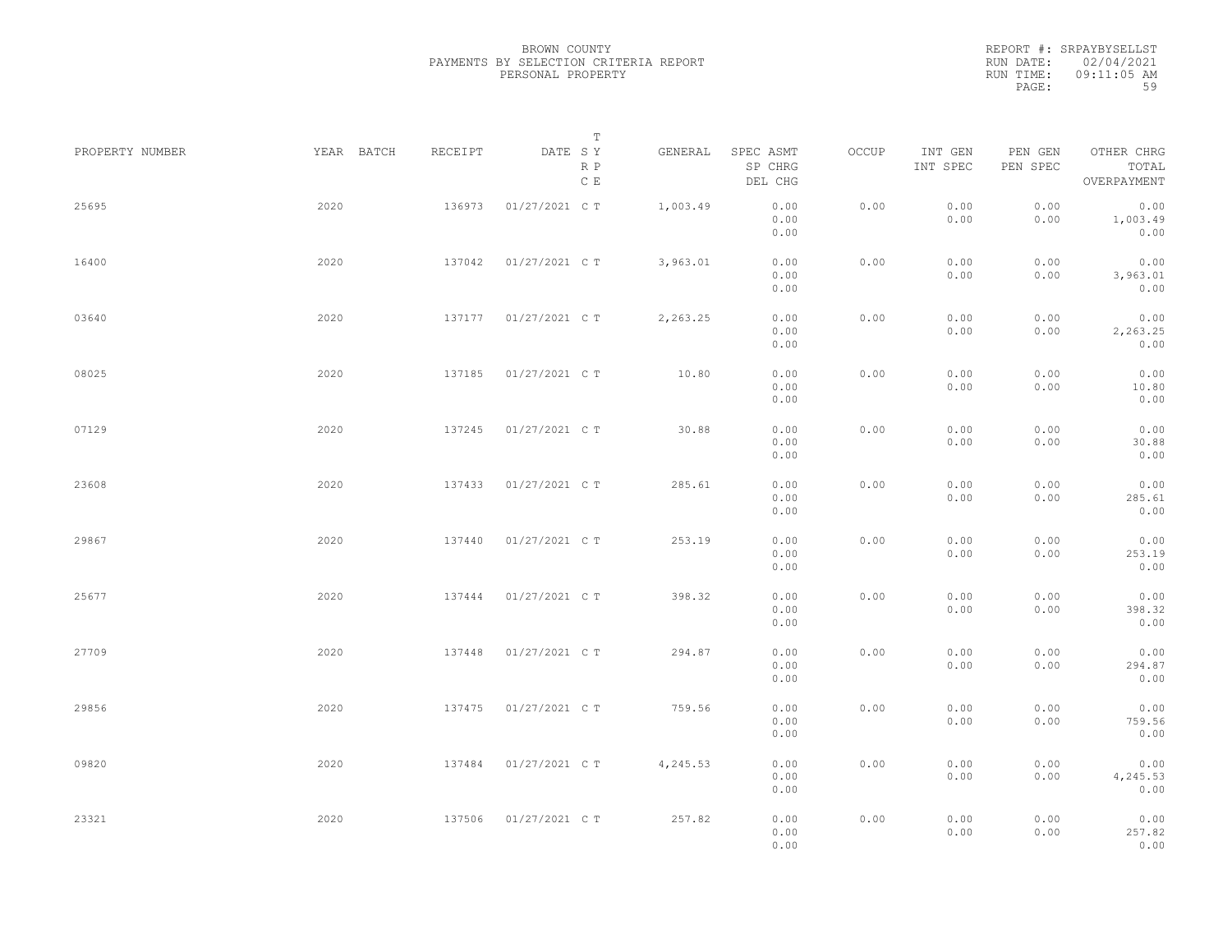BROWN COUNTY
PAYMENTS BY SELECTION CRITERIA REPORT
PERSONAL PROPERTY

REPORT #: SRPAYBYSELLST
RUN DATE: 02/04/2021
RUN TIME: 09:11:05 AM

| PROPERTY NUMBER | YEAR | BATCH | RECEIPT | DATE | T S Y / R P / C E | GENERAL | SPEC ASMT / SP CHRG / DEL CHG | OCCUP | INT GEN / INT SPEC | PEN GEN / PEN SPEC | OTHER CHRG / TOTAL / OVERPAYMENT |
|---|---|---|---|---|---|---|---|---|---|---|---|
| 25695 | 2020 | | 136973 | 01/27/2021 | C T | 1,003.49 | 0.00 / 0.00 / 0.00 | 0.00 | 0.00 / 0.00 | 0.00 / 0.00 | 0.00 / 1,003.49 / 0.00 |
| 16400 | 2020 | | 137042 | 01/27/2021 | C T | 3,963.01 | 0.00 / 0.00 / 0.00 | 0.00 | 0.00 / 0.00 | 0.00 / 0.00 | 0.00 / 3,963.01 / 0.00 |
| 03640 | 2020 | | 137177 | 01/27/2021 | C T | 2,263.25 | 0.00 / 0.00 / 0.00 | 0.00 | 0.00 / 0.00 | 0.00 / 0.00 | 0.00 / 2,263.25 / 0.00 |
| 08025 | 2020 | | 137185 | 01/27/2021 | C T | 10.80 | 0.00 / 0.00 / 0.00 | 0.00 | 0.00 / 0.00 | 0.00 / 0.00 | 0.00 / 10.80 / 0.00 |
| 07129 | 2020 | | 137245 | 01/27/2021 | C T | 30.88 | 0.00 / 0.00 / 0.00 | 0.00 | 0.00 / 0.00 | 0.00 / 0.00 | 0.00 / 30.88 / 0.00 |
| 23608 | 2020 | | 137433 | 01/27/2021 | C T | 285.61 | 0.00 / 0.00 / 0.00 | 0.00 | 0.00 / 0.00 | 0.00 / 0.00 | 0.00 / 285.61 / 0.00 |
| 29867 | 2020 | | 137440 | 01/27/2021 | C T | 253.19 | 0.00 / 0.00 / 0.00 | 0.00 | 0.00 / 0.00 | 0.00 / 0.00 | 0.00 / 253.19 / 0.00 |
| 25677 | 2020 | | 137444 | 01/27/2021 | C T | 398.32 | 0.00 / 0.00 / 0.00 | 0.00 | 0.00 / 0.00 | 0.00 / 0.00 | 0.00 / 398.32 / 0.00 |
| 27709 | 2020 | | 137448 | 01/27/2021 | C T | 294.87 | 0.00 / 0.00 / 0.00 | 0.00 | 0.00 / 0.00 | 0.00 / 0.00 | 0.00 / 294.87 / 0.00 |
| 29856 | 2020 | | 137475 | 01/27/2021 | C T | 759.56 | 0.00 / 0.00 / 0.00 | 0.00 | 0.00 / 0.00 | 0.00 / 0.00 | 0.00 / 759.56 / 0.00 |
| 09820 | 2020 | | 137484 | 01/27/2021 | C T | 4,245.53 | 0.00 / 0.00 / 0.00 | 0.00 | 0.00 / 0.00 | 0.00 / 0.00 | 0.00 / 4,245.53 / 0.00 |
| 23321 | 2020 | | 137506 | 01/27/2021 | C T | 257.82 | 0.00 / 0.00 / 0.00 | 0.00 | 0.00 / 0.00 | 0.00 / 0.00 | 0.00 / 257.82 / 0.00 |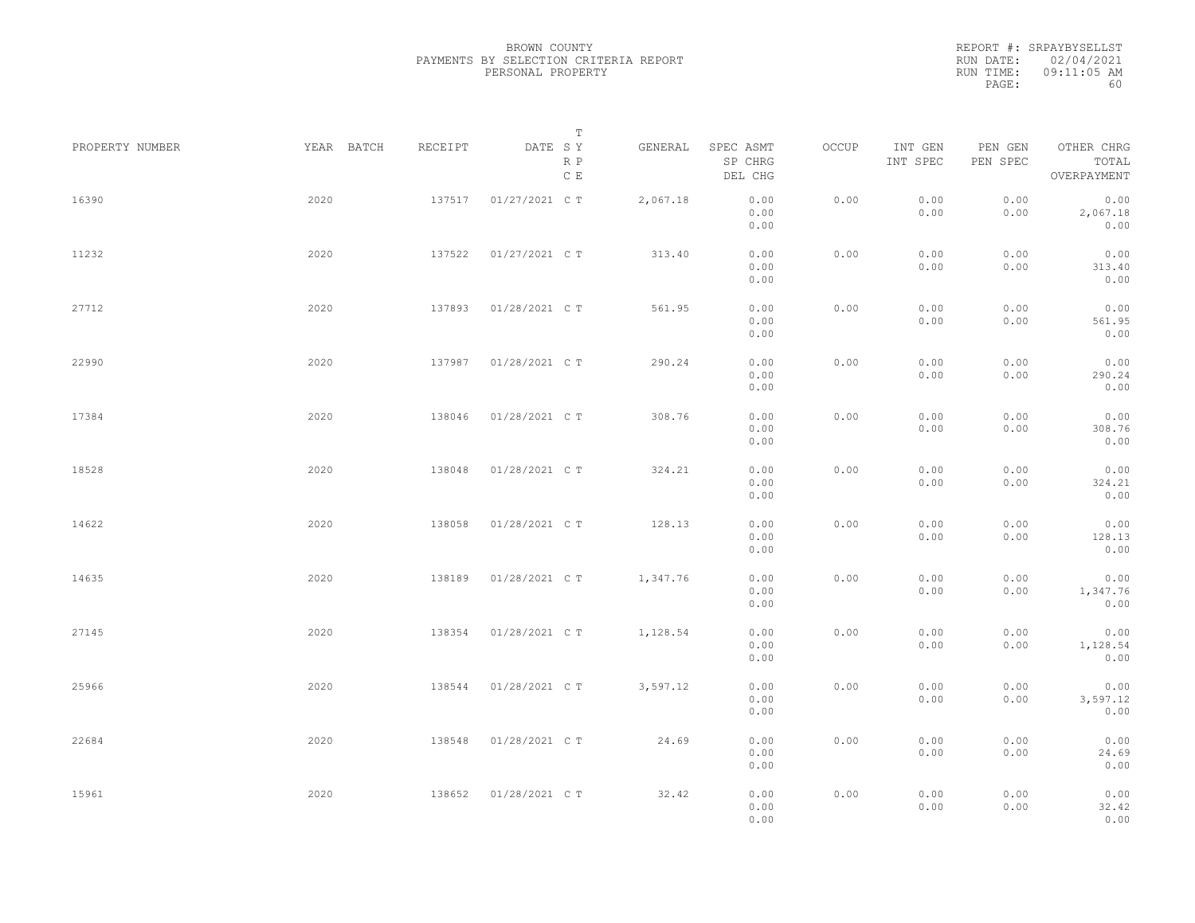BROWN COUNTY
PAYMENTS BY SELECTION CRITERIA REPORT
PERSONAL PROPERTY

REPORT #: SRPAYBYSELLST
RUN DATE: 02/04/2021
RUN TIME: 09:11:05 AM

| PROPERTY NUMBER | YEAR | BATCH | RECEIPT | DATE | T SY RP CE | GENERAL | SPEC ASMT / SP CHRG / DEL CHG | OCCUP | INT GEN / INT SPEC | PEN GEN / PEN SPEC | OTHER CHRG / TOTAL / OVERPAYMENT |
|---|---|---|---|---|---|---|---|---|---|---|---|
| 16390 | 2020 | | 137517 | 01/27/2021 | C T | 2,067.18 | 0.00 / 0.00 / 0.00 | 0.00 | 0.00 / 0.00 | 0.00 / 0.00 | 0.00 / 2,067.18 / 0.00 |
| 11232 | 2020 | | 137522 | 01/27/2021 | C T | 313.40 | 0.00 / 0.00 / 0.00 | 0.00 | 0.00 / 0.00 | 0.00 / 0.00 | 0.00 / 313.40 / 0.00 |
| 27712 | 2020 | | 137893 | 01/28/2021 | C T | 561.95 | 0.00 / 0.00 / 0.00 | 0.00 | 0.00 / 0.00 | 0.00 / 0.00 | 0.00 / 561.95 / 0.00 |
| 22990 | 2020 | | 137987 | 01/28/2021 | C T | 290.24 | 0.00 / 0.00 / 0.00 | 0.00 | 0.00 / 0.00 | 0.00 / 0.00 | 0.00 / 290.24 / 0.00 |
| 17384 | 2020 | | 138046 | 01/28/2021 | C T | 308.76 | 0.00 / 0.00 / 0.00 | 0.00 | 0.00 / 0.00 | 0.00 / 0.00 | 0.00 / 308.76 / 0.00 |
| 18528 | 2020 | | 138048 | 01/28/2021 | C T | 324.21 | 0.00 / 0.00 / 0.00 | 0.00 | 0.00 / 0.00 | 0.00 / 0.00 | 0.00 / 324.21 / 0.00 |
| 14622 | 2020 | | 138058 | 01/28/2021 | C T | 128.13 | 0.00 / 0.00 / 0.00 | 0.00 | 0.00 / 0.00 | 0.00 / 0.00 | 0.00 / 128.13 / 0.00 |
| 14635 | 2020 | | 138189 | 01/28/2021 | C T | 1,347.76 | 0.00 / 0.00 / 0.00 | 0.00 | 0.00 / 0.00 | 0.00 / 0.00 | 0.00 / 1,347.76 / 0.00 |
| 27145 | 2020 | | 138354 | 01/28/2021 | C T | 1,128.54 | 0.00 / 0.00 / 0.00 | 0.00 | 0.00 / 0.00 | 0.00 / 0.00 | 0.00 / 1,128.54 / 0.00 |
| 25966 | 2020 | | 138544 | 01/28/2021 | C T | 3,597.12 | 0.00 / 0.00 / 0.00 | 0.00 | 0.00 / 0.00 | 0.00 / 0.00 | 0.00 / 3,597.12 / 0.00 |
| 22684 | 2020 | | 138548 | 01/28/2021 | C T | 24.69 | 0.00 / 0.00 / 0.00 | 0.00 | 0.00 / 0.00 | 0.00 / 0.00 | 0.00 / 24.69 / 0.00 |
| 15961 | 2020 | | 138652 | 01/28/2021 | C T | 32.42 | 0.00 / 0.00 / 0.00 | 0.00 | 0.00 / 0.00 | 0.00 / 0.00 | 0.00 / 32.42 / 0.00 |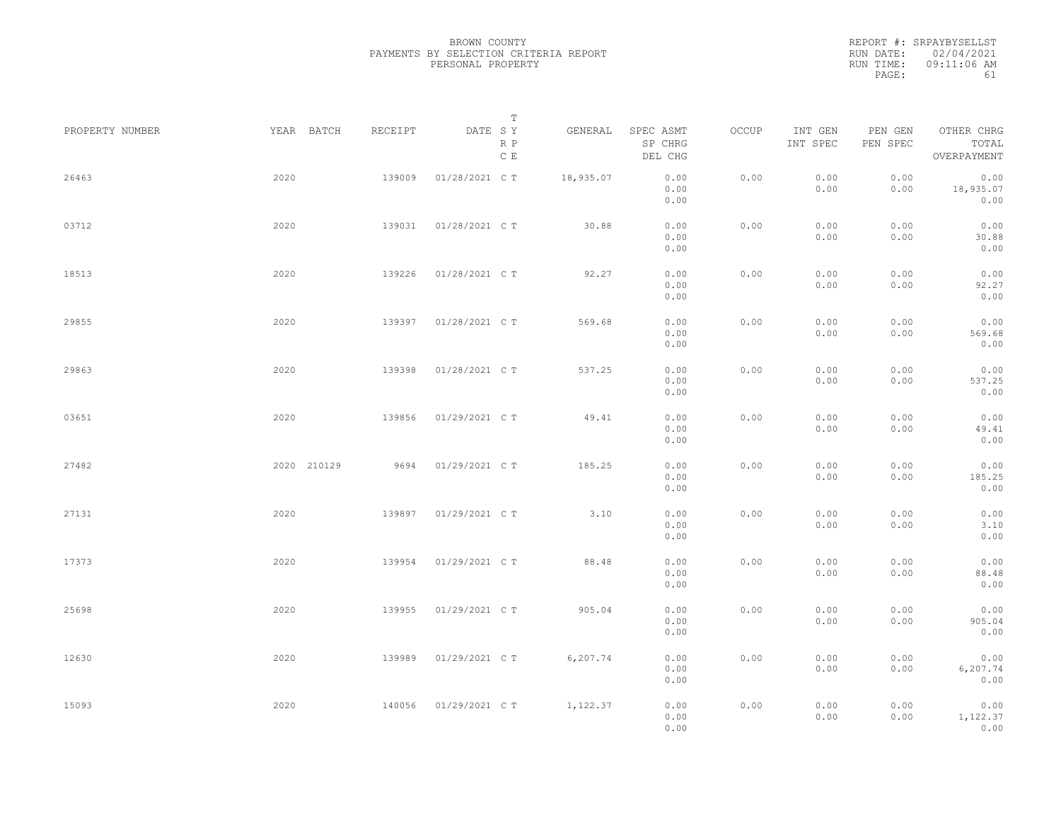BROWN COUNTY
PAYMENTS BY SELECTION CRITERIA REPORT
PERSONAL PROPERTY

REPORT #: SRPAYBYSELLST
RUN DATE: 02/04/2021
RUN TIME: 09:11:06 AM

| PROPERTY NUMBER | YEAR | BATCH | RECEIPT | DATE | T SY RP CE | GENERAL | SPEC ASMT / SP CHRG / DEL CHG | OCCUP | INT GEN / INT SPEC | PEN GEN / PEN SPEC | OTHER CHRG / TOTAL / OVERPAYMENT |
|---|---|---|---|---|---|---|---|---|---|---|---|
| 26463 | 2020 | | 139009 | 01/28/2021 | C T | 18,935.07 | 0.00 / 0.00 / 0.00 | 0.00 | 0.00 / 0.00 | 0.00 / 0.00 | 0.00 / 18,935.07 / 0.00 |
| 03712 | 2020 | | 139031 | 01/28/2021 | C T | 30.88 | 0.00 / 0.00 / 0.00 | 0.00 | 0.00 / 0.00 | 0.00 / 0.00 | 0.00 / 30.88 / 0.00 |
| 18513 | 2020 | | 139226 | 01/28/2021 | C T | 92.27 | 0.00 / 0.00 / 0.00 | 0.00 | 0.00 / 0.00 | 0.00 / 0.00 | 0.00 / 92.27 / 0.00 |
| 29855 | 2020 | | 139397 | 01/28/2021 | C T | 569.68 | 0.00 / 0.00 / 0.00 | 0.00 | 0.00 / 0.00 | 0.00 / 0.00 | 0.00 / 569.68 / 0.00 |
| 29863 | 2020 | | 139398 | 01/28/2021 | C T | 537.25 | 0.00 / 0.00 / 0.00 | 0.00 | 0.00 / 0.00 | 0.00 / 0.00 | 0.00 / 537.25 / 0.00 |
| 03651 | 2020 | | 139856 | 01/29/2021 | C T | 49.41 | 0.00 / 0.00 / 0.00 | 0.00 | 0.00 / 0.00 | 0.00 / 0.00 | 0.00 / 49.41 / 0.00 |
| 27482 | 2020 | 210129 | 9694 | 01/29/2021 | C T | 185.25 | 0.00 / 0.00 / 0.00 | 0.00 | 0.00 / 0.00 | 0.00 / 0.00 | 0.00 / 185.25 / 0.00 |
| 27131 | 2020 | | 139897 | 01/29/2021 | C T | 3.10 | 0.00 / 0.00 / 0.00 | 0.00 | 0.00 / 0.00 | 0.00 / 0.00 | 0.00 / 3.10 / 0.00 |
| 17373 | 2020 | | 139954 | 01/29/2021 | C T | 88.48 | 0.00 / 0.00 / 0.00 | 0.00 | 0.00 / 0.00 | 0.00 / 0.00 | 0.00 / 88.48 / 0.00 |
| 25698 | 2020 | | 139955 | 01/29/2021 | C T | 905.04 | 0.00 / 0.00 / 0.00 | 0.00 | 0.00 / 0.00 | 0.00 / 0.00 | 0.00 / 905.04 / 0.00 |
| 12630 | 2020 | | 139989 | 01/29/2021 | C T | 6,207.74 | 0.00 / 0.00 / 0.00 | 0.00 | 0.00 / 0.00 | 0.00 / 0.00 | 0.00 / 6,207.74 / 0.00 |
| 15093 | 2020 | | 140056 | 01/29/2021 | C T | 1,122.37 | 0.00 / 0.00 / 0.00 | 0.00 | 0.00 / 0.00 | 0.00 / 0.00 | 0.00 / 1,122.37 / 0.00 |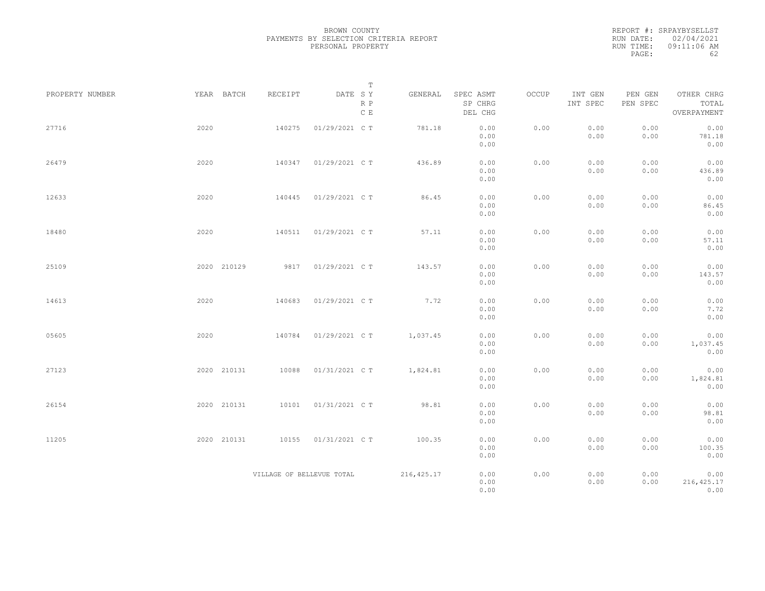BROWN COUNTY
PAYMENTS BY SELECTION CRITERIA REPORT
PERSONAL PROPERTY

REPORT #: SRPAYBYSELLST
RUN DATE: 02/04/2021
RUN TIME: 09:11:06 AM

| PROPERTY NUMBER | YEAR | BATCH | RECEIPT | DATE | T SY RP CE | GENERAL | SPEC ASMT / SP CHRG / DEL CHG | OCCUP | INT GEN / INT SPEC | PEN GEN / PEN SPEC | OTHER CHRG / TOTAL / OVERPAYMENT |
|---|---|---|---|---|---|---|---|---|---|---|---|
| 27716 | 2020 | | 140275 | 01/29/2021 | C T | 781.18 | 0.00 / 0.00 / 0.00 | 0.00 | 0.00 / 0.00 | 0.00 / 0.00 | 0.00 / 781.18 / 0.00 |
| 26479 | 2020 | | 140347 | 01/29/2021 | C T | 436.89 | 0.00 / 0.00 / 0.00 | 0.00 | 0.00 / 0.00 | 0.00 / 0.00 | 0.00 / 436.89 / 0.00 |
| 12633 | 2020 | | 140445 | 01/29/2021 | C T | 86.45 | 0.00 / 0.00 / 0.00 | 0.00 | 0.00 / 0.00 | 0.00 / 0.00 | 0.00 / 86.45 / 0.00 |
| 18480 | 2020 | | 140511 | 01/29/2021 | C T | 57.11 | 0.00 / 0.00 / 0.00 | 0.00 | 0.00 / 0.00 | 0.00 / 0.00 | 0.00 / 57.11 / 0.00 |
| 25109 | 2020 | 210129 | 9817 | 01/29/2021 | C T | 143.57 | 0.00 / 0.00 / 0.00 | 0.00 | 0.00 / 0.00 | 0.00 / 0.00 | 0.00 / 143.57 / 0.00 |
| 14613 | 2020 | | 140683 | 01/29/2021 | C T | 7.72 | 0.00 / 0.00 / 0.00 | 0.00 | 0.00 / 0.00 | 0.00 / 0.00 | 0.00 / 7.72 / 0.00 |
| 05605 | 2020 | | 140784 | 01/29/2021 | C T | 1,037.45 | 0.00 / 0.00 / 0.00 | 0.00 | 0.00 / 0.00 | 0.00 / 0.00 | 0.00 / 1,037.45 / 0.00 |
| 27123 | 2020 | 210131 | 10088 | 01/31/2021 | C T | 1,824.81 | 0.00 / 0.00 / 0.00 | 0.00 | 0.00 / 0.00 | 0.00 / 0.00 | 0.00 / 1,824.81 / 0.00 |
| 26154 | 2020 | 210131 | 10101 | 01/31/2021 | C T | 98.81 | 0.00 / 0.00 / 0.00 | 0.00 | 0.00 / 0.00 | 0.00 / 0.00 | 0.00 / 98.81 / 0.00 |
| 11205 | 2020 | 210131 | 10155 | 01/31/2021 | C T | 100.35 | 0.00 / 0.00 / 0.00 | 0.00 | 0.00 / 0.00 | 0.00 / 0.00 | 0.00 / 100.35 / 0.00 |
| | | | VILLAGE OF BELLEVUE TOTAL | | | 216,425.17 | 0.00 / 0.00 / 0.00 | 0.00 | 0.00 / 0.00 | 0.00 / 0.00 | 0.00 / 216,425.17 / 0.00 |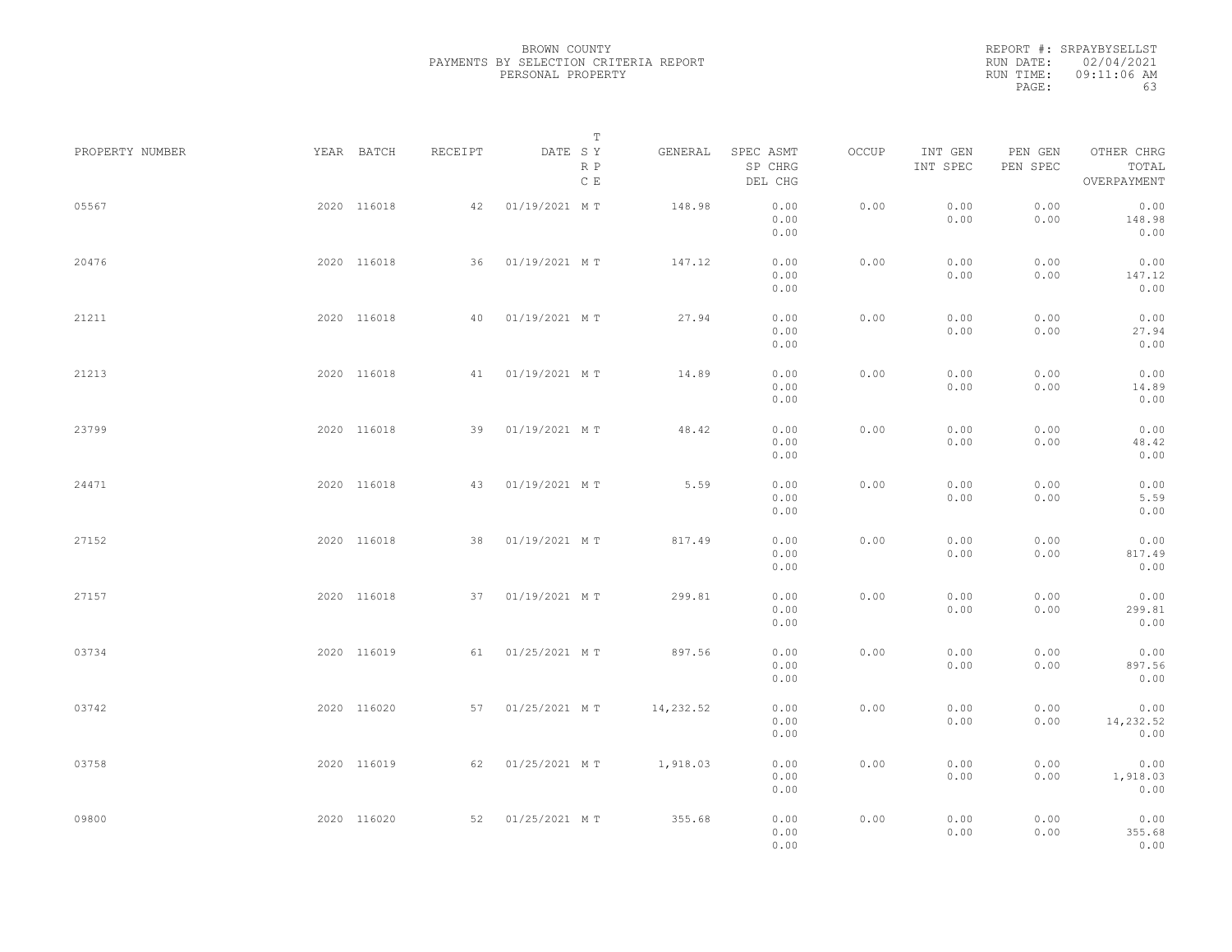BROWN COUNTY
PAYMENTS BY SELECTION CRITERIA REPORT
PERSONAL PROPERTY

REPORT #: SRPAYBYSELLST
RUN DATE: 02/04/2021
RUN TIME: 09:11:06 AM

| PROPERTY NUMBER | YEAR | BATCH | RECEIPT | DATE | T S Y R P C E | GENERAL | SPEC ASMT / SP CHRG / DEL CHG | OCCUP | INT GEN / INT SPEC | PEN GEN / PEN SPEC | OTHER CHRG / TOTAL / OVERPAYMENT |
|---|---|---|---|---|---|---|---|---|---|---|---|
| 05567 | 2020 | 116018 | 42 | 01/19/2021 | M T | 148.98 | 0.00 / 0.00 / 0.00 | 0.00 | 0.00 / 0.00 | 0.00 / 0.00 | 0.00 / 148.98 / 0.00 |
| 20476 | 2020 | 116018 | 36 | 01/19/2021 | M T | 147.12 | 0.00 / 0.00 / 0.00 | 0.00 | 0.00 / 0.00 | 0.00 / 0.00 | 0.00 / 147.12 / 0.00 |
| 21211 | 2020 | 116018 | 40 | 01/19/2021 | M T | 27.94 | 0.00 / 0.00 / 0.00 | 0.00 | 0.00 / 0.00 | 0.00 / 0.00 | 0.00 / 27.94 / 0.00 |
| 21213 | 2020 | 116018 | 41 | 01/19/2021 | M T | 14.89 | 0.00 / 0.00 / 0.00 | 0.00 | 0.00 / 0.00 | 0.00 / 0.00 | 0.00 / 14.89 / 0.00 |
| 23799 | 2020 | 116018 | 39 | 01/19/2021 | M T | 48.42 | 0.00 / 0.00 / 0.00 | 0.00 | 0.00 / 0.00 | 0.00 / 0.00 | 0.00 / 48.42 / 0.00 |
| 24471 | 2020 | 116018 | 43 | 01/19/2021 | M T | 5.59 | 0.00 / 0.00 / 0.00 | 0.00 | 0.00 / 0.00 | 0.00 / 0.00 | 0.00 / 5.59 / 0.00 |
| 27152 | 2020 | 116018 | 38 | 01/19/2021 | M T | 817.49 | 0.00 / 0.00 / 0.00 | 0.00 | 0.00 / 0.00 | 0.00 / 0.00 | 0.00 / 817.49 / 0.00 |
| 27157 | 2020 | 116018 | 37 | 01/19/2021 | M T | 299.81 | 0.00 / 0.00 / 0.00 | 0.00 | 0.00 / 0.00 | 0.00 / 0.00 | 0.00 / 299.81 / 0.00 |
| 03734 | 2020 | 116019 | 61 | 01/25/2021 | M T | 897.56 | 0.00 / 0.00 / 0.00 | 0.00 | 0.00 / 0.00 | 0.00 / 0.00 | 0.00 / 897.56 / 0.00 |
| 03742 | 2020 | 116020 | 57 | 01/25/2021 | M T | 14,232.52 | 0.00 / 0.00 / 0.00 | 0.00 | 0.00 / 0.00 | 0.00 / 0.00 | 0.00 / 14,232.52 / 0.00 |
| 03758 | 2020 | 116019 | 62 | 01/25/2021 | M T | 1,918.03 | 0.00 / 0.00 / 0.00 | 0.00 | 0.00 / 0.00 | 0.00 / 0.00 | 0.00 / 1,918.03 / 0.00 |
| 09800 | 2020 | 116020 | 52 | 01/25/2021 | M T | 355.68 | 0.00 / 0.00 / 0.00 | 0.00 | 0.00 / 0.00 | 0.00 / 0.00 | 0.00 / 355.68 / 0.00 |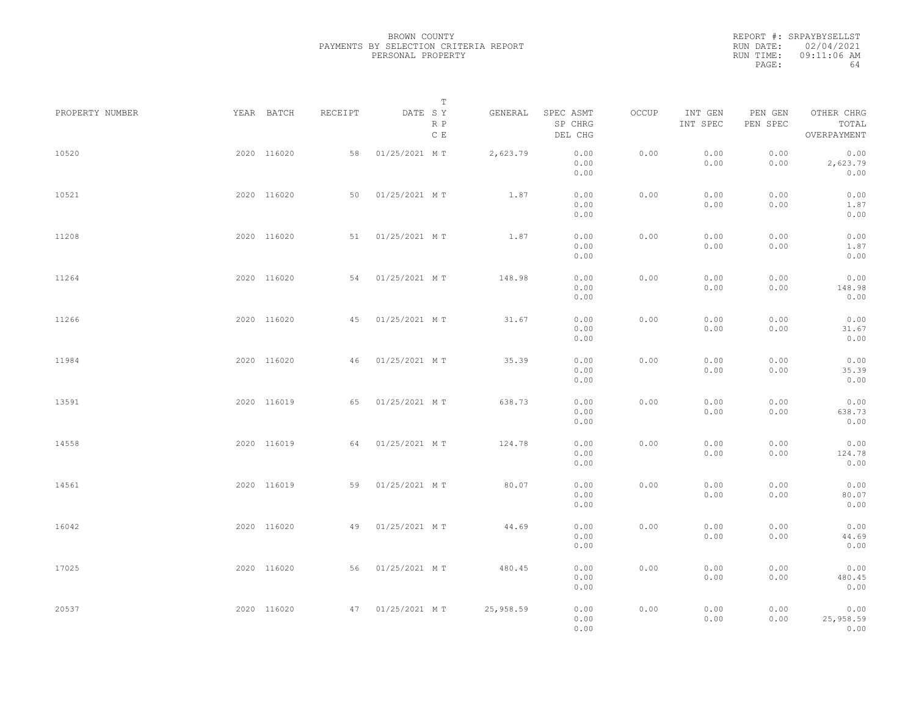BROWN COUNTY
PAYMENTS BY SELECTION CRITERIA REPORT
PERSONAL PROPERTY

REPORT #: SRPAYBYSELLST
RUN DATE: 02/04/2021
RUN TIME: 09:11:06 AM

| PROPERTY NUMBER | YEAR | BATCH | RECEIPT | DATE | T S Y R P C E | GENERAL | SPEC ASMT / SP CHRG / DEL CHG | OCCUP | INT GEN / INT SPEC | PEN GEN / PEN SPEC | OTHER CHRG / TOTAL / OVERPAYMENT |
|---|---|---|---|---|---|---|---|---|---|---|---|
| 10520 | 2020 | 116020 | 58 | 01/25/2021 | M T | 2,623.79 | 0.00 / 0.00 / 0.00 | 0.00 | 0.00 / 0.00 | 0.00 / 0.00 | 0.00 / 2,623.79 / 0.00 |
| 10521 | 2020 | 116020 | 50 | 01/25/2021 | M T | 1.87 | 0.00 / 0.00 / 0.00 | 0.00 | 0.00 / 0.00 | 0.00 / 0.00 | 0.00 / 1.87 / 0.00 |
| 11208 | 2020 | 116020 | 51 | 01/25/2021 | M T | 1.87 | 0.00 / 0.00 / 0.00 | 0.00 | 0.00 / 0.00 | 0.00 / 0.00 | 0.00 / 1.87 / 0.00 |
| 11264 | 2020 | 116020 | 54 | 01/25/2021 | M T | 148.98 | 0.00 / 0.00 / 0.00 | 0.00 | 0.00 / 0.00 | 0.00 / 0.00 | 0.00 / 148.98 / 0.00 |
| 11266 | 2020 | 116020 | 45 | 01/25/2021 | M T | 31.67 | 0.00 / 0.00 / 0.00 | 0.00 | 0.00 / 0.00 | 0.00 / 0.00 | 0.00 / 31.67 / 0.00 |
| 11984 | 2020 | 116020 | 46 | 01/25/2021 | M T | 35.39 | 0.00 / 0.00 / 0.00 | 0.00 | 0.00 / 0.00 | 0.00 / 0.00 | 0.00 / 35.39 / 0.00 |
| 13591 | 2020 | 116019 | 65 | 01/25/2021 | M T | 638.73 | 0.00 / 0.00 / 0.00 | 0.00 | 0.00 / 0.00 | 0.00 / 0.00 | 0.00 / 638.73 / 0.00 |
| 14558 | 2020 | 116019 | 64 | 01/25/2021 | M T | 124.78 | 0.00 / 0.00 / 0.00 | 0.00 | 0.00 / 0.00 | 0.00 / 0.00 | 0.00 / 124.78 / 0.00 |
| 14561 | 2020 | 116019 | 59 | 01/25/2021 | M T | 80.07 | 0.00 / 0.00 / 0.00 | 0.00 | 0.00 / 0.00 | 0.00 / 0.00 | 0.00 / 80.07 / 0.00 |
| 16042 | 2020 | 116020 | 49 | 01/25/2021 | M T | 44.69 | 0.00 / 0.00 / 0.00 | 0.00 | 0.00 / 0.00 | 0.00 / 0.00 | 0.00 / 44.69 / 0.00 |
| 17025 | 2020 | 116020 | 56 | 01/25/2021 | M T | 480.45 | 0.00 / 0.00 / 0.00 | 0.00 | 0.00 / 0.00 | 0.00 / 0.00 | 0.00 / 480.45 / 0.00 |
| 20537 | 2020 | 116020 | 47 | 01/25/2021 | M T | 25,958.59 | 0.00 / 0.00 / 0.00 | 0.00 | 0.00 / 0.00 | 0.00 / 0.00 | 0.00 / 25,958.59 / 0.00 |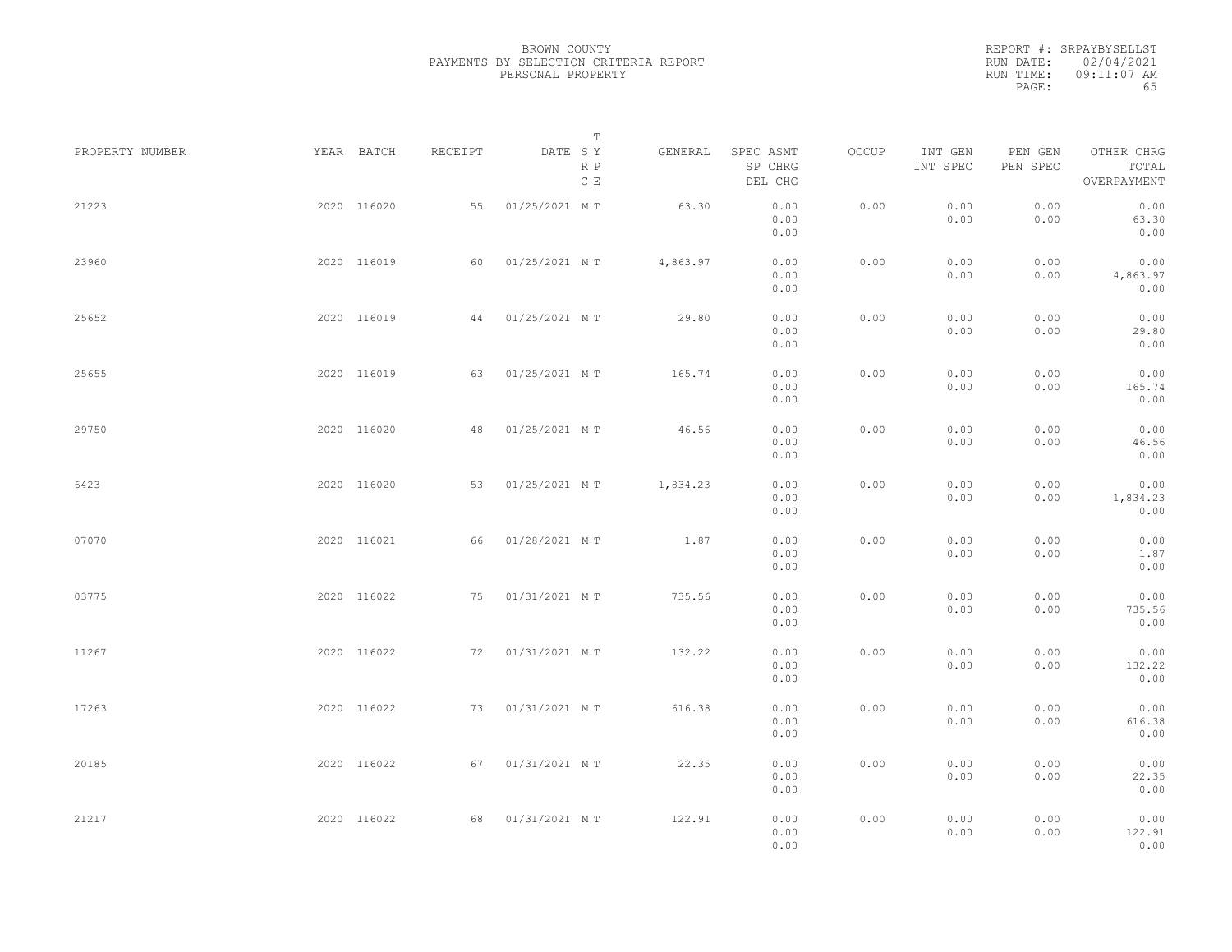BROWN COUNTY
PAYMENTS BY SELECTION CRITERIA REPORT
PERSONAL PROPERTY

REPORT #: SRPAYBYSELLST
RUN DATE: 02/04/2021
RUN TIME: 09:11:07 AM

| PROPERTY NUMBER | YEAR | BATCH | RECEIPT | DATE | T SY RP CE | GENERAL | SPEC ASMT / SP CHRG / DEL CHG | OCCUP | INT GEN / INT SPEC | PEN GEN / PEN SPEC | OTHER CHRG / TOTAL / OVERPAYMENT |
|---|---|---|---|---|---|---|---|---|---|---|---|
| 21223 | 2020 | 116020 | 55 | 01/25/2021 | M T | 63.30 | 0.00 / 0.00 / 0.00 | 0.00 | 0.00 / 0.00 | 0.00 / 0.00 | 0.00 / 63.30 / 0.00 |
| 23960 | 2020 | 116019 | 60 | 01/25/2021 | M T | 4,863.97 | 0.00 / 0.00 / 0.00 | 0.00 | 0.00 / 0.00 | 0.00 / 0.00 | 0.00 / 4,863.97 / 0.00 |
| 25652 | 2020 | 116019 | 44 | 01/25/2021 | M T | 29.80 | 0.00 / 0.00 / 0.00 | 0.00 | 0.00 / 0.00 | 0.00 / 0.00 | 0.00 / 29.80 / 0.00 |
| 25655 | 2020 | 116019 | 63 | 01/25/2021 | M T | 165.74 | 0.00 / 0.00 / 0.00 | 0.00 | 0.00 / 0.00 | 0.00 / 0.00 | 0.00 / 165.74 / 0.00 |
| 29750 | 2020 | 116020 | 48 | 01/25/2021 | M T | 46.56 | 0.00 / 0.00 / 0.00 | 0.00 | 0.00 / 0.00 | 0.00 / 0.00 | 0.00 / 46.56 / 0.00 |
| 6423 | 2020 | 116020 | 53 | 01/25/2021 | M T | 1,834.23 | 0.00 / 0.00 / 0.00 | 0.00 | 0.00 / 0.00 | 0.00 / 0.00 | 0.00 / 1,834.23 / 0.00 |
| 07070 | 2020 | 116021 | 66 | 01/28/2021 | M T | 1.87 | 0.00 / 0.00 / 0.00 | 0.00 | 0.00 / 0.00 | 0.00 / 0.00 | 0.00 / 1.87 / 0.00 |
| 03775 | 2020 | 116022 | 75 | 01/31/2021 | M T | 735.56 | 0.00 / 0.00 / 0.00 | 0.00 | 0.00 / 0.00 | 0.00 / 0.00 | 0.00 / 735.56 / 0.00 |
| 11267 | 2020 | 116022 | 72 | 01/31/2021 | M T | 132.22 | 0.00 / 0.00 / 0.00 | 0.00 | 0.00 / 0.00 | 0.00 / 0.00 | 0.00 / 132.22 / 0.00 |
| 17263 | 2020 | 116022 | 73 | 01/31/2021 | M T | 616.38 | 0.00 / 0.00 / 0.00 | 0.00 | 0.00 / 0.00 | 0.00 / 0.00 | 0.00 / 616.38 / 0.00 |
| 20185 | 2020 | 116022 | 67 | 01/31/2021 | M T | 22.35 | 0.00 / 0.00 / 0.00 | 0.00 | 0.00 / 0.00 | 0.00 / 0.00 | 0.00 / 22.35 / 0.00 |
| 21217 | 2020 | 116022 | 68 | 01/31/2021 | M T | 122.91 | 0.00 / 0.00 / 0.00 | 0.00 | 0.00 / 0.00 | 0.00 / 0.00 | 0.00 / 122.91 / 0.00 |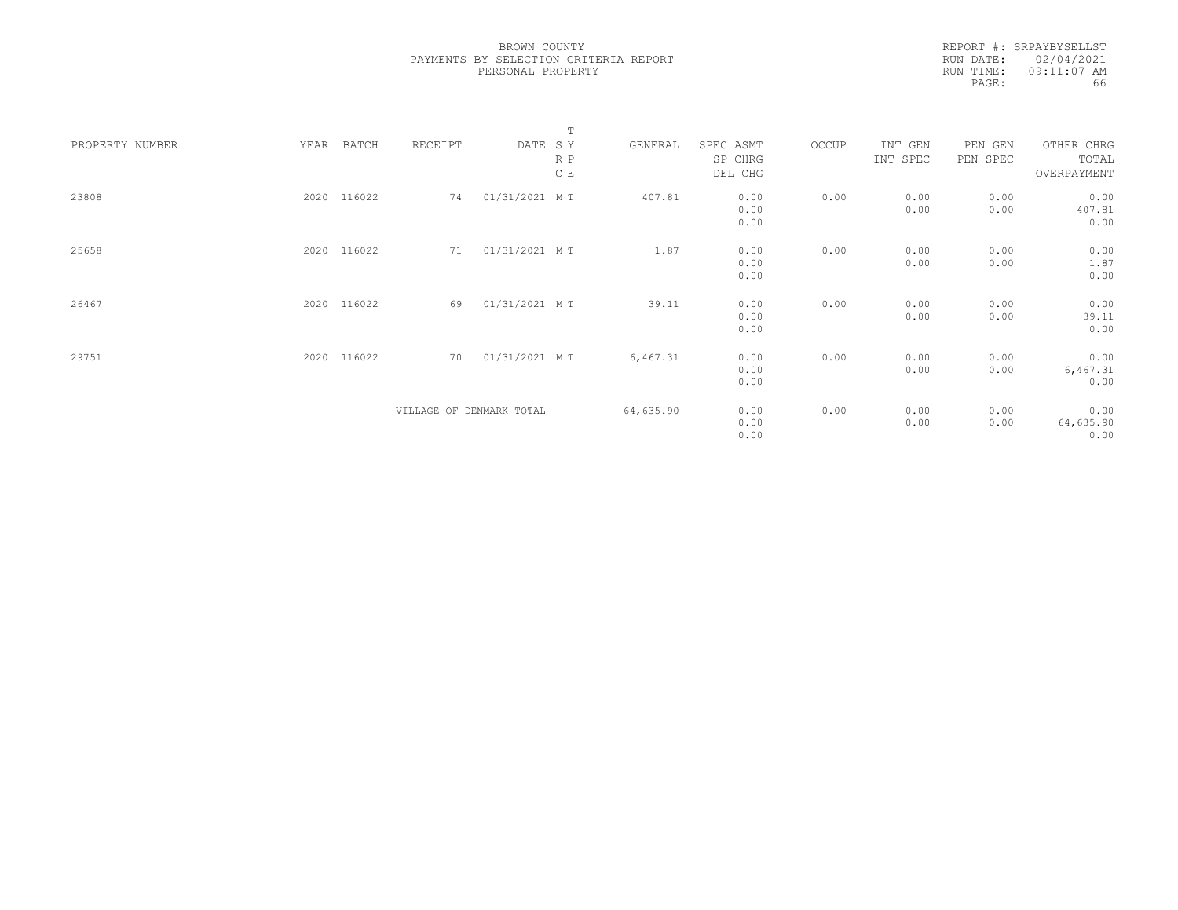BROWN COUNTY
PAYMENTS BY SELECTION CRITERIA REPORT
PERSONAL PROPERTY

REPORT #: SRPAYBYSELLST
RUN DATE: 02/04/2021
RUN TIME: 09:11:07 AM

| PROPERTY NUMBER | YEAR | BATCH | RECEIPT | DATE | T SY RP CE | GENERAL | SPEC ASMT / SP CHRG / DEL CHG | OCCUP | INT GEN / INT SPEC | PEN GEN / PEN SPEC | OTHER CHRG / TOTAL / OVERPAYMENT |
|---|---|---|---|---|---|---|---|---|---|---|---|
| 23808 | 2020 | 116022 | 74 | 01/31/2021 | M T | 407.81 | 0.00 / 0.00 / 0.00 | 0.00 | 0.00 / 0.00 | 0.00 / 0.00 | 0.00 / 407.81 / 0.00 |
| 25658 | 2020 | 116022 | 71 | 01/31/2021 | M T | 1.87 | 0.00 / 0.00 / 0.00 | 0.00 | 0.00 / 0.00 | 0.00 / 0.00 | 0.00 / 1.87 / 0.00 |
| 26467 | 2020 | 116022 | 69 | 01/31/2021 | M T | 39.11 | 0.00 / 0.00 / 0.00 | 0.00 | 0.00 / 0.00 | 0.00 / 0.00 | 0.00 / 39.11 / 0.00 |
| 29751 | 2020 | 116022 | 70 | 01/31/2021 | M T | 6,467.31 | 0.00 / 0.00 / 0.00 | 0.00 | 0.00 / 0.00 | 0.00 / 0.00 | 0.00 / 6,467.31 / 0.00 |
| | | | VILLAGE OF DENMARK TOTAL | | | 64,635.90 | 0.00 / 0.00 / 0.00 | 0.00 | 0.00 / 0.00 | 0.00 / 0.00 | 0.00 / 64,635.90 / 0.00 |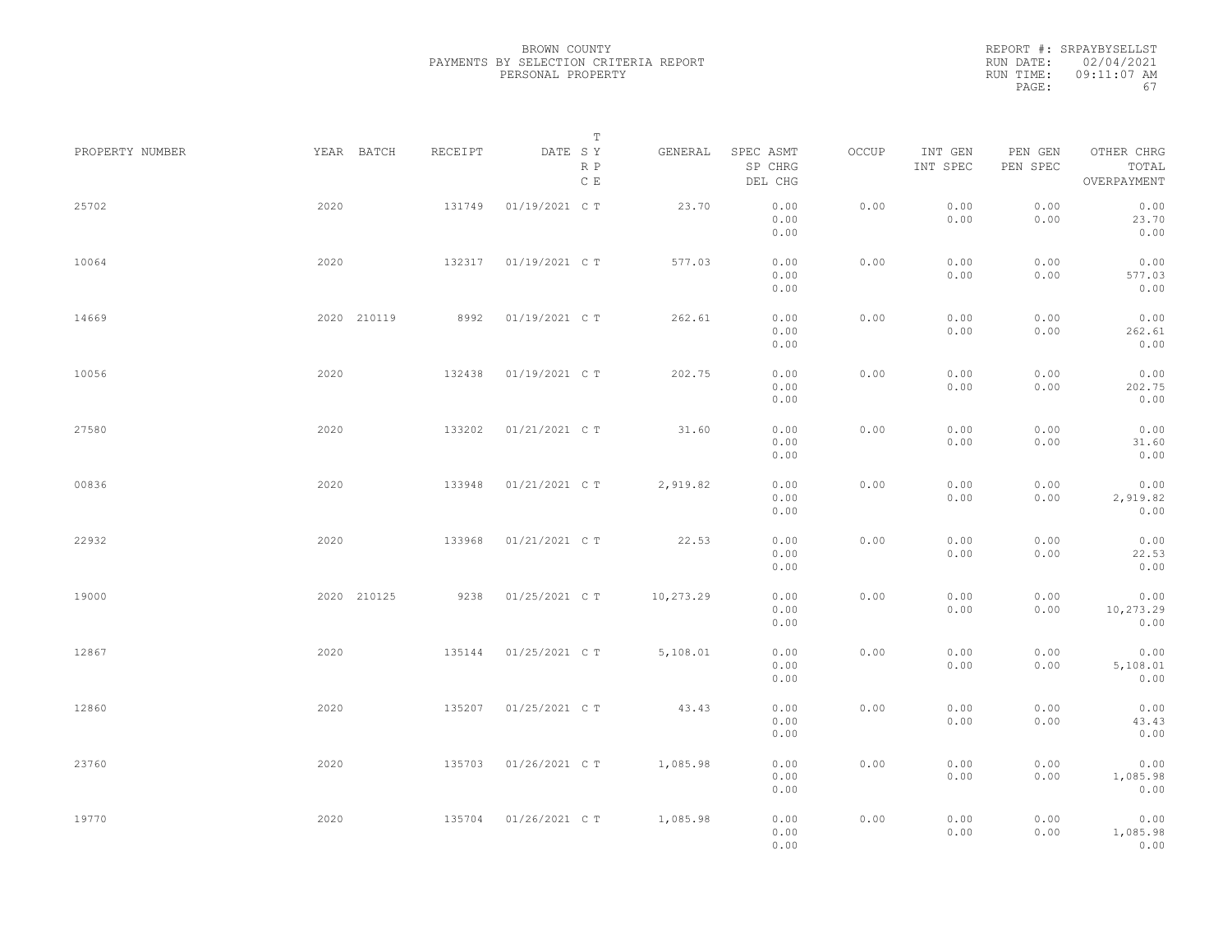BROWN COUNTY
PAYMENTS BY SELECTION CRITERIA REPORT
PERSONAL PROPERTY

REPORT #: SRPAYBYSELLST
RUN DATE: 02/04/2021
RUN TIME: 09:11:07 AM

| PROPERTY NUMBER | YEAR | BATCH | RECEIPT | DATE | T SY RP CE | GENERAL | SPEC ASMT / SP CHRG / DEL CHG | OCCUP | INT GEN / INT SPEC | PEN GEN / PEN SPEC | OTHER CHRG / TOTAL / OVERPAYMENT |
|---|---|---|---|---|---|---|---|---|---|---|---|
| 25702 | 2020 | | 131749 | 01/19/2021 | C T | 23.70 | 0.00 / 0.00 / 0.00 | 0.00 | 0.00 / 0.00 | 0.00 / 0.00 | 0.00 / 23.70 / 0.00 |
| 10064 | 2020 | | 132317 | 01/19/2021 | C T | 577.03 | 0.00 / 0.00 / 0.00 | 0.00 | 0.00 / 0.00 | 0.00 / 0.00 | 0.00 / 577.03 / 0.00 |
| 14669 | 2020 | 210119 | 8992 | 01/19/2021 | C T | 262.61 | 0.00 / 0.00 / 0.00 | 0.00 | 0.00 / 0.00 | 0.00 / 0.00 | 0.00 / 262.61 / 0.00 |
| 10056 | 2020 | | 132438 | 01/19/2021 | C T | 202.75 | 0.00 / 0.00 / 0.00 | 0.00 | 0.00 / 0.00 | 0.00 / 0.00 | 0.00 / 202.75 / 0.00 |
| 27580 | 2020 | | 133202 | 01/21/2021 | C T | 31.60 | 0.00 / 0.00 / 0.00 | 0.00 | 0.00 / 0.00 | 0.00 / 0.00 | 0.00 / 31.60 / 0.00 |
| 00836 | 2020 | | 133948 | 01/21/2021 | C T | 2,919.82 | 0.00 / 0.00 / 0.00 | 0.00 | 0.00 / 0.00 | 0.00 / 0.00 | 0.00 / 2,919.82 / 0.00 |
| 22932 | 2020 | | 133968 | 01/21/2021 | C T | 22.53 | 0.00 / 0.00 / 0.00 | 0.00 | 0.00 / 0.00 | 0.00 / 0.00 | 0.00 / 22.53 / 0.00 |
| 19000 | 2020 | 210125 | 9238 | 01/25/2021 | C T | 10,273.29 | 0.00 / 0.00 / 0.00 | 0.00 | 0.00 / 0.00 | 0.00 / 0.00 | 0.00 / 10,273.29 / 0.00 |
| 12867 | 2020 | | 135144 | 01/25/2021 | C T | 5,108.01 | 0.00 / 0.00 / 0.00 | 0.00 | 0.00 / 0.00 | 0.00 / 0.00 | 0.00 / 5,108.01 / 0.00 |
| 12860 | 2020 | | 135207 | 01/25/2021 | C T | 43.43 | 0.00 / 0.00 / 0.00 | 0.00 | 0.00 / 0.00 | 0.00 / 0.00 | 0.00 / 43.43 / 0.00 |
| 23760 | 2020 | | 135703 | 01/26/2021 | C T | 1,085.98 | 0.00 / 0.00 / 0.00 | 0.00 | 0.00 / 0.00 | 0.00 / 0.00 | 0.00 / 1,085.98 / 0.00 |
| 19770 | 2020 | | 135704 | 01/26/2021 | C T | 1,085.98 | 0.00 / 0.00 / 0.00 | 0.00 | 0.00 / 0.00 | 0.00 / 0.00 | 0.00 / 1,085.98 / 0.00 |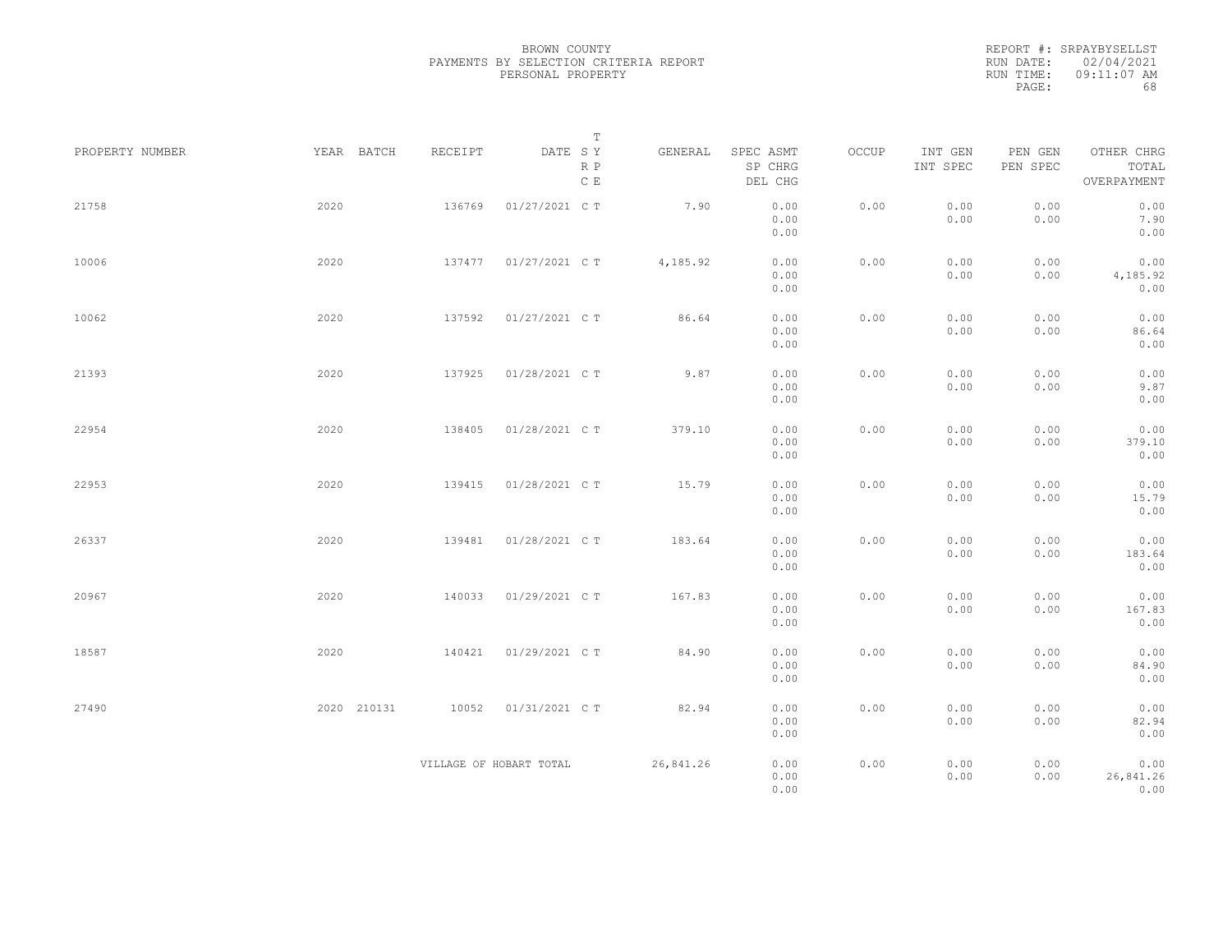BROWN COUNTY
PAYMENTS BY SELECTION CRITERIA REPORT
PERSONAL PROPERTY

REPORT #: SRPAYBYSELLST
RUN DATE: 02/04/2021
RUN TIME: 09:11:07 AM

| PROPERTY NUMBER | YEAR | BATCH | RECEIPT | DATE | T SY RP CE | GENERAL | SPEC ASMT / SP CHRG / DEL CHG | OCCUP | INT GEN / INT SPEC | PEN GEN / PEN SPEC | OTHER CHRG / TOTAL / OVERPAYMENT |
|---|---|---|---|---|---|---|---|---|---|---|---|
| 21758 | 2020 | | 136769 | 01/27/2021 | C T | 7.90 | 0.00 / 0.00 / 0.00 | 0.00 | 0.00 / 0.00 | 0.00 / 0.00 | 0.00 / 7.90 / 0.00 |
| 10006 | 2020 | | 137477 | 01/27/2021 | C T | 4,185.92 | 0.00 / 0.00 / 0.00 | 0.00 | 0.00 / 0.00 | 0.00 / 0.00 | 0.00 / 4,185.92 / 0.00 |
| 10062 | 2020 | | 137592 | 01/27/2021 | C T | 86.64 | 0.00 / 0.00 / 0.00 | 0.00 | 0.00 / 0.00 | 0.00 / 0.00 | 0.00 / 86.64 / 0.00 |
| 21393 | 2020 | | 137925 | 01/28/2021 | C T | 9.87 | 0.00 / 0.00 / 0.00 | 0.00 | 0.00 / 0.00 | 0.00 / 0.00 | 0.00 / 9.87 / 0.00 |
| 22954 | 2020 | | 138405 | 01/28/2021 | C T | 379.10 | 0.00 / 0.00 / 0.00 | 0.00 | 0.00 / 0.00 | 0.00 / 0.00 | 0.00 / 379.10 / 0.00 |
| 22953 | 2020 | | 139415 | 01/28/2021 | C T | 15.79 | 0.00 / 0.00 / 0.00 | 0.00 | 0.00 / 0.00 | 0.00 / 0.00 | 0.00 / 15.79 / 0.00 |
| 26337 | 2020 | | 139481 | 01/28/2021 | C T | 183.64 | 0.00 / 0.00 / 0.00 | 0.00 | 0.00 / 0.00 | 0.00 / 0.00 | 0.00 / 183.64 / 0.00 |
| 20967 | 2020 | | 140033 | 01/29/2021 | C T | 167.83 | 0.00 / 0.00 / 0.00 | 0.00 | 0.00 / 0.00 | 0.00 / 0.00 | 0.00 / 167.83 / 0.00 |
| 18587 | 2020 | | 140421 | 01/29/2021 | C T | 84.90 | 0.00 / 0.00 / 0.00 | 0.00 | 0.00 / 0.00 | 0.00 / 0.00 | 0.00 / 84.90 / 0.00 |
| 27490 | 2020 | 210131 | 10052 | 01/31/2021 | C T | 82.94 | 0.00 / 0.00 / 0.00 | 0.00 | 0.00 / 0.00 | 0.00 / 0.00 | 0.00 / 82.94 / 0.00 |
| | | | VILLAGE OF HOBART TOTAL | | | 26,841.26 | 0.00 / 0.00 / 0.00 | 0.00 | 0.00 / 0.00 | 0.00 / 0.00 | 0.00 / 26,841.26 / 0.00 |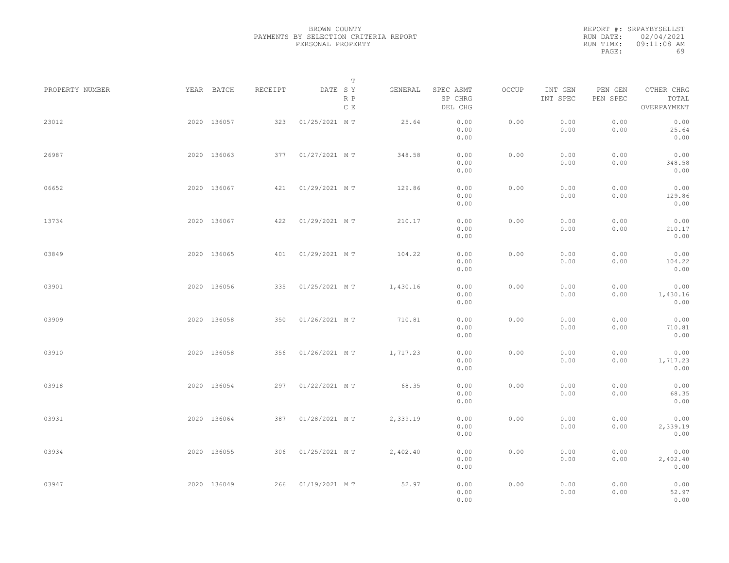BROWN COUNTY
PAYMENTS BY SELECTION CRITERIA REPORT
PERSONAL PROPERTY

REPORT #: SRPAYBYSELLST
RUN DATE: 02/04/2021
RUN TIME: 09:11:08 AM

| PROPERTY NUMBER | YEAR | BATCH | RECEIPT | DATE | T S Y R P C E | GENERAL | SPEC ASMT / SP CHRG / DEL CHG | OCCUP | INT GEN / INT SPEC | PEN GEN / PEN SPEC | OTHER CHRG / TOTAL / OVERPAYMENT |
|---|---|---|---|---|---|---|---|---|---|---|---|
| 23012 | 2020 | 136057 | 323 | 01/25/2021 | M T | 25.64 | 0.00 / 0.00 / 0.00 | 0.00 | 0.00 / 0.00 | 0.00 / 0.00 | 0.00 / 25.64 / 0.00 |
| 26987 | 2020 | 136063 | 377 | 01/27/2021 | M T | 348.58 | 0.00 / 0.00 / 0.00 | 0.00 | 0.00 / 0.00 | 0.00 / 0.00 | 0.00 / 348.58 / 0.00 |
| 06652 | 2020 | 136067 | 421 | 01/29/2021 | M T | 129.86 | 0.00 / 0.00 / 0.00 | 0.00 | 0.00 / 0.00 | 0.00 / 0.00 | 0.00 / 129.86 / 0.00 |
| 13734 | 2020 | 136067 | 422 | 01/29/2021 | M T | 210.17 | 0.00 / 0.00 / 0.00 | 0.00 | 0.00 / 0.00 | 0.00 / 0.00 | 0.00 / 210.17 / 0.00 |
| 03849 | 2020 | 136065 | 401 | 01/29/2021 | M T | 104.22 | 0.00 / 0.00 / 0.00 | 0.00 | 0.00 / 0.00 | 0.00 / 0.00 | 0.00 / 104.22 / 0.00 |
| 03901 | 2020 | 136056 | 335 | 01/25/2021 | M T | 1,430.16 | 0.00 / 0.00 / 0.00 | 0.00 | 0.00 / 0.00 | 0.00 / 0.00 | 0.00 / 1,430.16 / 0.00 |
| 03909 | 2020 | 136058 | 350 | 01/26/2021 | M T | 710.81 | 0.00 / 0.00 / 0.00 | 0.00 | 0.00 / 0.00 | 0.00 / 0.00 | 0.00 / 710.81 / 0.00 |
| 03910 | 2020 | 136058 | 356 | 01/26/2021 | M T | 1,717.23 | 0.00 / 0.00 / 0.00 | 0.00 | 0.00 / 0.00 | 0.00 / 0.00 | 0.00 / 1,717.23 / 0.00 |
| 03918 | 2020 | 136054 | 297 | 01/22/2021 | M T | 68.35 | 0.00 / 0.00 / 0.00 | 0.00 | 0.00 / 0.00 | 0.00 / 0.00 | 0.00 / 68.35 / 0.00 |
| 03931 | 2020 | 136064 | 387 | 01/28/2021 | M T | 2,339.19 | 0.00 / 0.00 / 0.00 | 0.00 | 0.00 / 0.00 | 0.00 / 0.00 | 0.00 / 2,339.19 / 0.00 |
| 03934 | 2020 | 136055 | 306 | 01/25/2021 | M T | 2,402.40 | 0.00 / 0.00 / 0.00 | 0.00 | 0.00 / 0.00 | 0.00 / 0.00 | 0.00 / 2,402.40 / 0.00 |
| 03947 | 2020 | 136049 | 266 | 01/19/2021 | M T | 52.97 | 0.00 / 0.00 / 0.00 | 0.00 | 0.00 / 0.00 | 0.00 / 0.00 | 0.00 / 52.97 / 0.00 |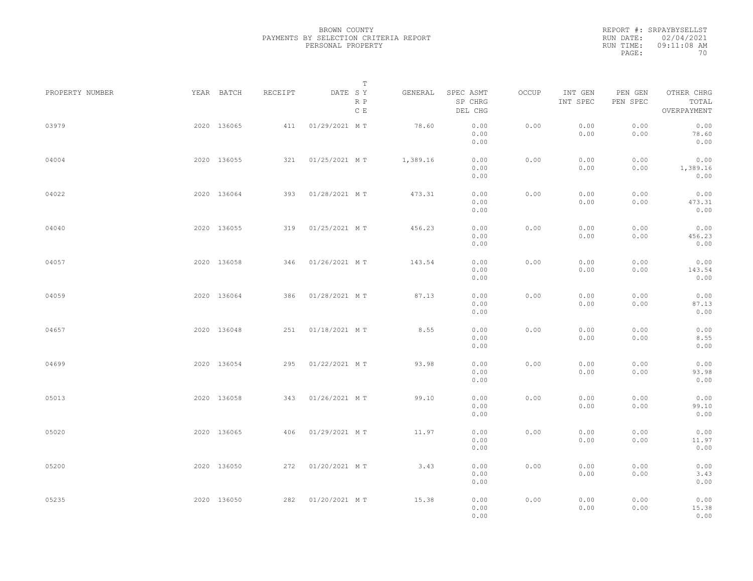BROWN COUNTY
PAYMENTS BY SELECTION CRITERIA REPORT
PERSONAL PROPERTY

REPORT #: SRPAYBYSELLST
RUN DATE: 02/04/2021
RUN TIME: 09:11:08 AM

| PROPERTY NUMBER | YEAR | BATCH | RECEIPT | DATE | T S Y R P C E | GENERAL | SPEC ASMT / SP CHRG / DEL CHG | OCCUP | INT GEN / INT SPEC | PEN GEN / PEN SPEC | OTHER CHRG / TOTAL / OVERPAYMENT |
|---|---|---|---|---|---|---|---|---|---|---|---|
| 03979 | 2020 | 136065 | 411 | 01/29/2021 | M T | 78.60 | 0.00 / 0.00 / 0.00 | 0.00 | 0.00 / 0.00 | 0.00 / 0.00 | 0.00 / 78.60 / 0.00 |
| 04004 | 2020 | 136055 | 321 | 01/25/2021 | M T | 1,389.16 | 0.00 / 0.00 / 0.00 | 0.00 | 0.00 / 0.00 | 0.00 / 0.00 | 0.00 / 1,389.16 / 0.00 |
| 04022 | 2020 | 136064 | 393 | 01/28/2021 | M T | 473.31 | 0.00 / 0.00 / 0.00 | 0.00 | 0.00 / 0.00 | 0.00 / 0.00 | 0.00 / 473.31 / 0.00 |
| 04040 | 2020 | 136055 | 319 | 01/25/2021 | M T | 456.23 | 0.00 / 0.00 / 0.00 | 0.00 | 0.00 / 0.00 | 0.00 / 0.00 | 0.00 / 456.23 / 0.00 |
| 04057 | 2020 | 136058 | 346 | 01/26/2021 | M T | 143.54 | 0.00 / 0.00 / 0.00 | 0.00 | 0.00 / 0.00 | 0.00 / 0.00 | 0.00 / 143.54 / 0.00 |
| 04059 | 2020 | 136064 | 386 | 01/28/2021 | M T | 87.13 | 0.00 / 0.00 / 0.00 | 0.00 | 0.00 / 0.00 | 0.00 / 0.00 | 0.00 / 87.13 / 0.00 |
| 04657 | 2020 | 136048 | 251 | 01/18/2021 | M T | 8.55 | 0.00 / 0.00 / 0.00 | 0.00 | 0.00 / 0.00 | 0.00 / 0.00 | 0.00 / 8.55 / 0.00 |
| 04699 | 2020 | 136054 | 295 | 01/22/2021 | M T | 93.98 | 0.00 / 0.00 / 0.00 | 0.00 | 0.00 / 0.00 | 0.00 / 0.00 | 0.00 / 93.98 / 0.00 |
| 05013 | 2020 | 136058 | 343 | 01/26/2021 | M T | 99.10 | 0.00 / 0.00 / 0.00 | 0.00 | 0.00 / 0.00 | 0.00 / 0.00 | 0.00 / 99.10 / 0.00 |
| 05020 | 2020 | 136065 | 406 | 01/29/2021 | M T | 11.97 | 0.00 / 0.00 / 0.00 | 0.00 | 0.00 / 0.00 | 0.00 / 0.00 | 0.00 / 11.97 / 0.00 |
| 05200 | 2020 | 136050 | 272 | 01/20/2021 | M T | 3.43 | 0.00 / 0.00 / 0.00 | 0.00 | 0.00 / 0.00 | 0.00 / 0.00 | 0.00 / 3.43 / 0.00 |
| 05235 | 2020 | 136050 | 282 | 01/20/2021 | M T | 15.38 | 0.00 / 0.00 / 0.00 | 0.00 | 0.00 / 0.00 | 0.00 / 0.00 | 0.00 / 15.38 / 0.00 |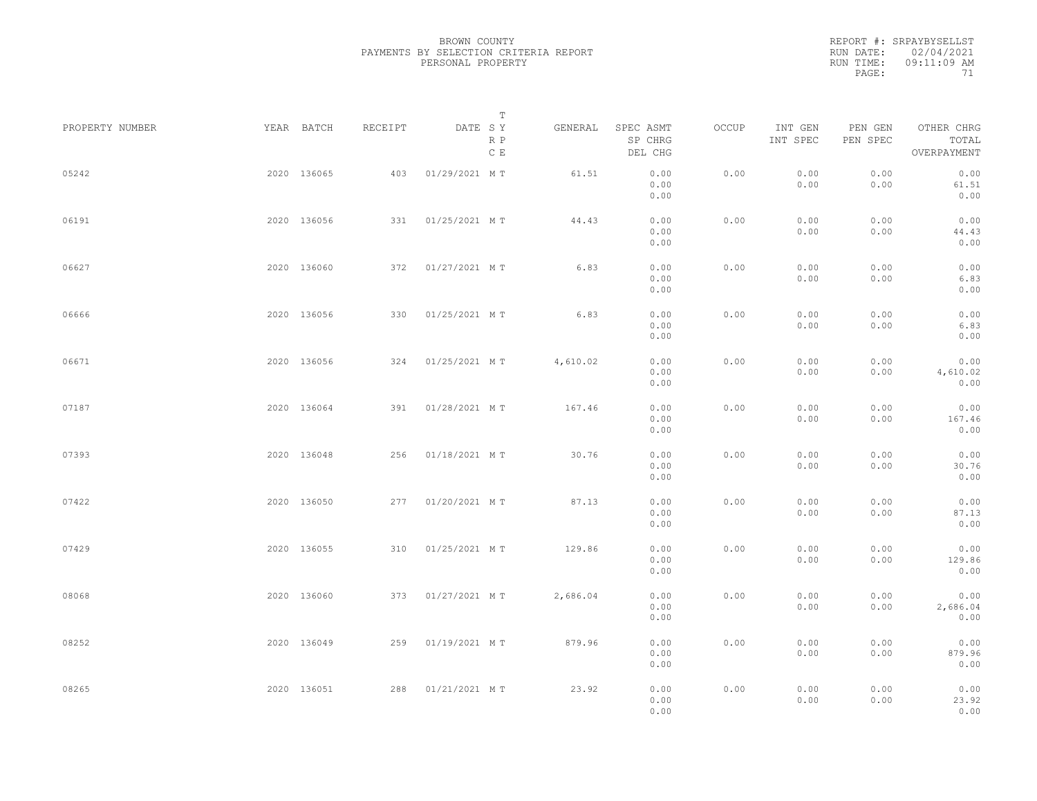BROWN COUNTY
PAYMENTS BY SELECTION CRITERIA REPORT
PERSONAL PROPERTY

REPORT #: SRPAYBYSELLST
RUN DATE: 02/04/2021
RUN TIME: 09:11:09 AM

| PROPERTY NUMBER | YEAR | BATCH | RECEIPT | DATE | T SY RP CE | GENERAL | SPEC ASMT / SP CHRG / DEL CHG | OCCUP | INT GEN / INT SPEC | PEN GEN / PEN SPEC | OTHER CHRG / TOTAL / OVERPAYMENT |
|---|---|---|---|---|---|---|---|---|---|---|---|
| 05242 | 2020 | 136065 | 403 | 01/29/2021 | M T | 61.51 | 0.00 / 0.00 / 0.00 | 0.00 | 0.00 / 0.00 | 0.00 / 0.00 | 0.00 / 61.51 / 0.00 |
| 06191 | 2020 | 136056 | 331 | 01/25/2021 | M T | 44.43 | 0.00 / 0.00 / 0.00 | 0.00 | 0.00 / 0.00 | 0.00 / 0.00 | 0.00 / 44.43 / 0.00 |
| 06627 | 2020 | 136060 | 372 | 01/27/2021 | M T | 6.83 | 0.00 / 0.00 / 0.00 | 0.00 | 0.00 / 0.00 | 0.00 / 0.00 | 0.00 / 6.83 / 0.00 |
| 06666 | 2020 | 136056 | 330 | 01/25/2021 | M T | 6.83 | 0.00 / 0.00 / 0.00 | 0.00 | 0.00 / 0.00 | 0.00 / 0.00 | 0.00 / 6.83 / 0.00 |
| 06671 | 2020 | 136056 | 324 | 01/25/2021 | M T | 4,610.02 | 0.00 / 0.00 / 0.00 | 0.00 | 0.00 / 0.00 | 0.00 / 0.00 | 0.00 / 4,610.02 / 0.00 |
| 07187 | 2020 | 136064 | 391 | 01/28/2021 | M T | 167.46 | 0.00 / 0.00 / 0.00 | 0.00 | 0.00 / 0.00 | 0.00 / 0.00 | 0.00 / 167.46 / 0.00 |
| 07393 | 2020 | 136048 | 256 | 01/18/2021 | M T | 30.76 | 0.00 / 0.00 / 0.00 | 0.00 | 0.00 / 0.00 | 0.00 / 0.00 | 0.00 / 30.76 / 0.00 |
| 07422 | 2020 | 136050 | 277 | 01/20/2021 | M T | 87.13 | 0.00 / 0.00 / 0.00 | 0.00 | 0.00 / 0.00 | 0.00 / 0.00 | 0.00 / 87.13 / 0.00 |
| 07429 | 2020 | 136055 | 310 | 01/25/2021 | M T | 129.86 | 0.00 / 0.00 / 0.00 | 0.00 | 0.00 / 0.00 | 0.00 / 0.00 | 0.00 / 129.86 / 0.00 |
| 08068 | 2020 | 136060 | 373 | 01/27/2021 | M T | 2,686.04 | 0.00 / 0.00 / 0.00 | 0.00 | 0.00 / 0.00 | 0.00 / 0.00 | 0.00 / 2,686.04 / 0.00 |
| 08252 | 2020 | 136049 | 259 | 01/19/2021 | M T | 879.96 | 0.00 / 0.00 / 0.00 | 0.00 | 0.00 / 0.00 | 0.00 / 0.00 | 0.00 / 879.96 / 0.00 |
| 08265 | 2020 | 136051 | 288 | 01/21/2021 | M T | 23.92 | 0.00 / 0.00 / 0.00 | 0.00 | 0.00 / 0.00 | 0.00 / 0.00 | 0.00 / 23.92 / 0.00 |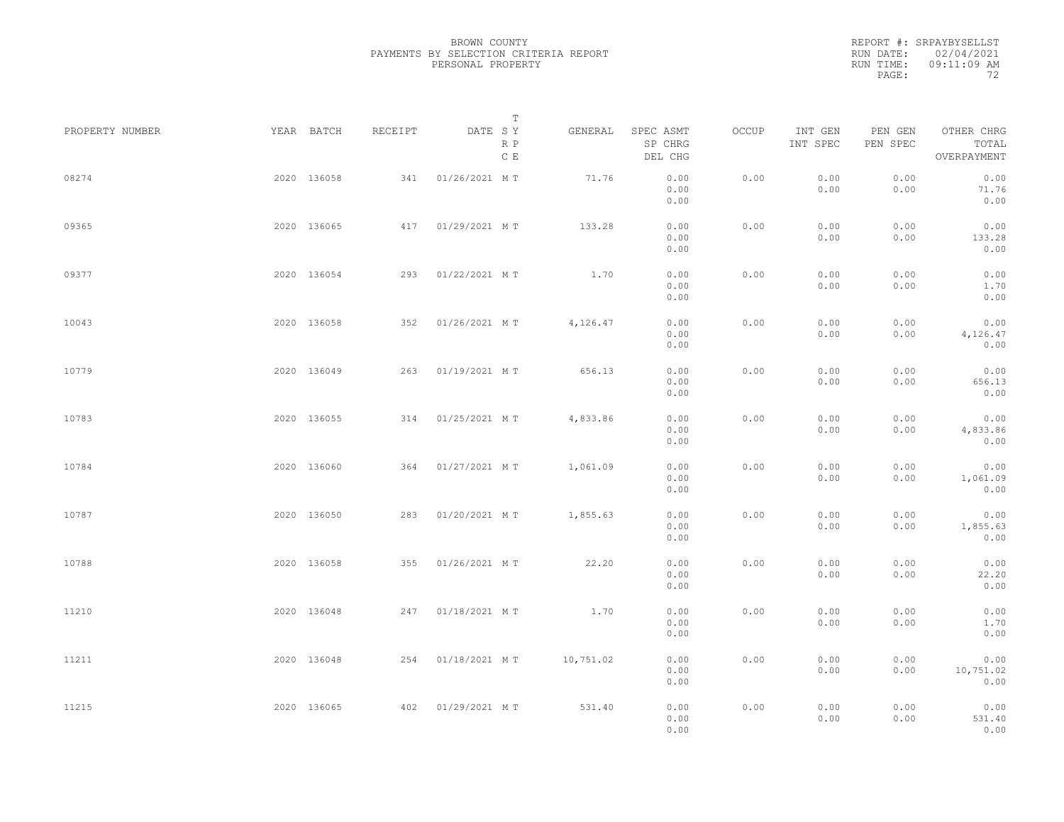BROWN COUNTY
PAYMENTS BY SELECTION CRITERIA REPORT
PERSONAL PROPERTY

REPORT #: SRPAYBYSELLST
RUN DATE: 02/04/2021
RUN TIME: 09:11:09 AM

| PROPERTY NUMBER | YEAR | BATCH | RECEIPT | DATE | T S Y R P C E | GENERAL | SPEC ASMT / SP CHRG / DEL CHG | OCCUP | INT GEN / INT SPEC | PEN GEN / PEN SPEC | OTHER CHRG / TOTAL / OVERPAYMENT |
|---|---|---|---|---|---|---|---|---|---|---|---|
| 08274 | 2020 | 136058 | 341 | 01/26/2021 | M T | 71.76 | 0.00 / 0.00 / 0.00 | 0.00 | 0.00 / 0.00 | 0.00 / 0.00 | 0.00 / 71.76 / 0.00 |
| 09365 | 2020 | 136065 | 417 | 01/29/2021 | M T | 133.28 | 0.00 / 0.00 / 0.00 | 0.00 | 0.00 / 0.00 | 0.00 / 0.00 | 0.00 / 133.28 / 0.00 |
| 09377 | 2020 | 136054 | 293 | 01/22/2021 | M T | 1.70 | 0.00 / 0.00 / 0.00 | 0.00 | 0.00 / 0.00 | 0.00 / 0.00 | 0.00 / 1.70 / 0.00 |
| 10043 | 2020 | 136058 | 352 | 01/26/2021 | M T | 4,126.47 | 0.00 / 0.00 / 0.00 | 0.00 | 0.00 / 0.00 | 0.00 / 0.00 | 0.00 / 4,126.47 / 0.00 |
| 10779 | 2020 | 136049 | 263 | 01/19/2021 | M T | 656.13 | 0.00 / 0.00 / 0.00 | 0.00 | 0.00 / 0.00 | 0.00 / 0.00 | 0.00 / 656.13 / 0.00 |
| 10783 | 2020 | 136055 | 314 | 01/25/2021 | M T | 4,833.86 | 0.00 / 0.00 / 0.00 | 0.00 | 0.00 / 0.00 | 0.00 / 0.00 | 0.00 / 4,833.86 / 0.00 |
| 10784 | 2020 | 136060 | 364 | 01/27/2021 | M T | 1,061.09 | 0.00 / 0.00 / 0.00 | 0.00 | 0.00 / 0.00 | 0.00 / 0.00 | 0.00 / 1,061.09 / 0.00 |
| 10787 | 2020 | 136050 | 283 | 01/20/2021 | M T | 1,855.63 | 0.00 / 0.00 / 0.00 | 0.00 | 0.00 / 0.00 | 0.00 / 0.00 | 0.00 / 1,855.63 / 0.00 |
| 10788 | 2020 | 136058 | 355 | 01/26/2021 | M T | 22.20 | 0.00 / 0.00 / 0.00 | 0.00 | 0.00 / 0.00 | 0.00 / 0.00 | 0.00 / 22.20 / 0.00 |
| 11210 | 2020 | 136048 | 247 | 01/18/2021 | M T | 1.70 | 0.00 / 0.00 / 0.00 | 0.00 | 0.00 / 0.00 | 0.00 / 0.00 | 0.00 / 1.70 / 0.00 |
| 11211 | 2020 | 136048 | 254 | 01/18/2021 | M T | 10,751.02 | 0.00 / 0.00 / 0.00 | 0.00 | 0.00 / 0.00 | 0.00 / 0.00 | 0.00 / 10,751.02 / 0.00 |
| 11215 | 2020 | 136065 | 402 | 01/29/2021 | M T | 531.40 | 0.00 / 0.00 / 0.00 | 0.00 | 0.00 / 0.00 | 0.00 / 0.00 | 0.00 / 531.40 / 0.00 |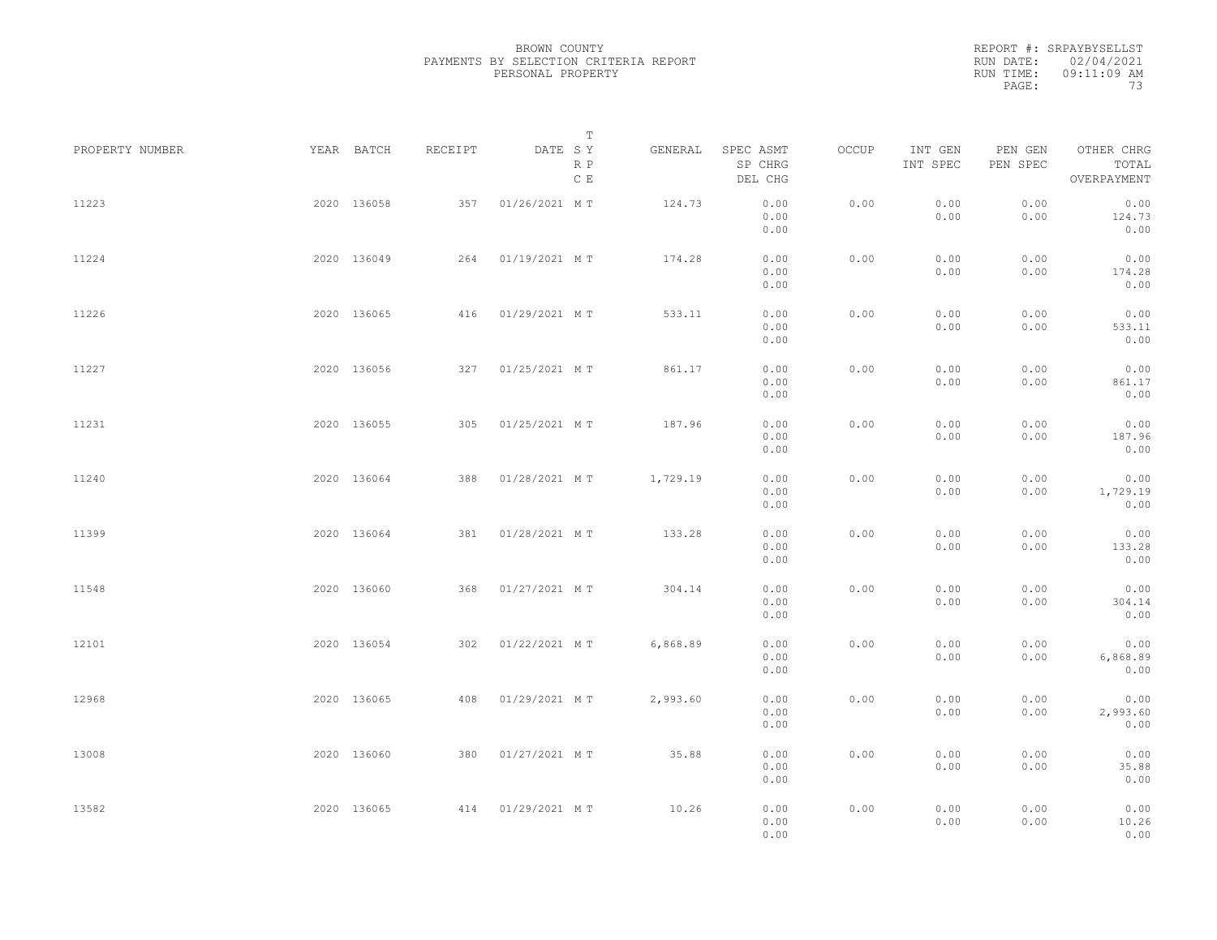BROWN COUNTY
PAYMENTS BY SELECTION CRITERIA REPORT
PERSONAL PROPERTY

REPORT #: SRPAYBYSELLST
RUN DATE: 02/04/2021
RUN TIME: 09:11:09 AM
PAGE: 73

| PROPERTY NUMBER | YEAR | BATCH | RECEIPT | DATE | T SY RP CE | GENERAL | SPEC ASMT / SP CHRG / DEL CHG | OCCUP | INT GEN / INT SPEC | PEN GEN / PEN SPEC | OTHER CHRG / TOTAL / OVERPAYMENT |
|---|---|---|---|---|---|---|---|---|---|---|---|
| 11223 | 2020 | 136058 | 357 | 01/26/2021 | M T | 124.73 | 0.00 / 0.00 / 0.00 | 0.00 | 0.00 / 0.00 | 0.00 / 0.00 | 0.00 / 124.73 / 0.00 |
| 11224 | 2020 | 136049 | 264 | 01/19/2021 | M T | 174.28 | 0.00 / 0.00 / 0.00 | 0.00 | 0.00 / 0.00 | 0.00 / 0.00 | 0.00 / 174.28 / 0.00 |
| 11226 | 2020 | 136065 | 416 | 01/29/2021 | M T | 533.11 | 0.00 / 0.00 / 0.00 | 0.00 | 0.00 / 0.00 | 0.00 / 0.00 | 0.00 / 533.11 / 0.00 |
| 11227 | 2020 | 136056 | 327 | 01/25/2021 | M T | 861.17 | 0.00 / 0.00 / 0.00 | 0.00 | 0.00 / 0.00 | 0.00 / 0.00 | 0.00 / 861.17 / 0.00 |
| 11231 | 2020 | 136055 | 305 | 01/25/2021 | M T | 187.96 | 0.00 / 0.00 / 0.00 | 0.00 | 0.00 / 0.00 | 0.00 / 0.00 | 0.00 / 187.96 / 0.00 |
| 11240 | 2020 | 136064 | 388 | 01/28/2021 | M T | 1,729.19 | 0.00 / 0.00 / 0.00 | 0.00 | 0.00 / 0.00 | 0.00 / 0.00 | 0.00 / 1,729.19 / 0.00 |
| 11399 | 2020 | 136064 | 381 | 01/28/2021 | M T | 133.28 | 0.00 / 0.00 / 0.00 | 0.00 | 0.00 / 0.00 | 0.00 / 0.00 | 0.00 / 133.28 / 0.00 |
| 11548 | 2020 | 136060 | 368 | 01/27/2021 | M T | 304.14 | 0.00 / 0.00 / 0.00 | 0.00 | 0.00 / 0.00 | 0.00 / 0.00 | 0.00 / 304.14 / 0.00 |
| 12101 | 2020 | 136054 | 302 | 01/22/2021 | M T | 6,868.89 | 0.00 / 0.00 / 0.00 | 0.00 | 0.00 / 0.00 | 0.00 / 0.00 | 0.00 / 6,868.89 / 0.00 |
| 12968 | 2020 | 136065 | 408 | 01/29/2021 | M T | 2,993.60 | 0.00 / 0.00 / 0.00 | 0.00 | 0.00 / 0.00 | 0.00 / 0.00 | 0.00 / 2,993.60 / 0.00 |
| 13008 | 2020 | 136060 | 380 | 01/27/2021 | M T | 35.88 | 0.00 / 0.00 / 0.00 | 0.00 | 0.00 / 0.00 | 0.00 / 0.00 | 0.00 / 35.88 / 0.00 |
| 13582 | 2020 | 136065 | 414 | 01/29/2021 | M T | 10.26 | 0.00 / 0.00 / 0.00 | 0.00 | 0.00 / 0.00 | 0.00 / 0.00 | 0.00 / 10.26 / 0.00 |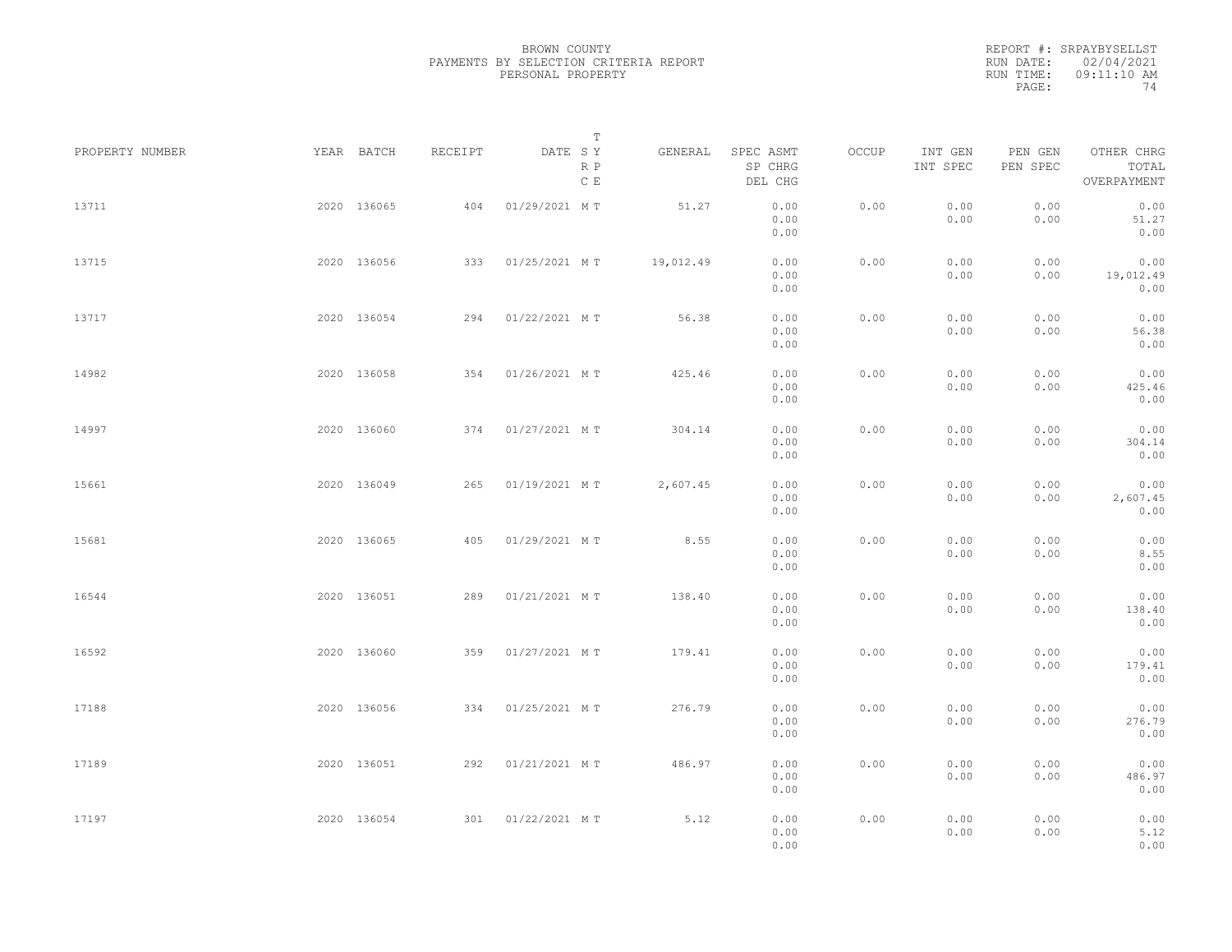BROWN COUNTY
PAYMENTS BY SELECTION CRITERIA REPORT
PERSONAL PROPERTY

REPORT #: SRPAYBYSELLST
RUN DATE: 02/04/2021
RUN TIME: 09:11:10 AM

| PROPERTY NUMBER | YEAR | BATCH | RECEIPT | DATE | T S Y R P C E | GENERAL | SPEC ASMT / SP CHRG / DEL CHG | OCCUP | INT GEN / INT SPEC | PEN GEN / PEN SPEC | OTHER CHRG / TOTAL / OVERPAYMENT |
|---|---|---|---|---|---|---|---|---|---|---|---|
| 13711 | 2020 | 136065 | 404 | 01/29/2021 | M T | 51.27 | 0.00 / 0.00 / 0.00 | 0.00 | 0.00 / 0.00 | 0.00 / 0.00 | 0.00 / 51.27 / 0.00 |
| 13715 | 2020 | 136056 | 333 | 01/25/2021 | M T | 19,012.49 | 0.00 / 0.00 / 0.00 | 0.00 | 0.00 / 0.00 | 0.00 / 0.00 | 0.00 / 19,012.49 / 0.00 |
| 13717 | 2020 | 136054 | 294 | 01/22/2021 | M T | 56.38 | 0.00 / 0.00 / 0.00 | 0.00 | 0.00 / 0.00 | 0.00 / 0.00 | 0.00 / 56.38 / 0.00 |
| 14982 | 2020 | 136058 | 354 | 01/26/2021 | M T | 425.46 | 0.00 / 0.00 / 0.00 | 0.00 | 0.00 / 0.00 | 0.00 / 0.00 | 0.00 / 425.46 / 0.00 |
| 14997 | 2020 | 136060 | 374 | 01/27/2021 | M T | 304.14 | 0.00 / 0.00 / 0.00 | 0.00 | 0.00 / 0.00 | 0.00 / 0.00 | 0.00 / 304.14 / 0.00 |
| 15661 | 2020 | 136049 | 265 | 01/19/2021 | M T | 2,607.45 | 0.00 / 0.00 / 0.00 | 0.00 | 0.00 / 0.00 | 0.00 / 0.00 | 0.00 / 2,607.45 / 0.00 |
| 15681 | 2020 | 136065 | 405 | 01/29/2021 | M T | 8.55 | 0.00 / 0.00 / 0.00 | 0.00 | 0.00 / 0.00 | 0.00 / 0.00 | 0.00 / 8.55 / 0.00 |
| 16544 | 2020 | 136051 | 289 | 01/21/2021 | M T | 138.40 | 0.00 / 0.00 / 0.00 | 0.00 | 0.00 / 0.00 | 0.00 / 0.00 | 0.00 / 138.40 / 0.00 |
| 16592 | 2020 | 136060 | 359 | 01/27/2021 | M T | 179.41 | 0.00 / 0.00 / 0.00 | 0.00 | 0.00 / 0.00 | 0.00 / 0.00 | 0.00 / 179.41 / 0.00 |
| 17188 | 2020 | 136056 | 334 | 01/25/2021 | M T | 276.79 | 0.00 / 0.00 / 0.00 | 0.00 | 0.00 / 0.00 | 0.00 / 0.00 | 0.00 / 276.79 / 0.00 |
| 17189 | 2020 | 136051 | 292 | 01/21/2021 | M T | 486.97 | 0.00 / 0.00 / 0.00 | 0.00 | 0.00 / 0.00 | 0.00 / 0.00 | 0.00 / 486.97 / 0.00 |
| 17197 | 2020 | 136054 | 301 | 01/22/2021 | M T | 5.12 | 0.00 / 0.00 / 0.00 | 0.00 | 0.00 / 0.00 | 0.00 / 0.00 | 0.00 / 5.12 / 0.00 |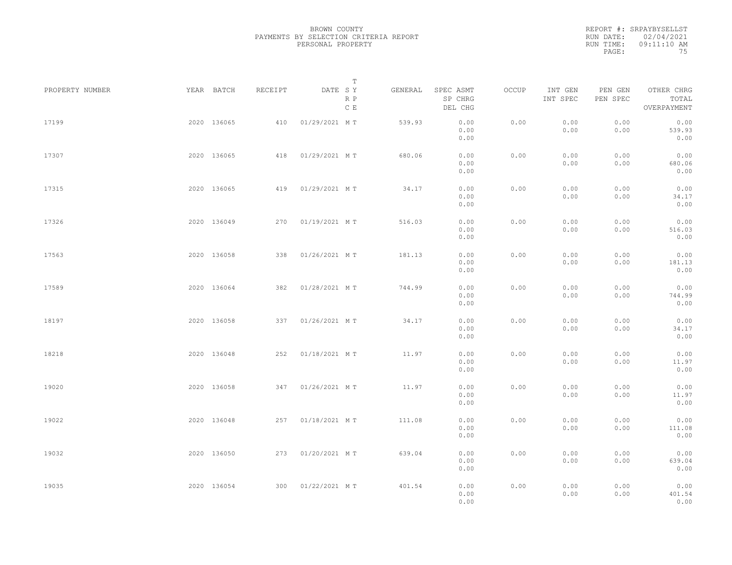BROWN COUNTY
PAYMENTS BY SELECTION CRITERIA REPORT
PERSONAL PROPERTY

REPORT #: SRPAYBYSELLST
RUN DATE: 02/04/2021
RUN TIME: 09:11:10 AM

| PROPERTY NUMBER | YEAR | BATCH | RECEIPT | DATE | T S Y R P C E | GENERAL | SPEC ASMT / SP CHRG / DEL CHG | OCCUP | INT GEN / INT SPEC | PEN GEN / PEN SPEC | OTHER CHRG / TOTAL / OVERPAYMENT |
|---|---|---|---|---|---|---|---|---|---|---|---|
| 17199 | 2020 | 136065 | 410 | 01/29/2021 | M T | 539.93 | 0.00 / 0.00 / 0.00 | 0.00 | 0.00 / 0.00 | 0.00 / 0.00 | 0.00 / 539.93 / 0.00 |
| 17307 | 2020 | 136065 | 418 | 01/29/2021 | M T | 680.06 | 0.00 / 0.00 / 0.00 | 0.00 | 0.00 / 0.00 | 0.00 / 0.00 | 0.00 / 680.06 / 0.00 |
| 17315 | 2020 | 136065 | 419 | 01/29/2021 | M T | 34.17 | 0.00 / 0.00 / 0.00 | 0.00 | 0.00 / 0.00 | 0.00 / 0.00 | 0.00 / 34.17 / 0.00 |
| 17326 | 2020 | 136049 | 270 | 01/19/2021 | M T | 516.03 | 0.00 / 0.00 / 0.00 | 0.00 | 0.00 / 0.00 | 0.00 / 0.00 | 0.00 / 516.03 / 0.00 |
| 17563 | 2020 | 136058 | 338 | 01/26/2021 | M T | 181.13 | 0.00 / 0.00 / 0.00 | 0.00 | 0.00 / 0.00 | 0.00 / 0.00 | 0.00 / 181.13 / 0.00 |
| 17589 | 2020 | 136064 | 382 | 01/28/2021 | M T | 744.99 | 0.00 / 0.00 / 0.00 | 0.00 | 0.00 / 0.00 | 0.00 / 0.00 | 0.00 / 744.99 / 0.00 |
| 18197 | 2020 | 136058 | 337 | 01/26/2021 | M T | 34.17 | 0.00 / 0.00 / 0.00 | 0.00 | 0.00 / 0.00 | 0.00 / 0.00 | 0.00 / 34.17 / 0.00 |
| 18218 | 2020 | 136048 | 252 | 01/18/2021 | M T | 11.97 | 0.00 / 0.00 / 0.00 | 0.00 | 0.00 / 0.00 | 0.00 / 0.00 | 0.00 / 11.97 / 0.00 |
| 19020 | 2020 | 136058 | 347 | 01/26/2021 | M T | 11.97 | 0.00 / 0.00 / 0.00 | 0.00 | 0.00 / 0.00 | 0.00 / 0.00 | 0.00 / 11.97 / 0.00 |
| 19022 | 2020 | 136048 | 257 | 01/18/2021 | M T | 111.08 | 0.00 / 0.00 / 0.00 | 0.00 | 0.00 / 0.00 | 0.00 / 0.00 | 0.00 / 111.08 / 0.00 |
| 19032 | 2020 | 136050 | 273 | 01/20/2021 | M T | 639.04 | 0.00 / 0.00 / 0.00 | 0.00 | 0.00 / 0.00 | 0.00 / 0.00 | 0.00 / 639.04 / 0.00 |
| 19035 | 2020 | 136054 | 300 | 01/22/2021 | M T | 401.54 | 0.00 / 0.00 / 0.00 | 0.00 | 0.00 / 0.00 | 0.00 / 0.00 | 0.00 / 401.54 / 0.00 |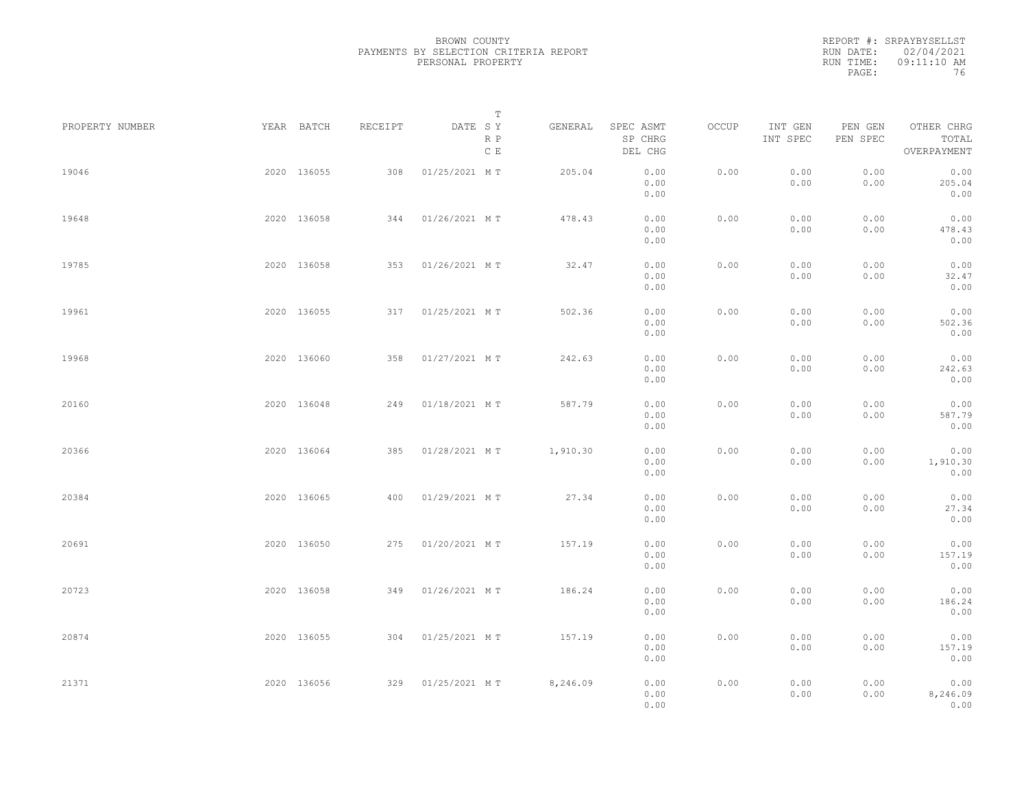BROWN COUNTY
PAYMENTS BY SELECTION CRITERIA REPORT
PERSONAL PROPERTY

REPORT #: SRPAYBYSELLST
RUN DATE: 02/04/2021
RUN TIME: 09:11:10 AM

| PROPERTY NUMBER | YEAR | BATCH | RECEIPT | DATE | T S Y R P C E | GENERAL | SPEC ASMT / SP CHRG / DEL CHG | OCCUP | INT GEN / INT SPEC | PEN GEN / PEN SPEC | OTHER CHRG / TOTAL / OVERPAYMENT |
|---|---|---|---|---|---|---|---|---|---|---|---|
| 19046 | 2020 | 136055 | 308 | 01/25/2021 | M T | 205.04 | 0.00 / 0.00 / 0.00 | 0.00 | 0.00 / 0.00 | 0.00 / 0.00 | 0.00 / 205.04 / 0.00 |
| 19648 | 2020 | 136058 | 344 | 01/26/2021 | M T | 478.43 | 0.00 / 0.00 / 0.00 | 0.00 | 0.00 / 0.00 | 0.00 / 0.00 | 0.00 / 478.43 / 0.00 |
| 19785 | 2020 | 136058 | 353 | 01/26/2021 | M T | 32.47 | 0.00 / 0.00 / 0.00 | 0.00 | 0.00 / 0.00 | 0.00 / 0.00 | 0.00 / 32.47 / 0.00 |
| 19961 | 2020 | 136055 | 317 | 01/25/2021 | M T | 502.36 | 0.00 / 0.00 / 0.00 | 0.00 | 0.00 / 0.00 | 0.00 / 0.00 | 0.00 / 502.36 / 0.00 |
| 19968 | 2020 | 136060 | 358 | 01/27/2021 | M T | 242.63 | 0.00 / 0.00 / 0.00 | 0.00 | 0.00 / 0.00 | 0.00 / 0.00 | 0.00 / 242.63 / 0.00 |
| 20160 | 2020 | 136048 | 249 | 01/18/2021 | M T | 587.79 | 0.00 / 0.00 / 0.00 | 0.00 | 0.00 / 0.00 | 0.00 / 0.00 | 0.00 / 587.79 / 0.00 |
| 20366 | 2020 | 136064 | 385 | 01/28/2021 | M T | 1,910.30 | 0.00 / 0.00 / 0.00 | 0.00 | 0.00 / 0.00 | 0.00 / 0.00 | 0.00 / 1,910.30 / 0.00 |
| 20384 | 2020 | 136065 | 400 | 01/29/2021 | M T | 27.34 | 0.00 / 0.00 / 0.00 | 0.00 | 0.00 / 0.00 | 0.00 / 0.00 | 0.00 / 27.34 / 0.00 |
| 20691 | 2020 | 136050 | 275 | 01/20/2021 | M T | 157.19 | 0.00 / 0.00 / 0.00 | 0.00 | 0.00 / 0.00 | 0.00 / 0.00 | 0.00 / 157.19 / 0.00 |
| 20723 | 2020 | 136058 | 349 | 01/26/2021 | M T | 186.24 | 0.00 / 0.00 / 0.00 | 0.00 | 0.00 / 0.00 | 0.00 / 0.00 | 0.00 / 186.24 / 0.00 |
| 20874 | 2020 | 136055 | 304 | 01/25/2021 | M T | 157.19 | 0.00 / 0.00 / 0.00 | 0.00 | 0.00 / 0.00 | 0.00 / 0.00 | 0.00 / 157.19 / 0.00 |
| 21371 | 2020 | 136056 | 329 | 01/25/2021 | M T | 8,246.09 | 0.00 / 0.00 / 0.00 | 0.00 | 0.00 / 0.00 | 0.00 / 0.00 | 0.00 / 8,246.09 / 0.00 |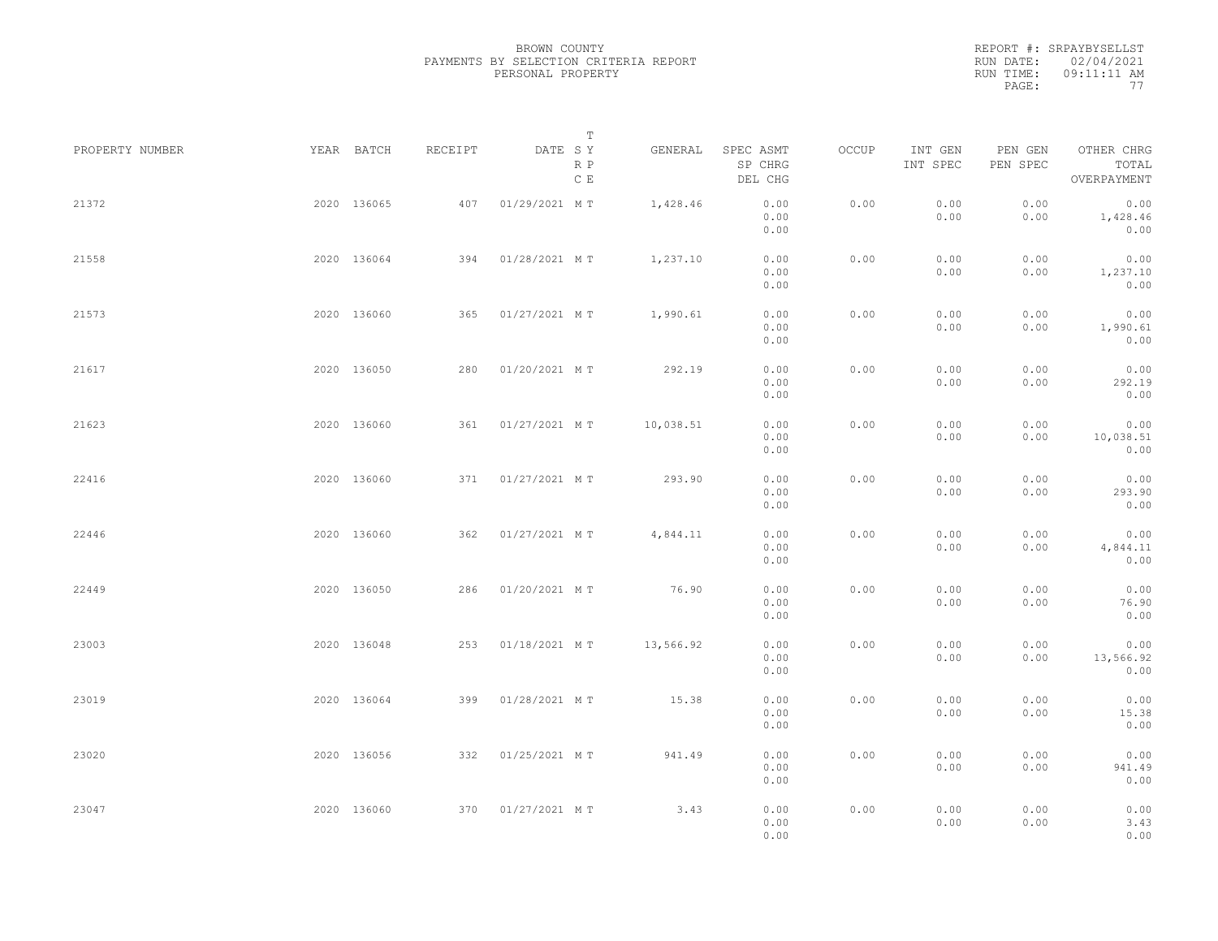BROWN COUNTY
PAYMENTS BY SELECTION CRITERIA REPORT
PERSONAL PROPERTY

REPORT #: SRPAYBYSELLST
RUN DATE: 02/04/2021
RUN TIME: 09:11:11 AM

| PROPERTY NUMBER | YEAR | BATCH | RECEIPT | DATE | T SY RP CE | GENERAL | SPEC ASMT / SP CHRG / DEL CHG | OCCUP | INT GEN / INT SPEC | PEN GEN / PEN SPEC | OTHER CHRG / TOTAL / OVERPAYMENT |
|---|---|---|---|---|---|---|---|---|---|---|---|
| 21372 | 2020 | 136065 | 407 | 01/29/2021 | M T | 1,428.46 | 0.00 / 0.00 / 0.00 | 0.00 | 0.00 / 0.00 | 0.00 / 0.00 | 0.00 / 1,428.46 / 0.00 |
| 21558 | 2020 | 136064 | 394 | 01/28/2021 | M T | 1,237.10 | 0.00 / 0.00 / 0.00 | 0.00 | 0.00 / 0.00 | 0.00 / 0.00 | 0.00 / 1,237.10 / 0.00 |
| 21573 | 2020 | 136060 | 365 | 01/27/2021 | M T | 1,990.61 | 0.00 / 0.00 / 0.00 | 0.00 | 0.00 / 0.00 | 0.00 / 0.00 | 0.00 / 1,990.61 / 0.00 |
| 21617 | 2020 | 136050 | 280 | 01/20/2021 | M T | 292.19 | 0.00 / 0.00 / 0.00 | 0.00 | 0.00 / 0.00 | 0.00 / 0.00 | 0.00 / 292.19 / 0.00 |
| 21623 | 2020 | 136060 | 361 | 01/27/2021 | M T | 10,038.51 | 0.00 / 0.00 / 0.00 | 0.00 | 0.00 / 0.00 | 0.00 / 0.00 | 0.00 / 10,038.51 / 0.00 |
| 22416 | 2020 | 136060 | 371 | 01/27/2021 | M T | 293.90 | 0.00 / 0.00 / 0.00 | 0.00 | 0.00 / 0.00 | 0.00 / 0.00 | 0.00 / 293.90 / 0.00 |
| 22446 | 2020 | 136060 | 362 | 01/27/2021 | M T | 4,844.11 | 0.00 / 0.00 / 0.00 | 0.00 | 0.00 / 0.00 | 0.00 / 0.00 | 0.00 / 4,844.11 / 0.00 |
| 22449 | 2020 | 136050 | 286 | 01/20/2021 | M T | 76.90 | 0.00 / 0.00 / 0.00 | 0.00 | 0.00 / 0.00 | 0.00 / 0.00 | 0.00 / 76.90 / 0.00 |
| 23003 | 2020 | 136048 | 253 | 01/18/2021 | M T | 13,566.92 | 0.00 / 0.00 / 0.00 | 0.00 | 0.00 / 0.00 | 0.00 / 0.00 | 0.00 / 13,566.92 / 0.00 |
| 23019 | 2020 | 136064 | 399 | 01/28/2021 | M T | 15.38 | 0.00 / 0.00 / 0.00 | 0.00 | 0.00 / 0.00 | 0.00 / 0.00 | 0.00 / 15.38 / 0.00 |
| 23020 | 2020 | 136056 | 332 | 01/25/2021 | M T | 941.49 | 0.00 / 0.00 / 0.00 | 0.00 | 0.00 / 0.00 | 0.00 / 0.00 | 0.00 / 941.49 / 0.00 |
| 23047 | 2020 | 136060 | 370 | 01/27/2021 | M T | 3.43 | 0.00 / 0.00 / 0.00 | 0.00 | 0.00 / 0.00 | 0.00 / 0.00 | 0.00 / 3.43 / 0.00 |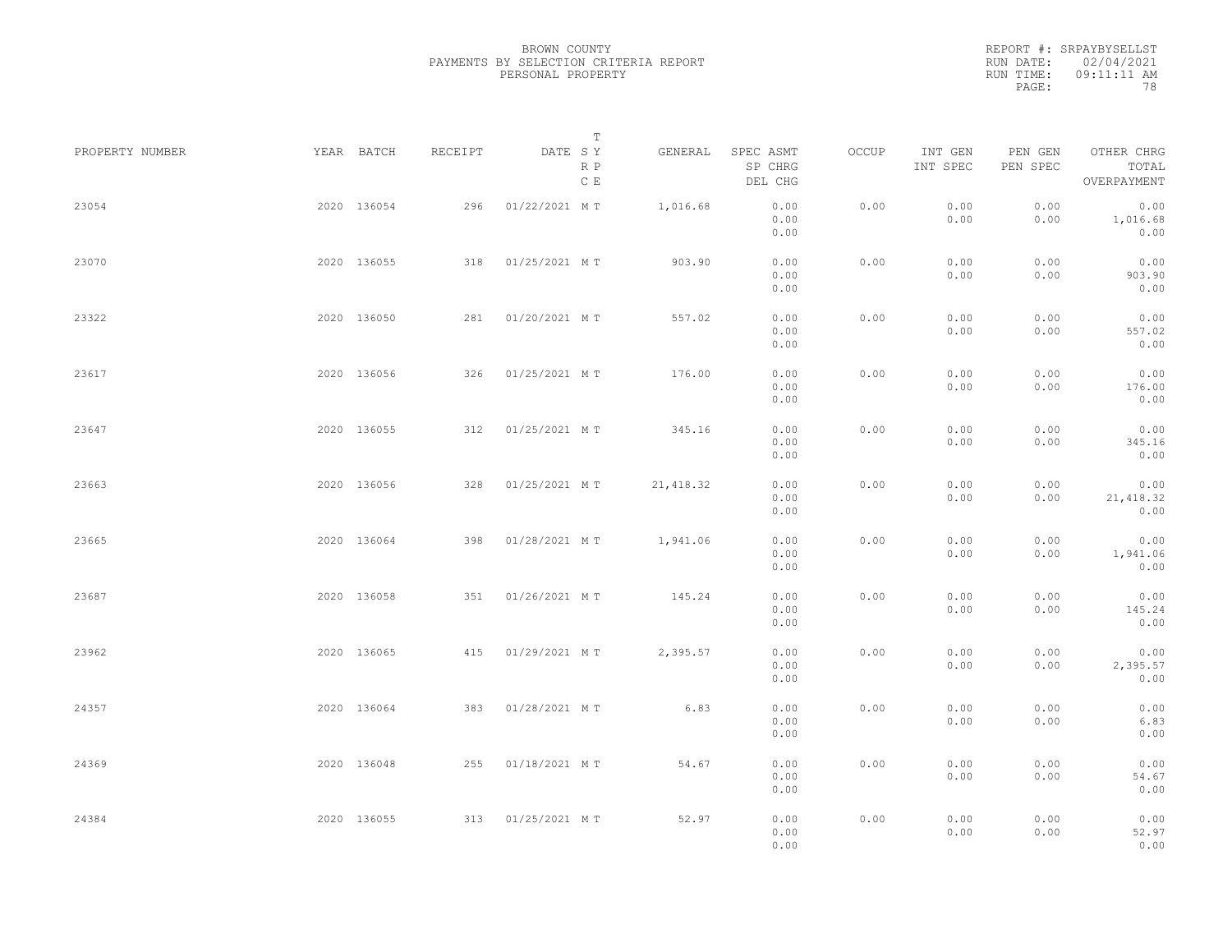BROWN COUNTY
PAYMENTS BY SELECTION CRITERIA REPORT
PERSONAL PROPERTY

REPORT #: SRPAYBYSELLST
RUN DATE: 02/04/2021
RUN TIME: 09:11:11 AM

| PROPERTY NUMBER | YEAR | BATCH | RECEIPT | DATE | T SY RP CE | GENERAL | SPEC ASMT / SP CHRG / DEL CHG | OCCUP | INT GEN / INT SPEC | PEN GEN / PEN SPEC | OTHER CHRG / TOTAL / OVERPAYMENT |
|---|---|---|---|---|---|---|---|---|---|---|---|
| 23054 | 2020 | 136054 | 296 | 01/22/2021 | M T | 1,016.68 | 0.00 / 0.00 / 0.00 | 0.00 | 0.00 / 0.00 | 0.00 / 0.00 | 0.00 / 1,016.68 / 0.00 |
| 23070 | 2020 | 136055 | 318 | 01/25/2021 | M T | 903.90 | 0.00 / 0.00 / 0.00 | 0.00 | 0.00 / 0.00 | 0.00 / 0.00 | 0.00 / 903.90 / 0.00 |
| 23322 | 2020 | 136050 | 281 | 01/20/2021 | M T | 557.02 | 0.00 / 0.00 / 0.00 | 0.00 | 0.00 / 0.00 | 0.00 / 0.00 | 0.00 / 557.02 / 0.00 |
| 23617 | 2020 | 136056 | 326 | 01/25/2021 | M T | 176.00 | 0.00 / 0.00 / 0.00 | 0.00 | 0.00 / 0.00 | 0.00 / 0.00 | 0.00 / 176.00 / 0.00 |
| 23647 | 2020 | 136055 | 312 | 01/25/2021 | M T | 345.16 | 0.00 / 0.00 / 0.00 | 0.00 | 0.00 / 0.00 | 0.00 / 0.00 | 0.00 / 345.16 / 0.00 |
| 23663 | 2020 | 136056 | 328 | 01/25/2021 | M T | 21,418.32 | 0.00 / 0.00 / 0.00 | 0.00 | 0.00 / 0.00 | 0.00 / 0.00 | 0.00 / 21,418.32 / 0.00 |
| 23665 | 2020 | 136064 | 398 | 01/28/2021 | M T | 1,941.06 | 0.00 / 0.00 / 0.00 | 0.00 | 0.00 / 0.00 | 0.00 / 0.00 | 0.00 / 1,941.06 / 0.00 |
| 23687 | 2020 | 136058 | 351 | 01/26/2021 | M T | 145.24 | 0.00 / 0.00 / 0.00 | 0.00 | 0.00 / 0.00 | 0.00 / 0.00 | 0.00 / 145.24 / 0.00 |
| 23962 | 2020 | 136065 | 415 | 01/29/2021 | M T | 2,395.57 | 0.00 / 0.00 / 0.00 | 0.00 | 0.00 / 0.00 | 0.00 / 0.00 | 0.00 / 2,395.57 / 0.00 |
| 24357 | 2020 | 136064 | 383 | 01/28/2021 | M T | 6.83 | 0.00 / 0.00 / 0.00 | 0.00 | 0.00 / 0.00 | 0.00 / 0.00 | 0.00 / 6.83 / 0.00 |
| 24369 | 2020 | 136048 | 255 | 01/18/2021 | M T | 54.67 | 0.00 / 0.00 / 0.00 | 0.00 | 0.00 / 0.00 | 0.00 / 0.00 | 0.00 / 54.67 / 0.00 |
| 24384 | 2020 | 136055 | 313 | 01/25/2021 | M T | 52.97 | 0.00 / 0.00 / 0.00 | 0.00 | 0.00 / 0.00 | 0.00 / 0.00 | 0.00 / 52.97 / 0.00 |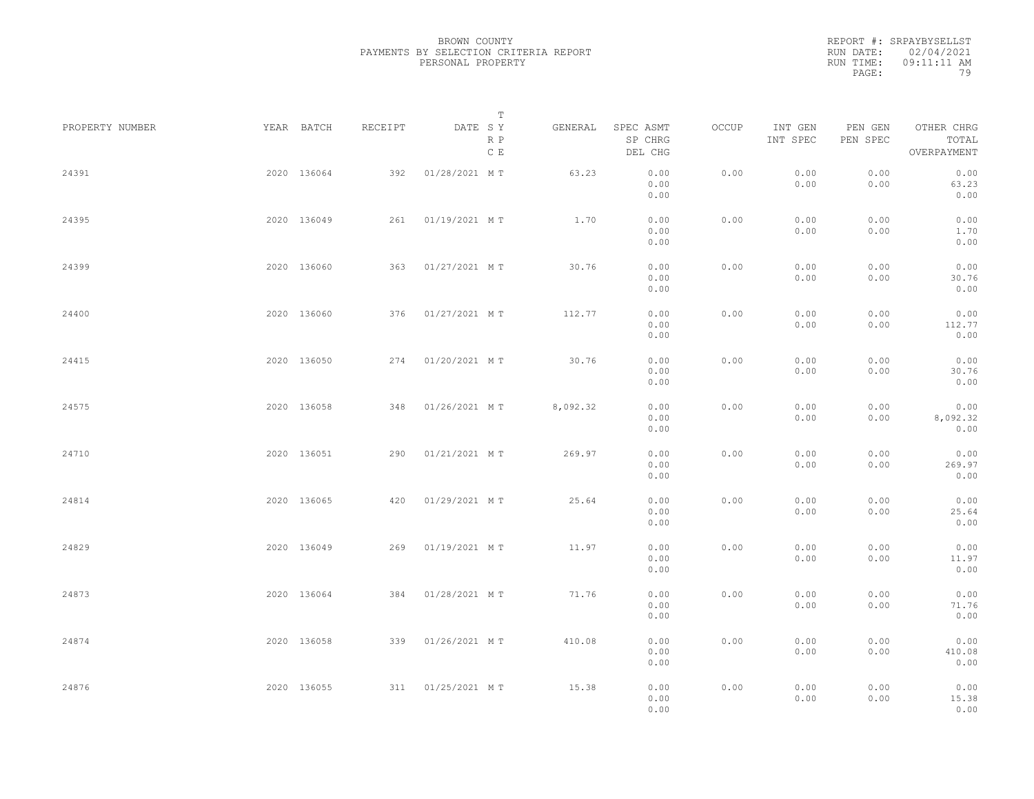BROWN COUNTY
PAYMENTS BY SELECTION CRITERIA REPORT
PERSONAL PROPERTY

REPORT #: SRPAYBYSELLST
RUN DATE: 02/04/2021
RUN TIME: 09:11:11 AM

| PROPERTY NUMBER | YEAR | BATCH | RECEIPT | DATE | T S Y R P C E | GENERAL | SPEC ASMT SP CHRG DEL CHG | OCCUP | INT GEN INT SPEC | PEN GEN PEN SPEC | OTHER CHRG TOTAL OVERPAYMENT |
|---|---|---|---|---|---|---|---|---|---|---|---|
| 24391 | 2020 | 136064 | 392 | 01/28/2021 | M T | 63.23 | 0.00 0.00 0.00 | 0.00 | 0.00 0.00 | 0.00 0.00 | 0.00 63.23 0.00 |
| 24395 | 2020 | 136049 | 261 | 01/19/2021 | M T | 1.70 | 0.00 0.00 0.00 | 0.00 | 0.00 0.00 | 0.00 0.00 | 0.00 1.70 0.00 |
| 24399 | 2020 | 136060 | 363 | 01/27/2021 | M T | 30.76 | 0.00 0.00 0.00 | 0.00 | 0.00 0.00 | 0.00 0.00 | 0.00 30.76 0.00 |
| 24400 | 2020 | 136060 | 376 | 01/27/2021 | M T | 112.77 | 0.00 0.00 0.00 | 0.00 | 0.00 0.00 | 0.00 0.00 | 0.00 112.77 0.00 |
| 24415 | 2020 | 136050 | 274 | 01/20/2021 | M T | 30.76 | 0.00 0.00 0.00 | 0.00 | 0.00 0.00 | 0.00 0.00 | 0.00 30.76 0.00 |
| 24575 | 2020 | 136058 | 348 | 01/26/2021 | M T | 8,092.32 | 0.00 0.00 0.00 | 0.00 | 0.00 0.00 | 0.00 0.00 | 0.00 8,092.32 0.00 |
| 24710 | 2020 | 136051 | 290 | 01/21/2021 | M T | 269.97 | 0.00 0.00 0.00 | 0.00 | 0.00 0.00 | 0.00 0.00 | 0.00 269.97 0.00 |
| 24814 | 2020 | 136065 | 420 | 01/29/2021 | M T | 25.64 | 0.00 0.00 0.00 | 0.00 | 0.00 0.00 | 0.00 0.00 | 0.00 25.64 0.00 |
| 24829 | 2020 | 136049 | 269 | 01/19/2021 | M T | 11.97 | 0.00 0.00 0.00 | 0.00 | 0.00 0.00 | 0.00 0.00 | 0.00 11.97 0.00 |
| 24873 | 2020 | 136064 | 384 | 01/28/2021 | M T | 71.76 | 0.00 0.00 0.00 | 0.00 | 0.00 0.00 | 0.00 0.00 | 0.00 71.76 0.00 |
| 24874 | 2020 | 136058 | 339 | 01/26/2021 | M T | 410.08 | 0.00 0.00 0.00 | 0.00 | 0.00 0.00 | 0.00 0.00 | 0.00 410.08 0.00 |
| 24876 | 2020 | 136055 | 311 | 01/25/2021 | M T | 15.38 | 0.00 0.00 0.00 | 0.00 | 0.00 0.00 | 0.00 0.00 | 0.00 15.38 0.00 |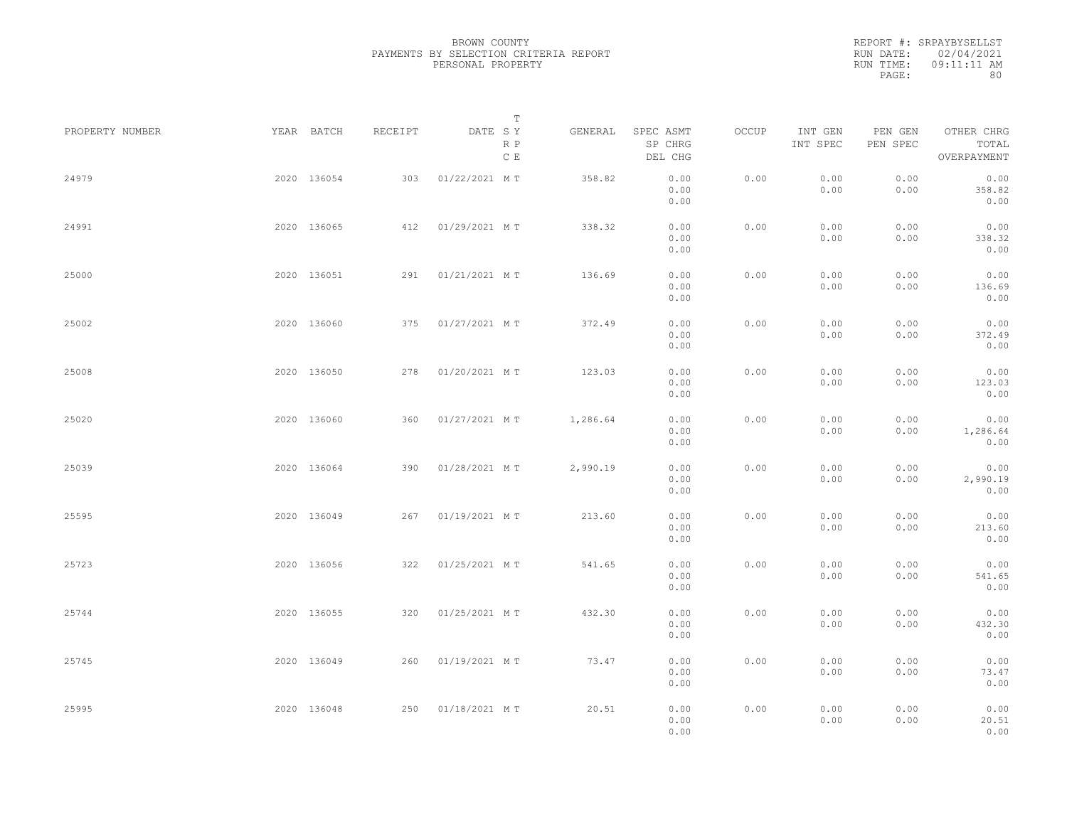BROWN COUNTY
PAYMENTS BY SELECTION CRITERIA REPORT
PERSONAL PROPERTY

REPORT #: SRPAYBYSELLST
RUN DATE: 02/04/2021
RUN TIME: 09:11:11 AM

| PROPERTY NUMBER | YEAR | BATCH | RECEIPT | DATE | T SY RP CE | GENERAL | SPEC ASMT / SP CHRG / DEL CHG | OCCUP | INT GEN / INT SPEC | PEN GEN / PEN SPEC | OTHER CHRG / TOTAL / OVERPAYMENT |
|---|---|---|---|---|---|---|---|---|---|---|---|
| 24979 | 2020 | 136054 | 303 | 01/22/2021 | M T | 358.82 | 0.00 / 0.00 / 0.00 | 0.00 | 0.00 / 0.00 | 0.00 / 0.00 | 0.00 / 358.82 / 0.00 |
| 24991 | 2020 | 136065 | 412 | 01/29/2021 | M T | 338.32 | 0.00 / 0.00 / 0.00 | 0.00 | 0.00 / 0.00 | 0.00 / 0.00 | 0.00 / 338.32 / 0.00 |
| 25000 | 2020 | 136051 | 291 | 01/21/2021 | M T | 136.69 | 0.00 / 0.00 / 0.00 | 0.00 | 0.00 / 0.00 | 0.00 / 0.00 | 0.00 / 136.69 / 0.00 |
| 25002 | 2020 | 136060 | 375 | 01/27/2021 | M T | 372.49 | 0.00 / 0.00 / 0.00 | 0.00 | 0.00 / 0.00 | 0.00 / 0.00 | 0.00 / 372.49 / 0.00 |
| 25008 | 2020 | 136050 | 278 | 01/20/2021 | M T | 123.03 | 0.00 / 0.00 / 0.00 | 0.00 | 0.00 / 0.00 | 0.00 / 0.00 | 0.00 / 123.03 / 0.00 |
| 25020 | 2020 | 136060 | 360 | 01/27/2021 | M T | 1,286.64 | 0.00 / 0.00 / 0.00 | 0.00 | 0.00 / 0.00 | 0.00 / 0.00 | 0.00 / 1,286.64 / 0.00 |
| 25039 | 2020 | 136064 | 390 | 01/28/2021 | M T | 2,990.19 | 0.00 / 0.00 / 0.00 | 0.00 | 0.00 / 0.00 | 0.00 / 0.00 | 0.00 / 2,990.19 / 0.00 |
| 25595 | 2020 | 136049 | 267 | 01/19/2021 | M T | 213.60 | 0.00 / 0.00 / 0.00 | 0.00 | 0.00 / 0.00 | 0.00 / 0.00 | 0.00 / 213.60 / 0.00 |
| 25723 | 2020 | 136056 | 322 | 01/25/2021 | M T | 541.65 | 0.00 / 0.00 / 0.00 | 0.00 | 0.00 / 0.00 | 0.00 / 0.00 | 0.00 / 541.65 / 0.00 |
| 25744 | 2020 | 136055 | 320 | 01/25/2021 | M T | 432.30 | 0.00 / 0.00 / 0.00 | 0.00 | 0.00 / 0.00 | 0.00 / 0.00 | 0.00 / 432.30 / 0.00 |
| 25745 | 2020 | 136049 | 260 | 01/19/2021 | M T | 73.47 | 0.00 / 0.00 / 0.00 | 0.00 | 0.00 / 0.00 | 0.00 / 0.00 | 0.00 / 73.47 / 0.00 |
| 25995 | 2020 | 136048 | 250 | 01/18/2021 | M T | 20.51 | 0.00 / 0.00 / 0.00 | 0.00 | 0.00 / 0.00 | 0.00 / 0.00 | 0.00 / 20.51 / 0.00 |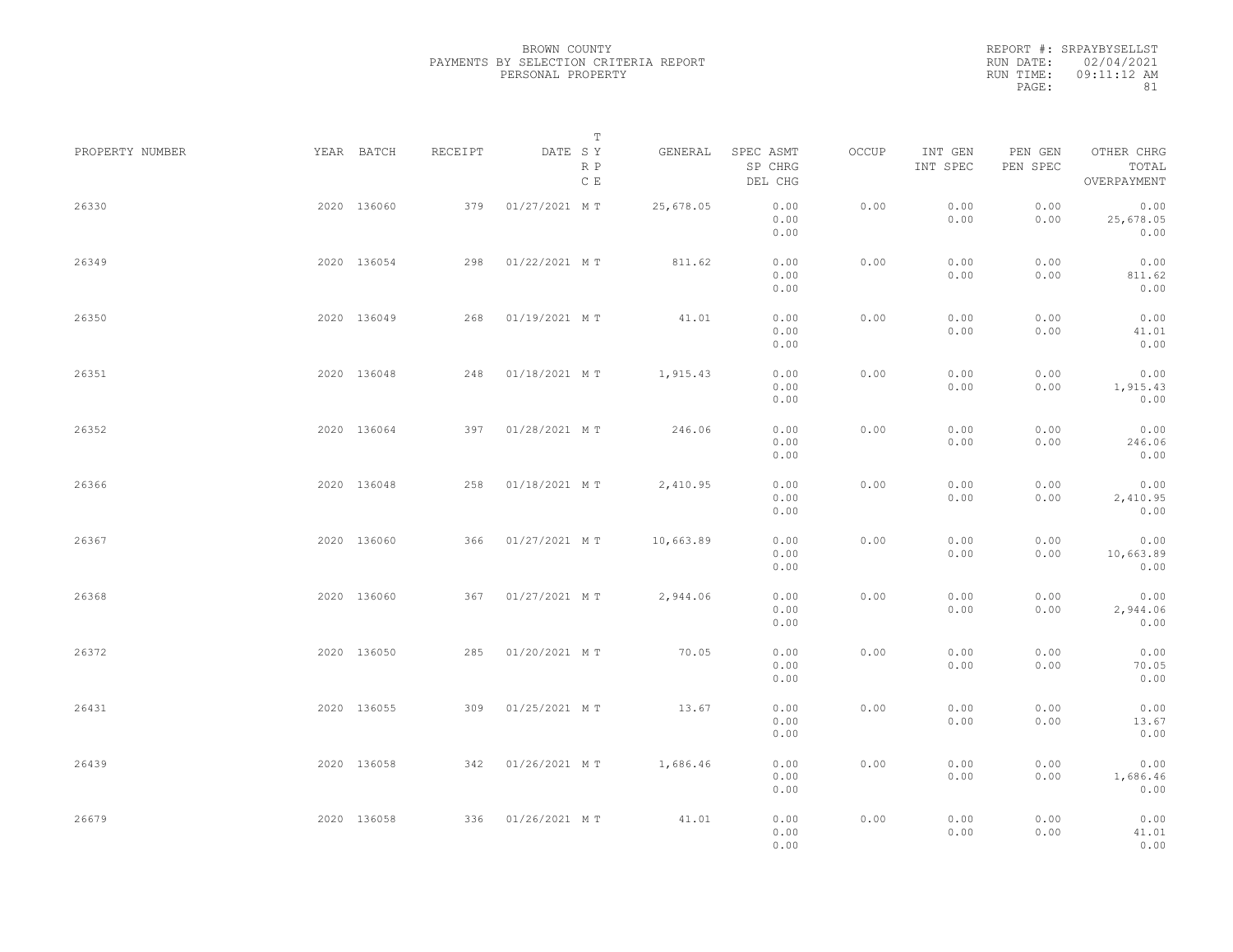BROWN COUNTY
PAYMENTS BY SELECTION CRITERIA REPORT
PERSONAL PROPERTY

REPORT #: SRPAYBYSELLST
RUN DATE: 02/04/2021
RUN TIME: 09:11:12 AM

| PROPERTY NUMBER | YEAR | BATCH | RECEIPT | DATE | T SY RP CE | GENERAL | SPEC ASMT / SP CHRG / DEL CHG | OCCUP | INT GEN / INT SPEC | PEN GEN / PEN SPEC | OTHER CHRG / TOTAL / OVERPAYMENT |
|---|---|---|---|---|---|---|---|---|---|---|---|
| 26330 | 2020 | 136060 | 379 | 01/27/2021 | M T | 25,678.05 | 0.00 / 0.00 / 0.00 | 0.00 | 0.00 / 0.00 | 0.00 / 0.00 | 0.00 / 25,678.05 / 0.00 |
| 26349 | 2020 | 136054 | 298 | 01/22/2021 | M T | 811.62 | 0.00 / 0.00 / 0.00 | 0.00 | 0.00 / 0.00 | 0.00 / 0.00 | 0.00 / 811.62 / 0.00 |
| 26350 | 2020 | 136049 | 268 | 01/19/2021 | M T | 41.01 | 0.00 / 0.00 / 0.00 | 0.00 | 0.00 / 0.00 | 0.00 / 0.00 | 0.00 / 41.01 / 0.00 |
| 26351 | 2020 | 136048 | 248 | 01/18/2021 | M T | 1,915.43 | 0.00 / 0.00 / 0.00 | 0.00 | 0.00 / 0.00 | 0.00 / 0.00 | 0.00 / 1,915.43 / 0.00 |
| 26352 | 2020 | 136064 | 397 | 01/28/2021 | M T | 246.06 | 0.00 / 0.00 / 0.00 | 0.00 | 0.00 / 0.00 | 0.00 / 0.00 | 0.00 / 246.06 / 0.00 |
| 26366 | 2020 | 136048 | 258 | 01/18/2021 | M T | 2,410.95 | 0.00 / 0.00 / 0.00 | 0.00 | 0.00 / 0.00 | 0.00 / 0.00 | 0.00 / 2,410.95 / 0.00 |
| 26367 | 2020 | 136060 | 366 | 01/27/2021 | M T | 10,663.89 | 0.00 / 0.00 / 0.00 | 0.00 | 0.00 / 0.00 | 0.00 / 0.00 | 0.00 / 10,663.89 / 0.00 |
| 26368 | 2020 | 136060 | 367 | 01/27/2021 | M T | 2,944.06 | 0.00 / 0.00 / 0.00 | 0.00 | 0.00 / 0.00 | 0.00 / 0.00 | 0.00 / 2,944.06 / 0.00 |
| 26372 | 2020 | 136050 | 285 | 01/20/2021 | M T | 70.05 | 0.00 / 0.00 / 0.00 | 0.00 | 0.00 / 0.00 | 0.00 / 0.00 | 0.00 / 70.05 / 0.00 |
| 26431 | 2020 | 136055 | 309 | 01/25/2021 | M T | 13.67 | 0.00 / 0.00 / 0.00 | 0.00 | 0.00 / 0.00 | 0.00 / 0.00 | 0.00 / 13.67 / 0.00 |
| 26439 | 2020 | 136058 | 342 | 01/26/2021 | M T | 1,686.46 | 0.00 / 0.00 / 0.00 | 0.00 | 0.00 / 0.00 | 0.00 / 0.00 | 0.00 / 1,686.46 / 0.00 |
| 26679 | 2020 | 136058 | 336 | 01/26/2021 | M T | 41.01 | 0.00 / 0.00 / 0.00 | 0.00 | 0.00 / 0.00 | 0.00 / 0.00 | 0.00 / 41.01 / 0.00 |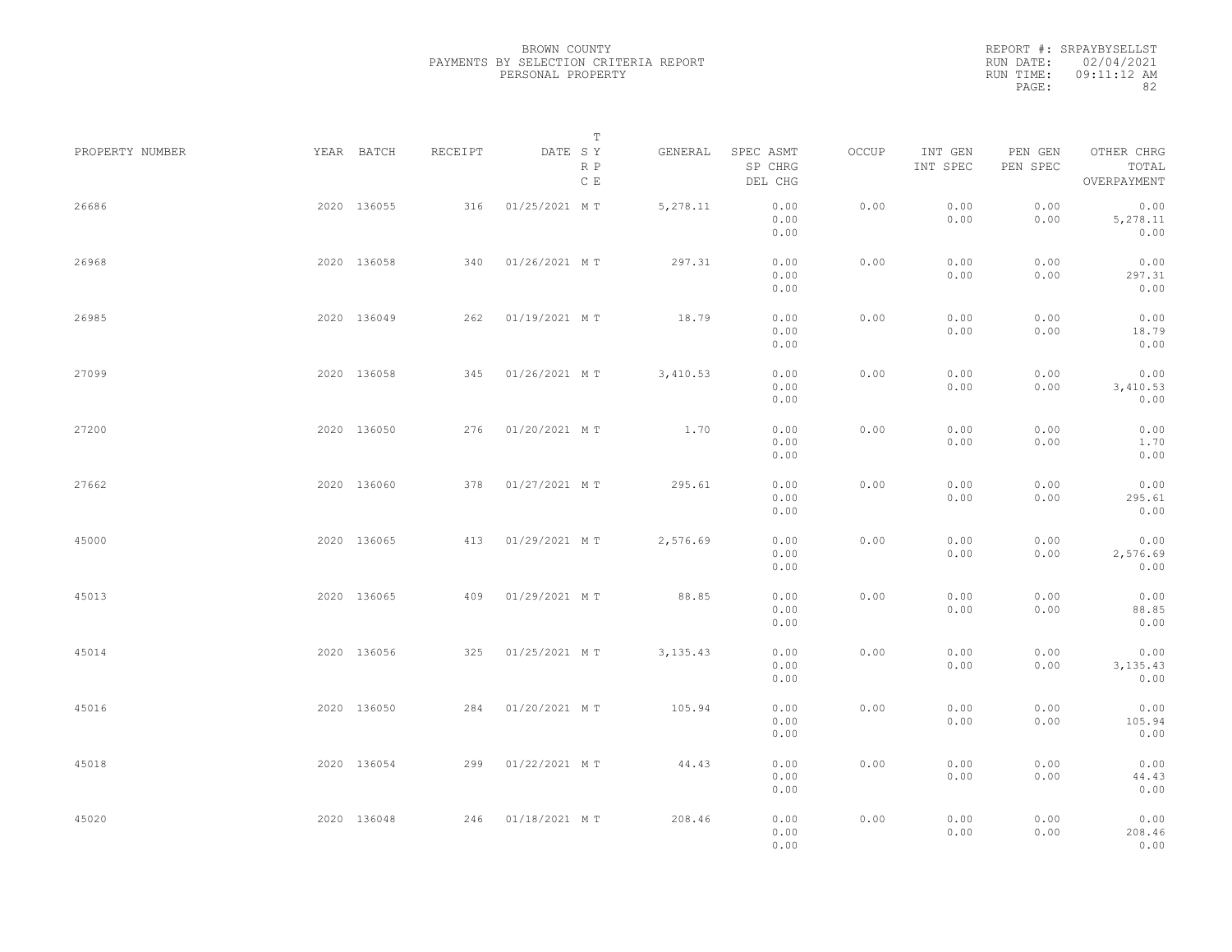# BROWN COUNTY
## PAYMENTS BY SELECTION CRITERIA REPORT
### PERSONAL PROPERTY

REPORT #: SRPAYBYSELLST
RUN DATE: 02/04/2021
RUN TIME: 09:11:12 AM

| PROPERTY NUMBER | YEAR | BATCH | RECEIPT | DATE | T SY RP CE | GENERAL | SPEC ASMT / SP CHRG / DEL CHG | OCCUP | INT GEN / INT SPEC | PEN GEN / PEN SPEC | OTHER CHRG / TOTAL / OVERPAYMENT |
|---|---|---|---|---|---|---|---|---|---|---|---|
| 26686 | 2020 | 136055 | 316 | 01/25/2021 | M T | 5,278.11 | 0.00 / 0.00 / 0.00 | 0.00 | 0.00 / 0.00 | 0.00 / 0.00 | 0.00 / 5,278.11 / 0.00 |
| 26968 | 2020 | 136058 | 340 | 01/26/2021 | M T | 297.31 | 0.00 / 0.00 / 0.00 | 0.00 | 0.00 / 0.00 | 0.00 / 0.00 | 0.00 / 297.31 / 0.00 |
| 26985 | 2020 | 136049 | 262 | 01/19/2021 | M T | 18.79 | 0.00 / 0.00 / 0.00 | 0.00 | 0.00 / 0.00 | 0.00 / 0.00 | 0.00 / 18.79 / 0.00 |
| 27099 | 2020 | 136058 | 345 | 01/26/2021 | M T | 3,410.53 | 0.00 / 0.00 / 0.00 | 0.00 | 0.00 / 0.00 | 0.00 / 0.00 | 0.00 / 3,410.53 / 0.00 |
| 27200 | 2020 | 136050 | 276 | 01/20/2021 | M T | 1.70 | 0.00 / 0.00 / 0.00 | 0.00 | 0.00 / 0.00 | 0.00 / 0.00 | 0.00 / 1.70 / 0.00 |
| 27662 | 2020 | 136060 | 378 | 01/27/2021 | M T | 295.61 | 0.00 / 0.00 / 0.00 | 0.00 | 0.00 / 0.00 | 0.00 / 0.00 | 0.00 / 295.61 / 0.00 |
| 45000 | 2020 | 136065 | 413 | 01/29/2021 | M T | 2,576.69 | 0.00 / 0.00 / 0.00 | 0.00 | 0.00 / 0.00 | 0.00 / 0.00 | 0.00 / 2,576.69 / 0.00 |
| 45013 | 2020 | 136065 | 409 | 01/29/2021 | M T | 88.85 | 0.00 / 0.00 / 0.00 | 0.00 | 0.00 / 0.00 | 0.00 / 0.00 | 0.00 / 88.85 / 0.00 |
| 45014 | 2020 | 136056 | 325 | 01/25/2021 | M T | 3,135.43 | 0.00 / 0.00 / 0.00 | 0.00 | 0.00 / 0.00 | 0.00 / 0.00 | 0.00 / 3,135.43 / 0.00 |
| 45016 | 2020 | 136050 | 284 | 01/20/2021 | M T | 105.94 | 0.00 / 0.00 / 0.00 | 0.00 | 0.00 / 0.00 | 0.00 / 0.00 | 0.00 / 105.94 / 0.00 |
| 45018 | 2020 | 136054 | 299 | 01/22/2021 | M T | 44.43 | 0.00 / 0.00 / 0.00 | 0.00 | 0.00 / 0.00 | 0.00 / 0.00 | 0.00 / 44.43 / 0.00 |
| 45020 | 2020 | 136048 | 246 | 01/18/2021 | M T | 208.46 | 0.00 / 0.00 / 0.00 | 0.00 | 0.00 / 0.00 | 0.00 / 0.00 | 0.00 / 208.46 / 0.00 |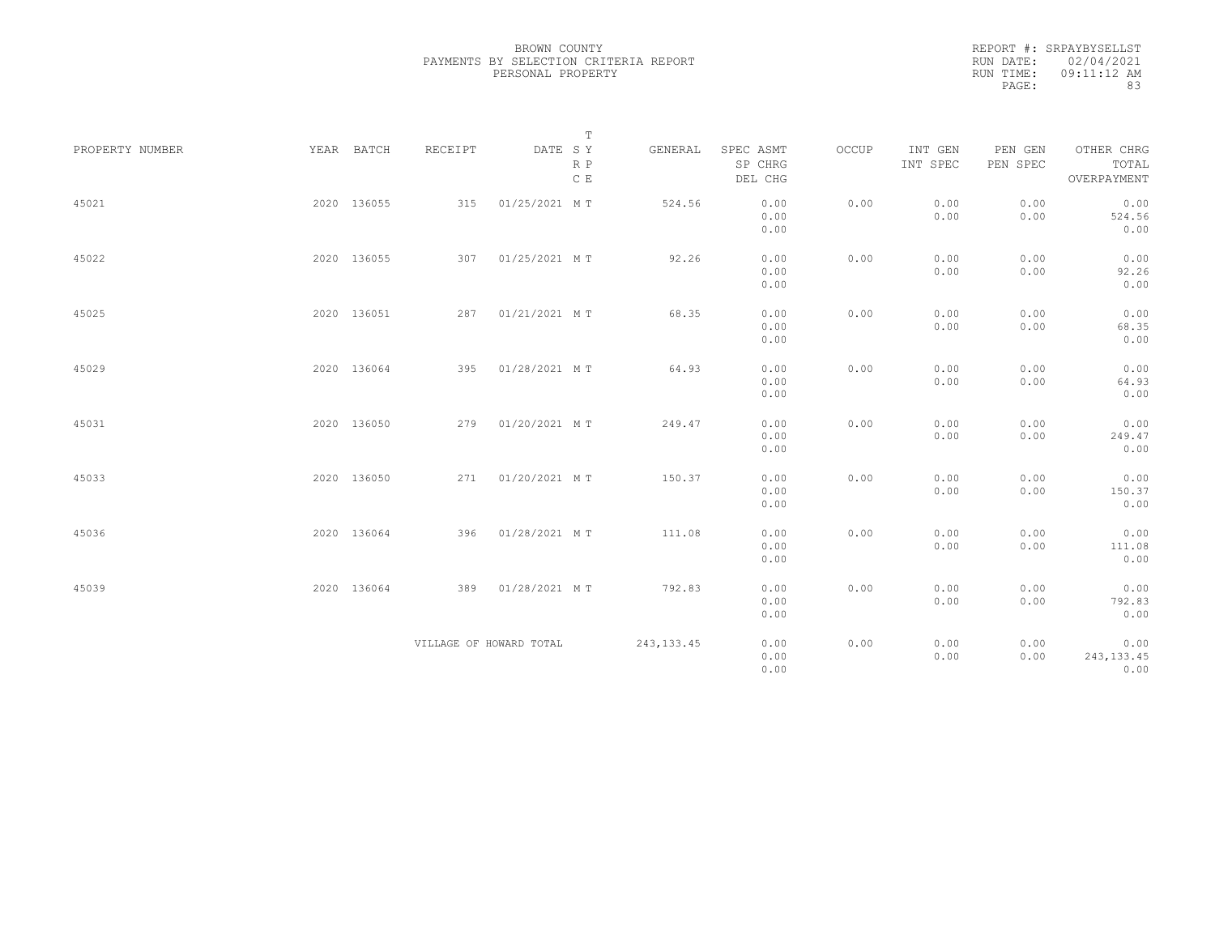BROWN COUNTY
PAYMENTS BY SELECTION CRITERIA REPORT
PERSONAL PROPERTY

REPORT #: SRPAYBYSELLST
RUN DATE: 02/04/2021
RUN TIME: 09:11:12 AM

| PROPERTY NUMBER | YEAR | BATCH | RECEIPT | DATE | T SY RP CE | GENERAL | SPEC ASMT / SP CHRG / DEL CHG | OCCUP | INT GEN / INT SPEC | PEN GEN / PEN SPEC | OTHER CHRG / TOTAL / OVERPAYMENT |
|---|---|---|---|---|---|---|---|---|---|---|---|
| 45021 | 2020 | 136055 | 315 | 01/25/2021 | M T | 524.56 | 0.00 / 0.00 / 0.00 | 0.00 | 0.00 / 0.00 | 0.00 / 0.00 | 0.00 / 524.56 / 0.00 |
| 45022 | 2020 | 136055 | 307 | 01/25/2021 | M T | 92.26 | 0.00 / 0.00 / 0.00 | 0.00 | 0.00 / 0.00 | 0.00 / 0.00 | 0.00 / 92.26 / 0.00 |
| 45025 | 2020 | 136051 | 287 | 01/21/2021 | M T | 68.35 | 0.00 / 0.00 / 0.00 | 0.00 | 0.00 / 0.00 | 0.00 / 0.00 | 0.00 / 68.35 / 0.00 |
| 45029 | 2020 | 136064 | 395 | 01/28/2021 | M T | 64.93 | 0.00 / 0.00 / 0.00 | 0.00 | 0.00 / 0.00 | 0.00 / 0.00 | 0.00 / 64.93 / 0.00 |
| 45031 | 2020 | 136050 | 279 | 01/20/2021 | M T | 249.47 | 0.00 / 0.00 / 0.00 | 0.00 | 0.00 / 0.00 | 0.00 / 0.00 | 0.00 / 249.47 / 0.00 |
| 45033 | 2020 | 136050 | 271 | 01/20/2021 | M T | 150.37 | 0.00 / 0.00 / 0.00 | 0.00 | 0.00 / 0.00 | 0.00 / 0.00 | 0.00 / 150.37 / 0.00 |
| 45036 | 2020 | 136064 | 396 | 01/28/2021 | M T | 111.08 | 0.00 / 0.00 / 0.00 | 0.00 | 0.00 / 0.00 | 0.00 / 0.00 | 0.00 / 111.08 / 0.00 |
| 45039 | 2020 | 136064 | 389 | 01/28/2021 | M T | 792.83 | 0.00 / 0.00 / 0.00 | 0.00 | 0.00 / 0.00 | 0.00 / 0.00 | 0.00 / 792.83 / 0.00 |
| | | | VILLAGE OF HOWARD TOTAL | | | 243,133.45 | 0.00 / 0.00 / 0.00 | 0.00 | 0.00 / 0.00 | 0.00 / 0.00 | 0.00 / 243,133.45 / 0.00 |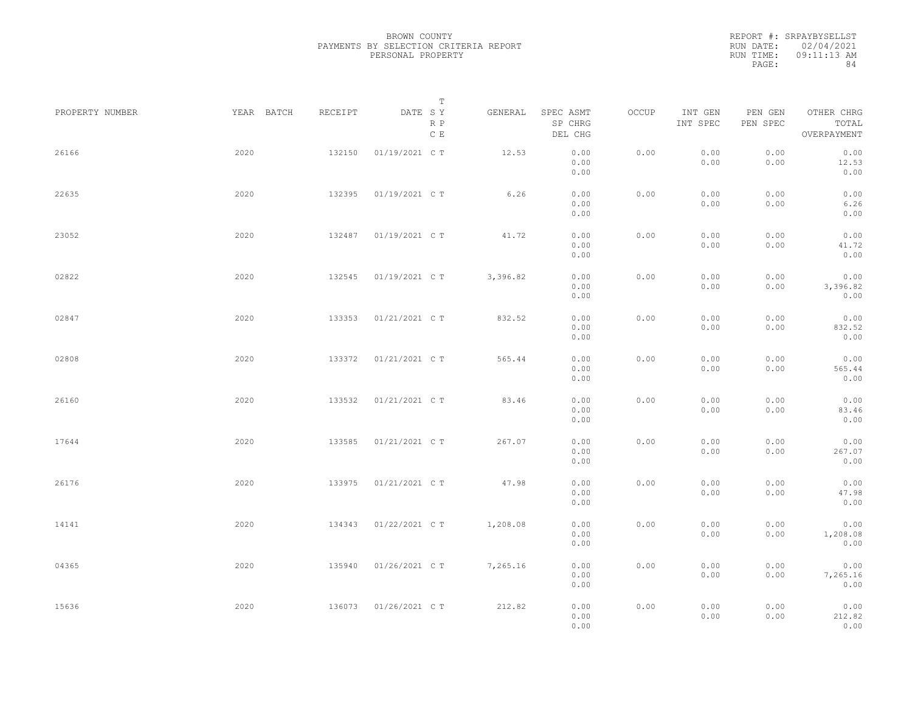BROWN COUNTY
PAYMENTS BY SELECTION CRITERIA REPORT
PERSONAL PROPERTY

REPORT #: SRPAYBYSELLST
RUN DATE: 02/04/2021
RUN TIME: 09:11:13 AM

| PROPERTY NUMBER | YEAR | BATCH | RECEIPT | DATE | T SY RP CE | GENERAL | SPEC ASMT / SP CHRG / DEL CHG | OCCUP | INT GEN / INT SPEC | PEN GEN / PEN SPEC | OTHER CHRG / TOTAL / OVERPAYMENT |
|---|---|---|---|---|---|---|---|---|---|---|---|
| 26166 | 2020 | | 132150 | 01/19/2021 | C T | 12.53 | 0.00 / 0.00 / 0.00 | 0.00 | 0.00 / 0.00 | 0.00 / 0.00 | 0.00 / 12.53 / 0.00 |
| 22635 | 2020 | | 132395 | 01/19/2021 | C T | 6.26 | 0.00 / 0.00 / 0.00 | 0.00 | 0.00 / 0.00 | 0.00 / 0.00 | 0.00 / 6.26 / 0.00 |
| 23052 | 2020 | | 132487 | 01/19/2021 | C T | 41.72 | 0.00 / 0.00 / 0.00 | 0.00 | 0.00 / 0.00 | 0.00 / 0.00 | 0.00 / 41.72 / 0.00 |
| 02822 | 2020 | | 132545 | 01/19/2021 | C T | 3,396.82 | 0.00 / 0.00 / 0.00 | 0.00 | 0.00 / 0.00 | 0.00 / 0.00 | 0.00 / 3,396.82 / 0.00 |
| 02847 | 2020 | | 133353 | 01/21/2021 | C T | 832.52 | 0.00 / 0.00 / 0.00 | 0.00 | 0.00 / 0.00 | 0.00 / 0.00 | 0.00 / 832.52 / 0.00 |
| 02808 | 2020 | | 133372 | 01/21/2021 | C T | 565.44 | 0.00 / 0.00 / 0.00 | 0.00 | 0.00 / 0.00 | 0.00 / 0.00 | 0.00 / 565.44 / 0.00 |
| 26160 | 2020 | | 133532 | 01/21/2021 | C T | 83.46 | 0.00 / 0.00 / 0.00 | 0.00 | 0.00 / 0.00 | 0.00 / 0.00 | 0.00 / 83.46 / 0.00 |
| 17644 | 2020 | | 133585 | 01/21/2021 | C T | 267.07 | 0.00 / 0.00 / 0.00 | 0.00 | 0.00 / 0.00 | 0.00 / 0.00 | 0.00 / 267.07 / 0.00 |
| 26176 | 2020 | | 133975 | 01/21/2021 | C T | 47.98 | 0.00 / 0.00 / 0.00 | 0.00 | 0.00 / 0.00 | 0.00 / 0.00 | 0.00 / 47.98 / 0.00 |
| 14141 | 2020 | | 134343 | 01/22/2021 | C T | 1,208.08 | 0.00 / 0.00 / 0.00 | 0.00 | 0.00 / 0.00 | 0.00 / 0.00 | 0.00 / 1,208.08 / 0.00 |
| 04365 | 2020 | | 135940 | 01/26/2021 | C T | 7,265.16 | 0.00 / 0.00 / 0.00 | 0.00 | 0.00 / 0.00 | 0.00 / 0.00 | 0.00 / 7,265.16 / 0.00 |
| 15636 | 2020 | | 136073 | 01/26/2021 | C T | 212.82 | 0.00 / 0.00 / 0.00 | 0.00 | 0.00 / 0.00 | 0.00 / 0.00 | 0.00 / 212.82 / 0.00 |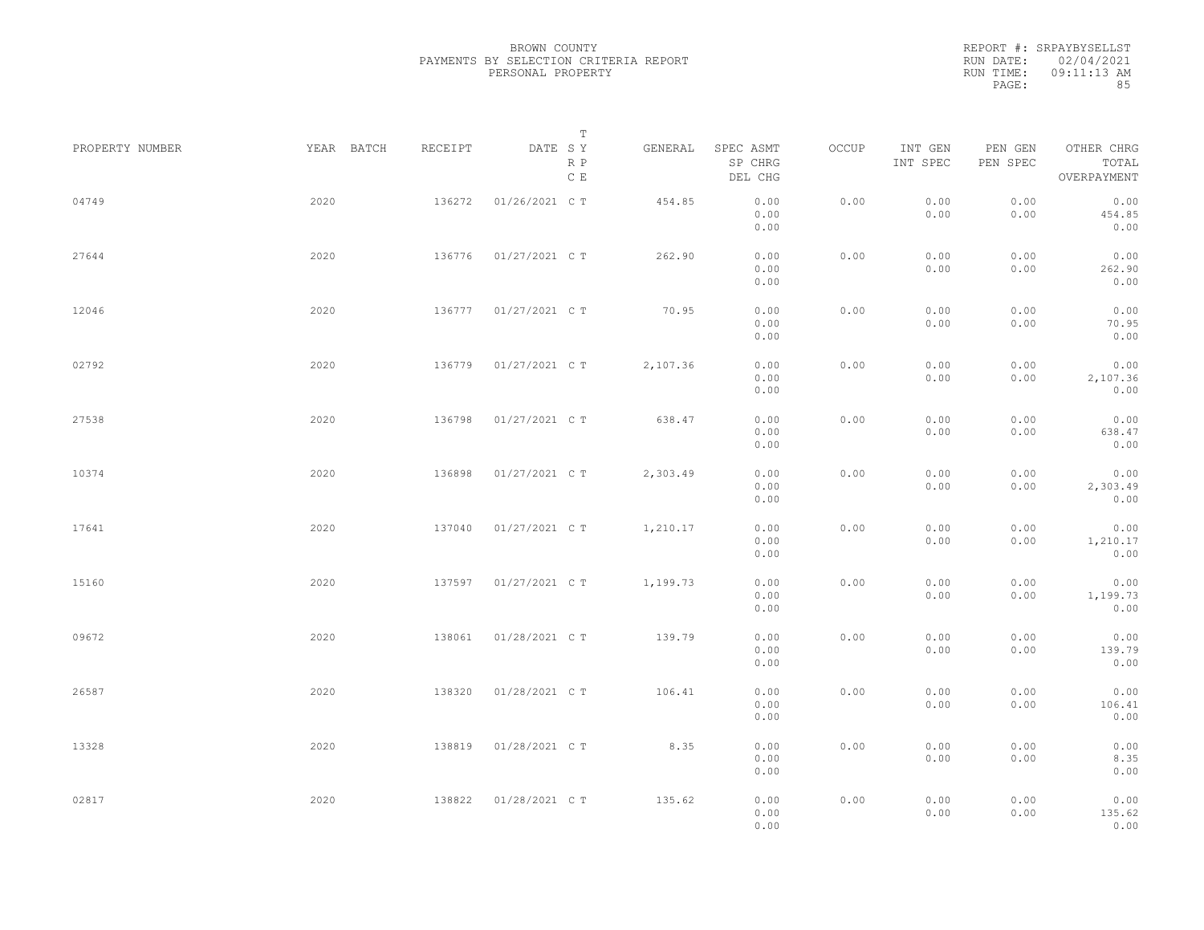BROWN COUNTY
PAYMENTS BY SELECTION CRITERIA REPORT
PERSONAL PROPERTY

REPORT #: SRPAYBYSELLST
RUN DATE: 02/04/2021
RUN TIME: 09:11:13 AM

| PROPERTY NUMBER | YEAR | BATCH | RECEIPT | DATE | T SY RP CE | GENERAL | SPEC ASMT / SP CHRG / DEL CHG | OCCUP | INT GEN / INT SPEC | PEN GEN / PEN SPEC | OTHER CHRG / TOTAL / OVERPAYMENT |
|---|---|---|---|---|---|---|---|---|---|---|---|
| 04749 | 2020 | | 136272 | 01/26/2021 | C T | 454.85 | 0.00 / 0.00 / 0.00 | 0.00 | 0.00 / 0.00 | 0.00 / 0.00 | 0.00 / 454.85 / 0.00 |
| 27644 | 2020 | | 136776 | 01/27/2021 | C T | 262.90 | 0.00 / 0.00 / 0.00 | 0.00 | 0.00 / 0.00 | 0.00 / 0.00 | 0.00 / 262.90 / 0.00 |
| 12046 | 2020 | | 136777 | 01/27/2021 | C T | 70.95 | 0.00 / 0.00 / 0.00 | 0.00 | 0.00 / 0.00 | 0.00 / 0.00 | 0.00 / 70.95 / 0.00 |
| 02792 | 2020 | | 136779 | 01/27/2021 | C T | 2,107.36 | 0.00 / 0.00 / 0.00 | 0.00 | 0.00 / 0.00 | 0.00 / 0.00 | 0.00 / 2,107.36 / 0.00 |
| 27538 | 2020 | | 136798 | 01/27/2021 | C T | 638.47 | 0.00 / 0.00 / 0.00 | 0.00 | 0.00 / 0.00 | 0.00 / 0.00 | 0.00 / 638.47 / 0.00 |
| 10374 | 2020 | | 136898 | 01/27/2021 | C T | 2,303.49 | 0.00 / 0.00 / 0.00 | 0.00 | 0.00 / 0.00 | 0.00 / 0.00 | 0.00 / 2,303.49 / 0.00 |
| 17641 | 2020 | | 137040 | 01/27/2021 | C T | 1,210.17 | 0.00 / 0.00 / 0.00 | 0.00 | 0.00 / 0.00 | 0.00 / 0.00 | 0.00 / 1,210.17 / 0.00 |
| 15160 | 2020 | | 137597 | 01/27/2021 | C T | 1,199.73 | 0.00 / 0.00 / 0.00 | 0.00 | 0.00 / 0.00 | 0.00 / 0.00 | 0.00 / 1,199.73 / 0.00 |
| 09672 | 2020 | | 138061 | 01/28/2021 | C T | 139.79 | 0.00 / 0.00 / 0.00 | 0.00 | 0.00 / 0.00 | 0.00 / 0.00 | 0.00 / 139.79 / 0.00 |
| 26587 | 2020 | | 138320 | 01/28/2021 | C T | 106.41 | 0.00 / 0.00 / 0.00 | 0.00 | 0.00 / 0.00 | 0.00 / 0.00 | 0.00 / 106.41 / 0.00 |
| 13328 | 2020 | | 138819 | 01/28/2021 | C T | 8.35 | 0.00 / 0.00 / 0.00 | 0.00 | 0.00 / 0.00 | 0.00 / 0.00 | 0.00 / 8.35 / 0.00 |
| 02817 | 2020 | | 138822 | 01/28/2021 | C T | 135.62 | 0.00 / 0.00 / 0.00 | 0.00 | 0.00 / 0.00 | 0.00 / 0.00 | 0.00 / 135.62 / 0.00 |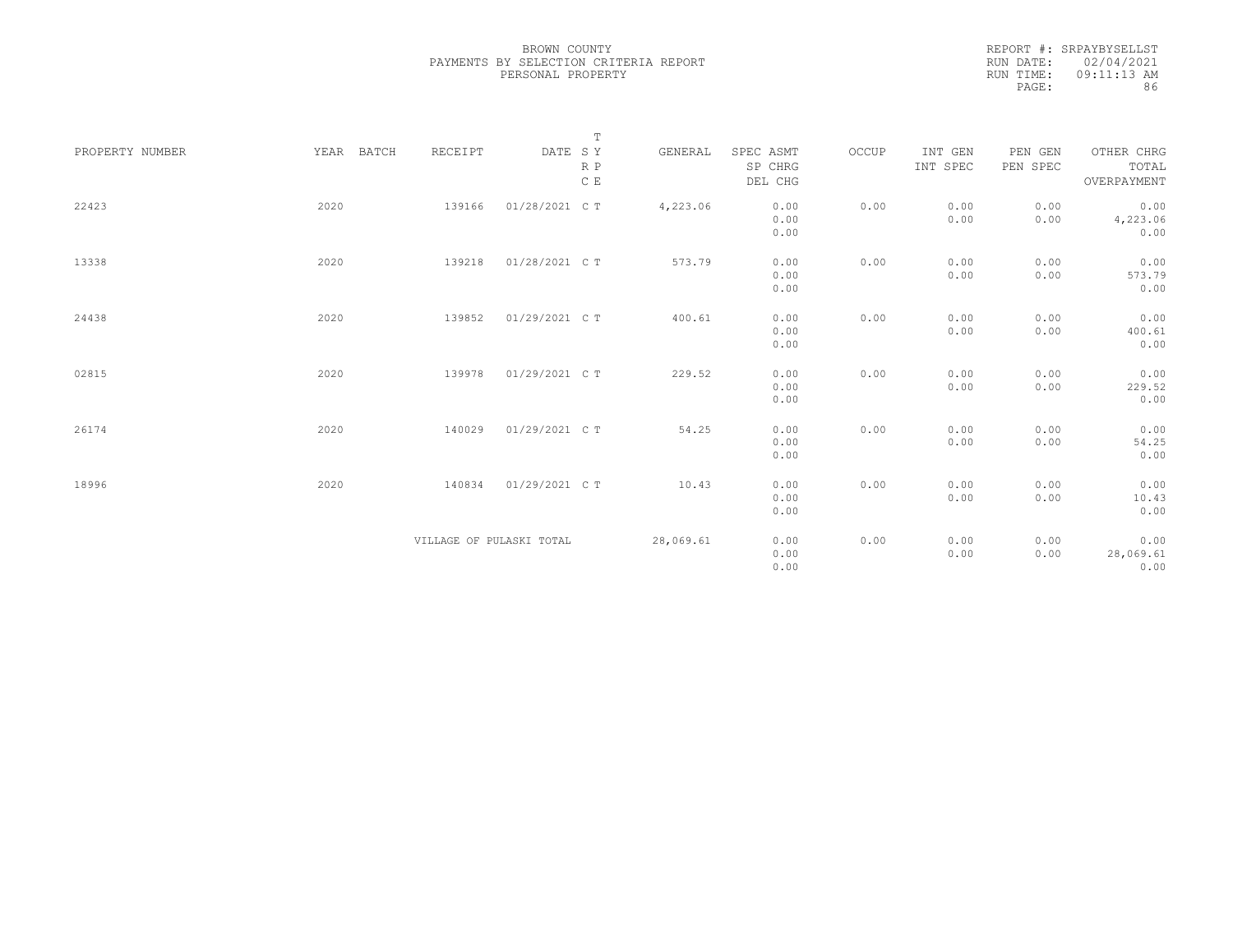BROWN COUNTY
PAYMENTS BY SELECTION CRITERIA REPORT
PERSONAL PROPERTY

REPORT #: SRPAYBYSELLST
RUN DATE: 02/04/2021
RUN TIME: 09:11:13 AM

| PROPERTY NUMBER | YEAR | BATCH | RECEIPT | DATE | T SY RP CE | GENERAL | SPEC ASMT / SP CHRG / DEL CHG | OCCUP | INT GEN / INT SPEC | PEN GEN / PEN SPEC | OTHER CHRG / TOTAL / OVERPAYMENT |
|---|---|---|---|---|---|---|---|---|---|---|---|
| 22423 | 2020 | | 139166 | 01/28/2021 | C T | 4,223.06 | 0.00 / 0.00 / 0.00 | 0.00 | 0.00 / 0.00 | 0.00 / 0.00 | 0.00 / 4,223.06 / 0.00 |
| 13338 | 2020 | | 139218 | 01/28/2021 | C T | 573.79 | 0.00 / 0.00 / 0.00 | 0.00 | 0.00 / 0.00 | 0.00 / 0.00 | 0.00 / 573.79 / 0.00 |
| 24438 | 2020 | | 139852 | 01/29/2021 | C T | 400.61 | 0.00 / 0.00 / 0.00 | 0.00 | 0.00 / 0.00 | 0.00 / 0.00 | 0.00 / 400.61 / 0.00 |
| 02815 | 2020 | | 139978 | 01/29/2021 | C T | 229.52 | 0.00 / 0.00 / 0.00 | 0.00 | 0.00 / 0.00 | 0.00 / 0.00 | 0.00 / 229.52 / 0.00 |
| 26174 | 2020 | | 140029 | 01/29/2021 | C T | 54.25 | 0.00 / 0.00 / 0.00 | 0.00 | 0.00 / 0.00 | 0.00 / 0.00 | 0.00 / 54.25 / 0.00 |
| 18996 | 2020 | | 140834 | 01/29/2021 | C T | 10.43 | 0.00 / 0.00 / 0.00 | 0.00 | 0.00 / 0.00 | 0.00 / 0.00 | 0.00 / 10.43 / 0.00 |
| | | | VILLAGE OF PULASKI TOTAL | | | 28,069.61 | 0.00 / 0.00 / 0.00 | 0.00 | 0.00 / 0.00 | 0.00 / 0.00 | 0.00 / 28,069.61 / 0.00 |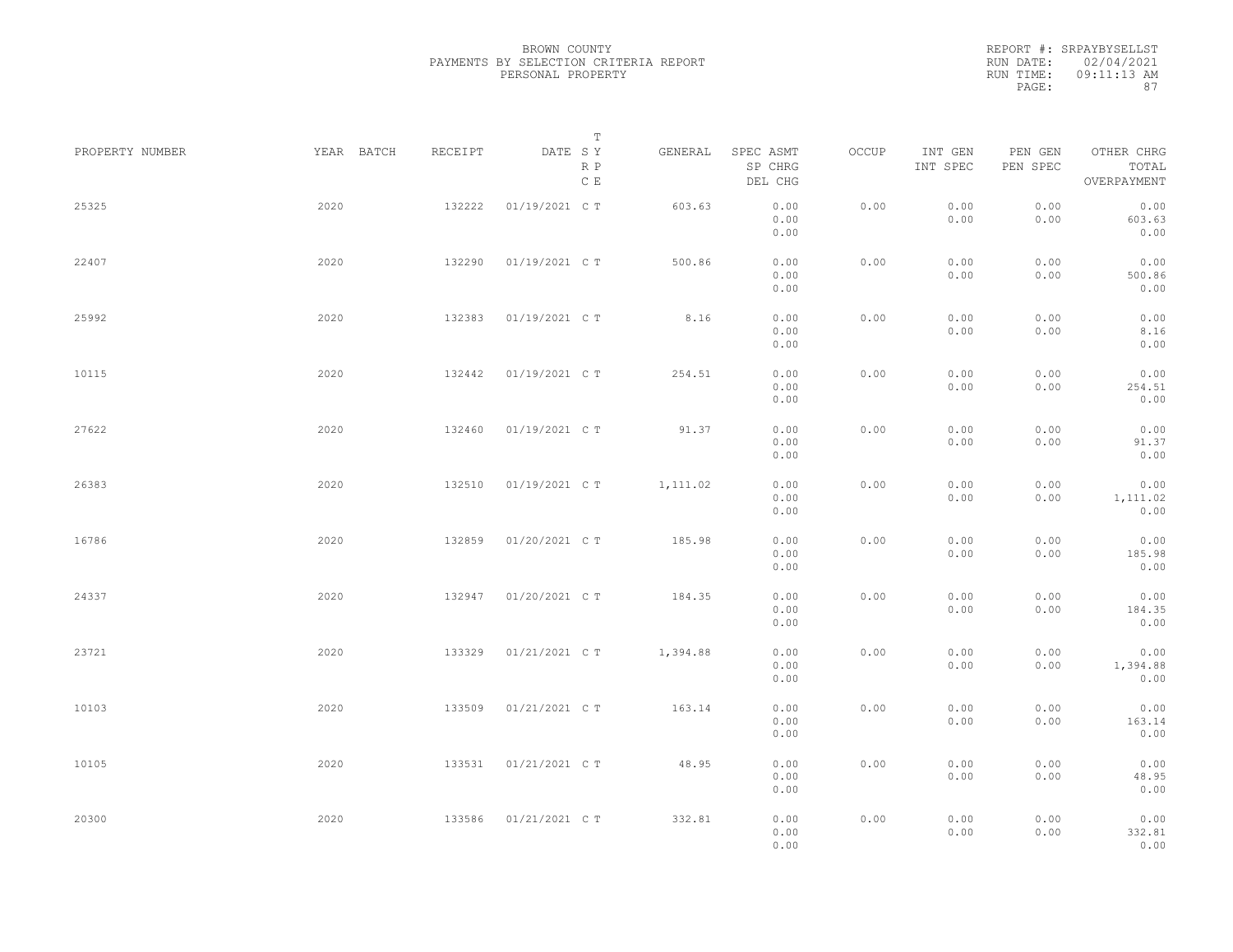BROWN COUNTY
PAYMENTS BY SELECTION CRITERIA REPORT
PERSONAL PROPERTY

REPORT #: SRPAYBYSELLST
RUN DATE: 02/04/2021
RUN TIME: 09:11:13 AM

| PROPERTY NUMBER | YEAR | BATCH | RECEIPT | DATE | T SY RP CE | GENERAL | SPEC ASMT / SP CHRG / DEL CHG | OCCUP | INT GEN / INT SPEC | PEN GEN / PEN SPEC | OTHER CHRG / TOTAL / OVERPAYMENT |
|---|---|---|---|---|---|---|---|---|---|---|---|
| 25325 | 2020 | | 132222 | 01/19/2021 | C T | 603.63 | 0.00 / 0.00 / 0.00 | 0.00 | 0.00 / 0.00 | 0.00 / 0.00 | 0.00 / 603.63 / 0.00 |
| 22407 | 2020 | | 132290 | 01/19/2021 | C T | 500.86 | 0.00 / 0.00 / 0.00 | 0.00 | 0.00 / 0.00 | 0.00 / 0.00 | 0.00 / 500.86 / 0.00 |
| 25992 | 2020 | | 132383 | 01/19/2021 | C T | 8.16 | 0.00 / 0.00 / 0.00 | 0.00 | 0.00 / 0.00 | 0.00 / 0.00 | 0.00 / 8.16 / 0.00 |
| 10115 | 2020 | | 132442 | 01/19/2021 | C T | 254.51 | 0.00 / 0.00 / 0.00 | 0.00 | 0.00 / 0.00 | 0.00 / 0.00 | 0.00 / 254.51 / 0.00 |
| 27622 | 2020 | | 132460 | 01/19/2021 | C T | 91.37 | 0.00 / 0.00 / 0.00 | 0.00 | 0.00 / 0.00 | 0.00 / 0.00 | 0.00 / 91.37 / 0.00 |
| 26383 | 2020 | | 132510 | 01/19/2021 | C T | 1,111.02 | 0.00 / 0.00 / 0.00 | 0.00 | 0.00 / 0.00 | 0.00 / 0.00 | 0.00 / 1,111.02 / 0.00 |
| 16786 | 2020 | | 132859 | 01/20/2021 | C T | 185.98 | 0.00 / 0.00 / 0.00 | 0.00 | 0.00 / 0.00 | 0.00 / 0.00 | 0.00 / 185.98 / 0.00 |
| 24337 | 2020 | | 132947 | 01/20/2021 | C T | 184.35 | 0.00 / 0.00 / 0.00 | 0.00 | 0.00 / 0.00 | 0.00 / 0.00 | 0.00 / 184.35 / 0.00 |
| 23721 | 2020 | | 133329 | 01/21/2021 | C T | 1,394.88 | 0.00 / 0.00 / 0.00 | 0.00 | 0.00 / 0.00 | 0.00 / 0.00 | 0.00 / 1,394.88 / 0.00 |
| 10103 | 2020 | | 133509 | 01/21/2021 | C T | 163.14 | 0.00 / 0.00 / 0.00 | 0.00 | 0.00 / 0.00 | 0.00 / 0.00 | 0.00 / 163.14 / 0.00 |
| 10105 | 2020 | | 133531 | 01/21/2021 | C T | 48.95 | 0.00 / 0.00 / 0.00 | 0.00 | 0.00 / 0.00 | 0.00 / 0.00 | 0.00 / 48.95 / 0.00 |
| 20300 | 2020 | | 133586 | 01/21/2021 | C T | 332.81 | 0.00 / 0.00 / 0.00 | 0.00 | 0.00 / 0.00 | 0.00 / 0.00 | 0.00 / 332.81 / 0.00 |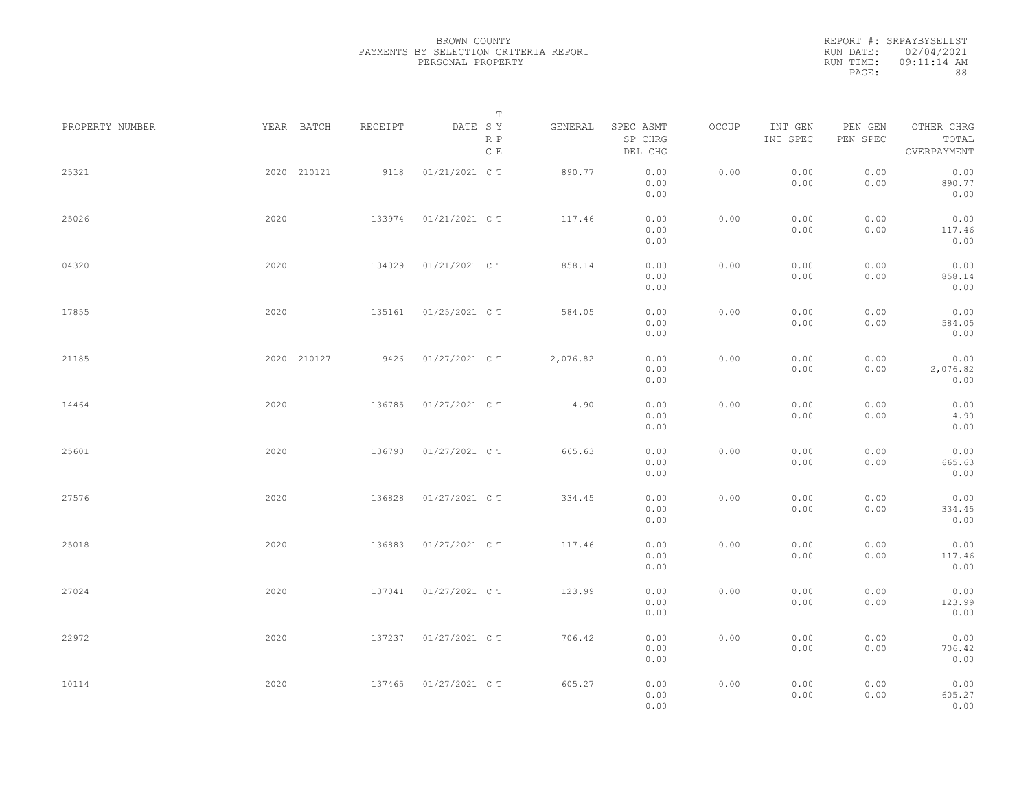BROWN COUNTY
PAYMENTS BY SELECTION CRITERIA REPORT
PERSONAL PROPERTY

REPORT #: SRPAYBYSELLST
RUN DATE: 02/04/2021
RUN TIME: 09:11:14 AM

| PROPERTY NUMBER | YEAR | BATCH | RECEIPT | DATE | T S Y R P C E | GENERAL | SPEC ASMT SP CHRG DEL CHG | OCCUP | INT GEN INT SPEC | PEN GEN PEN SPEC | OTHER CHRG TOTAL OVERPAYMENT |
|---|---|---|---|---|---|---|---|---|---|---|---|
| 25321 | 2020 | 210121 | 9118 | 01/21/2021 | C T | 890.77 | 0.00 0.00 0.00 | 0.00 | 0.00 0.00 | 0.00 0.00 | 0.00 890.77 0.00 |
| 25026 | 2020 | | 133974 | 01/21/2021 | C T | 117.46 | 0.00 0.00 0.00 | 0.00 | 0.00 0.00 | 0.00 0.00 | 0.00 117.46 0.00 |
| 04320 | 2020 | | 134029 | 01/21/2021 | C T | 858.14 | 0.00 0.00 0.00 | 0.00 | 0.00 0.00 | 0.00 0.00 | 0.00 858.14 0.00 |
| 17855 | 2020 | | 135161 | 01/25/2021 | C T | 584.05 | 0.00 0.00 0.00 | 0.00 | 0.00 0.00 | 0.00 0.00 | 0.00 584.05 0.00 |
| 21185 | 2020 | 210127 | 9426 | 01/27/2021 | C T | 2,076.82 | 0.00 0.00 0.00 | 0.00 | 0.00 0.00 | 0.00 0.00 | 0.00 2,076.82 0.00 |
| 14464 | 2020 | | 136785 | 01/27/2021 | C T | 4.90 | 0.00 0.00 0.00 | 0.00 | 0.00 0.00 | 0.00 0.00 | 0.00 4.90 0.00 |
| 25601 | 2020 | | 136790 | 01/27/2021 | C T | 665.63 | 0.00 0.00 0.00 | 0.00 | 0.00 0.00 | 0.00 0.00 | 0.00 665.63 0.00 |
| 27576 | 2020 | | 136828 | 01/27/2021 | C T | 334.45 | 0.00 0.00 0.00 | 0.00 | 0.00 0.00 | 0.00 0.00 | 0.00 334.45 0.00 |
| 25018 | 2020 | | 136883 | 01/27/2021 | C T | 117.46 | 0.00 0.00 0.00 | 0.00 | 0.00 0.00 | 0.00 0.00 | 0.00 117.46 0.00 |
| 27024 | 2020 | | 137041 | 01/27/2021 | C T | 123.99 | 0.00 0.00 0.00 | 0.00 | 0.00 0.00 | 0.00 0.00 | 0.00 123.99 0.00 |
| 22972 | 2020 | | 137237 | 01/27/2021 | C T | 706.42 | 0.00 0.00 0.00 | 0.00 | 0.00 0.00 | 0.00 0.00 | 0.00 706.42 0.00 |
| 10114 | 2020 | | 137465 | 01/27/2021 | C T | 605.27 | 0.00 0.00 0.00 | 0.00 | 0.00 0.00 | 0.00 0.00 | 0.00 605.27 0.00 |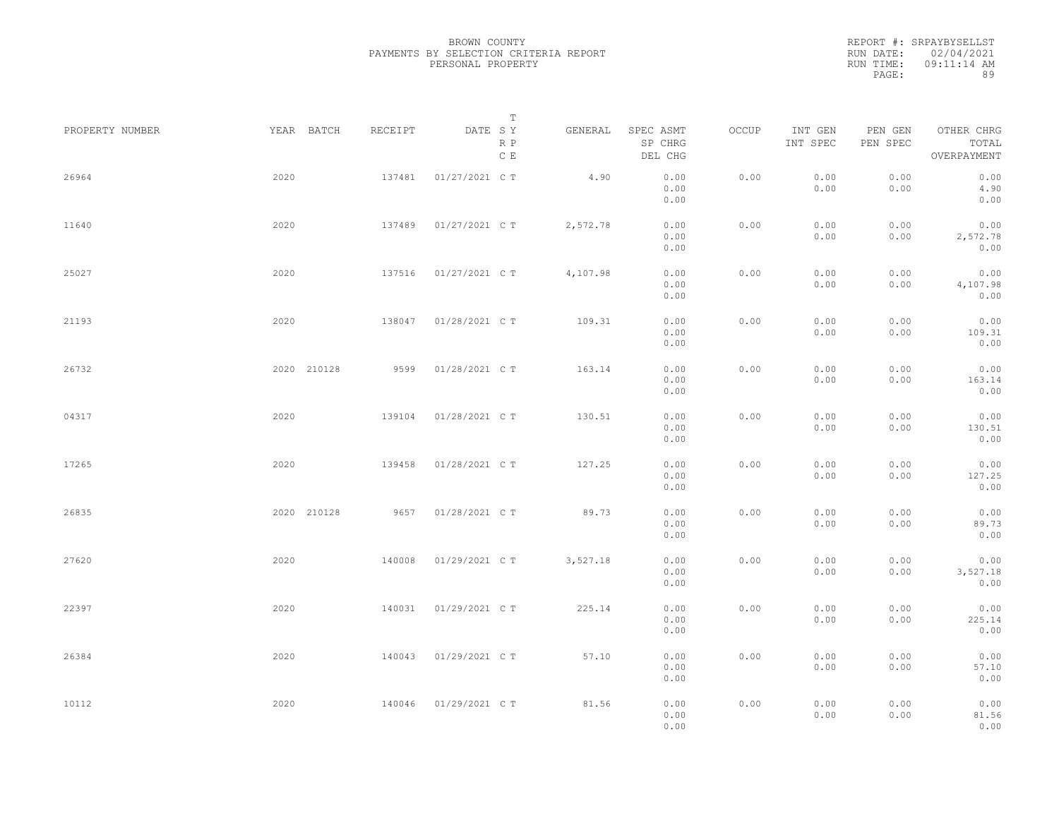BROWN COUNTY
PAYMENTS BY SELECTION CRITERIA REPORT
PERSONAL PROPERTY

REPORT #: SRPAYBYSELLST
RUN DATE: 02/04/2021
RUN TIME: 09:11:14 AM

| PROPERTY NUMBER | YEAR | BATCH | RECEIPT | DATE | T SY RP CE | GENERAL | SPEC ASMT SP CHRG DEL CHG | OCCUP | INT GEN INT SPEC | PEN GEN PEN SPEC | OTHER CHRG TOTAL OVERPAYMENT |
|---|---|---|---|---|---|---|---|---|---|---|---|
| 26964 | 2020 | | 137481 | 01/27/2021 | C T | 4.90 | 0.00 0.00 0.00 | 0.00 | 0.00 0.00 | 0.00 0.00 | 0.00 4.90 0.00 |
| 11640 | 2020 | | 137489 | 01/27/2021 | C T | 2,572.78 | 0.00 0.00 0.00 | 0.00 | 0.00 0.00 | 0.00 0.00 | 0.00 2,572.78 0.00 |
| 25027 | 2020 | | 137516 | 01/27/2021 | C T | 4,107.98 | 0.00 0.00 0.00 | 0.00 | 0.00 0.00 | 0.00 0.00 | 0.00 4,107.98 0.00 |
| 21193 | 2020 | | 138047 | 01/28/2021 | C T | 109.31 | 0.00 0.00 0.00 | 0.00 | 0.00 0.00 | 0.00 0.00 | 0.00 109.31 0.00 |
| 26732 | 2020 | 210128 | 9599 | 01/28/2021 | C T | 163.14 | 0.00 0.00 0.00 | 0.00 | 0.00 0.00 | 0.00 0.00 | 0.00 163.14 0.00 |
| 04317 | 2020 | | 139104 | 01/28/2021 | C T | 130.51 | 0.00 0.00 0.00 | 0.00 | 0.00 0.00 | 0.00 0.00 | 0.00 130.51 0.00 |
| 17265 | 2020 | | 139458 | 01/28/2021 | C T | 127.25 | 0.00 0.00 0.00 | 0.00 | 0.00 0.00 | 0.00 0.00 | 0.00 127.25 0.00 |
| 26835 | 2020 | 210128 | 9657 | 01/28/2021 | C T | 89.73 | 0.00 0.00 0.00 | 0.00 | 0.00 0.00 | 0.00 0.00 | 0.00 89.73 0.00 |
| 27620 | 2020 | | 140008 | 01/29/2021 | C T | 3,527.18 | 0.00 0.00 0.00 | 0.00 | 0.00 0.00 | 0.00 0.00 | 0.00 3,527.18 0.00 |
| 22397 | 2020 | | 140031 | 01/29/2021 | C T | 225.14 | 0.00 0.00 0.00 | 0.00 | 0.00 0.00 | 0.00 0.00 | 0.00 225.14 0.00 |
| 26384 | 2020 | | 140043 | 01/29/2021 | C T | 57.10 | 0.00 0.00 0.00 | 0.00 | 0.00 0.00 | 0.00 0.00 | 0.00 57.10 0.00 |
| 10112 | 2020 | | 140046 | 01/29/2021 | C T | 81.56 | 0.00 0.00 0.00 | 0.00 | 0.00 0.00 | 0.00 0.00 | 0.00 81.56 0.00 |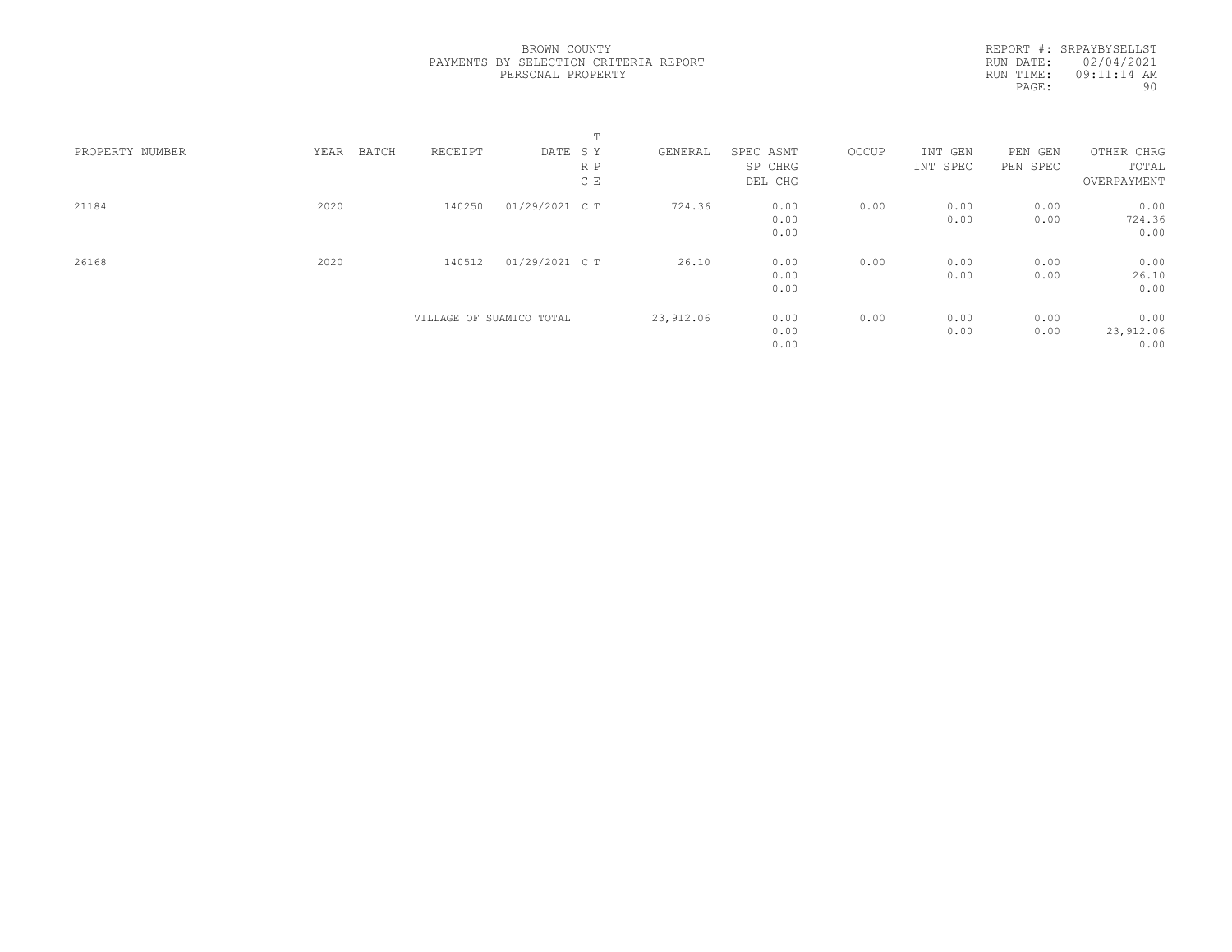BROWN COUNTY
PAYMENTS BY SELECTION CRITERIA REPORT
PERSONAL PROPERTY

REPORT #: SRPAYBYSELLST
RUN DATE: 02/04/2021
RUN TIME: 09:11:14 AM

| PROPERTY NUMBER | YEAR | BATCH | RECEIPT | DATE | T S Y R P C E | GENERAL | SPEC ASMT / SP CHRG / DEL CHG | OCCUP | INT GEN / INT SPEC | PEN GEN / PEN SPEC | OTHER CHRG / TOTAL / OVERPAYMENT |
|---|---|---|---|---|---|---|---|---|---|---|---|
| 21184 | 2020 | | 140250 | 01/29/2021 | C T | 724.36 | 0.00 / 0.00 / 0.00 | 0.00 | 0.00 / 0.00 | 0.00 / 0.00 | 0.00 / 724.36 / 0.00 |
| 26168 | 2020 | | 140512 | 01/29/2021 | C T | 26.10 | 0.00 / 0.00 / 0.00 | 0.00 | 0.00 / 0.00 | 0.00 / 0.00 | 0.00 / 26.10 / 0.00 |
| | | | VILLAGE OF SUAMICO TOTAL | | | 23,912.06 | 0.00 / 0.00 / 0.00 | 0.00 | 0.00 / 0.00 | 0.00 / 0.00 | 0.00 / 23,912.06 / 0.00 |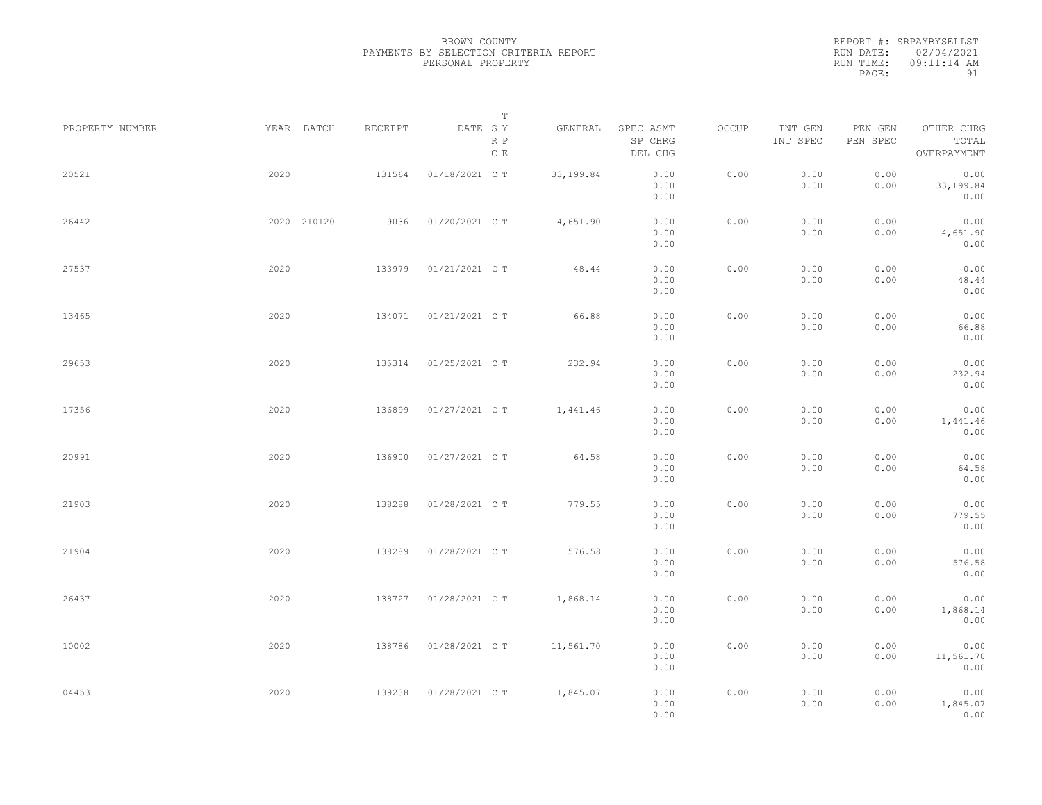BROWN COUNTY
PAYMENTS BY SELECTION CRITERIA REPORT
PERSONAL PROPERTY

REPORT #: SRPAYBYSELLST
RUN DATE: 02/04/2021
RUN TIME: 09:11:14 AM

| PROPERTY NUMBER | YEAR | BATCH | RECEIPT | DATE | T SY RP CE | GENERAL | SPEC ASMT / SP CHRG / DEL CHG | OCCUP | INT GEN / INT SPEC | PEN GEN / PEN SPEC | OTHER CHRG / TOTAL / OVERPAYMENT |
|---|---|---|---|---|---|---|---|---|---|---|---|
| 20521 | 2020 | | 131564 | 01/18/2021 | C T | 33,199.84 | 0.00 / 0.00 / 0.00 | 0.00 | 0.00 / 0.00 | 0.00 / 0.00 | 0.00 / 33,199.84 / 0.00 |
| 26442 | 2020 | 210120 | 9036 | 01/20/2021 | C T | 4,651.90 | 0.00 / 0.00 / 0.00 | 0.00 | 0.00 / 0.00 | 0.00 / 0.00 | 0.00 / 4,651.90 / 0.00 |
| 27537 | 2020 | | 133979 | 01/21/2021 | C T | 48.44 | 0.00 / 0.00 / 0.00 | 0.00 | 0.00 / 0.00 | 0.00 / 0.00 | 0.00 / 48.44 / 0.00 |
| 13465 | 2020 | | 134071 | 01/21/2021 | C T | 66.88 | 0.00 / 0.00 / 0.00 | 0.00 | 0.00 / 0.00 | 0.00 / 0.00 | 0.00 / 66.88 / 0.00 |
| 29653 | 2020 | | 135314 | 01/25/2021 | C T | 232.94 | 0.00 / 0.00 / 0.00 | 0.00 | 0.00 / 0.00 | 0.00 / 0.00 | 0.00 / 232.94 / 0.00 |
| 17356 | 2020 | | 136899 | 01/27/2021 | C T | 1,441.46 | 0.00 / 0.00 / 0.00 | 0.00 | 0.00 / 0.00 | 0.00 / 0.00 | 0.00 / 1,441.46 / 0.00 |
| 20991 | 2020 | | 136900 | 01/27/2021 | C T | 64.58 | 0.00 / 0.00 / 0.00 | 0.00 | 0.00 / 0.00 | 0.00 / 0.00 | 0.00 / 64.58 / 0.00 |
| 21903 | 2020 | | 138288 | 01/28/2021 | C T | 779.55 | 0.00 / 0.00 / 0.00 | 0.00 | 0.00 / 0.00 | 0.00 / 0.00 | 0.00 / 779.55 / 0.00 |
| 21904 | 2020 | | 138289 | 01/28/2021 | C T | 576.58 | 0.00 / 0.00 / 0.00 | 0.00 | 0.00 / 0.00 | 0.00 / 0.00 | 0.00 / 576.58 / 0.00 |
| 26437 | 2020 | | 138727 | 01/28/2021 | C T | 1,868.14 | 0.00 / 0.00 / 0.00 | 0.00 | 0.00 / 0.00 | 0.00 / 0.00 | 0.00 / 1,868.14 / 0.00 |
| 10002 | 2020 | | 138786 | 01/28/2021 | C T | 11,561.70 | 0.00 / 0.00 / 0.00 | 0.00 | 0.00 / 0.00 | 0.00 / 0.00 | 0.00 / 11,561.70 / 0.00 |
| 04453 | 2020 | | 139238 | 01/28/2021 | C T | 1,845.07 | 0.00 / 0.00 / 0.00 | 0.00 | 0.00 / 0.00 | 0.00 / 0.00 | 0.00 / 1,845.07 / 0.00 |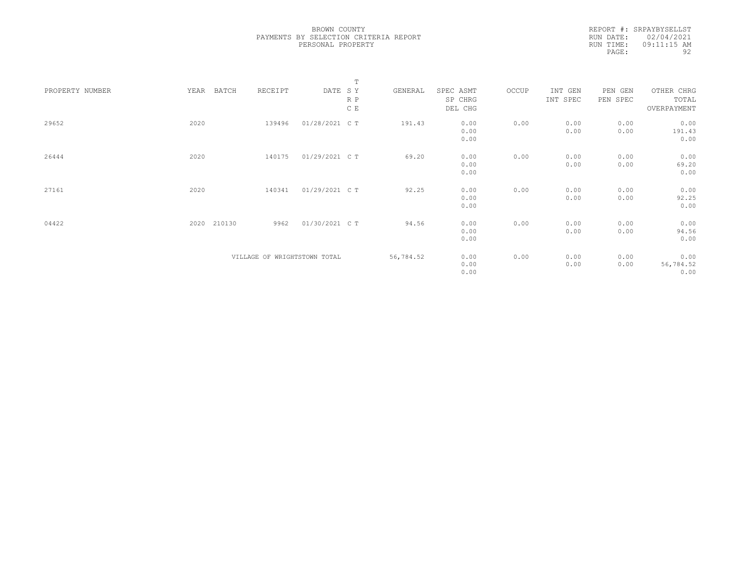BROWN COUNTY
PAYMENTS BY SELECTION CRITERIA REPORT
PERSONAL PROPERTY

REPORT #: SRPAYBYSELLST
RUN DATE: 02/04/2021
RUN TIME: 09:11:15 AM

| PROPERTY NUMBER | YEAR | BATCH | RECEIPT | DATE | T SY RP CE | GENERAL | SPEC ASMT / SP CHRG / DEL CHG | OCCUP | INT GEN / INT SPEC | PEN GEN / PEN SPEC | OTHER CHRG / TOTAL / OVERPAYMENT |
|---|---|---|---|---|---|---|---|---|---|---|---|
| 29652 | 2020 | | 139496 | 01/28/2021 | C T | 191.43 | 0.00<br>0.00<br>0.00 | 0.00 | 0.00<br>0.00 | 0.00<br>0.00 | 0.00<br>191.43<br>0.00 |
| 26444 | 2020 | | 140175 | 01/29/2021 | C T | 69.20 | 0.00<br>0.00<br>0.00 | 0.00 | 0.00<br>0.00 | 0.00<br>0.00 | 0.00<br>69.20<br>0.00 |
| 27161 | 2020 | | 140341 | 01/29/2021 | C T | 92.25 | 0.00<br>0.00<br>0.00 | 0.00 | 0.00<br>0.00 | 0.00<br>0.00 | 0.00<br>92.25<br>0.00 |
| 04422 | 2020 | 210130 | 9962 | 01/30/2021 | C T | 94.56 | 0.00<br>0.00<br>0.00 | 0.00 | 0.00<br>0.00 | 0.00<br>0.00 | 0.00<br>94.56<br>0.00 |
| | | | VILLAGE OF WRIGHTSTOWN TOTAL | | | 56,784.52 | 0.00<br>0.00<br>0.00 | 0.00 | 0.00<br>0.00 | 0.00<br>0.00 | 0.00<br>56,784.52<br>0.00 |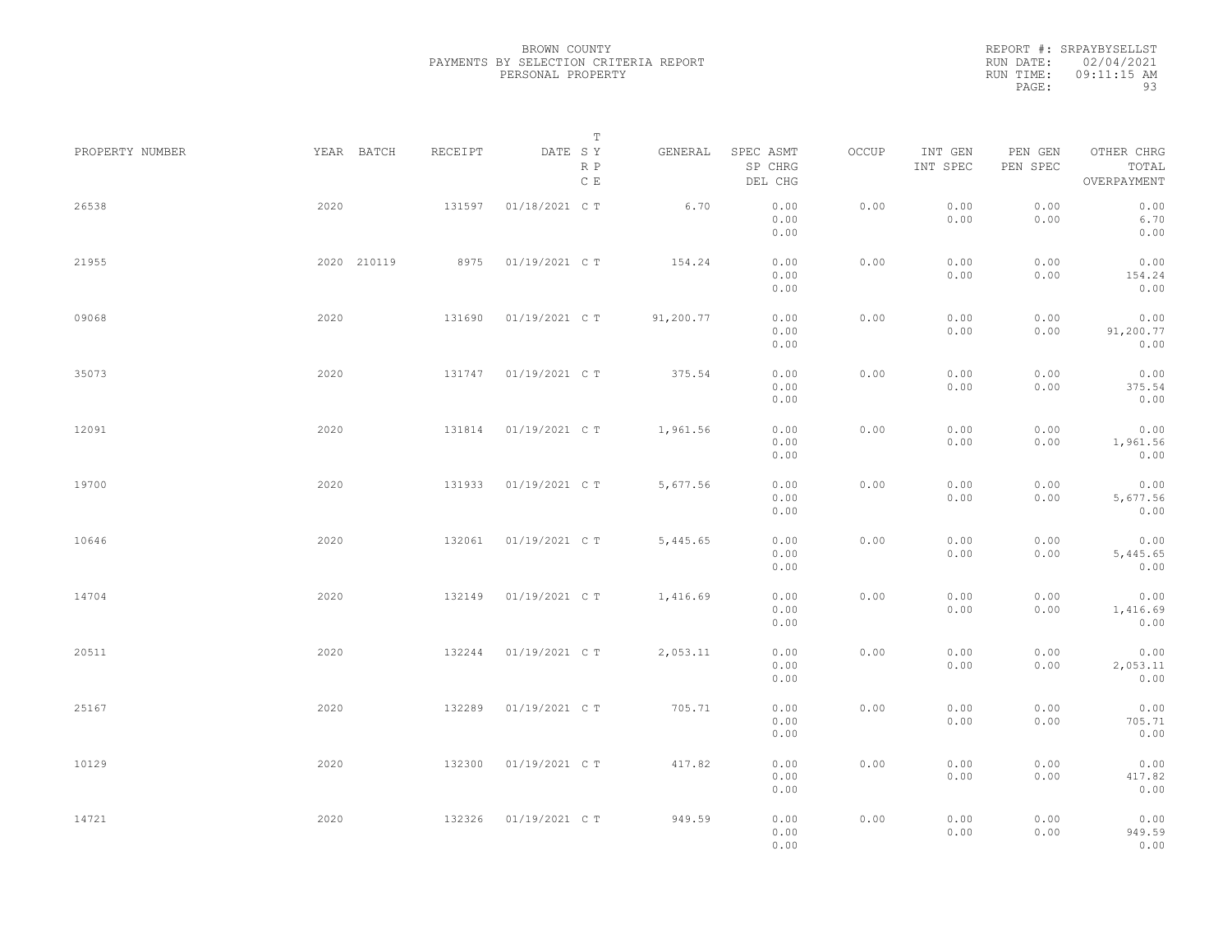BROWN COUNTY
PAYMENTS BY SELECTION CRITERIA REPORT
PERSONAL PROPERTY

REPORT #: SRPAYBYSELLST
RUN DATE: 02/04/2021
RUN TIME: 09:11:15 AM

| PROPERTY NUMBER | YEAR | BATCH | RECEIPT | DATE | T SY RP CE | GENERAL | SPEC ASMT / SP CHRG / DEL CHG | OCCUP | INT GEN / INT SPEC | PEN GEN / PEN SPEC | OTHER CHRG / TOTAL / OVERPAYMENT |
|---|---|---|---|---|---|---|---|---|---|---|---|
| 26538 | 2020 | | 131597 | 01/18/2021 | C T | 6.70 | 0.00 / 0.00 / 0.00 | 0.00 | 0.00 / 0.00 | 0.00 / 0.00 | 0.00 / 6.70 / 0.00 |
| 21955 | 2020 | 210119 | 8975 | 01/19/2021 | C T | 154.24 | 0.00 / 0.00 / 0.00 | 0.00 | 0.00 / 0.00 | 0.00 / 0.00 | 0.00 / 154.24 / 0.00 |
| 09068 | 2020 | | 131690 | 01/19/2021 | C T | 91,200.77 | 0.00 / 0.00 / 0.00 | 0.00 | 0.00 / 0.00 | 0.00 / 0.00 | 0.00 / 91,200.77 / 0.00 |
| 35073 | 2020 | | 131747 | 01/19/2021 | C T | 375.54 | 0.00 / 0.00 / 0.00 | 0.00 | 0.00 / 0.00 | 0.00 / 0.00 | 0.00 / 375.54 / 0.00 |
| 12091 | 2020 | | 131814 | 01/19/2021 | C T | 1,961.56 | 0.00 / 0.00 / 0.00 | 0.00 | 0.00 / 0.00 | 0.00 / 0.00 | 0.00 / 1,961.56 / 0.00 |
| 19700 | 2020 | | 131933 | 01/19/2021 | C T | 5,677.56 | 0.00 / 0.00 / 0.00 | 0.00 | 0.00 / 0.00 | 0.00 / 0.00 | 0.00 / 5,677.56 / 0.00 |
| 10646 | 2020 | | 132061 | 01/19/2021 | C T | 5,445.65 | 0.00 / 0.00 / 0.00 | 0.00 | 0.00 / 0.00 | 0.00 / 0.00 | 0.00 / 5,445.65 / 0.00 |
| 14704 | 2020 | | 132149 | 01/19/2021 | C T | 1,416.69 | 0.00 / 0.00 / 0.00 | 0.00 | 0.00 / 0.00 | 0.00 / 0.00 | 0.00 / 1,416.69 / 0.00 |
| 20511 | 2020 | | 132244 | 01/19/2021 | C T | 2,053.11 | 0.00 / 0.00 / 0.00 | 0.00 | 0.00 / 0.00 | 0.00 / 0.00 | 0.00 / 2,053.11 / 0.00 |
| 25167 | 2020 | | 132289 | 01/19/2021 | C T | 705.71 | 0.00 / 0.00 / 0.00 | 0.00 | 0.00 / 0.00 | 0.00 / 0.00 | 0.00 / 705.71 / 0.00 |
| 10129 | 2020 | | 132300 | 01/19/2021 | C T | 417.82 | 0.00 / 0.00 / 0.00 | 0.00 | 0.00 / 0.00 | 0.00 / 0.00 | 0.00 / 417.82 / 0.00 |
| 14721 | 2020 | | 132326 | 01/19/2021 | C T | 949.59 | 0.00 / 0.00 / 0.00 | 0.00 | 0.00 / 0.00 | 0.00 / 0.00 | 0.00 / 949.59 / 0.00 |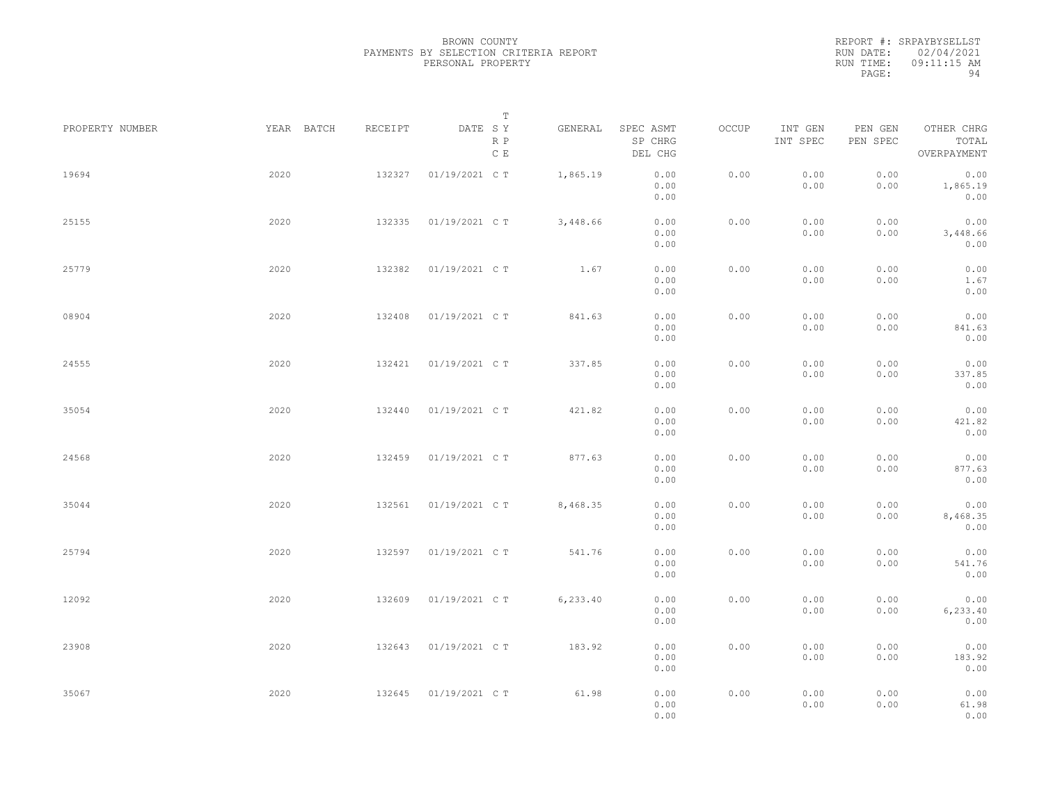BROWN COUNTY
PAYMENTS BY SELECTION CRITERIA REPORT
PERSONAL PROPERTY

REPORT #: SRPAYBYSELLST
RUN DATE: 02/04/2021
RUN TIME: 09:11:15 AM

| PROPERTY NUMBER | YEAR | BATCH | RECEIPT | DATE | T SY RP CE | GENERAL | SPEC ASMT / SP CHRG / DEL CHG | OCCUP | INT GEN / INT SPEC | PEN GEN / PEN SPEC | OTHER CHRG / TOTAL / OVERPAYMENT |
|---|---|---|---|---|---|---|---|---|---|---|---|
| 19694 | 2020 | | 132327 | 01/19/2021 | C T | 1,865.19 | 0.00 / 0.00 / 0.00 | 0.00 | 0.00 / 0.00 | 0.00 / 0.00 | 0.00 / 1,865.19 / 0.00 |
| 25155 | 2020 | | 132335 | 01/19/2021 | C T | 3,448.66 | 0.00 / 0.00 / 0.00 | 0.00 | 0.00 / 0.00 | 0.00 / 0.00 | 0.00 / 3,448.66 / 0.00 |
| 25779 | 2020 | | 132382 | 01/19/2021 | C T | 1.67 | 0.00 / 0.00 / 0.00 | 0.00 | 0.00 / 0.00 | 0.00 / 0.00 | 0.00 / 1.67 / 0.00 |
| 08904 | 2020 | | 132408 | 01/19/2021 | C T | 841.63 | 0.00 / 0.00 / 0.00 | 0.00 | 0.00 / 0.00 | 0.00 / 0.00 | 0.00 / 841.63 / 0.00 |
| 24555 | 2020 | | 132421 | 01/19/2021 | C T | 337.85 | 0.00 / 0.00 / 0.00 | 0.00 | 0.00 / 0.00 | 0.00 / 0.00 | 0.00 / 337.85 / 0.00 |
| 35054 | 2020 | | 132440 | 01/19/2021 | C T | 421.82 | 0.00 / 0.00 / 0.00 | 0.00 | 0.00 / 0.00 | 0.00 / 0.00 | 0.00 / 421.82 / 0.00 |
| 24568 | 2020 | | 132459 | 01/19/2021 | C T | 877.63 | 0.00 / 0.00 / 0.00 | 0.00 | 0.00 / 0.00 | 0.00 / 0.00 | 0.00 / 877.63 / 0.00 |
| 35044 | 2020 | | 132561 | 01/19/2021 | C T | 8,468.35 | 0.00 / 0.00 / 0.00 | 0.00 | 0.00 / 0.00 | 0.00 / 0.00 | 0.00 / 8,468.35 / 0.00 |
| 25794 | 2020 | | 132597 | 01/19/2021 | C T | 541.76 | 0.00 / 0.00 / 0.00 | 0.00 | 0.00 / 0.00 | 0.00 / 0.00 | 0.00 / 541.76 / 0.00 |
| 12092 | 2020 | | 132609 | 01/19/2021 | C T | 6,233.40 | 0.00 / 0.00 / 0.00 | 0.00 | 0.00 / 0.00 | 0.00 / 0.00 | 0.00 / 6,233.40 / 0.00 |
| 23908 | 2020 | | 132643 | 01/19/2021 | C T | 183.92 | 0.00 / 0.00 / 0.00 | 0.00 | 0.00 / 0.00 | 0.00 / 0.00 | 0.00 / 183.92 / 0.00 |
| 35067 | 2020 | | 132645 | 01/19/2021 | C T | 61.98 | 0.00 / 0.00 / 0.00 | 0.00 | 0.00 / 0.00 | 0.00 / 0.00 | 0.00 / 61.98 / 0.00 |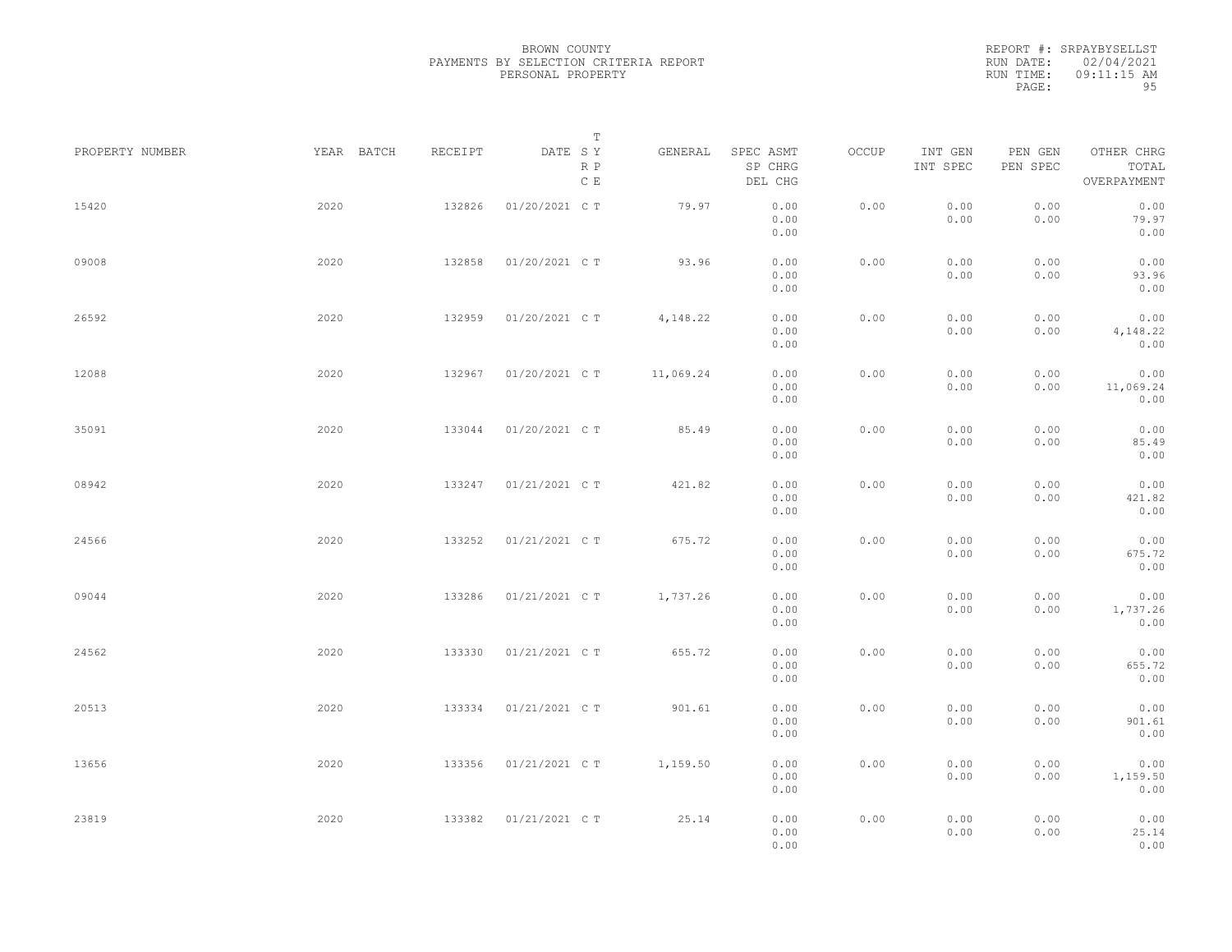BROWN COUNTY
PAYMENTS BY SELECTION CRITERIA REPORT
PERSONAL PROPERTY

REPORT #: SRPAYBYSELLST
RUN DATE: 02/04/2021
RUN TIME: 09:11:15 AM

| PROPERTY NUMBER | YEAR | BATCH | RECEIPT | DATE | T S Y R P C E | GENERAL | SPEC ASMT / SP CHRG / DEL CHG | OCCUP | INT GEN / INT SPEC | PEN GEN / PEN SPEC | OTHER CHRG / TOTAL / OVERPAYMENT |
|---|---|---|---|---|---|---|---|---|---|---|---|
| 15420 | 2020 | | 132826 | 01/20/2021 | C T | 79.97 | 0.00 / 0.00 / 0.00 | 0.00 | 0.00 / 0.00 | 0.00 / 0.00 | 0.00 / 79.97 / 0.00 |
| 09008 | 2020 | | 132858 | 01/20/2021 | C T | 93.96 | 0.00 / 0.00 / 0.00 | 0.00 | 0.00 / 0.00 | 0.00 / 0.00 | 0.00 / 93.96 / 0.00 |
| 26592 | 2020 | | 132959 | 01/20/2021 | C T | 4,148.22 | 0.00 / 0.00 / 0.00 | 0.00 | 0.00 / 0.00 | 0.00 / 0.00 | 0.00 / 4,148.22 / 0.00 |
| 12088 | 2020 | | 132967 | 01/20/2021 | C T | 11,069.24 | 0.00 / 0.00 / 0.00 | 0.00 | 0.00 / 0.00 | 0.00 / 0.00 | 0.00 / 11,069.24 / 0.00 |
| 35091 | 2020 | | 133044 | 01/20/2021 | C T | 85.49 | 0.00 / 0.00 / 0.00 | 0.00 | 0.00 / 0.00 | 0.00 / 0.00 | 0.00 / 85.49 / 0.00 |
| 08942 | 2020 | | 133247 | 01/21/2021 | C T | 421.82 | 0.00 / 0.00 / 0.00 | 0.00 | 0.00 / 0.00 | 0.00 / 0.00 | 0.00 / 421.82 / 0.00 |
| 24566 | 2020 | | 133252 | 01/21/2021 | C T | 675.72 | 0.00 / 0.00 / 0.00 | 0.00 | 0.00 / 0.00 | 0.00 / 0.00 | 0.00 / 675.72 / 0.00 |
| 09044 | 2020 | | 133286 | 01/21/2021 | C T | 1,737.26 | 0.00 / 0.00 / 0.00 | 0.00 | 0.00 / 0.00 | 0.00 / 0.00 | 0.00 / 1,737.26 / 0.00 |
| 24562 | 2020 | | 133330 | 01/21/2021 | C T | 655.72 | 0.00 / 0.00 / 0.00 | 0.00 | 0.00 / 0.00 | 0.00 / 0.00 | 0.00 / 655.72 / 0.00 |
| 20513 | 2020 | | 133334 | 01/21/2021 | C T | 901.61 | 0.00 / 0.00 / 0.00 | 0.00 | 0.00 / 0.00 | 0.00 / 0.00 | 0.00 / 901.61 / 0.00 |
| 13656 | 2020 | | 133356 | 01/21/2021 | C T | 1,159.50 | 0.00 / 0.00 / 0.00 | 0.00 | 0.00 / 0.00 | 0.00 / 0.00 | 0.00 / 1,159.50 / 0.00 |
| 23819 | 2020 | | 133382 | 01/21/2021 | C T | 25.14 | 0.00 / 0.00 / 0.00 | 0.00 | 0.00 / 0.00 | 0.00 / 0.00 | 0.00 / 25.14 / 0.00 |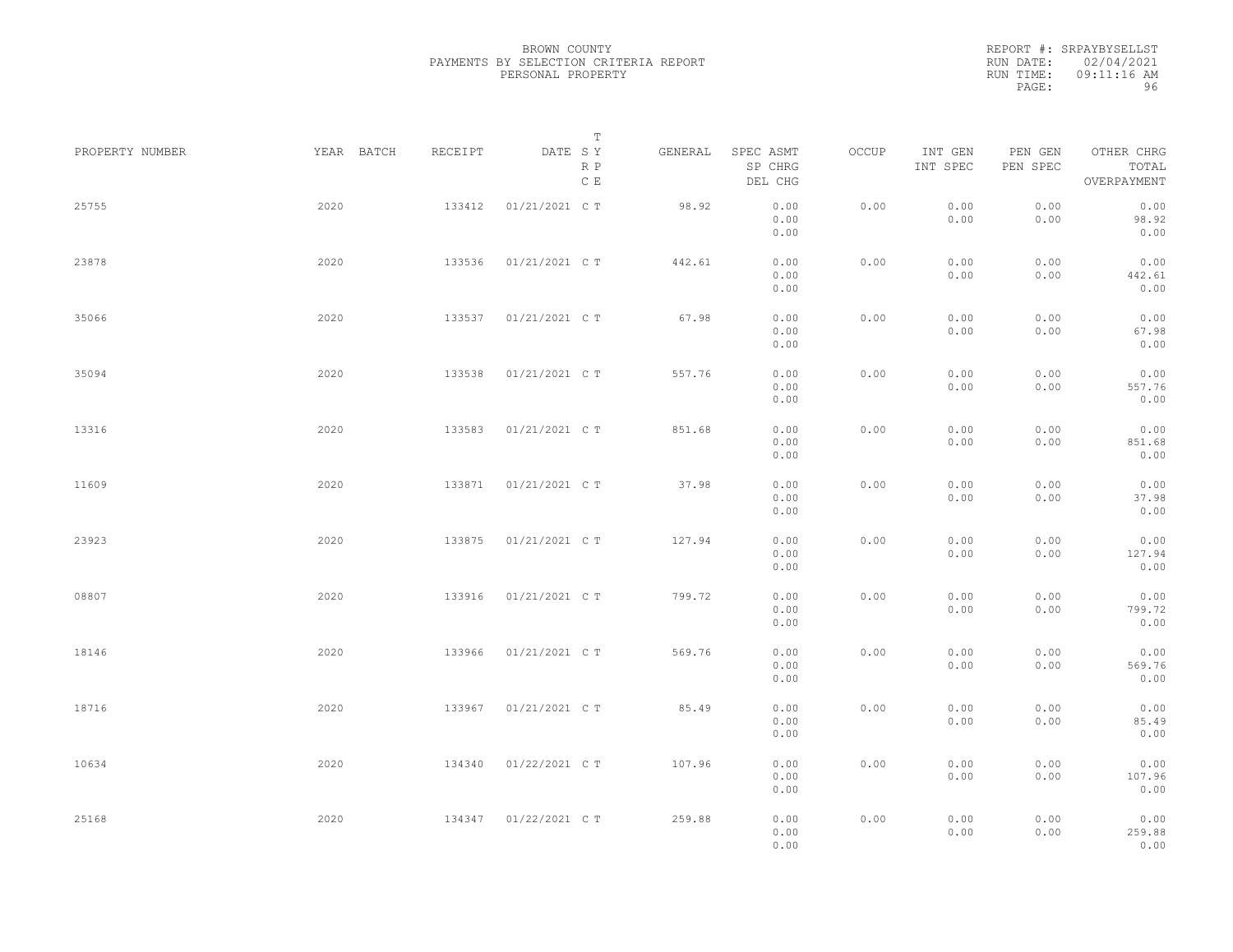BROWN COUNTY
PAYMENTS BY SELECTION CRITERIA REPORT
PERSONAL PROPERTY

REPORT #: SRPAYBYSELLST
RUN DATE: 02/04/2021
RUN TIME: 09:11:16 AM

| PROPERTY NUMBER | YEAR | BATCH | RECEIPT | DATE | T SY RP CE | GENERAL | SPEC ASMT / SP CHRG / DEL CHG | OCCUP | INT GEN / INT SPEC | PEN GEN / PEN SPEC | OTHER CHRG / TOTAL / OVERPAYMENT |
|---|---|---|---|---|---|---|---|---|---|---|---|
| 25755 | 2020 | | 133412 | 01/21/2021 | C T | 98.92 | 0.00 / 0.00 / 0.00 | 0.00 | 0.00 / 0.00 | 0.00 / 0.00 | 0.00 / 98.92 / 0.00 |
| 23878 | 2020 | | 133536 | 01/21/2021 | C T | 442.61 | 0.00 / 0.00 / 0.00 | 0.00 | 0.00 / 0.00 | 0.00 / 0.00 | 0.00 / 442.61 / 0.00 |
| 35066 | 2020 | | 133537 | 01/21/2021 | C T | 67.98 | 0.00 / 0.00 / 0.00 | 0.00 | 0.00 / 0.00 | 0.00 / 0.00 | 0.00 / 67.98 / 0.00 |
| 35094 | 2020 | | 133538 | 01/21/2021 | C T | 557.76 | 0.00 / 0.00 / 0.00 | 0.00 | 0.00 / 0.00 | 0.00 / 0.00 | 0.00 / 557.76 / 0.00 |
| 13316 | 2020 | | 133583 | 01/21/2021 | C T | 851.68 | 0.00 / 0.00 / 0.00 | 0.00 | 0.00 / 0.00 | 0.00 / 0.00 | 0.00 / 851.68 / 0.00 |
| 11609 | 2020 | | 133871 | 01/21/2021 | C T | 37.98 | 0.00 / 0.00 / 0.00 | 0.00 | 0.00 / 0.00 | 0.00 / 0.00 | 0.00 / 37.98 / 0.00 |
| 23923 | 2020 | | 133875 | 01/21/2021 | C T | 127.94 | 0.00 / 0.00 / 0.00 | 0.00 | 0.00 / 0.00 | 0.00 / 0.00 | 0.00 / 127.94 / 0.00 |
| 08807 | 2020 | | 133916 | 01/21/2021 | C T | 799.72 | 0.00 / 0.00 / 0.00 | 0.00 | 0.00 / 0.00 | 0.00 / 0.00 | 0.00 / 799.72 / 0.00 |
| 18146 | 2020 | | 133966 | 01/21/2021 | C T | 569.76 | 0.00 / 0.00 / 0.00 | 0.00 | 0.00 / 0.00 | 0.00 / 0.00 | 0.00 / 569.76 / 0.00 |
| 18716 | 2020 | | 133967 | 01/21/2021 | C T | 85.49 | 0.00 / 0.00 / 0.00 | 0.00 | 0.00 / 0.00 | 0.00 / 0.00 | 0.00 / 85.49 / 0.00 |
| 10634 | 2020 | | 134340 | 01/22/2021 | C T | 107.96 | 0.00 / 0.00 / 0.00 | 0.00 | 0.00 / 0.00 | 0.00 / 0.00 | 0.00 / 107.96 / 0.00 |
| 25168 | 2020 | | 134347 | 01/22/2021 | C T | 259.88 | 0.00 / 0.00 / 0.00 | 0.00 | 0.00 / 0.00 | 0.00 / 0.00 | 0.00 / 259.88 / 0.00 |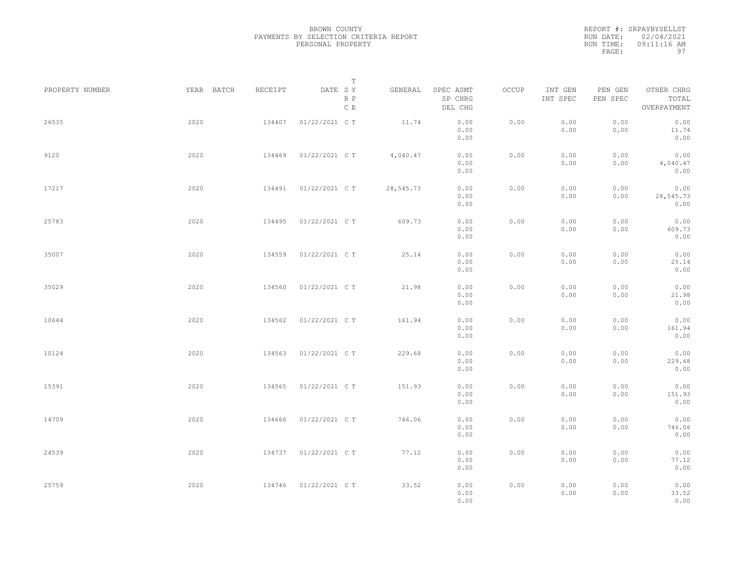BROWN COUNTY
PAYMENTS BY SELECTION CRITERIA REPORT
PERSONAL PROPERTY

REPORT #: SRPAYBYSELLST
RUN DATE: 02/04/2021
RUN TIME: 09:11:16 AM

| PROPERTY NUMBER | YEAR | BATCH | RECEIPT | DATE | T SY RP CE | GENERAL | SPEC ASMT SP CHRG DEL CHG | OCCUP | INT GEN INT SPEC | PEN GEN PEN SPEC | OTHER CHRG TOTAL OVERPAYMENT |
|---|---|---|---|---|---|---|---|---|---|---|---|
| 26535 | 2020 | | 134407 | 01/22/2021 | C T | 11.74 | 0.00 0.00 0.00 | 0.00 | 0.00 0.00 | 0.00 0.00 | 0.00 11.74 0.00 |
| 9120 | 2020 | | 134469 | 01/22/2021 | C T | 4,040.47 | 0.00 0.00 0.00 | 0.00 | 0.00 0.00 | 0.00 0.00 | 0.00 4,040.47 0.00 |
| 17217 | 2020 | | 134491 | 01/22/2021 | C T | 28,545.73 | 0.00 0.00 0.00 | 0.00 | 0.00 0.00 | 0.00 0.00 | 0.00 28,545.73 0.00 |
| 25783 | 2020 | | 134495 | 01/22/2021 | C T | 609.73 | 0.00 0.00 0.00 | 0.00 | 0.00 0.00 | 0.00 0.00 | 0.00 609.73 0.00 |
| 35007 | 2020 | | 134559 | 01/22/2021 | C T | 25.14 | 0.00 0.00 0.00 | 0.00 | 0.00 0.00 | 0.00 0.00 | 0.00 25.14 0.00 |
| 35029 | 2020 | | 134560 | 01/22/2021 | C T | 21.98 | 0.00 0.00 0.00 | 0.00 | 0.00 0.00 | 0.00 0.00 | 0.00 21.98 0.00 |
| 10644 | 2020 | | 134562 | 01/22/2021 | C T | 161.94 | 0.00 0.00 0.00 | 0.00 | 0.00 0.00 | 0.00 0.00 | 0.00 161.94 0.00 |
| 10124 | 2020 | | 134563 | 01/22/2021 | C T | 229.68 | 0.00 0.00 0.00 | 0.00 | 0.00 0.00 | 0.00 0.00 | 0.00 229.68 0.00 |
| 15391 | 2020 | | 134565 | 01/22/2021 | C T | 151.93 | 0.00 0.00 0.00 | 0.00 | 0.00 0.00 | 0.00 0.00 | 0.00 151.93 0.00 |
| 14709 | 2020 | | 134666 | 01/22/2021 | C T | 746.06 | 0.00 0.00 0.00 | 0.00 | 0.00 0.00 | 0.00 0.00 | 0.00 746.06 0.00 |
| 24539 | 2020 | | 134737 | 01/22/2021 | C T | 77.12 | 0.00 0.00 0.00 | 0.00 | 0.00 0.00 | 0.00 0.00 | 0.00 77.12 0.00 |
| 25759 | 2020 | | 134746 | 01/22/2021 | C T | 33.52 | 0.00 0.00 0.00 | 0.00 | 0.00 0.00 | 0.00 0.00 | 0.00 33.52 0.00 |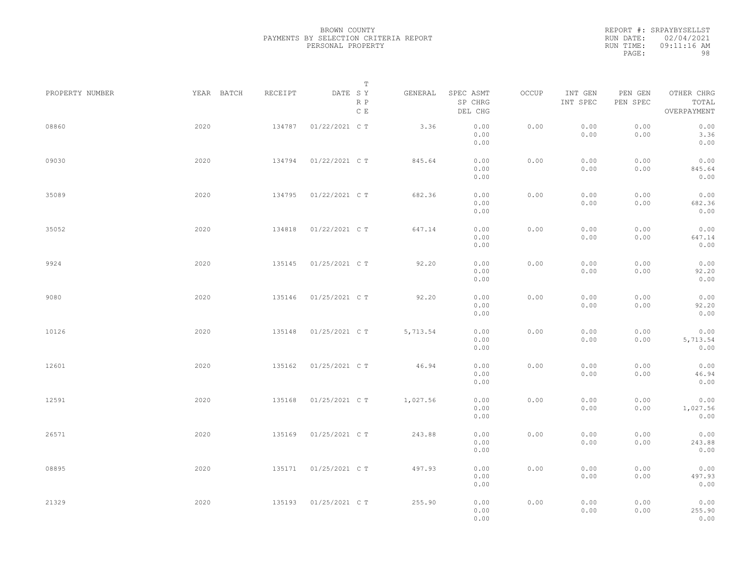BROWN COUNTY
PAYMENTS BY SELECTION CRITERIA REPORT
PERSONAL PROPERTY

REPORT #: SRPAYBYSELLST
RUN DATE: 02/04/2021
RUN TIME: 09:11:16 AM

| PROPERTY NUMBER | YEAR | BATCH | RECEIPT | DATE | T S Y R P C E | GENERAL | SPEC ASMT SP CHRG DEL CHG | OCCUP | INT GEN INT SPEC | PEN GEN PEN SPEC | OTHER CHRG TOTAL OVERPAYMENT |
|---|---|---|---|---|---|---|---|---|---|---|---|
| 08860 | 2020 | | 134787 | 01/22/2021 | C T | 3.36 | 0.00 0.00 0.00 | 0.00 | 0.00 0.00 | 0.00 0.00 | 0.00 3.36 0.00 |
| 09030 | 2020 | | 134794 | 01/22/2021 | C T | 845.64 | 0.00 0.00 0.00 | 0.00 | 0.00 0.00 | 0.00 0.00 | 0.00 845.64 0.00 |
| 35089 | 2020 | | 134795 | 01/22/2021 | C T | 682.36 | 0.00 0.00 0.00 | 0.00 | 0.00 0.00 | 0.00 0.00 | 0.00 682.36 0.00 |
| 35052 | 2020 | | 134818 | 01/22/2021 | C T | 647.14 | 0.00 0.00 0.00 | 0.00 | 0.00 0.00 | 0.00 0.00 | 0.00 647.14 0.00 |
| 9924 | 2020 | | 135145 | 01/25/2021 | C T | 92.20 | 0.00 0.00 0.00 | 0.00 | 0.00 0.00 | 0.00 0.00 | 0.00 92.20 0.00 |
| 9080 | 2020 | | 135146 | 01/25/2021 | C T | 92.20 | 0.00 0.00 0.00 | 0.00 | 0.00 0.00 | 0.00 0.00 | 0.00 92.20 0.00 |
| 10126 | 2020 | | 135148 | 01/25/2021 | C T | 5,713.54 | 0.00 0.00 0.00 | 0.00 | 0.00 0.00 | 0.00 0.00 | 0.00 5,713.54 0.00 |
| 12601 | 2020 | | 135162 | 01/25/2021 | C T | 46.94 | 0.00 0.00 0.00 | 0.00 | 0.00 0.00 | 0.00 0.00 | 0.00 46.94 0.00 |
| 12591 | 2020 | | 135168 | 01/25/2021 | C T | 1,027.56 | 0.00 0.00 0.00 | 0.00 | 0.00 0.00 | 0.00 0.00 | 0.00 1,027.56 0.00 |
| 26571 | 2020 | | 135169 | 01/25/2021 | C T | 243.88 | 0.00 0.00 0.00 | 0.00 | 0.00 0.00 | 0.00 0.00 | 0.00 243.88 0.00 |
| 08895 | 2020 | | 135171 | 01/25/2021 | C T | 497.93 | 0.00 0.00 0.00 | 0.00 | 0.00 0.00 | 0.00 0.00 | 0.00 497.93 0.00 |
| 21329 | 2020 | | 135193 | 01/25/2021 | C T | 255.90 | 0.00 0.00 0.00 | 0.00 | 0.00 0.00 | 0.00 0.00 | 0.00 255.90 0.00 |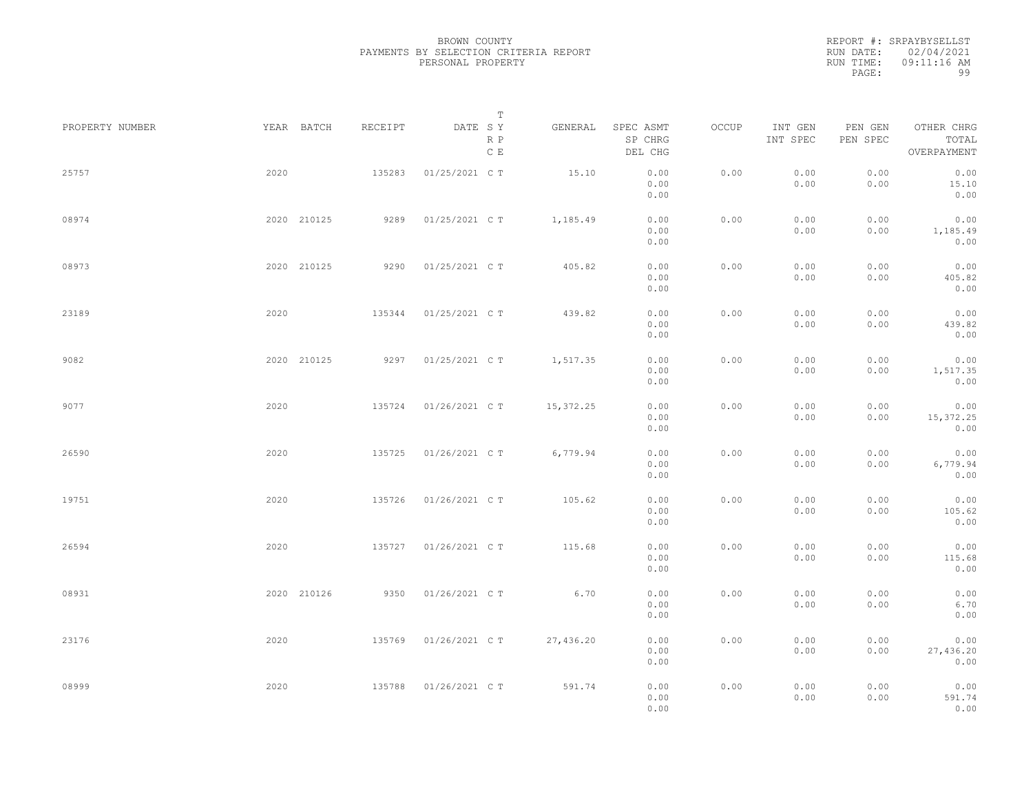BROWN COUNTY
PAYMENTS BY SELECTION CRITERIA REPORT
PERSONAL PROPERTY

REPORT #: SRPAYBYSELLST
RUN DATE: 02/04/2021
RUN TIME: 09:11:16 AM

| PROPERTY NUMBER | YEAR | BATCH | RECEIPT | DATE | T S Y R P C E | GENERAL | SPEC ASMT / SP CHRG / DEL CHG | OCCUP | INT GEN / INT SPEC | PEN GEN / PEN SPEC | OTHER CHRG / TOTAL / OVERPAYMENT |
|---|---|---|---|---|---|---|---|---|---|---|---|
| 25757 | 2020 | | 135283 | 01/25/2021 | C T | 15.10 | 0.00 / 0.00 / 0.00 | 0.00 | 0.00 / 0.00 | 0.00 / 0.00 | 0.00 / 15.10 / 0.00 |
| 08974 | 2020 | 210125 | 9289 | 01/25/2021 | C T | 1,185.49 | 0.00 / 0.00 / 0.00 | 0.00 | 0.00 / 0.00 | 0.00 / 0.00 | 0.00 / 1,185.49 / 0.00 |
| 08973 | 2020 | 210125 | 9290 | 01/25/2021 | C T | 405.82 | 0.00 / 0.00 / 0.00 | 0.00 | 0.00 / 0.00 | 0.00 / 0.00 | 0.00 / 405.82 / 0.00 |
| 23189 | 2020 | | 135344 | 01/25/2021 | C T | 439.82 | 0.00 / 0.00 / 0.00 | 0.00 | 0.00 / 0.00 | 0.00 / 0.00 | 0.00 / 439.82 / 0.00 |
| 9082 | 2020 | 210125 | 9297 | 01/25/2021 | C T | 1,517.35 | 0.00 / 0.00 / 0.00 | 0.00 | 0.00 / 0.00 | 0.00 / 0.00 | 0.00 / 1,517.35 / 0.00 |
| 9077 | 2020 | | 135724 | 01/26/2021 | C T | 15,372.25 | 0.00 / 0.00 / 0.00 | 0.00 | 0.00 / 0.00 | 0.00 / 0.00 | 0.00 / 15,372.25 / 0.00 |
| 26590 | 2020 | | 135725 | 01/26/2021 | C T | 6,779.94 | 0.00 / 0.00 / 0.00 | 0.00 | 0.00 / 0.00 | 0.00 / 0.00 | 0.00 / 6,779.94 / 0.00 |
| 19751 | 2020 | | 135726 | 01/26/2021 | C T | 105.62 | 0.00 / 0.00 / 0.00 | 0.00 | 0.00 / 0.00 | 0.00 / 0.00 | 0.00 / 105.62 / 0.00 |
| 26594 | 2020 | | 135727 | 01/26/2021 | C T | 115.68 | 0.00 / 0.00 / 0.00 | 0.00 | 0.00 / 0.00 | 0.00 / 0.00 | 0.00 / 115.68 / 0.00 |
| 08931 | 2020 | 210126 | 9350 | 01/26/2021 | C T | 6.70 | 0.00 / 0.00 / 0.00 | 0.00 | 0.00 / 0.00 | 0.00 / 0.00 | 0.00 / 6.70 / 0.00 |
| 23176 | 2020 | | 135769 | 01/26/2021 | C T | 27,436.20 | 0.00 / 0.00 / 0.00 | 0.00 | 0.00 / 0.00 | 0.00 / 0.00 | 0.00 / 27,436.20 / 0.00 |
| 08999 | 2020 | | 135788 | 01/26/2021 | C T | 591.74 | 0.00 / 0.00 / 0.00 | 0.00 | 0.00 / 0.00 | 0.00 / 0.00 | 0.00 / 591.74 / 0.00 |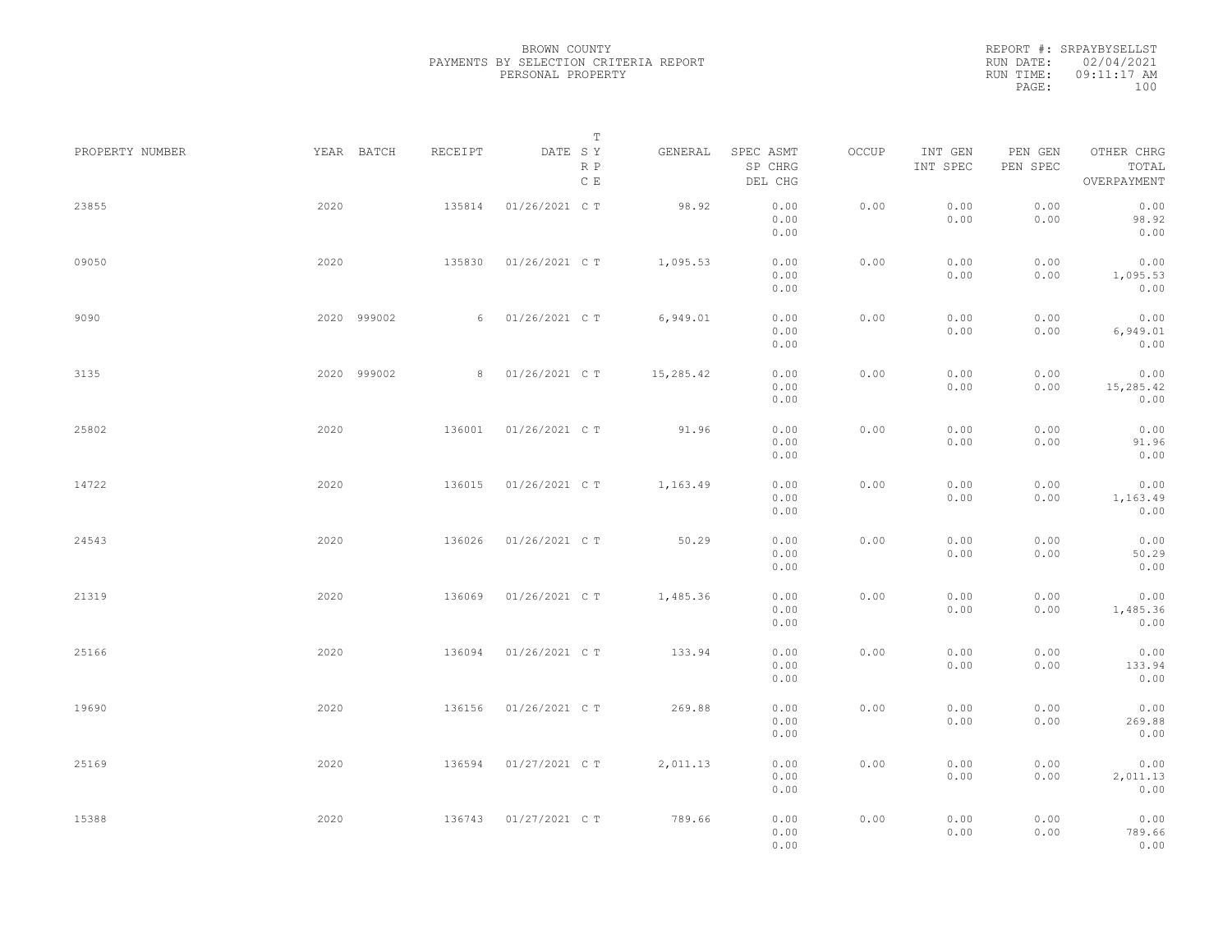BROWN COUNTY
PAYMENTS BY SELECTION CRITERIA REPORT
PERSONAL PROPERTY

REPORT #: SRPAYBYSELLST
RUN DATE: 02/04/2021
RUN TIME: 09:11:17 AM

| PROPERTY NUMBER | YEAR | BATCH | RECEIPT | DATE | T SY RP CE | GENERAL | SPEC ASMT / SP CHRG / DEL CHG | OCCUP | INT GEN / INT SPEC | PEN GEN / PEN SPEC | OTHER CHRG / TOTAL / OVERPAYMENT |
|---|---|---|---|---|---|---|---|---|---|---|---|
| 23855 | 2020 | | 135814 | 01/26/2021 | C T | 98.92 | 0.00 / 0.00 / 0.00 | 0.00 | 0.00 / 0.00 | 0.00 / 0.00 | 0.00 / 98.92 / 0.00 |
| 09050 | 2020 | | 135830 | 01/26/2021 | C T | 1,095.53 | 0.00 / 0.00 / 0.00 | 0.00 | 0.00 / 0.00 | 0.00 / 0.00 | 0.00 / 1,095.53 / 0.00 |
| 9090 | 2020 | 999002 | 6 | 01/26/2021 | C T | 6,949.01 | 0.00 / 0.00 / 0.00 | 0.00 | 0.00 / 0.00 | 0.00 / 0.00 | 0.00 / 6,949.01 / 0.00 |
| 3135 | 2020 | 999002 | 8 | 01/26/2021 | C T | 15,285.42 | 0.00 / 0.00 / 0.00 | 0.00 | 0.00 / 0.00 | 0.00 / 0.00 | 0.00 / 15,285.42 / 0.00 |
| 25802 | 2020 | | 136001 | 01/26/2021 | C T | 91.96 | 0.00 / 0.00 / 0.00 | 0.00 | 0.00 / 0.00 | 0.00 / 0.00 | 0.00 / 91.96 / 0.00 |
| 14722 | 2020 | | 136015 | 01/26/2021 | C T | 1,163.49 | 0.00 / 0.00 / 0.00 | 0.00 | 0.00 / 0.00 | 0.00 / 0.00 | 0.00 / 1,163.49 / 0.00 |
| 24543 | 2020 | | 136026 | 01/26/2021 | C T | 50.29 | 0.00 / 0.00 / 0.00 | 0.00 | 0.00 / 0.00 | 0.00 / 0.00 | 0.00 / 50.29 / 0.00 |
| 21319 | 2020 | | 136069 | 01/26/2021 | C T | 1,485.36 | 0.00 / 0.00 / 0.00 | 0.00 | 0.00 / 0.00 | 0.00 / 0.00 | 0.00 / 1,485.36 / 0.00 |
| 25166 | 2020 | | 136094 | 01/26/2021 | C T | 133.94 | 0.00 / 0.00 / 0.00 | 0.00 | 0.00 / 0.00 | 0.00 / 0.00 | 0.00 / 133.94 / 0.00 |
| 19690 | 2020 | | 136156 | 01/26/2021 | C T | 269.88 | 0.00 / 0.00 / 0.00 | 0.00 | 0.00 / 0.00 | 0.00 / 0.00 | 0.00 / 269.88 / 0.00 |
| 25169 | 2020 | | 136594 | 01/27/2021 | C T | 2,011.13 | 0.00 / 0.00 / 0.00 | 0.00 | 0.00 / 0.00 | 0.00 / 0.00 | 0.00 / 2,011.13 / 0.00 |
| 15388 | 2020 | | 136743 | 01/27/2021 | C T | 789.66 | 0.00 / 0.00 / 0.00 | 0.00 | 0.00 / 0.00 | 0.00 / 0.00 | 0.00 / 789.66 / 0.00 |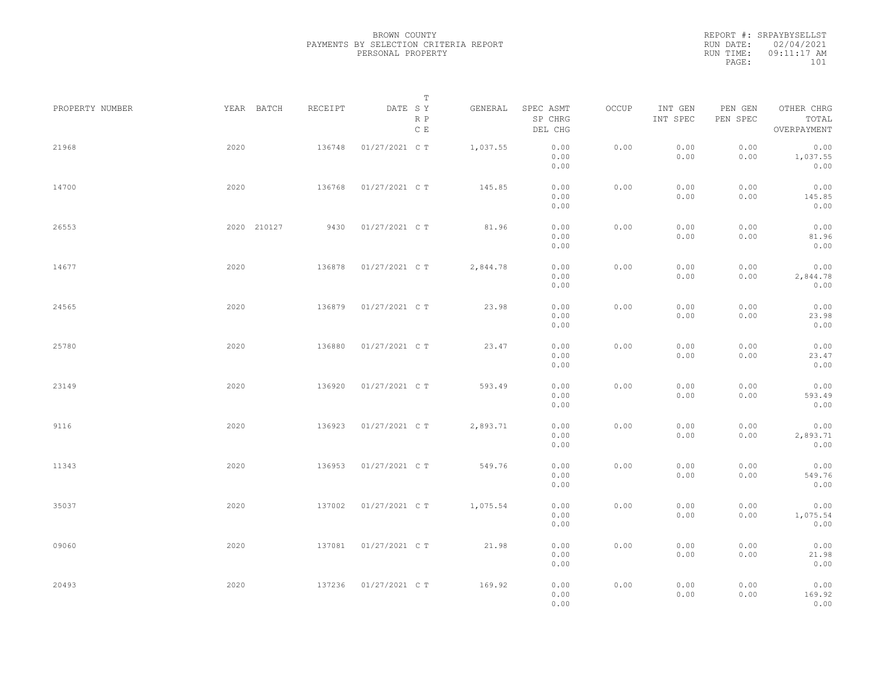BROWN COUNTY
PAYMENTS BY SELECTION CRITERIA REPORT
PERSONAL PROPERTY

REPORT #: SRPAYBYSELLST
RUN DATE: 02/04/2021
RUN TIME: 09:11:17 AM

| PROPERTY NUMBER | YEAR | BATCH | RECEIPT | DATE | T S Y R P C E | GENERAL | SPEC ASMT / SP CHRG / DEL CHG | OCCUP | INT GEN / INT SPEC | PEN GEN / PEN SPEC | OTHER CHRG / TOTAL / OVERPAYMENT |
|---|---|---|---|---|---|---|---|---|---|---|---|
| 21968 | 2020 | | 136748 | 01/27/2021 | C T | 1,037.55 | 0.00 / 0.00 / 0.00 | 0.00 | 0.00 / 0.00 | 0.00 / 0.00 | 0.00 / 1,037.55 / 0.00 |
| 14700 | 2020 | | 136768 | 01/27/2021 | C T | 145.85 | 0.00 / 0.00 / 0.00 | 0.00 | 0.00 / 0.00 | 0.00 / 0.00 | 0.00 / 145.85 / 0.00 |
| 26553 | 2020 | 210127 | 9430 | 01/27/2021 | C T | 81.96 | 0.00 / 0.00 / 0.00 | 0.00 | 0.00 / 0.00 | 0.00 / 0.00 | 0.00 / 81.96 / 0.00 |
| 14677 | 2020 | | 136878 | 01/27/2021 | C T | 2,844.78 | 0.00 / 0.00 / 0.00 | 0.00 | 0.00 / 0.00 | 0.00 / 0.00 | 0.00 / 2,844.78 / 0.00 |
| 24565 | 2020 | | 136879 | 01/27/2021 | C T | 23.98 | 0.00 / 0.00 / 0.00 | 0.00 | 0.00 / 0.00 | 0.00 / 0.00 | 0.00 / 23.98 / 0.00 |
| 25780 | 2020 | | 136880 | 01/27/2021 | C T | 23.47 | 0.00 / 0.00 / 0.00 | 0.00 | 0.00 / 0.00 | 0.00 / 0.00 | 0.00 / 23.47 / 0.00 |
| 23149 | 2020 | | 136920 | 01/27/2021 | C T | 593.49 | 0.00 / 0.00 / 0.00 | 0.00 | 0.00 / 0.00 | 0.00 / 0.00 | 0.00 / 593.49 / 0.00 |
| 9116 | 2020 | | 136923 | 01/27/2021 | C T | 2,893.71 | 0.00 / 0.00 / 0.00 | 0.00 | 0.00 / 0.00 | 0.00 / 0.00 | 0.00 / 2,893.71 / 0.00 |
| 11343 | 2020 | | 136953 | 01/27/2021 | C T | 549.76 | 0.00 / 0.00 / 0.00 | 0.00 | 0.00 / 0.00 | 0.00 / 0.00 | 0.00 / 549.76 / 0.00 |
| 35037 | 2020 | | 137002 | 01/27/2021 | C T | 1,075.54 | 0.00 / 0.00 / 0.00 | 0.00 | 0.00 / 0.00 | 0.00 / 0.00 | 0.00 / 1,075.54 / 0.00 |
| 09060 | 2020 | | 137081 | 01/27/2021 | C T | 21.98 | 0.00 / 0.00 / 0.00 | 0.00 | 0.00 / 0.00 | 0.00 / 0.00 | 0.00 / 21.98 / 0.00 |
| 20493 | 2020 | | 137236 | 01/27/2021 | C T | 169.92 | 0.00 / 0.00 / 0.00 | 0.00 | 0.00 / 0.00 | 0.00 / 0.00 | 0.00 / 169.92 / 0.00 |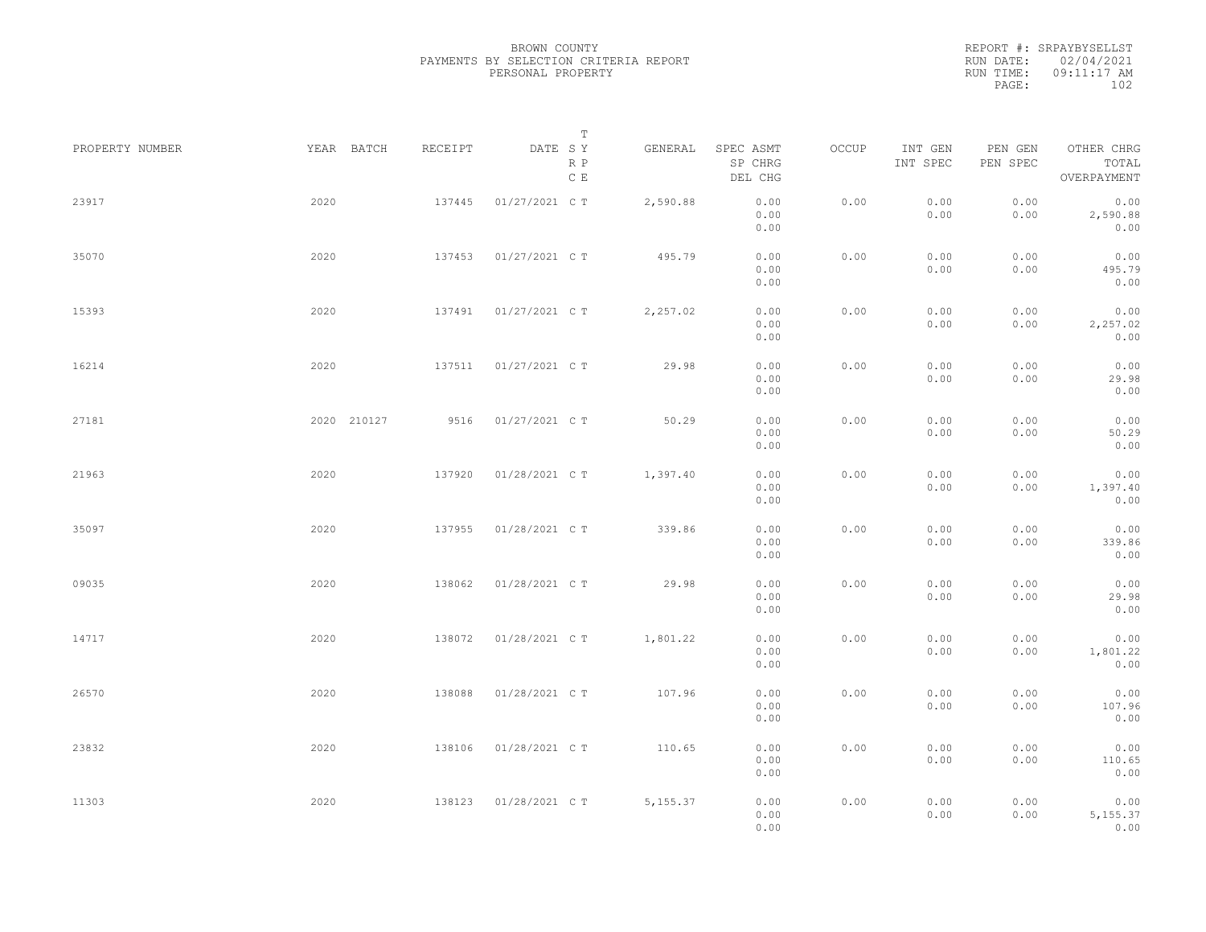BROWN COUNTY
PAYMENTS BY SELECTION CRITERIA REPORT
PERSONAL PROPERTY

REPORT #: SRPAYBYSELLST
RUN DATE: 02/04/2021
RUN TIME: 09:11:17 AM

| PROPERTY NUMBER | YEAR | BATCH | RECEIPT | DATE | T SY RP CE | GENERAL | SPEC ASMT / SP CHRG / DEL CHG | OCCUP | INT GEN / INT SPEC | PEN GEN / PEN SPEC | OTHER CHRG / TOTAL / OVERPAYMENT |
|---|---|---|---|---|---|---|---|---|---|---|---|
| 23917 | 2020 | | 137445 | 01/27/2021 | C T | 2,590.88 | 0.00 / 0.00 / 0.00 | 0.00 | 0.00 / 0.00 | 0.00 / 0.00 | 0.00 / 2,590.88 / 0.00 |
| 35070 | 2020 | | 137453 | 01/27/2021 | C T | 495.79 | 0.00 / 0.00 / 0.00 | 0.00 | 0.00 / 0.00 | 0.00 / 0.00 | 0.00 / 495.79 / 0.00 |
| 15393 | 2020 | | 137491 | 01/27/2021 | C T | 2,257.02 | 0.00 / 0.00 / 0.00 | 0.00 | 0.00 / 0.00 | 0.00 / 0.00 | 0.00 / 2,257.02 / 0.00 |
| 16214 | 2020 | | 137511 | 01/27/2021 | C T | 29.98 | 0.00 / 0.00 / 0.00 | 0.00 | 0.00 / 0.00 | 0.00 / 0.00 | 0.00 / 29.98 / 0.00 |
| 27181 | 2020 | 210127 | 9516 | 01/27/2021 | C T | 50.29 | 0.00 / 0.00 / 0.00 | 0.00 | 0.00 / 0.00 | 0.00 / 0.00 | 0.00 / 50.29 / 0.00 |
| 21963 | 2020 | | 137920 | 01/28/2021 | C T | 1,397.40 | 0.00 / 0.00 / 0.00 | 0.00 | 0.00 / 0.00 | 0.00 / 0.00 | 0.00 / 1,397.40 / 0.00 |
| 35097 | 2020 | | 137955 | 01/28/2021 | C T | 339.86 | 0.00 / 0.00 / 0.00 | 0.00 | 0.00 / 0.00 | 0.00 / 0.00 | 0.00 / 339.86 / 0.00 |
| 09035 | 2020 | | 138062 | 01/28/2021 | C T | 29.98 | 0.00 / 0.00 / 0.00 | 0.00 | 0.00 / 0.00 | 0.00 / 0.00 | 0.00 / 29.98 / 0.00 |
| 14717 | 2020 | | 138072 | 01/28/2021 | C T | 1,801.22 | 0.00 / 0.00 / 0.00 | 0.00 | 0.00 / 0.00 | 0.00 / 0.00 | 0.00 / 1,801.22 / 0.00 |
| 26570 | 2020 | | 138088 | 01/28/2021 | C T | 107.96 | 0.00 / 0.00 / 0.00 | 0.00 | 0.00 / 0.00 | 0.00 / 0.00 | 0.00 / 107.96 / 0.00 |
| 23832 | 2020 | | 138106 | 01/28/2021 | C T | 110.65 | 0.00 / 0.00 / 0.00 | 0.00 | 0.00 / 0.00 | 0.00 / 0.00 | 0.00 / 110.65 / 0.00 |
| 11303 | 2020 | | 138123 | 01/28/2021 | C T | 5,155.37 | 0.00 / 0.00 / 0.00 | 0.00 | 0.00 / 0.00 | 0.00 / 0.00 | 0.00 / 5,155.37 / 0.00 |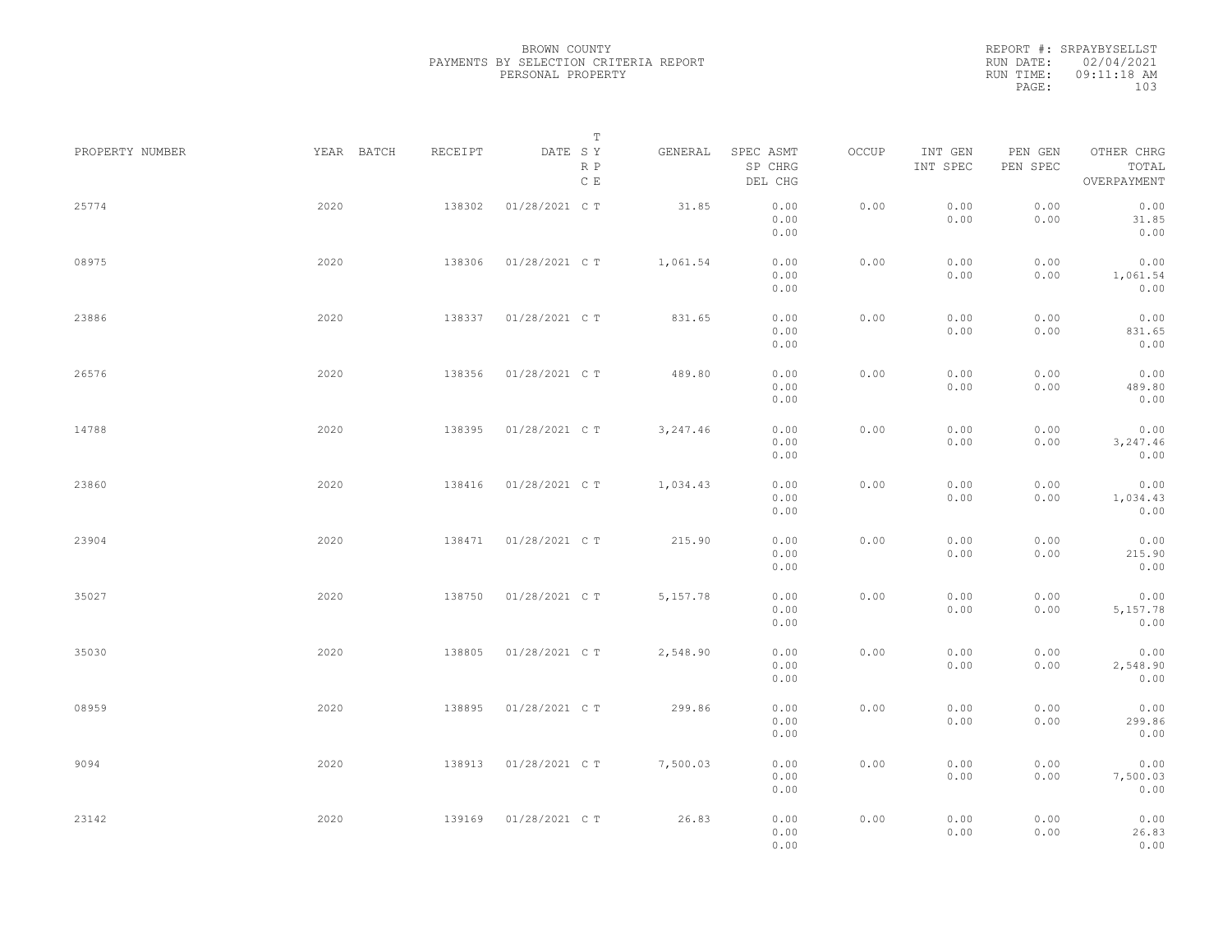BROWN COUNTY
PAYMENTS BY SELECTION CRITERIA REPORT
PERSONAL PROPERTY

REPORT #: SRPAYBYSELLST
RUN DATE: 02/04/2021
RUN TIME: 09:11:18 AM

| PROPERTY NUMBER | YEAR | BATCH | RECEIPT | DATE | T SY RP CE | GENERAL | SPEC ASMT / SP CHRG / DEL CHG | OCCUP | INT GEN / INT SPEC | PEN GEN / PEN SPEC | OTHER CHRG / TOTAL / OVERPAYMENT |
|---|---|---|---|---|---|---|---|---|---|---|---|
| 25774 | 2020 | | 138302 | 01/28/2021 | C T | 31.85 | 0.00 / 0.00 / 0.00 | 0.00 | 0.00 / 0.00 | 0.00 / 0.00 | 0.00 / 31.85 / 0.00 |
| 08975 | 2020 | | 138306 | 01/28/2021 | C T | 1,061.54 | 0.00 / 0.00 / 0.00 | 0.00 | 0.00 / 0.00 | 0.00 / 0.00 | 0.00 / 1,061.54 / 0.00 |
| 23886 | 2020 | | 138337 | 01/28/2021 | C T | 831.65 | 0.00 / 0.00 / 0.00 | 0.00 | 0.00 / 0.00 | 0.00 / 0.00 | 0.00 / 831.65 / 0.00 |
| 26576 | 2020 | | 138356 | 01/28/2021 | C T | 489.80 | 0.00 / 0.00 / 0.00 | 0.00 | 0.00 / 0.00 | 0.00 / 0.00 | 0.00 / 489.80 / 0.00 |
| 14788 | 2020 | | 138395 | 01/28/2021 | C T | 3,247.46 | 0.00 / 0.00 / 0.00 | 0.00 | 0.00 / 0.00 | 0.00 / 0.00 | 0.00 / 3,247.46 / 0.00 |
| 23860 | 2020 | | 138416 | 01/28/2021 | C T | 1,034.43 | 0.00 / 0.00 / 0.00 | 0.00 | 0.00 / 0.00 | 0.00 / 0.00 | 0.00 / 1,034.43 / 0.00 |
| 23904 | 2020 | | 138471 | 01/28/2021 | C T | 215.90 | 0.00 / 0.00 / 0.00 | 0.00 | 0.00 / 0.00 | 0.00 / 0.00 | 0.00 / 215.90 / 0.00 |
| 35027 | 2020 | | 138750 | 01/28/2021 | C T | 5,157.78 | 0.00 / 0.00 / 0.00 | 0.00 | 0.00 / 0.00 | 0.00 / 0.00 | 0.00 / 5,157.78 / 0.00 |
| 35030 | 2020 | | 138805 | 01/28/2021 | C T | 2,548.90 | 0.00 / 0.00 / 0.00 | 0.00 | 0.00 / 0.00 | 0.00 / 0.00 | 0.00 / 2,548.90 / 0.00 |
| 08959 | 2020 | | 138895 | 01/28/2021 | C T | 299.86 | 0.00 / 0.00 / 0.00 | 0.00 | 0.00 / 0.00 | 0.00 / 0.00 | 0.00 / 299.86 / 0.00 |
| 9094 | 2020 | | 138913 | 01/28/2021 | C T | 7,500.03 | 0.00 / 0.00 / 0.00 | 0.00 | 0.00 / 0.00 | 0.00 / 0.00 | 0.00 / 7,500.03 / 0.00 |
| 23142 | 2020 | | 139169 | 01/28/2021 | C T | 26.83 | 0.00 / 0.00 / 0.00 | 0.00 | 0.00 / 0.00 | 0.00 / 0.00 | 0.00 / 26.83 / 0.00 |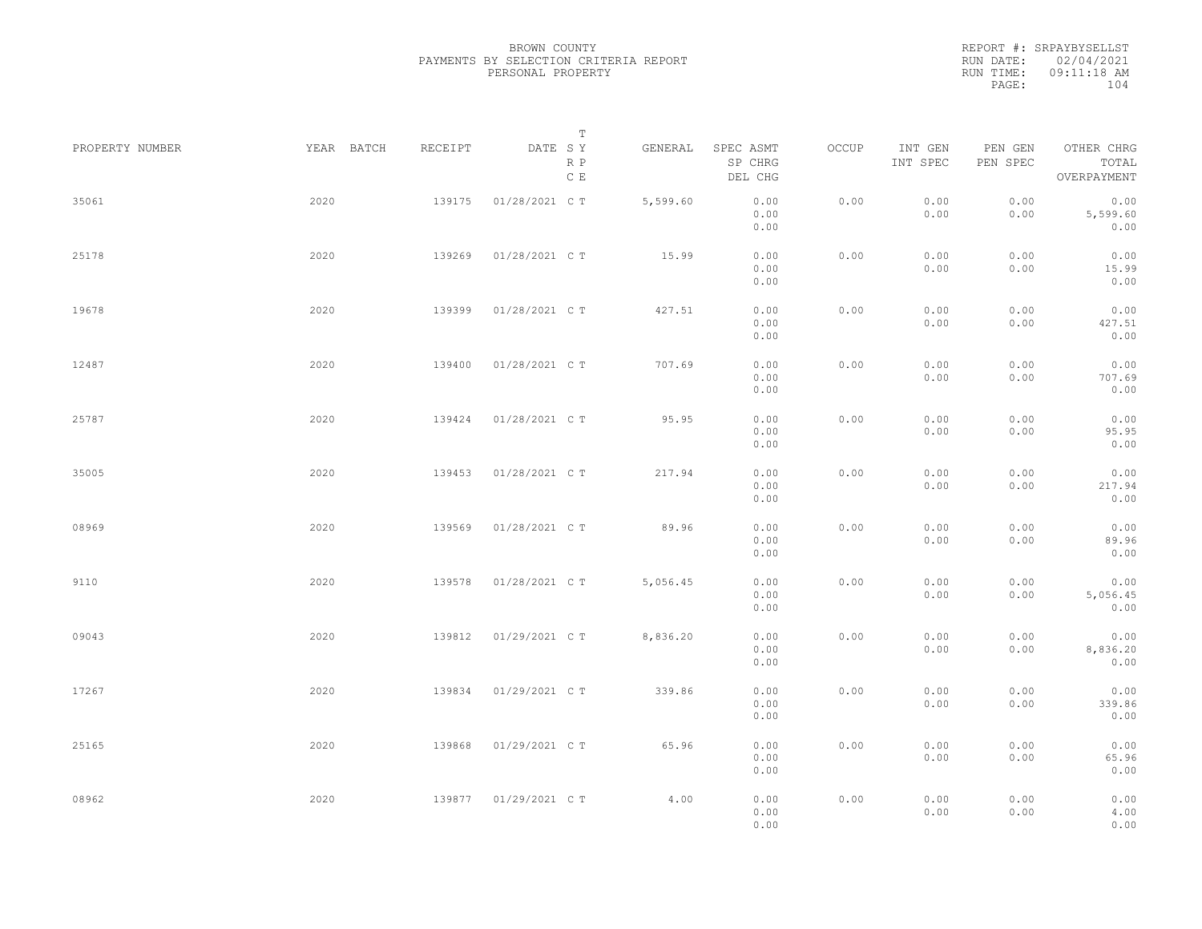BROWN COUNTY
PAYMENTS BY SELECTION CRITERIA REPORT
PERSONAL PROPERTY

REPORT #: SRPAYBYSELLST
RUN DATE: 02/04/2021
RUN TIME: 09:11:18 AM

| PROPERTY NUMBER | YEAR | BATCH | RECEIPT | DATE | T SY RP CE | GENERAL | SPEC ASMT / SP CHRG / DEL CHG | OCCUP | INT GEN / INT SPEC | PEN GEN / PEN SPEC | OTHER CHRG / TOTAL / OVERPAYMENT |
|---|---|---|---|---|---|---|---|---|---|---|---|
| 35061 | 2020 | | 139175 | 01/28/2021 | C T | 5,599.60 | 0.00 / 0.00 / 0.00 | 0.00 | 0.00 / 0.00 | 0.00 / 0.00 | 0.00 / 5,599.60 / 0.00 |
| 25178 | 2020 | | 139269 | 01/28/2021 | C T | 15.99 | 0.00 / 0.00 / 0.00 | 0.00 | 0.00 / 0.00 | 0.00 / 0.00 | 0.00 / 15.99 / 0.00 |
| 19678 | 2020 | | 139399 | 01/28/2021 | C T | 427.51 | 0.00 / 0.00 / 0.00 | 0.00 | 0.00 / 0.00 | 0.00 / 0.00 | 0.00 / 427.51 / 0.00 |
| 12487 | 2020 | | 139400 | 01/28/2021 | C T | 707.69 | 0.00 / 0.00 / 0.00 | 0.00 | 0.00 / 0.00 | 0.00 / 0.00 | 0.00 / 707.69 / 0.00 |
| 25787 | 2020 | | 139424 | 01/28/2021 | C T | 95.95 | 0.00 / 0.00 / 0.00 | 0.00 | 0.00 / 0.00 | 0.00 / 0.00 | 0.00 / 95.95 / 0.00 |
| 35005 | 2020 | | 139453 | 01/28/2021 | C T | 217.94 | 0.00 / 0.00 / 0.00 | 0.00 | 0.00 / 0.00 | 0.00 / 0.00 | 0.00 / 217.94 / 0.00 |
| 08969 | 2020 | | 139569 | 01/28/2021 | C T | 89.96 | 0.00 / 0.00 / 0.00 | 0.00 | 0.00 / 0.00 | 0.00 / 0.00 | 0.00 / 89.96 / 0.00 |
| 9110 | 2020 | | 139578 | 01/28/2021 | C T | 5,056.45 | 0.00 / 0.00 / 0.00 | 0.00 | 0.00 / 0.00 | 0.00 / 0.00 | 0.00 / 5,056.45 / 0.00 |
| 09043 | 2020 | | 139812 | 01/29/2021 | C T | 8,836.20 | 0.00 / 0.00 / 0.00 | 0.00 | 0.00 / 0.00 | 0.00 / 0.00 | 0.00 / 8,836.20 / 0.00 |
| 17267 | 2020 | | 139834 | 01/29/2021 | C T | 339.86 | 0.00 / 0.00 / 0.00 | 0.00 | 0.00 / 0.00 | 0.00 / 0.00 | 0.00 / 339.86 / 0.00 |
| 25165 | 2020 | | 139868 | 01/29/2021 | C T | 65.96 | 0.00 / 0.00 / 0.00 | 0.00 | 0.00 / 0.00 | 0.00 / 0.00 | 0.00 / 65.96 / 0.00 |
| 08962 | 2020 | | 139877 | 01/29/2021 | C T | 4.00 | 0.00 / 0.00 / 0.00 | 0.00 | 0.00 / 0.00 | 0.00 / 0.00 | 0.00 / 4.00 / 0.00 |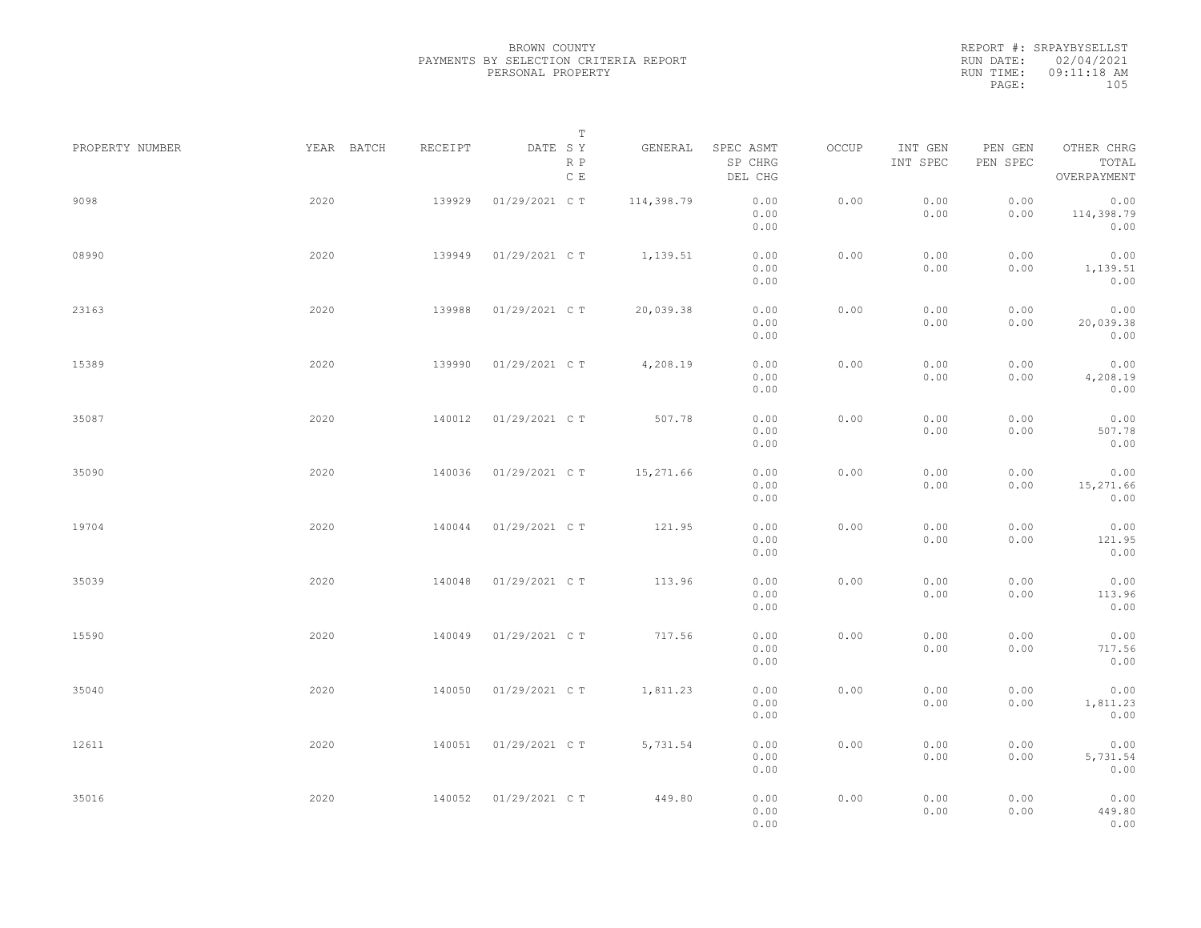BROWN COUNTY
PAYMENTS BY SELECTION CRITERIA REPORT
PERSONAL PROPERTY

REPORT #: SRPAYBYSELLST
RUN DATE: 02/04/2021
RUN TIME: 09:11:18 AM

| PROPERTY NUMBER | YEAR | BATCH | RECEIPT | DATE | T S Y R P C E | GENERAL | SPEC ASMT / SP CHRG / DEL CHG | OCCUP | INT GEN / INT SPEC | PEN GEN / PEN SPEC | OTHER CHRG / TOTAL / OVERPAYMENT |
|---|---|---|---|---|---|---|---|---|---|---|---|
| 9098 | 2020 | | 139929 | 01/29/2021 | C T | 114,398.79 | 0.00 / 0.00 / 0.00 | 0.00 | 0.00 / 0.00 | 0.00 / 0.00 | 0.00 / 114,398.79 / 0.00 |
| 08990 | 2020 | | 139949 | 01/29/2021 | C T | 1,139.51 | 0.00 / 0.00 / 0.00 | 0.00 | 0.00 / 0.00 | 0.00 / 0.00 | 0.00 / 1,139.51 / 0.00 |
| 23163 | 2020 | | 139988 | 01/29/2021 | C T | 20,039.38 | 0.00 / 0.00 / 0.00 | 0.00 | 0.00 / 0.00 | 0.00 / 0.00 | 0.00 / 20,039.38 / 0.00 |
| 15389 | 2020 | | 139990 | 01/29/2021 | C T | 4,208.19 | 0.00 / 0.00 / 0.00 | 0.00 | 0.00 / 0.00 | 0.00 / 0.00 | 0.00 / 4,208.19 / 0.00 |
| 35087 | 2020 | | 140012 | 01/29/2021 | C T | 507.78 | 0.00 / 0.00 / 0.00 | 0.00 | 0.00 / 0.00 | 0.00 / 0.00 | 0.00 / 507.78 / 0.00 |
| 35090 | 2020 | | 140036 | 01/29/2021 | C T | 15,271.66 | 0.00 / 0.00 / 0.00 | 0.00 | 0.00 / 0.00 | 0.00 / 0.00 | 0.00 / 15,271.66 / 0.00 |
| 19704 | 2020 | | 140044 | 01/29/2021 | C T | 121.95 | 0.00 / 0.00 / 0.00 | 0.00 | 0.00 / 0.00 | 0.00 / 0.00 | 0.00 / 121.95 / 0.00 |
| 35039 | 2020 | | 140048 | 01/29/2021 | C T | 113.96 | 0.00 / 0.00 / 0.00 | 0.00 | 0.00 / 0.00 | 0.00 / 0.00 | 0.00 / 113.96 / 0.00 |
| 15590 | 2020 | | 140049 | 01/29/2021 | C T | 717.56 | 0.00 / 0.00 / 0.00 | 0.00 | 0.00 / 0.00 | 0.00 / 0.00 | 0.00 / 717.56 / 0.00 |
| 35040 | 2020 | | 140050 | 01/29/2021 | C T | 1,811.23 | 0.00 / 0.00 / 0.00 | 0.00 | 0.00 / 0.00 | 0.00 / 0.00 | 0.00 / 1,811.23 / 0.00 |
| 12611 | 2020 | | 140051 | 01/29/2021 | C T | 5,731.54 | 0.00 / 0.00 / 0.00 | 0.00 | 0.00 / 0.00 | 0.00 / 0.00 | 0.00 / 5,731.54 / 0.00 |
| 35016 | 2020 | | 140052 | 01/29/2021 | C T | 449.80 | 0.00 / 0.00 / 0.00 | 0.00 | 0.00 / 0.00 | 0.00 / 0.00 | 0.00 / 449.80 / 0.00 |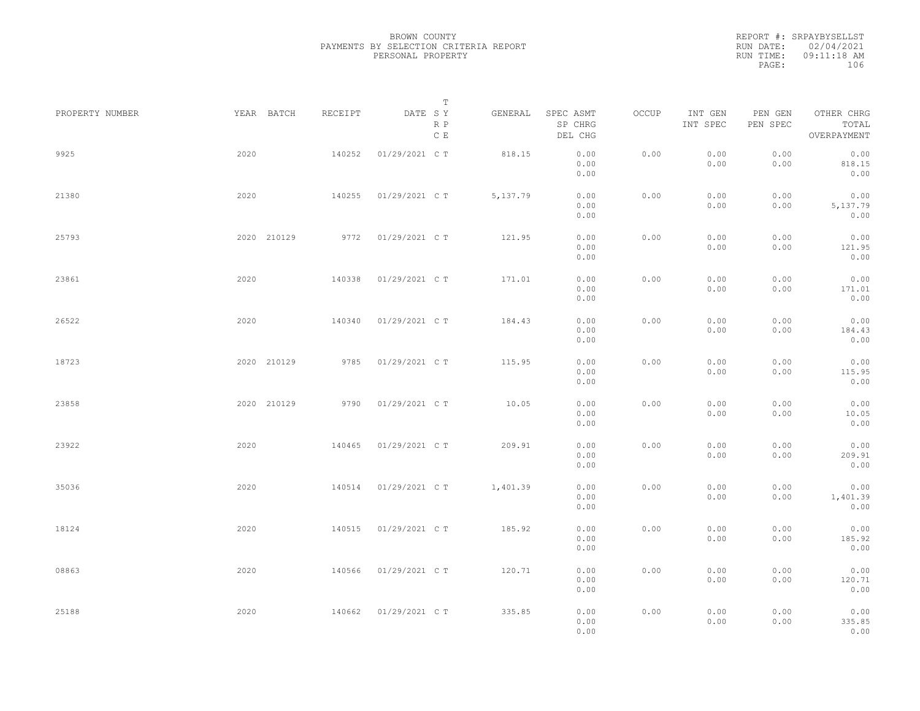BROWN COUNTY
PAYMENTS BY SELECTION CRITERIA REPORT
PERSONAL PROPERTY

REPORT #: SRPAYBYSELLST
RUN DATE: 02/04/2021
RUN TIME: 09:11:18 AM

| PROPERTY NUMBER | YEAR | BATCH | RECEIPT | DATE | T SY RP CE | GENERAL | SPEC ASMT / SP CHRG / DEL CHG | OCCUP | INT GEN / INT SPEC | PEN GEN / PEN SPEC | OTHER CHRG / TOTAL / OVERPAYMENT |
|---|---|---|---|---|---|---|---|---|---|---|---|
| 9925 | 2020 | | 140252 | 01/29/2021 | C T | 818.15 | 0.00 / 0.00 / 0.00 | 0.00 | 0.00 / 0.00 | 0.00 / 0.00 | 0.00 / 818.15 / 0.00 |
| 21380 | 2020 | | 140255 | 01/29/2021 | C T | 5,137.79 | 0.00 / 0.00 / 0.00 | 0.00 | 0.00 / 0.00 | 0.00 / 0.00 | 0.00 / 5,137.79 / 0.00 |
| 25793 | 2020 | 210129 | 9772 | 01/29/2021 | C T | 121.95 | 0.00 / 0.00 / 0.00 | 0.00 | 0.00 / 0.00 | 0.00 / 0.00 | 0.00 / 121.95 / 0.00 |
| 23861 | 2020 | | 140338 | 01/29/2021 | C T | 171.01 | 0.00 / 0.00 / 0.00 | 0.00 | 0.00 / 0.00 | 0.00 / 0.00 | 0.00 / 171.01 / 0.00 |
| 26522 | 2020 | | 140340 | 01/29/2021 | C T | 184.43 | 0.00 / 0.00 / 0.00 | 0.00 | 0.00 / 0.00 | 0.00 / 0.00 | 0.00 / 184.43 / 0.00 |
| 18723 | 2020 | 210129 | 9785 | 01/29/2021 | C T | 115.95 | 0.00 / 0.00 / 0.00 | 0.00 | 0.00 / 0.00 | 0.00 / 0.00 | 0.00 / 115.95 / 0.00 |
| 23858 | 2020 | 210129 | 9790 | 01/29/2021 | C T | 10.05 | 0.00 / 0.00 / 0.00 | 0.00 | 0.00 / 0.00 | 0.00 / 0.00 | 0.00 / 10.05 / 0.00 |
| 23922 | 2020 | | 140465 | 01/29/2021 | C T | 209.91 | 0.00 / 0.00 / 0.00 | 0.00 | 0.00 / 0.00 | 0.00 / 0.00 | 0.00 / 209.91 / 0.00 |
| 35036 | 2020 | | 140514 | 01/29/2021 | C T | 1,401.39 | 0.00 / 0.00 / 0.00 | 0.00 | 0.00 / 0.00 | 0.00 / 0.00 | 0.00 / 1,401.39 / 0.00 |
| 18124 | 2020 | | 140515 | 01/29/2021 | C T | 185.92 | 0.00 / 0.00 / 0.00 | 0.00 | 0.00 / 0.00 | 0.00 / 0.00 | 0.00 / 185.92 / 0.00 |
| 08863 | 2020 | | 140566 | 01/29/2021 | C T | 120.71 | 0.00 / 0.00 / 0.00 | 0.00 | 0.00 / 0.00 | 0.00 / 0.00 | 0.00 / 120.71 / 0.00 |
| 25188 | 2020 | | 140662 | 01/29/2021 | C T | 335.85 | 0.00 / 0.00 / 0.00 | 0.00 | 0.00 / 0.00 | 0.00 / 0.00 | 0.00 / 335.85 / 0.00 |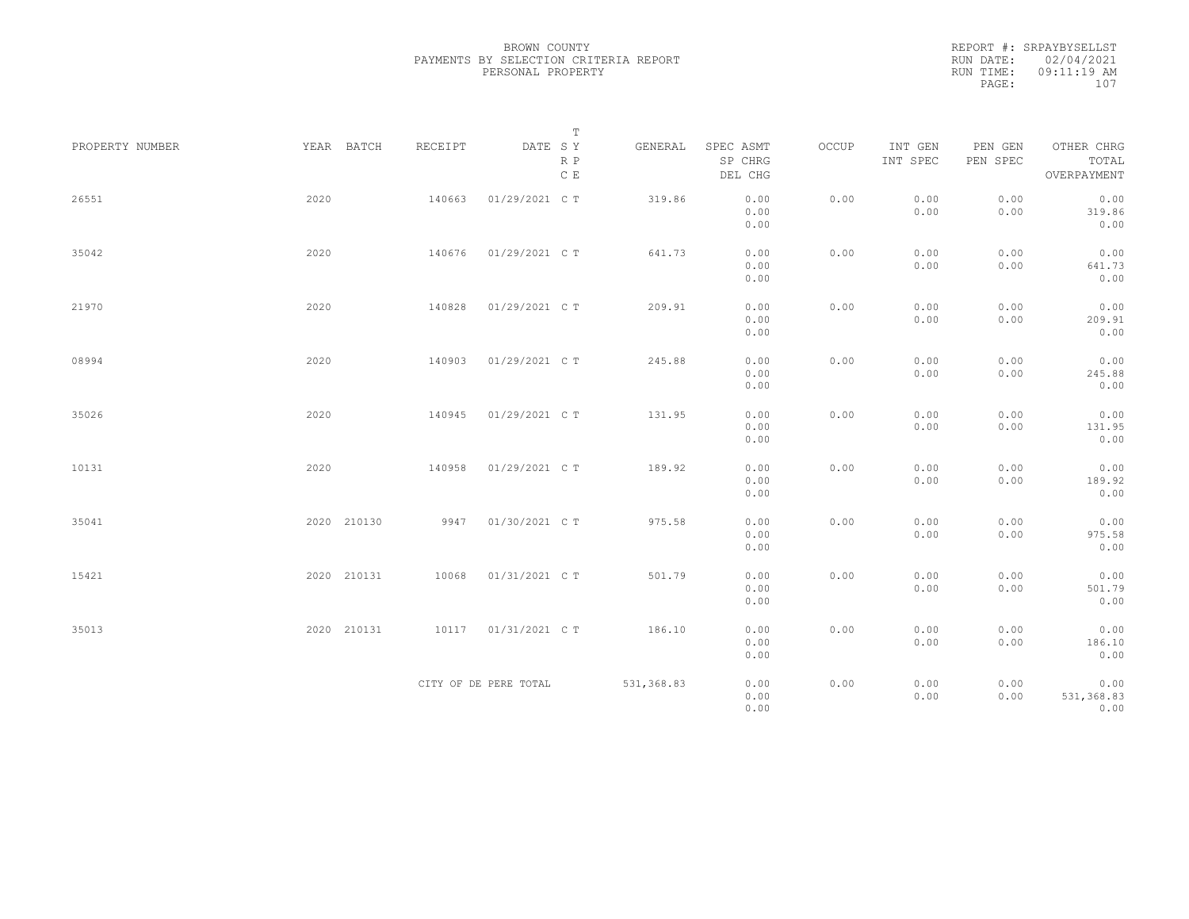BROWN COUNTY
PAYMENTS BY SELECTION CRITERIA REPORT
PERSONAL PROPERTY

REPORT #: SRPAYBYSELLST
RUN DATE: 02/04/2021
RUN TIME: 09:11:19 AM

| PROPERTY NUMBER | YEAR | BATCH | RECEIPT | DATE | T SY RP CE | GENERAL | SPEC ASMT / SP CHRG / DEL CHG | OCCUP | INT GEN / INT SPEC | PEN GEN / PEN SPEC | OTHER CHRG / TOTAL / OVERPAYMENT |
|---|---|---|---|---|---|---|---|---|---|---|---|
| 26551 | 2020 | | 140663 | 01/29/2021 | C T | 319.86 | 0.00 / 0.00 / 0.00 | 0.00 | 0.00 / 0.00 | 0.00 / 0.00 | 0.00 / 319.86 / 0.00 |
| 35042 | 2020 | | 140676 | 01/29/2021 | C T | 641.73 | 0.00 / 0.00 / 0.00 | 0.00 | 0.00 / 0.00 | 0.00 / 0.00 | 0.00 / 641.73 / 0.00 |
| 21970 | 2020 | | 140828 | 01/29/2021 | C T | 209.91 | 0.00 / 0.00 / 0.00 | 0.00 | 0.00 / 0.00 | 0.00 / 0.00 | 0.00 / 209.91 / 0.00 |
| 08994 | 2020 | | 140903 | 01/29/2021 | C T | 245.88 | 0.00 / 0.00 / 0.00 | 0.00 | 0.00 / 0.00 | 0.00 / 0.00 | 0.00 / 245.88 / 0.00 |
| 35026 | 2020 | | 140945 | 01/29/2021 | C T | 131.95 | 0.00 / 0.00 / 0.00 | 0.00 | 0.00 / 0.00 | 0.00 / 0.00 | 0.00 / 131.95 / 0.00 |
| 10131 | 2020 | | 140958 | 01/29/2021 | C T | 189.92 | 0.00 / 0.00 / 0.00 | 0.00 | 0.00 / 0.00 | 0.00 / 0.00 | 0.00 / 189.92 / 0.00 |
| 35041 | 2020 | 210130 | 9947 | 01/30/2021 | C T | 975.58 | 0.00 / 0.00 / 0.00 | 0.00 | 0.00 / 0.00 | 0.00 / 0.00 | 0.00 / 975.58 / 0.00 |
| 15421 | 2020 | 210131 | 10068 | 01/31/2021 | C T | 501.79 | 0.00 / 0.00 / 0.00 | 0.00 | 0.00 / 0.00 | 0.00 / 0.00 | 0.00 / 501.79 / 0.00 |
| 35013 | 2020 | 210131 | 10117 | 01/31/2021 | C T | 186.10 | 0.00 / 0.00 / 0.00 | 0.00 | 0.00 / 0.00 | 0.00 / 0.00 | 0.00 / 186.10 / 0.00 |
| | | | CITY OF DE PERE TOTAL | | | 531,368.83 | 0.00 / 0.00 / 0.00 | 0.00 | 0.00 / 0.00 | 0.00 / 0.00 | 0.00 / 531,368.83 / 0.00 |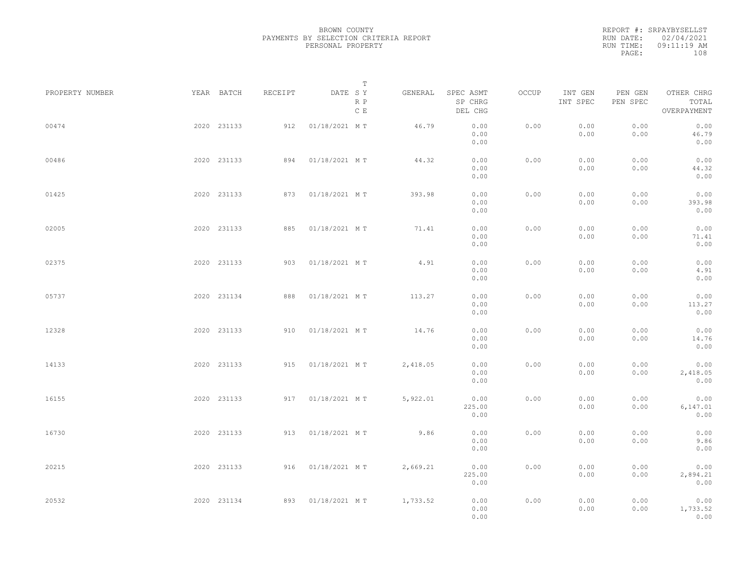BROWN COUNTY
PAYMENTS BY SELECTION CRITERIA REPORT
PERSONAL PROPERTY

REPORT #: SRPAYBYSELLST
RUN DATE: 02/04/2021
RUN TIME: 09:11:19 AM

| PROPERTY NUMBER | YEAR | BATCH | RECEIPT | DATE | T S Y R P C E | GENERAL | SPEC ASMT / SP CHRG / DEL CHG | OCCUP | INT GEN / INT SPEC | PEN GEN / PEN SPEC | OTHER CHRG / TOTAL / OVERPAYMENT |
|---|---|---|---|---|---|---|---|---|---|---|---|
| 00474 | 2020 | 231133 | 912 | 01/18/2021 | M T | 46.79 | 0.00 / 0.00 / 0.00 | 0.00 | 0.00 / 0.00 | 0.00 / 0.00 | 0.00 / 46.79 / 0.00 |
| 00486 | 2020 | 231133 | 894 | 01/18/2021 | M T | 44.32 | 0.00 / 0.00 / 0.00 | 0.00 | 0.00 / 0.00 | 0.00 / 0.00 | 0.00 / 44.32 / 0.00 |
| 01425 | 2020 | 231133 | 873 | 01/18/2021 | M T | 393.98 | 0.00 / 0.00 / 0.00 | 0.00 | 0.00 / 0.00 | 0.00 / 0.00 | 0.00 / 393.98 / 0.00 |
| 02005 | 2020 | 231133 | 885 | 01/18/2021 | M T | 71.41 | 0.00 / 0.00 / 0.00 | 0.00 | 0.00 / 0.00 | 0.00 / 0.00 | 0.00 / 71.41 / 0.00 |
| 02375 | 2020 | 231133 | 903 | 01/18/2021 | M T | 4.91 | 0.00 / 0.00 / 0.00 | 0.00 | 0.00 / 0.00 | 0.00 / 0.00 | 0.00 / 4.91 / 0.00 |
| 05737 | 2020 | 231134 | 888 | 01/18/2021 | M T | 113.27 | 0.00 / 0.00 / 0.00 | 0.00 | 0.00 / 0.00 | 0.00 / 0.00 | 0.00 / 113.27 / 0.00 |
| 12328 | 2020 | 231133 | 910 | 01/18/2021 | M T | 14.76 | 0.00 / 0.00 / 0.00 | 0.00 | 0.00 / 0.00 | 0.00 / 0.00 | 0.00 / 14.76 / 0.00 |
| 14133 | 2020 | 231133 | 915 | 01/18/2021 | M T | 2,418.05 | 0.00 / 0.00 / 0.00 | 0.00 | 0.00 / 0.00 | 0.00 / 0.00 | 0.00 / 2,418.05 / 0.00 |
| 16155 | 2020 | 231133 | 917 | 01/18/2021 | M T | 5,922.01 | 0.00 / 225.00 / 0.00 | 0.00 | 0.00 / 0.00 | 0.00 / 0.00 | 0.00 / 6,147.01 / 0.00 |
| 16730 | 2020 | 231133 | 913 | 01/18/2021 | M T | 9.86 | 0.00 / 0.00 / 0.00 | 0.00 | 0.00 / 0.00 | 0.00 / 0.00 | 0.00 / 9.86 / 0.00 |
| 20215 | 2020 | 231133 | 916 | 01/18/2021 | M T | 2,669.21 | 0.00 / 225.00 / 0.00 | 0.00 | 0.00 / 0.00 | 0.00 / 0.00 | 0.00 / 2,894.21 / 0.00 |
| 20532 | 2020 | 231134 | 893 | 01/18/2021 | M T | 1,733.52 | 0.00 / 0.00 / 0.00 | 0.00 | 0.00 / 0.00 | 0.00 / 0.00 | 0.00 / 1,733.52 / 0.00 |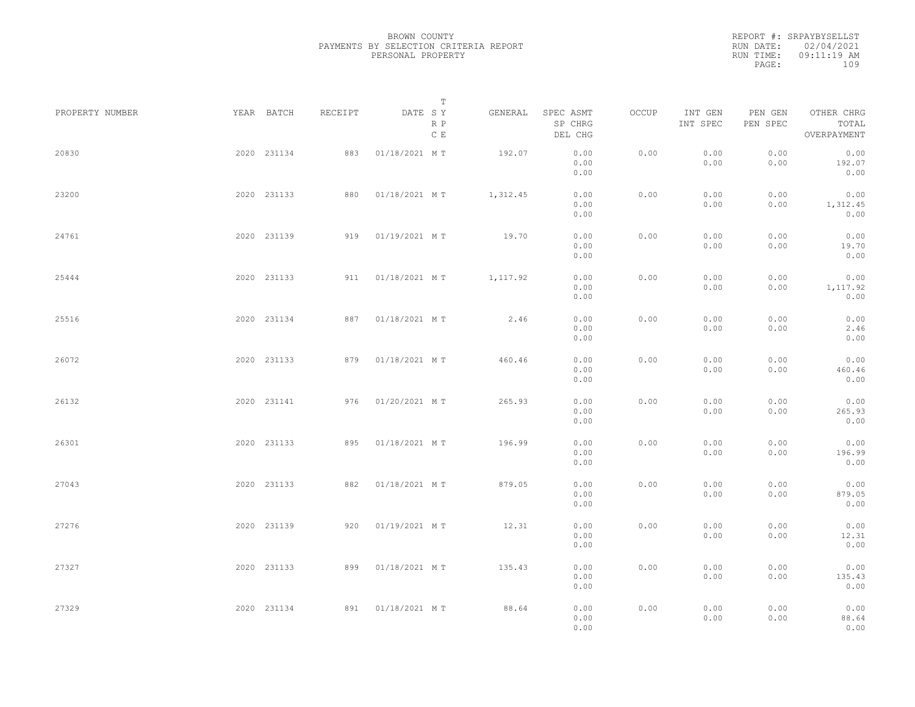BROWN COUNTY
PAYMENTS BY SELECTION CRITERIA REPORT
PERSONAL PROPERTY

REPORT #: SRPAYBYSELLST
RUN DATE: 02/04/2021
RUN TIME: 09:11:19 AM

| PROPERTY NUMBER | YEAR | BATCH | RECEIPT | DATE | T SY RP CE | GENERAL | SPEC ASMT / SP CHRG / DEL CHG | OCCUP | INT GEN / INT SPEC | PEN GEN / PEN SPEC | OTHER CHRG / TOTAL / OVERPAYMENT |
|---|---|---|---|---|---|---|---|---|---|---|---|
| 20830 | 2020 | 231134 | 883 | 01/18/2021 | M T | 192.07 | 0.00 / 0.00 / 0.00 | 0.00 | 0.00 / 0.00 | 0.00 / 0.00 | 0.00 / 192.07 / 0.00 |
| 23200 | 2020 | 231133 | 880 | 01/18/2021 | M T | 1,312.45 | 0.00 / 0.00 / 0.00 | 0.00 | 0.00 / 0.00 | 0.00 / 0.00 | 0.00 / 1,312.45 / 0.00 |
| 24761 | 2020 | 231139 | 919 | 01/19/2021 | M T | 19.70 | 0.00 / 0.00 / 0.00 | 0.00 | 0.00 / 0.00 | 0.00 / 0.00 | 0.00 / 19.70 / 0.00 |
| 25444 | 2020 | 231133 | 911 | 01/18/2021 | M T | 1,117.92 | 0.00 / 0.00 / 0.00 | 0.00 | 0.00 / 0.00 | 0.00 / 0.00 | 0.00 / 1,117.92 / 0.00 |
| 25516 | 2020 | 231134 | 887 | 01/18/2021 | M T | 2.46 | 0.00 / 0.00 / 0.00 | 0.00 | 0.00 / 0.00 | 0.00 / 0.00 | 0.00 / 2.46 / 0.00 |
| 26072 | 2020 | 231133 | 879 | 01/18/2021 | M T | 460.46 | 0.00 / 0.00 / 0.00 | 0.00 | 0.00 / 0.00 | 0.00 / 0.00 | 0.00 / 460.46 / 0.00 |
| 26132 | 2020 | 231141 | 976 | 01/20/2021 | M T | 265.93 | 0.00 / 0.00 / 0.00 | 0.00 | 0.00 / 0.00 | 0.00 / 0.00 | 0.00 / 265.93 / 0.00 |
| 26301 | 2020 | 231133 | 895 | 01/18/2021 | M T | 196.99 | 0.00 / 0.00 / 0.00 | 0.00 | 0.00 / 0.00 | 0.00 / 0.00 | 0.00 / 196.99 / 0.00 |
| 27043 | 2020 | 231133 | 882 | 01/18/2021 | M T | 879.05 | 0.00 / 0.00 / 0.00 | 0.00 | 0.00 / 0.00 | 0.00 / 0.00 | 0.00 / 879.05 / 0.00 |
| 27276 | 2020 | 231139 | 920 | 01/19/2021 | M T | 12.31 | 0.00 / 0.00 / 0.00 | 0.00 | 0.00 / 0.00 | 0.00 / 0.00 | 0.00 / 12.31 / 0.00 |
| 27327 | 2020 | 231133 | 899 | 01/18/2021 | M T | 135.43 | 0.00 / 0.00 / 0.00 | 0.00 | 0.00 / 0.00 | 0.00 / 0.00 | 0.00 / 135.43 / 0.00 |
| 27329 | 2020 | 231134 | 891 | 01/18/2021 | M T | 88.64 | 0.00 / 0.00 / 0.00 | 0.00 | 0.00 / 0.00 | 0.00 / 0.00 | 0.00 / 88.64 / 0.00 |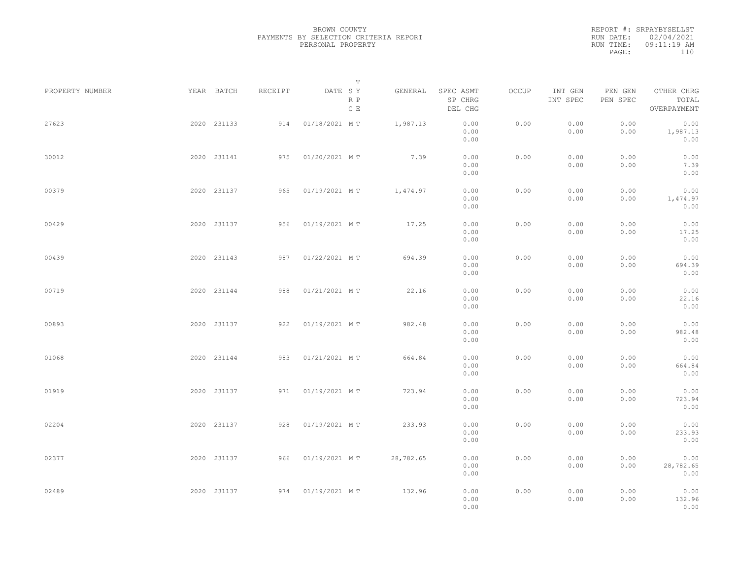BROWN COUNTY
PAYMENTS BY SELECTION CRITERIA REPORT
PERSONAL PROPERTY

REPORT #: SRPAYBYSELLST
RUN DATE: 02/04/2021
RUN TIME: 09:11:19 AM

| PROPERTY NUMBER | YEAR | BATCH | RECEIPT | DATE | T S Y R P C E | GENERAL | SPEC ASMT / SP CHRG / DEL CHG | OCCUP | INT GEN / INT SPEC | PEN GEN / PEN SPEC | OTHER CHRG / TOTAL / OVERPAYMENT |
|---|---|---|---|---|---|---|---|---|---|---|---|
| 27623 | 2020 | 231133 | 914 | 01/18/2021 | M T | 1,987.13 | 0.00 / 0.00 / 0.00 | 0.00 | 0.00 / 0.00 | 0.00 / 0.00 | 0.00 / 1,987.13 / 0.00 |
| 30012 | 2020 | 231141 | 975 | 01/20/2021 | M T | 7.39 | 0.00 / 0.00 / 0.00 | 0.00 | 0.00 / 0.00 | 0.00 / 0.00 | 0.00 / 7.39 / 0.00 |
| 00379 | 2020 | 231137 | 965 | 01/19/2021 | M T | 1,474.97 | 0.00 / 0.00 / 0.00 | 0.00 | 0.00 / 0.00 | 0.00 / 0.00 | 0.00 / 1,474.97 / 0.00 |
| 00429 | 2020 | 231137 | 956 | 01/19/2021 | M T | 17.25 | 0.00 / 0.00 / 0.00 | 0.00 | 0.00 / 0.00 | 0.00 / 0.00 | 0.00 / 17.25 / 0.00 |
| 00439 | 2020 | 231143 | 987 | 01/22/2021 | M T | 694.39 | 0.00 / 0.00 / 0.00 | 0.00 | 0.00 / 0.00 | 0.00 / 0.00 | 0.00 / 694.39 / 0.00 |
| 00719 | 2020 | 231144 | 988 | 01/21/2021 | M T | 22.16 | 0.00 / 0.00 / 0.00 | 0.00 | 0.00 / 0.00 | 0.00 / 0.00 | 0.00 / 22.16 / 0.00 |
| 00893 | 2020 | 231137 | 922 | 01/19/2021 | M T | 982.48 | 0.00 / 0.00 / 0.00 | 0.00 | 0.00 / 0.00 | 0.00 / 0.00 | 0.00 / 982.48 / 0.00 |
| 01068 | 2020 | 231144 | 983 | 01/21/2021 | M T | 664.84 | 0.00 / 0.00 / 0.00 | 0.00 | 0.00 / 0.00 | 0.00 / 0.00 | 0.00 / 664.84 / 0.00 |
| 01919 | 2020 | 231137 | 971 | 01/19/2021 | M T | 723.94 | 0.00 / 0.00 / 0.00 | 0.00 | 0.00 / 0.00 | 0.00 / 0.00 | 0.00 / 723.94 / 0.00 |
| 02204 | 2020 | 231137 | 928 | 01/19/2021 | M T | 233.93 | 0.00 / 0.00 / 0.00 | 0.00 | 0.00 / 0.00 | 0.00 / 0.00 | 0.00 / 233.93 / 0.00 |
| 02377 | 2020 | 231137 | 966 | 01/19/2021 | M T | 28,782.65 | 0.00 / 0.00 / 0.00 | 0.00 | 0.00 / 0.00 | 0.00 / 0.00 | 0.00 / 28,782.65 / 0.00 |
| 02489 | 2020 | 231137 | 974 | 01/19/2021 | M T | 132.96 | 0.00 / 0.00 / 0.00 | 0.00 | 0.00 / 0.00 | 0.00 / 0.00 | 0.00 / 132.96 / 0.00 |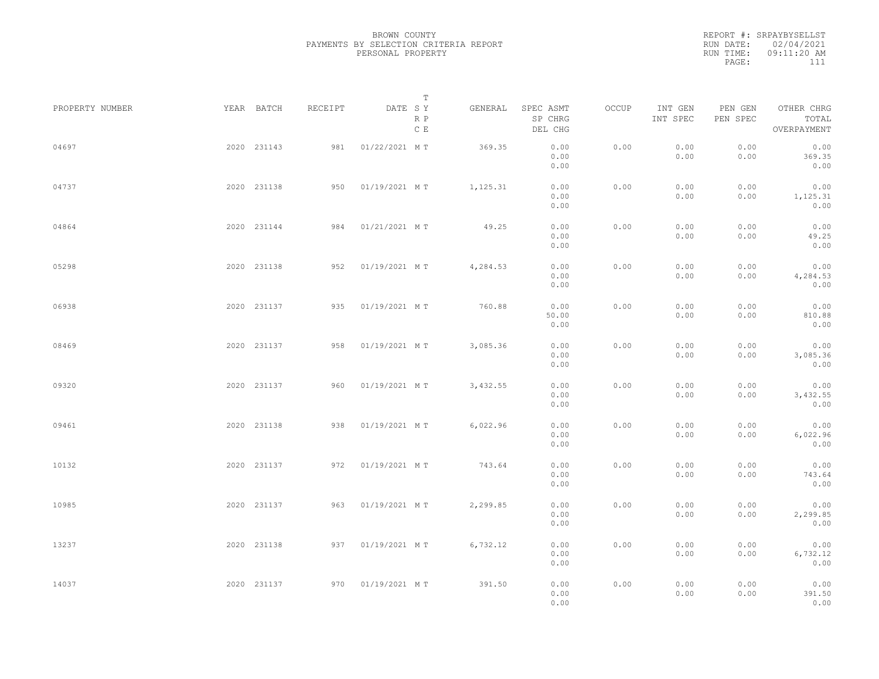BROWN COUNTY
PAYMENTS BY SELECTION CRITERIA REPORT
PERSONAL PROPERTY

REPORT #: SRPAYBYSELLST
RUN DATE: 02/04/2021
RUN TIME: 09:11:20 AM
PAGE: 111

| PROPERTY NUMBER | YEAR | BATCH | RECEIPT | DATE | T SY RP CE | GENERAL | SPEC ASMT / SP CHRG / DEL CHG | OCCUP | INT GEN / INT SPEC | PEN GEN / PEN SPEC | OTHER CHRG / TOTAL / OVERPAYMENT |
|---|---|---|---|---|---|---|---|---|---|---|---|
| 04697 | 2020 | 231143 | 981 | 01/22/2021 | M T | 369.35 | 0.00 / 0.00 / 0.00 | 0.00 | 0.00 / 0.00 | 0.00 / 0.00 | 0.00 / 369.35 / 0.00 |
| 04737 | 2020 | 231138 | 950 | 01/19/2021 | M T | 1,125.31 | 0.00 / 0.00 / 0.00 | 0.00 | 0.00 / 0.00 | 0.00 / 0.00 | 0.00 / 1,125.31 / 0.00 |
| 04864 | 2020 | 231144 | 984 | 01/21/2021 | M T | 49.25 | 0.00 / 0.00 / 0.00 | 0.00 | 0.00 / 0.00 | 0.00 / 0.00 | 0.00 / 49.25 / 0.00 |
| 05298 | 2020 | 231138 | 952 | 01/19/2021 | M T | 4,284.53 | 0.00 / 0.00 / 0.00 | 0.00 | 0.00 / 0.00 | 0.00 / 0.00 | 0.00 / 4,284.53 / 0.00 |
| 06938 | 2020 | 231137 | 935 | 01/19/2021 | M T | 760.88 | 0.00 / 50.00 / 0.00 | 0.00 | 0.00 / 0.00 | 0.00 / 0.00 | 0.00 / 810.88 / 0.00 |
| 08469 | 2020 | 231137 | 958 | 01/19/2021 | M T | 3,085.36 | 0.00 / 0.00 / 0.00 | 0.00 | 0.00 / 0.00 | 0.00 / 0.00 | 0.00 / 3,085.36 / 0.00 |
| 09320 | 2020 | 231137 | 960 | 01/19/2021 | M T | 3,432.55 | 0.00 / 0.00 / 0.00 | 0.00 | 0.00 / 0.00 | 0.00 / 0.00 | 0.00 / 3,432.55 / 0.00 |
| 09461 | 2020 | 231138 | 938 | 01/19/2021 | M T | 6,022.96 | 0.00 / 0.00 / 0.00 | 0.00 | 0.00 / 0.00 | 0.00 / 0.00 | 0.00 / 6,022.96 / 0.00 |
| 10132 | 2020 | 231137 | 972 | 01/19/2021 | M T | 743.64 | 0.00 / 0.00 / 0.00 | 0.00 | 0.00 / 0.00 | 0.00 / 0.00 | 0.00 / 743.64 / 0.00 |
| 10985 | 2020 | 231137 | 963 | 01/19/2021 | M T | 2,299.85 | 0.00 / 0.00 / 0.00 | 0.00 | 0.00 / 0.00 | 0.00 / 0.00 | 0.00 / 2,299.85 / 0.00 |
| 13237 | 2020 | 231138 | 937 | 01/19/2021 | M T | 6,732.12 | 0.00 / 0.00 / 0.00 | 0.00 | 0.00 / 0.00 | 0.00 / 0.00 | 0.00 / 6,732.12 / 0.00 |
| 14037 | 2020 | 231137 | 970 | 01/19/2021 | M T | 391.50 | 0.00 / 0.00 / 0.00 | 0.00 | 0.00 / 0.00 | 0.00 / 0.00 | 0.00 / 391.50 / 0.00 |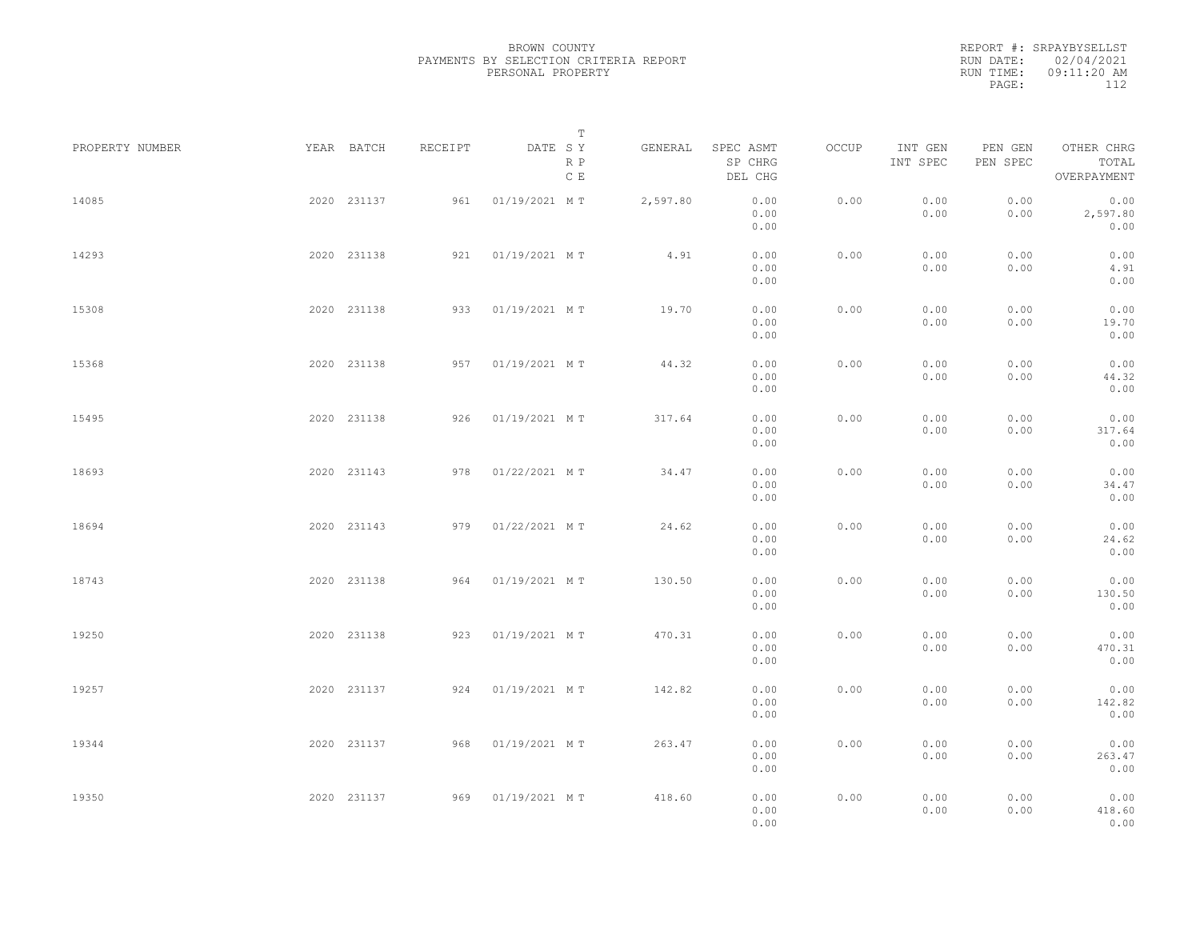BROWN COUNTY
PAYMENTS BY SELECTION CRITERIA REPORT
PERSONAL PROPERTY

REPORT #: SRPAYBYSELLST
RUN DATE: 02/04/2021
RUN TIME: 09:11:20 AM

| PROPERTY NUMBER | YEAR | BATCH | RECEIPT | DATE | T SY RP CE | GENERAL | SPEC ASMT / SP CHRG / DEL CHG | OCCUP | INT GEN / INT SPEC | PEN GEN / PEN SPEC | OTHER CHRG / TOTAL / OVERPAYMENT |
|---|---|---|---|---|---|---|---|---|---|---|---|
| 14085 | 2020 | 231137 | 961 | 01/19/2021 | M T | 2,597.80 | 0.00 / 0.00 / 0.00 | 0.00 | 0.00 / 0.00 | 0.00 / 0.00 | 0.00 / 2,597.80 / 0.00 |
| 14293 | 2020 | 231138 | 921 | 01/19/2021 | M T | 4.91 | 0.00 / 0.00 / 0.00 | 0.00 | 0.00 / 0.00 | 0.00 / 0.00 | 0.00 / 4.91 / 0.00 |
| 15308 | 2020 | 231138 | 933 | 01/19/2021 | M T | 19.70 | 0.00 / 0.00 / 0.00 | 0.00 | 0.00 / 0.00 | 0.00 / 0.00 | 0.00 / 19.70 / 0.00 |
| 15368 | 2020 | 231138 | 957 | 01/19/2021 | M T | 44.32 | 0.00 / 0.00 / 0.00 | 0.00 | 0.00 / 0.00 | 0.00 / 0.00 | 0.00 / 44.32 / 0.00 |
| 15495 | 2020 | 231138 | 926 | 01/19/2021 | M T | 317.64 | 0.00 / 0.00 / 0.00 | 0.00 | 0.00 / 0.00 | 0.00 / 0.00 | 0.00 / 317.64 / 0.00 |
| 18693 | 2020 | 231143 | 978 | 01/22/2021 | M T | 34.47 | 0.00 / 0.00 / 0.00 | 0.00 | 0.00 / 0.00 | 0.00 / 0.00 | 0.00 / 34.47 / 0.00 |
| 18694 | 2020 | 231143 | 979 | 01/22/2021 | M T | 24.62 | 0.00 / 0.00 / 0.00 | 0.00 | 0.00 / 0.00 | 0.00 / 0.00 | 0.00 / 24.62 / 0.00 |
| 18743 | 2020 | 231138 | 964 | 01/19/2021 | M T | 130.50 | 0.00 / 0.00 / 0.00 | 0.00 | 0.00 / 0.00 | 0.00 / 0.00 | 0.00 / 130.50 / 0.00 |
| 19250 | 2020 | 231138 | 923 | 01/19/2021 | M T | 470.31 | 0.00 / 0.00 / 0.00 | 0.00 | 0.00 / 0.00 | 0.00 / 0.00 | 0.00 / 470.31 / 0.00 |
| 19257 | 2020 | 231137 | 924 | 01/19/2021 | M T | 142.82 | 0.00 / 0.00 / 0.00 | 0.00 | 0.00 / 0.00 | 0.00 / 0.00 | 0.00 / 142.82 / 0.00 |
| 19344 | 2020 | 231137 | 968 | 01/19/2021 | M T | 263.47 | 0.00 / 0.00 / 0.00 | 0.00 | 0.00 / 0.00 | 0.00 / 0.00 | 0.00 / 263.47 / 0.00 |
| 19350 | 2020 | 231137 | 969 | 01/19/2021 | M T | 418.60 | 0.00 / 0.00 / 0.00 | 0.00 | 0.00 / 0.00 | 0.00 / 0.00 | 0.00 / 418.60 / 0.00 |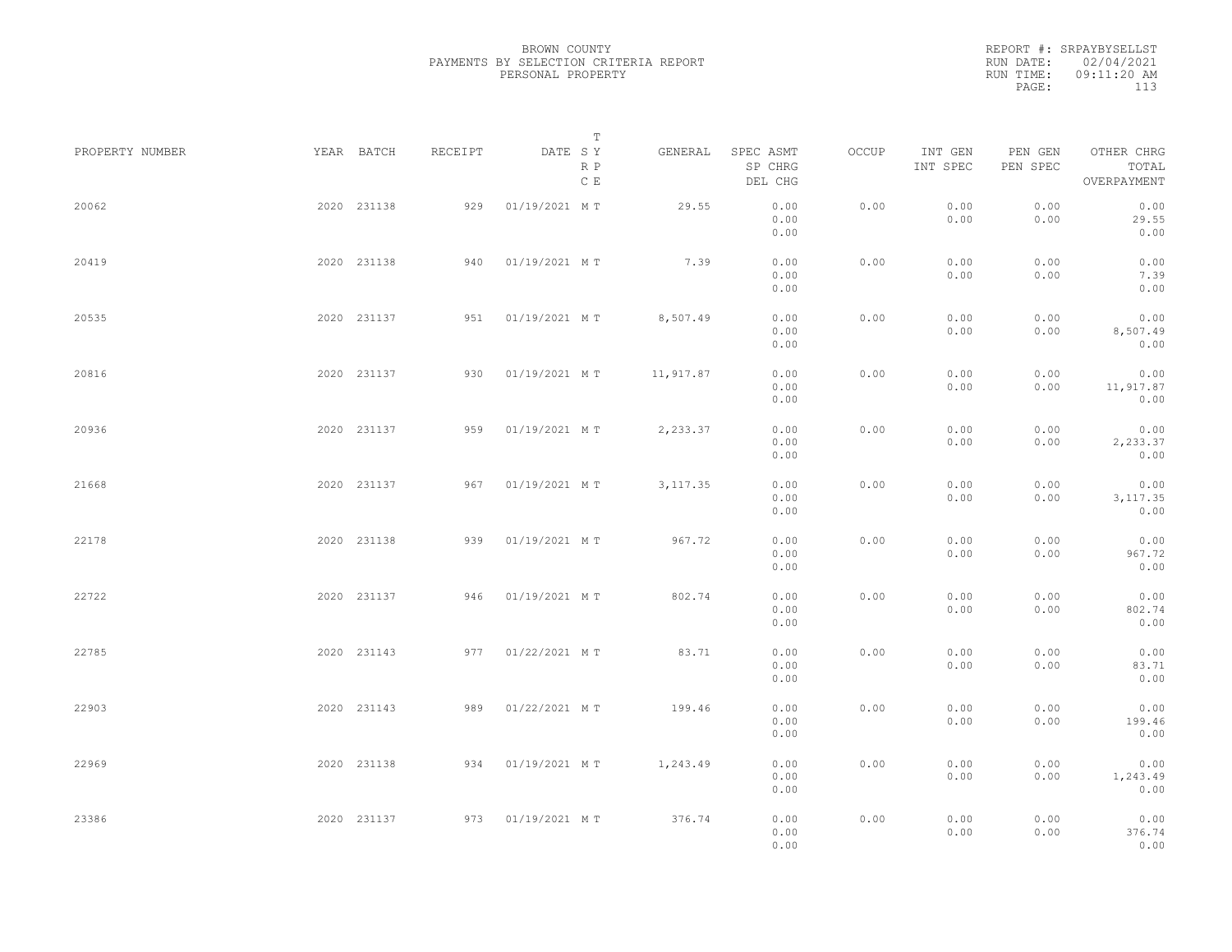BROWN COUNTY
PAYMENTS BY SELECTION CRITERIA REPORT
PERSONAL PROPERTY

REPORT #: SRPAYBYSELLST
RUN DATE: 02/04/2021
RUN TIME: 09:11:20 AM

| PROPERTY NUMBER | YEAR | BATCH | RECEIPT | DATE | T SY RP CE | GENERAL | SPEC ASMT SP CHRG DEL CHG | OCCUP | INT GEN INT SPEC | PEN GEN PEN SPEC | OTHER CHRG TOTAL OVERPAYMENT |
|---|---|---|---|---|---|---|---|---|---|---|---|
| 20062 | 2020 | 231138 | 929 | 01/19/2021 | M T | 29.55 | 0.00 0.00 0.00 | 0.00 | 0.00 0.00 | 0.00 0.00 | 0.00 29.55 0.00 |
| 20419 | 2020 | 231138 | 940 | 01/19/2021 | M T | 7.39 | 0.00 0.00 0.00 | 0.00 | 0.00 0.00 | 0.00 0.00 | 0.00 7.39 0.00 |
| 20535 | 2020 | 231137 | 951 | 01/19/2021 | M T | 8,507.49 | 0.00 0.00 0.00 | 0.00 | 0.00 0.00 | 0.00 0.00 | 0.00 8,507.49 0.00 |
| 20816 | 2020 | 231137 | 930 | 01/19/2021 | M T | 11,917.87 | 0.00 0.00 0.00 | 0.00 | 0.00 0.00 | 0.00 0.00 | 0.00 11,917.87 0.00 |
| 20936 | 2020 | 231137 | 959 | 01/19/2021 | M T | 2,233.37 | 0.00 0.00 0.00 | 0.00 | 0.00 0.00 | 0.00 0.00 | 0.00 2,233.37 0.00 |
| 21668 | 2020 | 231137 | 967 | 01/19/2021 | M T | 3,117.35 | 0.00 0.00 0.00 | 0.00 | 0.00 0.00 | 0.00 0.00 | 0.00 3,117.35 0.00 |
| 22178 | 2020 | 231138 | 939 | 01/19/2021 | M T | 967.72 | 0.00 0.00 0.00 | 0.00 | 0.00 0.00 | 0.00 0.00 | 0.00 967.72 0.00 |
| 22722 | 2020 | 231137 | 946 | 01/19/2021 | M T | 802.74 | 0.00 0.00 0.00 | 0.00 | 0.00 0.00 | 0.00 0.00 | 0.00 802.74 0.00 |
| 22785 | 2020 | 231143 | 977 | 01/22/2021 | M T | 83.71 | 0.00 0.00 0.00 | 0.00 | 0.00 0.00 | 0.00 0.00 | 0.00 83.71 0.00 |
| 22903 | 2020 | 231143 | 989 | 01/22/2021 | M T | 199.46 | 0.00 0.00 0.00 | 0.00 | 0.00 0.00 | 0.00 0.00 | 0.00 199.46 0.00 |
| 22969 | 2020 | 231138 | 934 | 01/19/2021 | M T | 1,243.49 | 0.00 0.00 0.00 | 0.00 | 0.00 0.00 | 0.00 0.00 | 0.00 1,243.49 0.00 |
| 23386 | 2020 | 231137 | 973 | 01/19/2021 | M T | 376.74 | 0.00 0.00 0.00 | 0.00 | 0.00 0.00 | 0.00 0.00 | 0.00 376.74 0.00 |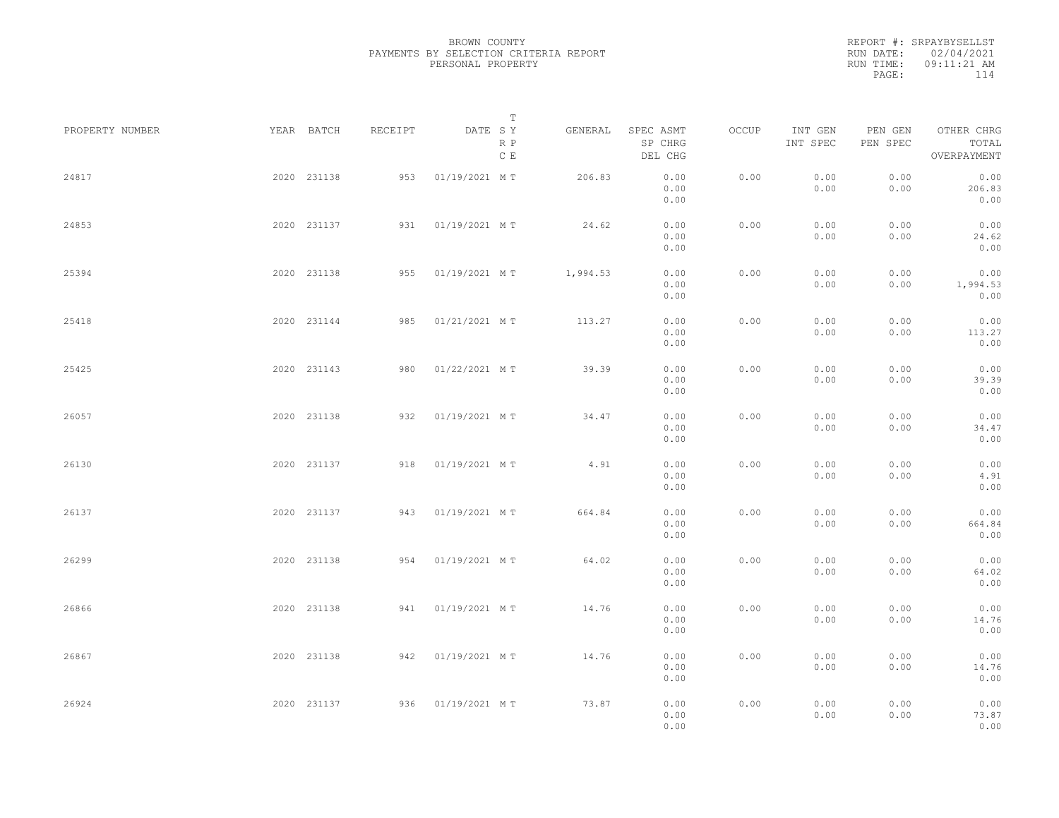BROWN COUNTY
PAYMENTS BY SELECTION CRITERIA REPORT
PERSONAL PROPERTY

REPORT #: SRPAYBYSELLST
RUN DATE: 02/04/2021
RUN TIME: 09:11:21 AM

| PROPERTY NUMBER | YEAR | BATCH | RECEIPT | DATE | T SY RP CE | GENERAL | SPEC ASMT / SP CHRG / DEL CHG | OCCUP | INT GEN / INT SPEC | PEN GEN / PEN SPEC | OTHER CHRG / TOTAL / OVERPAYMENT |
|---|---|---|---|---|---|---|---|---|---|---|---|
| 24817 | 2020 | 231138 | 953 | 01/19/2021 | M T | 206.83 | 0.00 / 0.00 / 0.00 | 0.00 | 0.00 / 0.00 | 0.00 / 0.00 | 0.00 / 206.83 / 0.00 |
| 24853 | 2020 | 231137 | 931 | 01/19/2021 | M T | 24.62 | 0.00 / 0.00 / 0.00 | 0.00 | 0.00 / 0.00 | 0.00 / 0.00 | 0.00 / 24.62 / 0.00 |
| 25394 | 2020 | 231138 | 955 | 01/19/2021 | M T | 1,994.53 | 0.00 / 0.00 / 0.00 | 0.00 | 0.00 / 0.00 | 0.00 / 0.00 | 0.00 / 1,994.53 / 0.00 |
| 25418 | 2020 | 231144 | 985 | 01/21/2021 | M T | 113.27 | 0.00 / 0.00 / 0.00 | 0.00 | 0.00 / 0.00 | 0.00 / 0.00 | 0.00 / 113.27 / 0.00 |
| 25425 | 2020 | 231143 | 980 | 01/22/2021 | M T | 39.39 | 0.00 / 0.00 / 0.00 | 0.00 | 0.00 / 0.00 | 0.00 / 0.00 | 0.00 / 39.39 / 0.00 |
| 26057 | 2020 | 231138 | 932 | 01/19/2021 | M T | 34.47 | 0.00 / 0.00 / 0.00 | 0.00 | 0.00 / 0.00 | 0.00 / 0.00 | 0.00 / 34.47 / 0.00 |
| 26130 | 2020 | 231137 | 918 | 01/19/2021 | M T | 4.91 | 0.00 / 0.00 / 0.00 | 0.00 | 0.00 / 0.00 | 0.00 / 0.00 | 0.00 / 4.91 / 0.00 |
| 26137 | 2020 | 231137 | 943 | 01/19/2021 | M T | 664.84 | 0.00 / 0.00 / 0.00 | 0.00 | 0.00 / 0.00 | 0.00 / 0.00 | 0.00 / 664.84 / 0.00 |
| 26299 | 2020 | 231138 | 954 | 01/19/2021 | M T | 64.02 | 0.00 / 0.00 / 0.00 | 0.00 | 0.00 / 0.00 | 0.00 / 0.00 | 0.00 / 64.02 / 0.00 |
| 26866 | 2020 | 231138 | 941 | 01/19/2021 | M T | 14.76 | 0.00 / 0.00 / 0.00 | 0.00 | 0.00 / 0.00 | 0.00 / 0.00 | 0.00 / 14.76 / 0.00 |
| 26867 | 2020 | 231138 | 942 | 01/19/2021 | M T | 14.76 | 0.00 / 0.00 / 0.00 | 0.00 | 0.00 / 0.00 | 0.00 / 0.00 | 0.00 / 14.76 / 0.00 |
| 26924 | 2020 | 231137 | 936 | 01/19/2021 | M T | 73.87 | 0.00 / 0.00 / 0.00 | 0.00 | 0.00 / 0.00 | 0.00 / 0.00 | 0.00 / 73.87 / 0.00 |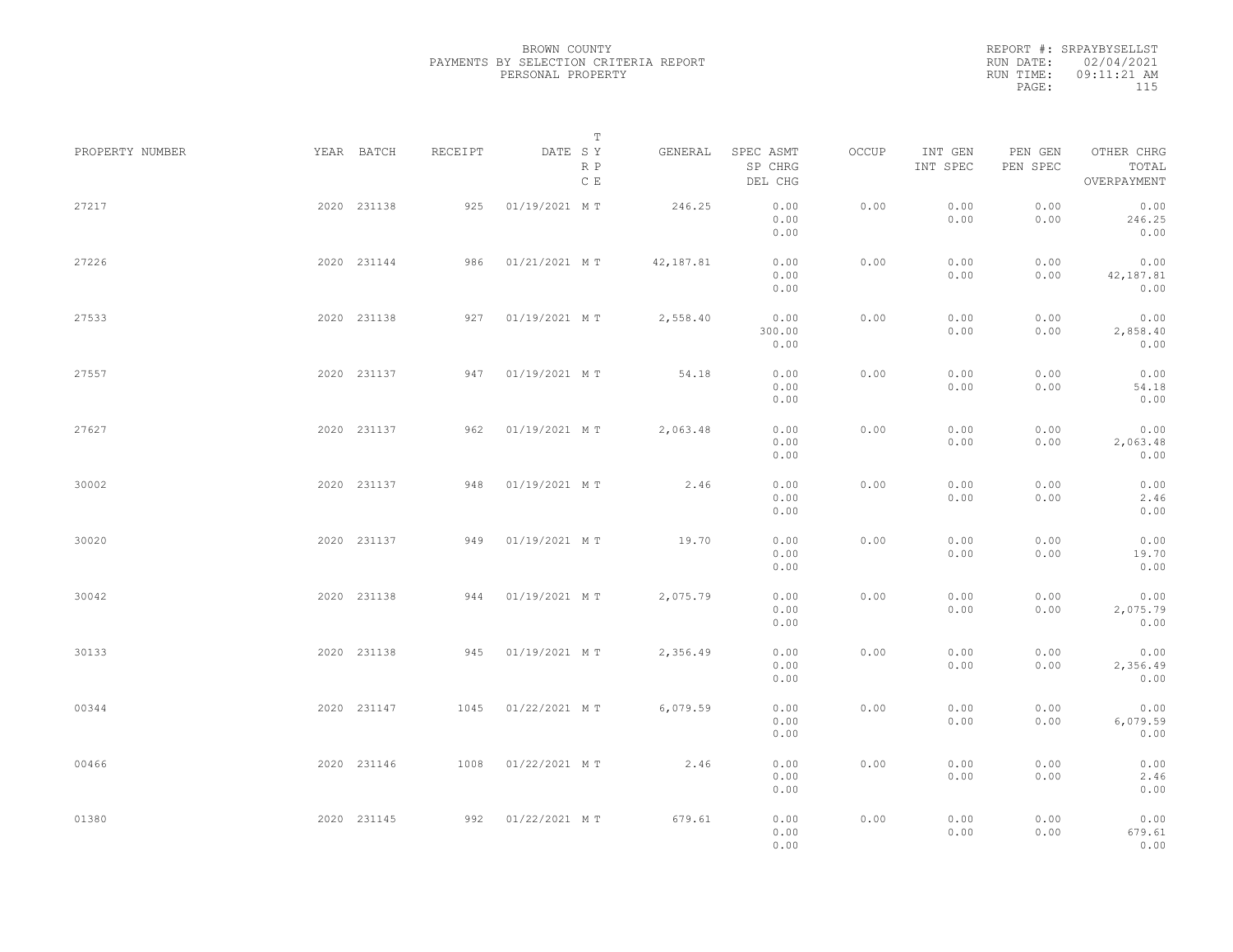BROWN COUNTY
PAYMENTS BY SELECTION CRITERIA REPORT
PERSONAL PROPERTY

REPORT #: SRPAYBYSELLST
RUN DATE: 02/04/2021
RUN TIME: 09:11:21 AM

| PROPERTY NUMBER | YEAR | BATCH | RECEIPT | DATE | T S Y R P C E | GENERAL | SPEC ASMT / SP CHRG / DEL CHG | OCCUP | INT GEN / INT SPEC | PEN GEN / PEN SPEC | OTHER CHRG / TOTAL / OVERPAYMENT |
|---|---|---|---|---|---|---|---|---|---|---|---|
| 27217 | 2020 | 231138 | 925 | 01/19/2021 | M T | 246.25 | 0.00 / 0.00 / 0.00 | 0.00 | 0.00 / 0.00 | 0.00 / 0.00 | 0.00 / 246.25 / 0.00 |
| 27226 | 2020 | 231144 | 986 | 01/21/2021 | M T | 42,187.81 | 0.00 / 0.00 / 0.00 | 0.00 | 0.00 / 0.00 | 0.00 / 0.00 | 0.00 / 42,187.81 / 0.00 |
| 27533 | 2020 | 231138 | 927 | 01/19/2021 | M T | 2,558.40 | 0.00 / 300.00 / 0.00 | 0.00 | 0.00 / 0.00 | 0.00 / 0.00 | 0.00 / 2,858.40 / 0.00 |
| 27557 | 2020 | 231137 | 947 | 01/19/2021 | M T | 54.18 | 0.00 / 0.00 / 0.00 | 0.00 | 0.00 / 0.00 | 0.00 / 0.00 | 0.00 / 54.18 / 0.00 |
| 27627 | 2020 | 231137 | 962 | 01/19/2021 | M T | 2,063.48 | 0.00 / 0.00 / 0.00 | 0.00 | 0.00 / 0.00 | 0.00 / 0.00 | 0.00 / 2,063.48 / 0.00 |
| 30002 | 2020 | 231137 | 948 | 01/19/2021 | M T | 2.46 | 0.00 / 0.00 / 0.00 | 0.00 | 0.00 / 0.00 | 0.00 / 0.00 | 0.00 / 2.46 / 0.00 |
| 30020 | 2020 | 231137 | 949 | 01/19/2021 | M T | 19.70 | 0.00 / 0.00 / 0.00 | 0.00 | 0.00 / 0.00 | 0.00 / 0.00 | 0.00 / 19.70 / 0.00 |
| 30042 | 2020 | 231138 | 944 | 01/19/2021 | M T | 2,075.79 | 0.00 / 0.00 / 0.00 | 0.00 | 0.00 / 0.00 | 0.00 / 0.00 | 0.00 / 2,075.79 / 0.00 |
| 30133 | 2020 | 231138 | 945 | 01/19/2021 | M T | 2,356.49 | 0.00 / 0.00 / 0.00 | 0.00 | 0.00 / 0.00 | 0.00 / 0.00 | 0.00 / 2,356.49 / 0.00 |
| 00344 | 2020 | 231147 | 1045 | 01/22/2021 | M T | 6,079.59 | 0.00 / 0.00 / 0.00 | 0.00 | 0.00 / 0.00 | 0.00 / 0.00 | 0.00 / 6,079.59 / 0.00 |
| 00466 | 2020 | 231146 | 1008 | 01/22/2021 | M T | 2.46 | 0.00 / 0.00 / 0.00 | 0.00 | 0.00 / 0.00 | 0.00 / 0.00 | 0.00 / 2.46 / 0.00 |
| 01380 | 2020 | 231145 | 992 | 01/22/2021 | M T | 679.61 | 0.00 / 0.00 / 0.00 | 0.00 | 0.00 / 0.00 | 0.00 / 0.00 | 0.00 / 679.61 / 0.00 |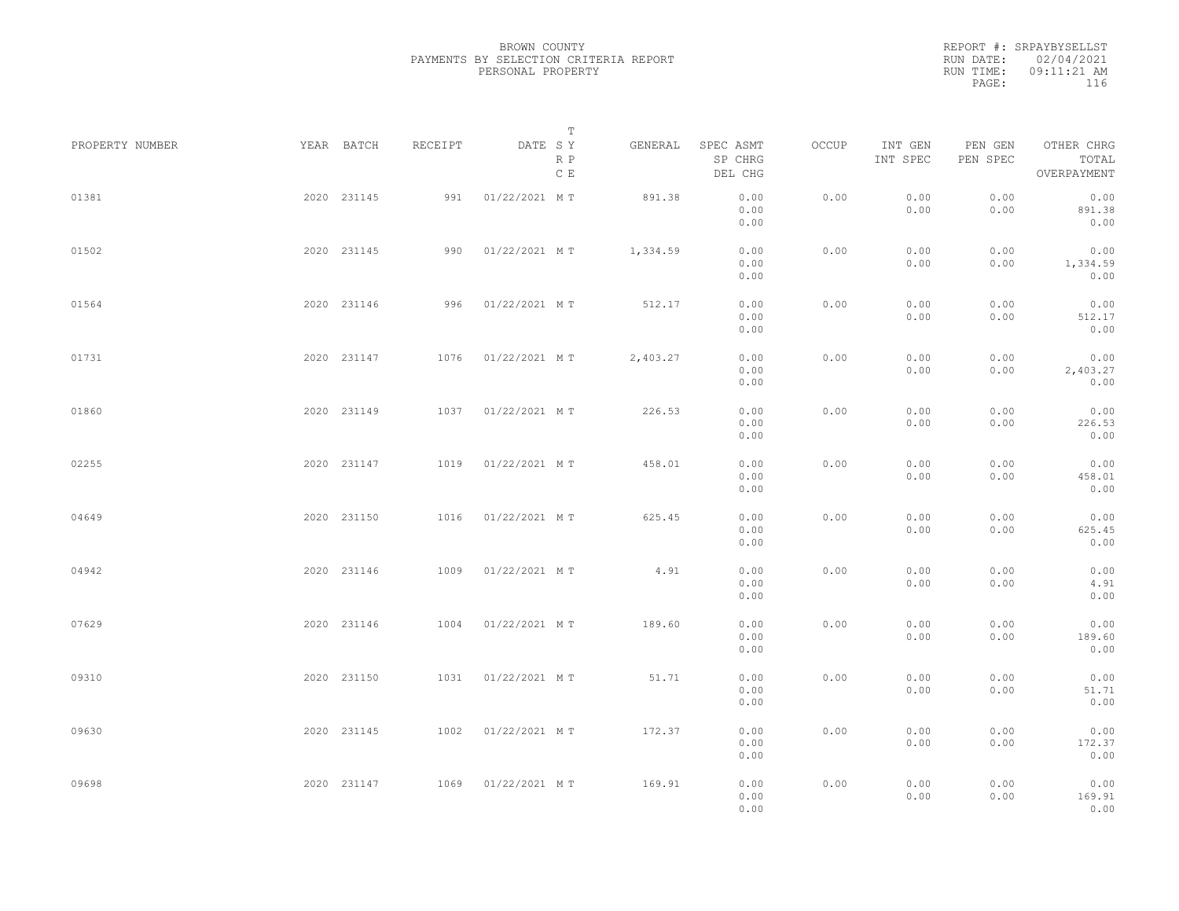BROWN COUNTY
PAYMENTS BY SELECTION CRITERIA REPORT
PERSONAL PROPERTY

REPORT #: SRPAYBYSELLST
RUN DATE: 02/04/2021
RUN TIME: 09:11:21 AM

| PROPERTY NUMBER | YEAR | BATCH | RECEIPT | DATE | T SY RP CE | GENERAL | SPEC ASMT SP CHRG DEL CHG | OCCUP | INT GEN INT SPEC | PEN GEN PEN SPEC | OTHER CHRG TOTAL OVERPAYMENT |
|---|---|---|---|---|---|---|---|---|---|---|---|
| 01381 | 2020 | 231145 | 991 | 01/22/2021 | M T | 891.38 | 0.00 0.00 0.00 | 0.00 | 0.00 0.00 | 0.00 0.00 | 0.00 891.38 0.00 |
| 01502 | 2020 | 231145 | 990 | 01/22/2021 | M T | 1,334.59 | 0.00 0.00 0.00 | 0.00 | 0.00 0.00 | 0.00 0.00 | 0.00 1,334.59 0.00 |
| 01564 | 2020 | 231146 | 996 | 01/22/2021 | M T | 512.17 | 0.00 0.00 0.00 | 0.00 | 0.00 0.00 | 0.00 0.00 | 0.00 512.17 0.00 |
| 01731 | 2020 | 231147 | 1076 | 01/22/2021 | M T | 2,403.27 | 0.00 0.00 0.00 | 0.00 | 0.00 0.00 | 0.00 0.00 | 0.00 2,403.27 0.00 |
| 01860 | 2020 | 231149 | 1037 | 01/22/2021 | M T | 226.53 | 0.00 0.00 0.00 | 0.00 | 0.00 0.00 | 0.00 0.00 | 0.00 226.53 0.00 |
| 02255 | 2020 | 231147 | 1019 | 01/22/2021 | M T | 458.01 | 0.00 0.00 0.00 | 0.00 | 0.00 0.00 | 0.00 0.00 | 0.00 458.01 0.00 |
| 04649 | 2020 | 231150 | 1016 | 01/22/2021 | M T | 625.45 | 0.00 0.00 0.00 | 0.00 | 0.00 0.00 | 0.00 0.00 | 0.00 625.45 0.00 |
| 04942 | 2020 | 231146 | 1009 | 01/22/2021 | M T | 4.91 | 0.00 0.00 0.00 | 0.00 | 0.00 0.00 | 0.00 0.00 | 0.00 4.91 0.00 |
| 07629 | 2020 | 231146 | 1004 | 01/22/2021 | M T | 189.60 | 0.00 0.00 0.00 | 0.00 | 0.00 0.00 | 0.00 0.00 | 0.00 189.60 0.00 |
| 09310 | 2020 | 231150 | 1031 | 01/22/2021 | M T | 51.71 | 0.00 0.00 0.00 | 0.00 | 0.00 0.00 | 0.00 0.00 | 0.00 51.71 0.00 |
| 09630 | 2020 | 231145 | 1002 | 01/22/2021 | M T | 172.37 | 0.00 0.00 0.00 | 0.00 | 0.00 0.00 | 0.00 0.00 | 0.00 172.37 0.00 |
| 09698 | 2020 | 231147 | 1069 | 01/22/2021 | M T | 169.91 | 0.00 0.00 0.00 | 0.00 | 0.00 0.00 | 0.00 0.00 | 0.00 169.91 0.00 |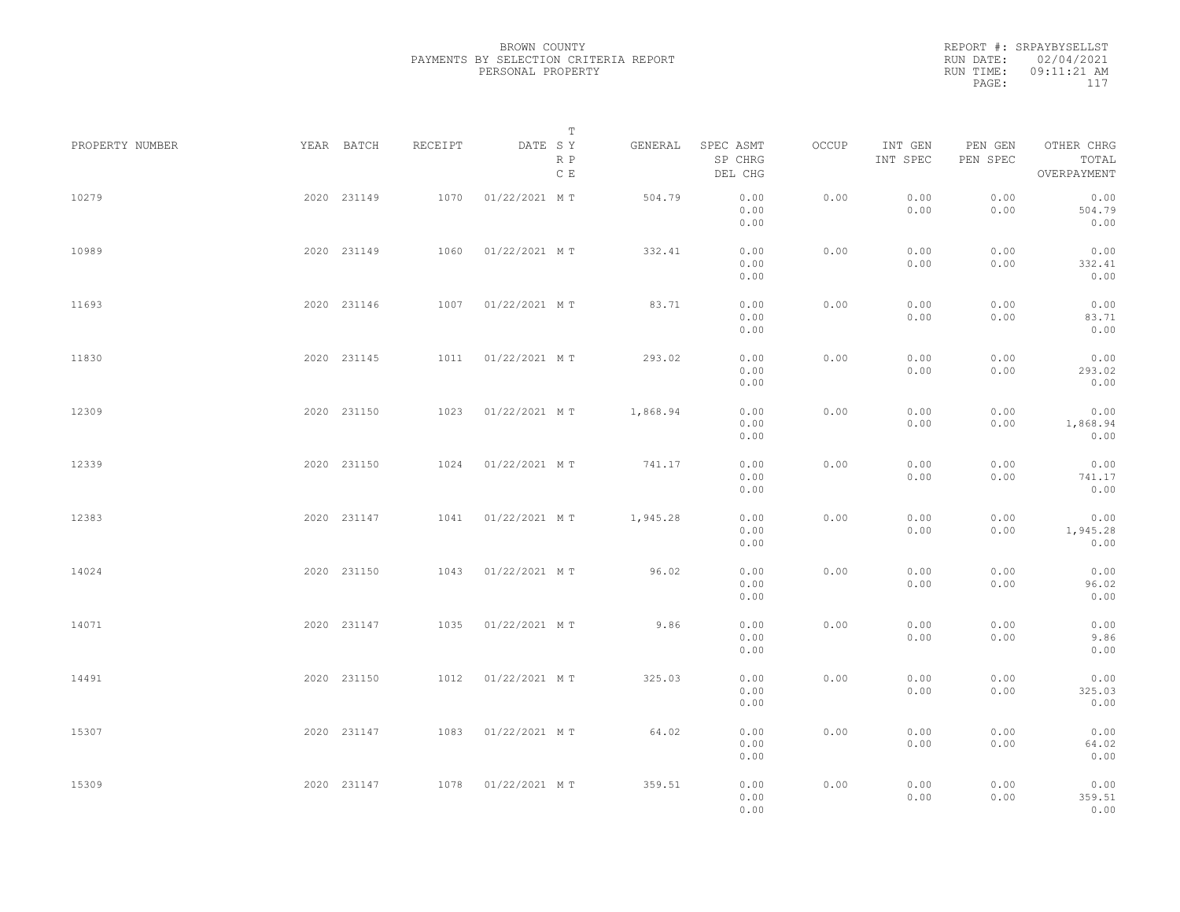BROWN COUNTY
PAYMENTS BY SELECTION CRITERIA REPORT
PERSONAL PROPERTY

REPORT #: SRPAYBYSELLST
RUN DATE: 02/04/2021
RUN TIME: 09:11:21 AM

| PROPERTY NUMBER | YEAR | BATCH | RECEIPT | DATE | T SY RP CE | GENERAL | SPEC ASMT / SP CHRG / DEL CHG | OCCUP | INT GEN / INT SPEC | PEN GEN / PEN SPEC | OTHER CHRG / TOTAL / OVERPAYMENT |
|---|---|---|---|---|---|---|---|---|---|---|---|
| 10279 | 2020 | 231149 | 1070 | 01/22/2021 | M T | 504.79 | 0.00 / 0.00 / 0.00 | 0.00 | 0.00 / 0.00 | 0.00 / 0.00 | 0.00 / 504.79 / 0.00 |
| 10989 | 2020 | 231149 | 1060 | 01/22/2021 | M T | 332.41 | 0.00 / 0.00 / 0.00 | 0.00 | 0.00 / 0.00 | 0.00 / 0.00 | 0.00 / 332.41 / 0.00 |
| 11693 | 2020 | 231146 | 1007 | 01/22/2021 | M T | 83.71 | 0.00 / 0.00 / 0.00 | 0.00 | 0.00 / 0.00 | 0.00 / 0.00 | 0.00 / 83.71 / 0.00 |
| 11830 | 2020 | 231145 | 1011 | 01/22/2021 | M T | 293.02 | 0.00 / 0.00 / 0.00 | 0.00 | 0.00 / 0.00 | 0.00 / 0.00 | 0.00 / 293.02 / 0.00 |
| 12309 | 2020 | 231150 | 1023 | 01/22/2021 | M T | 1,868.94 | 0.00 / 0.00 / 0.00 | 0.00 | 0.00 / 0.00 | 0.00 / 0.00 | 0.00 / 1,868.94 / 0.00 |
| 12339 | 2020 | 231150 | 1024 | 01/22/2021 | M T | 741.17 | 0.00 / 0.00 / 0.00 | 0.00 | 0.00 / 0.00 | 0.00 / 0.00 | 0.00 / 741.17 / 0.00 |
| 12383 | 2020 | 231147 | 1041 | 01/22/2021 | M T | 1,945.28 | 0.00 / 0.00 / 0.00 | 0.00 | 0.00 / 0.00 | 0.00 / 0.00 | 0.00 / 1,945.28 / 0.00 |
| 14024 | 2020 | 231150 | 1043 | 01/22/2021 | M T | 96.02 | 0.00 / 0.00 / 0.00 | 0.00 | 0.00 / 0.00 | 0.00 / 0.00 | 0.00 / 96.02 / 0.00 |
| 14071 | 2020 | 231147 | 1035 | 01/22/2021 | M T | 9.86 | 0.00 / 0.00 / 0.00 | 0.00 | 0.00 / 0.00 | 0.00 / 0.00 | 0.00 / 9.86 / 0.00 |
| 14491 | 2020 | 231150 | 1012 | 01/22/2021 | M T | 325.03 | 0.00 / 0.00 / 0.00 | 0.00 | 0.00 / 0.00 | 0.00 / 0.00 | 0.00 / 325.03 / 0.00 |
| 15307 | 2020 | 231147 | 1083 | 01/22/2021 | M T | 64.02 | 0.00 / 0.00 / 0.00 | 0.00 | 0.00 / 0.00 | 0.00 / 0.00 | 0.00 / 64.02 / 0.00 |
| 15309 | 2020 | 231147 | 1078 | 01/22/2021 | M T | 359.51 | 0.00 / 0.00 / 0.00 | 0.00 | 0.00 / 0.00 | 0.00 / 0.00 | 0.00 / 359.51 / 0.00 |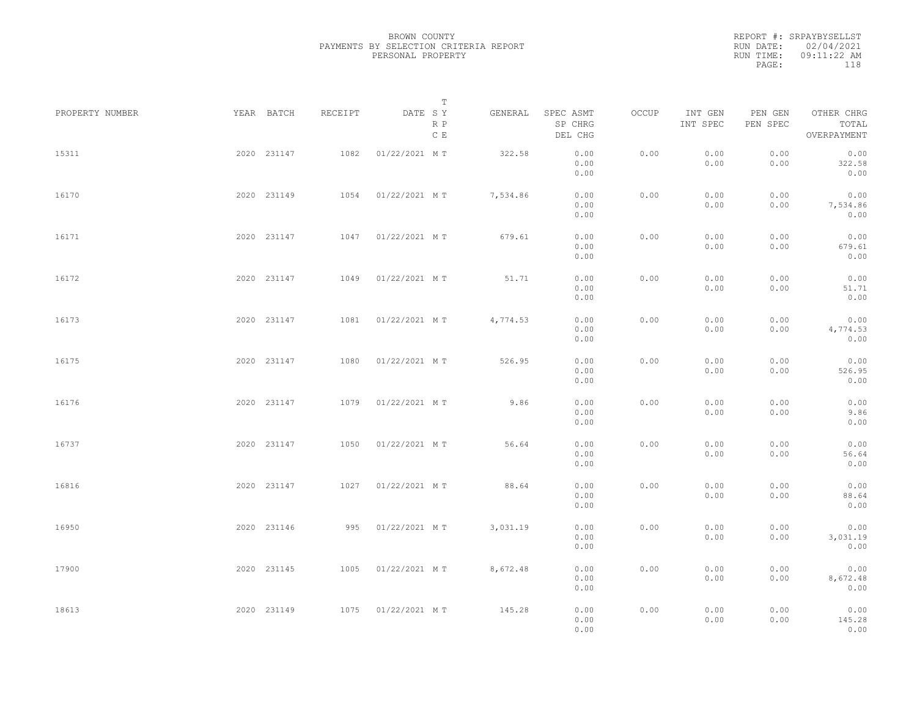BROWN COUNTY
PAYMENTS BY SELECTION CRITERIA REPORT
PERSONAL PROPERTY

REPORT #: SRPAYBYSELLST
RUN DATE: 02/04/2021
RUN TIME: 09:11:22 AM

| PROPERTY NUMBER | YEAR | BATCH | RECEIPT | DATE | T SY RP CE | GENERAL | SPEC ASMT / SP CHRG / DEL CHG | OCCUP | INT GEN / INT SPEC | PEN GEN / PEN SPEC | OTHER CHRG / TOTAL / OVERPAYMENT |
|---|---|---|---|---|---|---|---|---|---|---|---|
| 15311 | 2020 | 231147 | 1082 | 01/22/2021 | M T | 322.58 | 0.00 / 0.00 / 0.00 | 0.00 | 0.00 / 0.00 | 0.00 / 0.00 | 0.00 / 322.58 / 0.00 |
| 16170 | 2020 | 231149 | 1054 | 01/22/2021 | M T | 7,534.86 | 0.00 / 0.00 / 0.00 | 0.00 | 0.00 / 0.00 | 0.00 / 0.00 | 0.00 / 7,534.86 / 0.00 |
| 16171 | 2020 | 231147 | 1047 | 01/22/2021 | M T | 679.61 | 0.00 / 0.00 / 0.00 | 0.00 | 0.00 / 0.00 | 0.00 / 0.00 | 0.00 / 679.61 / 0.00 |
| 16172 | 2020 | 231147 | 1049 | 01/22/2021 | M T | 51.71 | 0.00 / 0.00 / 0.00 | 0.00 | 0.00 / 0.00 | 0.00 / 0.00 | 0.00 / 51.71 / 0.00 |
| 16173 | 2020 | 231147 | 1081 | 01/22/2021 | M T | 4,774.53 | 0.00 / 0.00 / 0.00 | 0.00 | 0.00 / 0.00 | 0.00 / 0.00 | 0.00 / 4,774.53 / 0.00 |
| 16175 | 2020 | 231147 | 1080 | 01/22/2021 | M T | 526.95 | 0.00 / 0.00 / 0.00 | 0.00 | 0.00 / 0.00 | 0.00 / 0.00 | 0.00 / 526.95 / 0.00 |
| 16176 | 2020 | 231147 | 1079 | 01/22/2021 | M T | 9.86 | 0.00 / 0.00 / 0.00 | 0.00 | 0.00 / 0.00 | 0.00 / 0.00 | 0.00 / 9.86 / 0.00 |
| 16737 | 2020 | 231147 | 1050 | 01/22/2021 | M T | 56.64 | 0.00 / 0.00 / 0.00 | 0.00 | 0.00 / 0.00 | 0.00 / 0.00 | 0.00 / 56.64 / 0.00 |
| 16816 | 2020 | 231147 | 1027 | 01/22/2021 | M T | 88.64 | 0.00 / 0.00 / 0.00 | 0.00 | 0.00 / 0.00 | 0.00 / 0.00 | 0.00 / 88.64 / 0.00 |
| 16950 | 2020 | 231146 | 995 | 01/22/2021 | M T | 3,031.19 | 0.00 / 0.00 / 0.00 | 0.00 | 0.00 / 0.00 | 0.00 / 0.00 | 0.00 / 3,031.19 / 0.00 |
| 17900 | 2020 | 231145 | 1005 | 01/22/2021 | M T | 8,672.48 | 0.00 / 0.00 / 0.00 | 0.00 | 0.00 / 0.00 | 0.00 / 0.00 | 0.00 / 8,672.48 / 0.00 |
| 18613 | 2020 | 231149 | 1075 | 01/22/2021 | M T | 145.28 | 0.00 / 0.00 / 0.00 | 0.00 | 0.00 / 0.00 | 0.00 / 0.00 | 0.00 / 145.28 / 0.00 |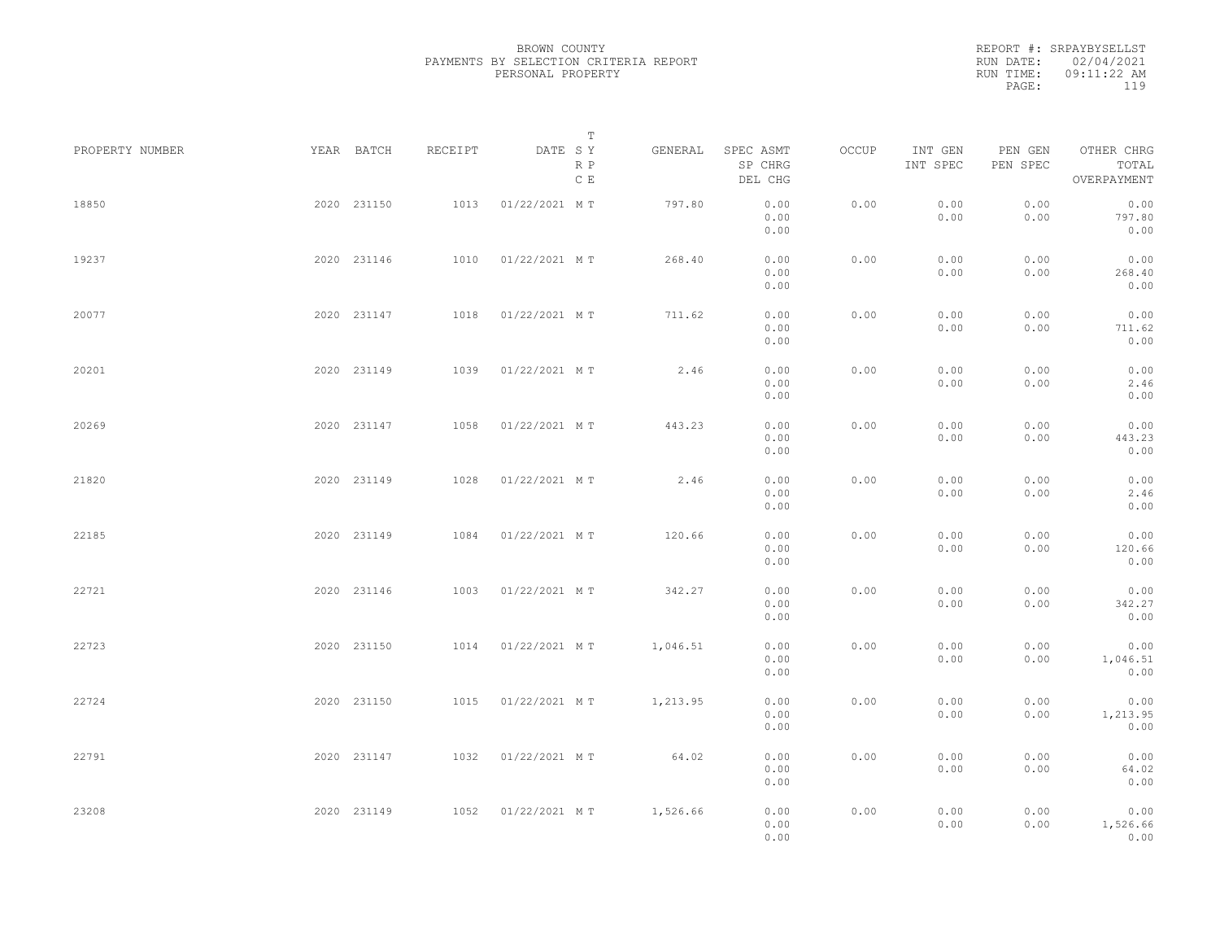BROWN COUNTY
PAYMENTS BY SELECTION CRITERIA REPORT
PERSONAL PROPERTY

REPORT #: SRPAYBYSELLST
RUN DATE: 02/04/2021
RUN TIME: 09:11:22 AM

| PROPERTY NUMBER | YEAR | BATCH | RECEIPT | DATE | T SY RP CE | GENERAL | SPEC ASMT / SP CHRG / DEL CHG | OCCUP | INT GEN / INT SPEC | PEN GEN / PEN SPEC | OTHER CHRG / TOTAL / OVERPAYMENT |
|---|---|---|---|---|---|---|---|---|---|---|---|
| 18850 | 2020 | 231150 | 1013 | 01/22/2021 | M T | 797.80 | 0.00 / 0.00 / 0.00 | 0.00 | 0.00 / 0.00 | 0.00 / 0.00 | 0.00 / 797.80 / 0.00 |
| 19237 | 2020 | 231146 | 1010 | 01/22/2021 | M T | 268.40 | 0.00 / 0.00 / 0.00 | 0.00 | 0.00 / 0.00 | 0.00 / 0.00 | 0.00 / 268.40 / 0.00 |
| 20077 | 2020 | 231147 | 1018 | 01/22/2021 | M T | 711.62 | 0.00 / 0.00 / 0.00 | 0.00 | 0.00 / 0.00 | 0.00 / 0.00 | 0.00 / 711.62 / 0.00 |
| 20201 | 2020 | 231149 | 1039 | 01/22/2021 | M T | 2.46 | 0.00 / 0.00 / 0.00 | 0.00 | 0.00 / 0.00 | 0.00 / 0.00 | 0.00 / 2.46 / 0.00 |
| 20269 | 2020 | 231147 | 1058 | 01/22/2021 | M T | 443.23 | 0.00 / 0.00 / 0.00 | 0.00 | 0.00 / 0.00 | 0.00 / 0.00 | 0.00 / 443.23 / 0.00 |
| 21820 | 2020 | 231149 | 1028 | 01/22/2021 | M T | 2.46 | 0.00 / 0.00 / 0.00 | 0.00 | 0.00 / 0.00 | 0.00 / 0.00 | 0.00 / 2.46 / 0.00 |
| 22185 | 2020 | 231149 | 1084 | 01/22/2021 | M T | 120.66 | 0.00 / 0.00 / 0.00 | 0.00 | 0.00 / 0.00 | 0.00 / 0.00 | 0.00 / 120.66 / 0.00 |
| 22721 | 2020 | 231146 | 1003 | 01/22/2021 | M T | 342.27 | 0.00 / 0.00 / 0.00 | 0.00 | 0.00 / 0.00 | 0.00 / 0.00 | 0.00 / 342.27 / 0.00 |
| 22723 | 2020 | 231150 | 1014 | 01/22/2021 | M T | 1,046.51 | 0.00 / 0.00 / 0.00 | 0.00 | 0.00 / 0.00 | 0.00 / 0.00 | 0.00 / 1,046.51 / 0.00 |
| 22724 | 2020 | 231150 | 1015 | 01/22/2021 | M T | 1,213.95 | 0.00 / 0.00 / 0.00 | 0.00 | 0.00 / 0.00 | 0.00 / 0.00 | 0.00 / 1,213.95 / 0.00 |
| 22791 | 2020 | 231147 | 1032 | 01/22/2021 | M T | 64.02 | 0.00 / 0.00 / 0.00 | 0.00 | 0.00 / 0.00 | 0.00 / 0.00 | 0.00 / 64.02 / 0.00 |
| 23208 | 2020 | 231149 | 1052 | 01/22/2021 | M T | 1,526.66 | 0.00 / 0.00 / 0.00 | 0.00 | 0.00 / 0.00 | 0.00 / 0.00 | 0.00 / 1,526.66 / 0.00 |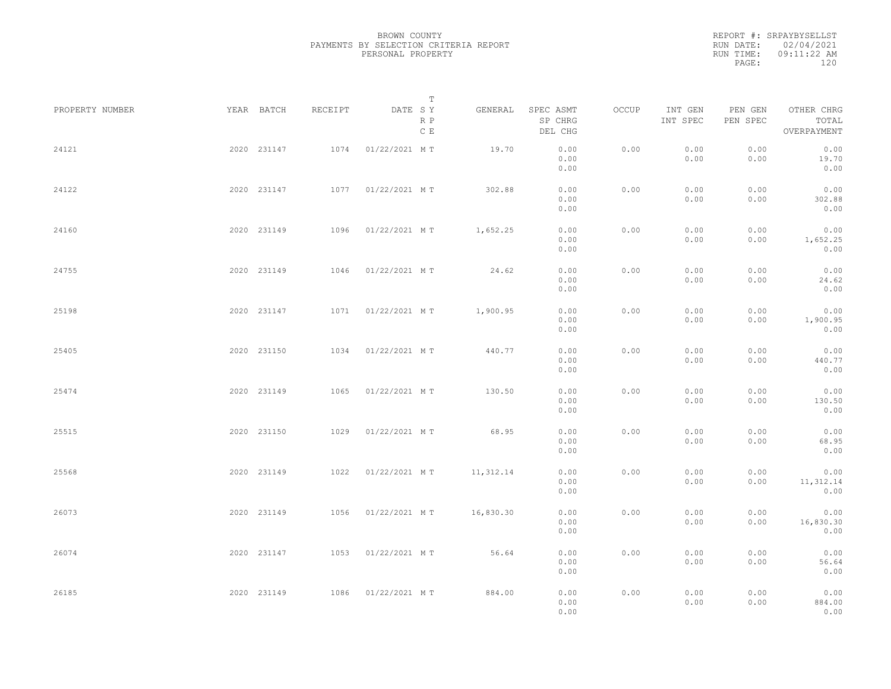BROWN COUNTY
PAYMENTS BY SELECTION CRITERIA REPORT
PERSONAL PROPERTY

REPORT #: SRPAYBYSELLST
RUN DATE: 02/04/2021
RUN TIME: 09:11:22 AM

| PROPERTY NUMBER | YEAR | BATCH | RECEIPT | DATE | T S Y R P C E | GENERAL | SPEC ASMT SP CHRG DEL CHG | OCCUP | INT GEN INT SPEC | PEN GEN PEN SPEC | OTHER CHRG TOTAL OVERPAYMENT |
|---|---|---|---|---|---|---|---|---|---|---|---|
| 24121 | 2020 | 231147 | 1074 | 01/22/2021 | M T | 19.70 | 0.00 0.00 0.00 | 0.00 | 0.00 0.00 | 0.00 0.00 | 0.00 19.70 0.00 |
| 24122 | 2020 | 231147 | 1077 | 01/22/2021 | M T | 302.88 | 0.00 0.00 0.00 | 0.00 | 0.00 0.00 | 0.00 0.00 | 0.00 302.88 0.00 |
| 24160 | 2020 | 231149 | 1096 | 01/22/2021 | M T | 1,652.25 | 0.00 0.00 0.00 | 0.00 | 0.00 0.00 | 0.00 0.00 | 0.00 1,652.25 0.00 |
| 24755 | 2020 | 231149 | 1046 | 01/22/2021 | M T | 24.62 | 0.00 0.00 0.00 | 0.00 | 0.00 0.00 | 0.00 0.00 | 0.00 24.62 0.00 |
| 25198 | 2020 | 231147 | 1071 | 01/22/2021 | M T | 1,900.95 | 0.00 0.00 0.00 | 0.00 | 0.00 0.00 | 0.00 0.00 | 0.00 1,900.95 0.00 |
| 25405 | 2020 | 231150 | 1034 | 01/22/2021 | M T | 440.77 | 0.00 0.00 0.00 | 0.00 | 0.00 0.00 | 0.00 0.00 | 0.00 440.77 0.00 |
| 25474 | 2020 | 231149 | 1065 | 01/22/2021 | M T | 130.50 | 0.00 0.00 0.00 | 0.00 | 0.00 0.00 | 0.00 0.00 | 0.00 130.50 0.00 |
| 25515 | 2020 | 231150 | 1029 | 01/22/2021 | M T | 68.95 | 0.00 0.00 0.00 | 0.00 | 0.00 0.00 | 0.00 0.00 | 0.00 68.95 0.00 |
| 25568 | 2020 | 231149 | 1022 | 01/22/2021 | M T | 11,312.14 | 0.00 0.00 0.00 | 0.00 | 0.00 0.00 | 0.00 0.00 | 0.00 11,312.14 0.00 |
| 26073 | 2020 | 231149 | 1056 | 01/22/2021 | M T | 16,830.30 | 0.00 0.00 0.00 | 0.00 | 0.00 0.00 | 0.00 0.00 | 0.00 16,830.30 0.00 |
| 26074 | 2020 | 231147 | 1053 | 01/22/2021 | M T | 56.64 | 0.00 0.00 0.00 | 0.00 | 0.00 0.00 | 0.00 0.00 | 0.00 56.64 0.00 |
| 26185 | 2020 | 231149 | 1086 | 01/22/2021 | M T | 884.00 | 0.00 0.00 0.00 | 0.00 | 0.00 0.00 | 0.00 0.00 | 0.00 884.00 0.00 |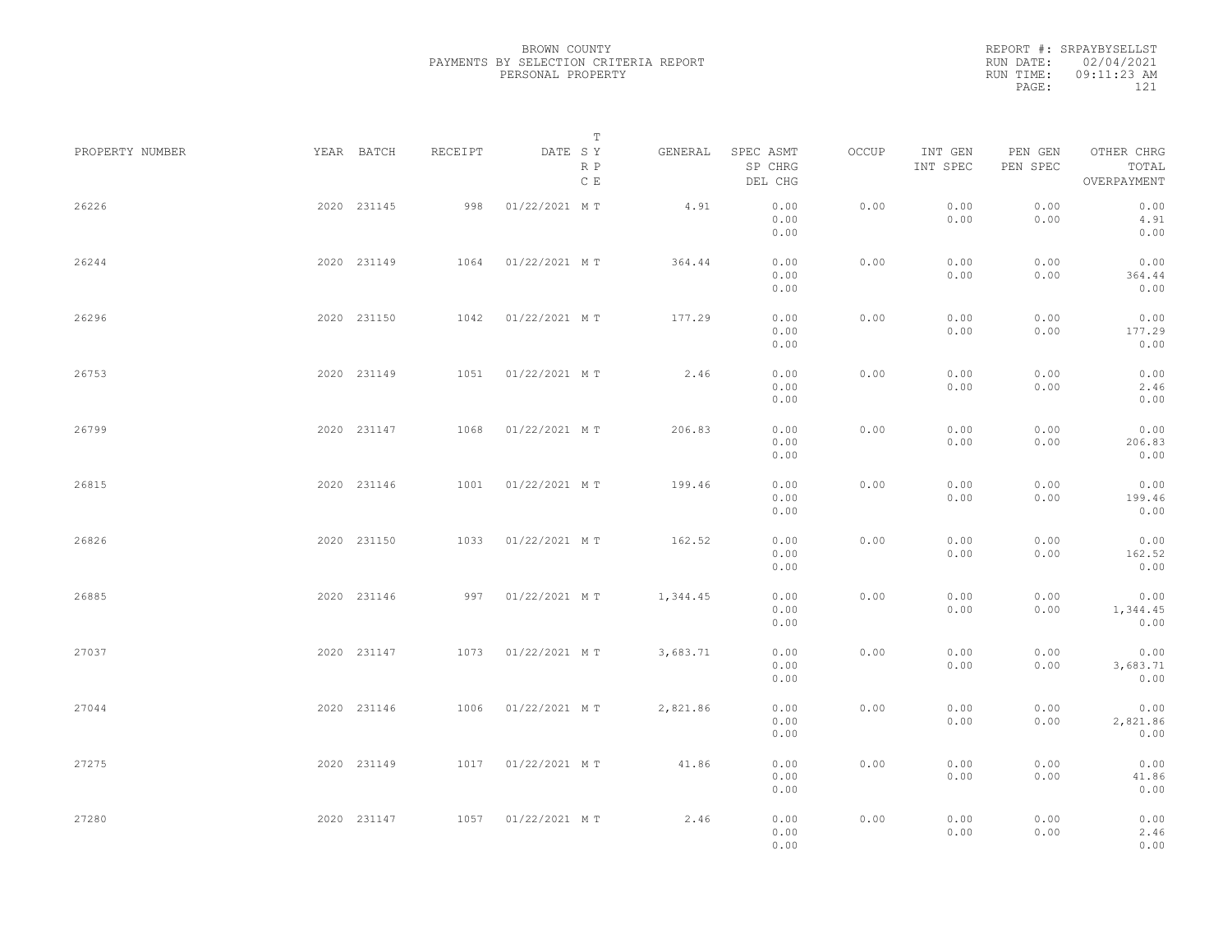BROWN COUNTY
PAYMENTS BY SELECTION CRITERIA REPORT
PERSONAL PROPERTY

REPORT #: SRPAYBYSELLST
RUN DATE: 02/04/2021
RUN TIME: 09:11:23 AM

| PROPERTY NUMBER | YEAR | BATCH | RECEIPT | DATE | T SY RP CE | GENERAL | SPEC ASMT / SP CHRG / DEL CHG | OCCUP | INT GEN / INT SPEC | PEN GEN / PEN SPEC | OTHER CHRG / TOTAL / OVERPAYMENT |
|---|---|---|---|---|---|---|---|---|---|---|---|
| 26226 | 2020 | 231145 | 998 | 01/22/2021 | M T | 4.91 | 0.00 / 0.00 / 0.00 | 0.00 | 0.00 / 0.00 | 0.00 / 0.00 | 0.00 / 4.91 / 0.00 |
| 26244 | 2020 | 231149 | 1064 | 01/22/2021 | M T | 364.44 | 0.00 / 0.00 / 0.00 | 0.00 | 0.00 / 0.00 | 0.00 / 0.00 | 0.00 / 364.44 / 0.00 |
| 26296 | 2020 | 231150 | 1042 | 01/22/2021 | M T | 177.29 | 0.00 / 0.00 / 0.00 | 0.00 | 0.00 / 0.00 | 0.00 / 0.00 | 0.00 / 177.29 / 0.00 |
| 26753 | 2020 | 231149 | 1051 | 01/22/2021 | M T | 2.46 | 0.00 / 0.00 / 0.00 | 0.00 | 0.00 / 0.00 | 0.00 / 0.00 | 0.00 / 2.46 / 0.00 |
| 26799 | 2020 | 231147 | 1068 | 01/22/2021 | M T | 206.83 | 0.00 / 0.00 / 0.00 | 0.00 | 0.00 / 0.00 | 0.00 / 0.00 | 0.00 / 206.83 / 0.00 |
| 26815 | 2020 | 231146 | 1001 | 01/22/2021 | M T | 199.46 | 0.00 / 0.00 / 0.00 | 0.00 | 0.00 / 0.00 | 0.00 / 0.00 | 0.00 / 199.46 / 0.00 |
| 26826 | 2020 | 231150 | 1033 | 01/22/2021 | M T | 162.52 | 0.00 / 0.00 / 0.00 | 0.00 | 0.00 / 0.00 | 0.00 / 0.00 | 0.00 / 162.52 / 0.00 |
| 26885 | 2020 | 231146 | 997 | 01/22/2021 | M T | 1,344.45 | 0.00 / 0.00 / 0.00 | 0.00 | 0.00 / 0.00 | 0.00 / 0.00 | 0.00 / 1,344.45 / 0.00 |
| 27037 | 2020 | 231147 | 1073 | 01/22/2021 | M T | 3,683.71 | 0.00 / 0.00 / 0.00 | 0.00 | 0.00 / 0.00 | 0.00 / 0.00 | 0.00 / 3,683.71 / 0.00 |
| 27044 | 2020 | 231146 | 1006 | 01/22/2021 | M T | 2,821.86 | 0.00 / 0.00 / 0.00 | 0.00 | 0.00 / 0.00 | 0.00 / 0.00 | 0.00 / 2,821.86 / 0.00 |
| 27275 | 2020 | 231149 | 1017 | 01/22/2021 | M T | 41.86 | 0.00 / 0.00 / 0.00 | 0.00 | 0.00 / 0.00 | 0.00 / 0.00 | 0.00 / 41.86 / 0.00 |
| 27280 | 2020 | 231147 | 1057 | 01/22/2021 | M T | 2.46 | 0.00 / 0.00 / 0.00 | 0.00 | 0.00 / 0.00 | 0.00 / 0.00 | 0.00 / 2.46 / 0.00 |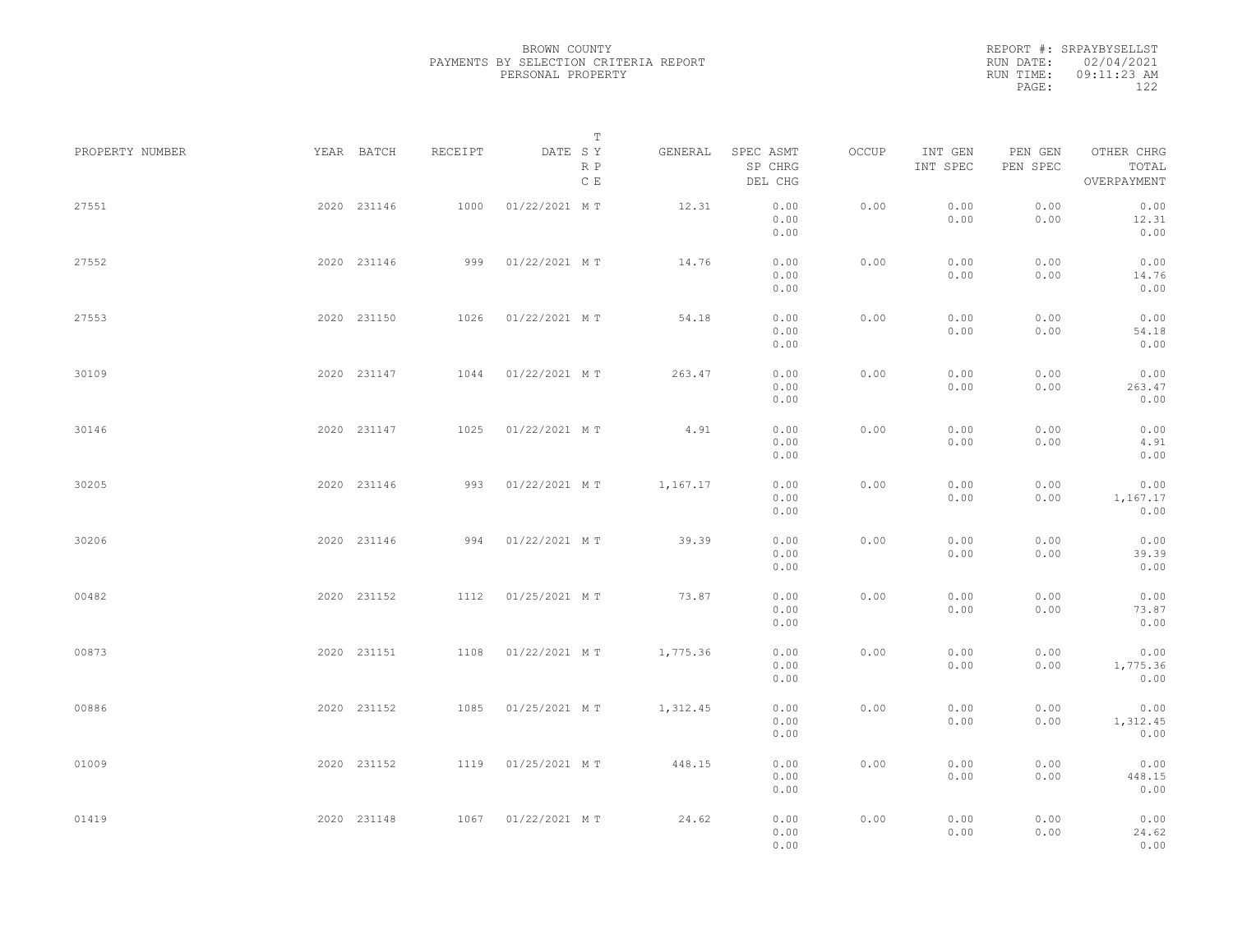BROWN COUNTY
PAYMENTS BY SELECTION CRITERIA REPORT
PERSONAL PROPERTY

REPORT #: SRPAYBYSELLST
RUN DATE: 02/04/2021
RUN TIME: 09:11:23 AM

| PROPERTY NUMBER | YEAR | BATCH | RECEIPT | DATE | T SY RP CE | GENERAL | SPEC ASMT / SP CHRG / DEL CHG | OCCUP | INT GEN / INT SPEC | PEN GEN / PEN SPEC | OTHER CHRG / TOTAL / OVERPAYMENT |
|---|---|---|---|---|---|---|---|---|---|---|---|
| 27551 | 2020 | 231146 | 1000 | 01/22/2021 | M T | 12.31 | 0.00 / 0.00 / 0.00 | 0.00 | 0.00 / 0.00 | 0.00 / 0.00 | 0.00 / 12.31 / 0.00 |
| 27552 | 2020 | 231146 | 999 | 01/22/2021 | M T | 14.76 | 0.00 / 0.00 / 0.00 | 0.00 | 0.00 / 0.00 | 0.00 / 0.00 | 0.00 / 14.76 / 0.00 |
| 27553 | 2020 | 231150 | 1026 | 01/22/2021 | M T | 54.18 | 0.00 / 0.00 / 0.00 | 0.00 | 0.00 / 0.00 | 0.00 / 0.00 | 0.00 / 54.18 / 0.00 |
| 30109 | 2020 | 231147 | 1044 | 01/22/2021 | M T | 263.47 | 0.00 / 0.00 / 0.00 | 0.00 | 0.00 / 0.00 | 0.00 / 0.00 | 0.00 / 263.47 / 0.00 |
| 30146 | 2020 | 231147 | 1025 | 01/22/2021 | M T | 4.91 | 0.00 / 0.00 / 0.00 | 0.00 | 0.00 / 0.00 | 0.00 / 0.00 | 0.00 / 4.91 / 0.00 |
| 30205 | 2020 | 231146 | 993 | 01/22/2021 | M T | 1,167.17 | 0.00 / 0.00 / 0.00 | 0.00 | 0.00 / 0.00 | 0.00 / 0.00 | 0.00 / 1,167.17 / 0.00 |
| 30206 | 2020 | 231146 | 994 | 01/22/2021 | M T | 39.39 | 0.00 / 0.00 / 0.00 | 0.00 | 0.00 / 0.00 | 0.00 / 0.00 | 0.00 / 39.39 / 0.00 |
| 00482 | 2020 | 231152 | 1112 | 01/25/2021 | M T | 73.87 | 0.00 / 0.00 / 0.00 | 0.00 | 0.00 / 0.00 | 0.00 / 0.00 | 0.00 / 73.87 / 0.00 |
| 00873 | 2020 | 231151 | 1108 | 01/22/2021 | M T | 1,775.36 | 0.00 / 0.00 / 0.00 | 0.00 | 0.00 / 0.00 | 0.00 / 0.00 | 0.00 / 1,775.36 / 0.00 |
| 00886 | 2020 | 231152 | 1085 | 01/25/2021 | M T | 1,312.45 | 0.00 / 0.00 / 0.00 | 0.00 | 0.00 / 0.00 | 0.00 / 0.00 | 0.00 / 1,312.45 / 0.00 |
| 01009 | 2020 | 231152 | 1119 | 01/25/2021 | M T | 448.15 | 0.00 / 0.00 / 0.00 | 0.00 | 0.00 / 0.00 | 0.00 / 0.00 | 0.00 / 448.15 / 0.00 |
| 01419 | 2020 | 231148 | 1067 | 01/22/2021 | M T | 24.62 | 0.00 / 0.00 / 0.00 | 0.00 | 0.00 / 0.00 | 0.00 / 0.00 | 0.00 / 24.62 / 0.00 |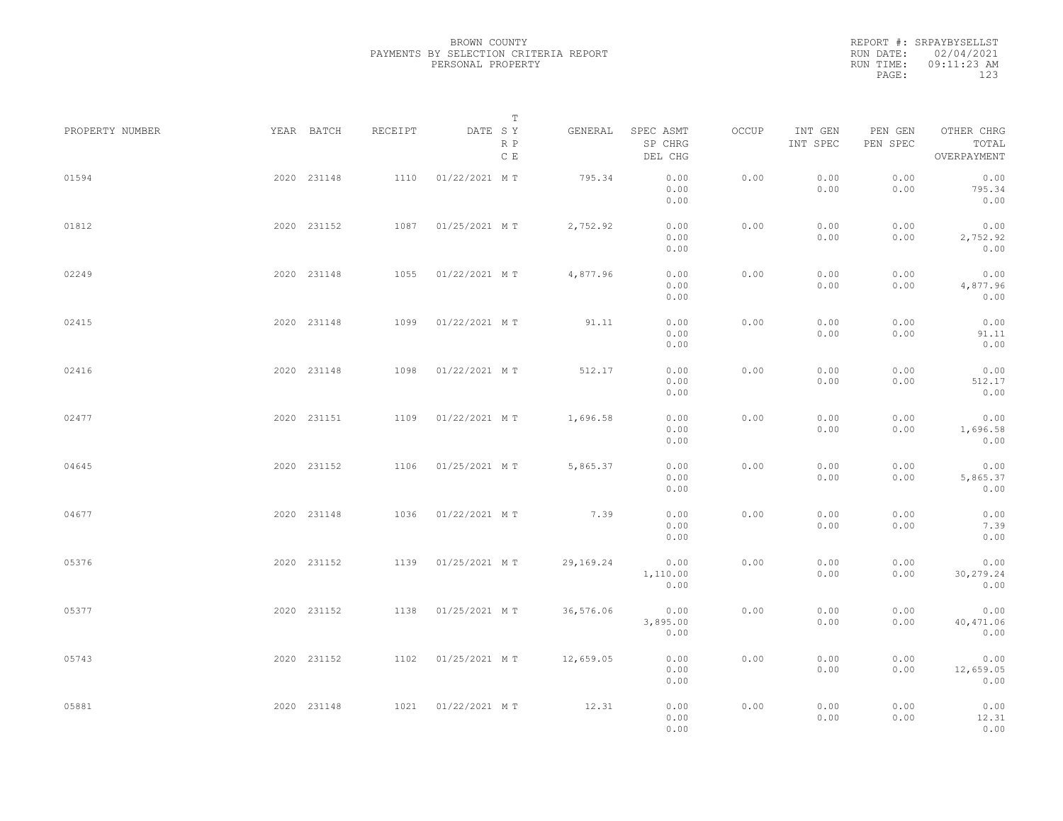BROWN COUNTY
PAYMENTS BY SELECTION CRITERIA REPORT
PERSONAL PROPERTY

REPORT #: SRPAYBYSELLST
RUN DATE: 02/04/2021
RUN TIME: 09:11:23 AM

| PROPERTY NUMBER | YEAR | BATCH | RECEIPT | DATE | T SY RP CE | GENERAL | SPEC ASMT / SP CHRG / DEL CHG | OCCUP | INT GEN / INT SPEC | PEN GEN / PEN SPEC | OTHER CHRG / TOTAL / OVERPAYMENT |
|---|---|---|---|---|---|---|---|---|---|---|---|
| 01594 | 2020 | 231148 | 1110 | 01/22/2021 | M T | 795.34 | 0.00 / 0.00 / 0.00 | 0.00 | 0.00 / 0.00 | 0.00 / 0.00 | 0.00 / 795.34 / 0.00 |
| 01812 | 2020 | 231152 | 1087 | 01/25/2021 | M T | 2,752.92 | 0.00 / 0.00 / 0.00 | 0.00 | 0.00 / 0.00 | 0.00 / 0.00 | 0.00 / 2,752.92 / 0.00 |
| 02249 | 2020 | 231148 | 1055 | 01/22/2021 | M T | 4,877.96 | 0.00 / 0.00 / 0.00 | 0.00 | 0.00 / 0.00 | 0.00 / 0.00 | 0.00 / 4,877.96 / 0.00 |
| 02415 | 2020 | 231148 | 1099 | 01/22/2021 | M T | 91.11 | 0.00 / 0.00 / 0.00 | 0.00 | 0.00 / 0.00 | 0.00 / 0.00 | 0.00 / 91.11 / 0.00 |
| 02416 | 2020 | 231148 | 1098 | 01/22/2021 | M T | 512.17 | 0.00 / 0.00 / 0.00 | 0.00 | 0.00 / 0.00 | 0.00 / 0.00 | 0.00 / 512.17 / 0.00 |
| 02477 | 2020 | 231151 | 1109 | 01/22/2021 | M T | 1,696.58 | 0.00 / 0.00 / 0.00 | 0.00 | 0.00 / 0.00 | 0.00 / 0.00 | 0.00 / 1,696.58 / 0.00 |
| 04645 | 2020 | 231152 | 1106 | 01/25/2021 | M T | 5,865.37 | 0.00 / 0.00 / 0.00 | 0.00 | 0.00 / 0.00 | 0.00 / 0.00 | 0.00 / 5,865.37 / 0.00 |
| 04677 | 2020 | 231148 | 1036 | 01/22/2021 | M T | 7.39 | 0.00 / 0.00 / 0.00 | 0.00 | 0.00 / 0.00 | 0.00 / 0.00 | 0.00 / 7.39 / 0.00 |
| 05376 | 2020 | 231152 | 1139 | 01/25/2021 | M T | 29,169.24 | 0.00 / 1,110.00 / 0.00 | 0.00 | 0.00 / 0.00 | 0.00 / 0.00 | 0.00 / 30,279.24 / 0.00 |
| 05377 | 2020 | 231152 | 1138 | 01/25/2021 | M T | 36,576.06 | 0.00 / 3,895.00 / 0.00 | 0.00 | 0.00 / 0.00 | 0.00 / 0.00 | 0.00 / 40,471.06 / 0.00 |
| 05743 | 2020 | 231152 | 1102 | 01/25/2021 | M T | 12,659.05 | 0.00 / 0.00 / 0.00 | 0.00 | 0.00 / 0.00 | 0.00 / 0.00 | 0.00 / 12,659.05 / 0.00 |
| 05881 | 2020 | 231148 | 1021 | 01/22/2021 | M T | 12.31 | 0.00 / 0.00 / 0.00 | 0.00 | 0.00 / 0.00 | 0.00 / 0.00 | 0.00 / 12.31 / 0.00 |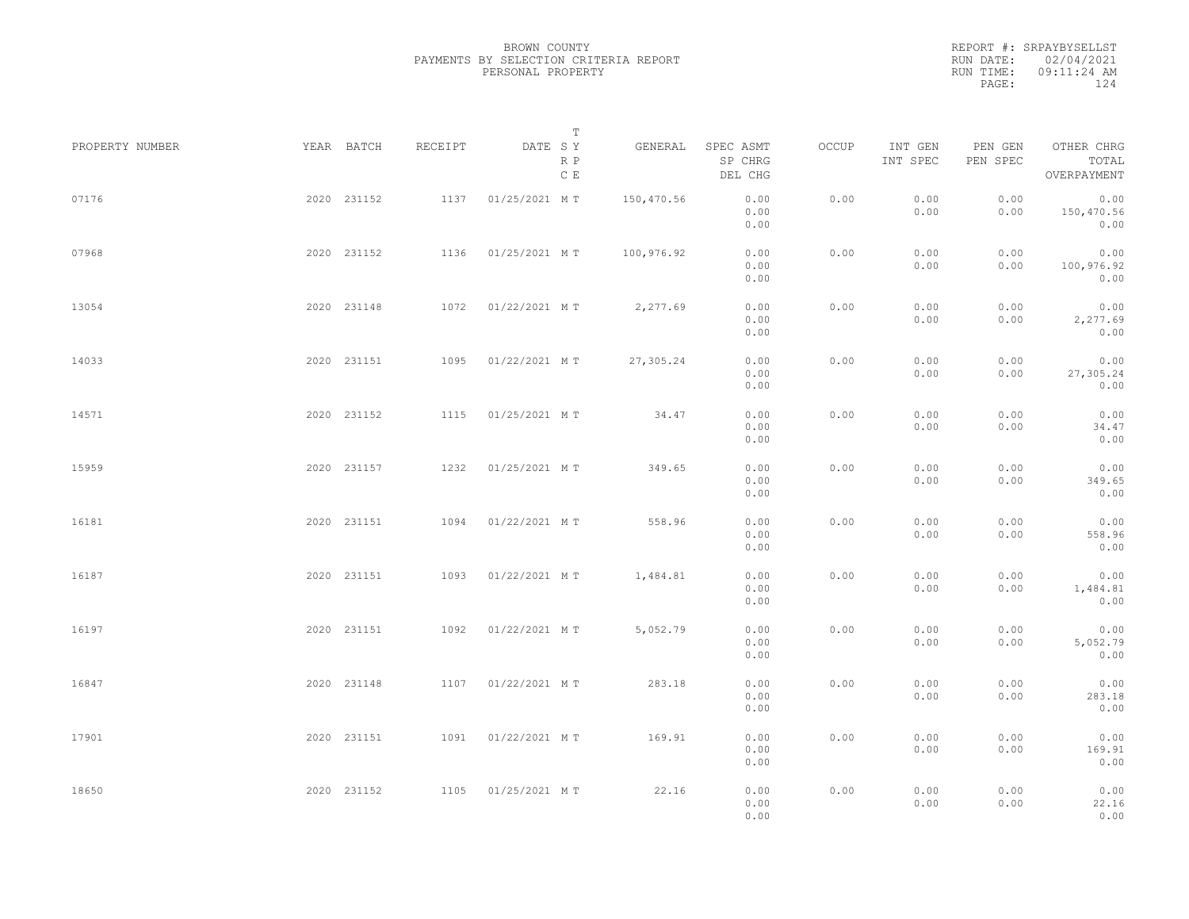BROWN COUNTY
PAYMENTS BY SELECTION CRITERIA REPORT
PERSONAL PROPERTY

REPORT #: SRPAYBYSELLST
RUN DATE: 02/04/2021
RUN TIME: 09:11:24 AM
PAGE: 124

| PROPERTY NUMBER | YEAR | BATCH | RECEIPT | DATE | T SY RP CE | GENERAL | SPEC ASMT / SP CHRG / DEL CHG | OCCUP | INT GEN / INT SPEC | PEN GEN / PEN SPEC | OTHER CHRG / TOTAL / OVERPAYMENT |
|---|---|---|---|---|---|---|---|---|---|---|---|
| 07176 | 2020 | 231152 | 1137 | 01/25/2021 | M T | 150,470.56 | 0.00 / 0.00 / 0.00 | 0.00 | 0.00 / 0.00 | 0.00 / 0.00 | 0.00 / 150,470.56 / 0.00 |
| 07968 | 2020 | 231152 | 1136 | 01/25/2021 | M T | 100,976.92 | 0.00 / 0.00 / 0.00 | 0.00 | 0.00 / 0.00 | 0.00 / 0.00 | 0.00 / 100,976.92 / 0.00 |
| 13054 | 2020 | 231148 | 1072 | 01/22/2021 | M T | 2,277.69 | 0.00 / 0.00 / 0.00 | 0.00 | 0.00 / 0.00 | 0.00 / 0.00 | 0.00 / 2,277.69 / 0.00 |
| 14033 | 2020 | 231151 | 1095 | 01/22/2021 | M T | 27,305.24 | 0.00 / 0.00 / 0.00 | 0.00 | 0.00 / 0.00 | 0.00 / 0.00 | 0.00 / 27,305.24 / 0.00 |
| 14571 | 2020 | 231152 | 1115 | 01/25/2021 | M T | 34.47 | 0.00 / 0.00 / 0.00 | 0.00 | 0.00 / 0.00 | 0.00 / 0.00 | 0.00 / 34.47 / 0.00 |
| 15959 | 2020 | 231157 | 1232 | 01/25/2021 | M T | 349.65 | 0.00 / 0.00 / 0.00 | 0.00 | 0.00 / 0.00 | 0.00 / 0.00 | 0.00 / 349.65 / 0.00 |
| 16181 | 2020 | 231151 | 1094 | 01/22/2021 | M T | 558.96 | 0.00 / 0.00 / 0.00 | 0.00 | 0.00 / 0.00 | 0.00 / 0.00 | 0.00 / 558.96 / 0.00 |
| 16187 | 2020 | 231151 | 1093 | 01/22/2021 | M T | 1,484.81 | 0.00 / 0.00 / 0.00 | 0.00 | 0.00 / 0.00 | 0.00 / 0.00 | 0.00 / 1,484.81 / 0.00 |
| 16197 | 2020 | 231151 | 1092 | 01/22/2021 | M T | 5,052.79 | 0.00 / 0.00 / 0.00 | 0.00 | 0.00 / 0.00 | 0.00 / 0.00 | 0.00 / 5,052.79 / 0.00 |
| 16847 | 2020 | 231148 | 1107 | 01/22/2021 | M T | 283.18 | 0.00 / 0.00 / 0.00 | 0.00 | 0.00 / 0.00 | 0.00 / 0.00 | 0.00 / 283.18 / 0.00 |
| 17901 | 2020 | 231151 | 1091 | 01/22/2021 | M T | 169.91 | 0.00 / 0.00 / 0.00 | 0.00 | 0.00 / 0.00 | 0.00 / 0.00 | 0.00 / 169.91 / 0.00 |
| 18650 | 2020 | 231152 | 1105 | 01/25/2021 | M T | 22.16 | 0.00 / 0.00 / 0.00 | 0.00 | 0.00 / 0.00 | 0.00 / 0.00 | 0.00 / 22.16 / 0.00 |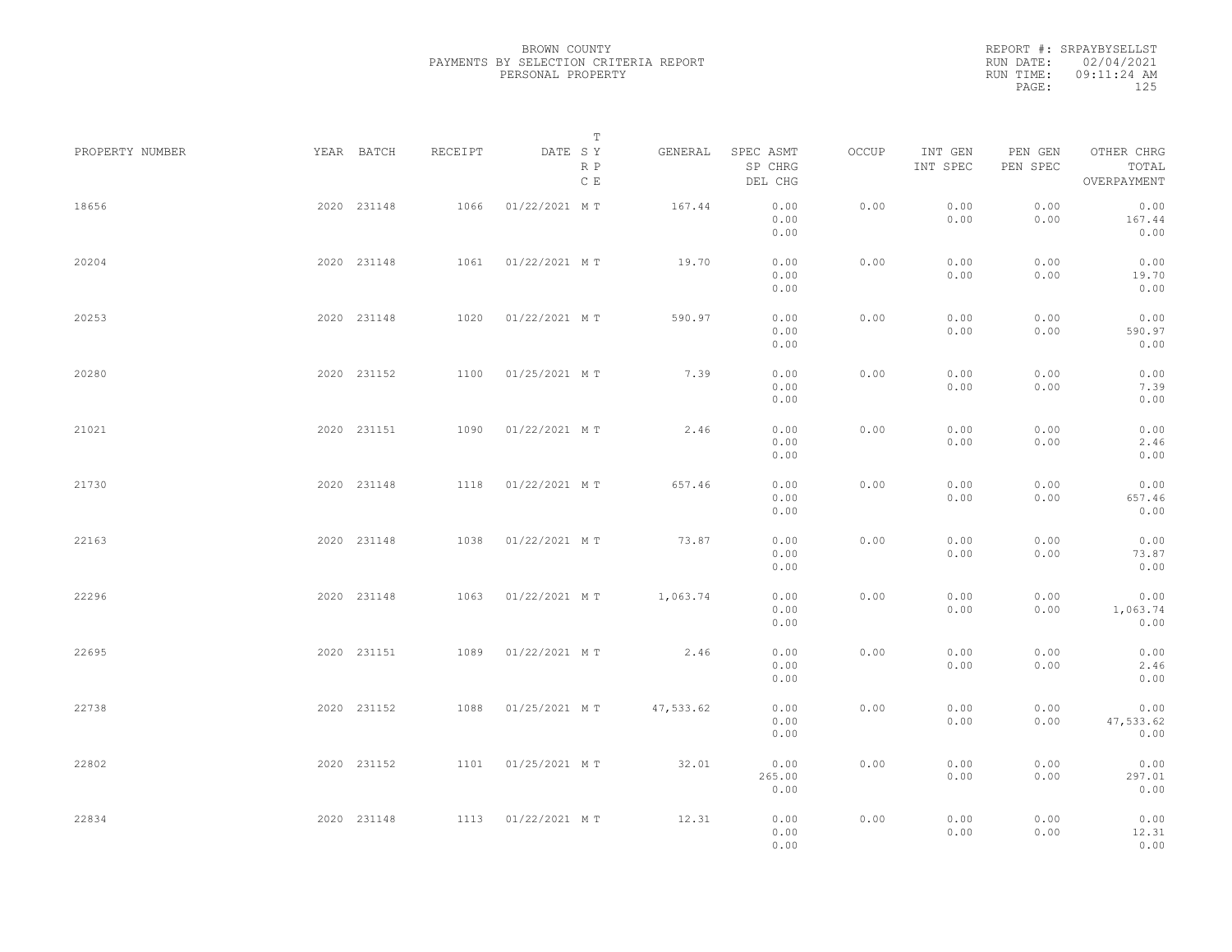BROWN COUNTY
PAYMENTS BY SELECTION CRITERIA REPORT
PERSONAL PROPERTY

REPORT #: SRPAYBYSELLST
RUN DATE: 02/04/2021
RUN TIME: 09:11:24 AM

| PROPERTY NUMBER | YEAR | BATCH | RECEIPT | DATE | T SY RP CE | GENERAL | SPEC ASMT / SP CHRG / DEL CHG | OCCUP | INT GEN / INT SPEC | PEN GEN / PEN SPEC | OTHER CHRG / TOTAL / OVERPAYMENT |
|---|---|---|---|---|---|---|---|---|---|---|---|
| 18656 | 2020 | 231148 | 1066 | 01/22/2021 | M T | 167.44 | 0.00 / 0.00 / 0.00 | 0.00 | 0.00 / 0.00 | 0.00 / 0.00 | 0.00 / 167.44 / 0.00 |
| 20204 | 2020 | 231148 | 1061 | 01/22/2021 | M T | 19.70 | 0.00 / 0.00 / 0.00 | 0.00 | 0.00 / 0.00 | 0.00 / 0.00 | 0.00 / 19.70 / 0.00 |
| 20253 | 2020 | 231148 | 1020 | 01/22/2021 | M T | 590.97 | 0.00 / 0.00 / 0.00 | 0.00 | 0.00 / 0.00 | 0.00 / 0.00 | 0.00 / 590.97 / 0.00 |
| 20280 | 2020 | 231152 | 1100 | 01/25/2021 | M T | 7.39 | 0.00 / 0.00 / 0.00 | 0.00 | 0.00 / 0.00 | 0.00 / 0.00 | 0.00 / 7.39 / 0.00 |
| 21021 | 2020 | 231151 | 1090 | 01/22/2021 | M T | 2.46 | 0.00 / 0.00 / 0.00 | 0.00 | 0.00 / 0.00 | 0.00 / 0.00 | 0.00 / 2.46 / 0.00 |
| 21730 | 2020 | 231148 | 1118 | 01/22/2021 | M T | 657.46 | 0.00 / 0.00 / 0.00 | 0.00 | 0.00 / 0.00 | 0.00 / 0.00 | 0.00 / 657.46 / 0.00 |
| 22163 | 2020 | 231148 | 1038 | 01/22/2021 | M T | 73.87 | 0.00 / 0.00 / 0.00 | 0.00 | 0.00 / 0.00 | 0.00 / 0.00 | 0.00 / 73.87 / 0.00 |
| 22296 | 2020 | 231148 | 1063 | 01/22/2021 | M T | 1,063.74 | 0.00 / 0.00 / 0.00 | 0.00 | 0.00 / 0.00 | 0.00 / 0.00 | 0.00 / 1,063.74 / 0.00 |
| 22695 | 2020 | 231151 | 1089 | 01/22/2021 | M T | 2.46 | 0.00 / 0.00 / 0.00 | 0.00 | 0.00 / 0.00 | 0.00 / 0.00 | 0.00 / 2.46 / 0.00 |
| 22738 | 2020 | 231152 | 1088 | 01/25/2021 | M T | 47,533.62 | 0.00 / 0.00 / 0.00 | 0.00 | 0.00 / 0.00 | 0.00 / 0.00 | 0.00 / 47,533.62 / 0.00 |
| 22802 | 2020 | 231152 | 1101 | 01/25/2021 | M T | 32.01 | 0.00 / 265.00 / 0.00 | 0.00 | 0.00 / 0.00 | 0.00 / 0.00 | 0.00 / 297.01 / 0.00 |
| 22834 | 2020 | 231148 | 1113 | 01/22/2021 | M T | 12.31 | 0.00 / 0.00 / 0.00 | 0.00 | 0.00 / 0.00 | 0.00 / 0.00 | 0.00 / 12.31 / 0.00 |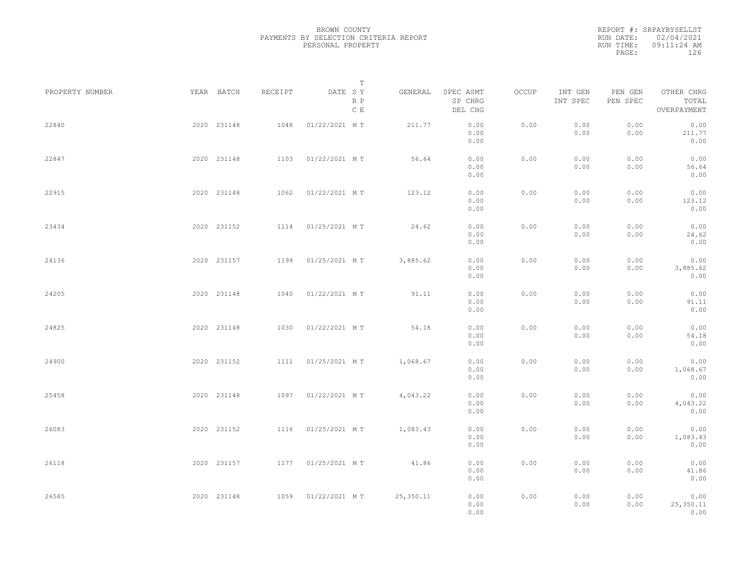BROWN COUNTY
PAYMENTS BY SELECTION CRITERIA REPORT
PERSONAL PROPERTY

REPORT #: SRPAYBYSELLST
RUN DATE: 02/04/2021
RUN TIME: 09:11:24 AM

| PROPERTY NUMBER | YEAR | BATCH | RECEIPT | DATE | T S Y R P C E | GENERAL | SPEC ASMT / SP CHRG / DEL CHG | OCCUP | INT GEN / INT SPEC | PEN GEN / PEN SPEC | OTHER CHRG / TOTAL / OVERPAYMENT |
|---|---|---|---|---|---|---|---|---|---|---|---|
| 22840 | 2020 | 231148 | 1048 | 01/22/2021 | M T | 211.77 | 0.00 / 0.00 / 0.00 | 0.00 | 0.00 / 0.00 | 0.00 / 0.00 | 0.00 / 211.77 / 0.00 |
| 22847 | 2020 | 231148 | 1103 | 01/22/2021 | M T | 56.64 | 0.00 / 0.00 / 0.00 | 0.00 | 0.00 / 0.00 | 0.00 / 0.00 | 0.00 / 56.64 / 0.00 |
| 22915 | 2020 | 231148 | 1062 | 01/22/2021 | M T | 123.12 | 0.00 / 0.00 / 0.00 | 0.00 | 0.00 / 0.00 | 0.00 / 0.00 | 0.00 / 123.12 / 0.00 |
| 23434 | 2020 | 231152 | 1114 | 01/25/2021 | M T | 24.62 | 0.00 / 0.00 / 0.00 | 0.00 | 0.00 / 0.00 | 0.00 / 0.00 | 0.00 / 24.62 / 0.00 |
| 24136 | 2020 | 231157 | 1199 | 01/25/2021 | M T | 3,885.62 | 0.00 / 0.00 / 0.00 | 0.00 | 0.00 / 0.00 | 0.00 / 0.00 | 0.00 / 3,885.62 / 0.00 |
| 24205 | 2020 | 231148 | 1040 | 01/22/2021 | M T | 91.11 | 0.00 / 0.00 / 0.00 | 0.00 | 0.00 / 0.00 | 0.00 / 0.00 | 0.00 / 91.11 / 0.00 |
| 24825 | 2020 | 231148 | 1030 | 01/22/2021 | M T | 54.18 | 0.00 / 0.00 / 0.00 | 0.00 | 0.00 / 0.00 | 0.00 / 0.00 | 0.00 / 54.18 / 0.00 |
| 24900 | 2020 | 231152 | 1111 | 01/25/2021 | M T | 1,068.67 | 0.00 / 0.00 / 0.00 | 0.00 | 0.00 / 0.00 | 0.00 / 0.00 | 0.00 / 1,068.67 / 0.00 |
| 25458 | 2020 | 231148 | 1097 | 01/22/2021 | M T | 4,043.22 | 0.00 / 0.00 / 0.00 | 0.00 | 0.00 / 0.00 | 0.00 / 0.00 | 0.00 / 4,043.22 / 0.00 |
| 26083 | 2020 | 231152 | 1116 | 01/25/2021 | M T | 1,083.43 | 0.00 / 0.00 / 0.00 | 0.00 | 0.00 / 0.00 | 0.00 / 0.00 | 0.00 / 1,083.43 / 0.00 |
| 26118 | 2020 | 231157 | 1177 | 01/25/2021 | M T | 41.86 | 0.00 / 0.00 / 0.00 | 0.00 | 0.00 / 0.00 | 0.00 / 0.00 | 0.00 / 41.86 / 0.00 |
| 26585 | 2020 | 231148 | 1059 | 01/22/2021 | M T | 25,350.11 | 0.00 / 0.00 / 0.00 | 0.00 | 0.00 / 0.00 | 0.00 / 0.00 | 0.00 / 25,350.11 / 0.00 |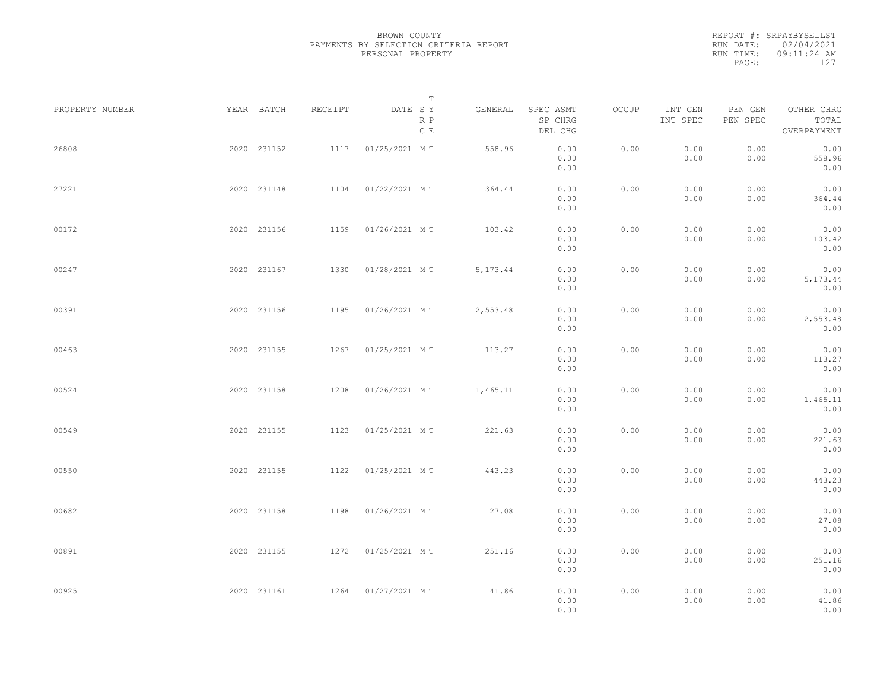BROWN COUNTY
PAYMENTS BY SELECTION CRITERIA REPORT
PERSONAL PROPERTY

REPORT #: SRPAYBYSELLST
RUN DATE: 02/04/2021
RUN TIME: 09:11:24 AM

| PROPERTY NUMBER | YEAR | BATCH | RECEIPT | DATE | T SY RP CE | GENERAL | SPEC ASMT / SP CHRG / DEL CHG | OCCUP | INT GEN / INT SPEC | PEN GEN / PEN SPEC | OTHER CHRG / TOTAL / OVERPAYMENT |
|---|---|---|---|---|---|---|---|---|---|---|---|
| 26808 | 2020 | 231152 | 1117 | 01/25/2021 | M T | 558.96 | 0.00 / 0.00 / 0.00 | 0.00 | 0.00 / 0.00 | 0.00 / 0.00 | 0.00 / 558.96 / 0.00 |
| 27221 | 2020 | 231148 | 1104 | 01/22/2021 | M T | 364.44 | 0.00 / 0.00 / 0.00 | 0.00 | 0.00 / 0.00 | 0.00 / 0.00 | 0.00 / 364.44 / 0.00 |
| 00172 | 2020 | 231156 | 1159 | 01/26/2021 | M T | 103.42 | 0.00 / 0.00 / 0.00 | 0.00 | 0.00 / 0.00 | 0.00 / 0.00 | 0.00 / 103.42 / 0.00 |
| 00247 | 2020 | 231167 | 1330 | 01/28/2021 | M T | 5,173.44 | 0.00 / 0.00 / 0.00 | 0.00 | 0.00 / 0.00 | 0.00 / 0.00 | 0.00 / 5,173.44 / 0.00 |
| 00391 | 2020 | 231156 | 1195 | 01/26/2021 | M T | 2,553.48 | 0.00 / 0.00 / 0.00 | 0.00 | 0.00 / 0.00 | 0.00 / 0.00 | 0.00 / 2,553.48 / 0.00 |
| 00463 | 2020 | 231155 | 1267 | 01/25/2021 | M T | 113.27 | 0.00 / 0.00 / 0.00 | 0.00 | 0.00 / 0.00 | 0.00 / 0.00 | 0.00 / 113.27 / 0.00 |
| 00524 | 2020 | 231158 | 1208 | 01/26/2021 | M T | 1,465.11 | 0.00 / 0.00 / 0.00 | 0.00 | 0.00 / 0.00 | 0.00 / 0.00 | 0.00 / 1,465.11 / 0.00 |
| 00549 | 2020 | 231155 | 1123 | 01/25/2021 | M T | 221.63 | 0.00 / 0.00 / 0.00 | 0.00 | 0.00 / 0.00 | 0.00 / 0.00 | 0.00 / 221.63 / 0.00 |
| 00550 | 2020 | 231155 | 1122 | 01/25/2021 | M T | 443.23 | 0.00 / 0.00 / 0.00 | 0.00 | 0.00 / 0.00 | 0.00 / 0.00 | 0.00 / 443.23 / 0.00 |
| 00682 | 2020 | 231158 | 1198 | 01/26/2021 | M T | 27.08 | 0.00 / 0.00 / 0.00 | 0.00 | 0.00 / 0.00 | 0.00 / 0.00 | 0.00 / 27.08 / 0.00 |
| 00891 | 2020 | 231155 | 1272 | 01/25/2021 | M T | 251.16 | 0.00 / 0.00 / 0.00 | 0.00 | 0.00 / 0.00 | 0.00 / 0.00 | 0.00 / 251.16 / 0.00 |
| 00925 | 2020 | 231161 | 1264 | 01/27/2021 | M T | 41.86 | 0.00 / 0.00 / 0.00 | 0.00 | 0.00 / 0.00 | 0.00 / 0.00 | 0.00 / 41.86 / 0.00 |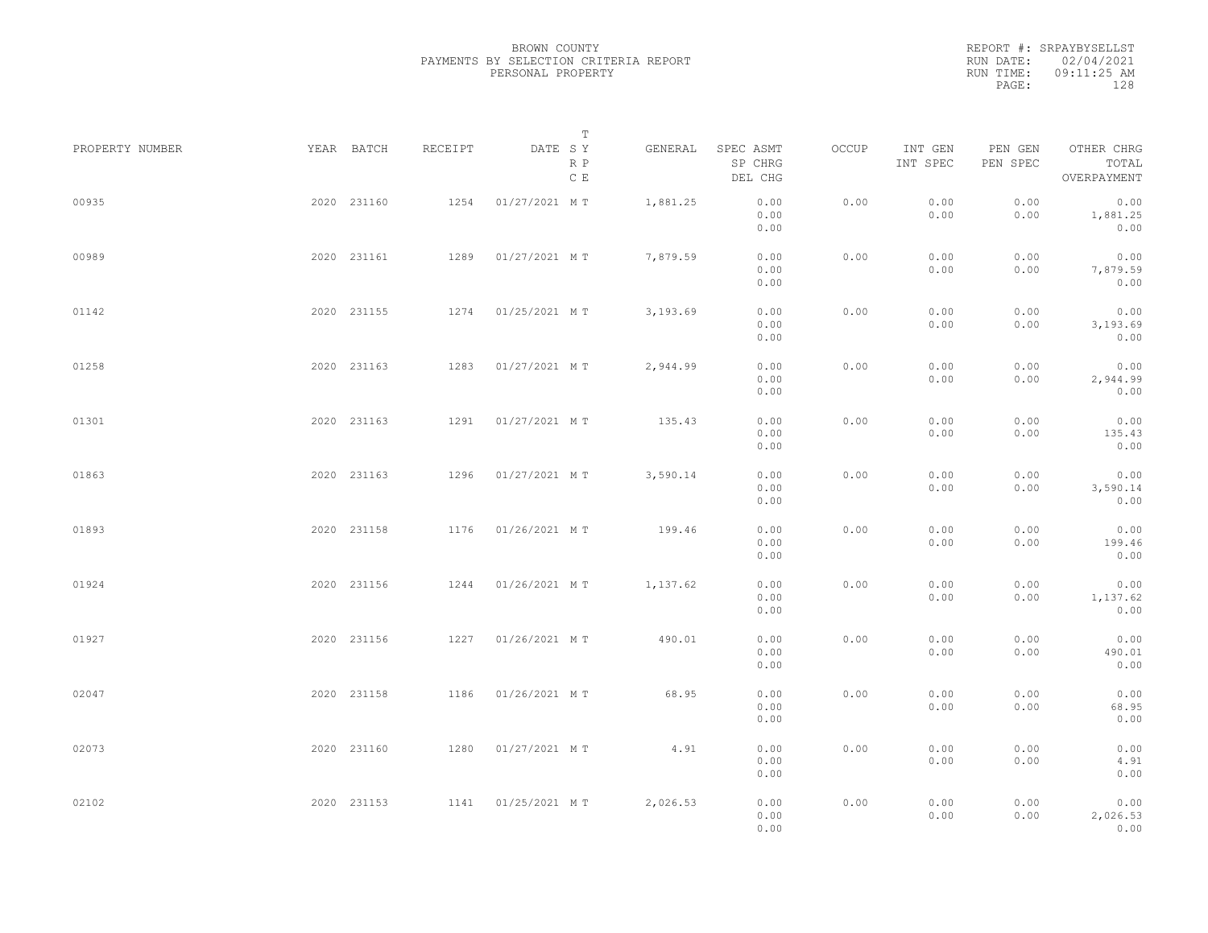BROWN COUNTY
PAYMENTS BY SELECTION CRITERIA REPORT
PERSONAL PROPERTY

REPORT #: SRPAYBYSELLST
RUN DATE: 02/04/2021
RUN TIME: 09:11:25 AM
PAGE: 128

| PROPERTY NUMBER | YEAR | BATCH | RECEIPT | DATE | T S Y R P C E | GENERAL | SPEC ASMT SP CHRG DEL CHG | OCCUP | INT GEN INT SPEC | PEN GEN PEN SPEC | OTHER CHRG TOTAL OVERPAYMENT |
|---|---|---|---|---|---|---|---|---|---|---|---|
| 00935 | 2020 | 231160 | 1254 | 01/27/2021 | M T | 1,881.25 | 0.00 0.00 0.00 | 0.00 | 0.00 0.00 | 0.00 0.00 | 0.00 1,881.25 0.00 |
| 00989 | 2020 | 231161 | 1289 | 01/27/2021 | M T | 7,879.59 | 0.00 0.00 0.00 | 0.00 | 0.00 0.00 | 0.00 0.00 | 0.00 7,879.59 0.00 |
| 01142 | 2020 | 231155 | 1274 | 01/25/2021 | M T | 3,193.69 | 0.00 0.00 0.00 | 0.00 | 0.00 0.00 | 0.00 0.00 | 0.00 3,193.69 0.00 |
| 01258 | 2020 | 231163 | 1283 | 01/27/2021 | M T | 2,944.99 | 0.00 0.00 0.00 | 0.00 | 0.00 0.00 | 0.00 0.00 | 0.00 2,944.99 0.00 |
| 01301 | 2020 | 231163 | 1291 | 01/27/2021 | M T | 135.43 | 0.00 0.00 0.00 | 0.00 | 0.00 0.00 | 0.00 0.00 | 0.00 135.43 0.00 |
| 01863 | 2020 | 231163 | 1296 | 01/27/2021 | M T | 3,590.14 | 0.00 0.00 0.00 | 0.00 | 0.00 0.00 | 0.00 0.00 | 0.00 3,590.14 0.00 |
| 01893 | 2020 | 231158 | 1176 | 01/26/2021 | M T | 199.46 | 0.00 0.00 0.00 | 0.00 | 0.00 0.00 | 0.00 0.00 | 0.00 199.46 0.00 |
| 01924 | 2020 | 231156 | 1244 | 01/26/2021 | M T | 1,137.62 | 0.00 0.00 0.00 | 0.00 | 0.00 0.00 | 0.00 0.00 | 0.00 1,137.62 0.00 |
| 01927 | 2020 | 231156 | 1227 | 01/26/2021 | M T | 490.01 | 0.00 0.00 0.00 | 0.00 | 0.00 0.00 | 0.00 0.00 | 0.00 490.01 0.00 |
| 02047 | 2020 | 231158 | 1186 | 01/26/2021 | M T | 68.95 | 0.00 0.00 0.00 | 0.00 | 0.00 0.00 | 0.00 0.00 | 0.00 68.95 0.00 |
| 02073 | 2020 | 231160 | 1280 | 01/27/2021 | M T | 4.91 | 0.00 0.00 0.00 | 0.00 | 0.00 0.00 | 0.00 0.00 | 0.00 4.91 0.00 |
| 02102 | 2020 | 231153 | 1141 | 01/25/2021 | M T | 2,026.53 | 0.00 0.00 0.00 | 0.00 | 0.00 0.00 | 0.00 0.00 | 0.00 2,026.53 0.00 |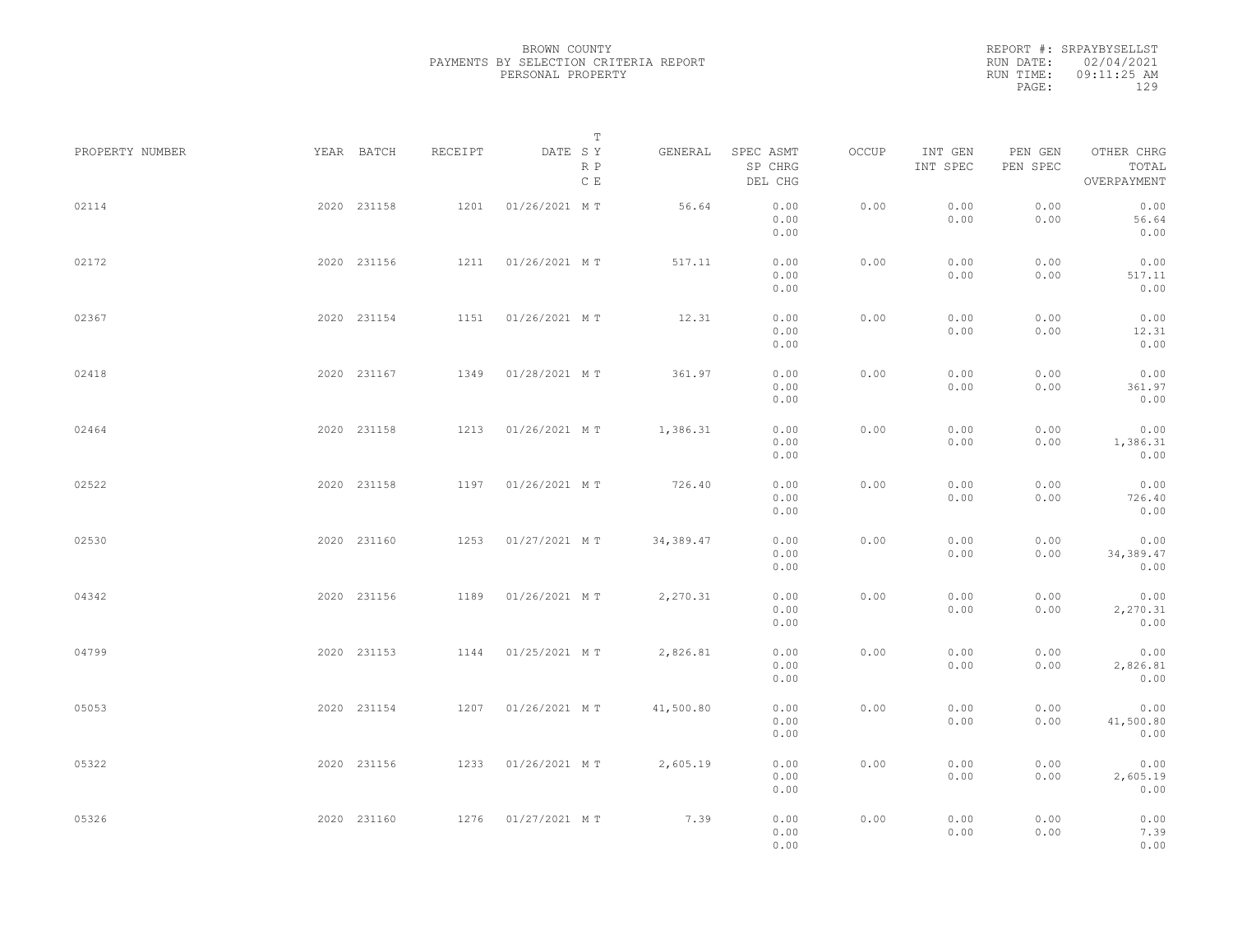BROWN COUNTY
PAYMENTS BY SELECTION CRITERIA REPORT
PERSONAL PROPERTY

REPORT #: SRPAYBYSELLST
RUN DATE: 02/04/2021
RUN TIME: 09:11:25 AM

| PROPERTY NUMBER | YEAR | BATCH | RECEIPT | DATE | T S Y R P C E | GENERAL | SPEC ASMT / SP CHRG / DEL CHG | OCCUP | INT GEN / INT SPEC | PEN GEN / PEN SPEC | OTHER CHRG / TOTAL / OVERPAYMENT |
|---|---|---|---|---|---|---|---|---|---|---|---|
| 02114 | 2020 | 231158 | 1201 | 01/26/2021 | M T | 56.64 | 0.00 / 0.00 / 0.00 | 0.00 | 0.00 / 0.00 | 0.00 / 0.00 | 0.00 / 56.64 / 0.00 |
| 02172 | 2020 | 231156 | 1211 | 01/26/2021 | M T | 517.11 | 0.00 / 0.00 / 0.00 | 0.00 | 0.00 / 0.00 | 0.00 / 0.00 | 0.00 / 517.11 / 0.00 |
| 02367 | 2020 | 231154 | 1151 | 01/26/2021 | M T | 12.31 | 0.00 / 0.00 / 0.00 | 0.00 | 0.00 / 0.00 | 0.00 / 0.00 | 0.00 / 12.31 / 0.00 |
| 02418 | 2020 | 231167 | 1349 | 01/28/2021 | M T | 361.97 | 0.00 / 0.00 / 0.00 | 0.00 | 0.00 / 0.00 | 0.00 / 0.00 | 0.00 / 361.97 / 0.00 |
| 02464 | 2020 | 231158 | 1213 | 01/26/2021 | M T | 1,386.31 | 0.00 / 0.00 / 0.00 | 0.00 | 0.00 / 0.00 | 0.00 / 0.00 | 0.00 / 1,386.31 / 0.00 |
| 02522 | 2020 | 231158 | 1197 | 01/26/2021 | M T | 726.40 | 0.00 / 0.00 / 0.00 | 0.00 | 0.00 / 0.00 | 0.00 / 0.00 | 0.00 / 726.40 / 0.00 |
| 02530 | 2020 | 231160 | 1253 | 01/27/2021 | M T | 34,389.47 | 0.00 / 0.00 / 0.00 | 0.00 | 0.00 / 0.00 | 0.00 / 0.00 | 0.00 / 34,389.47 / 0.00 |
| 04342 | 2020 | 231156 | 1189 | 01/26/2021 | M T | 2,270.31 | 0.00 / 0.00 / 0.00 | 0.00 | 0.00 / 0.00 | 0.00 / 0.00 | 0.00 / 2,270.31 / 0.00 |
| 04799 | 2020 | 231153 | 1144 | 01/25/2021 | M T | 2,826.81 | 0.00 / 0.00 / 0.00 | 0.00 | 0.00 / 0.00 | 0.00 / 0.00 | 0.00 / 2,826.81 / 0.00 |
| 05053 | 2020 | 231154 | 1207 | 01/26/2021 | M T | 41,500.80 | 0.00 / 0.00 / 0.00 | 0.00 | 0.00 / 0.00 | 0.00 / 0.00 | 0.00 / 41,500.80 / 0.00 |
| 05322 | 2020 | 231156 | 1233 | 01/26/2021 | M T | 2,605.19 | 0.00 / 0.00 / 0.00 | 0.00 | 0.00 / 0.00 | 0.00 / 0.00 | 0.00 / 2,605.19 / 0.00 |
| 05326 | 2020 | 231160 | 1276 | 01/27/2021 | M T | 7.39 | 0.00 / 0.00 / 0.00 | 0.00 | 0.00 / 0.00 | 0.00 / 0.00 | 0.00 / 7.39 / 0.00 |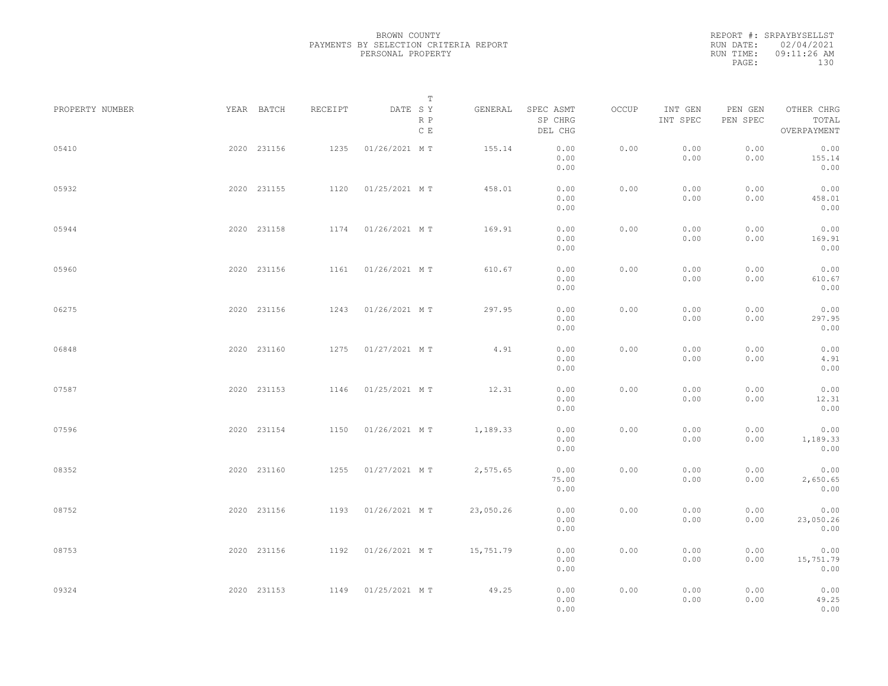BROWN COUNTY
PAYMENTS BY SELECTION CRITERIA REPORT
PERSONAL PROPERTY

REPORT #: SRPAYBYSELLST
RUN DATE: 02/04/2021
RUN TIME: 09:11:26 AM

| PROPERTY NUMBER | YEAR | BATCH | RECEIPT | DATE | T SY RP CE | GENERAL | SPEC ASMT / SP CHRG / DEL CHG | OCCUP | INT GEN / INT SPEC | PEN GEN / PEN SPEC | OTHER CHRG / TOTAL / OVERPAYMENT |
|---|---|---|---|---|---|---|---|---|---|---|---|
| 05410 | 2020 | 231156 | 1235 | 01/26/2021 | M T | 155.14 | 0.00 / 0.00 / 0.00 | 0.00 | 0.00 / 0.00 | 0.00 / 0.00 | 0.00 / 155.14 / 0.00 |
| 05932 | 2020 | 231155 | 1120 | 01/25/2021 | M T | 458.01 | 0.00 / 0.00 / 0.00 | 0.00 | 0.00 / 0.00 | 0.00 / 0.00 | 0.00 / 458.01 / 0.00 |
| 05944 | 2020 | 231158 | 1174 | 01/26/2021 | M T | 169.91 | 0.00 / 0.00 / 0.00 | 0.00 | 0.00 / 0.00 | 0.00 / 0.00 | 0.00 / 169.91 / 0.00 |
| 05960 | 2020 | 231156 | 1161 | 01/26/2021 | M T | 610.67 | 0.00 / 0.00 / 0.00 | 0.00 | 0.00 / 0.00 | 0.00 / 0.00 | 0.00 / 610.67 / 0.00 |
| 06275 | 2020 | 231156 | 1243 | 01/26/2021 | M T | 297.95 | 0.00 / 0.00 / 0.00 | 0.00 | 0.00 / 0.00 | 0.00 / 0.00 | 0.00 / 297.95 / 0.00 |
| 06848 | 2020 | 231160 | 1275 | 01/27/2021 | M T | 4.91 | 0.00 / 0.00 / 0.00 | 0.00 | 0.00 / 0.00 | 0.00 / 0.00 | 0.00 / 4.91 / 0.00 |
| 07587 | 2020 | 231153 | 1146 | 01/25/2021 | M T | 12.31 | 0.00 / 0.00 / 0.00 | 0.00 | 0.00 / 0.00 | 0.00 / 0.00 | 0.00 / 12.31 / 0.00 |
| 07596 | 2020 | 231154 | 1150 | 01/26/2021 | M T | 1,189.33 | 0.00 / 0.00 / 0.00 | 0.00 | 0.00 / 0.00 | 0.00 / 0.00 | 0.00 / 1,189.33 / 0.00 |
| 08352 | 2020 | 231160 | 1255 | 01/27/2021 | M T | 2,575.65 | 0.00 / 75.00 / 0.00 | 0.00 | 0.00 / 0.00 | 0.00 / 0.00 | 0.00 / 2,650.65 / 0.00 |
| 08752 | 2020 | 231156 | 1193 | 01/26/2021 | M T | 23,050.26 | 0.00 / 0.00 / 0.00 | 0.00 | 0.00 / 0.00 | 0.00 / 0.00 | 0.00 / 23,050.26 / 0.00 |
| 08753 | 2020 | 231156 | 1192 | 01/26/2021 | M T | 15,751.79 | 0.00 / 0.00 / 0.00 | 0.00 | 0.00 / 0.00 | 0.00 / 0.00 | 0.00 / 15,751.79 / 0.00 |
| 09324 | 2020 | 231153 | 1149 | 01/25/2021 | M T | 49.25 | 0.00 / 0.00 / 0.00 | 0.00 | 0.00 / 0.00 | 0.00 / 0.00 | 0.00 / 49.25 / 0.00 |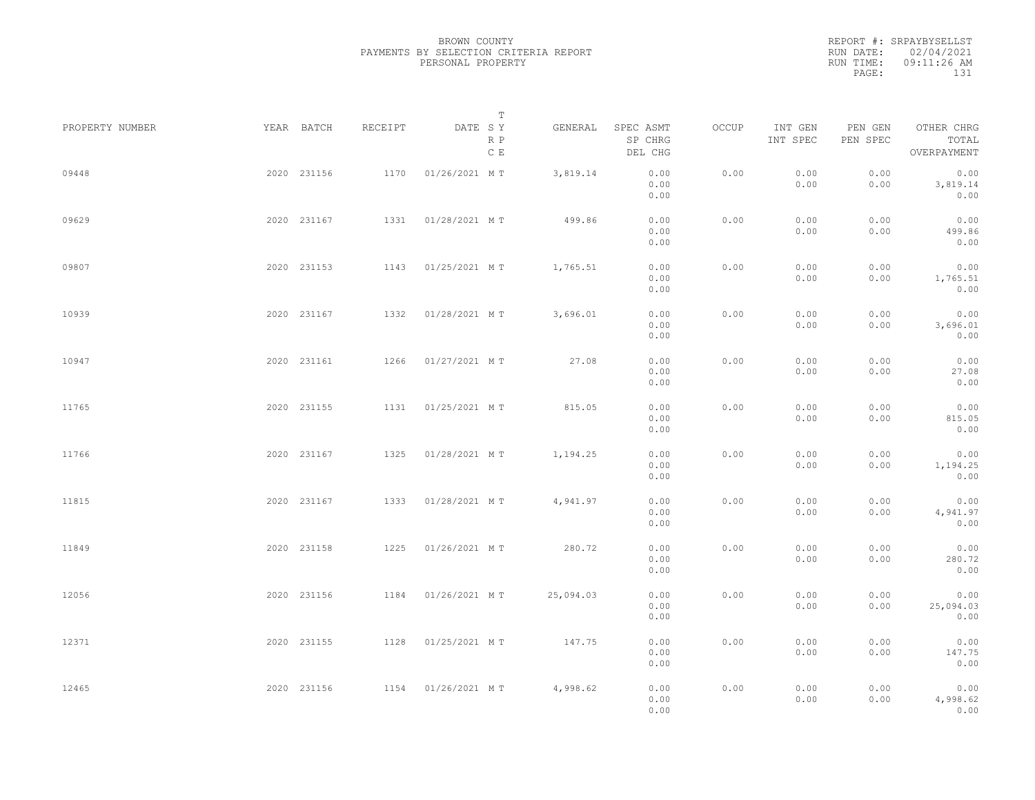BROWN COUNTY
PAYMENTS BY SELECTION CRITERIA REPORT
PERSONAL PROPERTY

REPORT #: SRPAYBYSELLST
RUN DATE: 02/04/2021
RUN TIME: 09:11:26 AM

| PROPERTY NUMBER | YEAR | BATCH | RECEIPT | DATE | T SY RP CE | GENERAL | SPEC ASMT / SP CHRG / DEL CHG | OCCUP | INT GEN / INT SPEC | PEN GEN / PEN SPEC | OTHER CHRG / TOTAL / OVERPAYMENT |
|---|---|---|---|---|---|---|---|---|---|---|---|
| 09448 | 2020 | 231156 | 1170 | 01/26/2021 | M T | 3,819.14 | 0.00 / 0.00 / 0.00 | 0.00 | 0.00 / 0.00 | 0.00 / 0.00 | 0.00 / 3,819.14 / 0.00 |
| 09629 | 2020 | 231167 | 1331 | 01/28/2021 | M T | 499.86 | 0.00 / 0.00 / 0.00 | 0.00 | 0.00 / 0.00 | 0.00 / 0.00 | 0.00 / 499.86 / 0.00 |
| 09807 | 2020 | 231153 | 1143 | 01/25/2021 | M T | 1,765.51 | 0.00 / 0.00 / 0.00 | 0.00 | 0.00 / 0.00 | 0.00 / 0.00 | 0.00 / 1,765.51 / 0.00 |
| 10939 | 2020 | 231167 | 1332 | 01/28/2021 | M T | 3,696.01 | 0.00 / 0.00 / 0.00 | 0.00 | 0.00 / 0.00 | 0.00 / 0.00 | 0.00 / 3,696.01 / 0.00 |
| 10947 | 2020 | 231161 | 1266 | 01/27/2021 | M T | 27.08 | 0.00 / 0.00 / 0.00 | 0.00 | 0.00 / 0.00 | 0.00 / 0.00 | 0.00 / 27.08 / 0.00 |
| 11765 | 2020 | 231155 | 1131 | 01/25/2021 | M T | 815.05 | 0.00 / 0.00 / 0.00 | 0.00 | 0.00 / 0.00 | 0.00 / 0.00 | 0.00 / 815.05 / 0.00 |
| 11766 | 2020 | 231167 | 1325 | 01/28/2021 | M T | 1,194.25 | 0.00 / 0.00 / 0.00 | 0.00 | 0.00 / 0.00 | 0.00 / 0.00 | 0.00 / 1,194.25 / 0.00 |
| 11815 | 2020 | 231167 | 1333 | 01/28/2021 | M T | 4,941.97 | 0.00 / 0.00 / 0.00 | 0.00 | 0.00 / 0.00 | 0.00 / 0.00 | 0.00 / 4,941.97 / 0.00 |
| 11849 | 2020 | 231158 | 1225 | 01/26/2021 | M T | 280.72 | 0.00 / 0.00 / 0.00 | 0.00 | 0.00 / 0.00 | 0.00 / 0.00 | 0.00 / 280.72 / 0.00 |
| 12056 | 2020 | 231156 | 1184 | 01/26/2021 | M T | 25,094.03 | 0.00 / 0.00 / 0.00 | 0.00 | 0.00 / 0.00 | 0.00 / 0.00 | 0.00 / 25,094.03 / 0.00 |
| 12371 | 2020 | 231155 | 1128 | 01/25/2021 | M T | 147.75 | 0.00 / 0.00 / 0.00 | 0.00 | 0.00 / 0.00 | 0.00 / 0.00 | 0.00 / 147.75 / 0.00 |
| 12465 | 2020 | 231156 | 1154 | 01/26/2021 | M T | 4,998.62 | 0.00 / 0.00 / 0.00 | 0.00 | 0.00 / 0.00 | 0.00 / 0.00 | 0.00 / 4,998.62 / 0.00 |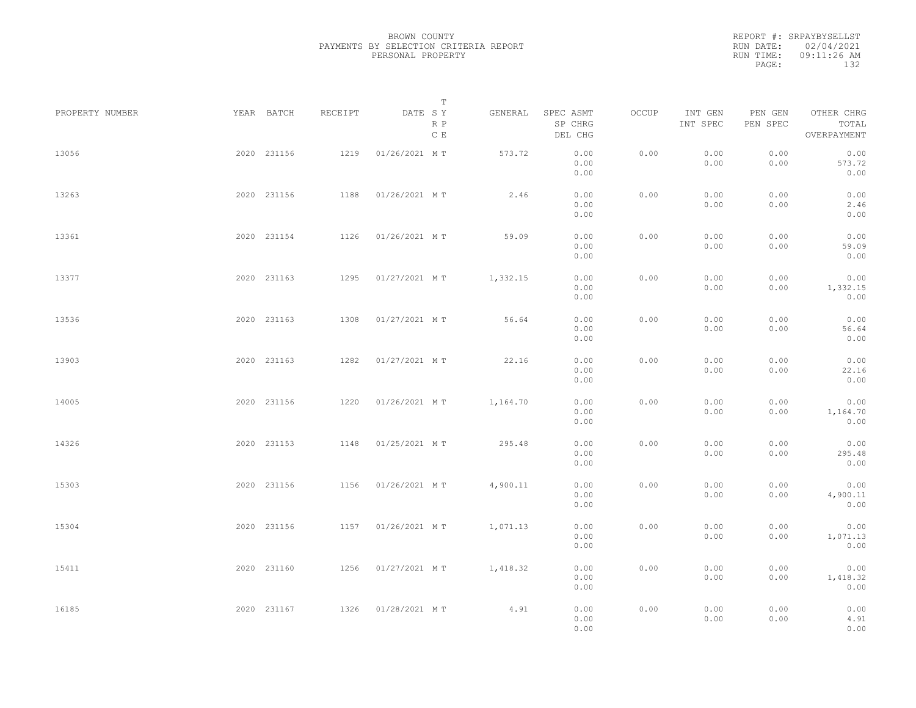BROWN COUNTY
PAYMENTS BY SELECTION CRITERIA REPORT
PERSONAL PROPERTY

REPORT #: SRPAYBYSELLST
RUN DATE: 02/04/2021
RUN TIME: 09:11:26 AM

| PROPERTY NUMBER | YEAR | BATCH | RECEIPT | DATE | T S Y R P C E | GENERAL | SPEC ASMT / SP CHRG / DEL CHG | OCCUP | INT GEN / INT SPEC | PEN GEN / PEN SPEC | OTHER CHRG / TOTAL / OVERPAYMENT |
|---|---|---|---|---|---|---|---|---|---|---|---|
| 13056 | 2020 | 231156 | 1219 | 01/26/2021 | M T | 573.72 | 0.00 / 0.00 / 0.00 | 0.00 | 0.00 / 0.00 | 0.00 / 0.00 | 0.00 / 573.72 / 0.00 |
| 13263 | 2020 | 231156 | 1188 | 01/26/2021 | M T | 2.46 | 0.00 / 0.00 / 0.00 | 0.00 | 0.00 / 0.00 | 0.00 / 0.00 | 0.00 / 2.46 / 0.00 |
| 13361 | 2020 | 231154 | 1126 | 01/26/2021 | M T | 59.09 | 0.00 / 0.00 / 0.00 | 0.00 | 0.00 / 0.00 | 0.00 / 0.00 | 0.00 / 59.09 / 0.00 |
| 13377 | 2020 | 231163 | 1295 | 01/27/2021 | M T | 1,332.15 | 0.00 / 0.00 / 0.00 | 0.00 | 0.00 / 0.00 | 0.00 / 0.00 | 0.00 / 1,332.15 / 0.00 |
| 13536 | 2020 | 231163 | 1308 | 01/27/2021 | M T | 56.64 | 0.00 / 0.00 / 0.00 | 0.00 | 0.00 / 0.00 | 0.00 / 0.00 | 0.00 / 56.64 / 0.00 |
| 13903 | 2020 | 231163 | 1282 | 01/27/2021 | M T | 22.16 | 0.00 / 0.00 / 0.00 | 0.00 | 0.00 / 0.00 | 0.00 / 0.00 | 0.00 / 22.16 / 0.00 |
| 14005 | 2020 | 231156 | 1220 | 01/26/2021 | M T | 1,164.70 | 0.00 / 0.00 / 0.00 | 0.00 | 0.00 / 0.00 | 0.00 / 0.00 | 0.00 / 1,164.70 / 0.00 |
| 14326 | 2020 | 231153 | 1148 | 01/25/2021 | M T | 295.48 | 0.00 / 0.00 / 0.00 | 0.00 | 0.00 / 0.00 | 0.00 / 0.00 | 0.00 / 295.48 / 0.00 |
| 15303 | 2020 | 231156 | 1156 | 01/26/2021 | M T | 4,900.11 | 0.00 / 0.00 / 0.00 | 0.00 | 0.00 / 0.00 | 0.00 / 0.00 | 0.00 / 4,900.11 / 0.00 |
| 15304 | 2020 | 231156 | 1157 | 01/26/2021 | M T | 1,071.13 | 0.00 / 0.00 / 0.00 | 0.00 | 0.00 / 0.00 | 0.00 / 0.00 | 0.00 / 1,071.13 / 0.00 |
| 15411 | 2020 | 231160 | 1256 | 01/27/2021 | M T | 1,418.32 | 0.00 / 0.00 / 0.00 | 0.00 | 0.00 / 0.00 | 0.00 / 0.00 | 0.00 / 1,418.32 / 0.00 |
| 16185 | 2020 | 231167 | 1326 | 01/28/2021 | M T | 4.91 | 0.00 / 0.00 / 0.00 | 0.00 | 0.00 / 0.00 | 0.00 / 0.00 | 0.00 / 4.91 / 0.00 |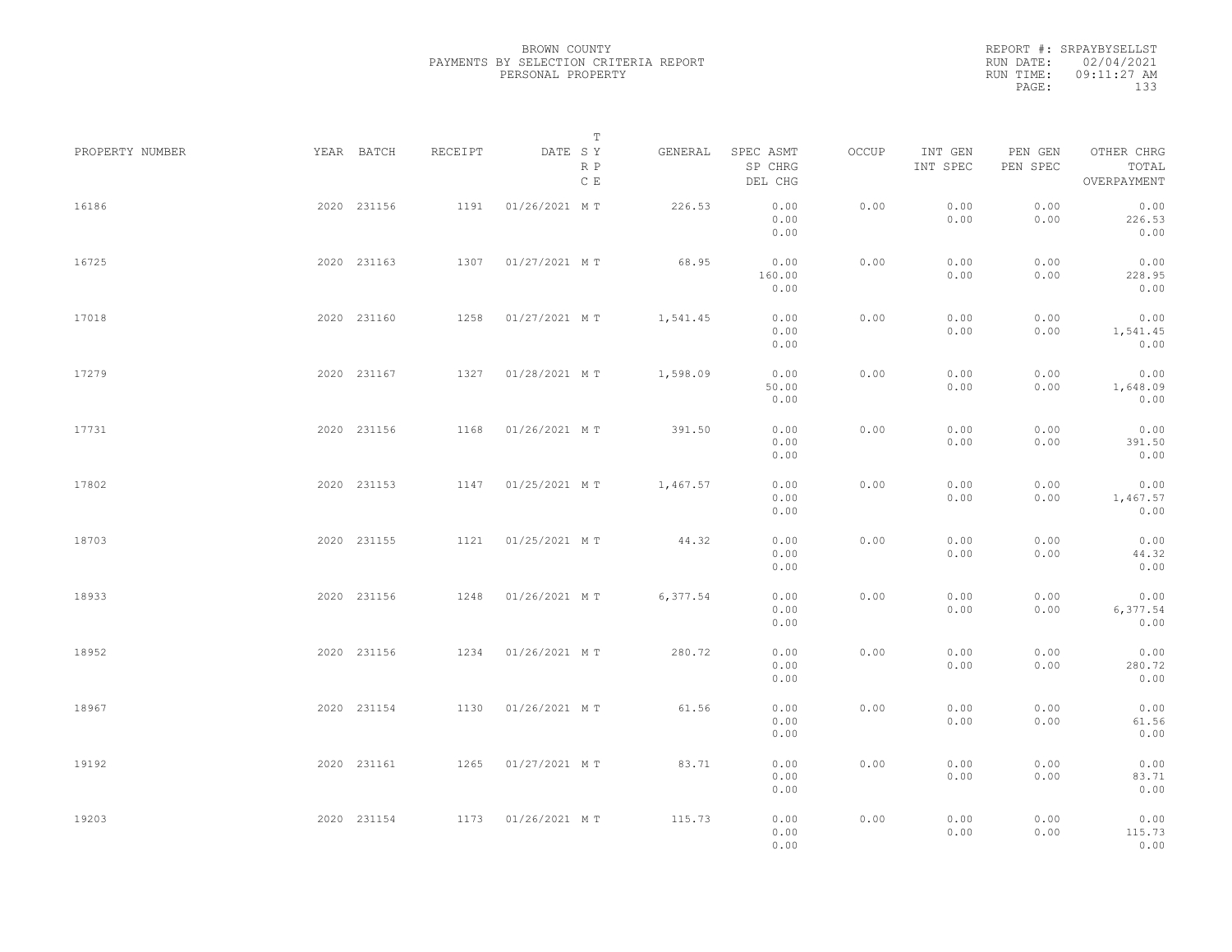BROWN COUNTY
PAYMENTS BY SELECTION CRITERIA REPORT
PERSONAL PROPERTY

REPORT #: SRPAYBYSELLST
RUN DATE: 02/04/2021
RUN TIME: 09:11:27 AM

| PROPERTY NUMBER | YEAR | BATCH | RECEIPT | DATE | T SY RP CE | GENERAL | SPEC ASMT / SP CHRG / DEL CHG | OCCUP | INT GEN / INT SPEC | PEN GEN / PEN SPEC | OTHER CHRG / TOTAL / OVERPAYMENT |
|---|---|---|---|---|---|---|---|---|---|---|---|
| 16186 | 2020 | 231156 | 1191 | 01/26/2021 | M T | 226.53 | 0.00 / 0.00 / 0.00 | 0.00 | 0.00 / 0.00 | 0.00 / 0.00 | 0.00 / 226.53 / 0.00 |
| 16725 | 2020 | 231163 | 1307 | 01/27/2021 | M T | 68.95 | 0.00 / 160.00 / 0.00 | 0.00 | 0.00 / 0.00 | 0.00 / 0.00 | 0.00 / 228.95 / 0.00 |
| 17018 | 2020 | 231160 | 1258 | 01/27/2021 | M T | 1,541.45 | 0.00 / 0.00 / 0.00 | 0.00 | 0.00 / 0.00 | 0.00 / 0.00 | 0.00 / 1,541.45 / 0.00 |
| 17279 | 2020 | 231167 | 1327 | 01/28/2021 | M T | 1,598.09 | 0.00 / 50.00 / 0.00 | 0.00 | 0.00 / 0.00 | 0.00 / 0.00 | 0.00 / 1,648.09 / 0.00 |
| 17731 | 2020 | 231156 | 1168 | 01/26/2021 | M T | 391.50 | 0.00 / 0.00 / 0.00 | 0.00 | 0.00 / 0.00 | 0.00 / 0.00 | 0.00 / 391.50 / 0.00 |
| 17802 | 2020 | 231153 | 1147 | 01/25/2021 | M T | 1,467.57 | 0.00 / 0.00 / 0.00 | 0.00 | 0.00 / 0.00 | 0.00 / 0.00 | 0.00 / 1,467.57 / 0.00 |
| 18703 | 2020 | 231155 | 1121 | 01/25/2021 | M T | 44.32 | 0.00 / 0.00 / 0.00 | 0.00 | 0.00 / 0.00 | 0.00 / 0.00 | 0.00 / 44.32 / 0.00 |
| 18933 | 2020 | 231156 | 1248 | 01/26/2021 | M T | 6,377.54 | 0.00 / 0.00 / 0.00 | 0.00 | 0.00 / 0.00 | 0.00 / 0.00 | 0.00 / 6,377.54 / 0.00 |
| 18952 | 2020 | 231156 | 1234 | 01/26/2021 | M T | 280.72 | 0.00 / 0.00 / 0.00 | 0.00 | 0.00 / 0.00 | 0.00 / 0.00 | 0.00 / 280.72 / 0.00 |
| 18967 | 2020 | 231154 | 1130 | 01/26/2021 | M T | 61.56 | 0.00 / 0.00 / 0.00 | 0.00 | 0.00 / 0.00 | 0.00 / 0.00 | 0.00 / 61.56 / 0.00 |
| 19192 | 2020 | 231161 | 1265 | 01/27/2021 | M T | 83.71 | 0.00 / 0.00 / 0.00 | 0.00 | 0.00 / 0.00 | 0.00 / 0.00 | 0.00 / 83.71 / 0.00 |
| 19203 | 2020 | 231154 | 1173 | 01/26/2021 | M T | 115.73 | 0.00 / 0.00 / 0.00 | 0.00 | 0.00 / 0.00 | 0.00 / 0.00 | 0.00 / 115.73 / 0.00 |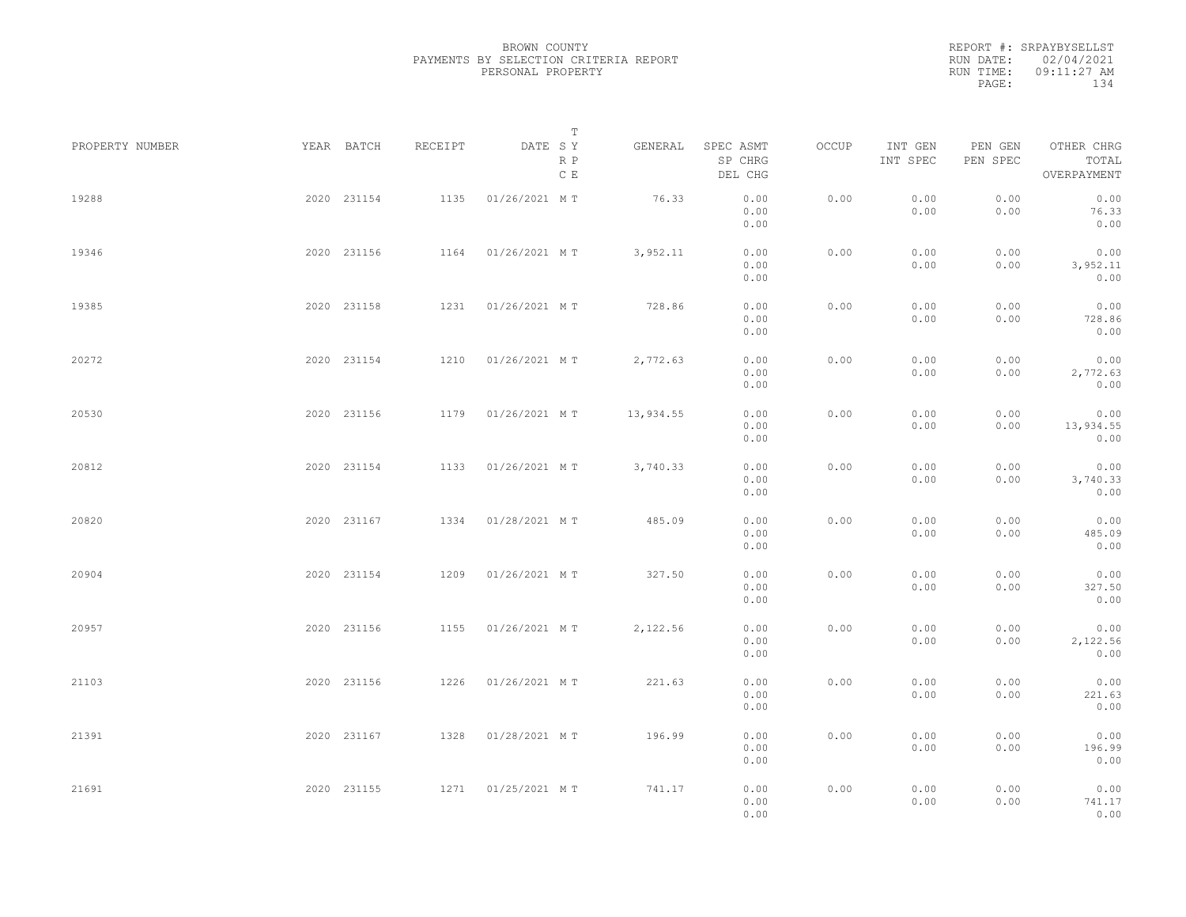BROWN COUNTY
PAYMENTS BY SELECTION CRITERIA REPORT
PERSONAL PROPERTY

REPORT #: SRPAYBYSELLST
RUN DATE: 02/04/2021
RUN TIME: 09:11:27 AM

| PROPERTY NUMBER | YEAR | BATCH | RECEIPT | DATE | T SY RP CE | GENERAL | SPEC ASMT / SP CHRG / DEL CHG | OCCUP | INT GEN / INT SPEC | PEN GEN / PEN SPEC | OTHER CHRG / TOTAL / OVERPAYMENT |
|---|---|---|---|---|---|---|---|---|---|---|---|
| 19288 | 2020 | 231154 | 1135 | 01/26/2021 | M T | 76.33 | 0.00 / 0.00 / 0.00 | 0.00 | 0.00 / 0.00 | 0.00 / 0.00 | 0.00 / 76.33 / 0.00 |
| 19346 | 2020 | 231156 | 1164 | 01/26/2021 | M T | 3,952.11 | 0.00 / 0.00 / 0.00 | 0.00 | 0.00 / 0.00 | 0.00 / 0.00 | 0.00 / 3,952.11 / 0.00 |
| 19385 | 2020 | 231158 | 1231 | 01/26/2021 | M T | 728.86 | 0.00 / 0.00 / 0.00 | 0.00 | 0.00 / 0.00 | 0.00 / 0.00 | 0.00 / 728.86 / 0.00 |
| 20272 | 2020 | 231154 | 1210 | 01/26/2021 | M T | 2,772.63 | 0.00 / 0.00 / 0.00 | 0.00 | 0.00 / 0.00 | 0.00 / 0.00 | 0.00 / 2,772.63 / 0.00 |
| 20530 | 2020 | 231156 | 1179 | 01/26/2021 | M T | 13,934.55 | 0.00 / 0.00 / 0.00 | 0.00 | 0.00 / 0.00 | 0.00 / 0.00 | 0.00 / 13,934.55 / 0.00 |
| 20812 | 2020 | 231154 | 1133 | 01/26/2021 | M T | 3,740.33 | 0.00 / 0.00 / 0.00 | 0.00 | 0.00 / 0.00 | 0.00 / 0.00 | 0.00 / 3,740.33 / 0.00 |
| 20820 | 2020 | 231167 | 1334 | 01/28/2021 | M T | 485.09 | 0.00 / 0.00 / 0.00 | 0.00 | 0.00 / 0.00 | 0.00 / 0.00 | 0.00 / 485.09 / 0.00 |
| 20904 | 2020 | 231154 | 1209 | 01/26/2021 | M T | 327.50 | 0.00 / 0.00 / 0.00 | 0.00 | 0.00 / 0.00 | 0.00 / 0.00 | 0.00 / 327.50 / 0.00 |
| 20957 | 2020 | 231156 | 1155 | 01/26/2021 | M T | 2,122.56 | 0.00 / 0.00 / 0.00 | 0.00 | 0.00 / 0.00 | 0.00 / 0.00 | 0.00 / 2,122.56 / 0.00 |
| 21103 | 2020 | 231156 | 1226 | 01/26/2021 | M T | 221.63 | 0.00 / 0.00 / 0.00 | 0.00 | 0.00 / 0.00 | 0.00 / 0.00 | 0.00 / 221.63 / 0.00 |
| 21391 | 2020 | 231167 | 1328 | 01/28/2021 | M T | 196.99 | 0.00 / 0.00 / 0.00 | 0.00 | 0.00 / 0.00 | 0.00 / 0.00 | 0.00 / 196.99 / 0.00 |
| 21691 | 2020 | 231155 | 1271 | 01/25/2021 | M T | 741.17 | 0.00 / 0.00 / 0.00 | 0.00 | 0.00 / 0.00 | 0.00 / 0.00 | 0.00 / 741.17 / 0.00 |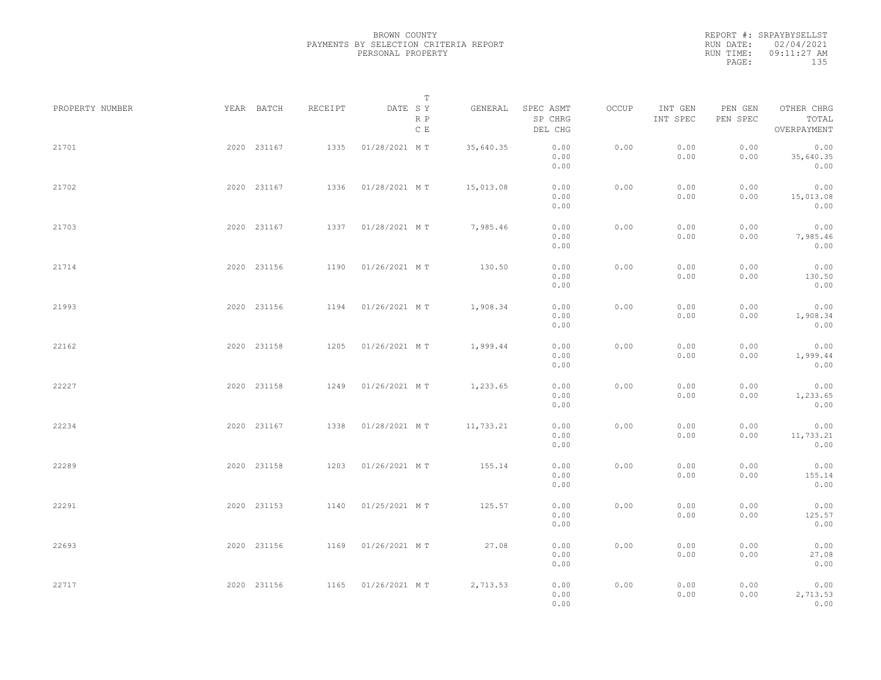BROWN COUNTY
PAYMENTS BY SELECTION CRITERIA REPORT
PERSONAL PROPERTY

REPORT #: SRPAYBYSELLST
RUN DATE: 02/04/2021
RUN TIME: 09:11:27 AM

| PROPERTY NUMBER | YEAR | BATCH | RECEIPT | DATE | T S Y R P C E | GENERAL | SPEC ASMT / SP CHRG / DEL CHG | OCCUP | INT GEN / INT SPEC | PEN GEN / PEN SPEC | OTHER CHRG / TOTAL / OVERPAYMENT |
|---|---|---|---|---|---|---|---|---|---|---|---|
| 21701 | 2020 | 231167 | 1335 | 01/28/2021 | M T | 35,640.35 | 0.00 / 0.00 / 0.00 | 0.00 | 0.00 / 0.00 | 0.00 / 0.00 | 0.00 / 35,640.35 / 0.00 |
| 21702 | 2020 | 231167 | 1336 | 01/28/2021 | M T | 15,013.08 | 0.00 / 0.00 / 0.00 | 0.00 | 0.00 / 0.00 | 0.00 / 0.00 | 0.00 / 15,013.08 / 0.00 |
| 21703 | 2020 | 231167 | 1337 | 01/28/2021 | M T | 7,985.46 | 0.00 / 0.00 / 0.00 | 0.00 | 0.00 / 0.00 | 0.00 / 0.00 | 0.00 / 7,985.46 / 0.00 |
| 21714 | 2020 | 231156 | 1190 | 01/26/2021 | M T | 130.50 | 0.00 / 0.00 / 0.00 | 0.00 | 0.00 / 0.00 | 0.00 / 0.00 | 0.00 / 130.50 / 0.00 |
| 21993 | 2020 | 231156 | 1194 | 01/26/2021 | M T | 1,908.34 | 0.00 / 0.00 / 0.00 | 0.00 | 0.00 / 0.00 | 0.00 / 0.00 | 0.00 / 1,908.34 / 0.00 |
| 22162 | 2020 | 231158 | 1205 | 01/26/2021 | M T | 1,999.44 | 0.00 / 0.00 / 0.00 | 0.00 | 0.00 / 0.00 | 0.00 / 0.00 | 0.00 / 1,999.44 / 0.00 |
| 22227 | 2020 | 231158 | 1249 | 01/26/2021 | M T | 1,233.65 | 0.00 / 0.00 / 0.00 | 0.00 | 0.00 / 0.00 | 0.00 / 0.00 | 0.00 / 1,233.65 / 0.00 |
| 22234 | 2020 | 231167 | 1338 | 01/28/2021 | M T | 11,733.21 | 0.00 / 0.00 / 0.00 | 0.00 | 0.00 / 0.00 | 0.00 / 0.00 | 0.00 / 11,733.21 / 0.00 |
| 22289 | 2020 | 231158 | 1203 | 01/26/2021 | M T | 155.14 | 0.00 / 0.00 / 0.00 | 0.00 | 0.00 / 0.00 | 0.00 / 0.00 | 0.00 / 155.14 / 0.00 |
| 22291 | 2020 | 231153 | 1140 | 01/25/2021 | M T | 125.57 | 0.00 / 0.00 / 0.00 | 0.00 | 0.00 / 0.00 | 0.00 / 0.00 | 0.00 / 125.57 / 0.00 |
| 22693 | 2020 | 231156 | 1169 | 01/26/2021 | M T | 27.08 | 0.00 / 0.00 / 0.00 | 0.00 | 0.00 / 0.00 | 0.00 / 0.00 | 0.00 / 27.08 / 0.00 |
| 22717 | 2020 | 231156 | 1165 | 01/26/2021 | M T | 2,713.53 | 0.00 / 0.00 / 0.00 | 0.00 | 0.00 / 0.00 | 0.00 / 0.00 | 0.00 / 2,713.53 / 0.00 |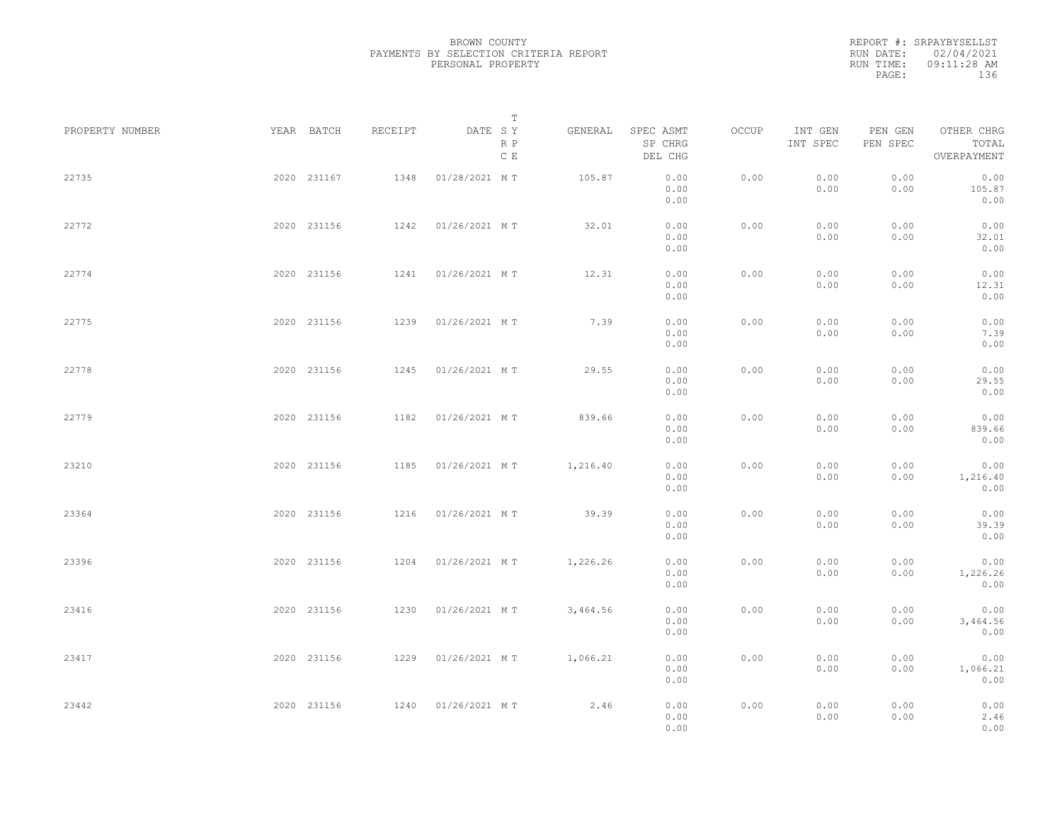BROWN COUNTY
PAYMENTS BY SELECTION CRITERIA REPORT
PERSONAL PROPERTY

REPORT #: SRPAYBYSELLST
RUN DATE: 02/04/2021
RUN TIME: 09:11:28 AM

| PROPERTY NUMBER | YEAR | BATCH | RECEIPT | DATE | T S Y R P C E | GENERAL | SPEC ASMT / SP CHRG / DEL CHG | OCCUP | INT GEN / INT SPEC | PEN GEN / PEN SPEC | OTHER CHRG / TOTAL / OVERPAYMENT |
|---|---|---|---|---|---|---|---|---|---|---|---|
| 22735 | 2020 | 231167 | 1348 | 01/28/2021 | M T | 105.87 | 0.00 / 0.00 / 0.00 | 0.00 | 0.00 / 0.00 | 0.00 / 0.00 | 0.00 / 105.87 / 0.00 |
| 22772 | 2020 | 231156 | 1242 | 01/26/2021 | M T | 32.01 | 0.00 / 0.00 / 0.00 | 0.00 | 0.00 / 0.00 | 0.00 / 0.00 | 0.00 / 32.01 / 0.00 |
| 22774 | 2020 | 231156 | 1241 | 01/26/2021 | M T | 12.31 | 0.00 / 0.00 / 0.00 | 0.00 | 0.00 / 0.00 | 0.00 / 0.00 | 0.00 / 12.31 / 0.00 |
| 22775 | 2020 | 231156 | 1239 | 01/26/2021 | M T | 7.39 | 0.00 / 0.00 / 0.00 | 0.00 | 0.00 / 0.00 | 0.00 / 0.00 | 0.00 / 7.39 / 0.00 |
| 22778 | 2020 | 231156 | 1245 | 01/26/2021 | M T | 29.55 | 0.00 / 0.00 / 0.00 | 0.00 | 0.00 / 0.00 | 0.00 / 0.00 | 0.00 / 29.55 / 0.00 |
| 22779 | 2020 | 231156 | 1182 | 01/26/2021 | M T | 839.66 | 0.00 / 0.00 / 0.00 | 0.00 | 0.00 / 0.00 | 0.00 / 0.00 | 0.00 / 839.66 / 0.00 |
| 23210 | 2020 | 231156 | 1185 | 01/26/2021 | M T | 1,216.40 | 0.00 / 0.00 / 0.00 | 0.00 | 0.00 / 0.00 | 0.00 / 0.00 | 0.00 / 1,216.40 / 0.00 |
| 23364 | 2020 | 231156 | 1216 | 01/26/2021 | M T | 39.39 | 0.00 / 0.00 / 0.00 | 0.00 | 0.00 / 0.00 | 0.00 / 0.00 | 0.00 / 39.39 / 0.00 |
| 23396 | 2020 | 231156 | 1204 | 01/26/2021 | M T | 1,226.26 | 0.00 / 0.00 / 0.00 | 0.00 | 0.00 / 0.00 | 0.00 / 0.00 | 0.00 / 1,226.26 / 0.00 |
| 23416 | 2020 | 231156 | 1230 | 01/26/2021 | M T | 3,464.56 | 0.00 / 0.00 / 0.00 | 0.00 | 0.00 / 0.00 | 0.00 / 0.00 | 0.00 / 3,464.56 / 0.00 |
| 23417 | 2020 | 231156 | 1229 | 01/26/2021 | M T | 1,066.21 | 0.00 / 0.00 / 0.00 | 0.00 | 0.00 / 0.00 | 0.00 / 0.00 | 0.00 / 1,066.21 / 0.00 |
| 23442 | 2020 | 231156 | 1240 | 01/26/2021 | M T | 2.46 | 0.00 / 0.00 / 0.00 | 0.00 | 0.00 / 0.00 | 0.00 / 0.00 | 0.00 / 2.46 / 0.00 |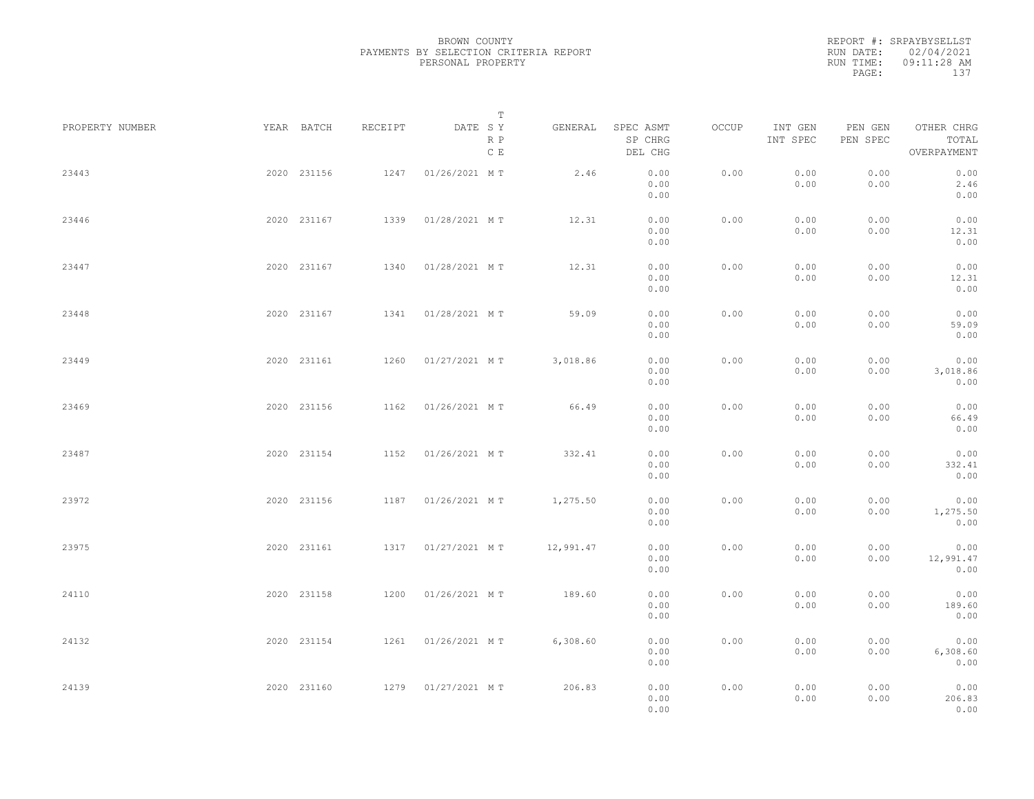BROWN COUNTY
PAYMENTS BY SELECTION CRITERIA REPORT
PERSONAL PROPERTY

REPORT #: SRPAYBYSELLST
RUN DATE: 02/04/2021
RUN TIME: 09:11:28 AM

| PROPERTY NUMBER | YEAR | BATCH | RECEIPT | DATE | T SY RP CE | GENERAL | SPEC ASMT / SP CHRG / DEL CHG | OCCUP | INT GEN / INT SPEC | PEN GEN / PEN SPEC | OTHER CHRG / TOTAL / OVERPAYMENT |
|---|---|---|---|---|---|---|---|---|---|---|---|
| 23443 | 2020 | 231156 | 1247 | 01/26/2021 | M T | 2.46 | 0.00 / 0.00 / 0.00 | 0.00 | 0.00 / 0.00 | 0.00 / 0.00 | 0.00 / 2.46 / 0.00 |
| 23446 | 2020 | 231167 | 1339 | 01/28/2021 | M T | 12.31 | 0.00 / 0.00 / 0.00 | 0.00 | 0.00 / 0.00 | 0.00 / 0.00 | 0.00 / 12.31 / 0.00 |
| 23447 | 2020 | 231167 | 1340 | 01/28/2021 | M T | 12.31 | 0.00 / 0.00 / 0.00 | 0.00 | 0.00 / 0.00 | 0.00 / 0.00 | 0.00 / 12.31 / 0.00 |
| 23448 | 2020 | 231167 | 1341 | 01/28/2021 | M T | 59.09 | 0.00 / 0.00 / 0.00 | 0.00 | 0.00 / 0.00 | 0.00 / 0.00 | 0.00 / 59.09 / 0.00 |
| 23449 | 2020 | 231161 | 1260 | 01/27/2021 | M T | 3,018.86 | 0.00 / 0.00 / 0.00 | 0.00 | 0.00 / 0.00 | 0.00 / 0.00 | 0.00 / 3,018.86 / 0.00 |
| 23469 | 2020 | 231156 | 1162 | 01/26/2021 | M T | 66.49 | 0.00 / 0.00 / 0.00 | 0.00 | 0.00 / 0.00 | 0.00 / 0.00 | 0.00 / 66.49 / 0.00 |
| 23487 | 2020 | 231154 | 1152 | 01/26/2021 | M T | 332.41 | 0.00 / 0.00 / 0.00 | 0.00 | 0.00 / 0.00 | 0.00 / 0.00 | 0.00 / 332.41 / 0.00 |
| 23972 | 2020 | 231156 | 1187 | 01/26/2021 | M T | 1,275.50 | 0.00 / 0.00 / 0.00 | 0.00 | 0.00 / 0.00 | 0.00 / 0.00 | 0.00 / 1,275.50 / 0.00 |
| 23975 | 2020 | 231161 | 1317 | 01/27/2021 | M T | 12,991.47 | 0.00 / 0.00 / 0.00 | 0.00 | 0.00 / 0.00 | 0.00 / 0.00 | 0.00 / 12,991.47 / 0.00 |
| 24110 | 2020 | 231158 | 1200 | 01/26/2021 | M T | 189.60 | 0.00 / 0.00 / 0.00 | 0.00 | 0.00 / 0.00 | 0.00 / 0.00 | 0.00 / 189.60 / 0.00 |
| 24132 | 2020 | 231154 | 1261 | 01/26/2021 | M T | 6,308.60 | 0.00 / 0.00 / 0.00 | 0.00 | 0.00 / 0.00 | 0.00 / 0.00 | 0.00 / 6,308.60 / 0.00 |
| 24139 | 2020 | 231160 | 1279 | 01/27/2021 | M T | 206.83 | 0.00 / 0.00 / 0.00 | 0.00 | 0.00 / 0.00 | 0.00 / 0.00 | 0.00 / 206.83 / 0.00 |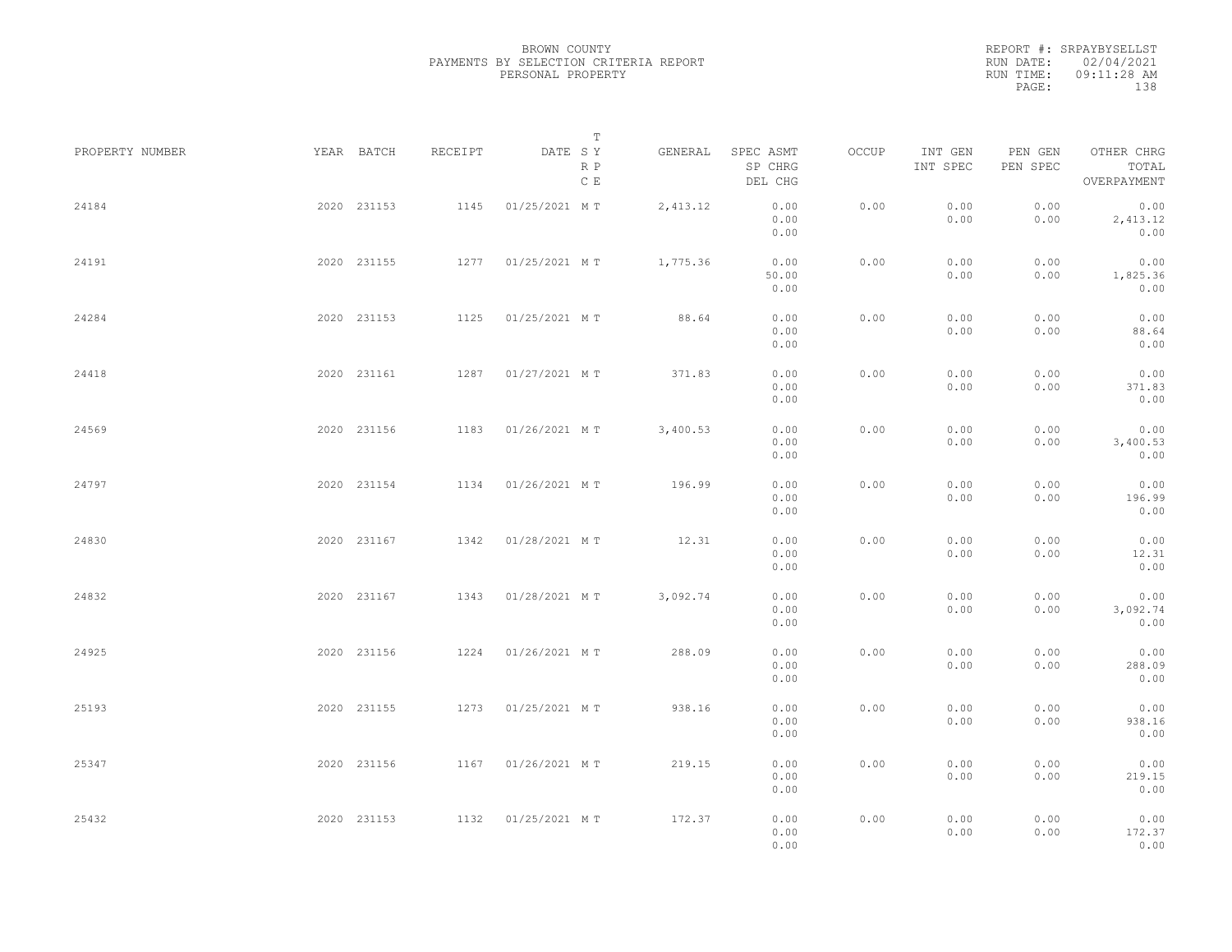BROWN COUNTY
PAYMENTS BY SELECTION CRITERIA REPORT
PERSONAL PROPERTY

REPORT #: SRPAYBYSELLST
RUN DATE: 02/04/2021
RUN TIME: 09:11:28 AM

| PROPERTY NUMBER | YEAR | BATCH | RECEIPT | DATE | T SY RP CE | GENERAL | SPEC ASMT / SP CHRG / DEL CHG | OCCUP | INT GEN / INT SPEC | PEN GEN / PEN SPEC | OTHER CHRG / TOTAL / OVERPAYMENT |
|---|---|---|---|---|---|---|---|---|---|---|---|
| 24184 | 2020 | 231153 | 1145 | 01/25/2021 | M T | 2,413.12 | 0.00 / 0.00 / 0.00 | 0.00 | 0.00 / 0.00 | 0.00 / 0.00 | 0.00 / 2,413.12 / 0.00 |
| 24191 | 2020 | 231155 | 1277 | 01/25/2021 | M T | 1,775.36 | 0.00 / 50.00 / 0.00 | 0.00 | 0.00 / 0.00 | 0.00 / 0.00 | 0.00 / 1,825.36 / 0.00 |
| 24284 | 2020 | 231153 | 1125 | 01/25/2021 | M T | 88.64 | 0.00 / 0.00 / 0.00 | 0.00 | 0.00 / 0.00 | 0.00 / 0.00 | 0.00 / 88.64 / 0.00 |
| 24418 | 2020 | 231161 | 1287 | 01/27/2021 | M T | 371.83 | 0.00 / 0.00 / 0.00 | 0.00 | 0.00 / 0.00 | 0.00 / 0.00 | 0.00 / 371.83 / 0.00 |
| 24569 | 2020 | 231156 | 1183 | 01/26/2021 | M T | 3,400.53 | 0.00 / 0.00 / 0.00 | 0.00 | 0.00 / 0.00 | 0.00 / 0.00 | 0.00 / 3,400.53 / 0.00 |
| 24797 | 2020 | 231154 | 1134 | 01/26/2021 | M T | 196.99 | 0.00 / 0.00 / 0.00 | 0.00 | 0.00 / 0.00 | 0.00 / 0.00 | 0.00 / 196.99 / 0.00 |
| 24830 | 2020 | 231167 | 1342 | 01/28/2021 | M T | 12.31 | 0.00 / 0.00 / 0.00 | 0.00 | 0.00 / 0.00 | 0.00 / 0.00 | 0.00 / 12.31 / 0.00 |
| 24832 | 2020 | 231167 | 1343 | 01/28/2021 | M T | 3,092.74 | 0.00 / 0.00 / 0.00 | 0.00 | 0.00 / 0.00 | 0.00 / 0.00 | 0.00 / 3,092.74 / 0.00 |
| 24925 | 2020 | 231156 | 1224 | 01/26/2021 | M T | 288.09 | 0.00 / 0.00 / 0.00 | 0.00 | 0.00 / 0.00 | 0.00 / 0.00 | 0.00 / 288.09 / 0.00 |
| 25193 | 2020 | 231155 | 1273 | 01/25/2021 | M T | 938.16 | 0.00 / 0.00 / 0.00 | 0.00 | 0.00 / 0.00 | 0.00 / 0.00 | 0.00 / 938.16 / 0.00 |
| 25347 | 2020 | 231156 | 1167 | 01/26/2021 | M T | 219.15 | 0.00 / 0.00 / 0.00 | 0.00 | 0.00 / 0.00 | 0.00 / 0.00 | 0.00 / 219.15 / 0.00 |
| 25432 | 2020 | 231153 | 1132 | 01/25/2021 | M T | 172.37 | 0.00 / 0.00 / 0.00 | 0.00 | 0.00 / 0.00 | 0.00 / 0.00 | 0.00 / 172.37 / 0.00 |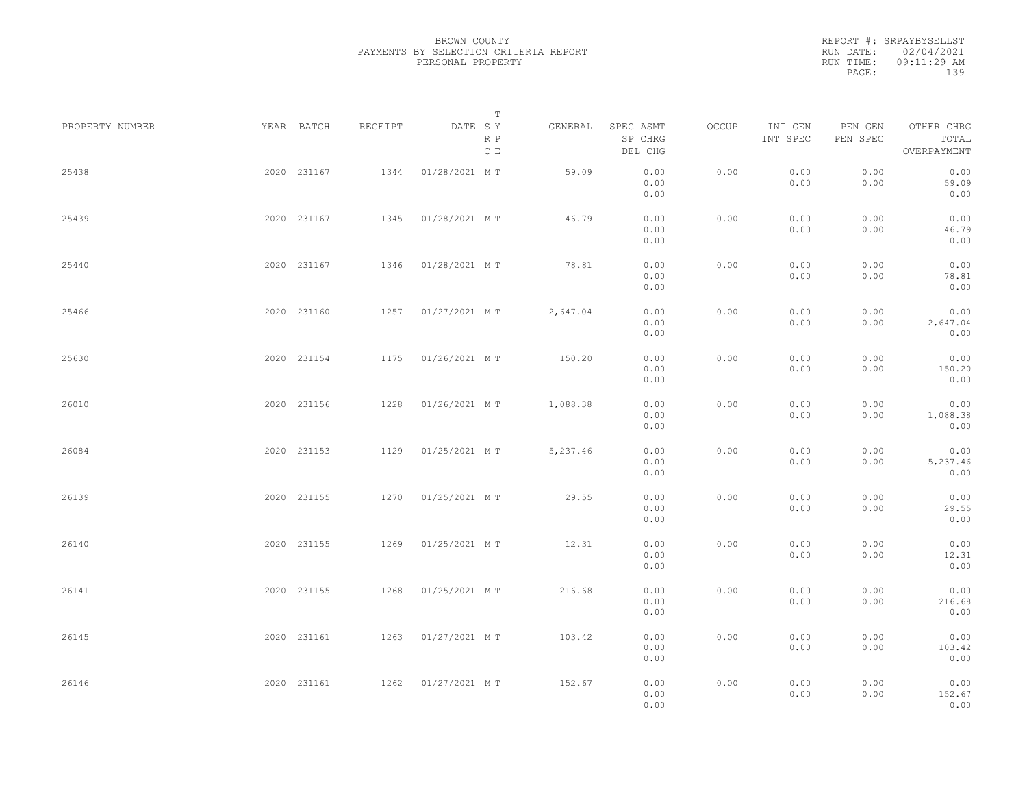BROWN COUNTY
PAYMENTS BY SELECTION CRITERIA REPORT
PERSONAL PROPERTY

REPORT #: SRPAYBYSELLST
RUN DATE: 02/04/2021
RUN TIME: 09:11:29 AM

| PROPERTY NUMBER | YEAR | BATCH | RECEIPT | DATE | T SY RP CE | GENERAL | SPEC ASMT / SP CHRG / DEL CHG | OCCUP | INT GEN / INT SPEC | PEN GEN / PEN SPEC | OTHER CHRG / TOTAL / OVERPAYMENT |
|---|---|---|---|---|---|---|---|---|---|---|---|
| 25438 | 2020 | 231167 | 1344 | 01/28/2021 | M T | 59.09 | 0.00 / 0.00 / 0.00 | 0.00 | 0.00 / 0.00 | 0.00 / 0.00 | 0.00 / 59.09 / 0.00 |
| 25439 | 2020 | 231167 | 1345 | 01/28/2021 | M T | 46.79 | 0.00 / 0.00 / 0.00 | 0.00 | 0.00 / 0.00 | 0.00 / 0.00 | 0.00 / 46.79 / 0.00 |
| 25440 | 2020 | 231167 | 1346 | 01/28/2021 | M T | 78.81 | 0.00 / 0.00 / 0.00 | 0.00 | 0.00 / 0.00 | 0.00 / 0.00 | 0.00 / 78.81 / 0.00 |
| 25466 | 2020 | 231160 | 1257 | 01/27/2021 | M T | 2,647.04 | 0.00 / 0.00 / 0.00 | 0.00 | 0.00 / 0.00 | 0.00 / 0.00 | 0.00 / 2,647.04 / 0.00 |
| 25630 | 2020 | 231154 | 1175 | 01/26/2021 | M T | 150.20 | 0.00 / 0.00 / 0.00 | 0.00 | 0.00 / 0.00 | 0.00 / 0.00 | 0.00 / 150.20 / 0.00 |
| 26010 | 2020 | 231156 | 1228 | 01/26/2021 | M T | 1,088.38 | 0.00 / 0.00 / 0.00 | 0.00 | 0.00 / 0.00 | 0.00 / 0.00 | 0.00 / 1,088.38 / 0.00 |
| 26084 | 2020 | 231153 | 1129 | 01/25/2021 | M T | 5,237.46 | 0.00 / 0.00 / 0.00 | 0.00 | 0.00 / 0.00 | 0.00 / 0.00 | 0.00 / 5,237.46 / 0.00 |
| 26139 | 2020 | 231155 | 1270 | 01/25/2021 | M T | 29.55 | 0.00 / 0.00 / 0.00 | 0.00 | 0.00 / 0.00 | 0.00 / 0.00 | 0.00 / 29.55 / 0.00 |
| 26140 | 2020 | 231155 | 1269 | 01/25/2021 | M T | 12.31 | 0.00 / 0.00 / 0.00 | 0.00 | 0.00 / 0.00 | 0.00 / 0.00 | 0.00 / 12.31 / 0.00 |
| 26141 | 2020 | 231155 | 1268 | 01/25/2021 | M T | 216.68 | 0.00 / 0.00 / 0.00 | 0.00 | 0.00 / 0.00 | 0.00 / 0.00 | 0.00 / 216.68 / 0.00 |
| 26145 | 2020 | 231161 | 1263 | 01/27/2021 | M T | 103.42 | 0.00 / 0.00 / 0.00 | 0.00 | 0.00 / 0.00 | 0.00 / 0.00 | 0.00 / 103.42 / 0.00 |
| 26146 | 2020 | 231161 | 1262 | 01/27/2021 | M T | 152.67 | 0.00 / 0.00 / 0.00 | 0.00 | 0.00 / 0.00 | 0.00 / 0.00 | 0.00 / 152.67 / 0.00 |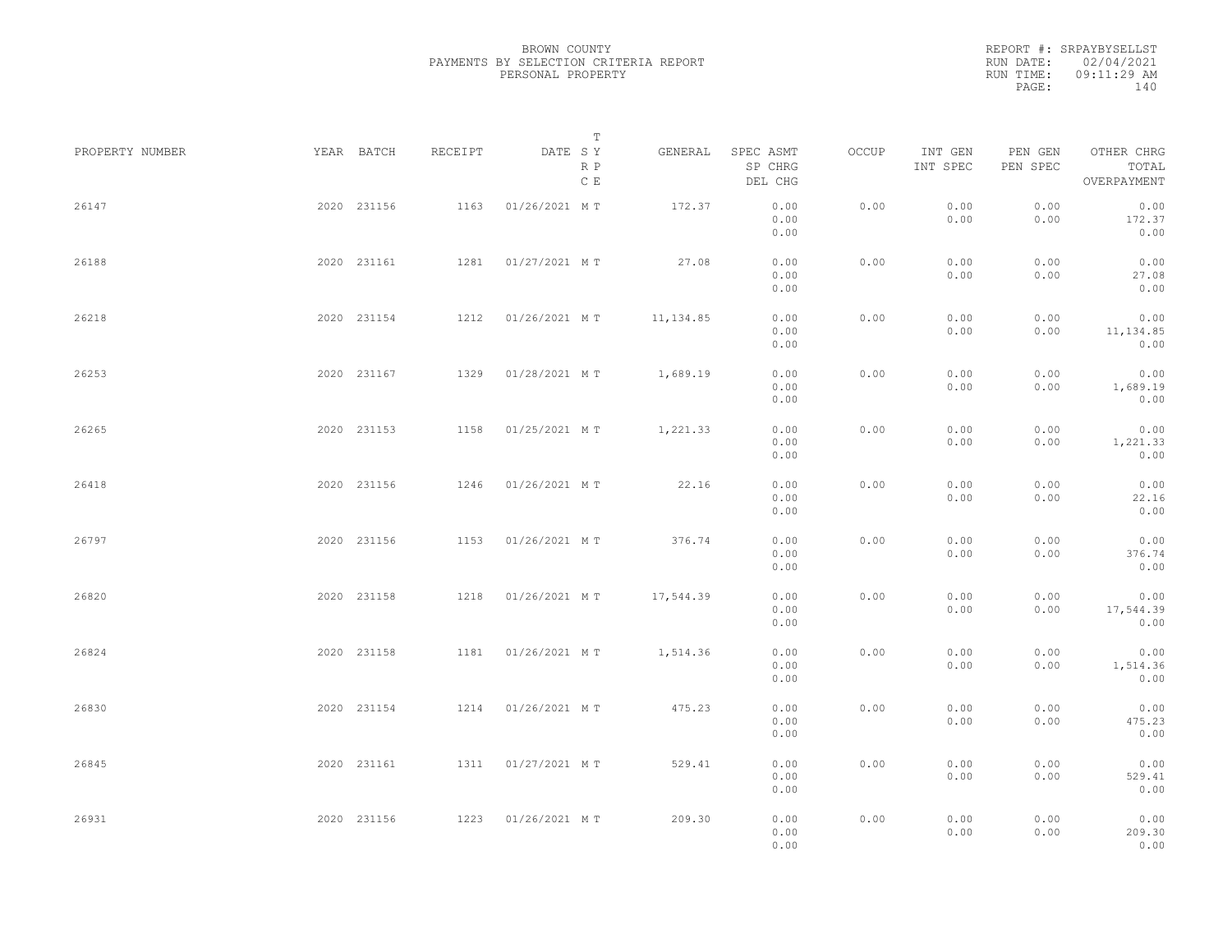BROWN COUNTY
PAYMENTS BY SELECTION CRITERIA REPORT
PERSONAL PROPERTY

REPORT #: SRPAYBYSELLST
RUN DATE: 02/04/2021
RUN TIME: 09:11:29 AM

| PROPERTY NUMBER | YEAR | BATCH | RECEIPT | DATE | T SY RP CE | GENERAL | SPEC ASMT / SP CHRG / DEL CHG | OCCUP | INT GEN / INT SPEC | PEN GEN / PEN SPEC | OTHER CHRG / TOTAL / OVERPAYMENT |
|---|---|---|---|---|---|---|---|---|---|---|---|
| 26147 | 2020 | 231156 | 1163 | 01/26/2021 | M T | 172.37 | 0.00 / 0.00 / 0.00 | 0.00 | 0.00 / 0.00 | 0.00 / 0.00 | 0.00 / 172.37 / 0.00 |
| 26188 | 2020 | 231161 | 1281 | 01/27/2021 | M T | 27.08 | 0.00 / 0.00 / 0.00 | 0.00 | 0.00 / 0.00 | 0.00 / 0.00 | 0.00 / 27.08 / 0.00 |
| 26218 | 2020 | 231154 | 1212 | 01/26/2021 | M T | 11,134.85 | 0.00 / 0.00 / 0.00 | 0.00 | 0.00 / 0.00 | 0.00 / 0.00 | 0.00 / 11,134.85 / 0.00 |
| 26253 | 2020 | 231167 | 1329 | 01/28/2021 | M T | 1,689.19 | 0.00 / 0.00 / 0.00 | 0.00 | 0.00 / 0.00 | 0.00 / 0.00 | 0.00 / 1,689.19 / 0.00 |
| 26265 | 2020 | 231153 | 1158 | 01/25/2021 | M T | 1,221.33 | 0.00 / 0.00 / 0.00 | 0.00 | 0.00 / 0.00 | 0.00 / 0.00 | 0.00 / 1,221.33 / 0.00 |
| 26418 | 2020 | 231156 | 1246 | 01/26/2021 | M T | 22.16 | 0.00 / 0.00 / 0.00 | 0.00 | 0.00 / 0.00 | 0.00 / 0.00 | 0.00 / 22.16 / 0.00 |
| 26797 | 2020 | 231156 | 1153 | 01/26/2021 | M T | 376.74 | 0.00 / 0.00 / 0.00 | 0.00 | 0.00 / 0.00 | 0.00 / 0.00 | 0.00 / 376.74 / 0.00 |
| 26820 | 2020 | 231158 | 1218 | 01/26/2021 | M T | 17,544.39 | 0.00 / 0.00 / 0.00 | 0.00 | 0.00 / 0.00 | 0.00 / 0.00 | 0.00 / 17,544.39 / 0.00 |
| 26824 | 2020 | 231158 | 1181 | 01/26/2021 | M T | 1,514.36 | 0.00 / 0.00 / 0.00 | 0.00 | 0.00 / 0.00 | 0.00 / 0.00 | 0.00 / 1,514.36 / 0.00 |
| 26830 | 2020 | 231154 | 1214 | 01/26/2021 | M T | 475.23 | 0.00 / 0.00 / 0.00 | 0.00 | 0.00 / 0.00 | 0.00 / 0.00 | 0.00 / 475.23 / 0.00 |
| 26845 | 2020 | 231161 | 1311 | 01/27/2021 | M T | 529.41 | 0.00 / 0.00 / 0.00 | 0.00 | 0.00 / 0.00 | 0.00 / 0.00 | 0.00 / 529.41 / 0.00 |
| 26931 | 2020 | 231156 | 1223 | 01/26/2021 | M T | 209.30 | 0.00 / 0.00 / 0.00 | 0.00 | 0.00 / 0.00 | 0.00 / 0.00 | 0.00 / 209.30 / 0.00 |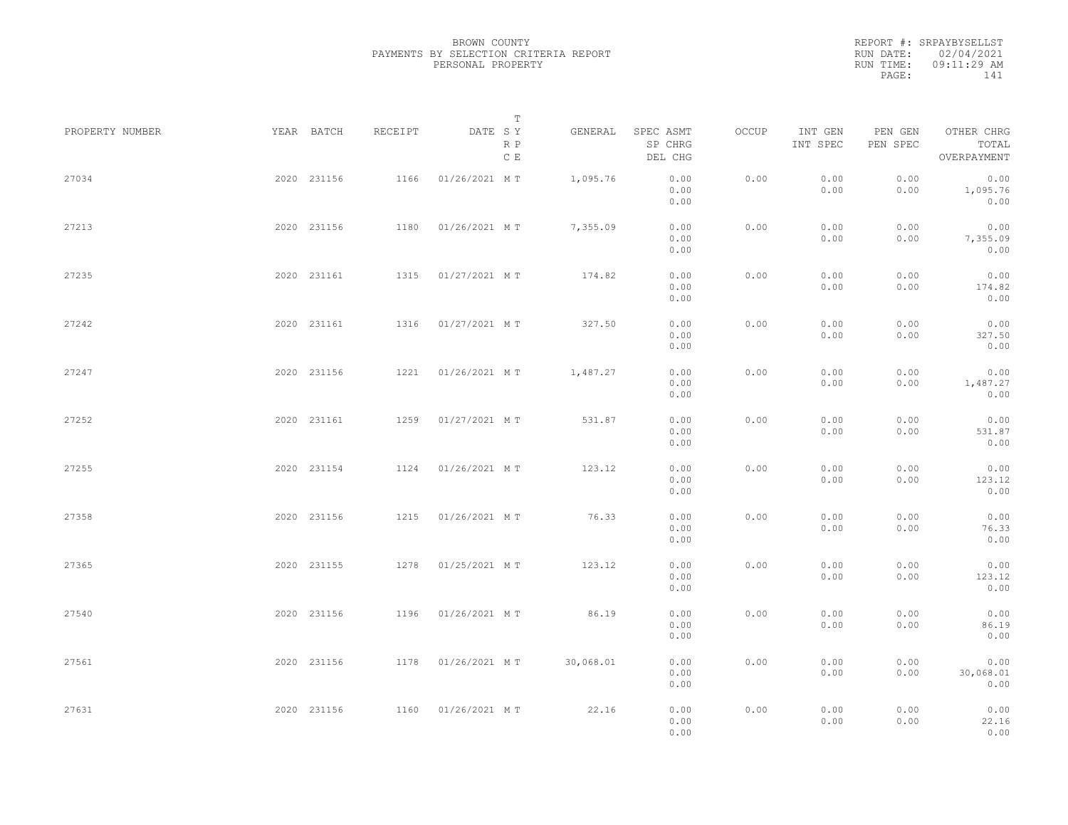BROWN COUNTY
PAYMENTS BY SELECTION CRITERIA REPORT
PERSONAL PROPERTY

REPORT #: SRPAYBYSELLST
RUN DATE: 02/04/2021
RUN TIME: 09:11:29 AM

| PROPERTY NUMBER | YEAR | BATCH | RECEIPT | DATE | T SY RP CE | GENERAL | SPEC ASMT / SP CHRG / DEL CHG | OCCUP | INT GEN / INT SPEC | PEN GEN / PEN SPEC | OTHER CHRG / TOTAL / OVERPAYMENT |
|---|---|---|---|---|---|---|---|---|---|---|---|
| 27034 | 2020 | 231156 | 1166 | 01/26/2021 | M T | 1,095.76 | 0.00 / 0.00 / 0.00 | 0.00 | 0.00 / 0.00 | 0.00 / 0.00 | 0.00 / 1,095.76 / 0.00 |
| 27213 | 2020 | 231156 | 1180 | 01/26/2021 | M T | 7,355.09 | 0.00 / 0.00 / 0.00 | 0.00 | 0.00 / 0.00 | 0.00 / 0.00 | 0.00 / 7,355.09 / 0.00 |
| 27235 | 2020 | 231161 | 1315 | 01/27/2021 | M T | 174.82 | 0.00 / 0.00 / 0.00 | 0.00 | 0.00 / 0.00 | 0.00 / 0.00 | 0.00 / 174.82 / 0.00 |
| 27242 | 2020 | 231161 | 1316 | 01/27/2021 | M T | 327.50 | 0.00 / 0.00 / 0.00 | 0.00 | 0.00 / 0.00 | 0.00 / 0.00 | 0.00 / 327.50 / 0.00 |
| 27247 | 2020 | 231156 | 1221 | 01/26/2021 | M T | 1,487.27 | 0.00 / 0.00 / 0.00 | 0.00 | 0.00 / 0.00 | 0.00 / 0.00 | 0.00 / 1,487.27 / 0.00 |
| 27252 | 2020 | 231161 | 1259 | 01/27/2021 | M T | 531.87 | 0.00 / 0.00 / 0.00 | 0.00 | 0.00 / 0.00 | 0.00 / 0.00 | 0.00 / 531.87 / 0.00 |
| 27255 | 2020 | 231154 | 1124 | 01/26/2021 | M T | 123.12 | 0.00 / 0.00 / 0.00 | 0.00 | 0.00 / 0.00 | 0.00 / 0.00 | 0.00 / 123.12 / 0.00 |
| 27358 | 2020 | 231156 | 1215 | 01/26/2021 | M T | 76.33 | 0.00 / 0.00 / 0.00 | 0.00 | 0.00 / 0.00 | 0.00 / 0.00 | 0.00 / 76.33 / 0.00 |
| 27365 | 2020 | 231155 | 1278 | 01/25/2021 | M T | 123.12 | 0.00 / 0.00 / 0.00 | 0.00 | 0.00 / 0.00 | 0.00 / 0.00 | 0.00 / 123.12 / 0.00 |
| 27540 | 2020 | 231156 | 1196 | 01/26/2021 | M T | 86.19 | 0.00 / 0.00 / 0.00 | 0.00 | 0.00 / 0.00 | 0.00 / 0.00 | 0.00 / 86.19 / 0.00 |
| 27561 | 2020 | 231156 | 1178 | 01/26/2021 | M T | 30,068.01 | 0.00 / 0.00 / 0.00 | 0.00 | 0.00 / 0.00 | 0.00 / 0.00 | 0.00 / 30,068.01 / 0.00 |
| 27631 | 2020 | 231156 | 1160 | 01/26/2021 | M T | 22.16 | 0.00 / 0.00 / 0.00 | 0.00 | 0.00 / 0.00 | 0.00 / 0.00 | 0.00 / 22.16 / 0.00 |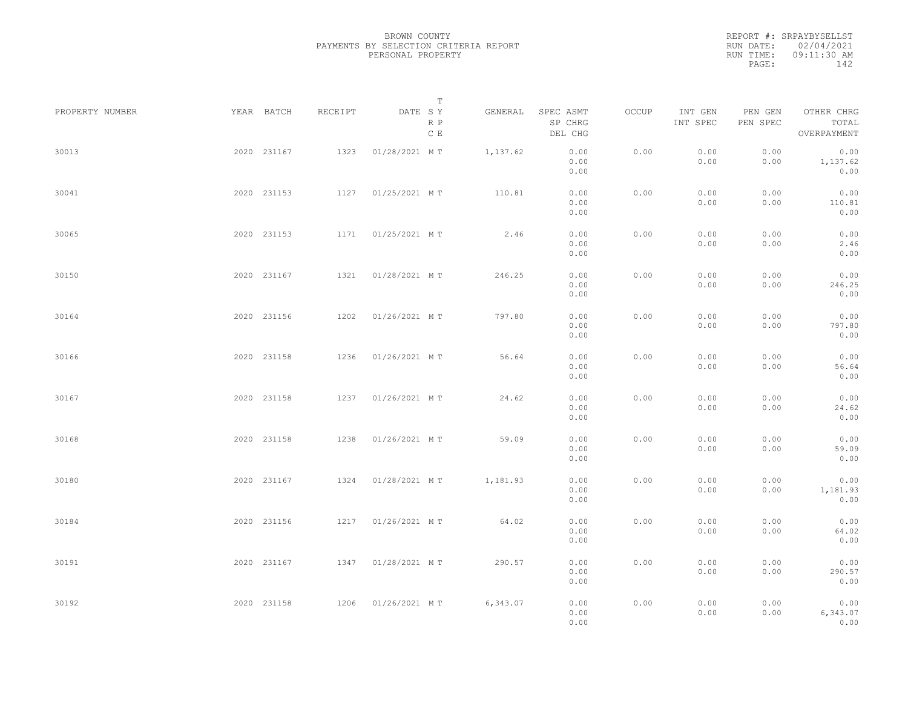BROWN COUNTY
PAYMENTS BY SELECTION CRITERIA REPORT
PERSONAL PROPERTY

REPORT #: SRPAYBYSELLST
RUN DATE: 02/04/2021
RUN TIME: 09:11:30 AM

| PROPERTY NUMBER | YEAR | BATCH | RECEIPT | DATE | T S Y R P C E | GENERAL | SPEC ASMT SP CHRG DEL CHG | OCCUP | INT GEN INT SPEC | PEN GEN PEN SPEC | OTHER CHRG TOTAL OVERPAYMENT |
|---|---|---|---|---|---|---|---|---|---|---|---|
| 30013 | 2020 | 231167 | 1323 | 01/28/2021 | M T | 1,137.62 | 0.00 0.00 0.00 | 0.00 | 0.00 0.00 | 0.00 0.00 | 0.00 1,137.62 0.00 |
| 30041 | 2020 | 231153 | 1127 | 01/25/2021 | M T | 110.81 | 0.00 0.00 0.00 | 0.00 | 0.00 0.00 | 0.00 0.00 | 0.00 110.81 0.00 |
| 30065 | 2020 | 231153 | 1171 | 01/25/2021 | M T | 2.46 | 0.00 0.00 0.00 | 0.00 | 0.00 0.00 | 0.00 0.00 | 0.00 2.46 0.00 |
| 30150 | 2020 | 231167 | 1321 | 01/28/2021 | M T | 246.25 | 0.00 0.00 0.00 | 0.00 | 0.00 0.00 | 0.00 0.00 | 0.00 246.25 0.00 |
| 30164 | 2020 | 231156 | 1202 | 01/26/2021 | M T | 797.80 | 0.00 0.00 0.00 | 0.00 | 0.00 0.00 | 0.00 0.00 | 0.00 797.80 0.00 |
| 30166 | 2020 | 231158 | 1236 | 01/26/2021 | M T | 56.64 | 0.00 0.00 0.00 | 0.00 | 0.00 0.00 | 0.00 0.00 | 0.00 56.64 0.00 |
| 30167 | 2020 | 231158 | 1237 | 01/26/2021 | M T | 24.62 | 0.00 0.00 0.00 | 0.00 | 0.00 0.00 | 0.00 0.00 | 0.00 24.62 0.00 |
| 30168 | 2020 | 231158 | 1238 | 01/26/2021 | M T | 59.09 | 0.00 0.00 0.00 | 0.00 | 0.00 0.00 | 0.00 0.00 | 0.00 59.09 0.00 |
| 30180 | 2020 | 231167 | 1324 | 01/28/2021 | M T | 1,181.93 | 0.00 0.00 0.00 | 0.00 | 0.00 0.00 | 0.00 0.00 | 0.00 1,181.93 0.00 |
| 30184 | 2020 | 231156 | 1217 | 01/26/2021 | M T | 64.02 | 0.00 0.00 0.00 | 0.00 | 0.00 0.00 | 0.00 0.00 | 0.00 64.02 0.00 |
| 30191 | 2020 | 231167 | 1347 | 01/28/2021 | M T | 290.57 | 0.00 0.00 0.00 | 0.00 | 0.00 0.00 | 0.00 0.00 | 0.00 290.57 0.00 |
| 30192 | 2020 | 231158 | 1206 | 01/26/2021 | M T | 6,343.07 | 0.00 0.00 0.00 | 0.00 | 0.00 0.00 | 0.00 0.00 | 0.00 6,343.07 0.00 |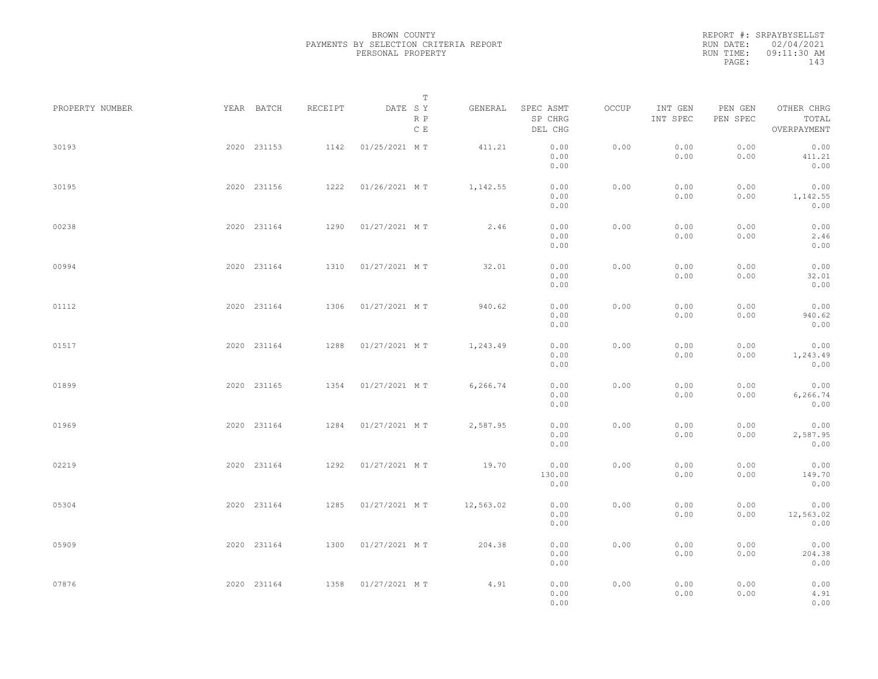BROWN COUNTY
PAYMENTS BY SELECTION CRITERIA REPORT
PERSONAL PROPERTY

REPORT #: SRPAYBYSELLST
RUN DATE: 02/04/2021
RUN TIME: 09:11:30 AM

| PROPERTY NUMBER | YEAR | BATCH | RECEIPT | DATE | T SY RP CE | GENERAL | SPEC ASMT / SP CHRG / DEL CHG | OCCUP | INT GEN / INT SPEC | PEN GEN / PEN SPEC | OTHER CHRG / TOTAL / OVERPAYMENT |
|---|---|---|---|---|---|---|---|---|---|---|---|
| 30193 | 2020 | 231153 | 1142 | 01/25/2021 | M T | 411.21 | 0.00 / 0.00 / 0.00 | 0.00 | 0.00 / 0.00 | 0.00 / 0.00 | 0.00 / 411.21 / 0.00 |
| 30195 | 2020 | 231156 | 1222 | 01/26/2021 | M T | 1,142.55 | 0.00 / 0.00 / 0.00 | 0.00 | 0.00 / 0.00 | 0.00 / 0.00 | 0.00 / 1,142.55 / 0.00 |
| 00238 | 2020 | 231164 | 1290 | 01/27/2021 | M T | 2.46 | 0.00 / 0.00 / 0.00 | 0.00 | 0.00 / 0.00 | 0.00 / 0.00 | 0.00 / 2.46 / 0.00 |
| 00994 | 2020 | 231164 | 1310 | 01/27/2021 | M T | 32.01 | 0.00 / 0.00 / 0.00 | 0.00 | 0.00 / 0.00 | 0.00 / 0.00 | 0.00 / 32.01 / 0.00 |
| 01112 | 2020 | 231164 | 1306 | 01/27/2021 | M T | 940.62 | 0.00 / 0.00 / 0.00 | 0.00 | 0.00 / 0.00 | 0.00 / 0.00 | 0.00 / 940.62 / 0.00 |
| 01517 | 2020 | 231164 | 1288 | 01/27/2021 | M T | 1,243.49 | 0.00 / 0.00 / 0.00 | 0.00 | 0.00 / 0.00 | 0.00 / 0.00 | 0.00 / 1,243.49 / 0.00 |
| 01899 | 2020 | 231165 | 1354 | 01/27/2021 | M T | 6,266.74 | 0.00 / 0.00 / 0.00 | 0.00 | 0.00 / 0.00 | 0.00 / 0.00 | 0.00 / 6,266.74 / 0.00 |
| 01969 | 2020 | 231164 | 1284 | 01/27/2021 | M T | 2,587.95 | 0.00 / 0.00 / 0.00 | 0.00 | 0.00 / 0.00 | 0.00 / 0.00 | 0.00 / 2,587.95 / 0.00 |
| 02219 | 2020 | 231164 | 1292 | 01/27/2021 | M T | 19.70 | 0.00 / 130.00 / 0.00 | 0.00 | 0.00 / 0.00 | 0.00 / 0.00 | 0.00 / 149.70 / 0.00 |
| 05304 | 2020 | 231164 | 1285 | 01/27/2021 | M T | 12,563.02 | 0.00 / 0.00 / 0.00 | 0.00 | 0.00 / 0.00 | 0.00 / 0.00 | 0.00 / 12,563.02 / 0.00 |
| 05909 | 2020 | 231164 | 1300 | 01/27/2021 | M T | 204.38 | 0.00 / 0.00 / 0.00 | 0.00 | 0.00 / 0.00 | 0.00 / 0.00 | 0.00 / 204.38 / 0.00 |
| 07876 | 2020 | 231164 | 1358 | 01/27/2021 | M T | 4.91 | 0.00 / 0.00 / 0.00 | 0.00 | 0.00 / 0.00 | 0.00 / 0.00 | 0.00 / 4.91 / 0.00 |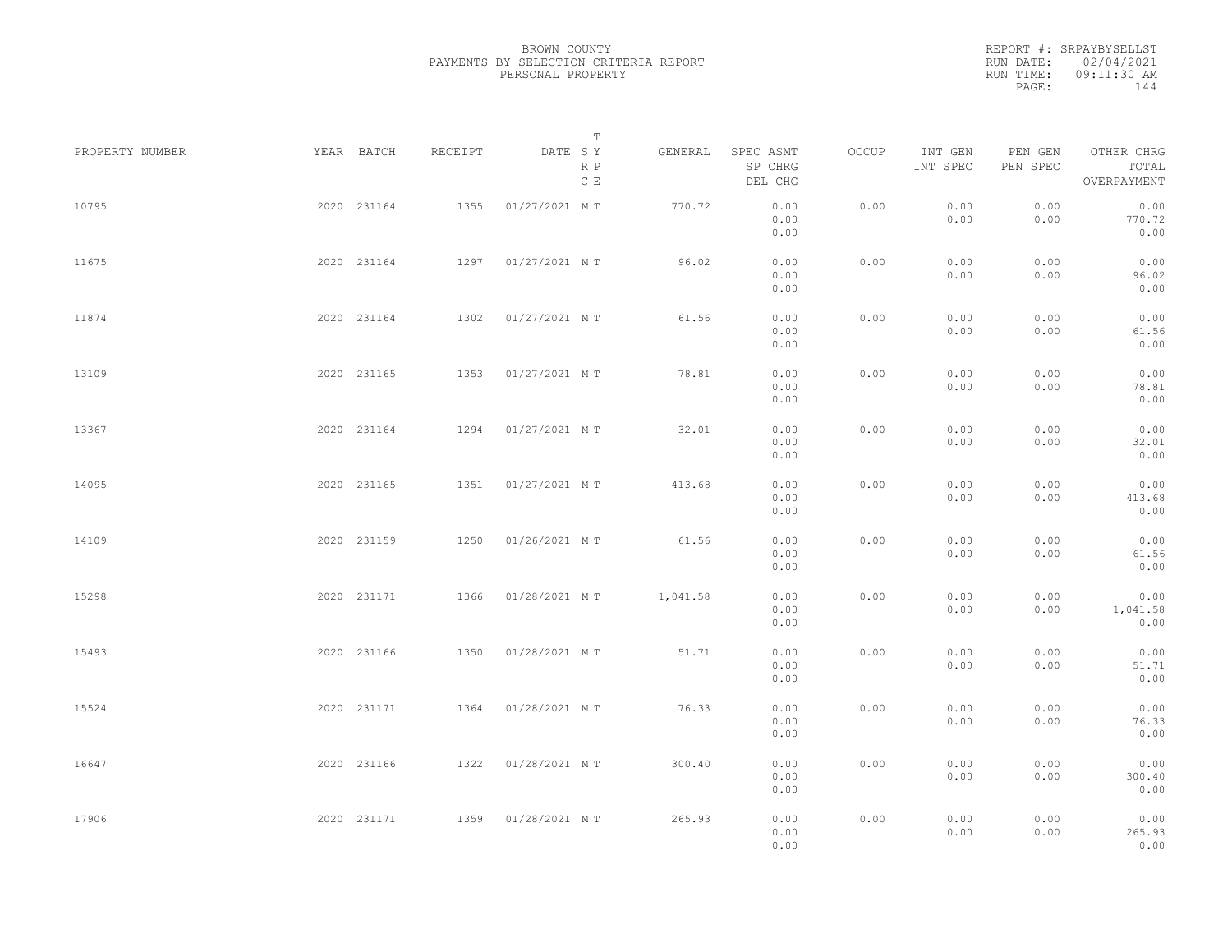BROWN COUNTY
PAYMENTS BY SELECTION CRITERIA REPORT
PERSONAL PROPERTY

REPORT #: SRPAYBYSELLST
RUN DATE: 02/04/2021
RUN TIME: 09:11:30 AM

| PROPERTY NUMBER | YEAR | BATCH | RECEIPT | DATE | T SY RP CE | GENERAL | SPEC ASMT / SP CHRG / DEL CHG | OCCUP | INT GEN / INT SPEC | PEN GEN / PEN SPEC | OTHER CHRG / TOTAL / OVERPAYMENT |
|---|---|---|---|---|---|---|---|---|---|---|---|
| 10795 | 2020 | 231164 | 1355 | 01/27/2021 | M T | 770.72 | 0.00 / 0.00 / 0.00 | 0.00 | 0.00 / 0.00 | 0.00 / 0.00 | 0.00 / 770.72 / 0.00 |
| 11675 | 2020 | 231164 | 1297 | 01/27/2021 | M T | 96.02 | 0.00 / 0.00 / 0.00 | 0.00 | 0.00 / 0.00 | 0.00 / 0.00 | 0.00 / 96.02 / 0.00 |
| 11874 | 2020 | 231164 | 1302 | 01/27/2021 | M T | 61.56 | 0.00 / 0.00 / 0.00 | 0.00 | 0.00 / 0.00 | 0.00 / 0.00 | 0.00 / 61.56 / 0.00 |
| 13109 | 2020 | 231165 | 1353 | 01/27/2021 | M T | 78.81 | 0.00 / 0.00 / 0.00 | 0.00 | 0.00 / 0.00 | 0.00 / 0.00 | 0.00 / 78.81 / 0.00 |
| 13367 | 2020 | 231164 | 1294 | 01/27/2021 | M T | 32.01 | 0.00 / 0.00 / 0.00 | 0.00 | 0.00 / 0.00 | 0.00 / 0.00 | 0.00 / 32.01 / 0.00 |
| 14095 | 2020 | 231165 | 1351 | 01/27/2021 | M T | 413.68 | 0.00 / 0.00 / 0.00 | 0.00 | 0.00 / 0.00 | 0.00 / 0.00 | 0.00 / 413.68 / 0.00 |
| 14109 | 2020 | 231159 | 1250 | 01/26/2021 | M T | 61.56 | 0.00 / 0.00 / 0.00 | 0.00 | 0.00 / 0.00 | 0.00 / 0.00 | 0.00 / 61.56 / 0.00 |
| 15298 | 2020 | 231171 | 1366 | 01/28/2021 | M T | 1,041.58 | 0.00 / 0.00 / 0.00 | 0.00 | 0.00 / 0.00 | 0.00 / 0.00 | 0.00 / 1,041.58 / 0.00 |
| 15493 | 2020 | 231166 | 1350 | 01/28/2021 | M T | 51.71 | 0.00 / 0.00 / 0.00 | 0.00 | 0.00 / 0.00 | 0.00 / 0.00 | 0.00 / 51.71 / 0.00 |
| 15524 | 2020 | 231171 | 1364 | 01/28/2021 | M T | 76.33 | 0.00 / 0.00 / 0.00 | 0.00 | 0.00 / 0.00 | 0.00 / 0.00 | 0.00 / 76.33 / 0.00 |
| 16647 | 2020 | 231166 | 1322 | 01/28/2021 | M T | 300.40 | 0.00 / 0.00 / 0.00 | 0.00 | 0.00 / 0.00 | 0.00 / 0.00 | 0.00 / 300.40 / 0.00 |
| 17906 | 2020 | 231171 | 1359 | 01/28/2021 | M T | 265.93 | 0.00 / 0.00 / 0.00 | 0.00 | 0.00 / 0.00 | 0.00 / 0.00 | 0.00 / 265.93 / 0.00 |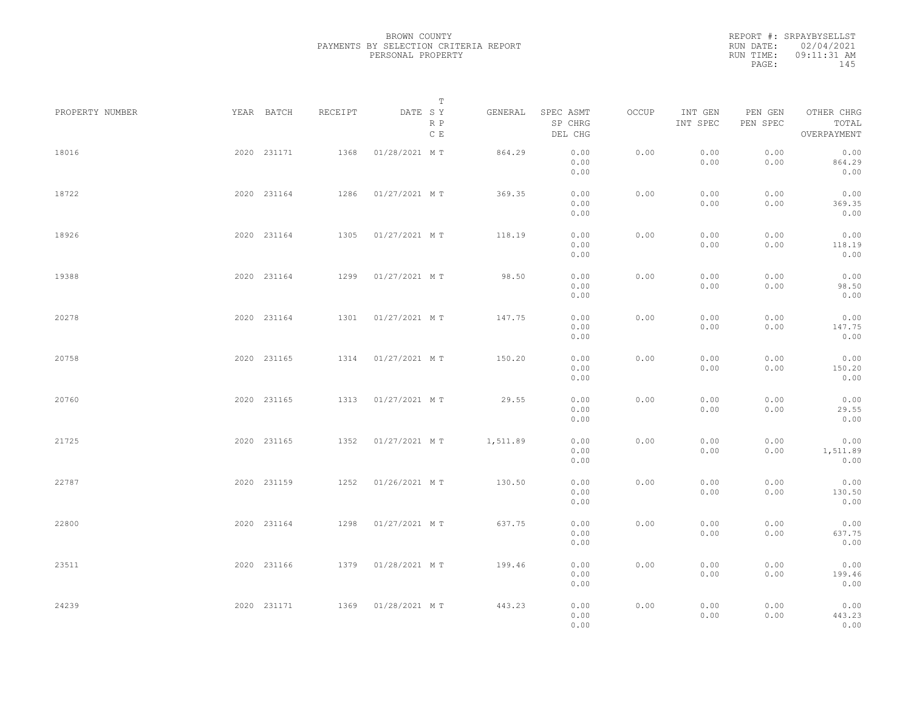BROWN COUNTY
PAYMENTS BY SELECTION CRITERIA REPORT
PERSONAL PROPERTY

REPORT #: SRPAYBYSELLST
RUN DATE: 02/04/2021
RUN TIME: 09:11:31 AM

| PROPERTY NUMBER | YEAR | BATCH | RECEIPT | DATE | T SY RP CE | GENERAL | SPEC ASMT / SP CHRG / DEL CHG | OCCUP | INT GEN / INT SPEC | PEN GEN / PEN SPEC | OTHER CHRG / TOTAL / OVERPAYMENT |
|---|---|---|---|---|---|---|---|---|---|---|---|
| 18016 | 2020 | 231171 | 1368 | 01/28/2021 | M T | 864.29 | 0.00 / 0.00 / 0.00 | 0.00 | 0.00 / 0.00 | 0.00 / 0.00 | 0.00 / 864.29 / 0.00 |
| 18722 | 2020 | 231164 | 1286 | 01/27/2021 | M T | 369.35 | 0.00 / 0.00 / 0.00 | 0.00 | 0.00 / 0.00 | 0.00 / 0.00 | 0.00 / 369.35 / 0.00 |
| 18926 | 2020 | 231164 | 1305 | 01/27/2021 | M T | 118.19 | 0.00 / 0.00 / 0.00 | 0.00 | 0.00 / 0.00 | 0.00 / 0.00 | 0.00 / 118.19 / 0.00 |
| 19388 | 2020 | 231164 | 1299 | 01/27/2021 | M T | 98.50 | 0.00 / 0.00 / 0.00 | 0.00 | 0.00 / 0.00 | 0.00 / 0.00 | 0.00 / 98.50 / 0.00 |
| 20278 | 2020 | 231164 | 1301 | 01/27/2021 | M T | 147.75 | 0.00 / 0.00 / 0.00 | 0.00 | 0.00 / 0.00 | 0.00 / 0.00 | 0.00 / 147.75 / 0.00 |
| 20758 | 2020 | 231165 | 1314 | 01/27/2021 | M T | 150.20 | 0.00 / 0.00 / 0.00 | 0.00 | 0.00 / 0.00 | 0.00 / 0.00 | 0.00 / 150.20 / 0.00 |
| 20760 | 2020 | 231165 | 1313 | 01/27/2021 | M T | 29.55 | 0.00 / 0.00 / 0.00 | 0.00 | 0.00 / 0.00 | 0.00 / 0.00 | 0.00 / 29.55 / 0.00 |
| 21725 | 2020 | 231165 | 1352 | 01/27/2021 | M T | 1,511.89 | 0.00 / 0.00 / 0.00 | 0.00 | 0.00 / 0.00 | 0.00 / 0.00 | 0.00 / 1,511.89 / 0.00 |
| 22787 | 2020 | 231159 | 1252 | 01/26/2021 | M T | 130.50 | 0.00 / 0.00 / 0.00 | 0.00 | 0.00 / 0.00 | 0.00 / 0.00 | 0.00 / 130.50 / 0.00 |
| 22800 | 2020 | 231164 | 1298 | 01/27/2021 | M T | 637.75 | 0.00 / 0.00 / 0.00 | 0.00 | 0.00 / 0.00 | 0.00 / 0.00 | 0.00 / 637.75 / 0.00 |
| 23511 | 2020 | 231166 | 1379 | 01/28/2021 | M T | 199.46 | 0.00 / 0.00 / 0.00 | 0.00 | 0.00 / 0.00 | 0.00 / 0.00 | 0.00 / 199.46 / 0.00 |
| 24239 | 2020 | 231171 | 1369 | 01/28/2021 | M T | 443.23 | 0.00 / 0.00 / 0.00 | 0.00 | 0.00 / 0.00 | 0.00 / 0.00 | 0.00 / 443.23 / 0.00 |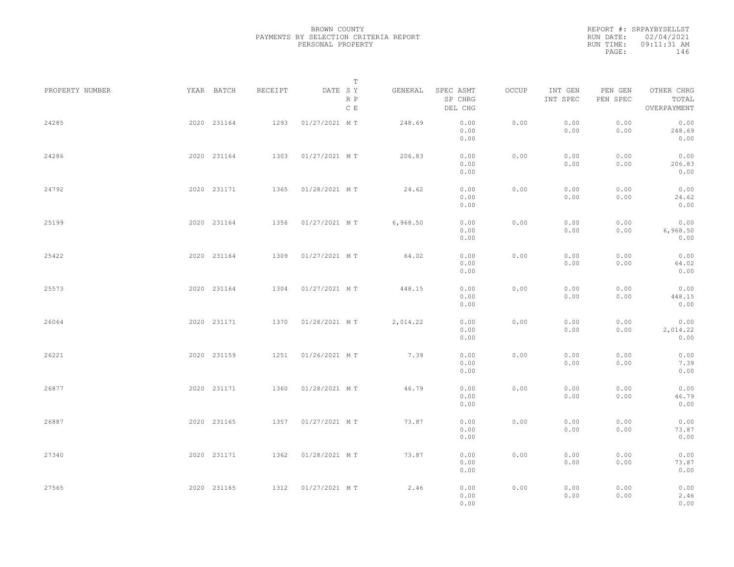BROWN COUNTY
PAYMENTS BY SELECTION CRITERIA REPORT
PERSONAL PROPERTY

REPORT #: SRPAYBYSELLST
RUN DATE: 02/04/2021
RUN TIME: 09:11:31 AM

| PROPERTY NUMBER | YEAR | BATCH | RECEIPT | DATE | T SY RP CE | GENERAL | SPEC ASMT SP CHRG DEL CHG | OCCUP | INT GEN INT SPEC | PEN GEN PEN SPEC | OTHER CHRG TOTAL OVERPAYMENT |
|---|---|---|---|---|---|---|---|---|---|---|---|
| 24285 | 2020 | 231164 | 1293 | 01/27/2021 | M T | 248.69 | 0.00 0.00 0.00 | 0.00 | 0.00 0.00 | 0.00 0.00 | 0.00 248.69 0.00 |
| 24286 | 2020 | 231164 | 1303 | 01/27/2021 | M T | 206.83 | 0.00 0.00 0.00 | 0.00 | 0.00 0.00 | 0.00 0.00 | 0.00 206.83 0.00 |
| 24792 | 2020 | 231171 | 1365 | 01/28/2021 | M T | 24.62 | 0.00 0.00 0.00 | 0.00 | 0.00 0.00 | 0.00 0.00 | 0.00 24.62 0.00 |
| 25199 | 2020 | 231164 | 1356 | 01/27/2021 | M T | 6,968.50 | 0.00 0.00 0.00 | 0.00 | 0.00 0.00 | 0.00 0.00 | 0.00 6,968.50 0.00 |
| 25422 | 2020 | 231164 | 1309 | 01/27/2021 | M T | 64.02 | 0.00 0.00 0.00 | 0.00 | 0.00 0.00 | 0.00 0.00 | 0.00 64.02 0.00 |
| 25573 | 2020 | 231164 | 1304 | 01/27/2021 | M T | 448.15 | 0.00 0.00 0.00 | 0.00 | 0.00 0.00 | 0.00 0.00 | 0.00 448.15 0.00 |
| 26064 | 2020 | 231171 | 1370 | 01/28/2021 | M T | 2,014.22 | 0.00 0.00 0.00 | 0.00 | 0.00 0.00 | 0.00 0.00 | 0.00 2,014.22 0.00 |
| 26221 | 2020 | 231159 | 1251 | 01/26/2021 | M T | 7.39 | 0.00 0.00 0.00 | 0.00 | 0.00 0.00 | 0.00 0.00 | 0.00 7.39 0.00 |
| 26877 | 2020 | 231171 | 1360 | 01/28/2021 | M T | 46.79 | 0.00 0.00 0.00 | 0.00 | 0.00 0.00 | 0.00 0.00 | 0.00 46.79 0.00 |
| 26887 | 2020 | 231165 | 1357 | 01/27/2021 | M T | 73.87 | 0.00 0.00 0.00 | 0.00 | 0.00 0.00 | 0.00 0.00 | 0.00 73.87 0.00 |
| 27340 | 2020 | 231171 | 1362 | 01/28/2021 | M T | 73.87 | 0.00 0.00 0.00 | 0.00 | 0.00 0.00 | 0.00 0.00 | 0.00 73.87 0.00 |
| 27565 | 2020 | 231165 | 1312 | 01/27/2021 | M T | 2.46 | 0.00 0.00 0.00 | 0.00 | 0.00 0.00 | 0.00 0.00 | 0.00 2.46 0.00 |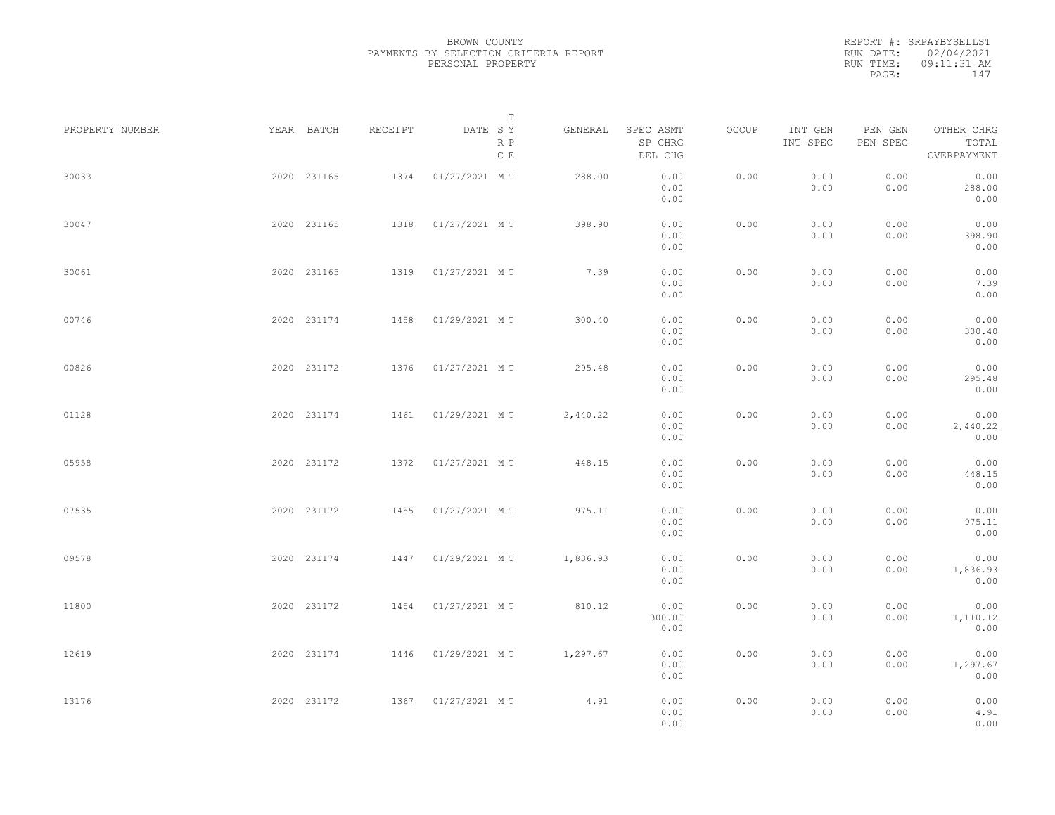BROWN COUNTY
PAYMENTS BY SELECTION CRITERIA REPORT
PERSONAL PROPERTY

REPORT #: SRPAYBYSELLST
RUN DATE: 02/04/2021
RUN TIME: 09:11:31 AM

| PROPERTY NUMBER | YEAR | BATCH | RECEIPT | DATE | T SY RP CE | GENERAL | SPEC ASMT / SP CHRG / DEL CHG | OCCUP | INT GEN / INT SPEC | PEN GEN / PEN SPEC | OTHER CHRG / TOTAL / OVERPAYMENT |
|---|---|---|---|---|---|---|---|---|---|---|---|
| 30033 | 2020 | 231165 | 1374 | 01/27/2021 | M T | 288.00 | 0.00 / 0.00 / 0.00 | 0.00 | 0.00 / 0.00 | 0.00 / 0.00 | 0.00 / 288.00 / 0.00 |
| 30047 | 2020 | 231165 | 1318 | 01/27/2021 | M T | 398.90 | 0.00 / 0.00 / 0.00 | 0.00 | 0.00 / 0.00 | 0.00 / 0.00 | 0.00 / 398.90 / 0.00 |
| 30061 | 2020 | 231165 | 1319 | 01/27/2021 | M T | 7.39 | 0.00 / 0.00 / 0.00 | 0.00 | 0.00 / 0.00 | 0.00 / 0.00 | 0.00 / 7.39 / 0.00 |
| 00746 | 2020 | 231174 | 1458 | 01/29/2021 | M T | 300.40 | 0.00 / 0.00 / 0.00 | 0.00 | 0.00 / 0.00 | 0.00 / 0.00 | 0.00 / 300.40 / 0.00 |
| 00826 | 2020 | 231172 | 1376 | 01/27/2021 | M T | 295.48 | 0.00 / 0.00 / 0.00 | 0.00 | 0.00 / 0.00 | 0.00 / 0.00 | 0.00 / 295.48 / 0.00 |
| 01128 | 2020 | 231174 | 1461 | 01/29/2021 | M T | 2,440.22 | 0.00 / 0.00 / 0.00 | 0.00 | 0.00 / 0.00 | 0.00 / 0.00 | 0.00 / 2,440.22 / 0.00 |
| 05958 | 2020 | 231172 | 1372 | 01/27/2021 | M T | 448.15 | 0.00 / 0.00 / 0.00 | 0.00 | 0.00 / 0.00 | 0.00 / 0.00 | 0.00 / 448.15 / 0.00 |
| 07535 | 2020 | 231172 | 1455 | 01/27/2021 | M T | 975.11 | 0.00 / 0.00 / 0.00 | 0.00 | 0.00 / 0.00 | 0.00 / 0.00 | 0.00 / 975.11 / 0.00 |
| 09578 | 2020 | 231174 | 1447 | 01/29/2021 | M T | 1,836.93 | 0.00 / 0.00 / 0.00 | 0.00 | 0.00 / 0.00 | 0.00 / 0.00 | 0.00 / 1,836.93 / 0.00 |
| 11800 | 2020 | 231172 | 1454 | 01/27/2021 | M T | 810.12 | 0.00 / 300.00 / 0.00 | 0.00 | 0.00 / 0.00 | 0.00 / 0.00 | 0.00 / 1,110.12 / 0.00 |
| 12619 | 2020 | 231174 | 1446 | 01/29/2021 | M T | 1,297.67 | 0.00 / 0.00 / 0.00 | 0.00 | 0.00 / 0.00 | 0.00 / 0.00 | 0.00 / 1,297.67 / 0.00 |
| 13176 | 2020 | 231172 | 1367 | 01/27/2021 | M T | 4.91 | 0.00 / 0.00 / 0.00 | 0.00 | 0.00 / 0.00 | 0.00 / 0.00 | 0.00 / 4.91 / 0.00 |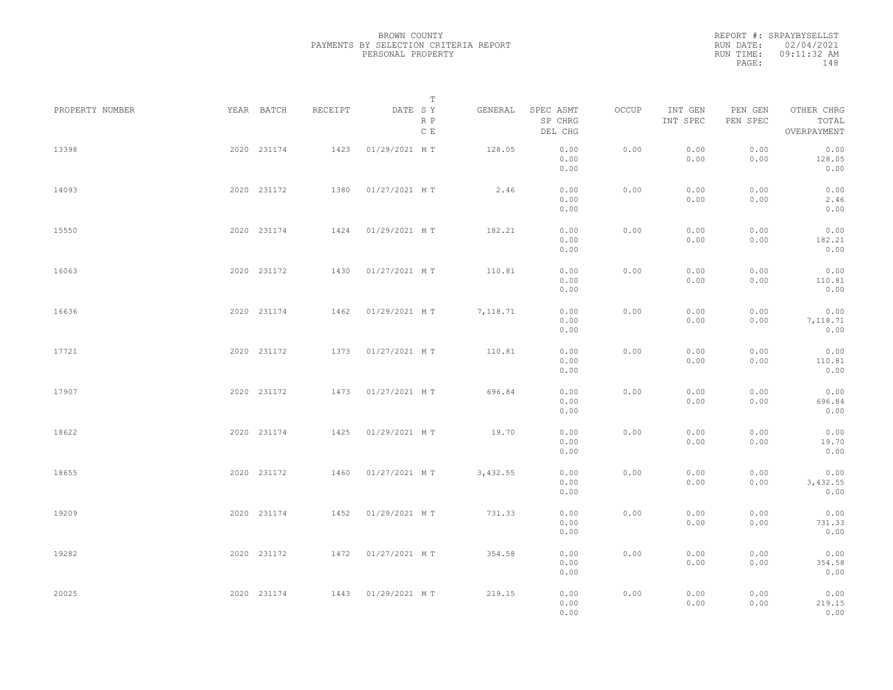BROWN COUNTY
PAYMENTS BY SELECTION CRITERIA REPORT
PERSONAL PROPERTY

REPORT #: SRPAYBYSELLST
RUN DATE: 02/04/2021
RUN TIME: 09:11:32 AM

| PROPERTY NUMBER | YEAR | BATCH | RECEIPT | DATE | T SY RP CE | GENERAL | SPEC ASMT SP CHRG DEL CHG | OCCUP | INT GEN INT SPEC | PEN GEN PEN SPEC | OTHER CHRG TOTAL OVERPAYMENT |
|---|---|---|---|---|---|---|---|---|---|---|---|
| 13398 | 2020 | 231174 | 1423 | 01/29/2021 | M T | 128.05 | 0.00 0.00 0.00 | 0.00 | 0.00 0.00 | 0.00 0.00 | 0.00 128.05 0.00 |
| 14093 | 2020 | 231172 | 1380 | 01/27/2021 | M T | 2.46 | 0.00 0.00 0.00 | 0.00 | 0.00 0.00 | 0.00 0.00 | 0.00 2.46 0.00 |
| 15550 | 2020 | 231174 | 1424 | 01/29/2021 | M T | 182.21 | 0.00 0.00 0.00 | 0.00 | 0.00 0.00 | 0.00 0.00 | 0.00 182.21 0.00 |
| 16063 | 2020 | 231172 | 1430 | 01/27/2021 | M T | 110.81 | 0.00 0.00 0.00 | 0.00 | 0.00 0.00 | 0.00 0.00 | 0.00 110.81 0.00 |
| 16636 | 2020 | 231174 | 1462 | 01/29/2021 | M T | 7,118.71 | 0.00 0.00 0.00 | 0.00 | 0.00 0.00 | 0.00 0.00 | 0.00 7,118.71 0.00 |
| 17721 | 2020 | 231172 | 1373 | 01/27/2021 | M T | 110.81 | 0.00 0.00 0.00 | 0.00 | 0.00 0.00 | 0.00 0.00 | 0.00 110.81 0.00 |
| 17907 | 2020 | 231172 | 1473 | 01/27/2021 | M T | 696.84 | 0.00 0.00 0.00 | 0.00 | 0.00 0.00 | 0.00 0.00 | 0.00 696.84 0.00 |
| 18622 | 2020 | 231174 | 1425 | 01/29/2021 | M T | 19.70 | 0.00 0.00 0.00 | 0.00 | 0.00 0.00 | 0.00 0.00 | 0.00 19.70 0.00 |
| 18655 | 2020 | 231172 | 1460 | 01/27/2021 | M T | 3,432.55 | 0.00 0.00 0.00 | 0.00 | 0.00 0.00 | 0.00 0.00 | 0.00 3,432.55 0.00 |
| 19209 | 2020 | 231174 | 1452 | 01/29/2021 | M T | 731.33 | 0.00 0.00 0.00 | 0.00 | 0.00 0.00 | 0.00 0.00 | 0.00 731.33 0.00 |
| 19282 | 2020 | 231172 | 1472 | 01/27/2021 | M T | 354.58 | 0.00 0.00 0.00 | 0.00 | 0.00 0.00 | 0.00 0.00 | 0.00 354.58 0.00 |
| 20025 | 2020 | 231174 | 1443 | 01/29/2021 | M T | 219.15 | 0.00 0.00 0.00 | 0.00 | 0.00 0.00 | 0.00 0.00 | 0.00 219.15 0.00 |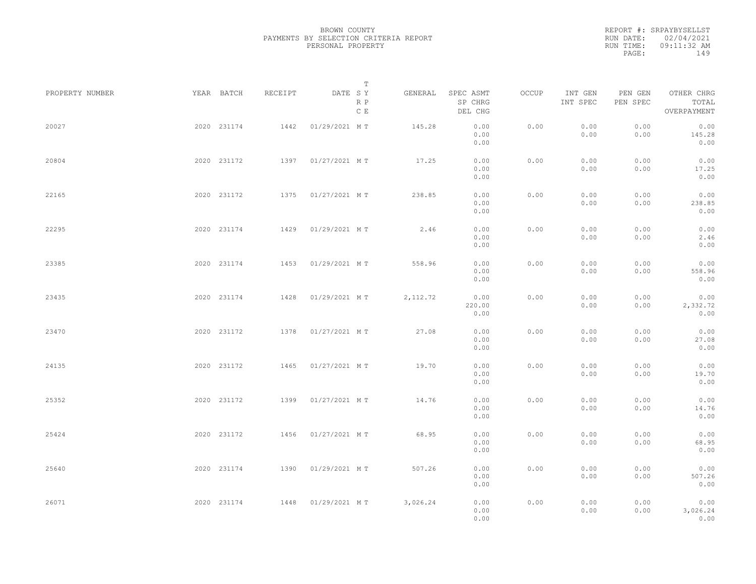BROWN COUNTY
PAYMENTS BY SELECTION CRITERIA REPORT
PERSONAL PROPERTY

REPORT #: SRPAYBYSELLST
RUN DATE: 02/04/2021
RUN TIME: 09:11:32 AM

| PROPERTY NUMBER | YEAR | BATCH | RECEIPT | DATE | T SY RP CE | GENERAL | SPEC ASMT / SP CHRG / DEL CHG | OCCUP | INT GEN / INT SPEC | PEN GEN / PEN SPEC | OTHER CHRG / TOTAL / OVERPAYMENT |
|---|---|---|---|---|---|---|---|---|---|---|---|
| 20027 | 2020 | 231174 | 1442 | 01/29/2021 | M T | 145.28 | 0.00 / 0.00 / 0.00 | 0.00 | 0.00 / 0.00 | 0.00 / 0.00 | 0.00 / 145.28 / 0.00 |
| 20804 | 2020 | 231172 | 1397 | 01/27/2021 | M T | 17.25 | 0.00 / 0.00 / 0.00 | 0.00 | 0.00 / 0.00 | 0.00 / 0.00 | 0.00 / 17.25 / 0.00 |
| 22165 | 2020 | 231172 | 1375 | 01/27/2021 | M T | 238.85 | 0.00 / 0.00 / 0.00 | 0.00 | 0.00 / 0.00 | 0.00 / 0.00 | 0.00 / 238.85 / 0.00 |
| 22295 | 2020 | 231174 | 1429 | 01/29/2021 | M T | 2.46 | 0.00 / 0.00 / 0.00 | 0.00 | 0.00 / 0.00 | 0.00 / 0.00 | 0.00 / 2.46 / 0.00 |
| 23385 | 2020 | 231174 | 1453 | 01/29/2021 | M T | 558.96 | 0.00 / 0.00 / 0.00 | 0.00 | 0.00 / 0.00 | 0.00 / 0.00 | 0.00 / 558.96 / 0.00 |
| 23435 | 2020 | 231174 | 1428 | 01/29/2021 | M T | 2,112.72 | 0.00 / 220.00 / 0.00 | 0.00 | 0.00 / 0.00 | 0.00 / 0.00 | 0.00 / 2,332.72 / 0.00 |
| 23470 | 2020 | 231172 | 1378 | 01/27/2021 | M T | 27.08 | 0.00 / 0.00 / 0.00 | 0.00 | 0.00 / 0.00 | 0.00 / 0.00 | 0.00 / 27.08 / 0.00 |
| 24135 | 2020 | 231172 | 1465 | 01/27/2021 | M T | 19.70 | 0.00 / 0.00 / 0.00 | 0.00 | 0.00 / 0.00 | 0.00 / 0.00 | 0.00 / 19.70 / 0.00 |
| 25352 | 2020 | 231172 | 1399 | 01/27/2021 | M T | 14.76 | 0.00 / 0.00 / 0.00 | 0.00 | 0.00 / 0.00 | 0.00 / 0.00 | 0.00 / 14.76 / 0.00 |
| 25424 | 2020 | 231172 | 1456 | 01/27/2021 | M T | 68.95 | 0.00 / 0.00 / 0.00 | 0.00 | 0.00 / 0.00 | 0.00 / 0.00 | 0.00 / 68.95 / 0.00 |
| 25640 | 2020 | 231174 | 1390 | 01/29/2021 | M T | 507.26 | 0.00 / 0.00 / 0.00 | 0.00 | 0.00 / 0.00 | 0.00 / 0.00 | 0.00 / 507.26 / 0.00 |
| 26071 | 2020 | 231174 | 1448 | 01/29/2021 | M T | 3,026.24 | 0.00 / 0.00 / 0.00 | 0.00 | 0.00 / 0.00 | 0.00 / 0.00 | 0.00 / 3,026.24 / 0.00 |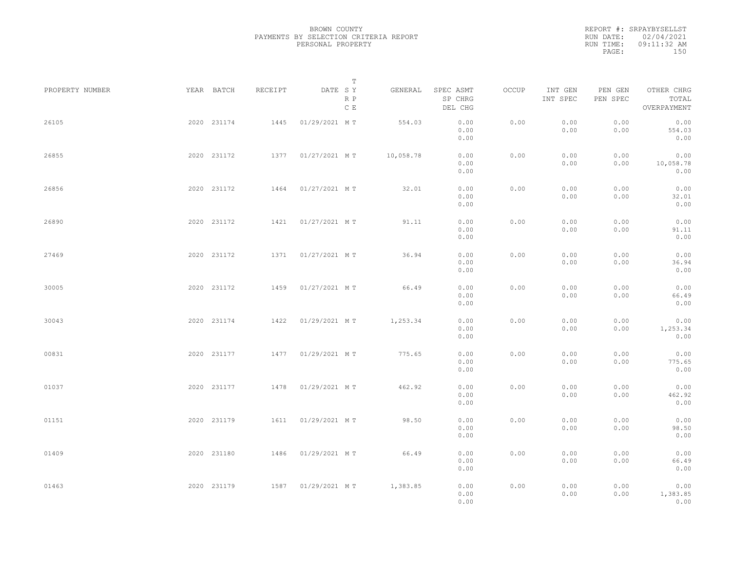BROWN COUNTY
PAYMENTS BY SELECTION CRITERIA REPORT
PERSONAL PROPERTY

REPORT #: SRPAYBYSELLST
RUN DATE: 02/04/2021
RUN TIME: 09:11:32 AM

| PROPERTY NUMBER | YEAR | BATCH | RECEIPT | DATE | T SY RP CE | GENERAL | SPEC ASMT / SP CHRG / DEL CHG | OCCUP | INT GEN / INT SPEC | PEN GEN / PEN SPEC | OTHER CHRG / TOTAL / OVERPAYMENT |
|---|---|---|---|---|---|---|---|---|---|---|---|
| 26105 | 2020 | 231174 | 1445 | 01/29/2021 | M T | 554.03 | 0.00 / 0.00 / 0.00 | 0.00 | 0.00 / 0.00 | 0.00 / 0.00 | 0.00 / 554.03 / 0.00 |
| 26855 | 2020 | 231172 | 1377 | 01/27/2021 | M T | 10,058.78 | 0.00 / 0.00 / 0.00 | 0.00 | 0.00 / 0.00 | 0.00 / 0.00 | 0.00 / 10,058.78 / 0.00 |
| 26856 | 2020 | 231172 | 1464 | 01/27/2021 | M T | 32.01 | 0.00 / 0.00 / 0.00 | 0.00 | 0.00 / 0.00 | 0.00 / 0.00 | 0.00 / 32.01 / 0.00 |
| 26890 | 2020 | 231172 | 1421 | 01/27/2021 | M T | 91.11 | 0.00 / 0.00 / 0.00 | 0.00 | 0.00 / 0.00 | 0.00 / 0.00 | 0.00 / 91.11 / 0.00 |
| 27469 | 2020 | 231172 | 1371 | 01/27/2021 | M T | 36.94 | 0.00 / 0.00 / 0.00 | 0.00 | 0.00 / 0.00 | 0.00 / 0.00 | 0.00 / 36.94 / 0.00 |
| 30005 | 2020 | 231172 | 1459 | 01/27/2021 | M T | 66.49 | 0.00 / 0.00 / 0.00 | 0.00 | 0.00 / 0.00 | 0.00 / 0.00 | 0.00 / 66.49 / 0.00 |
| 30043 | 2020 | 231174 | 1422 | 01/29/2021 | M T | 1,253.34 | 0.00 / 0.00 / 0.00 | 0.00 | 0.00 / 0.00 | 0.00 / 0.00 | 0.00 / 1,253.34 / 0.00 |
| 00831 | 2020 | 231177 | 1477 | 01/29/2021 | M T | 775.65 | 0.00 / 0.00 / 0.00 | 0.00 | 0.00 / 0.00 | 0.00 / 0.00 | 0.00 / 775.65 / 0.00 |
| 01037 | 2020 | 231177 | 1478 | 01/29/2021 | M T | 462.92 | 0.00 / 0.00 / 0.00 | 0.00 | 0.00 / 0.00 | 0.00 / 0.00 | 0.00 / 462.92 / 0.00 |
| 01151 | 2020 | 231179 | 1611 | 01/29/2021 | M T | 98.50 | 0.00 / 0.00 / 0.00 | 0.00 | 0.00 / 0.00 | 0.00 / 0.00 | 0.00 / 98.50 / 0.00 |
| 01409 | 2020 | 231180 | 1486 | 01/29/2021 | M T | 66.49 | 0.00 / 0.00 / 0.00 | 0.00 | 0.00 / 0.00 | 0.00 / 0.00 | 0.00 / 66.49 / 0.00 |
| 01463 | 2020 | 231179 | 1587 | 01/29/2021 | M T | 1,383.85 | 0.00 / 0.00 / 0.00 | 0.00 | 0.00 / 0.00 | 0.00 / 0.00 | 0.00 / 1,383.85 / 0.00 |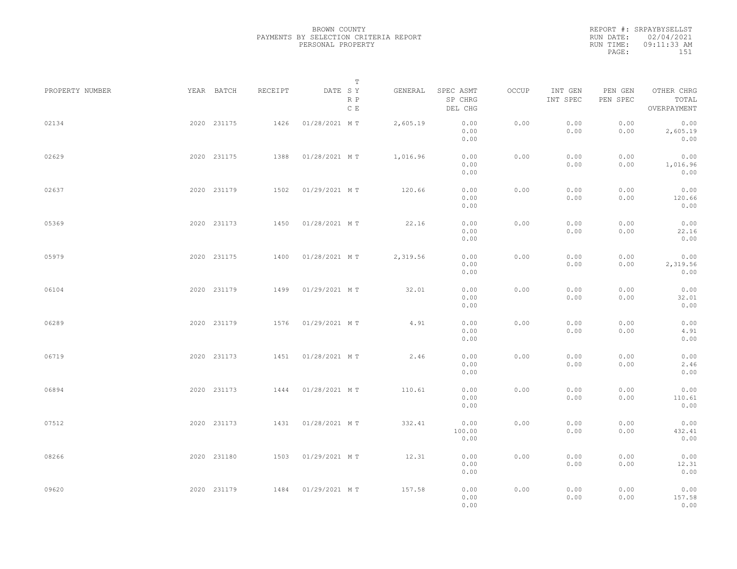BROWN COUNTY
PAYMENTS BY SELECTION CRITERIA REPORT
PERSONAL PROPERTY

REPORT #: SRPAYBYSELLST
RUN DATE: 02/04/2021
RUN TIME: 09:11:33 AM

| PROPERTY NUMBER | YEAR | BATCH | RECEIPT | DATE | T SY RP CE | GENERAL | SPEC ASMT / SP CHRG / DEL CHG | OCCUP | INT GEN / INT SPEC | PEN GEN / PEN SPEC | OTHER CHRG / TOTAL / OVERPAYMENT |
|---|---|---|---|---|---|---|---|---|---|---|---|
| 02134 | 2020 | 231175 | 1426 | 01/28/2021 | M T | 2,605.19 | 0.00 / 0.00 / 0.00 | 0.00 | 0.00 / 0.00 | 0.00 / 0.00 | 0.00 / 2,605.19 / 0.00 |
| 02629 | 2020 | 231175 | 1388 | 01/28/2021 | M T | 1,016.96 | 0.00 / 0.00 / 0.00 | 0.00 | 0.00 / 0.00 | 0.00 / 0.00 | 0.00 / 1,016.96 / 0.00 |
| 02637 | 2020 | 231179 | 1502 | 01/29/2021 | M T | 120.66 | 0.00 / 0.00 / 0.00 | 0.00 | 0.00 / 0.00 | 0.00 / 0.00 | 0.00 / 120.66 / 0.00 |
| 05369 | 2020 | 231173 | 1450 | 01/28/2021 | M T | 22.16 | 0.00 / 0.00 / 0.00 | 0.00 | 0.00 / 0.00 | 0.00 / 0.00 | 0.00 / 22.16 / 0.00 |
| 05979 | 2020 | 231175 | 1400 | 01/28/2021 | M T | 2,319.56 | 0.00 / 0.00 / 0.00 | 0.00 | 0.00 / 0.00 | 0.00 / 0.00 | 0.00 / 2,319.56 / 0.00 |
| 06104 | 2020 | 231179 | 1499 | 01/29/2021 | M T | 32.01 | 0.00 / 0.00 / 0.00 | 0.00 | 0.00 / 0.00 | 0.00 / 0.00 | 0.00 / 32.01 / 0.00 |
| 06289 | 2020 | 231179 | 1576 | 01/29/2021 | M T | 4.91 | 0.00 / 0.00 / 0.00 | 0.00 | 0.00 / 0.00 | 0.00 / 0.00 | 0.00 / 4.91 / 0.00 |
| 06719 | 2020 | 231173 | 1451 | 01/28/2021 | M T | 2.46 | 0.00 / 0.00 / 0.00 | 0.00 | 0.00 / 0.00 | 0.00 / 0.00 | 0.00 / 2.46 / 0.00 |
| 06894 | 2020 | 231173 | 1444 | 01/28/2021 | M T | 110.61 | 0.00 / 0.00 / 0.00 | 0.00 | 0.00 / 0.00 | 0.00 / 0.00 | 0.00 / 110.61 / 0.00 |
| 07512 | 2020 | 231173 | 1431 | 01/28/2021 | M T | 332.41 | 0.00 / 100.00 / 0.00 | 0.00 | 0.00 / 0.00 | 0.00 / 0.00 | 0.00 / 432.41 / 0.00 |
| 08266 | 2020 | 231180 | 1503 | 01/29/2021 | M T | 12.31 | 0.00 / 0.00 / 0.00 | 0.00 | 0.00 / 0.00 | 0.00 / 0.00 | 0.00 / 12.31 / 0.00 |
| 09620 | 2020 | 231179 | 1484 | 01/29/2021 | M T | 157.58 | 0.00 / 0.00 / 0.00 | 0.00 | 0.00 / 0.00 | 0.00 / 0.00 | 0.00 / 157.58 / 0.00 |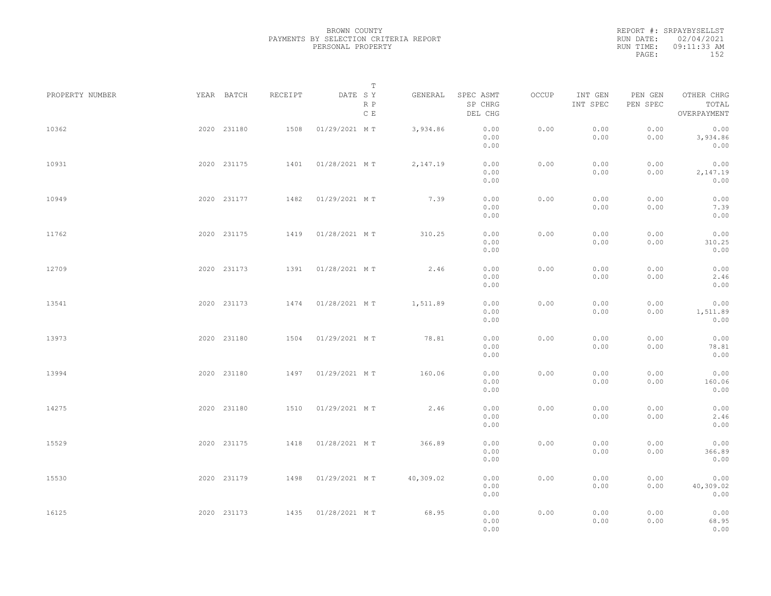BROWN COUNTY
PAYMENTS BY SELECTION CRITERIA REPORT
PERSONAL PROPERTY

REPORT #: SRPAYBYSELLST
RUN DATE: 02/04/2021
RUN TIME: 09:11:33 AM

| PROPERTY NUMBER | YEAR | BATCH | RECEIPT | DATE | T SY RP CE | GENERAL | SPEC ASMT / SP CHRG / DEL CHG | OCCUP | INT GEN / INT SPEC | PEN GEN / PEN SPEC | OTHER CHRG / TOTAL / OVERPAYMENT |
|---|---|---|---|---|---|---|---|---|---|---|---|
| 10362 | 2020 | 231180 | 1508 | 01/29/2021 | M T | 3,934.86 | 0.00 / 0.00 / 0.00 | 0.00 | 0.00 / 0.00 | 0.00 / 0.00 | 0.00 / 3,934.86 / 0.00 |
| 10931 | 2020 | 231175 | 1401 | 01/28/2021 | M T | 2,147.19 | 0.00 / 0.00 / 0.00 | 0.00 | 0.00 / 0.00 | 0.00 / 0.00 | 0.00 / 2,147.19 / 0.00 |
| 10949 | 2020 | 231177 | 1482 | 01/29/2021 | M T | 7.39 | 0.00 / 0.00 / 0.00 | 0.00 | 0.00 / 0.00 | 0.00 / 0.00 | 0.00 / 7.39 / 0.00 |
| 11762 | 2020 | 231175 | 1419 | 01/28/2021 | M T | 310.25 | 0.00 / 0.00 / 0.00 | 0.00 | 0.00 / 0.00 | 0.00 / 0.00 | 0.00 / 310.25 / 0.00 |
| 12709 | 2020 | 231173 | 1391 | 01/28/2021 | M T | 2.46 | 0.00 / 0.00 / 0.00 | 0.00 | 0.00 / 0.00 | 0.00 / 0.00 | 0.00 / 2.46 / 0.00 |
| 13541 | 2020 | 231173 | 1474 | 01/28/2021 | M T | 1,511.89 | 0.00 / 0.00 / 0.00 | 0.00 | 0.00 / 0.00 | 0.00 / 0.00 | 0.00 / 1,511.89 / 0.00 |
| 13973 | 2020 | 231180 | 1504 | 01/29/2021 | M T | 78.81 | 0.00 / 0.00 / 0.00 | 0.00 | 0.00 / 0.00 | 0.00 / 0.00 | 0.00 / 78.81 / 0.00 |
| 13994 | 2020 | 231180 | 1497 | 01/29/2021 | M T | 160.06 | 0.00 / 0.00 / 0.00 | 0.00 | 0.00 / 0.00 | 0.00 / 0.00 | 0.00 / 160.06 / 0.00 |
| 14275 | 2020 | 231180 | 1510 | 01/29/2021 | M T | 2.46 | 0.00 / 0.00 / 0.00 | 0.00 | 0.00 / 0.00 | 0.00 / 0.00 | 0.00 / 2.46 / 0.00 |
| 15529 | 2020 | 231175 | 1418 | 01/28/2021 | M T | 366.89 | 0.00 / 0.00 / 0.00 | 0.00 | 0.00 / 0.00 | 0.00 / 0.00 | 0.00 / 366.89 / 0.00 |
| 15530 | 2020 | 231179 | 1498 | 01/29/2021 | M T | 40,309.02 | 0.00 / 0.00 / 0.00 | 0.00 | 0.00 / 0.00 | 0.00 / 0.00 | 0.00 / 40,309.02 / 0.00 |
| 16125 | 2020 | 231173 | 1435 | 01/28/2021 | M T | 68.95 | 0.00 / 0.00 / 0.00 | 0.00 | 0.00 / 0.00 | 0.00 / 0.00 | 0.00 / 68.95 / 0.00 |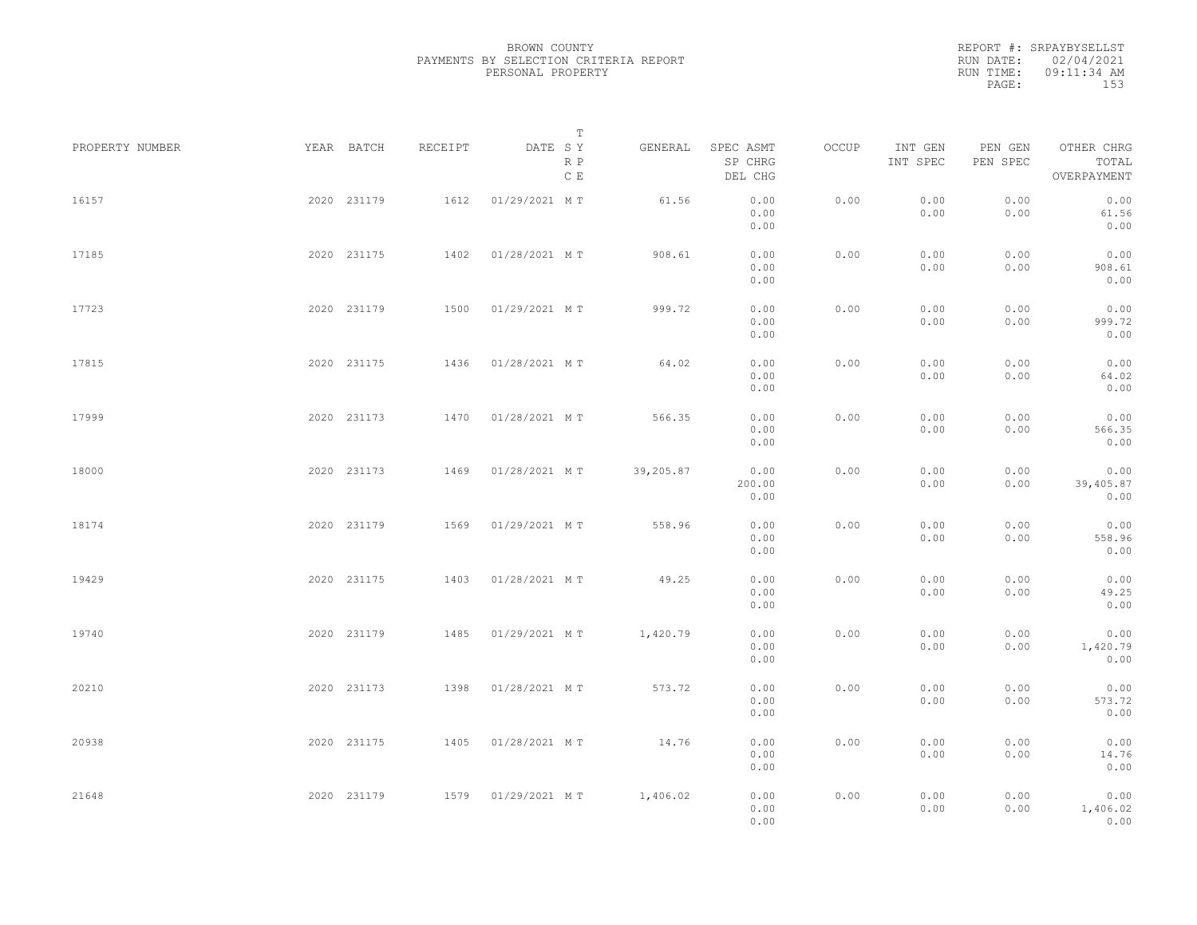BROWN COUNTY
PAYMENTS BY SELECTION CRITERIA REPORT
PERSONAL PROPERTY

REPORT #: SRPAYBYSELLST
RUN DATE: 02/04/2021
RUN TIME: 09:11:34 AM

| PROPERTY NUMBER | YEAR | BATCH | RECEIPT | DATE | T SY RP CE | GENERAL | SPEC ASMT / SP CHRG / DEL CHG | OCCUP | INT GEN / INT SPEC | PEN GEN / PEN SPEC | OTHER CHRG / TOTAL / OVERPAYMENT |
|---|---|---|---|---|---|---|---|---|---|---|---|
| 16157 | 2020 | 231179 | 1612 | 01/29/2021 | M T | 61.56 | 0.00 / 0.00 / 0.00 | 0.00 | 0.00 / 0.00 | 0.00 / 0.00 | 0.00 / 61.56 / 0.00 |
| 17185 | 2020 | 231175 | 1402 | 01/28/2021 | M T | 908.61 | 0.00 / 0.00 / 0.00 | 0.00 | 0.00 / 0.00 | 0.00 / 0.00 | 0.00 / 908.61 / 0.00 |
| 17723 | 2020 | 231179 | 1500 | 01/29/2021 | M T | 999.72 | 0.00 / 0.00 / 0.00 | 0.00 | 0.00 / 0.00 | 0.00 / 0.00 | 0.00 / 999.72 / 0.00 |
| 17815 | 2020 | 231175 | 1436 | 01/28/2021 | M T | 64.02 | 0.00 / 0.00 / 0.00 | 0.00 | 0.00 / 0.00 | 0.00 / 0.00 | 0.00 / 64.02 / 0.00 |
| 17999 | 2020 | 231173 | 1470 | 01/28/2021 | M T | 566.35 | 0.00 / 0.00 / 0.00 | 0.00 | 0.00 / 0.00 | 0.00 / 0.00 | 0.00 / 566.35 / 0.00 |
| 18000 | 2020 | 231173 | 1469 | 01/28/2021 | M T | 39,205.87 | 0.00 / 200.00 / 0.00 | 0.00 | 0.00 / 0.00 | 0.00 / 0.00 | 0.00 / 39,405.87 / 0.00 |
| 18174 | 2020 | 231179 | 1569 | 01/29/2021 | M T | 558.96 | 0.00 / 0.00 / 0.00 | 0.00 | 0.00 / 0.00 | 0.00 / 0.00 | 0.00 / 558.96 / 0.00 |
| 19429 | 2020 | 231175 | 1403 | 01/28/2021 | M T | 49.25 | 0.00 / 0.00 / 0.00 | 0.00 | 0.00 / 0.00 | 0.00 / 0.00 | 0.00 / 49.25 / 0.00 |
| 19740 | 2020 | 231179 | 1485 | 01/29/2021 | M T | 1,420.79 | 0.00 / 0.00 / 0.00 | 0.00 | 0.00 / 0.00 | 0.00 / 0.00 | 0.00 / 1,420.79 / 0.00 |
| 20210 | 2020 | 231173 | 1398 | 01/28/2021 | M T | 573.72 | 0.00 / 0.00 / 0.00 | 0.00 | 0.00 / 0.00 | 0.00 / 0.00 | 0.00 / 573.72 / 0.00 |
| 20938 | 2020 | 231175 | 1405 | 01/28/2021 | M T | 14.76 | 0.00 / 0.00 / 0.00 | 0.00 | 0.00 / 0.00 | 0.00 / 0.00 | 0.00 / 14.76 / 0.00 |
| 21648 | 2020 | 231179 | 1579 | 01/29/2021 | M T | 1,406.02 | 0.00 / 0.00 / 0.00 | 0.00 | 0.00 / 0.00 | 0.00 / 0.00 | 0.00 / 1,406.02 / 0.00 |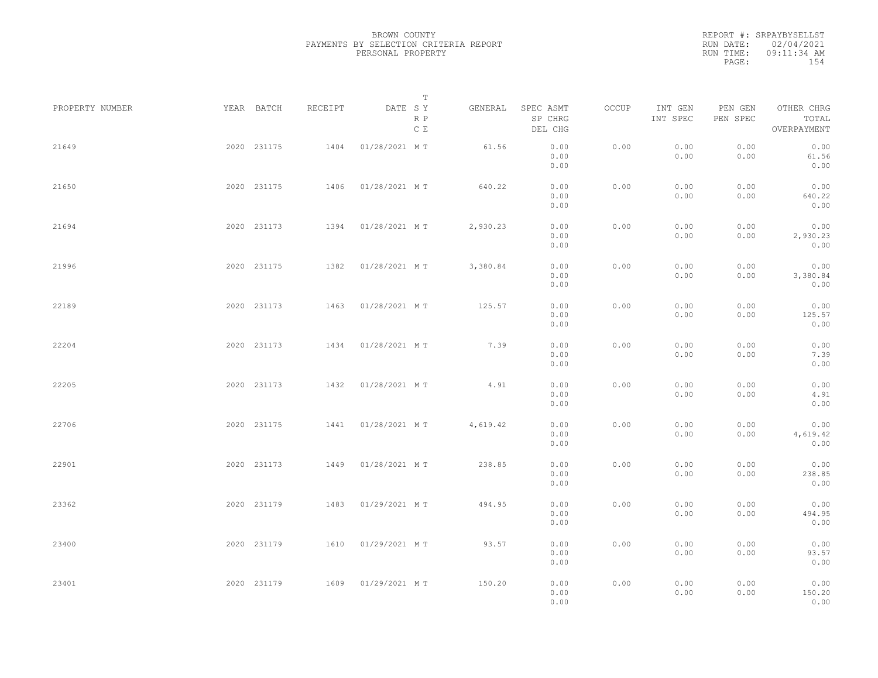BROWN COUNTY
PAYMENTS BY SELECTION CRITERIA REPORT
PERSONAL PROPERTY

REPORT #: SRPAYBYSELLST
RUN DATE: 02/04/2021
RUN TIME: 09:11:34 AM

| PROPERTY NUMBER | YEAR | BATCH | RECEIPT | DATE | T SY RP CE | GENERAL | SPEC ASMT / SP CHRG / DEL CHG | OCCUP | INT GEN / INT SPEC | PEN GEN / PEN SPEC | OTHER CHRG / TOTAL / OVERPAYMENT |
|---|---|---|---|---|---|---|---|---|---|---|---|
| 21649 | 2020 | 231175 | 1404 | 01/28/2021 | M T | 61.56 | 0.00 / 0.00 / 0.00 | 0.00 | 0.00 / 0.00 | 0.00 / 0.00 | 0.00 / 61.56 / 0.00 |
| 21650 | 2020 | 231175 | 1406 | 01/28/2021 | M T | 640.22 | 0.00 / 0.00 / 0.00 | 0.00 | 0.00 / 0.00 | 0.00 / 0.00 | 0.00 / 640.22 / 0.00 |
| 21694 | 2020 | 231173 | 1394 | 01/28/2021 | M T | 2,930.23 | 0.00 / 0.00 / 0.00 | 0.00 | 0.00 / 0.00 | 0.00 / 0.00 | 0.00 / 2,930.23 / 0.00 |
| 21996 | 2020 | 231175 | 1382 | 01/28/2021 | M T | 3,380.84 | 0.00 / 0.00 / 0.00 | 0.00 | 0.00 / 0.00 | 0.00 / 0.00 | 0.00 / 3,380.84 / 0.00 |
| 22189 | 2020 | 231173 | 1463 | 01/28/2021 | M T | 125.57 | 0.00 / 0.00 / 0.00 | 0.00 | 0.00 / 0.00 | 0.00 / 0.00 | 0.00 / 125.57 / 0.00 |
| 22204 | 2020 | 231173 | 1434 | 01/28/2021 | M T | 7.39 | 0.00 / 0.00 / 0.00 | 0.00 | 0.00 / 0.00 | 0.00 / 0.00 | 0.00 / 7.39 / 0.00 |
| 22205 | 2020 | 231173 | 1432 | 01/28/2021 | M T | 4.91 | 0.00 / 0.00 / 0.00 | 0.00 | 0.00 / 0.00 | 0.00 / 0.00 | 0.00 / 4.91 / 0.00 |
| 22706 | 2020 | 231175 | 1441 | 01/28/2021 | M T | 4,619.42 | 0.00 / 0.00 / 0.00 | 0.00 | 0.00 / 0.00 | 0.00 / 0.00 | 0.00 / 4,619.42 / 0.00 |
| 22901 | 2020 | 231173 | 1449 | 01/28/2021 | M T | 238.85 | 0.00 / 0.00 / 0.00 | 0.00 | 0.00 / 0.00 | 0.00 / 0.00 | 0.00 / 238.85 / 0.00 |
| 23362 | 2020 | 231179 | 1483 | 01/29/2021 | M T | 494.95 | 0.00 / 0.00 / 0.00 | 0.00 | 0.00 / 0.00 | 0.00 / 0.00 | 0.00 / 494.95 / 0.00 |
| 23400 | 2020 | 231179 | 1610 | 01/29/2021 | M T | 93.57 | 0.00 / 0.00 / 0.00 | 0.00 | 0.00 / 0.00 | 0.00 / 0.00 | 0.00 / 93.57 / 0.00 |
| 23401 | 2020 | 231179 | 1609 | 01/29/2021 | M T | 150.20 | 0.00 / 0.00 / 0.00 | 0.00 | 0.00 / 0.00 | 0.00 / 0.00 | 0.00 / 150.20 / 0.00 |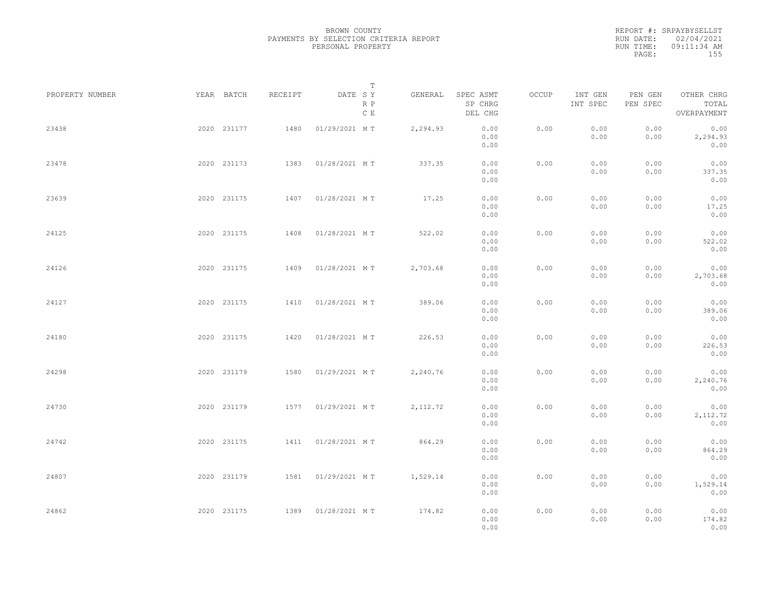BROWN COUNTY
PAYMENTS BY SELECTION CRITERIA REPORT
PERSONAL PROPERTY

REPORT #: SRPAYBYSELLST
RUN DATE: 02/04/2021
RUN TIME: 09:11:34 AM

| PROPERTY NUMBER | YEAR | BATCH | RECEIPT | DATE | T SY RP CE | GENERAL | SPEC ASMT / SP CHRG / DEL CHG | OCCUP | INT GEN / INT SPEC | PEN GEN / PEN SPEC | OTHER CHRG / TOTAL / OVERPAYMENT |
|---|---|---|---|---|---|---|---|---|---|---|---|
| 23438 | 2020 | 231177 | 1480 | 01/29/2021 | M T | 2,294.93 | 0.00 / 0.00 / 0.00 | 0.00 | 0.00 / 0.00 | 0.00 / 0.00 | 0.00 / 2,294.93 / 0.00 |
| 23478 | 2020 | 231173 | 1383 | 01/28/2021 | M T | 337.35 | 0.00 / 0.00 / 0.00 | 0.00 | 0.00 / 0.00 | 0.00 / 0.00 | 0.00 / 337.35 / 0.00 |
| 23639 | 2020 | 231175 | 1407 | 01/28/2021 | M T | 17.25 | 0.00 / 0.00 / 0.00 | 0.00 | 0.00 / 0.00 | 0.00 / 0.00 | 0.00 / 17.25 / 0.00 |
| 24125 | 2020 | 231175 | 1408 | 01/28/2021 | M T | 522.02 | 0.00 / 0.00 / 0.00 | 0.00 | 0.00 / 0.00 | 0.00 / 0.00 | 0.00 / 522.02 / 0.00 |
| 24126 | 2020 | 231175 | 1409 | 01/28/2021 | M T | 2,703.68 | 0.00 / 0.00 / 0.00 | 0.00 | 0.00 / 0.00 | 0.00 / 0.00 | 0.00 / 2,703.68 / 0.00 |
| 24127 | 2020 | 231175 | 1410 | 01/28/2021 | M T | 389.06 | 0.00 / 0.00 / 0.00 | 0.00 | 0.00 / 0.00 | 0.00 / 0.00 | 0.00 / 389.06 / 0.00 |
| 24180 | 2020 | 231175 | 1420 | 01/28/2021 | M T | 226.53 | 0.00 / 0.00 / 0.00 | 0.00 | 0.00 / 0.00 | 0.00 / 0.00 | 0.00 / 226.53 / 0.00 |
| 24298 | 2020 | 231179 | 1580 | 01/29/2021 | M T | 2,240.76 | 0.00 / 0.00 / 0.00 | 0.00 | 0.00 / 0.00 | 0.00 / 0.00 | 0.00 / 2,240.76 / 0.00 |
| 24730 | 2020 | 231179 | 1577 | 01/29/2021 | M T | 2,112.72 | 0.00 / 0.00 / 0.00 | 0.00 | 0.00 / 0.00 | 0.00 / 0.00 | 0.00 / 2,112.72 / 0.00 |
| 24742 | 2020 | 231175 | 1411 | 01/28/2021 | M T | 864.29 | 0.00 / 0.00 / 0.00 | 0.00 | 0.00 / 0.00 | 0.00 / 0.00 | 0.00 / 864.29 / 0.00 |
| 24807 | 2020 | 231179 | 1581 | 01/29/2021 | M T | 1,529.14 | 0.00 / 0.00 / 0.00 | 0.00 | 0.00 / 0.00 | 0.00 / 0.00 | 0.00 / 1,529.14 / 0.00 |
| 24862 | 2020 | 231175 | 1389 | 01/28/2021 | M T | 174.82 | 0.00 / 0.00 / 0.00 | 0.00 | 0.00 / 0.00 | 0.00 / 0.00 | 0.00 / 174.82 / 0.00 |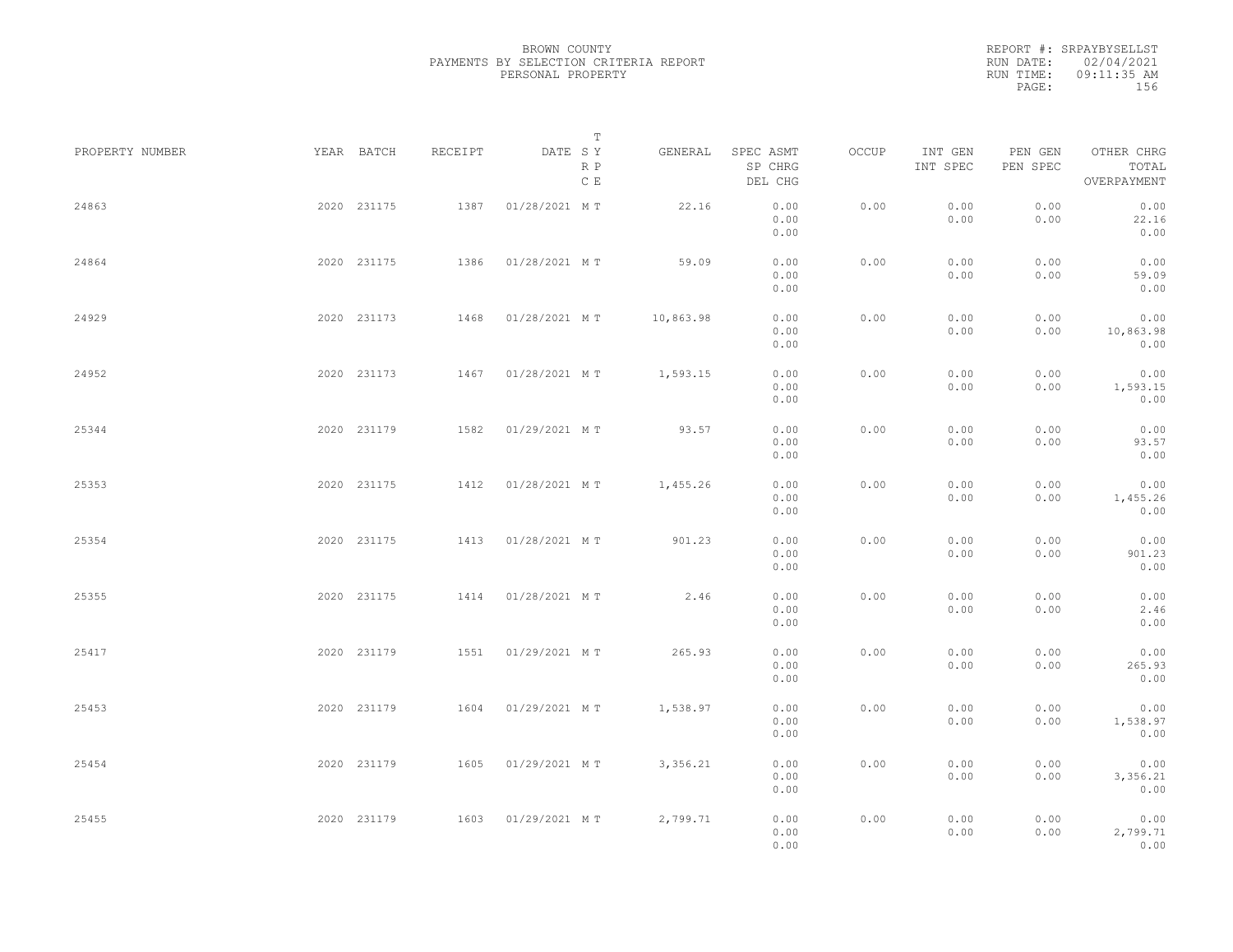BROWN COUNTY
PAYMENTS BY SELECTION CRITERIA REPORT
PERSONAL PROPERTY

REPORT #: SRPAYBYSELLST
RUN DATE: 02/04/2021
RUN TIME: 09:11:35 AM

| PROPERTY NUMBER | YEAR | BATCH | RECEIPT | DATE | T SY RP CE | GENERAL | SPEC ASMT / SP CHRG / DEL CHG | OCCUP | INT GEN / INT SPEC | PEN GEN / PEN SPEC | OTHER CHRG / TOTAL / OVERPAYMENT |
|---|---|---|---|---|---|---|---|---|---|---|---|
| 24863 | 2020 | 231175 | 1387 | 01/28/2021 | M T | 22.16 | 0.00 / 0.00 / 0.00 | 0.00 | 0.00 / 0.00 | 0.00 / 0.00 | 0.00 / 22.16 / 0.00 |
| 24864 | 2020 | 231175 | 1386 | 01/28/2021 | M T | 59.09 | 0.00 / 0.00 / 0.00 | 0.00 | 0.00 / 0.00 | 0.00 / 0.00 | 0.00 / 59.09 / 0.00 |
| 24929 | 2020 | 231173 | 1468 | 01/28/2021 | M T | 10,863.98 | 0.00 / 0.00 / 0.00 | 0.00 | 0.00 / 0.00 | 0.00 / 0.00 | 0.00 / 10,863.98 / 0.00 |
| 24952 | 2020 | 231173 | 1467 | 01/28/2021 | M T | 1,593.15 | 0.00 / 0.00 / 0.00 | 0.00 | 0.00 / 0.00 | 0.00 / 0.00 | 0.00 / 1,593.15 / 0.00 |
| 25344 | 2020 | 231179 | 1582 | 01/29/2021 | M T | 93.57 | 0.00 / 0.00 / 0.00 | 0.00 | 0.00 / 0.00 | 0.00 / 0.00 | 0.00 / 93.57 / 0.00 |
| 25353 | 2020 | 231175 | 1412 | 01/28/2021 | M T | 1,455.26 | 0.00 / 0.00 / 0.00 | 0.00 | 0.00 / 0.00 | 0.00 / 0.00 | 0.00 / 1,455.26 / 0.00 |
| 25354 | 2020 | 231175 | 1413 | 01/28/2021 | M T | 901.23 | 0.00 / 0.00 / 0.00 | 0.00 | 0.00 / 0.00 | 0.00 / 0.00 | 0.00 / 901.23 / 0.00 |
| 25355 | 2020 | 231175 | 1414 | 01/28/2021 | M T | 2.46 | 0.00 / 0.00 / 0.00 | 0.00 | 0.00 / 0.00 | 0.00 / 0.00 | 0.00 / 2.46 / 0.00 |
| 25417 | 2020 | 231179 | 1551 | 01/29/2021 | M T | 265.93 | 0.00 / 0.00 / 0.00 | 0.00 | 0.00 / 0.00 | 0.00 / 0.00 | 0.00 / 265.93 / 0.00 |
| 25453 | 2020 | 231179 | 1604 | 01/29/2021 | M T | 1,538.97 | 0.00 / 0.00 / 0.00 | 0.00 | 0.00 / 0.00 | 0.00 / 0.00 | 0.00 / 1,538.97 / 0.00 |
| 25454 | 2020 | 231179 | 1605 | 01/29/2021 | M T | 3,356.21 | 0.00 / 0.00 / 0.00 | 0.00 | 0.00 / 0.00 | 0.00 / 0.00 | 0.00 / 3,356.21 / 0.00 |
| 25455 | 2020 | 231179 | 1603 | 01/29/2021 | M T | 2,799.71 | 0.00 / 0.00 / 0.00 | 0.00 | 0.00 / 0.00 | 0.00 / 0.00 | 0.00 / 2,799.71 / 0.00 |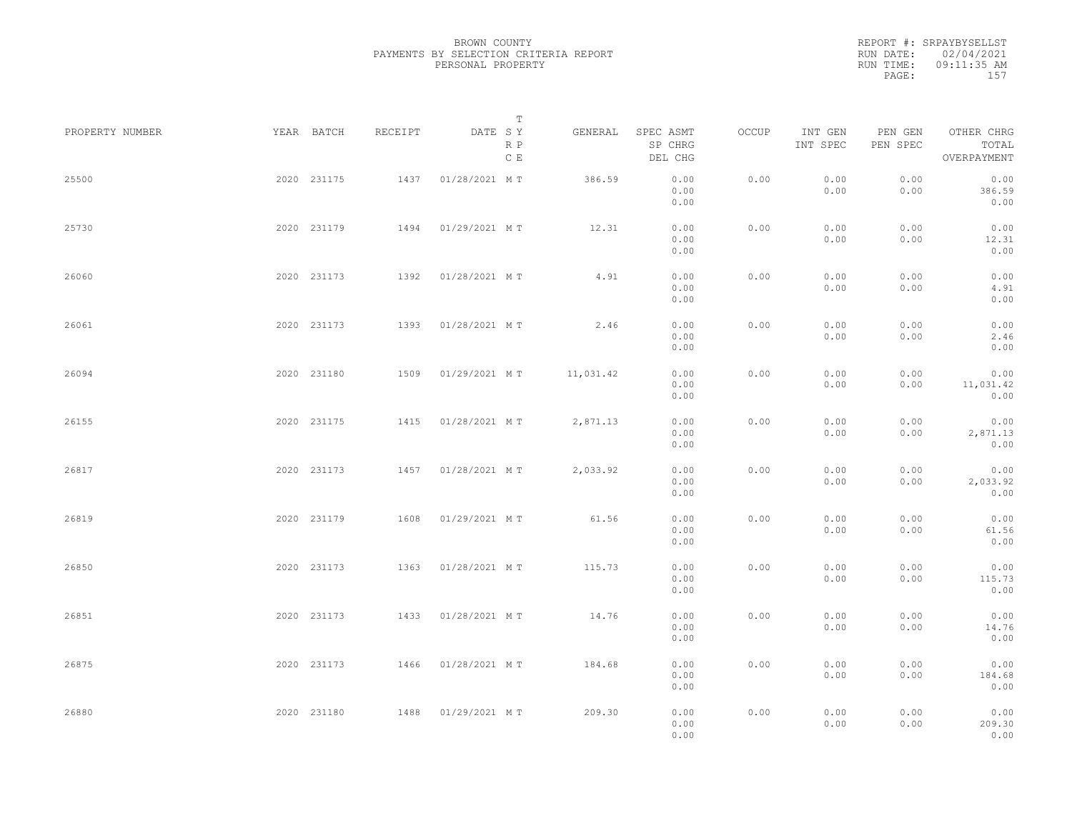BROWN COUNTY
PAYMENTS BY SELECTION CRITERIA REPORT
PERSONAL PROPERTY

REPORT #: SRPAYBYSELLST
RUN DATE: 02/04/2021
RUN TIME: 09:11:35 AM

| PROPERTY NUMBER | YEAR | BATCH | RECEIPT | DATE | T SY RP CE | GENERAL | SPEC ASMT / SP CHRG / DEL CHG | OCCUP | INT GEN / INT SPEC | PEN GEN / PEN SPEC | OTHER CHRG / TOTAL / OVERPAYMENT |
|---|---|---|---|---|---|---|---|---|---|---|---|
| 25500 | 2020 | 231175 | 1437 | 01/28/2021 | M T | 386.59 | 0.00 / 0.00 / 0.00 | 0.00 | 0.00 / 0.00 | 0.00 / 0.00 | 0.00 / 386.59 / 0.00 |
| 25730 | 2020 | 231179 | 1494 | 01/29/2021 | M T | 12.31 | 0.00 / 0.00 / 0.00 | 0.00 | 0.00 / 0.00 | 0.00 / 0.00 | 0.00 / 12.31 / 0.00 |
| 26060 | 2020 | 231173 | 1392 | 01/28/2021 | M T | 4.91 | 0.00 / 0.00 / 0.00 | 0.00 | 0.00 / 0.00 | 0.00 / 0.00 | 0.00 / 4.91 / 0.00 |
| 26061 | 2020 | 231173 | 1393 | 01/28/2021 | M T | 2.46 | 0.00 / 0.00 / 0.00 | 0.00 | 0.00 / 0.00 | 0.00 / 0.00 | 0.00 / 2.46 / 0.00 |
| 26094 | 2020 | 231180 | 1509 | 01/29/2021 | M T | 11,031.42 | 0.00 / 0.00 / 0.00 | 0.00 | 0.00 / 0.00 | 0.00 / 0.00 | 0.00 / 11,031.42 / 0.00 |
| 26155 | 2020 | 231175 | 1415 | 01/28/2021 | M T | 2,871.13 | 0.00 / 0.00 / 0.00 | 0.00 | 0.00 / 0.00 | 0.00 / 0.00 | 0.00 / 2,871.13 / 0.00 |
| 26817 | 2020 | 231173 | 1457 | 01/28/2021 | M T | 2,033.92 | 0.00 / 0.00 / 0.00 | 0.00 | 0.00 / 0.00 | 0.00 / 0.00 | 0.00 / 2,033.92 / 0.00 |
| 26819 | 2020 | 231179 | 1608 | 01/29/2021 | M T | 61.56 | 0.00 / 0.00 / 0.00 | 0.00 | 0.00 / 0.00 | 0.00 / 0.00 | 0.00 / 61.56 / 0.00 |
| 26850 | 2020 | 231173 | 1363 | 01/28/2021 | M T | 115.73 | 0.00 / 0.00 / 0.00 | 0.00 | 0.00 / 0.00 | 0.00 / 0.00 | 0.00 / 115.73 / 0.00 |
| 26851 | 2020 | 231173 | 1433 | 01/28/2021 | M T | 14.76 | 0.00 / 0.00 / 0.00 | 0.00 | 0.00 / 0.00 | 0.00 / 0.00 | 0.00 / 14.76 / 0.00 |
| 26875 | 2020 | 231173 | 1466 | 01/28/2021 | M T | 184.68 | 0.00 / 0.00 / 0.00 | 0.00 | 0.00 / 0.00 | 0.00 / 0.00 | 0.00 / 184.68 / 0.00 |
| 26880 | 2020 | 231180 | 1488 | 01/29/2021 | M T | 209.30 | 0.00 / 0.00 / 0.00 | 0.00 | 0.00 / 0.00 | 0.00 / 0.00 | 0.00 / 209.30 / 0.00 |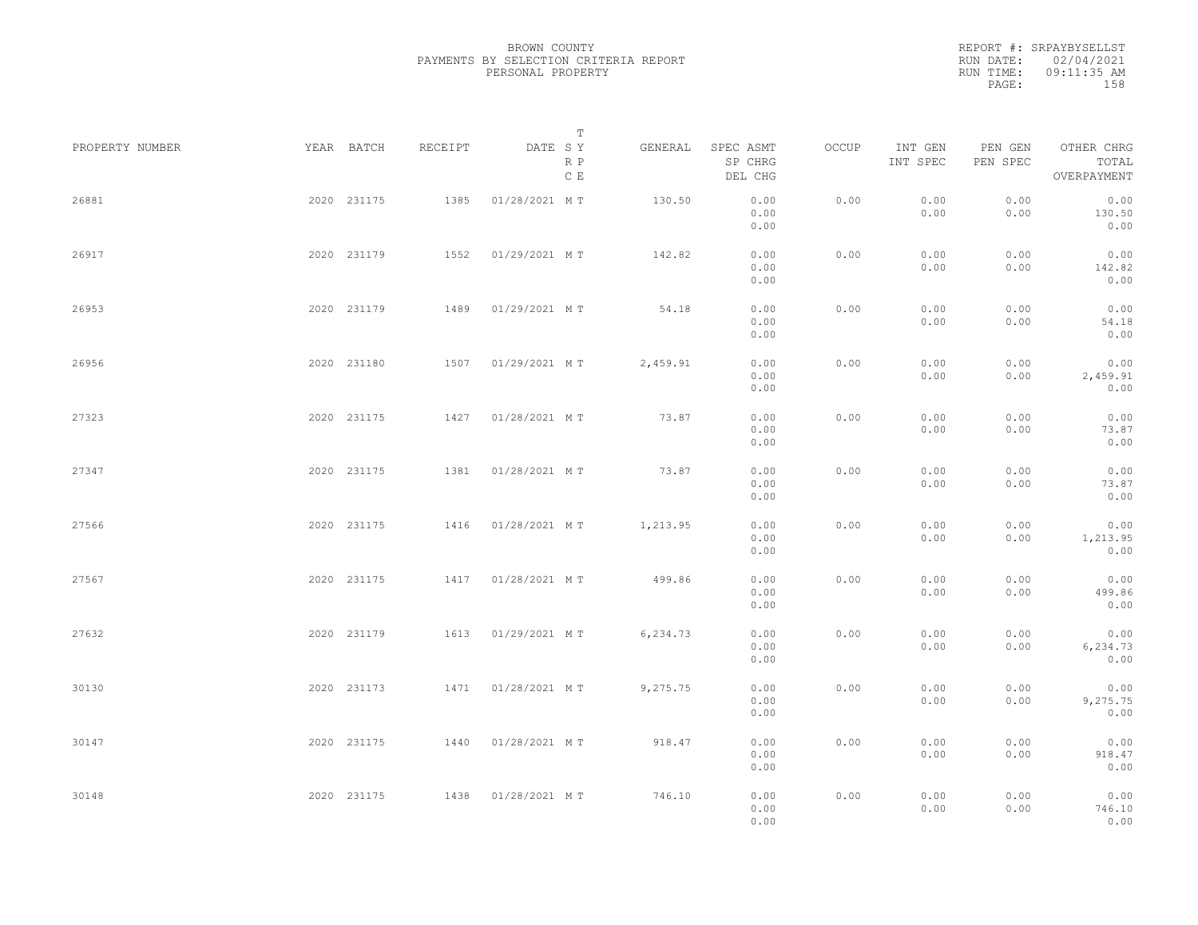BROWN COUNTY
PAYMENTS BY SELECTION CRITERIA REPORT
PERSONAL PROPERTY

REPORT #: SRPAYBYSELLST
RUN DATE: 02/04/2021
RUN TIME: 09:11:35 AM

| PROPERTY NUMBER | YEAR | BATCH | RECEIPT | DATE | T SY RP CE | GENERAL | SPEC ASMT / SP CHRG / DEL CHG | OCCUP | INT GEN / INT SPEC | PEN GEN / PEN SPEC | OTHER CHRG / TOTAL / OVERPAYMENT |
|---|---|---|---|---|---|---|---|---|---|---|---|
| 26881 | 2020 | 231175 | 1385 | 01/28/2021 | M T | 130.50 | 0.00 / 0.00 / 0.00 | 0.00 | 0.00 / 0.00 | 0.00 / 0.00 | 0.00 / 130.50 / 0.00 |
| 26917 | 2020 | 231179 | 1552 | 01/29/2021 | M T | 142.82 | 0.00 / 0.00 / 0.00 | 0.00 | 0.00 / 0.00 | 0.00 / 0.00 | 0.00 / 142.82 / 0.00 |
| 26953 | 2020 | 231179 | 1489 | 01/29/2021 | M T | 54.18 | 0.00 / 0.00 / 0.00 | 0.00 | 0.00 / 0.00 | 0.00 / 0.00 | 0.00 / 54.18 / 0.00 |
| 26956 | 2020 | 231180 | 1507 | 01/29/2021 | M T | 2,459.91 | 0.00 / 0.00 / 0.00 | 0.00 | 0.00 / 0.00 | 0.00 / 0.00 | 0.00 / 2,459.91 / 0.00 |
| 27323 | 2020 | 231175 | 1427 | 01/28/2021 | M T | 73.87 | 0.00 / 0.00 / 0.00 | 0.00 | 0.00 / 0.00 | 0.00 / 0.00 | 0.00 / 73.87 / 0.00 |
| 27347 | 2020 | 231175 | 1381 | 01/28/2021 | M T | 73.87 | 0.00 / 0.00 / 0.00 | 0.00 | 0.00 / 0.00 | 0.00 / 0.00 | 0.00 / 73.87 / 0.00 |
| 27566 | 2020 | 231175 | 1416 | 01/28/2021 | M T | 1,213.95 | 0.00 / 0.00 / 0.00 | 0.00 | 0.00 / 0.00 | 0.00 / 0.00 | 0.00 / 1,213.95 / 0.00 |
| 27567 | 2020 | 231175 | 1417 | 01/28/2021 | M T | 499.86 | 0.00 / 0.00 / 0.00 | 0.00 | 0.00 / 0.00 | 0.00 / 0.00 | 0.00 / 499.86 / 0.00 |
| 27632 | 2020 | 231179 | 1613 | 01/29/2021 | M T | 6,234.73 | 0.00 / 0.00 / 0.00 | 0.00 | 0.00 / 0.00 | 0.00 / 0.00 | 0.00 / 6,234.73 / 0.00 |
| 30130 | 2020 | 231173 | 1471 | 01/28/2021 | M T | 9,275.75 | 0.00 / 0.00 / 0.00 | 0.00 | 0.00 / 0.00 | 0.00 / 0.00 | 0.00 / 9,275.75 / 0.00 |
| 30147 | 2020 | 231175 | 1440 | 01/28/2021 | M T | 918.47 | 0.00 / 0.00 / 0.00 | 0.00 | 0.00 / 0.00 | 0.00 / 0.00 | 0.00 / 918.47 / 0.00 |
| 30148 | 2020 | 231175 | 1438 | 01/28/2021 | M T | 746.10 | 0.00 / 0.00 / 0.00 | 0.00 | 0.00 / 0.00 | 0.00 / 0.00 | 0.00 / 746.10 / 0.00 |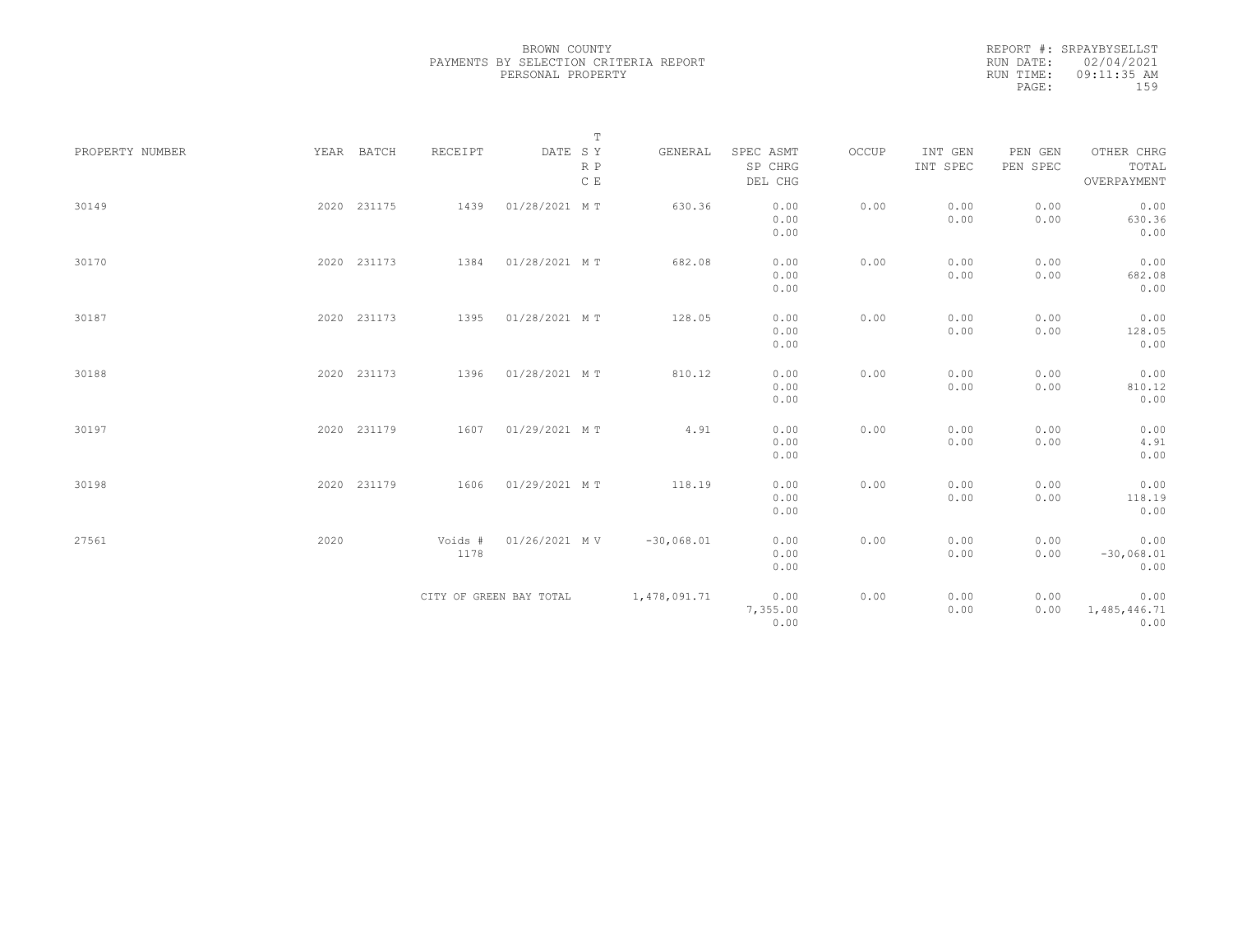BROWN COUNTY
PAYMENTS BY SELECTION CRITERIA REPORT
PERSONAL PROPERTY

REPORT #: SRPAYBYSELLST
RUN DATE: 02/04/2021
RUN TIME: 09:11:35 AM

| PROPERTY NUMBER | YEAR | BATCH | RECEIPT | DATE | T SY RP CE | GENERAL | SPEC ASMT / SP CHRG / DEL CHG | OCCUP | INT GEN / INT SPEC | PEN GEN / PEN SPEC | OTHER CHRG / TOTAL / OVERPAYMENT |
|---|---|---|---|---|---|---|---|---|---|---|---|
| 30149 | 2020 | 231175 | 1439 | 01/28/2021 | M T | 630.36 | 0.00 / 0.00 / 0.00 | 0.00 | 0.00 / 0.00 | 0.00 / 0.00 | 0.00 / 630.36 / 0.00 |
| 30170 | 2020 | 231173 | 1384 | 01/28/2021 | M T | 682.08 | 0.00 / 0.00 / 0.00 | 0.00 | 0.00 / 0.00 | 0.00 / 0.00 | 0.00 / 682.08 / 0.00 |
| 30187 | 2020 | 231173 | 1395 | 01/28/2021 | M T | 128.05 | 0.00 / 0.00 / 0.00 | 0.00 | 0.00 / 0.00 | 0.00 / 0.00 | 0.00 / 128.05 / 0.00 |
| 30188 | 2020 | 231173 | 1396 | 01/28/2021 | M T | 810.12 | 0.00 / 0.00 / 0.00 | 0.00 | 0.00 / 0.00 | 0.00 / 0.00 | 0.00 / 810.12 / 0.00 |
| 30197 | 2020 | 231179 | 1607 | 01/29/2021 | M T | 4.91 | 0.00 / 0.00 / 0.00 | 0.00 | 0.00 / 0.00 | 0.00 / 0.00 | 0.00 / 4.91 / 0.00 |
| 30198 | 2020 | 231179 | 1606 | 01/29/2021 | M T | 118.19 | 0.00 / 0.00 / 0.00 | 0.00 | 0.00 / 0.00 | 0.00 / 0.00 | 0.00 / 118.19 / 0.00 |
| 27561 | 2020 | | Voids # 1178 | 01/26/2021 | M V | -30,068.01 | 0.00 / 0.00 / 0.00 | 0.00 | 0.00 / 0.00 | 0.00 / 0.00 | 0.00 / -30,068.01 / 0.00 |
| | | | CITY OF GREEN BAY TOTAL | | | 1,478,091.71 | 0.00 / 7,355.00 / 0.00 | 0.00 | 0.00 / 0.00 | 0.00 / 0.00 | 0.00 / 1,485,446.71 / 0.00 |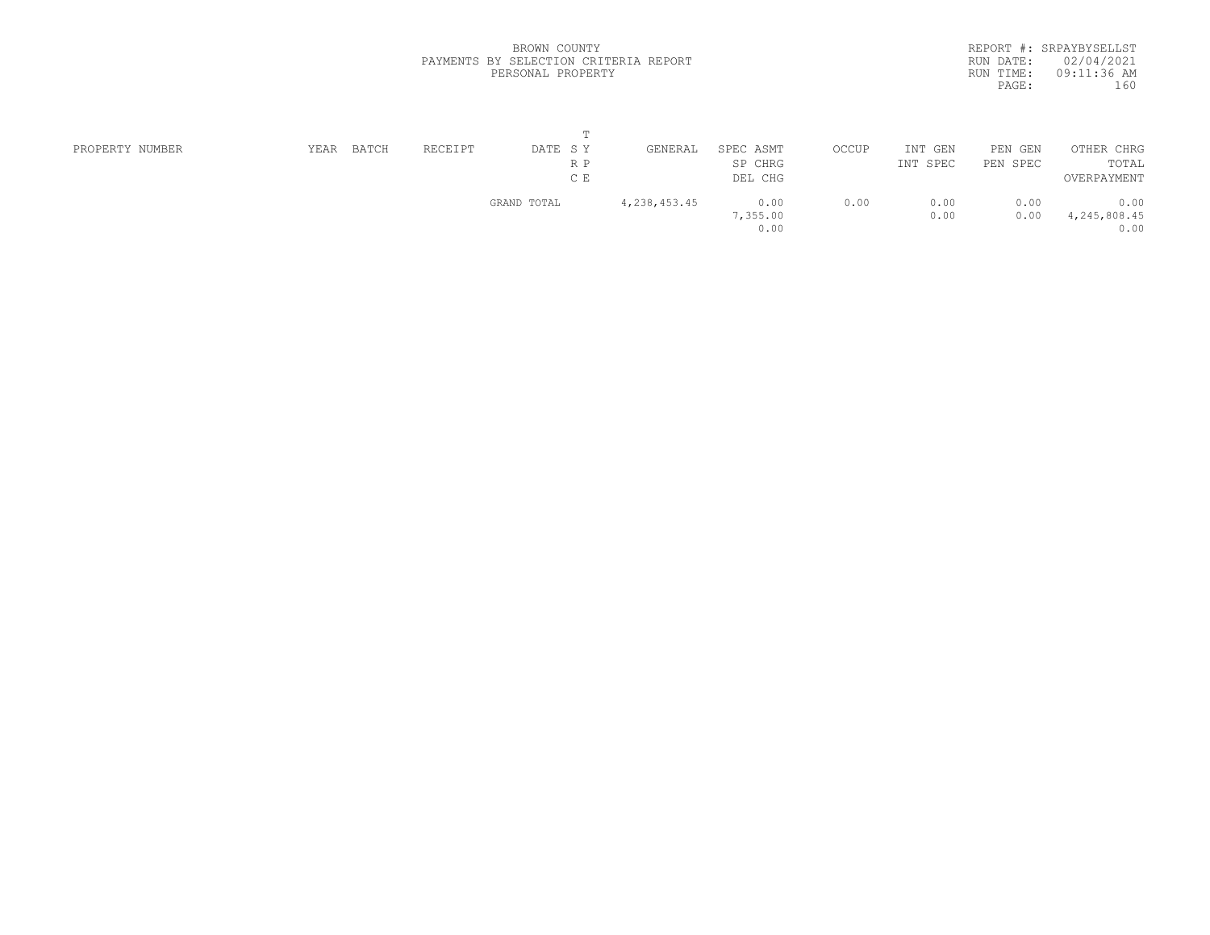BROWN COUNTY
PAYMENTS BY SELECTION CRITERIA REPORT
PERSONAL PROPERTY

REPORT #: SRPAYBYSELLST
RUN DATE: 02/04/2021
RUN TIME: 09:11:36 AM

| PROPERTY NUMBER | YEAR | BATCH | RECEIPT | DATE | T S Y / R P / C E | GENERAL | SPEC ASMT / SP CHRG / DEL CHG | OCCUP | INT GEN / INT SPEC | PEN GEN / PEN SPEC | OTHER CHRG / TOTAL / OVERPAYMENT |
|---|---|---|---|---|---|---|---|---|---|---|---|
| | | | | GRAND TOTAL | | 4,238,453.45 | 0.00 | 0.00 | 0.00 | 0.00 | 0.00 |
| | | | | | | | 7,355.00 | | 0.00 | 0.00 | 4,245,808.45 |
| | | | | | | | 0.00 | | | | 0.00 |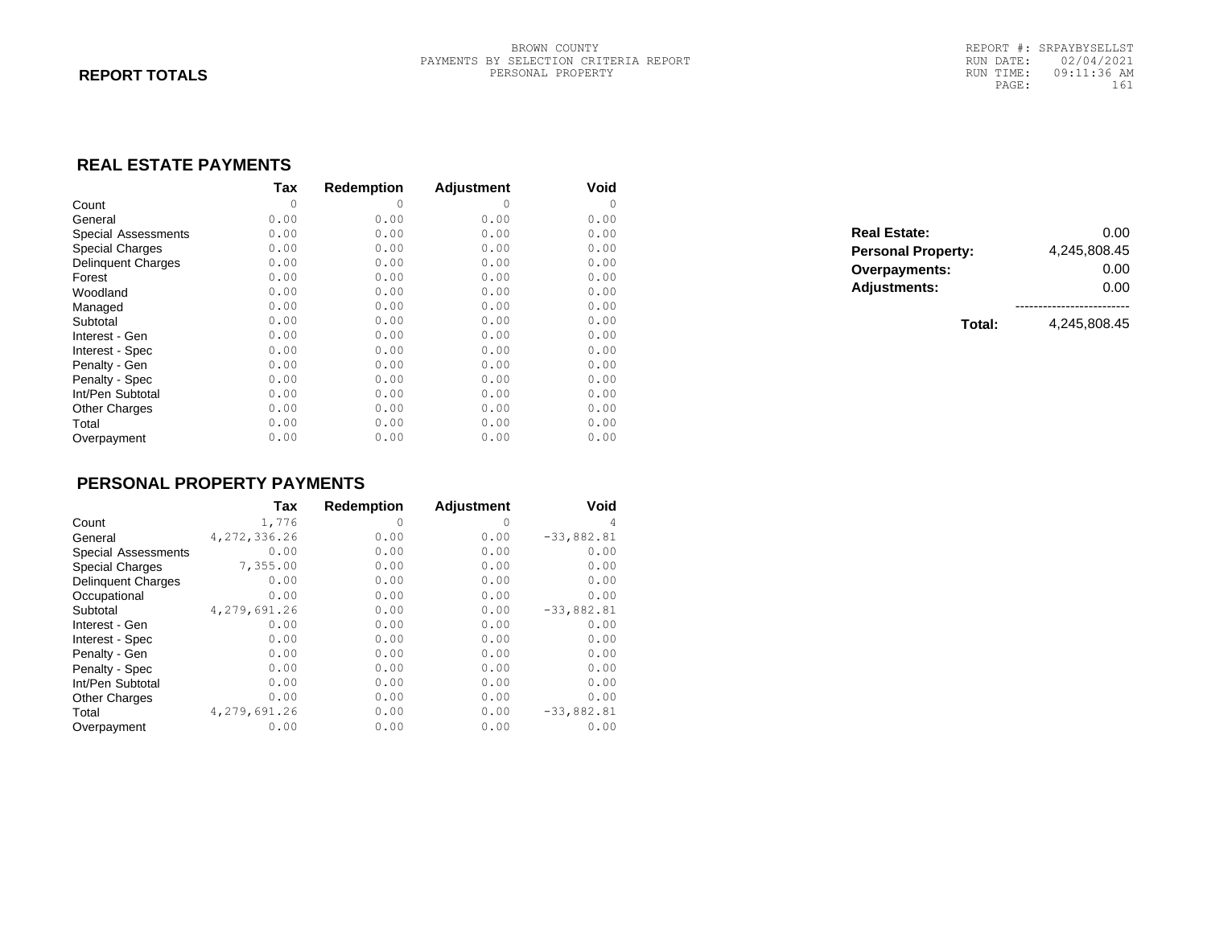**REPORT TOTALS**

BROWN COUNTY
PAYMENTS BY SELECTION CRITERIA REPORT
PERSONAL PROPERTY

REPORT #: SRPAYBYSELLST
RUN DATE: 02/04/2021
RUN TIME: 09:11:36 AM

## REAL ESTATE PAYMENTS

| | Tax | Redemption | Adjustment | Void |
|---|---|---|---|---|
| Count | 0 | 0 | 0 | 0 |
| General | 0.00 | 0.00 | 0.00 | 0.00 |
| Special Assessments | 0.00 | 0.00 | 0.00 | 0.00 |
| Special Charges | 0.00 | 0.00 | 0.00 | 0.00 |
| Delinquent Charges | 0.00 | 0.00 | 0.00 | 0.00 |
| Forest | 0.00 | 0.00 | 0.00 | 0.00 |
| Woodland | 0.00 | 0.00 | 0.00 | 0.00 |
| Managed | 0.00 | 0.00 | 0.00 | 0.00 |
| Subtotal | 0.00 | 0.00 | 0.00 | 0.00 |
| Interest - Gen | 0.00 | 0.00 | 0.00 | 0.00 |
| Interest - Spec | 0.00 | 0.00 | 0.00 | 0.00 |
| Penalty - Gen | 0.00 | 0.00 | 0.00 | 0.00 |
| Penalty - Spec | 0.00 | 0.00 | 0.00 | 0.00 |
| Int/Pen Subtotal | 0.00 | 0.00 | 0.00 | 0.00 |
| Other Charges | 0.00 | 0.00 | 0.00 | 0.00 |
| Total | 0.00 | 0.00 | 0.00 | 0.00 |
| Overpayment | 0.00 | 0.00 | 0.00 | 0.00 |

| | |
|---|---|
| **Real Estate:** | 0.00 |
| **Personal Property:** | 4,245,808.45 |
| **Overpayments:** | 0.00 |
| **Adjustments:** | 0.00 |
| **Total:** | 4,245,808.45 |

## PERSONAL PROPERTY PAYMENTS

| | Tax | Redemption | Adjustment | Void |
|---|---|---|---|---|
| Count | 1,776 | 0 | 0 | 4 |
| General | 4,272,336.26 | 0.00 | 0.00 | -33,882.81 |
| Special Assessments | 0.00 | 0.00 | 0.00 | 0.00 |
| Special Charges | 7,355.00 | 0.00 | 0.00 | 0.00 |
| Delinquent Charges | 0.00 | 0.00 | 0.00 | 0.00 |
| Occupational | 0.00 | 0.00 | 0.00 | 0.00 |
| Subtotal | 4,279,691.26 | 0.00 | 0.00 | -33,882.81 |
| Interest - Gen | 0.00 | 0.00 | 0.00 | 0.00 |
| Interest - Spec | 0.00 | 0.00 | 0.00 | 0.00 |
| Penalty - Gen | 0.00 | 0.00 | 0.00 | 0.00 |
| Penalty - Spec | 0.00 | 0.00 | 0.00 | 0.00 |
| Int/Pen Subtotal | 0.00 | 0.00 | 0.00 | 0.00 |
| Other Charges | 0.00 | 0.00 | 0.00 | 0.00 |
| Total | 4,279,691.26 | 0.00 | 0.00 | -33,882.81 |
| Overpayment | 0.00 | 0.00 | 0.00 | 0.00 |